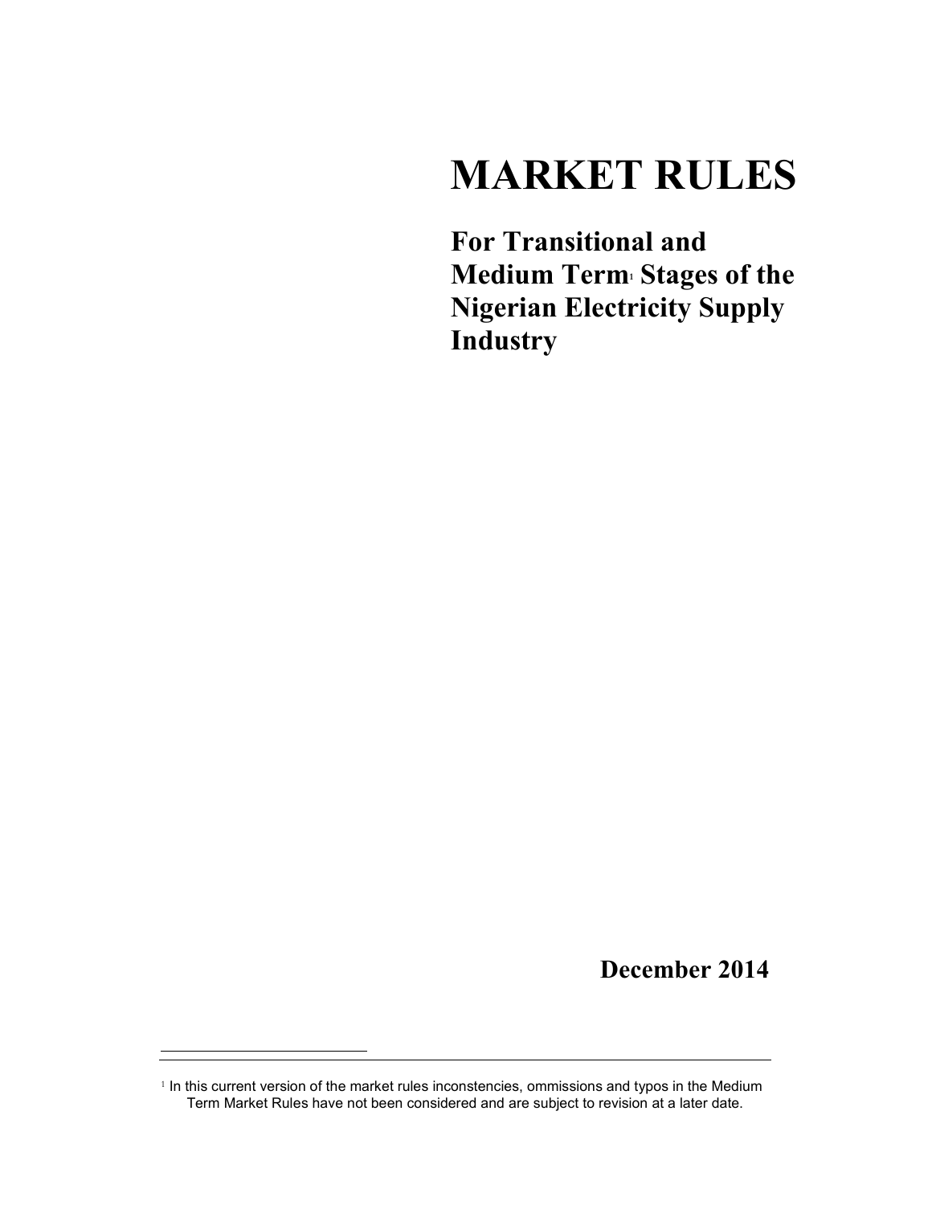# MARKET RULES

## For Transitional and Medium Term[1] Stages of the Nigerian Electricity Supply Industry

**December 2014**

---

[1] In this current version of the market rules inconstencies, ommissions and typos in the Medium Term Market Rules have not been considered and are subject to revision at a later date.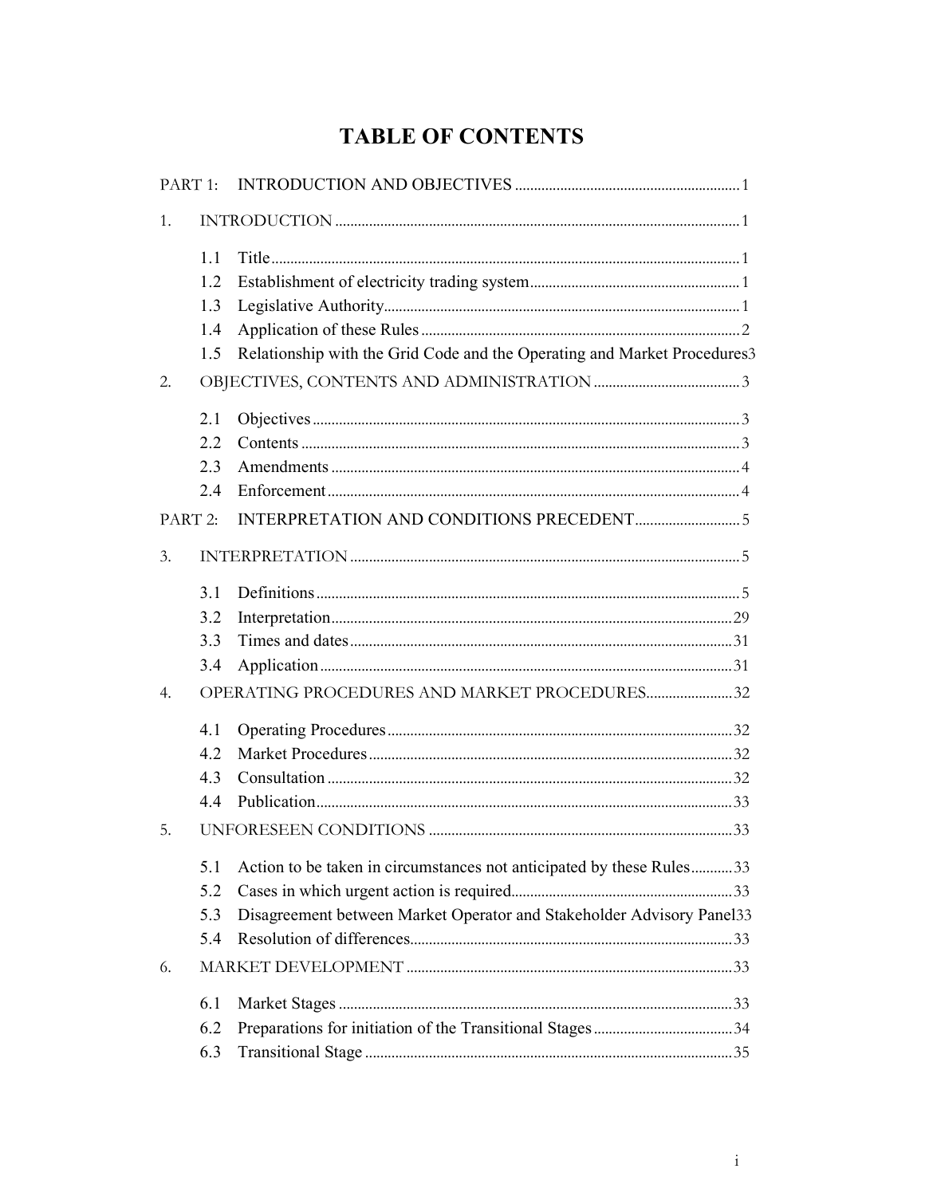# TABLE OF CONTENTS

PART 1: INTRODUCTION AND OBJECTIVES ........................................................... 1

1. INTRODUCTION ........................................................................................................ 1

   1.1 Title ........................................................................................................................ 1
   1.2 Establishment of electricity trading system ......................................................... 1
   1.3 Legislative Authority .............................................................................................. 1
   1.4 Application of these Rules ..................................................................................... 2
   1.5 Relationship with the Grid Code and the Operating and Market Procedures 3

2. OBJECTIVES, CONTENTS AND ADMINISTRATION ...................................... 3

   2.1 Objectives ................................................................................................................ 3
   2.2 Contents ................................................................................................................... 3
   2.3 Amendments ........................................................................................................... 4
   2.4 Enforcement ............................................................................................................ 4

PART 2: INTERPRETATION AND CONDITIONS PRECEDENT ............................ 5

3. INTERPRETATION ..................................................................................................... 5

   3.1 Definitions ................................................................................................................ 5
   3.2 Interpretation .......................................................................................................... 29
   3.3 Times and dates ..................................................................................................... 31
   3.4 Application ............................................................................................................. 31

4. OPERATING PROCEDURES AND MARKET PROCEDURES ....................... 32

   4.1 Operating Procedures ............................................................................................ 32
   4.2 Market Procedures ................................................................................................. 32
   4.3 Consultation ........................................................................................................... 32
   4.4 Publication .............................................................................................................. 33

5. UNFORESEEN CONDITIONS ................................................................................ 33

   5.1 Action to be taken in circumstances not anticipated by these Rules ........... 33
   5.2 Cases in which urgent action is required ........................................................... 33
   5.3 Disagreement between Market Operator and Stakeholder Advisory Panel 33
   5.4 Resolution of differences ...................................................................................... 33

6. MARKET DEVELOPMENT ...................................................................................... 33

   6.1 Market Stages ......................................................................................................... 33
   6.2 Preparations for initiation of the Transitional Stages ..................................... 34
   6.3 Transitional Stage ................................................................................................. 35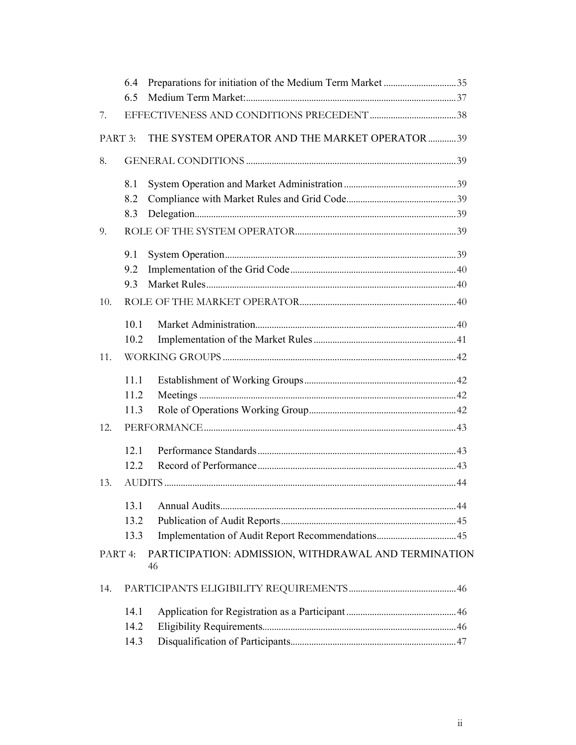6.4 Preparations for initiation of the Medium Term Market ............................35
6.5 Medium Term Market: .......................................................................................37

7. EFFECTIVENESS AND CONDITIONS PRECEDENT ....................................38

PART 3: THE SYSTEM OPERATOR AND THE MARKET OPERATOR ...........39

8. GENERAL CONDITIONS .......................................................................................39

8.1 System Operation and Market Administration ...............................................39
8.2 Compliance with Market Rules and Grid Code..............................................39
8.3 Delegation.............................................................................................................39

9. ROLE OF THE SYSTEM OPERATOR...................................................................39

9.1 System Operation.................................................................................................39
9.2 Implementation of the Grid Code .....................................................................40
9.3 Market Rules.........................................................................................................40

10. ROLE OF THE MARKET OPERATOR.................................................................40

10.1 Market Administration.....................................................................................40
10.2 Implementation of the Market Rules ............................................................41

11. WORKING GROUPS ..................................................................................................42

11.1 Establishment of Working Groups ................................................................42
11.2 Meetings ............................................................................................................42
11.3 Role of Operations Working Group..............................................................42

12. PERFORMANCE..........................................................................................................43

12.1 Performance Standards ...................................................................................43
12.2 Record of Performance ...................................................................................43

13. AUDITS ..........................................................................................................................44

13.1 Annual Audits....................................................................................................44
13.2 Publication of Audit Reports .........................................................................45
13.3 Implementation of Audit Report Recommendations..................................45

PART 4: PARTICIPATION: ADMISSION, WITHDRAWAL AND TERMINATION 46

14. PARTICIPANTS ELIGIBILITY REQUIREMENTS .............................................46

14.1 Application for Registration as a Participant ...............................................46
14.2 Eligibility Requirements....................................................................................46
14.3 Disqualification of Participants.......................................................................47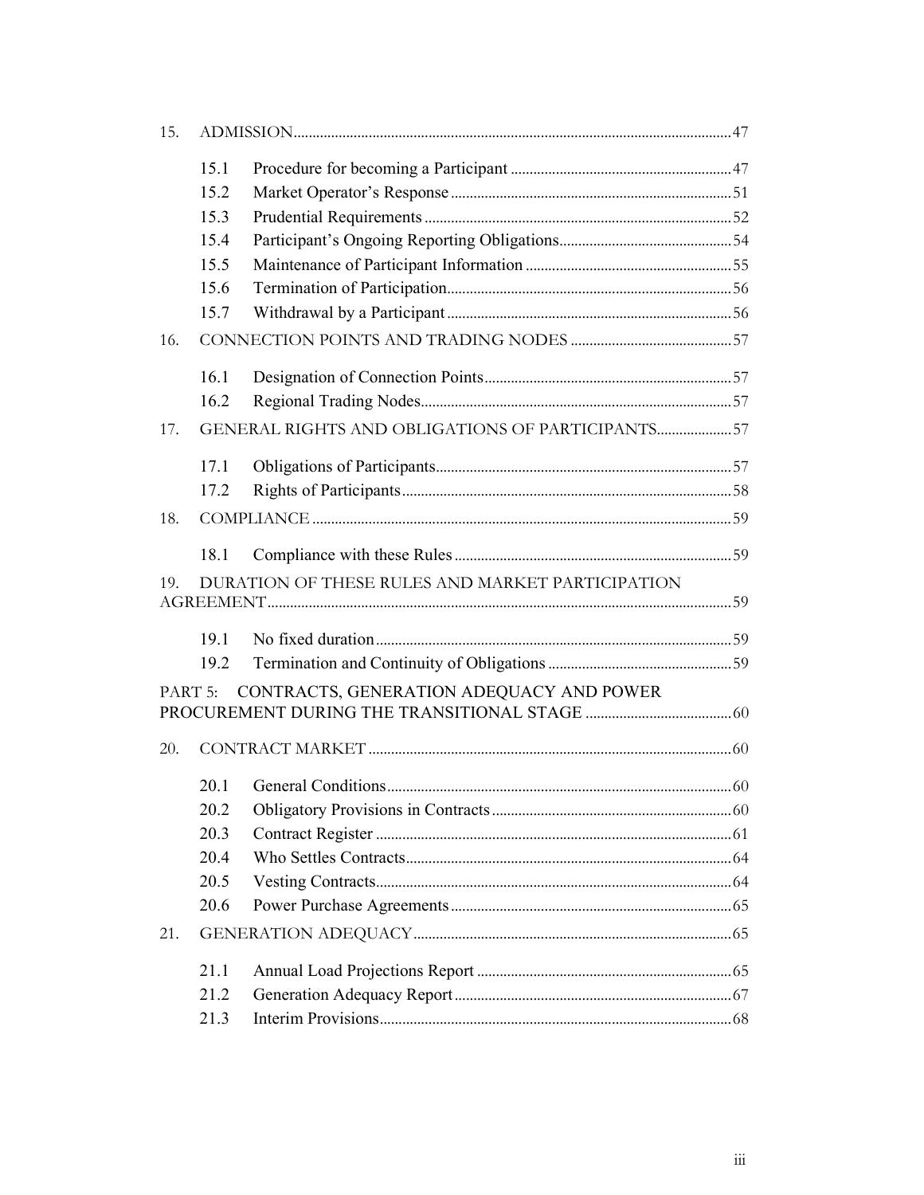15. ADMISSION....................................................................................................................47

- 15.1 Procedure for becoming a Participant ..........................................................47
- 15.2 Market Operator's Response..........................................................................51
- 15.3 Prudential Requirements .................................................................................52
- 15.4 Participant's Ongoing Reporting Obligations..............................................54
- 15.5 Maintenance of Participant Information ......................................................55
- 15.6 Termination of Participation...........................................................................56
- 15.7 Withdrawal by a Participant ...........................................................................56

16. CONNECTION POINTS AND TRADING NODES ...........................................57

- 16.1 Designation of Connection Points.................................................................57
- 16.2 Regional Trading Nodes..................................................................................57

17. GENERAL RIGHTS AND OBLIGATIONS OF PARTICIPANTS....................57

- 17.1 Obligations of Participants..............................................................................57
- 17.2 Rights of Participants.......................................................................................58

18. COMPLIANCE ...............................................................................................................59

- 18.1 Compliance with these Rules .........................................................................59

19. DURATION OF THESE RULES AND MARKET PARTICIPATION AGREEMENT..........................................................................................................................59

- 19.1 No fixed duration..............................................................................................59
- 19.2 Termination and Continuity of Obligations .................................................59

PART 5: CONTRACTS, GENERATION ADEQUACY AND POWER PROCUREMENT DURING THE TRANSITIONAL STAGE .......................................60

20. CONTRACT MARKET ................................................................................................60

- 20.1 General Conditions...........................................................................................60
- 20.2 Obligatory Provisions in Contracts................................................................60
- 20.3 Contract Register ..............................................................................................61
- 20.4 Who Settles Contracts......................................................................................64
- 20.5 Vesting Contracts..............................................................................................64
- 20.6 Power Purchase Agreements...........................................................................65

21. GENERATION ADEQUACY.....................................................................................65

- 21.1 Annual Load Projections Report ...................................................................65
- 21.2 Generation Adequacy Report.........................................................................67
- 21.3 Interim Provisions.............................................................................................68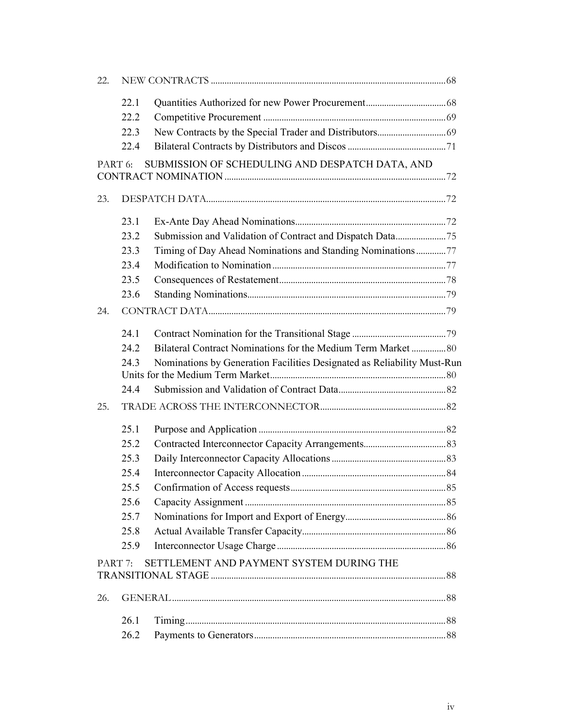22. NEW CONTRACTS ..... 68

- 22.1 Quantities Authorized for new Power Procurement ..... 68
- 22.2 Competitive Procurement ..... 69
- 22.3 New Contracts by the Special Trader and Distributors ..... 69
- 22.4 Bilateral Contracts by Distributors and Discos ..... 71

PART 6: SUBMISSION OF SCHEDULING AND DESPATCH DATA, AND CONTRACT NOMINATION ..... 72

23. DESPATCH DATA ..... 72

- 23.1 Ex-Ante Day Ahead Nominations ..... 72
- 23.2 Submission and Validation of Contract and Dispatch Data ..... 75
- 23.3 Timing of Day Ahead Nominations and Standing Nominations ..... 77
- 23.4 Modification to Nomination ..... 77
- 23.5 Consequences of Restatement ..... 78
- 23.6 Standing Nominations ..... 79

24. CONTRACT DATA ..... 79

- 24.1 Contract Nomination for the Transitional Stage ..... 79
- 24.2 Bilateral Contract Nominations for the Medium Term Market ..... 80
- 24.3 Nominations by Generation Facilities Designated as Reliability Must-Run Units for the Medium Term Market ..... 80
- 24.4 Submission and Validation of Contract Data ..... 82

25. TRADE ACROSS THE INTERCONNECTOR ..... 82

- 25.1 Purpose and Application ..... 82
- 25.2 Contracted Interconnector Capacity Arrangements ..... 83
- 25.3 Daily Interconnector Capacity Allocations ..... 83
- 25.4 Interconnector Capacity Allocation ..... 84
- 25.5 Confirmation of Access requests ..... 85
- 25.6 Capacity Assignment ..... 85
- 25.7 Nominations for Import and Export of Energy ..... 86
- 25.8 Actual Available Transfer Capacity ..... 86
- 25.9 Interconnector Usage Charge ..... 86

PART 7: SETTLEMENT AND PAYMENT SYSTEM DURING THE TRANSITIONAL STAGE ..... 88

26. GENERAL ..... 88

- 26.1 Timing ..... 88
- 26.2 Payments to Generators ..... 88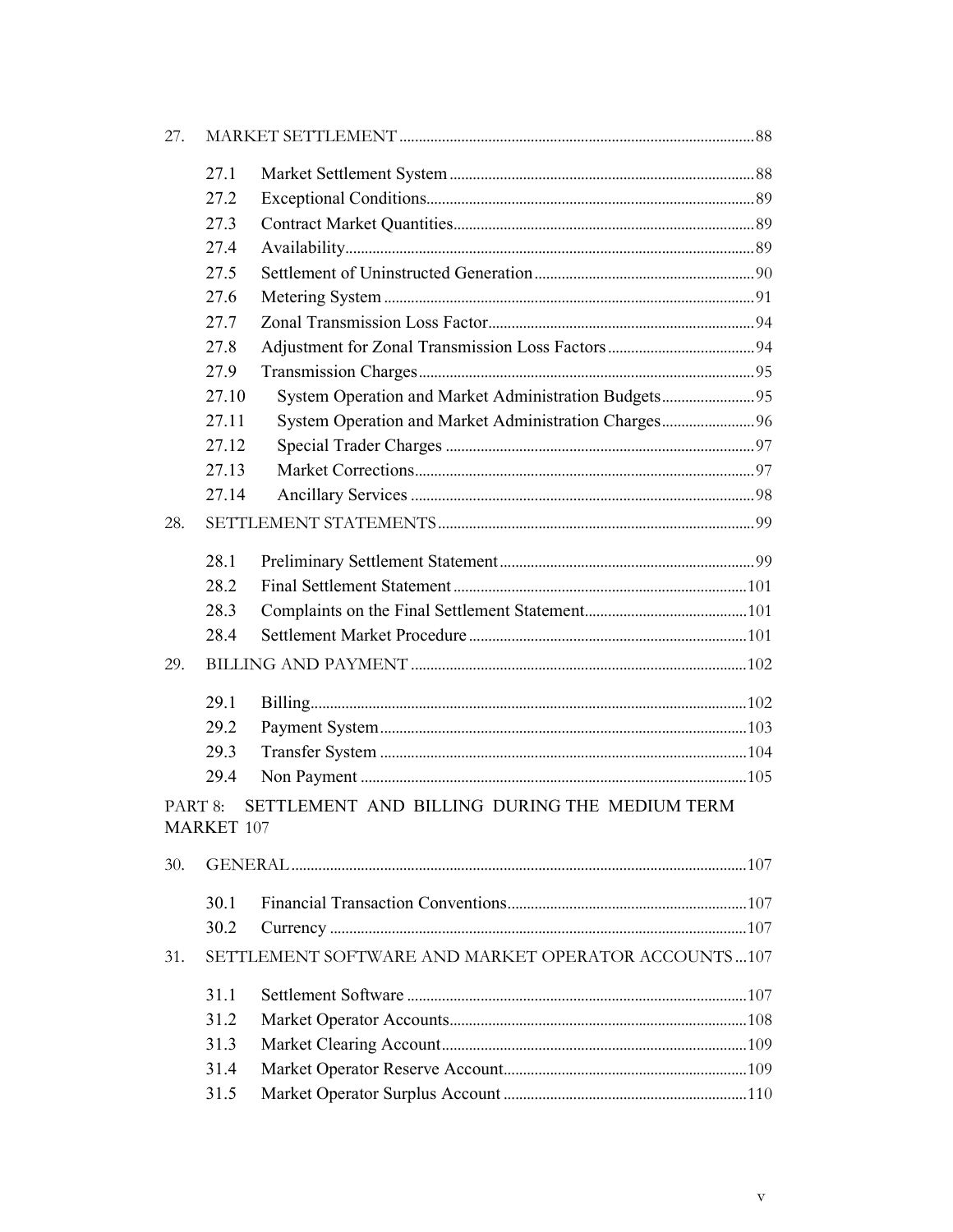27. MARKET SETTLEMENT ........ 88

- 27.1 Market Settlement System ........ 88
- 27.2 Exceptional Conditions ........ 89
- 27.3 Contract Market Quantities ........ 89
- 27.4 Availability ........ 89
- 27.5 Settlement of Uninstructed Generation ........ 90
- 27.6 Metering System ........ 91
- 27.7 Zonal Transmission Loss Factor ........ 94
- 27.8 Adjustment for Zonal Transmission Loss Factors ........ 94
- 27.9 Transmission Charges ........ 95
- 27.10 System Operation and Market Administration Budgets ........ 95
- 27.11 System Operation and Market Administration Charges ........ 96
- 27.12 Special Trader Charges ........ 97
- 27.13 Market Corrections ........ 97
- 27.14 Ancillary Services ........ 98

28. SETTLEMENT STATEMENTS ........ 99

- 28.1 Preliminary Settlement Statement ........ 99
- 28.2 Final Settlement Statement ........ 101
- 28.3 Complaints on the Final Settlement Statement ........ 101
- 28.4 Settlement Market Procedure ........ 101

29. BILLING AND PAYMENT ........ 102

- 29.1 Billing ........ 102
- 29.2 Payment System ........ 103
- 29.3 Transfer System ........ 104
- 29.4 Non Payment ........ 105

PART 8: SETTLEMENT AND BILLING DURING THE MEDIUM TERM MARKET 107

30. GENERAL ........ 107

- 30.1 Financial Transaction Conventions ........ 107
- 30.2 Currency ........ 107

31. SETTLEMENT SOFTWARE AND MARKET OPERATOR ACCOUNTS ........ 107

- 31.1 Settlement Software ........ 107
- 31.2 Market Operator Accounts ........ 108
- 31.3 Market Clearing Account ........ 109
- 31.4 Market Operator Reserve Account ........ 109
- 31.5 Market Operator Surplus Account ........ 110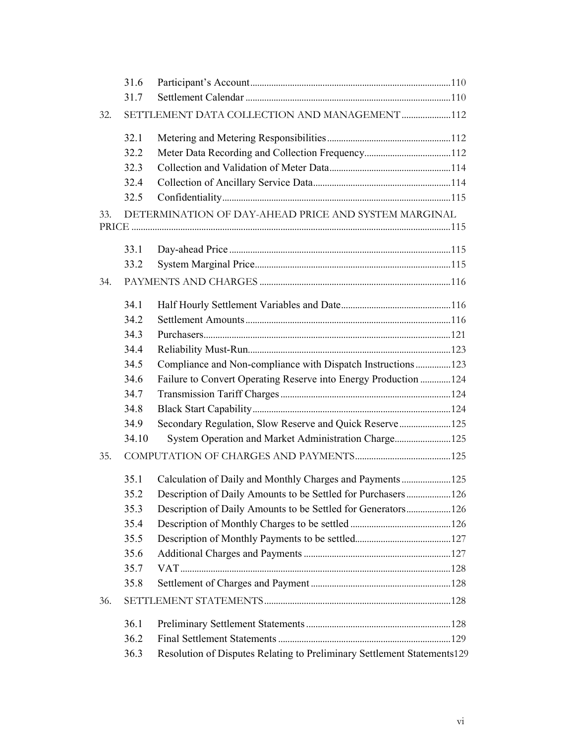31.6 Participant's Account ... 110

31.7 Settlement Calendar ... 110

32. SETTLEMENT DATA COLLECTION AND MANAGEMENT ... 112

32.1 Metering and Metering Responsibilities ... 112

32.2 Meter Data Recording and Collection Frequency ... 112

32.3 Collection and Validation of Meter Data ... 114

32.4 Collection of Ancillary Service Data ... 114

32.5 Confidentiality ... 115

33. DETERMINATION OF DAY-AHEAD PRICE AND SYSTEM MARGINAL PRICE ... 115

33.1 Day-ahead Price ... 115

33.2 System Marginal Price ... 115

34. PAYMENTS AND CHARGES ... 116

34.1 Half Hourly Settlement Variables and Date ... 116

34.2 Settlement Amounts ... 116

34.3 Purchasers ... 121

34.4 Reliability Must-Run ... 123

34.5 Compliance and Non-compliance with Dispatch Instructions ... 123

34.6 Failure to Convert Operating Reserve into Energy Production ... 124

34.7 Transmission Tariff Charges ... 124

34.8 Black Start Capability ... 124

34.9 Secondary Regulation, Slow Reserve and Quick Reserve ... 125

34.10 System Operation and Market Administration Charge ... 125

35. COMPUTATION OF CHARGES AND PAYMENTS ... 125

35.1 Calculation of Daily and Monthly Charges and Payments ... 125

35.2 Description of Daily Amounts to be Settled for Purchasers ... 126

35.3 Description of Daily Amounts to be Settled for Generators ... 126

35.4 Description of Monthly Charges to be settled ... 126

35.5 Description of Monthly Payments to be settled ... 127

35.6 Additional Charges and Payments ... 127

35.7 VAT ... 128

35.8 Settlement of Charges and Payment ... 128

36. SETTLEMENT STATEMENTS ... 128

36.1 Preliminary Settlement Statements ... 128

36.2 Final Settlement Statements ... 129

36.3 Resolution of Disputes Relating to Preliminary Settlement Statements ... 129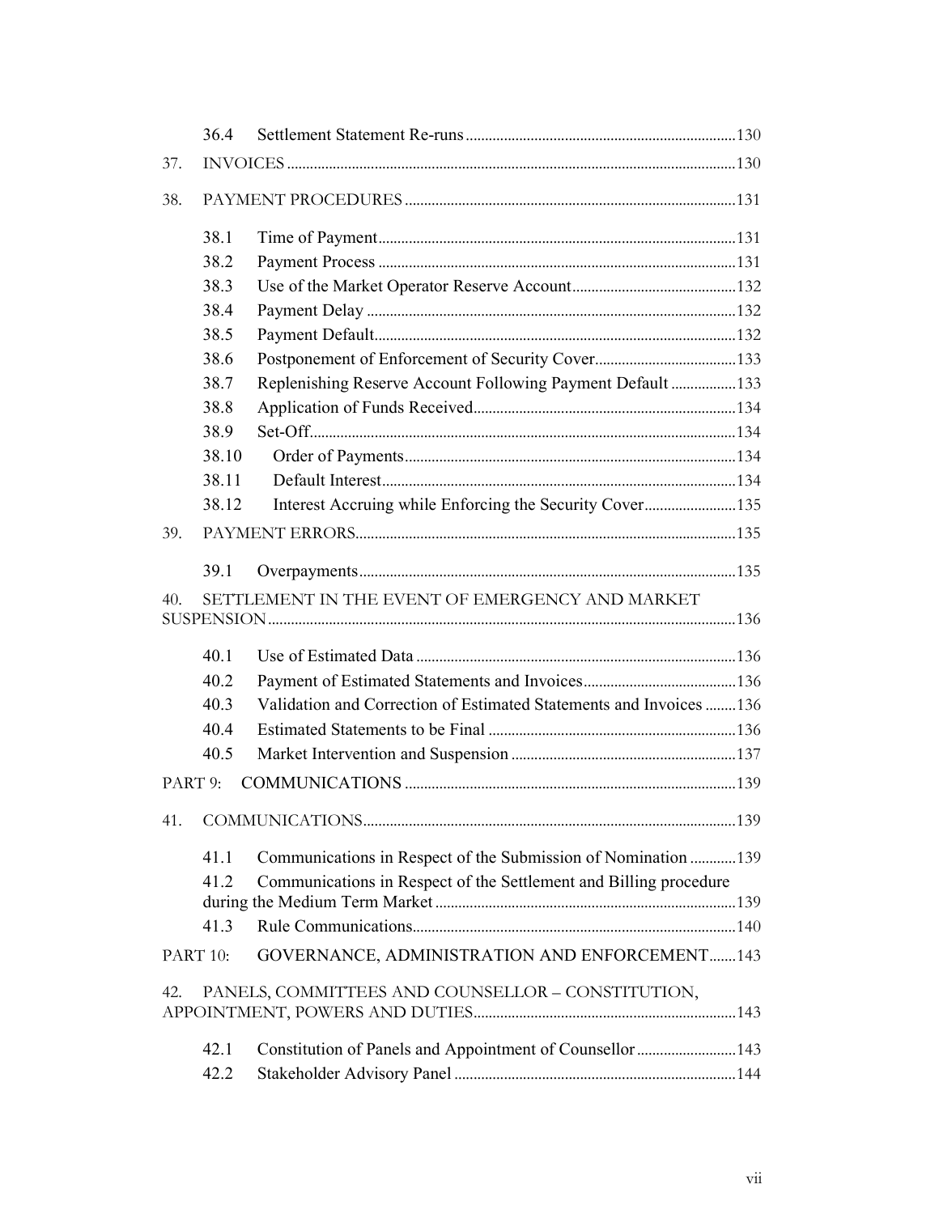| | | |
|---|---|---|
| 36.4 | Settlement Statement Re-runs | 130 |
| 37. | INVOICES | 130 |
| 38. | PAYMENT PROCEDURES | 131 |
| 38.1 | Time of Payment | 131 |
| 38.2 | Payment Process | 131 |
| 38.3 | Use of the Market Operator Reserve Account | 132 |
| 38.4 | Payment Delay | 132 |
| 38.5 | Payment Default | 132 |
| 38.6 | Postponement of Enforcement of Security Cover | 133 |
| 38.7 | Replenishing Reserve Account Following Payment Default | 133 |
| 38.8 | Application of Funds Received | 134 |
| 38.9 | Set-Off | 134 |
| 38.10 | Order of Payments | 134 |
| 38.11 | Default Interest | 134 |
| 38.12 | Interest Accruing while Enforcing the Security Cover | 135 |
| 39. | PAYMENT ERRORS | 135 |
| 39.1 | Overpayments | 135 |
| 40. | SETTLEMENT IN THE EVENT OF EMERGENCY AND MARKET SUSPENSION | 136 |
| 40.1 | Use of Estimated Data | 136 |
| 40.2 | Payment of Estimated Statements and Invoices | 136 |
| 40.3 | Validation and Correction of Estimated Statements and Invoices | 136 |
| 40.4 | Estimated Statements to be Final | 136 |
| 40.5 | Market Intervention and Suspension | 137 |
| PART 9: | COMMUNICATIONS | 139 |
| 41. | COMMUNICATIONS | 139 |
| 41.1 | Communications in Respect of the Submission of Nomination | 139 |
| 41.2 | Communications in Respect of the Settlement and Billing procedure during the Medium Term Market | 139 |
| 41.3 | Rule Communications | 140 |
| PART 10: | GOVERNANCE, ADMINISTRATION AND ENFORCEMENT | 143 |
| 42. | PANELS, COMMITTEES AND COUNSELLOR – CONSTITUTION, APPOINTMENT, POWERS AND DUTIES | 143 |
| 42.1 | Constitution of Panels and Appointment of Counsellor | 143 |
| 42.2 | Stakeholder Advisory Panel | 144 |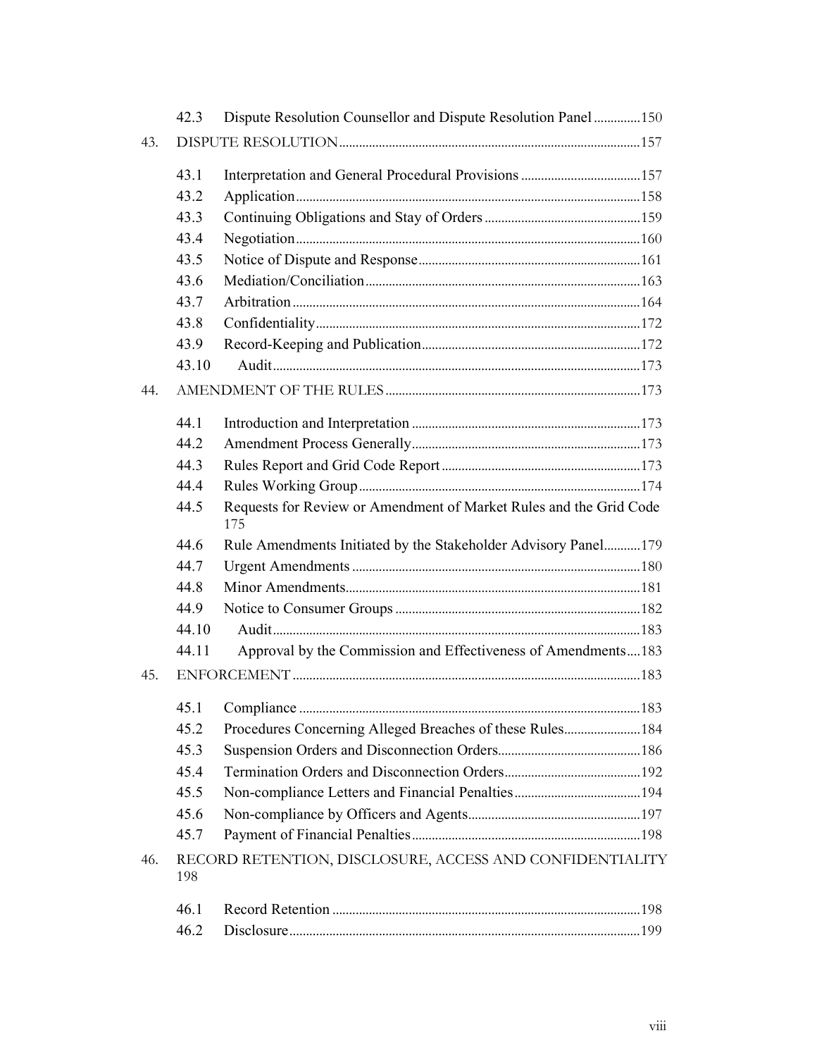| | | |
|---|---|---|
| 42.3 | Dispute Resolution Counsellor and Dispute Resolution Panel | 150 |
| **43.** | **DISPUTE RESOLUTION** | **157** |
| 43.1 | Interpretation and General Procedural Provisions | 157 |
| 43.2 | Application | 158 |
| 43.3 | Continuing Obligations and Stay of Orders | 159 |
| 43.4 | Negotiation | 160 |
| 43.5 | Notice of Dispute and Response | 161 |
| 43.6 | Mediation/Conciliation | 163 |
| 43.7 | Arbitration | 164 |
| 43.8 | Confidentiality | 172 |
| 43.9 | Record-Keeping and Publication | 172 |
| 43.10 | Audit | 173 |
| **44.** | **AMENDMENT OF THE RULES** | **173** |
| 44.1 | Introduction and Interpretation | 173 |
| 44.2 | Amendment Process Generally | 173 |
| 44.3 | Rules Report and Grid Code Report | 173 |
| 44.4 | Rules Working Group | 174 |
| 44.5 | Requests for Review or Amendment of Market Rules and the Grid Code | 175 |
| 44.6 | Rule Amendments Initiated by the Stakeholder Advisory Panel | 179 |
| 44.7 | Urgent Amendments | 180 |
| 44.8 | Minor Amendments | 181 |
| 44.9 | Notice to Consumer Groups | 182 |
| 44.10 | Audit | 183 |
| 44.11 | Approval by the Commission and Effectiveness of Amendments | 183 |
| **45.** | **ENFORCEMENT** | **183** |
| 45.1 | Compliance | 183 |
| 45.2 | Procedures Concerning Alleged Breaches of these Rules | 184 |
| 45.3 | Suspension Orders and Disconnection Orders | 186 |
| 45.4 | Termination Orders and Disconnection Orders | 192 |
| 45.5 | Non-compliance Letters and Financial Penalties | 194 |
| 45.6 | Non-compliance by Officers and Agents | 197 |
| 45.7 | Payment of Financial Penalties | 198 |
| **46.** | **RECORD RETENTION, DISCLOSURE, ACCESS AND CONFIDENTIALITY** | **198** |
| 46.1 | Record Retention | 198 |
| 46.2 | Disclosure | 199 |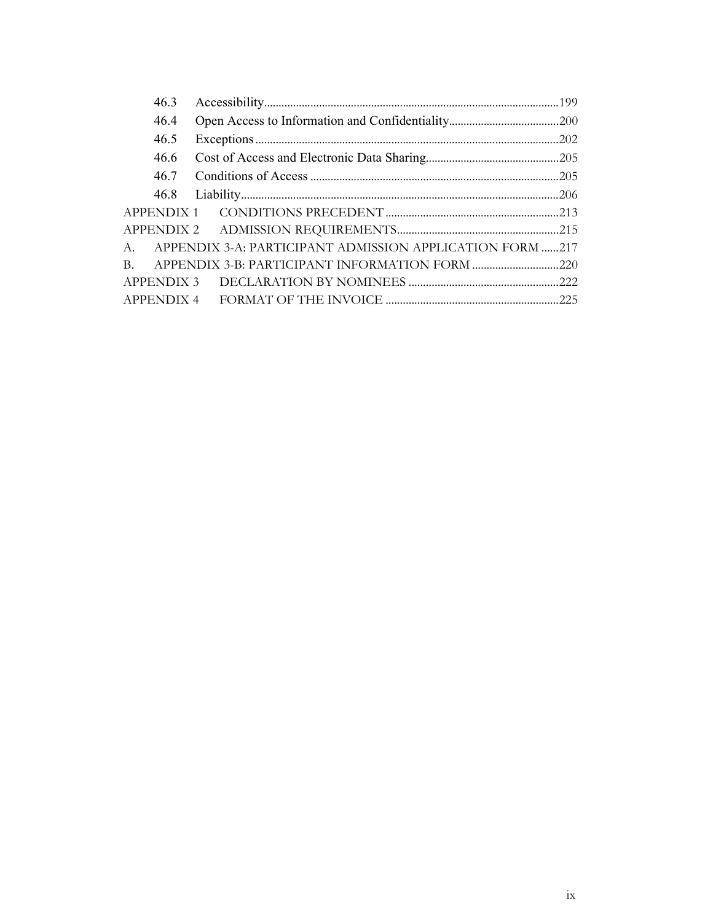46.3 Accessibility....................................................................................................199

46.4 Open Access to Information and Confidentiality......................................200

46.5 Exceptions.......................................................................................................202

46.6 Cost of Access and Electronic Data Sharing..............................................205

46.7 Conditions of Access .....................................................................................205

46.8 Liability............................................................................................................206

APPENDIX 1 CONDITIONS PRECEDENT ............................................................213

APPENDIX 2 ADMISSION REQUIREMENTS........................................................215

A. APPENDIX 3-A: PARTICIPANT ADMISSION APPLICATION FORM ......217

B. APPENDIX 3-B: PARTICIPANT INFORMATION FORM ..............................220

APPENDIX 3 DECLARATION BY NOMINEES ....................................................222

APPENDIX 4 FORMAT OF THE INVOICE ............................................................225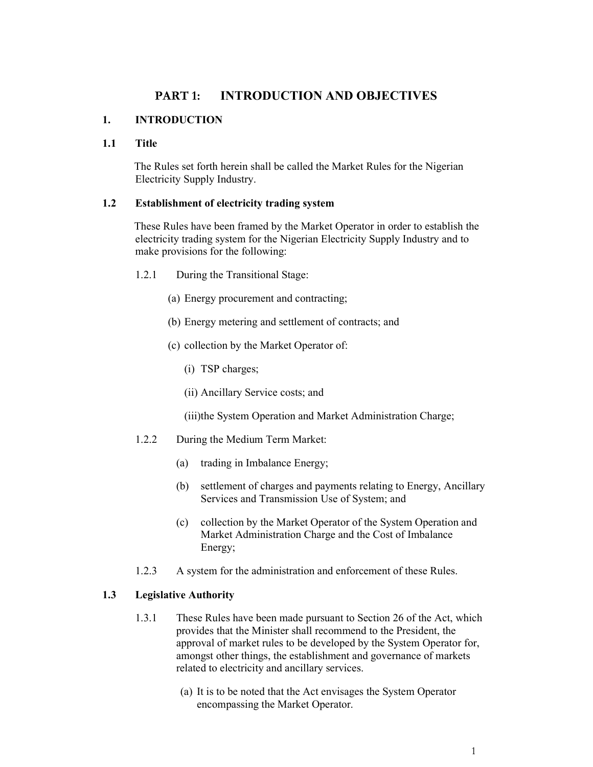# PART 1: INTRODUCTION AND OBJECTIVES

## 1. INTRODUCTION

### 1.1 Title

The Rules set forth herein shall be called the Market Rules for the Nigerian Electricity Supply Industry.

### 1.2 Establishment of electricity trading system

These Rules have been framed by the Market Operator in order to establish the electricity trading system for the Nigerian Electricity Supply Industry and to make provisions for the following:

1.2.1 During the Transitional Stage:

(a) Energy procurement and contracting;

(b) Energy metering and settlement of contracts; and

(c) collection by the Market Operator of:

(i) TSP charges;

(ii) Ancillary Service costs; and

(iii) the System Operation and Market Administration Charge;

1.2.2 During the Medium Term Market:

(a) trading in Imbalance Energy;

(b) settlement of charges and payments relating to Energy, Ancillary Services and Transmission Use of System; and

(c) collection by the Market Operator of the System Operation and Market Administration Charge and the Cost of Imbalance Energy;

1.2.3 A system for the administration and enforcement of these Rules.

### 1.3 Legislative Authority

1.3.1 These Rules have been made pursuant to Section 26 of the Act, which provides that the Minister shall recommend to the President, the approval of market rules to be developed by the System Operator for, amongst other things, the establishment and governance of markets related to electricity and ancillary services.

(a) It is to be noted that the Act envisages the System Operator encompassing the Market Operator.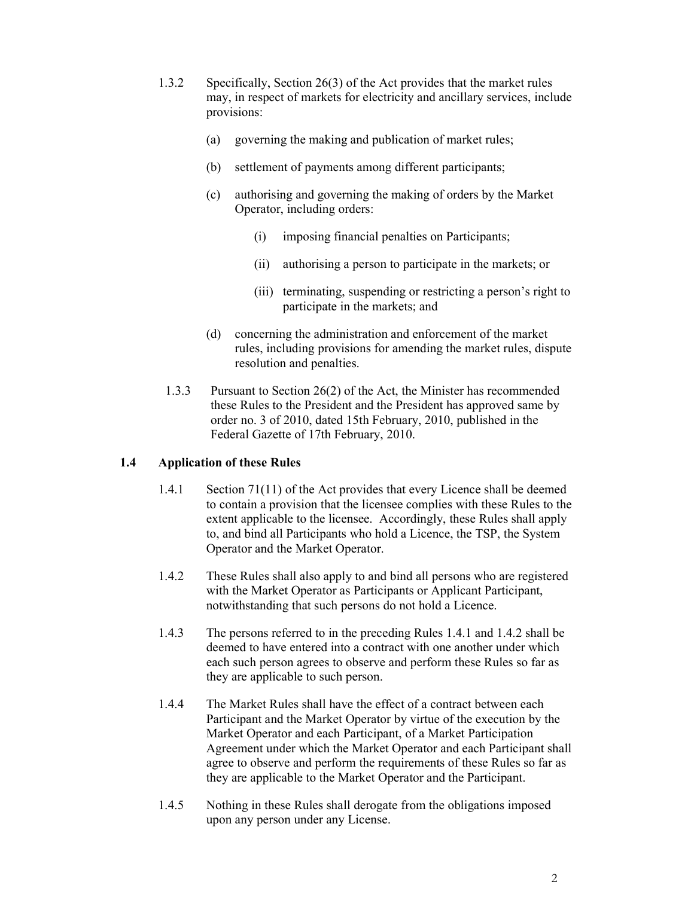1.3.2 Specifically, Section 26(3) of the Act provides that the market rules may, in respect of markets for electricity and ancillary services, include provisions:

(a) governing the making and publication of market rules;

(b) settlement of payments among different participants;

(c) authorising and governing the making of orders by the Market Operator, including orders:

(i) imposing financial penalties on Participants;

(ii) authorising a person to participate in the markets; or

(iii) terminating, suspending or restricting a person's right to participate in the markets; and

(d) concerning the administration and enforcement of the market rules, including provisions for amending the market rules, dispute resolution and penalties.

1.3.3 Pursuant to Section 26(2) of the Act, the Minister has recommended these Rules to the President and the President has approved same by order no. 3 of 2010, dated 15th February, 2010, published in the Federal Gazette of 17th February, 2010.

## 1.4 Application of these Rules

1.4.1 Section 71(11) of the Act provides that every Licence shall be deemed to contain a provision that the licensee complies with these Rules to the extent applicable to the licensee. Accordingly, these Rules shall apply to, and bind all Participants who hold a Licence, the TSP, the System Operator and the Market Operator.

1.4.2 These Rules shall also apply to and bind all persons who are registered with the Market Operator as Participants or Applicant Participant, notwithstanding that such persons do not hold a Licence.

1.4.3 The persons referred to in the preceding Rules 1.4.1 and 1.4.2 shall be deemed to have entered into a contract with one another under which each such person agrees to observe and perform these Rules so far as they are applicable to such person.

1.4.4 The Market Rules shall have the effect of a contract between each Participant and the Market Operator by virtue of the execution by the Market Operator and each Participant, of a Market Participation Agreement under which the Market Operator and each Participant shall agree to observe and perform the requirements of these Rules so far as they are applicable to the Market Operator and the Participant.

1.4.5 Nothing in these Rules shall derogate from the obligations imposed upon any person under any License.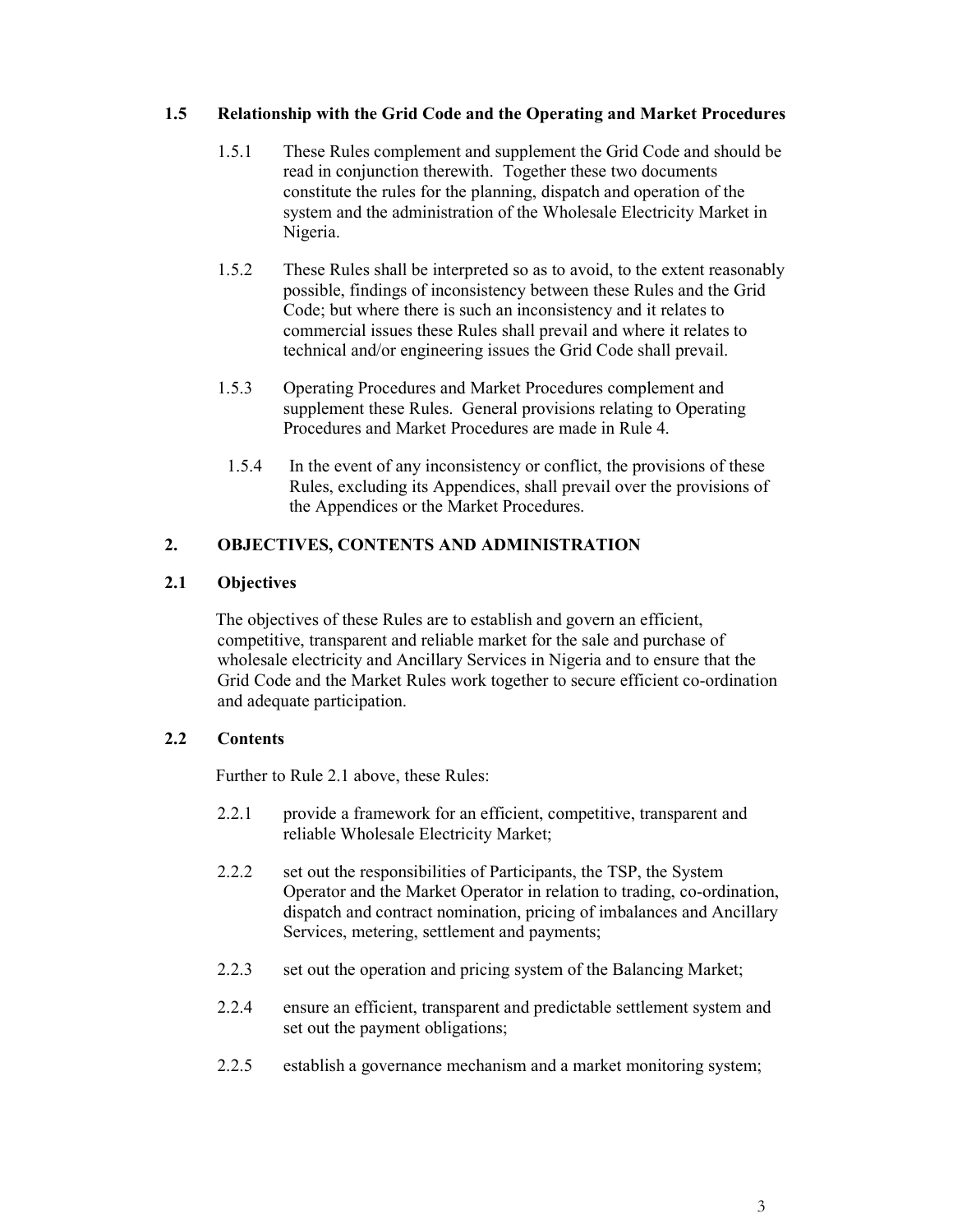### 1.5 Relationship with the Grid Code and the Operating and Market Procedures

1.5.1 These Rules complement and supplement the Grid Code and should be read in conjunction therewith. Together these two documents constitute the rules for the planning, dispatch and operation of the system and the administration of the Wholesale Electricity Market in Nigeria.

1.5.2 These Rules shall be interpreted so as to avoid, to the extent reasonably possible, findings of inconsistency between these Rules and the Grid Code; but where there is such an inconsistency and it relates to commercial issues these Rules shall prevail and where it relates to technical and/or engineering issues the Grid Code shall prevail.

1.5.3 Operating Procedures and Market Procedures complement and supplement these Rules. General provisions relating to Operating Procedures and Market Procedures are made in Rule 4.

1.5.4 In the event of any inconsistency or conflict, the provisions of these Rules, excluding its Appendices, shall prevail over the provisions of the Appendices or the Market Procedures.

## 2. OBJECTIVES, CONTENTS AND ADMINISTRATION

### 2.1 Objectives

The objectives of these Rules are to establish and govern an efficient, competitive, transparent and reliable market for the sale and purchase of wholesale electricity and Ancillary Services in Nigeria and to ensure that the Grid Code and the Market Rules work together to secure efficient co-ordination and adequate participation.

### 2.2 Contents

Further to Rule 2.1 above, these Rules:

2.2.1 provide a framework for an efficient, competitive, transparent and reliable Wholesale Electricity Market;

2.2.2 set out the responsibilities of Participants, the TSP, the System Operator and the Market Operator in relation to trading, co-ordination, dispatch and contract nomination, pricing of imbalances and Ancillary Services, metering, settlement and payments;

2.2.3 set out the operation and pricing system of the Balancing Market;

2.2.4 ensure an efficient, transparent and predictable settlement system and set out the payment obligations;

2.2.5 establish a governance mechanism and a market monitoring system;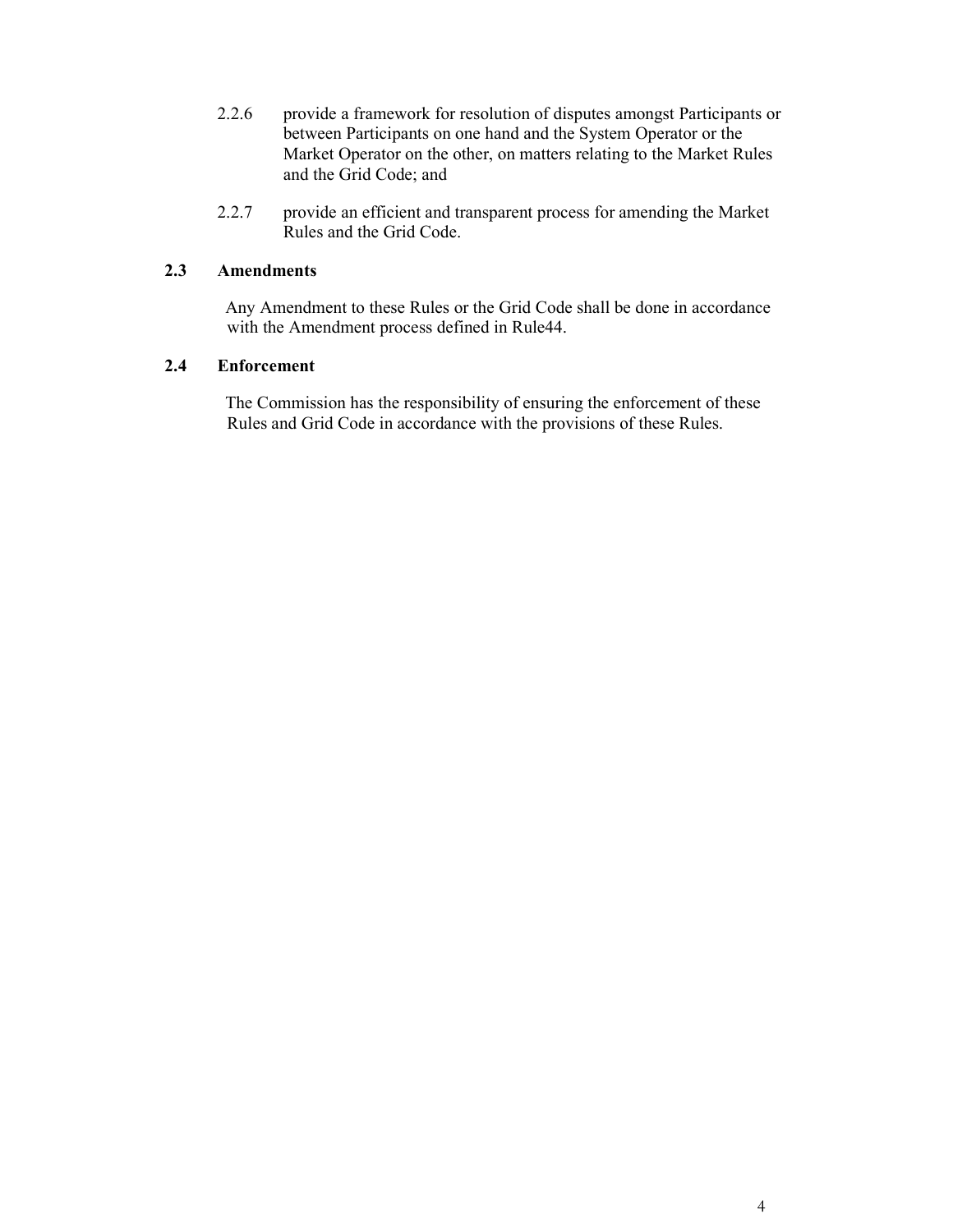2.2.6 provide a framework for resolution of disputes amongst Participants or between Participants on one hand and the System Operator or the Market Operator on the other, on matters relating to the Market Rules and the Grid Code; and

2.2.7 provide an efficient and transparent process for amending the Market Rules and the Grid Code.

### 2.3 Amendments

Any Amendment to these Rules or the Grid Code shall be done in accordance with the Amendment process defined in Rule44.

### 2.4 Enforcement

The Commission has the responsibility of ensuring the enforcement of these Rules and Grid Code in accordance with the provisions of these Rules.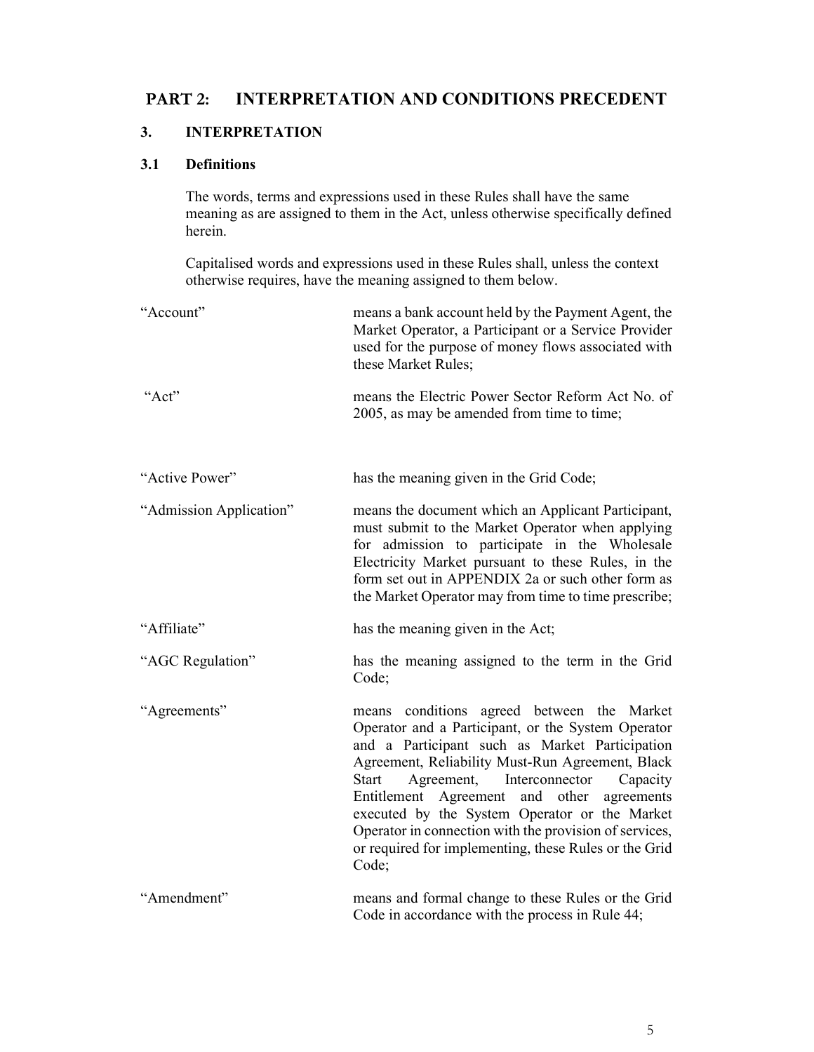# PART 2: INTERPRETATION AND CONDITIONS PRECEDENT

## 3. INTERPRETATION

### 3.1 Definitions

The words, terms and expressions used in these Rules shall have the same meaning as are assigned to them in the Act, unless otherwise specifically defined herein.

Capitalised words and expressions used in these Rules shall, unless the context otherwise requires, have the meaning assigned to them below.

| | |
|---|---|
| "Account" | means a bank account held by the Payment Agent, the Market Operator, a Participant or a Service Provider used for the purpose of money flows associated with these Market Rules; |
| "Act" | means the Electric Power Sector Reform Act No. of 2005, as may be amended from time to time; |
| "Active Power" | has the meaning given in the Grid Code; |
| "Admission Application" | means the document which an Applicant Participant, must submit to the Market Operator when applying for admission to participate in the Wholesale Electricity Market pursuant to these Rules, in the form set out in APPENDIX 2a or such other form as the Market Operator may from time to time prescribe; |
| "Affiliate" | has the meaning given in the Act; |
| "AGC Regulation" | has the meaning assigned to the term in the Grid Code; |
| "Agreements" | means conditions agreed between the Market Operator and a Participant, or the System Operator and a Participant such as Market Participation Agreement, Reliability Must-Run Agreement, Black Start Agreement, Interconnector Capacity Entitlement Agreement and other agreements executed by the System Operator or the Market Operator in connection with the provision of services, or required for implementing, these Rules or the Grid Code; |
| "Amendment" | means and formal change to these Rules or the Grid Code in accordance with the process in Rule 44; |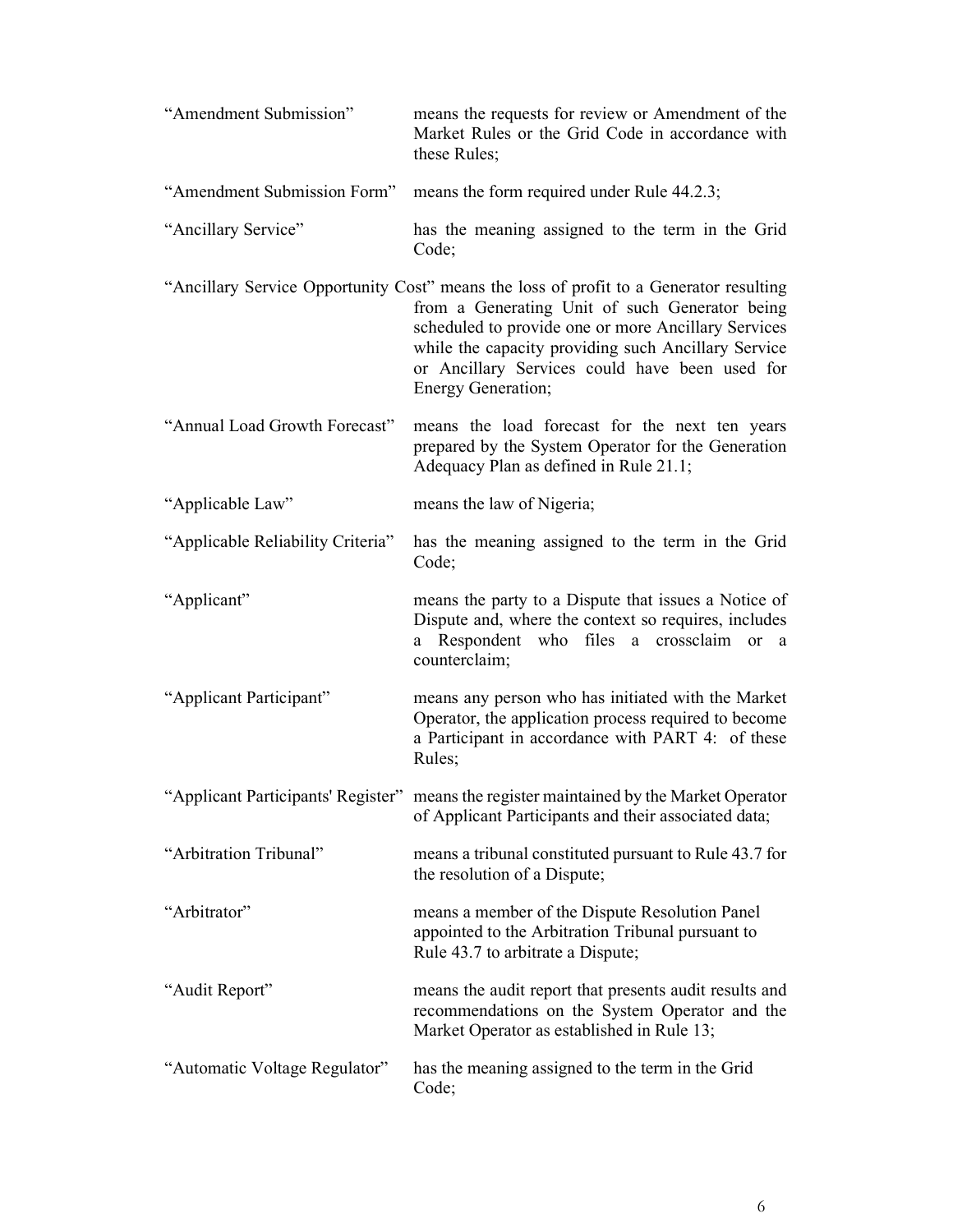"Amendment Submission" means the requests for review or Amendment of the Market Rules or the Grid Code in accordance with these Rules;

"Amendment Submission Form" means the form required under Rule 44.2.3;

"Ancillary Service" has the meaning assigned to the term in the Grid Code;

"Ancillary Service Opportunity Cost" means the loss of profit to a Generator resulting from a Generating Unit of such Generator being scheduled to provide one or more Ancillary Services while the capacity providing such Ancillary Service or Ancillary Services could have been used for Energy Generation;

"Annual Load Growth Forecast" means the load forecast for the next ten years prepared by the System Operator for the Generation Adequacy Plan as defined in Rule 21.1;

"Applicable Law" means the law of Nigeria;

"Applicable Reliability Criteria" has the meaning assigned to the term in the Grid Code;

"Applicant" means the party to a Dispute that issues a Notice of Dispute and, where the context so requires, includes a Respondent who files a crossclaim or a counterclaim;

"Applicant Participant" means any person who has initiated with the Market Operator, the application process required to become a Participant in accordance with PART 4: of these Rules;

"Applicant Participants' Register" means the register maintained by the Market Operator of Applicant Participants and their associated data;

"Arbitration Tribunal" means a tribunal constituted pursuant to Rule 43.7 for the resolution of a Dispute;

"Arbitrator" means a member of the Dispute Resolution Panel appointed to the Arbitration Tribunal pursuant to Rule 43.7 to arbitrate a Dispute;

"Audit Report" means the audit report that presents audit results and recommendations on the System Operator and the Market Operator as established in Rule 13;

"Automatic Voltage Regulator" has the meaning assigned to the term in the Grid Code;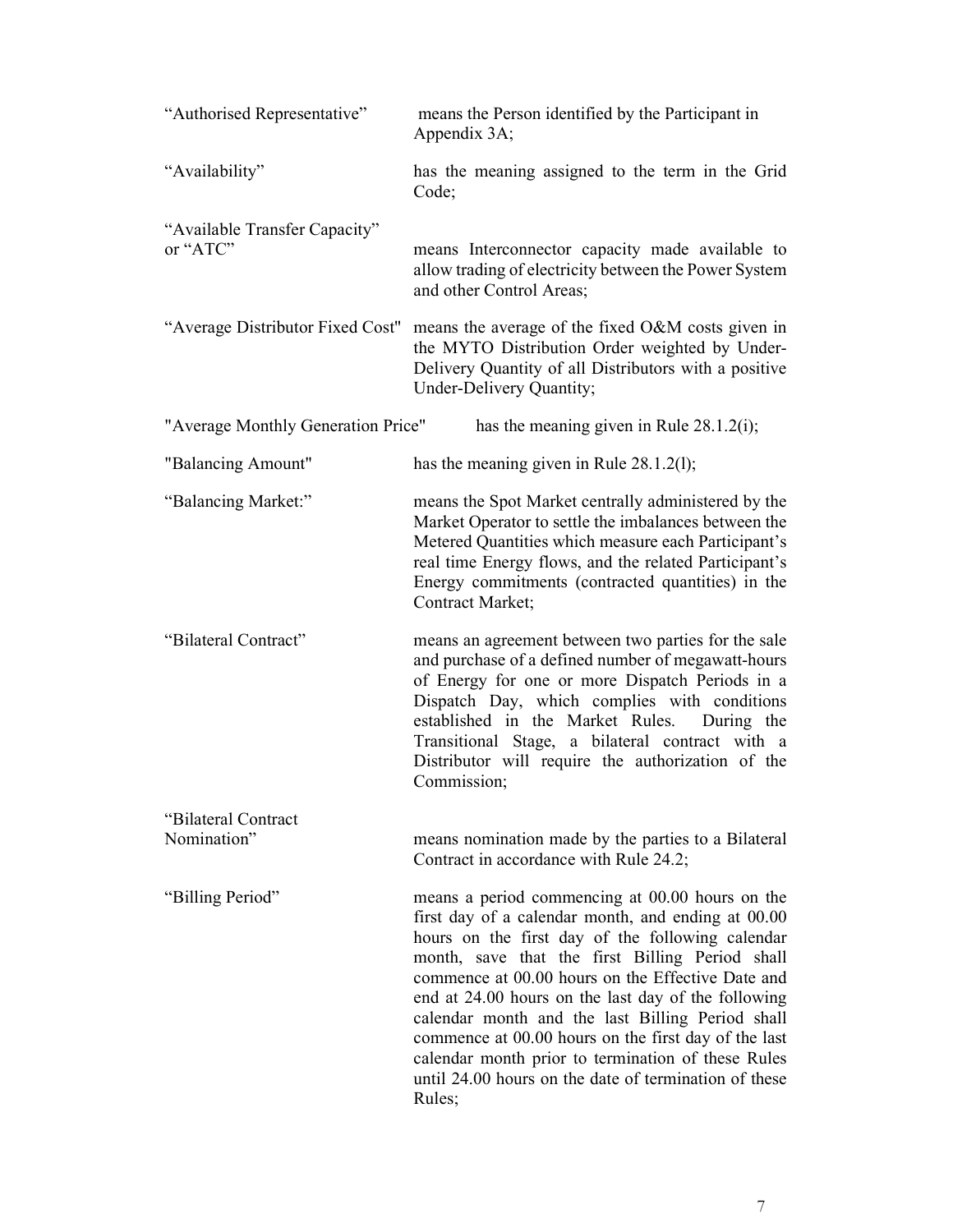"Authorised Representative" means the Person identified by the Participant in Appendix 3A;

"Availability" has the meaning assigned to the term in the Grid Code;

"Available Transfer Capacity" or "ATC" means Interconnector capacity made available to allow trading of electricity between the Power System and other Control Areas;

"Average Distributor Fixed Cost" means the average of the fixed O&M costs given in the MYTO Distribution Order weighted by Under-Delivery Quantity of all Distributors with a positive Under-Delivery Quantity;

"Average Monthly Generation Price" has the meaning given in Rule 28.1.2(i);

"Balancing Amount" has the meaning given in Rule 28.1.2(l);

"Balancing Market:" means the Spot Market centrally administered by the Market Operator to settle the imbalances between the Metered Quantities which measure each Participant's real time Energy flows, and the related Participant's Energy commitments (contracted quantities) in the Contract Market;

"Bilateral Contract" means an agreement between two parties for the sale and purchase of a defined number of megawatt-hours of Energy for one or more Dispatch Periods in a Dispatch Day, which complies with conditions established in the Market Rules. During the Transitional Stage, a bilateral contract with a Distributor will require the authorization of the Commission;

"Bilateral Contract Nomination" means nomination made by the parties to a Bilateral Contract in accordance with Rule 24.2;

"Billing Period" means a period commencing at 00.00 hours on the first day of a calendar month, and ending at 00.00 hours on the first day of the following calendar month, save that the first Billing Period shall commence at 00.00 hours on the Effective Date and end at 24.00 hours on the last day of the following calendar month and the last Billing Period shall commence at 00.00 hours on the first day of the last calendar month prior to termination of these Rules until 24.00 hours on the date of termination of these Rules;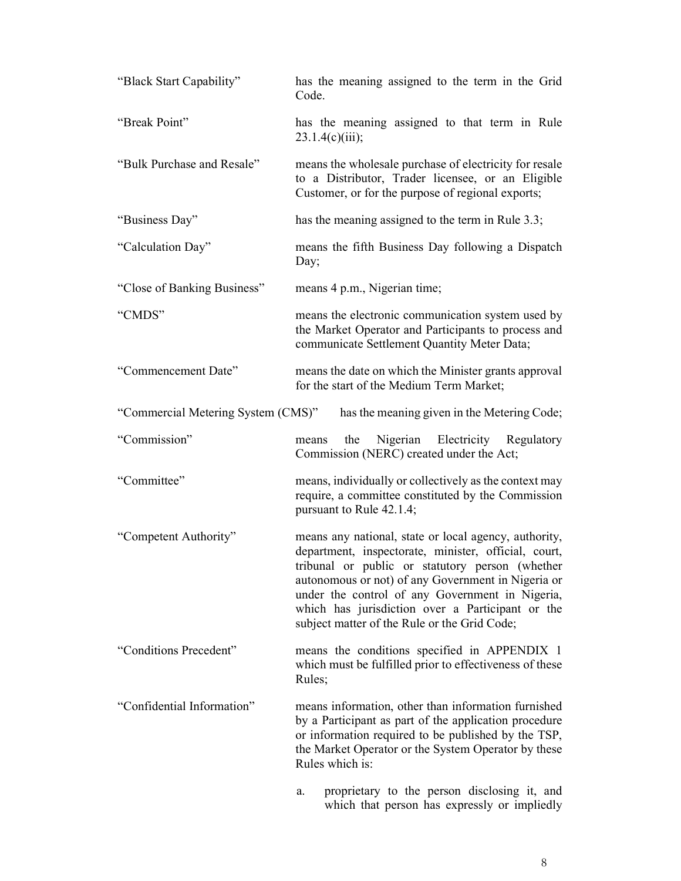| | |
|---|---|
| "Black Start Capability" | has the meaning assigned to the term in the Grid Code. |
| "Break Point" | has the meaning assigned to that term in Rule 23.1.4(c)(iii); |
| "Bulk Purchase and Resale" | means the wholesale purchase of electricity for resale to a Distributor, Trader licensee, or an Eligible Customer, or for the purpose of regional exports; |
| "Business Day" | has the meaning assigned to the term in Rule 3.3; |
| "Calculation Day" | means the fifth Business Day following a Dispatch Day; |
| "Close of Banking Business" | means 4 p.m., Nigerian time; |
| "CMDS" | means the electronic communication system used by the Market Operator and Participants to process and communicate Settlement Quantity Meter Data; |
| "Commencement Date" | means the date on which the Minister grants approval for the start of the Medium Term Market; |
| "Commercial Metering System (CMS)" | has the meaning given in the Metering Code; |
| "Commission" | means the Nigerian Electricity Regulatory Commission (NERC) created under the Act; |
| "Committee" | means, individually or collectively as the context may require, a committee constituted by the Commission pursuant to Rule 42.1.4; |
| "Competent Authority" | means any national, state or local agency, authority, department, inspectorate, minister, official, court, tribunal or public or statutory person (whether autonomous or not) of any Government in Nigeria or under the control of any Government in Nigeria, which has jurisdiction over a Participant or the subject matter of the Rule or the Grid Code; |
| "Conditions Precedent" | means the conditions specified in APPENDIX 1 which must be fulfilled prior to effectiveness of these Rules; |
| "Confidential Information" | means information, other than information furnished by a Participant as part of the application procedure or information required to be published by the TSP, the Market Operator or the System Operator by these Rules which is:<br><br>a. proprietary to the person disclosing it, and which that person has expressly or impliedly |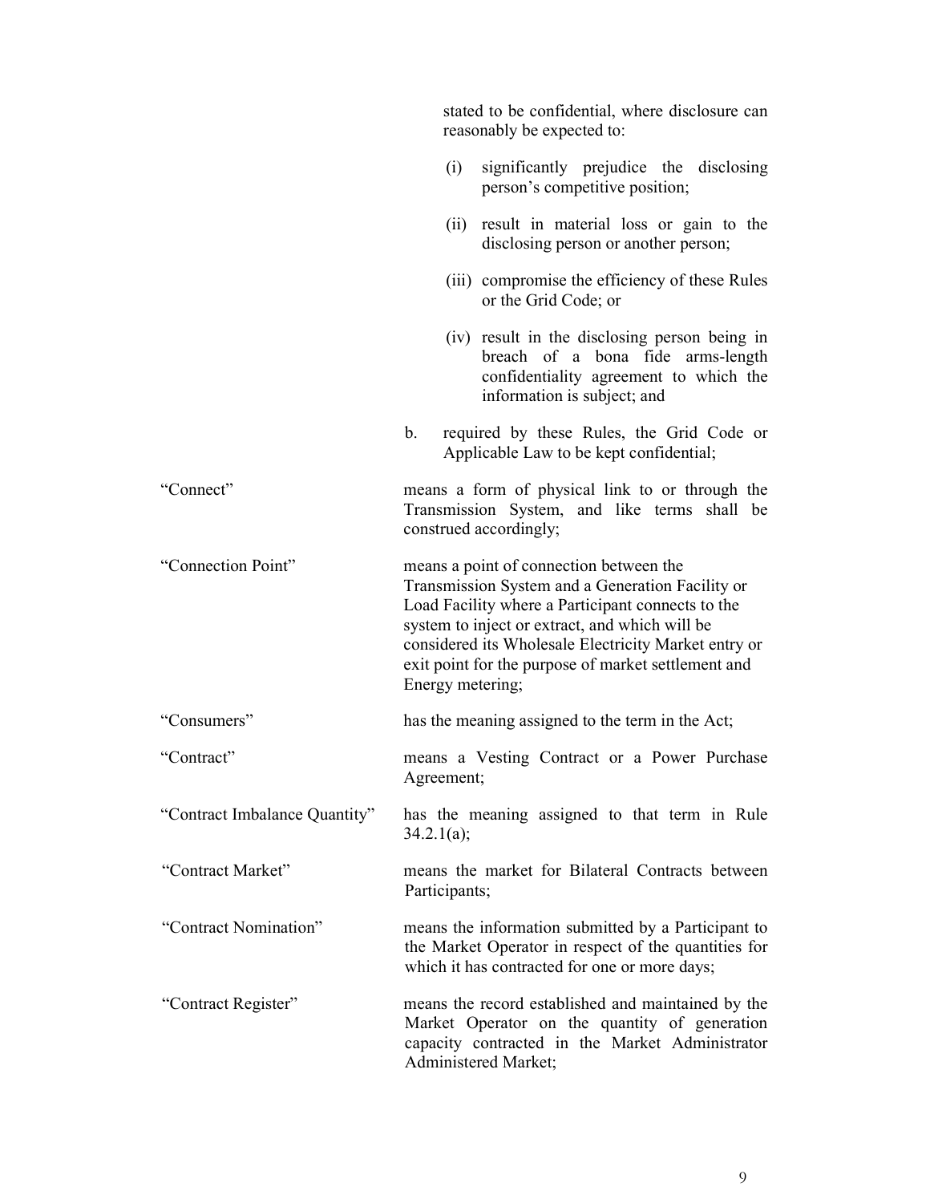stated to be confidential, where disclosure can reasonably be expected to:

(i) significantly prejudice the disclosing person's competitive position;

(ii) result in material loss or gain to the disclosing person or another person;

(iii) compromise the efficiency of these Rules or the Grid Code; or

(iv) result in the disclosing person being in breach of a bona fide arms-length confidentiality agreement to which the information is subject; and

b. required by these Rules, the Grid Code or Applicable Law to be kept confidential;

"Connect" means a form of physical link to or through the Transmission System, and like terms shall be construed accordingly;

"Connection Point" means a point of connection between the Transmission System and a Generation Facility or Load Facility where a Participant connects to the system to inject or extract, and which will be considered its Wholesale Electricity Market entry or exit point for the purpose of market settlement and Energy metering;

"Consumers" has the meaning assigned to the term in the Act;

"Contract" means a Vesting Contract or a Power Purchase Agreement;

"Contract Imbalance Quantity" has the meaning assigned to that term in Rule 34.2.1(a);

"Contract Market" means the market for Bilateral Contracts between Participants;

"Contract Nomination" means the information submitted by a Participant to the Market Operator in respect of the quantities for which it has contracted for one or more days;

"Contract Register" means the record established and maintained by the Market Operator on the quantity of generation capacity contracted in the Market Administrator Administered Market;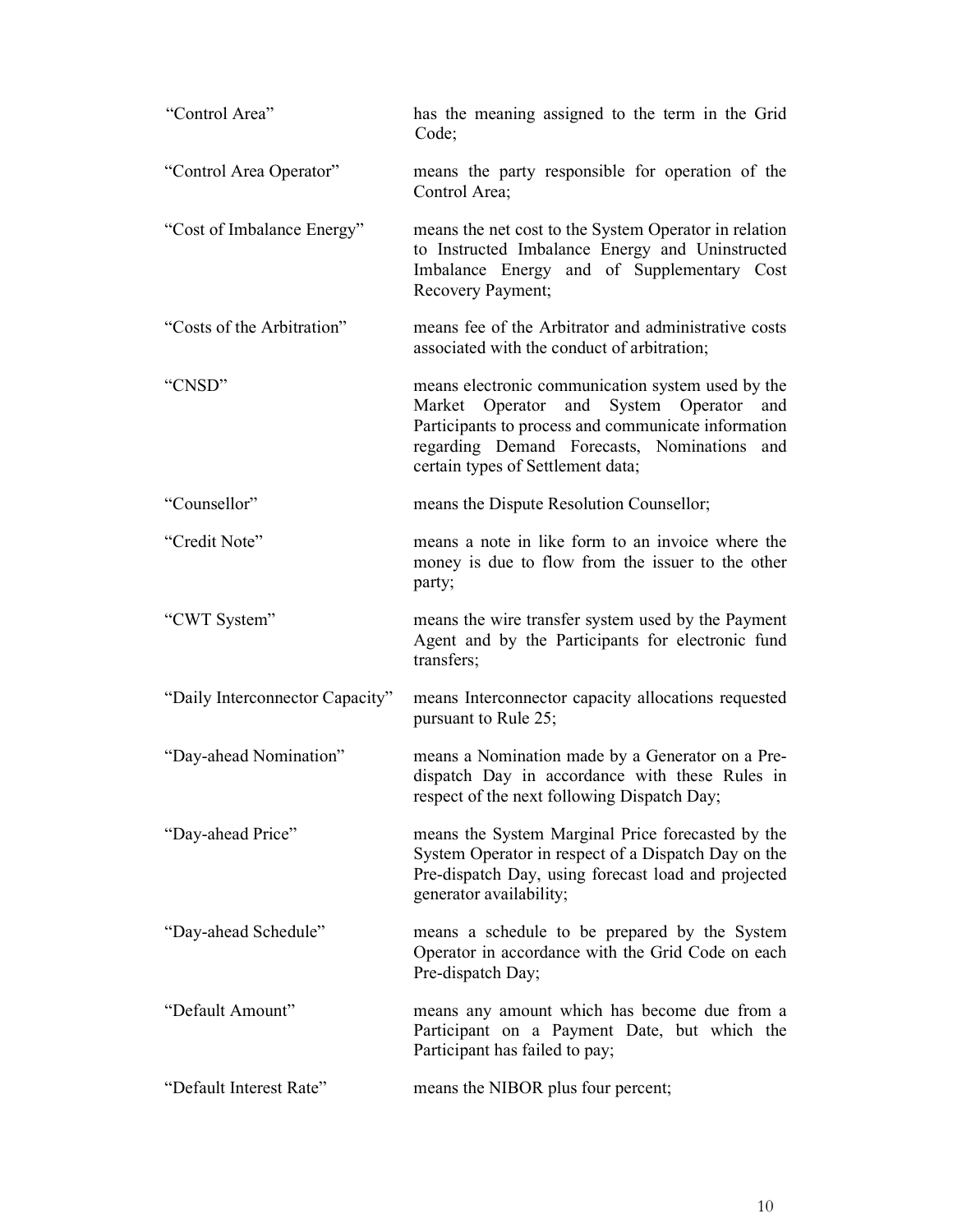| | |
|---|---|
| "Control Area" | has the meaning assigned to the term in the Grid Code; |
| "Control Area Operator" | means the party responsible for operation of the Control Area; |
| "Cost of Imbalance Energy" | means the net cost to the System Operator in relation to Instructed Imbalance Energy and Uninstructed Imbalance Energy and of Supplementary Cost Recovery Payment; |
| "Costs of the Arbitration" | means fee of the Arbitrator and administrative costs associated with the conduct of arbitration; |
| "CNSD" | means electronic communication system used by the Market Operator and System Operator and Participants to process and communicate information regarding Demand Forecasts, Nominations and certain types of Settlement data; |
| "Counsellor" | means the Dispute Resolution Counsellor; |
| "Credit Note" | means a note in like form to an invoice where the money is due to flow from the issuer to the other party; |
| "CWT System" | means the wire transfer system used by the Payment Agent and by the Participants for electronic fund transfers; |
| "Daily Interconnector Capacity" | means Interconnector capacity allocations requested pursuant to Rule 25; |
| "Day-ahead Nomination" | means a Nomination made by a Generator on a Pre-dispatch Day in accordance with these Rules in respect of the next following Dispatch Day; |
| "Day-ahead Price" | means the System Marginal Price forecasted by the System Operator in respect of a Dispatch Day on the Pre-dispatch Day, using forecast load and projected generator availability; |
| "Day-ahead Schedule" | means a schedule to be prepared by the System Operator in accordance with the Grid Code on each Pre-dispatch Day; |
| "Default Amount" | means any amount which has become due from a Participant on a Payment Date, but which the Participant has failed to pay; |
| "Default Interest Rate" | means the NIBOR plus four percent; |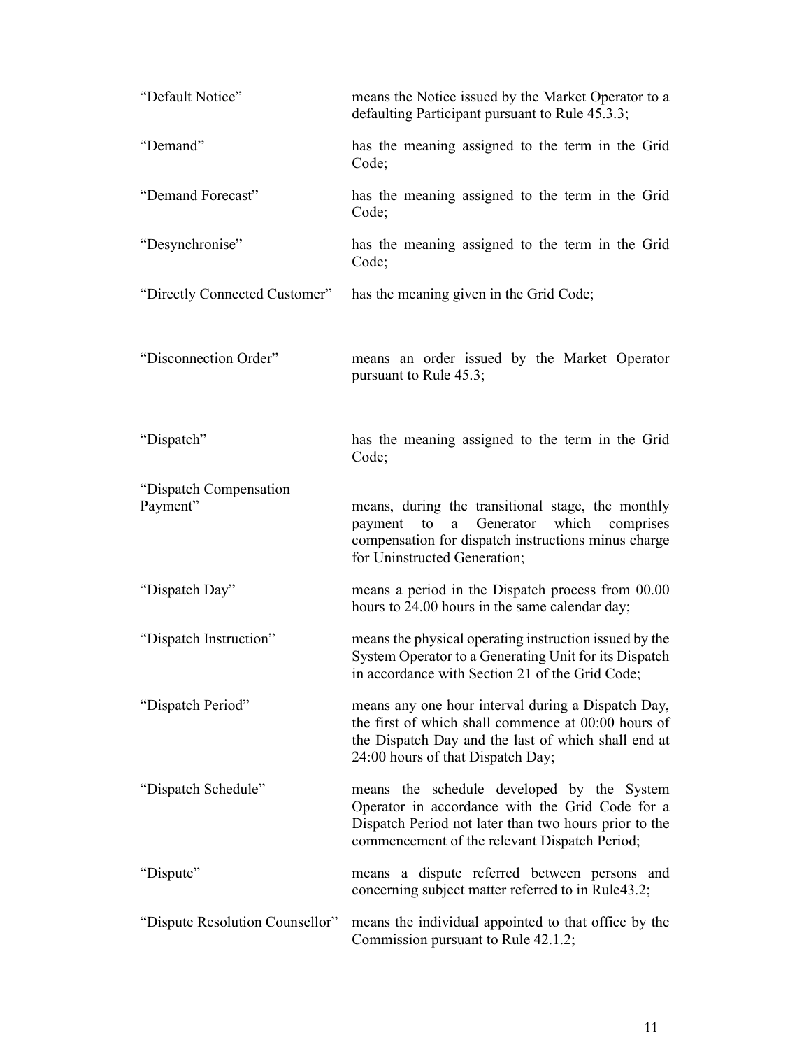| | |
|---|---|
| "Default Notice" | means the Notice issued by the Market Operator to a defaulting Participant pursuant to Rule 45.3.3; |
| "Demand" | has the meaning assigned to the term in the Grid Code; |
| "Demand Forecast" | has the meaning assigned to the term in the Grid Code; |
| "Desynchronise" | has the meaning assigned to the term in the Grid Code; |
| "Directly Connected Customer" | has the meaning given in the Grid Code; |
| "Disconnection Order" | means an order issued by the Market Operator pursuant to Rule 45.3; |
| "Dispatch" | has the meaning assigned to the term in the Grid Code; |
| "Dispatch Compensation Payment" | means, during the transitional stage, the monthly payment to a Generator which comprises compensation for dispatch instructions minus charge for Uninstructed Generation; |
| "Dispatch Day" | means a period in the Dispatch process from 00.00 hours to 24.00 hours in the same calendar day; |
| "Dispatch Instruction" | means the physical operating instruction issued by the System Operator to a Generating Unit for its Dispatch in accordance with Section 21 of the Grid Code; |
| "Dispatch Period" | means any one hour interval during a Dispatch Day, the first of which shall commence at 00:00 hours of the Dispatch Day and the last of which shall end at 24:00 hours of that Dispatch Day; |
| "Dispatch Schedule" | means the schedule developed by the System Operator in accordance with the Grid Code for a Dispatch Period not later than two hours prior to the commencement of the relevant Dispatch Period; |
| "Dispute" | means a dispute referred between persons and concerning subject matter referred to in Rule43.2; |
| "Dispute Resolution Counsellor" | means the individual appointed to that office by the Commission pursuant to Rule 42.1.2; |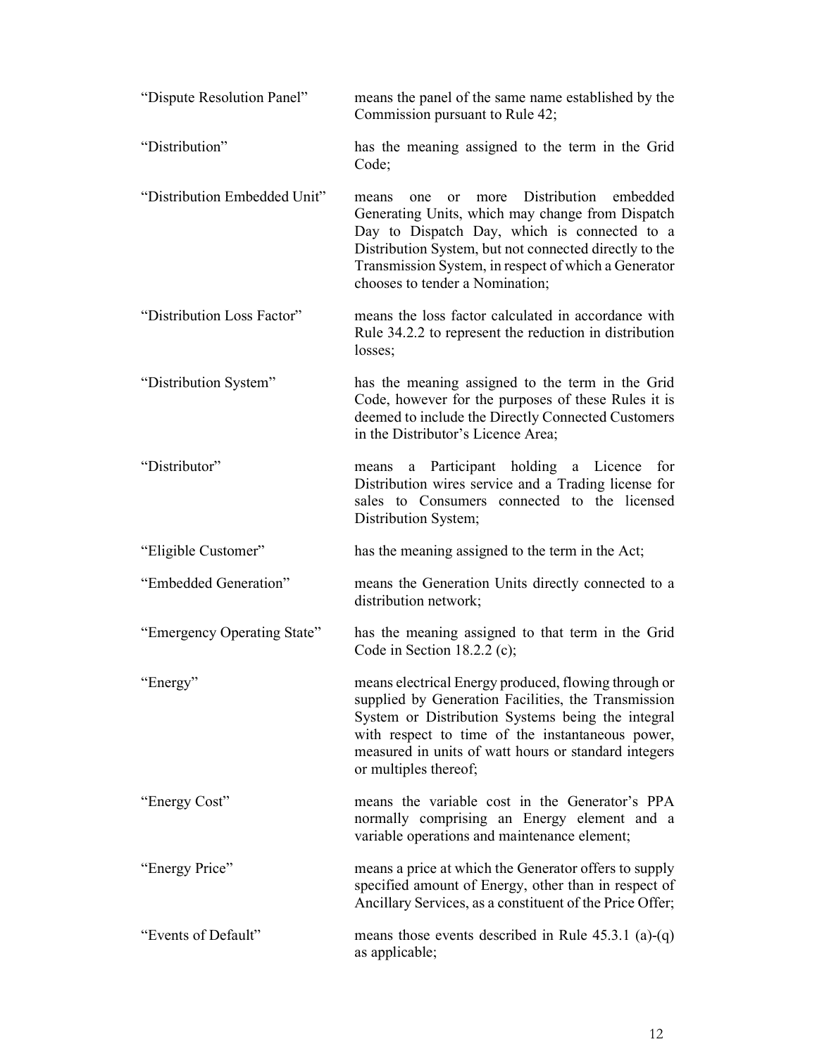| | |
|---|---|
| "Dispute Resolution Panel" | means the panel of the same name established by the Commission pursuant to Rule 42; |
| "Distribution" | has the meaning assigned to the term in the Grid Code; |
| "Distribution Embedded Unit" | means one or more Distribution embedded Generating Units, which may change from Dispatch Day to Dispatch Day, which is connected to a Distribution System, but not connected directly to the Transmission System, in respect of which a Generator chooses to tender a Nomination; |
| "Distribution Loss Factor" | means the loss factor calculated in accordance with Rule 34.2.2 to represent the reduction in distribution losses; |
| "Distribution System" | has the meaning assigned to the term in the Grid Code, however for the purposes of these Rules it is deemed to include the Directly Connected Customers in the Distributor's Licence Area; |
| "Distributor" | means a Participant holding a Licence for Distribution wires service and a Trading license for sales to Consumers connected to the licensed Distribution System; |
| "Eligible Customer" | has the meaning assigned to the term in the Act; |
| "Embedded Generation" | means the Generation Units directly connected to a distribution network; |
| "Emergency Operating State" | has the meaning assigned to that term in the Grid Code in Section 18.2.2 (c); |
| "Energy" | means electrical Energy produced, flowing through or supplied by Generation Facilities, the Transmission System or Distribution Systems being the integral with respect to time of the instantaneous power, measured in units of watt hours or standard integers or multiples thereof; |
| "Energy Cost" | means the variable cost in the Generator's PPA normally comprising an Energy element and a variable operations and maintenance element; |
| "Energy Price" | means a price at which the Generator offers to supply specified amount of Energy, other than in respect of Ancillary Services, as a constituent of the Price Offer; |
| "Events of Default" | means those events described in Rule 45.3.1 (a)-(q) as applicable; |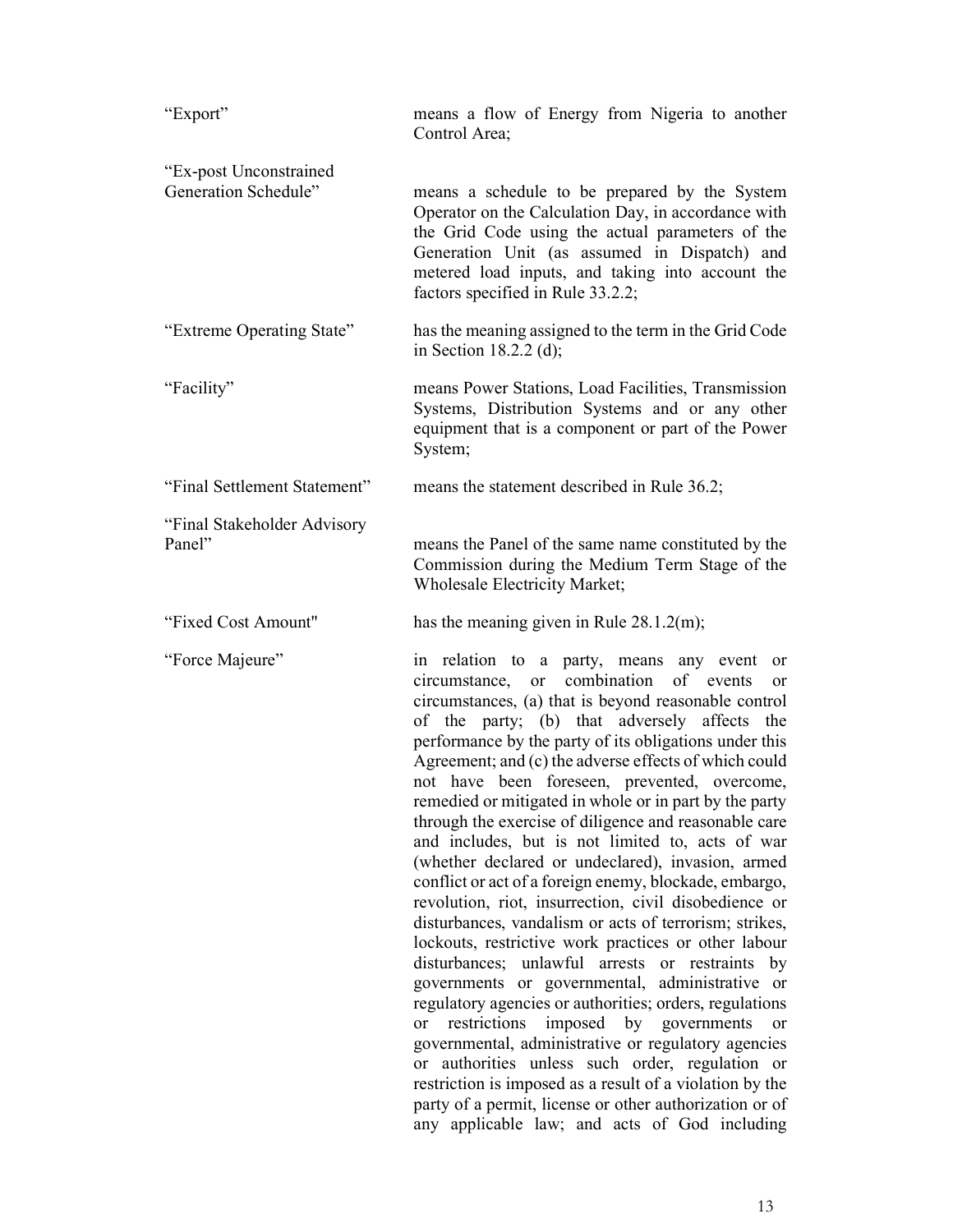| | |
|---|---|
| "Export" | means a flow of Energy from Nigeria to another Control Area; |
| "Ex-post Unconstrained Generation Schedule" | means a schedule to be prepared by the System Operator on the Calculation Day, in accordance with the Grid Code using the actual parameters of the Generation Unit (as assumed in Dispatch) and metered load inputs, and taking into account the factors specified in Rule 33.2.2; |
| "Extreme Operating State" | has the meaning assigned to the term in the Grid Code in Section 18.2.2 (d); |
| "Facility" | means Power Stations, Load Facilities, Transmission Systems, Distribution Systems and or any other equipment that is a component or part of the Power System; |
| "Final Settlement Statement" | means the statement described in Rule 36.2; |
| "Final Stakeholder Advisory Panel" | means the Panel of the same name constituted by the Commission during the Medium Term Stage of the Wholesale Electricity Market; |
| "Fixed Cost Amount" | has the meaning given in Rule 28.1.2(m); |
| "Force Majeure" | in relation to a party, means any event or circumstance, or combination of events or circumstances, (a) that is beyond reasonable control of the party; (b) that adversely affects the performance by the party of its obligations under this Agreement; and (c) the adverse effects of which could not have been foreseen, prevented, overcome, remedied or mitigated in whole or in part by the party through the exercise of diligence and reasonable care and includes, but is not limited to, acts of war (whether declared or undeclared), invasion, armed conflict or act of a foreign enemy, blockade, embargo, revolution, riot, insurrection, civil disobedience or disturbances, vandalism or acts of terrorism; strikes, lockouts, restrictive work practices or other labour disturbances; unlawful arrests or restraints by governments or governmental, administrative or regulatory agencies or authorities; orders, regulations or restrictions imposed by governments or governmental, administrative or regulatory agencies or authorities unless such order, regulation or restriction is imposed as a result of a violation by the party of a permit, license or other authorization or of any applicable law; and acts of God including |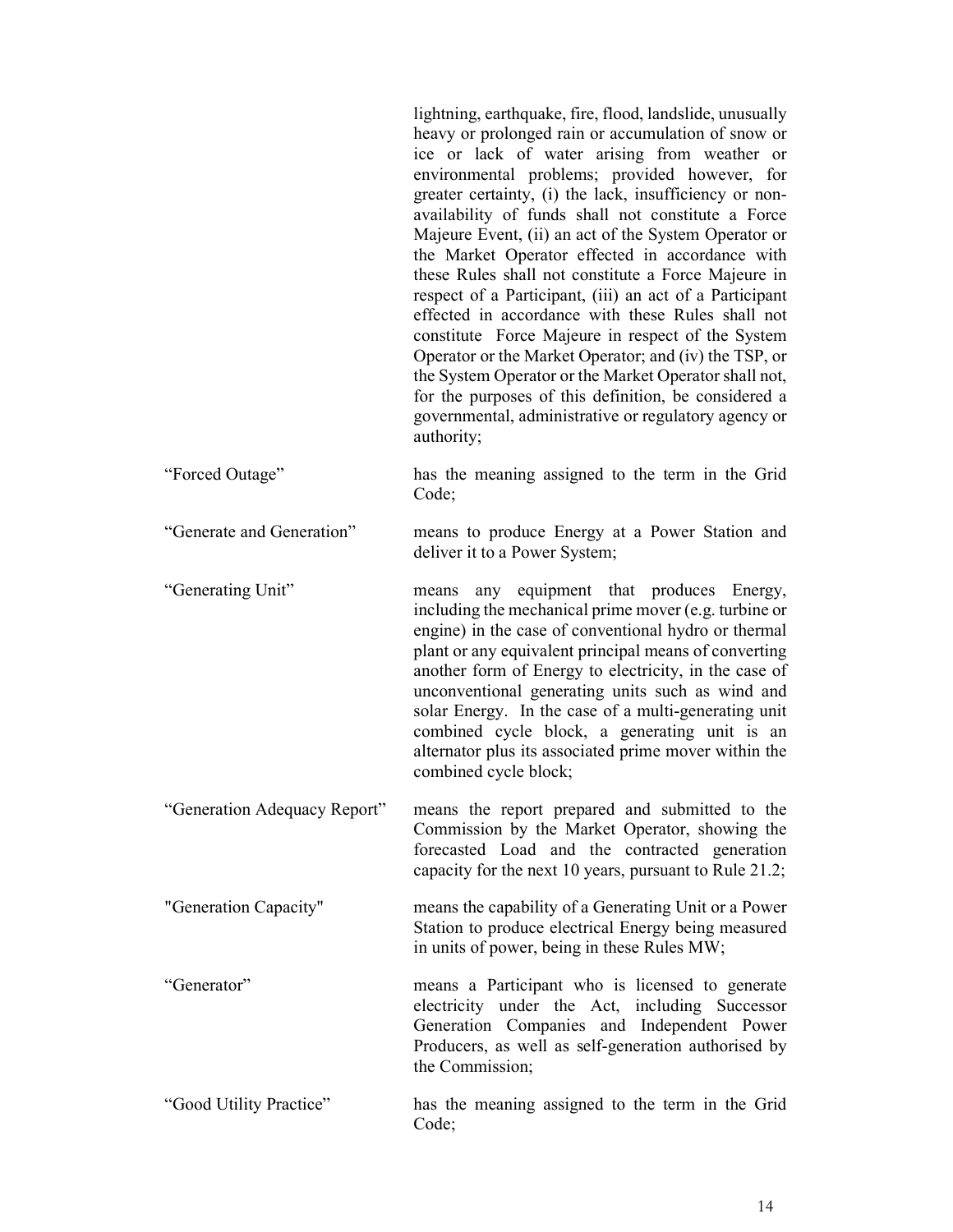lightning, earthquake, fire, flood, landslide, unusually heavy or prolonged rain or accumulation of snow or ice or lack of water arising from weather or environmental problems; provided however, for greater certainty, (i) the lack, insufficiency or non-availability of funds shall not constitute a Force Majeure Event, (ii) an act of the System Operator or the Market Operator effected in accordance with these Rules shall not constitute a Force Majeure in respect of a Participant, (iii) an act of a Participant effected in accordance with these Rules shall not constitute Force Majeure in respect of the System Operator or the Market Operator; and (iv) the TSP, or the System Operator or the Market Operator shall not, for the purposes of this definition, be considered a governmental, administrative or regulatory agency or authority;

| | |
|---|---|
| "Forced Outage" | has the meaning assigned to the term in the Grid Code; |
| "Generate and Generation" | means to produce Energy at a Power Station and deliver it to a Power System; |
| "Generating Unit" | means any equipment that produces Energy, including the mechanical prime mover (e.g. turbine or engine) in the case of conventional hydro or thermal plant or any equivalent principal means of converting another form of Energy to electricity, in the case of unconventional generating units such as wind and solar Energy. In the case of a multi-generating unit combined cycle block, a generating unit is an alternator plus its associated prime mover within the combined cycle block; |
| "Generation Adequacy Report" | means the report prepared and submitted to the Commission by the Market Operator, showing the forecasted Load and the contracted generation capacity for the next 10 years, pursuant to Rule 21.2; |
| "Generation Capacity" | means the capability of a Generating Unit or a Power Station to produce electrical Energy being measured in units of power, being in these Rules MW; |
| "Generator" | means a Participant who is licensed to generate electricity under the Act, including Successor Generation Companies and Independent Power Producers, as well as self-generation authorised by the Commission; |
| "Good Utility Practice" | has the meaning assigned to the term in the Grid Code; |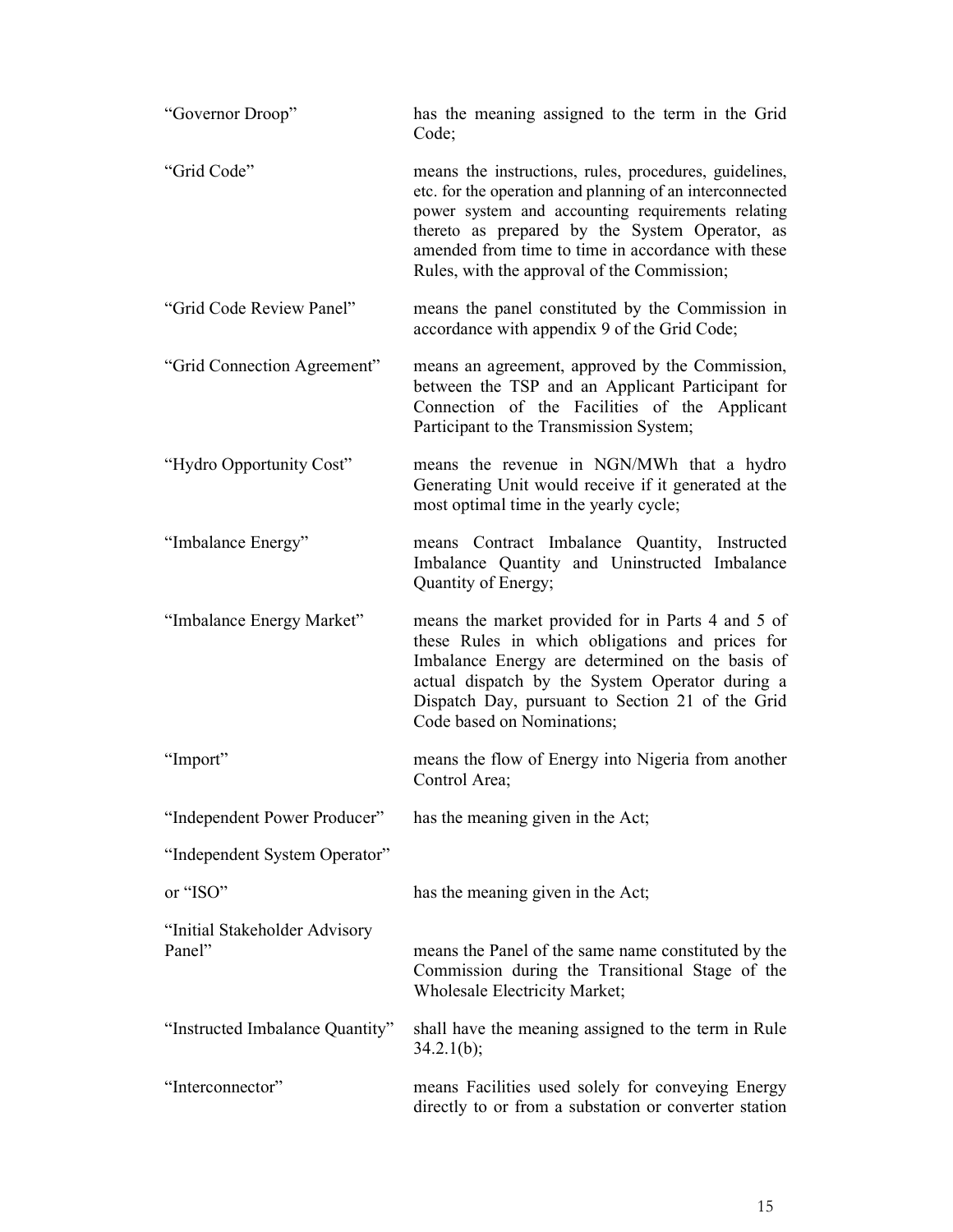| | |
|---|---|
| "Governor Droop" | has the meaning assigned to the term in the Grid Code; |
| "Grid Code" | means the instructions, rules, procedures, guidelines, etc. for the operation and planning of an interconnected power system and accounting requirements relating thereto as prepared by the System Operator, as amended from time to time in accordance with these Rules, with the approval of the Commission; |
| "Grid Code Review Panel" | means the panel constituted by the Commission in accordance with appendix 9 of the Grid Code; |
| "Grid Connection Agreement" | means an agreement, approved by the Commission, between the TSP and an Applicant Participant for Connection of the Facilities of the Applicant Participant to the Transmission System; |
| "Hydro Opportunity Cost" | means the revenue in NGN/MWh that a hydro Generating Unit would receive if it generated at the most optimal time in the yearly cycle; |
| "Imbalance Energy" | means Contract Imbalance Quantity, Instructed Imbalance Quantity and Uninstructed Imbalance Quantity of Energy; |
| "Imbalance Energy Market" | means the market provided for in Parts 4 and 5 of these Rules in which obligations and prices for Imbalance Energy are determined on the basis of actual dispatch by the System Operator during a Dispatch Day, pursuant to Section 21 of the Grid Code based on Nominations; |
| "Import" | means the flow of Energy into Nigeria from another Control Area; |
| "Independent Power Producer" | has the meaning given in the Act; |
| "Independent System Operator" or "ISO" | has the meaning given in the Act; |
| "Initial Stakeholder Advisory Panel" | means the Panel of the same name constituted by the Commission during the Transitional Stage of the Wholesale Electricity Market; |
| "Instructed Imbalance Quantity" | shall have the meaning assigned to the term in Rule 34.2.1(b); |
| "Interconnector" | means Facilities used solely for conveying Energy directly to or from a substation or converter station |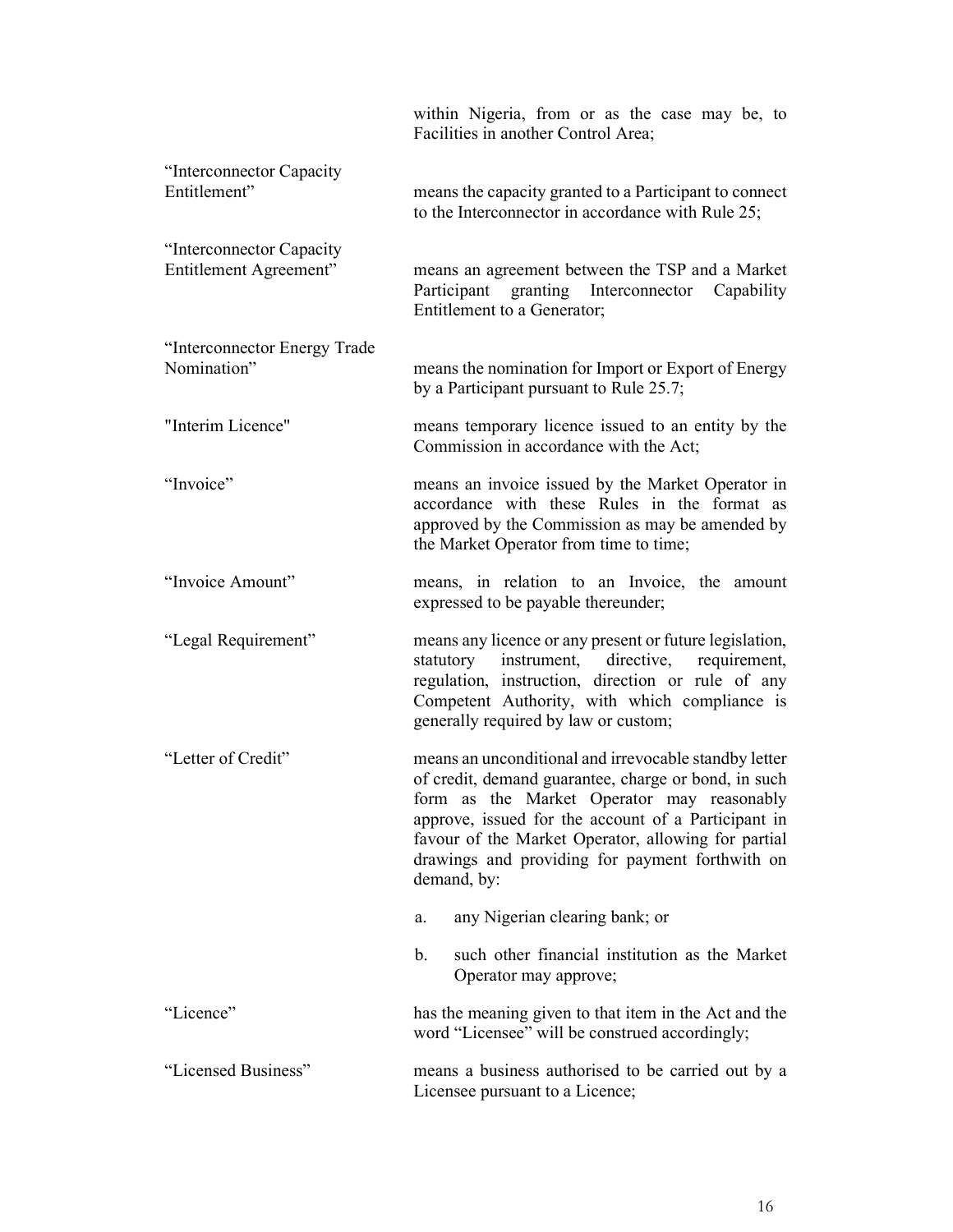within Nigeria, from or as the case may be, to Facilities in another Control Area;

| | |
|---|---|
| "Interconnector Capacity Entitlement" | means the capacity granted to a Participant to connect to the Interconnector in accordance with Rule 25; |
| "Interconnector Capacity Entitlement Agreement" | means an agreement between the TSP and a Market Participant granting Interconnector Capability Entitlement to a Generator; |
| "Interconnector Energy Trade Nomination" | means the nomination for Import or Export of Energy by a Participant pursuant to Rule 25.7; |
| "Interim Licence" | means temporary licence issued to an entity by the Commission in accordance with the Act; |
| "Invoice" | means an invoice issued by the Market Operator in accordance with these Rules in the format as approved by the Commission as may be amended by the Market Operator from time to time; |
| "Invoice Amount" | means, in relation to an Invoice, the amount expressed to be payable thereunder; |
| "Legal Requirement" | means any licence or any present or future legislation, statutory instrument, directive, requirement, regulation, instruction, direction or rule of any Competent Authority, with which compliance is generally required by law or custom; |
| "Letter of Credit" | means an unconditional and irrevocable standby letter of credit, demand guarantee, charge or bond, in such form as the Market Operator may reasonably approve, issued for the account of a Participant in favour of the Market Operator, allowing for partial drawings and providing for payment forthwith on demand, by:<br><br>a. any Nigerian clearing bank; or<br><br>b. such other financial institution as the Market Operator may approve; |
| "Licence" | has the meaning given to that item in the Act and the word "Licensee" will be construed accordingly; |
| "Licensed Business" | means a business authorised to be carried out by a Licensee pursuant to a Licence; |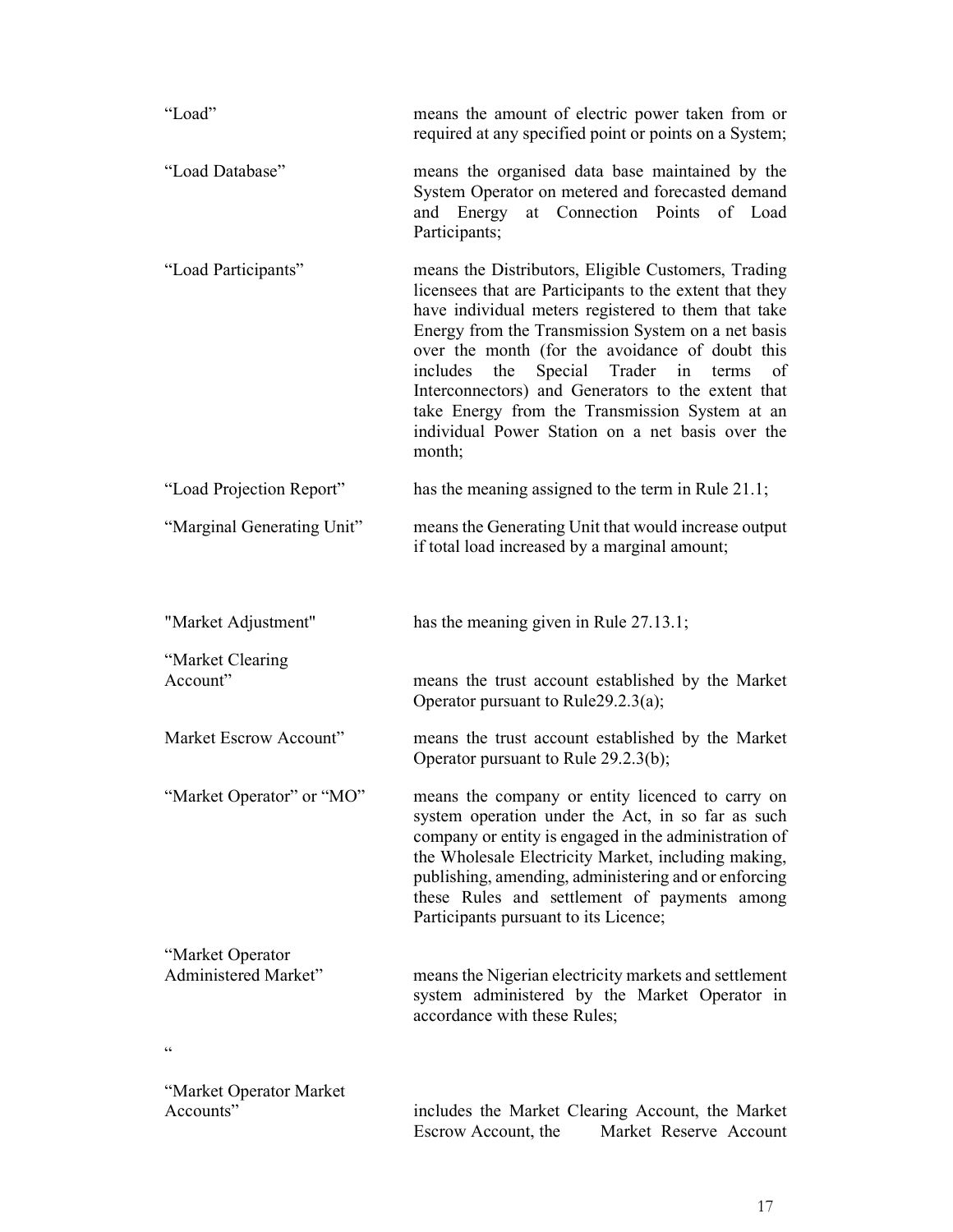| | |
|---|---|
| "Load" | means the amount of electric power taken from or required at any specified point or points on a System; |
| "Load Database" | means the organised data base maintained by the System Operator on metered and forecasted demand and Energy at Connection Points of Load Participants; |
| "Load Participants" | means the Distributors, Eligible Customers, Trading licensees that are Participants to the extent that they have individual meters registered to them that take Energy from the Transmission System on a net basis over the month (for the avoidance of doubt this includes the Special Trader in terms of Interconnectors) and Generators to the extent that take Energy from the Transmission System at an individual Power Station on a net basis over the month; |
| "Load Projection Report" | has the meaning assigned to the term in Rule 21.1; |
| "Marginal Generating Unit" | means the Generating Unit that would increase output if total load increased by a marginal amount; |
| "Market Adjustment" | has the meaning given in Rule 27.13.1; |
| "Market Clearing Account" | means the trust account established by the Market Operator pursuant to Rule29.2.3(a); |
| Market Escrow Account" | means the trust account established by the Market Operator pursuant to Rule 29.2.3(b); |
| "Market Operator" or "MO" | means the company or entity licenced to carry on system operation under the Act, in so far as such company or entity is engaged in the administration of the Wholesale Electricity Market, including making, publishing, amending, administering and or enforcing these Rules and settlement of payments among Participants pursuant to its Licence; |
| "Market Operator Administered Market" | means the Nigerian electricity markets and settlement system administered by the Market Operator in accordance with these Rules; |
| " | |
| "Market Operator Market Accounts" | includes the Market Clearing Account, the Market Escrow Account, the Market Reserve Account |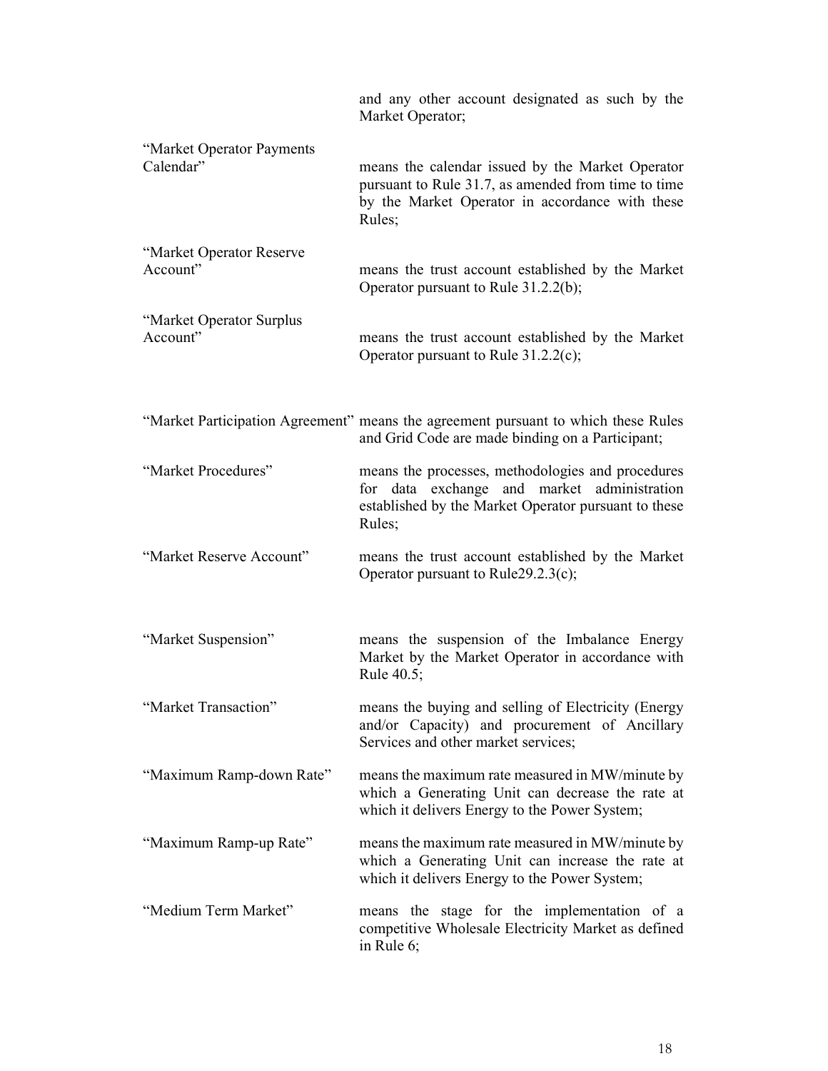and any other account designated as such by the Market Operator;

| | |
|---|---|
| "Market Operator Payments Calendar" | means the calendar issued by the Market Operator pursuant to Rule 31.7, as amended from time to time by the Market Operator in accordance with these Rules; |
| "Market Operator Reserve Account" | means the trust account established by the Market Operator pursuant to Rule 31.2.2(b); |
| "Market Operator Surplus Account" | means the trust account established by the Market Operator pursuant to Rule 31.2.2(c); |
| "Market Participation Agreement" | means the agreement pursuant to which these Rules and Grid Code are made binding on a Participant; |
| "Market Procedures" | means the processes, methodologies and procedures for data exchange and market administration established by the Market Operator pursuant to these Rules; |
| "Market Reserve Account" | means the trust account established by the Market Operator pursuant to Rule29.2.3(c); |
| "Market Suspension" | means the suspension of the Imbalance Energy Market by the Market Operator in accordance with Rule 40.5; |
| "Market Transaction" | means the buying and selling of Electricity (Energy and/or Capacity) and procurement of Ancillary Services and other market services; |
| "Maximum Ramp-down Rate" | means the maximum rate measured in MW/minute by which a Generating Unit can decrease the rate at which it delivers Energy to the Power System; |
| "Maximum Ramp-up Rate" | means the maximum rate measured in MW/minute by which a Generating Unit can increase the rate at which it delivers Energy to the Power System; |
| "Medium Term Market" | means the stage for the implementation of a competitive Wholesale Electricity Market as defined in Rule 6; |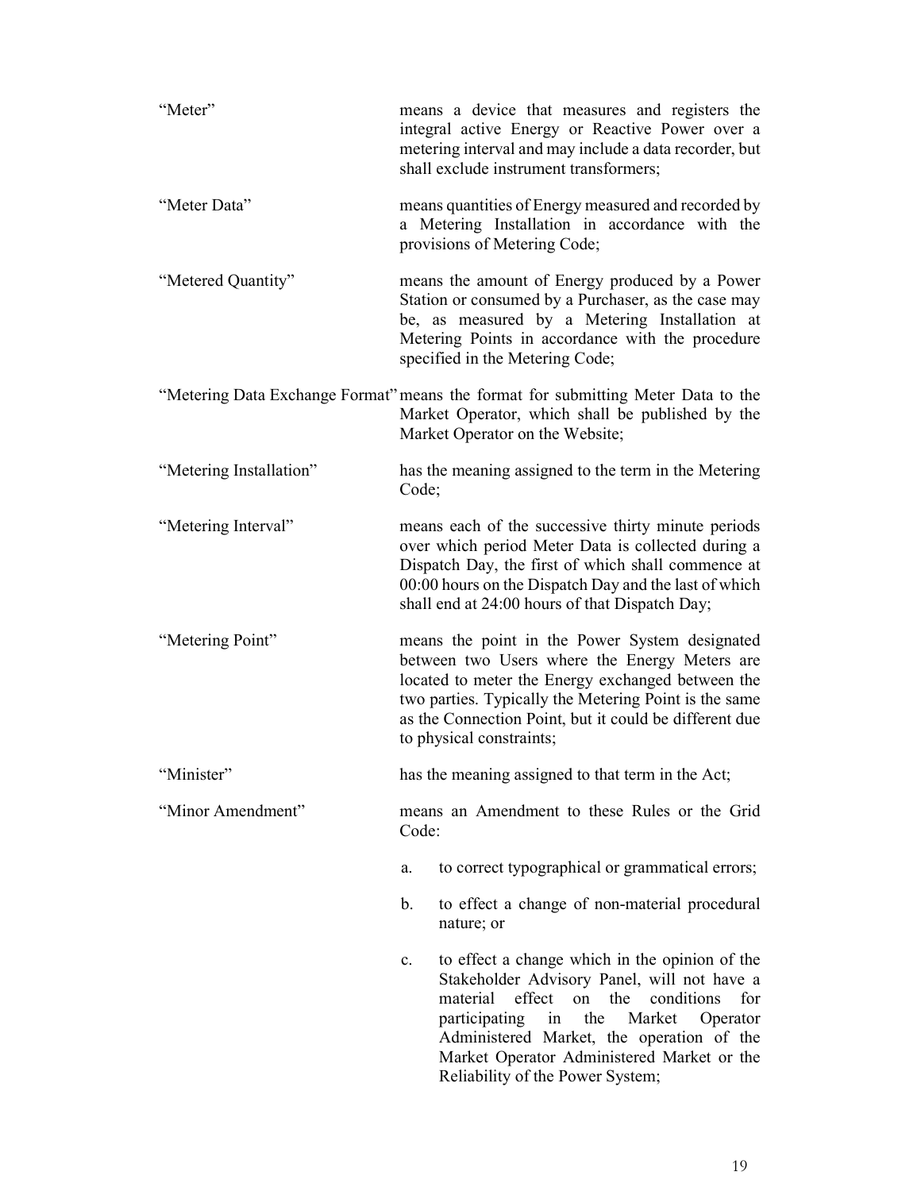“Meter” means a device that measures and registers the integral active Energy or Reactive Power over a metering interval and may include a data recorder, but shall exclude instrument transformers;

“Meter Data” means quantities of Energy measured and recorded by a Metering Installation in accordance with the provisions of Metering Code;

“Metered Quantity” means the amount of Energy produced by a Power Station or consumed by a Purchaser, as the case may be, as measured by a Metering Installation at Metering Points in accordance with the procedure specified in the Metering Code;

“Metering Data Exchange Format” means the format for submitting Meter Data to the Market Operator, which shall be published by the Market Operator on the Website;

“Metering Installation” has the meaning assigned to the term in the Metering Code;

“Metering Interval” means each of the successive thirty minute periods over which period Meter Data is collected during a Dispatch Day, the first of which shall commence at 00:00 hours on the Dispatch Day and the last of which shall end at 24:00 hours of that Dispatch Day;

“Metering Point” means the point in the Power System designated between two Users where the Energy Meters are located to meter the Energy exchanged between the two parties. Typically the Metering Point is the same as the Connection Point, but it could be different due to physical constraints;

“Minister” has the meaning assigned to that term in the Act;

“Minor Amendment” means an Amendment to these Rules or the Grid Code:

a. to correct typographical or grammatical errors;

b. to effect a change of non-material procedural nature; or

c. to effect a change which in the opinion of the Stakeholder Advisory Panel, will not have a material effect on the conditions for participating in the Market Operator Administered Market, the operation of the Market Operator Administered Market or the Reliability of the Power System;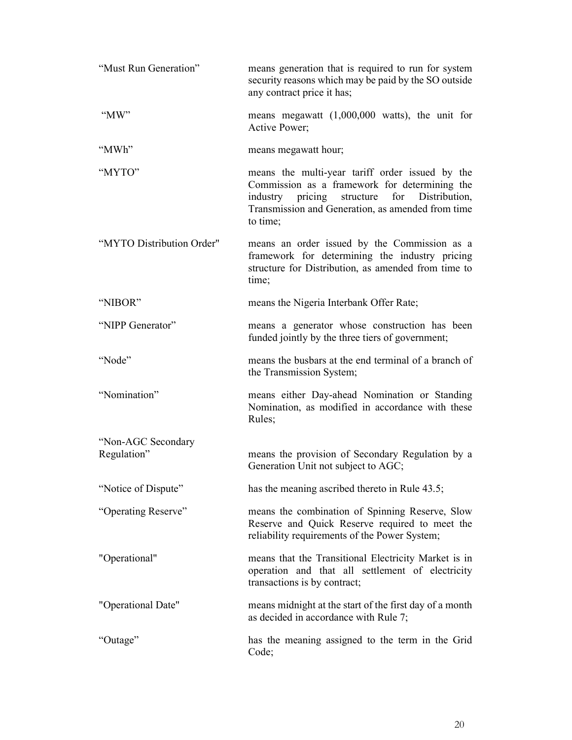| | |
|---|---|
| "Must Run Generation" | means generation that is required to run for system security reasons which may be paid by the SO outside any contract price it has; |
| "MW" | means megawatt (1,000,000 watts), the unit for Active Power; |
| "MWh" | means megawatt hour; |
| "MYTO" | means the multi-year tariff order issued by the Commission as a framework for determining the industry pricing structure for Distribution, Transmission and Generation, as amended from time to time; |
| "MYTO Distribution Order" | means an order issued by the Commission as a framework for determining the industry pricing structure for Distribution, as amended from time to time; |
| "NIBOR" | means the Nigeria Interbank Offer Rate; |
| "NIPP Generator" | means a generator whose construction has been funded jointly by the three tiers of government; |
| "Node" | means the busbars at the end terminal of a branch of the Transmission System; |
| "Nomination" | means either Day-ahead Nomination or Standing Nomination, as modified in accordance with these Rules; |
| "Non-AGC Secondary Regulation" | means the provision of Secondary Regulation by a Generation Unit not subject to AGC; |
| "Notice of Dispute" | has the meaning ascribed thereto in Rule 43.5; |
| "Operating Reserve" | means the combination of Spinning Reserve, Slow Reserve and Quick Reserve required to meet the reliability requirements of the Power System; |
| "Operational" | means that the Transitional Electricity Market is in operation and that all settlement of electricity transactions is by contract; |
| "Operational Date" | means midnight at the start of the first day of a month as decided in accordance with Rule 7; |
| "Outage" | has the meaning assigned to the term in the Grid Code; |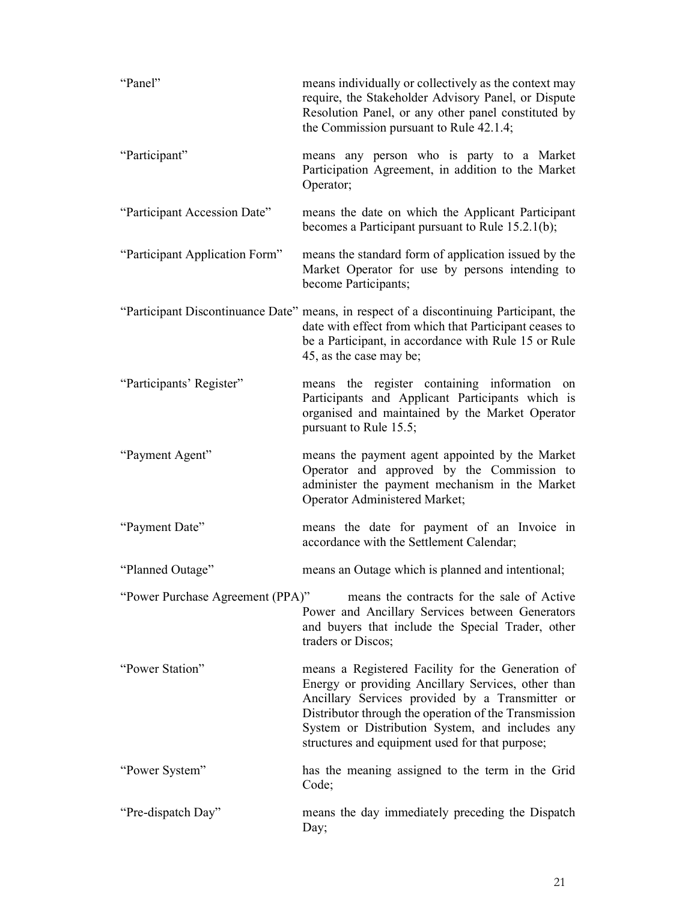"Panel" means individually or collectively as the context may require, the Stakeholder Advisory Panel, or Dispute Resolution Panel, or any other panel constituted by the Commission pursuant to Rule 42.1.4;

"Participant" means any person who is party to a Market Participation Agreement, in addition to the Market Operator;

"Participant Accession Date" means the date on which the Applicant Participant becomes a Participant pursuant to Rule 15.2.1(b);

"Participant Application Form" means the standard form of application issued by the Market Operator for use by persons intending to become Participants;

"Participant Discontinuance Date" means, in respect of a discontinuing Participant, the date with effect from which that Participant ceases to be a Participant, in accordance with Rule 15 or Rule 45, as the case may be;

"Participants' Register" means the register containing information on Participants and Applicant Participants which is organised and maintained by the Market Operator pursuant to Rule 15.5;

"Payment Agent" means the payment agent appointed by the Market Operator and approved by the Commission to administer the payment mechanism in the Market Operator Administered Market;

"Payment Date" means the date for payment of an Invoice in accordance with the Settlement Calendar;

"Planned Outage" means an Outage which is planned and intentional;

"Power Purchase Agreement (PPA)" means the contracts for the sale of Active Power and Ancillary Services between Generators and buyers that include the Special Trader, other traders or Discos;

"Power Station" means a Registered Facility for the Generation of Energy or providing Ancillary Services, other than Ancillary Services provided by a Transmitter or Distributor through the operation of the Transmission System or Distribution System, and includes any structures and equipment used for that purpose;

"Power System" has the meaning assigned to the term in the Grid Code;

"Pre-dispatch Day" means the day immediately preceding the Dispatch Day;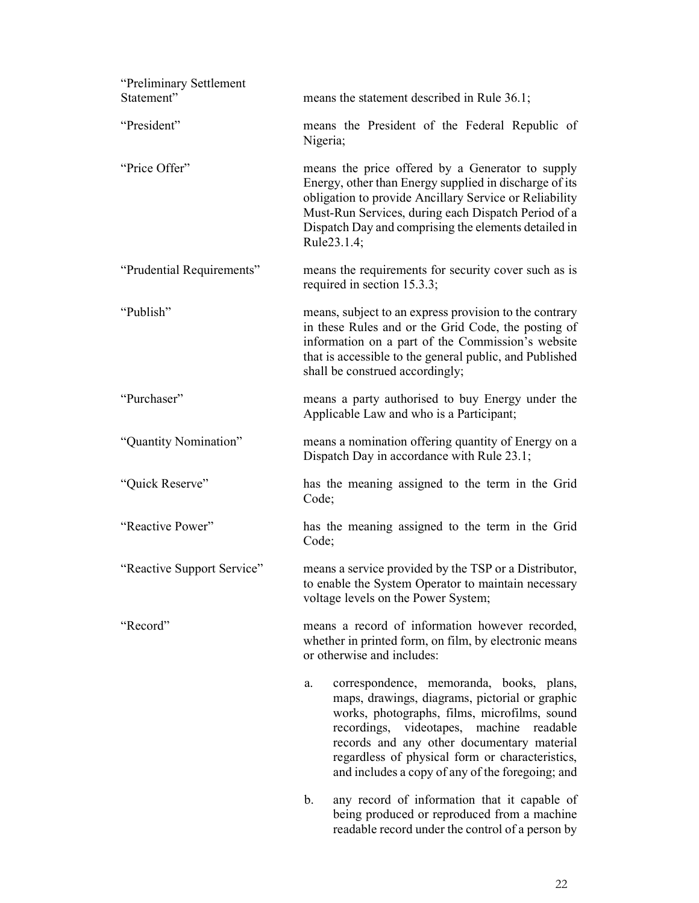"Preliminary Settlement Statement" means the statement described in Rule 36.1;

"President" means the President of the Federal Republic of Nigeria;

"Price Offer" means the price offered by a Generator to supply Energy, other than Energy supplied in discharge of its obligation to provide Ancillary Service or Reliability Must-Run Services, during each Dispatch Period of a Dispatch Day and comprising the elements detailed in Rule23.1.4;

"Prudential Requirements" means the requirements for security cover such as is required in section 15.3.3;

"Publish" means, subject to an express provision to the contrary in these Rules and or the Grid Code, the posting of information on a part of the Commission's website that is accessible to the general public, and Published shall be construed accordingly;

"Purchaser" means a party authorised to buy Energy under the Applicable Law and who is a Participant;

"Quantity Nomination" means a nomination offering quantity of Energy on a Dispatch Day in accordance with Rule 23.1;

"Quick Reserve" has the meaning assigned to the term in the Grid Code;

"Reactive Power" has the meaning assigned to the term in the Grid Code;

"Reactive Support Service" means a service provided by the TSP or a Distributor, to enable the System Operator to maintain necessary voltage levels on the Power System;

"Record" means a record of information however recorded, whether in printed form, on film, by electronic means or otherwise and includes:

a. correspondence, memoranda, books, plans, maps, drawings, diagrams, pictorial or graphic works, photographs, films, microfilms, sound recordings, videotapes, machine readable records and any other documentary material regardless of physical form or characteristics, and includes a copy of any of the foregoing; and

b. any record of information that it capable of being produced or reproduced from a machine readable record under the control of a person by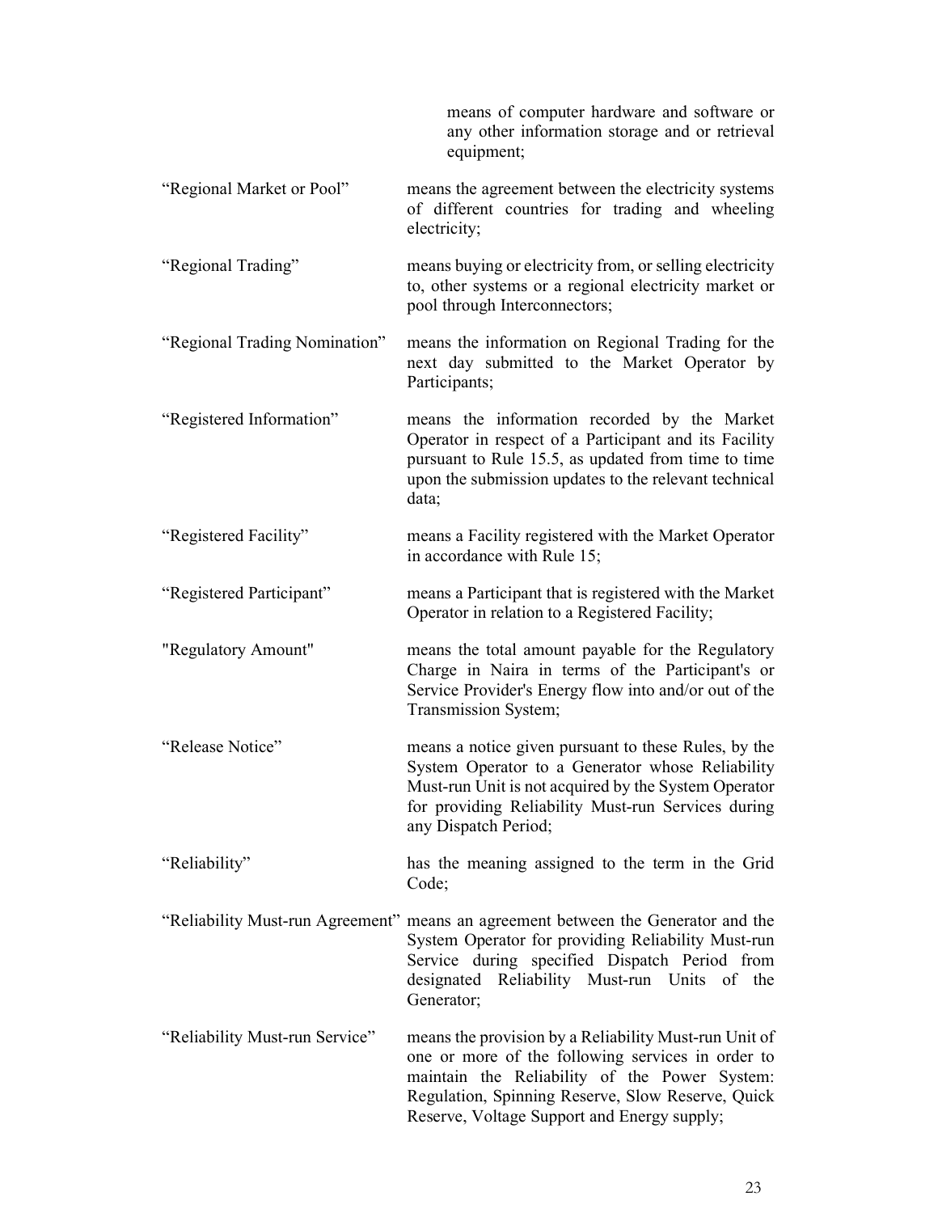means of computer hardware and software or any other information storage and or retrieval equipment;

"Regional Market or Pool" means the agreement between the electricity systems of different countries for trading and wheeling electricity;

"Regional Trading" means buying or electricity from, or selling electricity to, other systems or a regional electricity market or pool through Interconnectors;

"Regional Trading Nomination" means the information on Regional Trading for the next day submitted to the Market Operator by Participants;

"Registered Information" means the information recorded by the Market Operator in respect of a Participant and its Facility pursuant to Rule 15.5, as updated from time to time upon the submission updates to the relevant technical data;

"Registered Facility" means a Facility registered with the Market Operator in accordance with Rule 15;

"Registered Participant" means a Participant that is registered with the Market Operator in relation to a Registered Facility;

"Regulatory Amount" means the total amount payable for the Regulatory Charge in Naira in terms of the Participant's or Service Provider's Energy flow into and/or out of the Transmission System;

"Release Notice" means a notice given pursuant to these Rules, by the System Operator to a Generator whose Reliability Must-run Unit is not acquired by the System Operator for providing Reliability Must-run Services during any Dispatch Period;

"Reliability" has the meaning assigned to the term in the Grid Code;

"Reliability Must-run Agreement" means an agreement between the Generator and the System Operator for providing Reliability Must-run Service during specified Dispatch Period from designated Reliability Must-run Units of the Generator;

"Reliability Must-run Service" means the provision by a Reliability Must-run Unit of one or more of the following services in order to maintain the Reliability of the Power System: Regulation, Spinning Reserve, Slow Reserve, Quick Reserve, Voltage Support and Energy supply;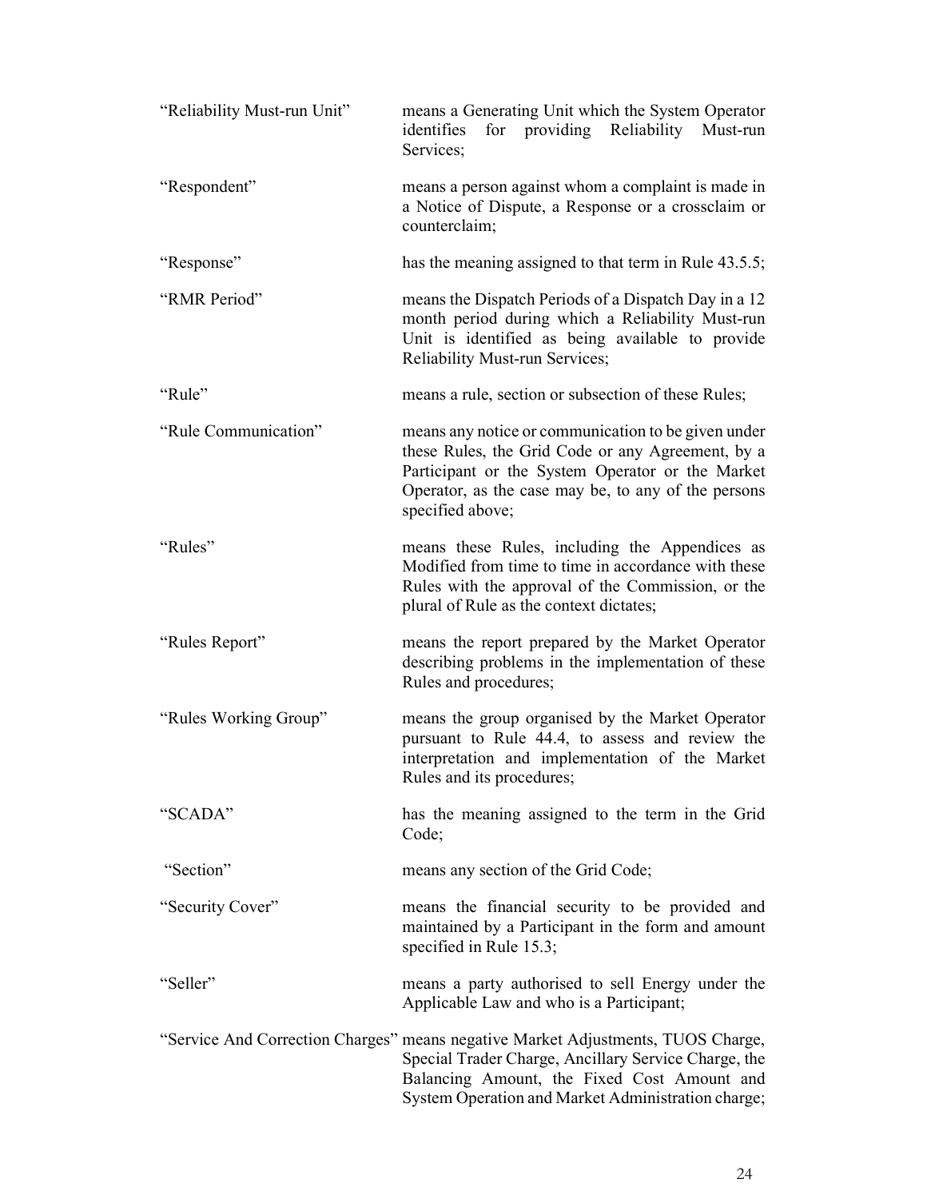| | |
|---|---|
| "Reliability Must-run Unit" | means a Generating Unit which the System Operator identifies for providing Reliability Must-run Services; |
| "Respondent" | means a person against whom a complaint is made in a Notice of Dispute, a Response or a crossclaim or counterclaim; |
| "Response" | has the meaning assigned to that term in Rule 43.5.5; |
| "RMR Period" | means the Dispatch Periods of a Dispatch Day in a 12 month period during which a Reliability Must-run Unit is identified as being available to provide Reliability Must-run Services; |
| "Rule" | means a rule, section or subsection of these Rules; |
| "Rule Communication" | means any notice or communication to be given under these Rules, the Grid Code or any Agreement, by a Participant or the System Operator or the Market Operator, as the case may be, to any of the persons specified above; |
| "Rules" | means these Rules, including the Appendices as Modified from time to time in accordance with these Rules with the approval of the Commission, or the plural of Rule as the context dictates; |
| "Rules Report" | means the report prepared by the Market Operator describing problems in the implementation of these Rules and procedures; |
| "Rules Working Group" | means the group organised by the Market Operator pursuant to Rule 44.4, to assess and review the interpretation and implementation of the Market Rules and its procedures; |
| "SCADA" | has the meaning assigned to the term in the Grid Code; |
| "Section" | means any section of the Grid Code; |
| "Security Cover" | means the financial security to be provided and maintained by a Participant in the form and amount specified in Rule 15.3; |
| "Seller" | means a party authorised to sell Energy under the Applicable Law and who is a Participant; |
| "Service And Correction Charges" | means negative Market Adjustments, TUOS Charge, Special Trader Charge, Ancillary Service Charge, the Balancing Amount, the Fixed Cost Amount and System Operation and Market Administration charge; |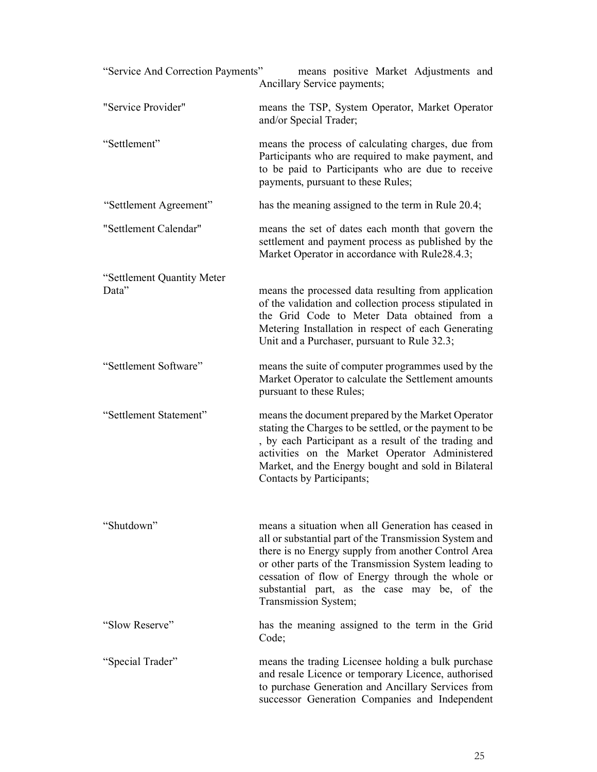“Service And Correction Payments” means positive Market Adjustments and Ancillary Service payments;

"Service Provider" means the TSP, System Operator, Market Operator and/or Special Trader;

“Settlement” means the process of calculating charges, due from Participants who are required to make payment, and to be paid to Participants who are due to receive payments, pursuant to these Rules;

“Settlement Agreement” has the meaning assigned to the term in Rule 20.4;

"Settlement Calendar" means the set of dates each month that govern the settlement and payment process as published by the Market Operator in accordance with Rule28.4.3;

“Settlement Quantity Meter Data” means the processed data resulting from application of the validation and collection process stipulated in the Grid Code to Meter Data obtained from a Metering Installation in respect of each Generating Unit and a Purchaser, pursuant to Rule 32.3;

“Settlement Software” means the suite of computer programmes used by the Market Operator to calculate the Settlement amounts pursuant to these Rules;

“Settlement Statement” means the document prepared by the Market Operator stating the Charges to be settled, or the payment to be , by each Participant as a result of the trading and activities on the Market Operator Administered Market, and the Energy bought and sold in Bilateral Contacts by Participants;

“Shutdown” means a situation when all Generation has ceased in all or substantial part of the Transmission System and there is no Energy supply from another Control Area or other parts of the Transmission System leading to cessation of flow of Energy through the whole or substantial part, as the case may be, of the Transmission System;

“Slow Reserve” has the meaning assigned to the term in the Grid Code;

“Special Trader” means the trading Licensee holding a bulk purchase and resale Licence or temporary Licence, authorised to purchase Generation and Ancillary Services from successor Generation Companies and Independent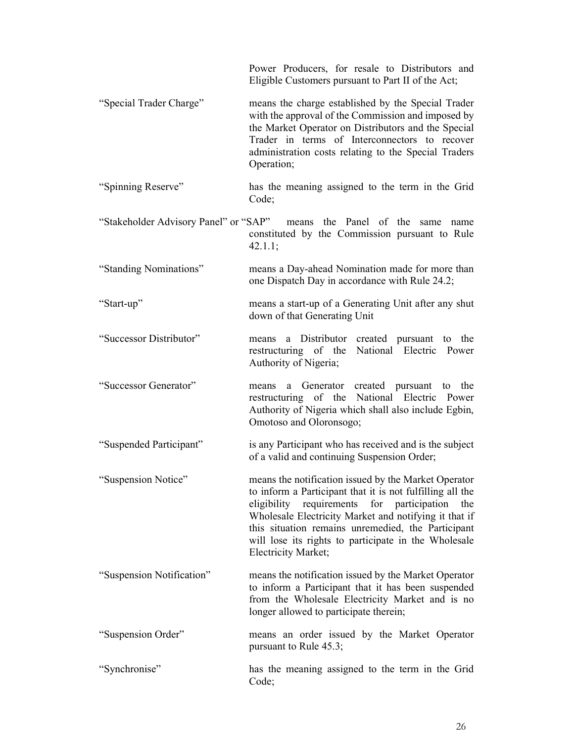Power Producers, for resale to Distributors and Eligible Customers pursuant to Part II of the Act;

"Special Trader Charge" means the charge established by the Special Trader with the approval of the Commission and imposed by the Market Operator on Distributors and the Special Trader in terms of Interconnectors to recover administration costs relating to the Special Traders Operation;

"Spinning Reserve" has the meaning assigned to the term in the Grid Code;

"Stakeholder Advisory Panel" or "SAP" means the Panel of the same name constituted by the Commission pursuant to Rule 42.1.1;

"Standing Nominations" means a Day-ahead Nomination made for more than one Dispatch Day in accordance with Rule 24.2;

"Start-up" means a start-up of a Generating Unit after any shut down of that Generating Unit

"Successor Distributor" means a Distributor created pursuant to the restructuring of the National Electric Power Authority of Nigeria;

"Successor Generator" means a Generator created pursuant to the restructuring of the National Electric Power Authority of Nigeria which shall also include Egbin, Omotoso and Oloronsogo;

"Suspended Participant" is any Participant who has received and is the subject of a valid and continuing Suspension Order;

"Suspension Notice" means the notification issued by the Market Operator to inform a Participant that it is not fulfilling all the eligibility requirements for participation the Wholesale Electricity Market and notifying it that if this situation remains unremedied, the Participant will lose its rights to participate in the Wholesale Electricity Market;

"Suspension Notification" means the notification issued by the Market Operator to inform a Participant that it has been suspended from the Wholesale Electricity Market and is no longer allowed to participate therein;

"Suspension Order" means an order issued by the Market Operator pursuant to Rule 45.3;

"Synchronise" has the meaning assigned to the term in the Grid Code;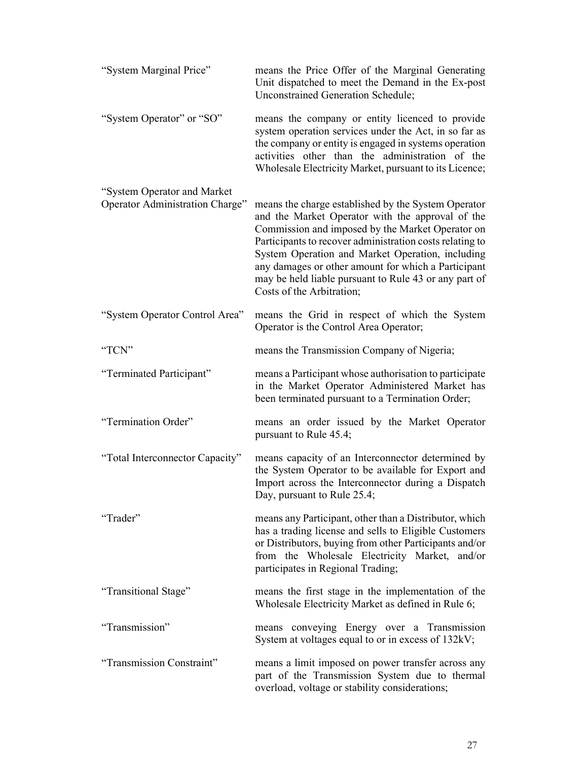| | |
|---|---|
| "System Marginal Price" | means the Price Offer of the Marginal Generating Unit dispatched to meet the Demand in the Ex-post Unconstrained Generation Schedule; |
| "System Operator" or "SO" | means the company or entity licenced to provide system operation services under the Act, in so far as the company or entity is engaged in systems operation activities other than the administration of the Wholesale Electricity Market, pursuant to its Licence; |
| "System Operator and Market Operator Administration Charge" | means the charge established by the System Operator and the Market Operator with the approval of the Commission and imposed by the Market Operator on Participants to recover administration costs relating to System Operation and Market Operation, including any damages or other amount for which a Participant may be held liable pursuant to Rule 43 or any part of Costs of the Arbitration; |
| "System Operator Control Area" | means the Grid in respect of which the System Operator is the Control Area Operator; |
| "TCN" | means the Transmission Company of Nigeria; |
| "Terminated Participant" | means a Participant whose authorisation to participate in the Market Operator Administered Market has been terminated pursuant to a Termination Order; |
| "Termination Order" | means an order issued by the Market Operator pursuant to Rule 45.4; |
| "Total Interconnector Capacity" | means capacity of an Interconnector determined by the System Operator to be available for Export and Import across the Interconnector during a Dispatch Day, pursuant to Rule 25.4; |
| "Trader" | means any Participant, other than a Distributor, which has a trading license and sells to Eligible Customers or Distributors, buying from other Participants and/or from the Wholesale Electricity Market, and/or participates in Regional Trading; |
| "Transitional Stage" | means the first stage in the implementation of the Wholesale Electricity Market as defined in Rule 6; |
| "Transmission" | means conveying Energy over a Transmission System at voltages equal to or in excess of 132kV; |
| "Transmission Constraint" | means a limit imposed on power transfer across any part of the Transmission System due to thermal overload, voltage or stability considerations; |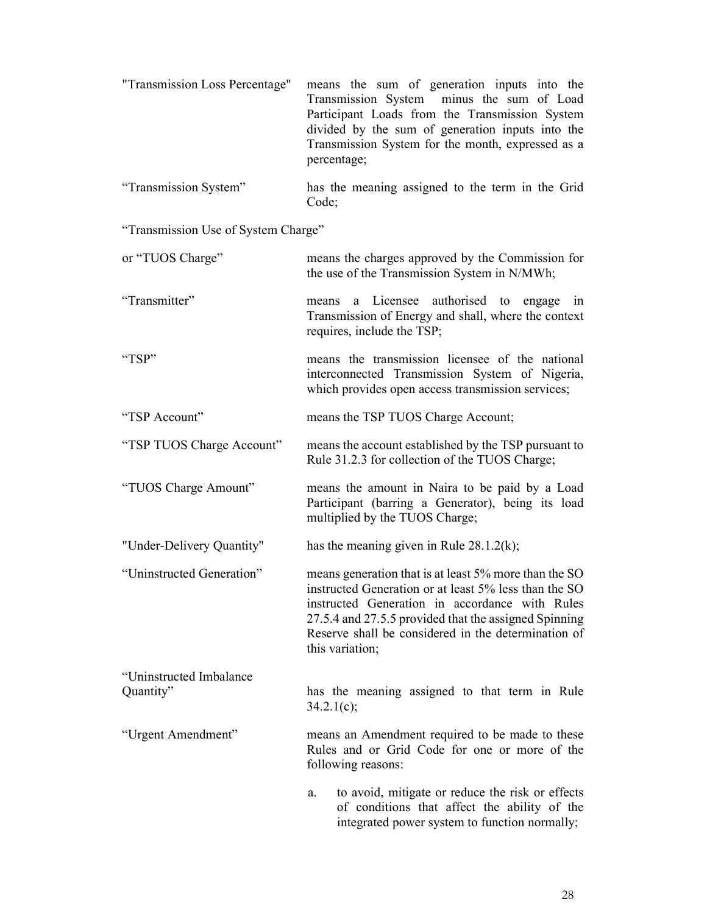"Transmission Loss Percentage" means the sum of generation inputs into the Transmission System minus the sum of Load Participant Loads from the Transmission System divided by the sum of generation inputs into the Transmission System for the month, expressed as a percentage;

"Transmission System" has the meaning assigned to the term in the Grid Code;

"Transmission Use of System Charge" or "TUOS Charge" means the charges approved by the Commission for the use of the Transmission System in N/MWh;

"Transmitter" means a Licensee authorised to engage in Transmission of Energy and shall, where the context requires, include the TSP;

"TSP" means the transmission licensee of the national interconnected Transmission System of Nigeria, which provides open access transmission services;

"TSP Account" means the TSP TUOS Charge Account;

"TSP TUOS Charge Account" means the account established by the TSP pursuant to Rule 31.2.3 for collection of the TUOS Charge;

"TUOS Charge Amount" means the amount in Naira to be paid by a Load Participant (barring a Generator), being its load multiplied by the TUOS Charge;

"Under-Delivery Quantity" has the meaning given in Rule 28.1.2(k);

"Uninstructed Generation" means generation that is at least 5% more than the SO instructed Generation or at least 5% less than the SO instructed Generation in accordance with Rules 27.5.4 and 27.5.5 provided that the assigned Spinning Reserve shall be considered in the determination of this variation;

"Uninstructed Imbalance Quantity" has the meaning assigned to that term in Rule 34.2.1(c);

"Urgent Amendment" means an Amendment required to be made to these Rules and or Grid Code for one or more of the following reasons:

a. to avoid, mitigate or reduce the risk or effects of conditions that affect the ability of the integrated power system to function normally;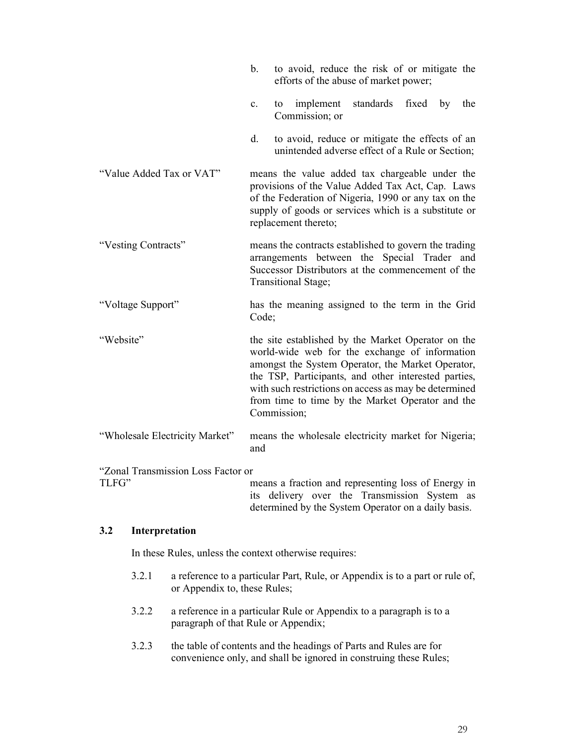b. to avoid, reduce the risk of or mitigate the efforts of the abuse of market power;

c. to implement standards fixed by the Commission; or

d. to avoid, reduce or mitigate the effects of an unintended adverse effect of a Rule or Section;

| | |
|---|---|
| "Value Added Tax or VAT" | means the value added tax chargeable under the provisions of the Value Added Tax Act, Cap. Laws of the Federation of Nigeria, 1990 or any tax on the supply of goods or services which is a substitute or replacement thereto; |
| "Vesting Contracts" | means the contracts established to govern the trading arrangements between the Special Trader and Successor Distributors at the commencement of the Transitional Stage; |
| "Voltage Support" | has the meaning assigned to the term in the Grid Code; |
| "Website" | the site established by the Market Operator on the world-wide web for the exchange of information amongst the System Operator, the Market Operator, the TSP, Participants, and other interested parties, with such restrictions on access as may be determined from time to time by the Market Operator and the Commission; |
| "Wholesale Electricity Market" | means the wholesale electricity market for Nigeria; and |
| "Zonal Transmission Loss Factor or TLFG" | means a fraction and representing loss of Energy in its delivery over the Transmission System as determined by the System Operator on a daily basis. |

### 3.2 Interpretation

In these Rules, unless the context otherwise requires:

3.2.1 a reference to a particular Part, Rule, or Appendix is to a part or rule of, or Appendix to, these Rules;

3.2.2 a reference in a particular Rule or Appendix to a paragraph is to a paragraph of that Rule or Appendix;

3.2.3 the table of contents and the headings of Parts and Rules are for convenience only, and shall be ignored in construing these Rules;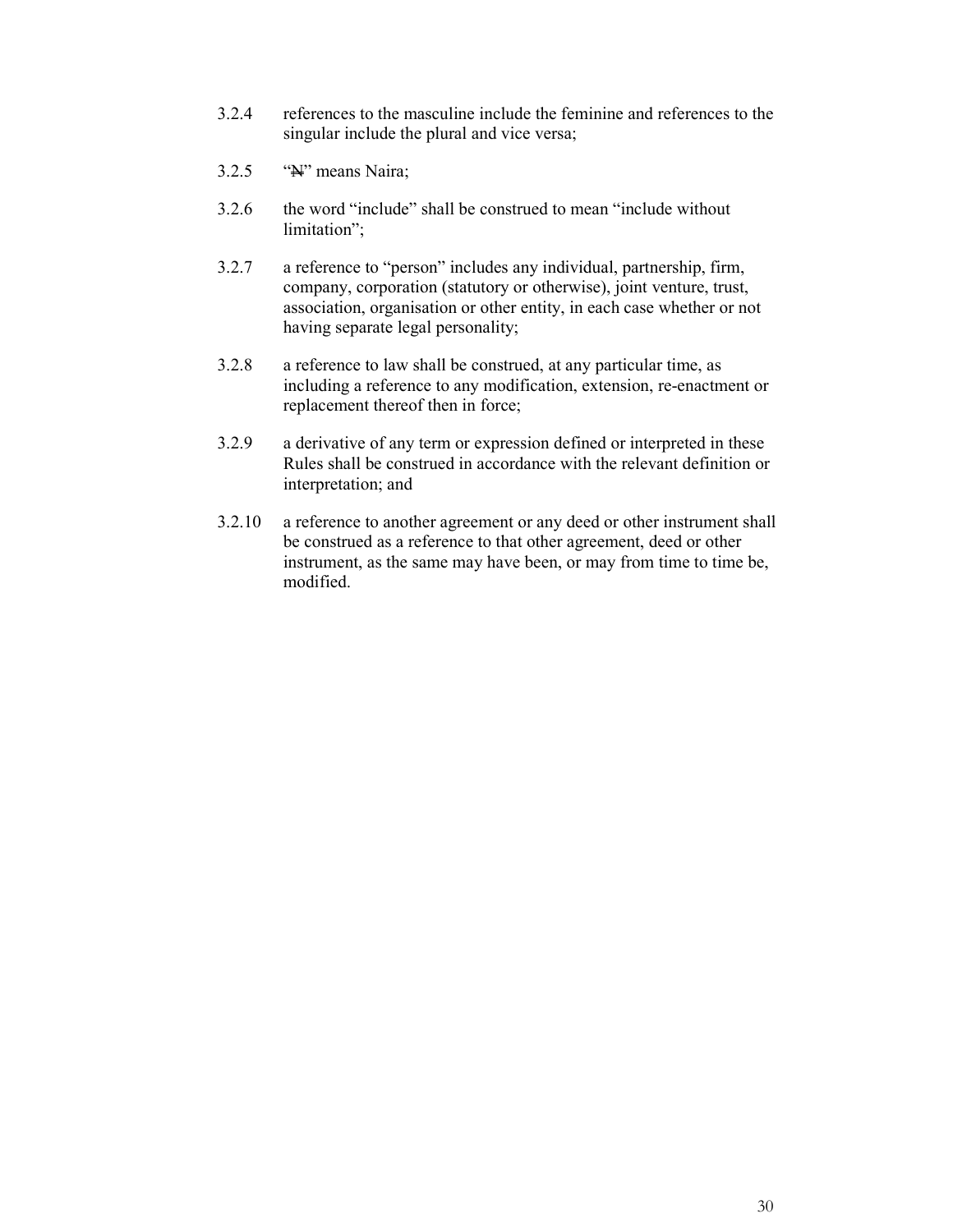3.2.4 references to the masculine include the feminine and references to the singular include the plural and vice versa;

3.2.5 "₦" means Naira;

3.2.6 the word "include" shall be construed to mean "include without limitation";

3.2.7 a reference to "person" includes any individual, partnership, firm, company, corporation (statutory or otherwise), joint venture, trust, association, organisation or other entity, in each case whether or not having separate legal personality;

3.2.8 a reference to law shall be construed, at any particular time, as including a reference to any modification, extension, re-enactment or replacement thereof then in force;

3.2.9 a derivative of any term or expression defined or interpreted in these Rules shall be construed in accordance with the relevant definition or interpretation; and

3.2.10 a reference to another agreement or any deed or other instrument shall be construed as a reference to that other agreement, deed or other instrument, as the same may have been, or may from time to time be, modified.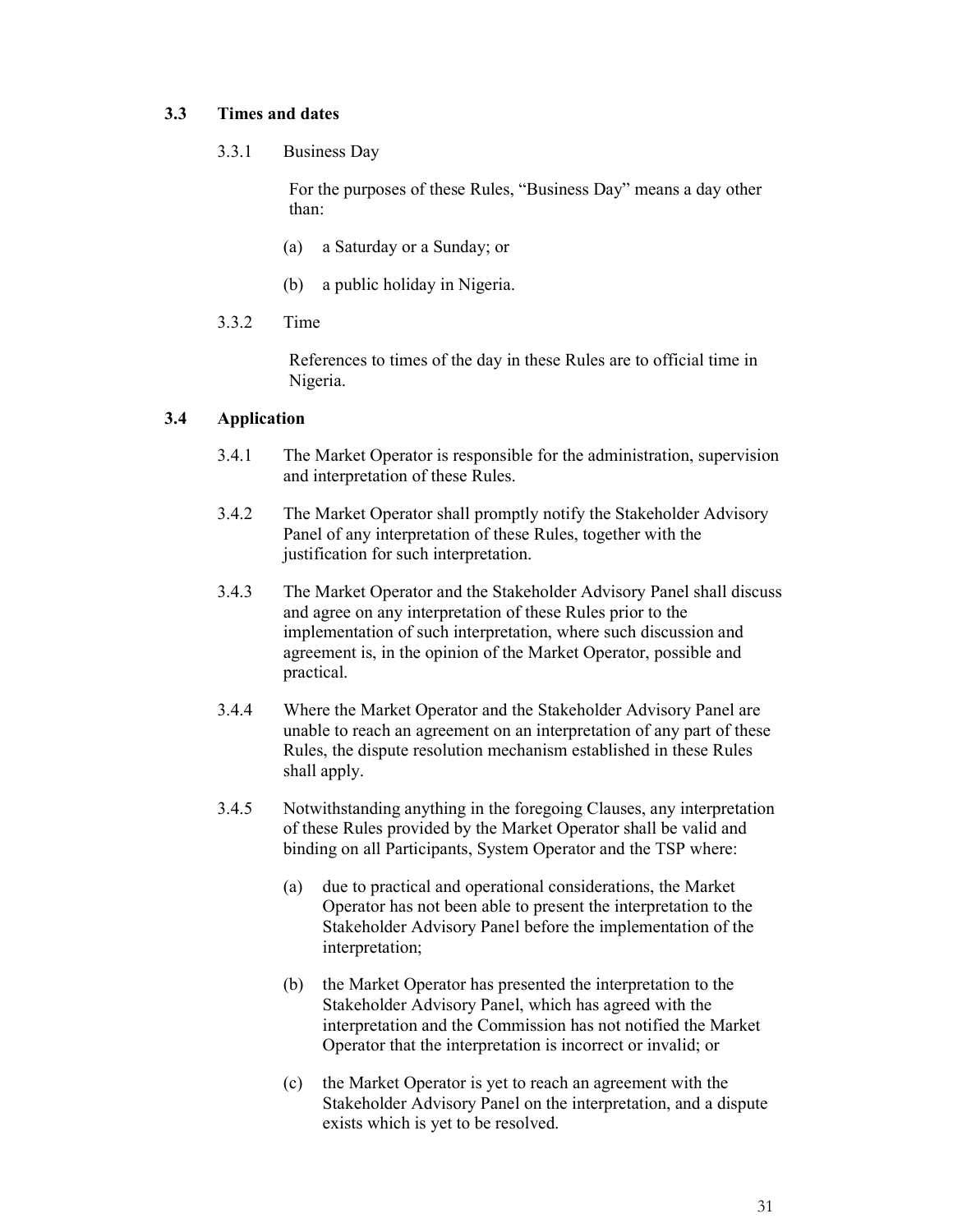### 3.3 Times and dates

3.3.1 Business Day

For the purposes of these Rules, "Business Day" means a day other than:

(a) a Saturday or a Sunday; or

(b) a public holiday in Nigeria.

3.3.2 Time

References to times of the day in these Rules are to official time in Nigeria.

### 3.4 Application

3.4.1 The Market Operator is responsible for the administration, supervision and interpretation of these Rules.

3.4.2 The Market Operator shall promptly notify the Stakeholder Advisory Panel of any interpretation of these Rules, together with the justification for such interpretation.

3.4.3 The Market Operator and the Stakeholder Advisory Panel shall discuss and agree on any interpretation of these Rules prior to the implementation of such interpretation, where such discussion and agreement is, in the opinion of the Market Operator, possible and practical.

3.4.4 Where the Market Operator and the Stakeholder Advisory Panel are unable to reach an agreement on an interpretation of any part of these Rules, the dispute resolution mechanism established in these Rules shall apply.

3.4.5 Notwithstanding anything in the foregoing Clauses, any interpretation of these Rules provided by the Market Operator shall be valid and binding on all Participants, System Operator and the TSP where:

(a) due to practical and operational considerations, the Market Operator has not been able to present the interpretation to the Stakeholder Advisory Panel before the implementation of the interpretation;

(b) the Market Operator has presented the interpretation to the Stakeholder Advisory Panel, which has agreed with the interpretation and the Commission has not notified the Market Operator that the interpretation is incorrect or invalid; or

(c) the Market Operator is yet to reach an agreement with the Stakeholder Advisory Panel on the interpretation, and a dispute exists which is yet to be resolved.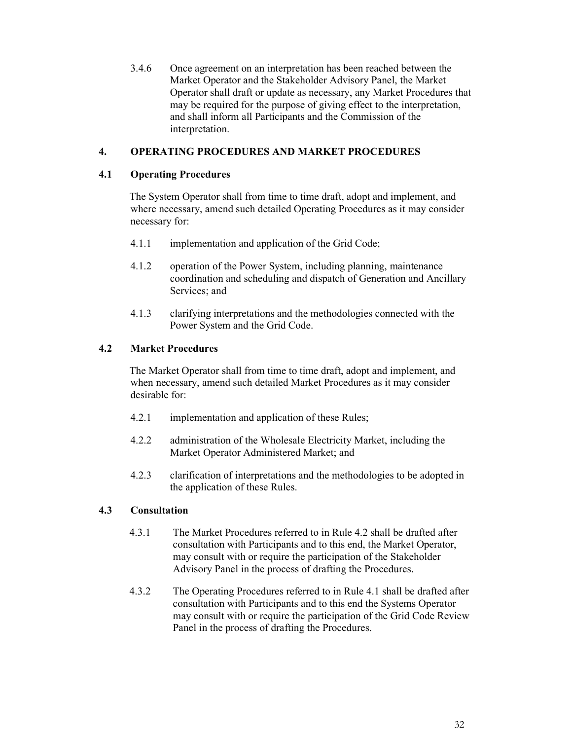3.4.6 Once agreement on an interpretation has been reached between the Market Operator and the Stakeholder Advisory Panel, the Market Operator shall draft or update as necessary, any Market Procedures that may be required for the purpose of giving effect to the interpretation, and shall inform all Participants and the Commission of the interpretation.

## 4. OPERATING PROCEDURES AND MARKET PROCEDURES

### 4.1 Operating Procedures

The System Operator shall from time to time draft, adopt and implement, and where necessary, amend such detailed Operating Procedures as it may consider necessary for:

4.1.1 implementation and application of the Grid Code;

4.1.2 operation of the Power System, including planning, maintenance coordination and scheduling and dispatch of Generation and Ancillary Services; and

4.1.3 clarifying interpretations and the methodologies connected with the Power System and the Grid Code.

### 4.2 Market Procedures

The Market Operator shall from time to time draft, adopt and implement, and when necessary, amend such detailed Market Procedures as it may consider desirable for:

4.2.1 implementation and application of these Rules;

4.2.2 administration of the Wholesale Electricity Market, including the Market Operator Administered Market; and

4.2.3 clarification of interpretations and the methodologies to be adopted in the application of these Rules.

### 4.3 Consultation

4.3.1 The Market Procedures referred to in Rule 4.2 shall be drafted after consultation with Participants and to this end, the Market Operator, may consult with or require the participation of the Stakeholder Advisory Panel in the process of drafting the Procedures.

4.3.2 The Operating Procedures referred to in Rule 4.1 shall be drafted after consultation with Participants and to this end the Systems Operator may consult with or require the participation of the Grid Code Review Panel in the process of drafting the Procedures.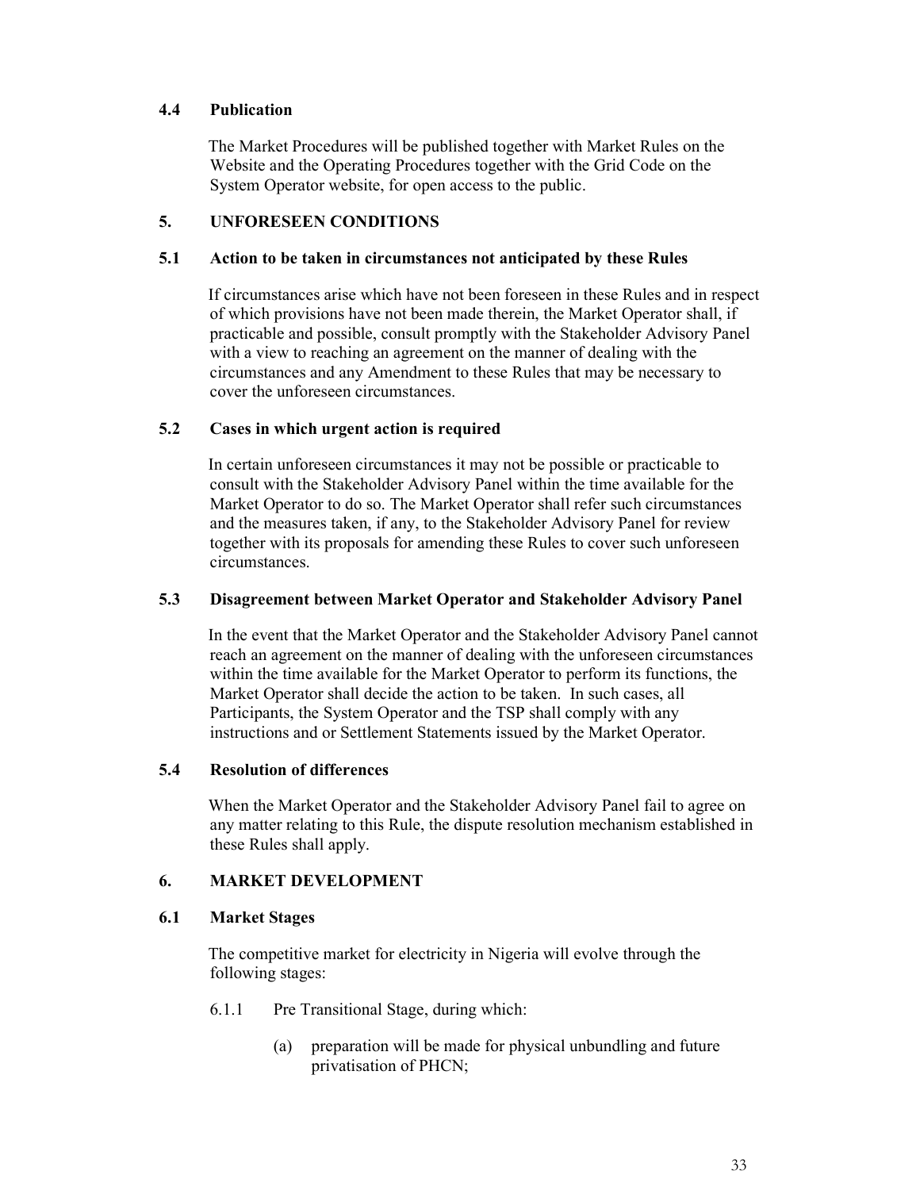### 4.4 Publication

The Market Procedures will be published together with Market Rules on the Website and the Operating Procedures together with the Grid Code on the System Operator website, for open access to the public.

## 5. UNFORESEEN CONDITIONS

### 5.1 Action to be taken in circumstances not anticipated by these Rules

If circumstances arise which have not been foreseen in these Rules and in respect of which provisions have not been made therein, the Market Operator shall, if practicable and possible, consult promptly with the Stakeholder Advisory Panel with a view to reaching an agreement on the manner of dealing with the circumstances and any Amendment to these Rules that may be necessary to cover the unforeseen circumstances.

### 5.2 Cases in which urgent action is required

In certain unforeseen circumstances it may not be possible or practicable to consult with the Stakeholder Advisory Panel within the time available for the Market Operator to do so. The Market Operator shall refer such circumstances and the measures taken, if any, to the Stakeholder Advisory Panel for review together with its proposals for amending these Rules to cover such unforeseen circumstances.

### 5.3 Disagreement between Market Operator and Stakeholder Advisory Panel

In the event that the Market Operator and the Stakeholder Advisory Panel cannot reach an agreement on the manner of dealing with the unforeseen circumstances within the time available for the Market Operator to perform its functions, the Market Operator shall decide the action to be taken. In such cases, all Participants, the System Operator and the TSP shall comply with any instructions and or Settlement Statements issued by the Market Operator.

### 5.4 Resolution of differences

When the Market Operator and the Stakeholder Advisory Panel fail to agree on any matter relating to this Rule, the dispute resolution mechanism established in these Rules shall apply.

## 6. MARKET DEVELOPMENT

### 6.1 Market Stages

The competitive market for electricity in Nigeria will evolve through the following stages:

6.1.1 Pre Transitional Stage, during which:

(a) preparation will be made for physical unbundling and future privatisation of PHCN;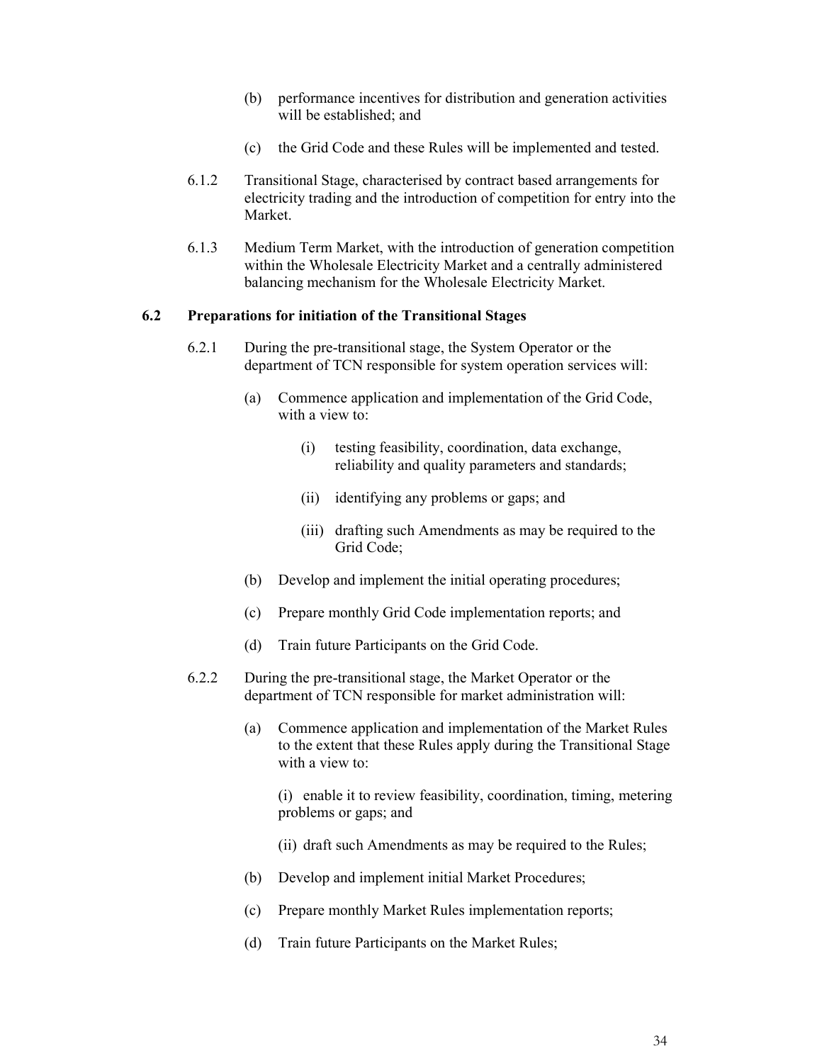(b) performance incentives for distribution and generation activities will be established; and

(c) the Grid Code and these Rules will be implemented and tested.

6.1.2 Transitional Stage, characterised by contract based arrangements for electricity trading and the introduction of competition for entry into the Market.

6.1.3 Medium Term Market, with the introduction of generation competition within the Wholesale Electricity Market and a centrally administered balancing mechanism for the Wholesale Electricity Market.

### 6.2 Preparations for initiation of the Transitional Stages

6.2.1 During the pre-transitional stage, the System Operator or the department of TCN responsible for system operation services will:

(a) Commence application and implementation of the Grid Code, with a view to:

(i) testing feasibility, coordination, data exchange, reliability and quality parameters and standards;

(ii) identifying any problems or gaps; and

(iii) drafting such Amendments as may be required to the Grid Code;

(b) Develop and implement the initial operating procedures;

(c) Prepare monthly Grid Code implementation reports; and

(d) Train future Participants on the Grid Code.

6.2.2 During the pre-transitional stage, the Market Operator or the department of TCN responsible for market administration will:

(a) Commence application and implementation of the Market Rules to the extent that these Rules apply during the Transitional Stage with a view to:

(i) enable it to review feasibility, coordination, timing, metering problems or gaps; and

(ii) draft such Amendments as may be required to the Rules;

(b) Develop and implement initial Market Procedures;

(c) Prepare monthly Market Rules implementation reports;

(d) Train future Participants on the Market Rules;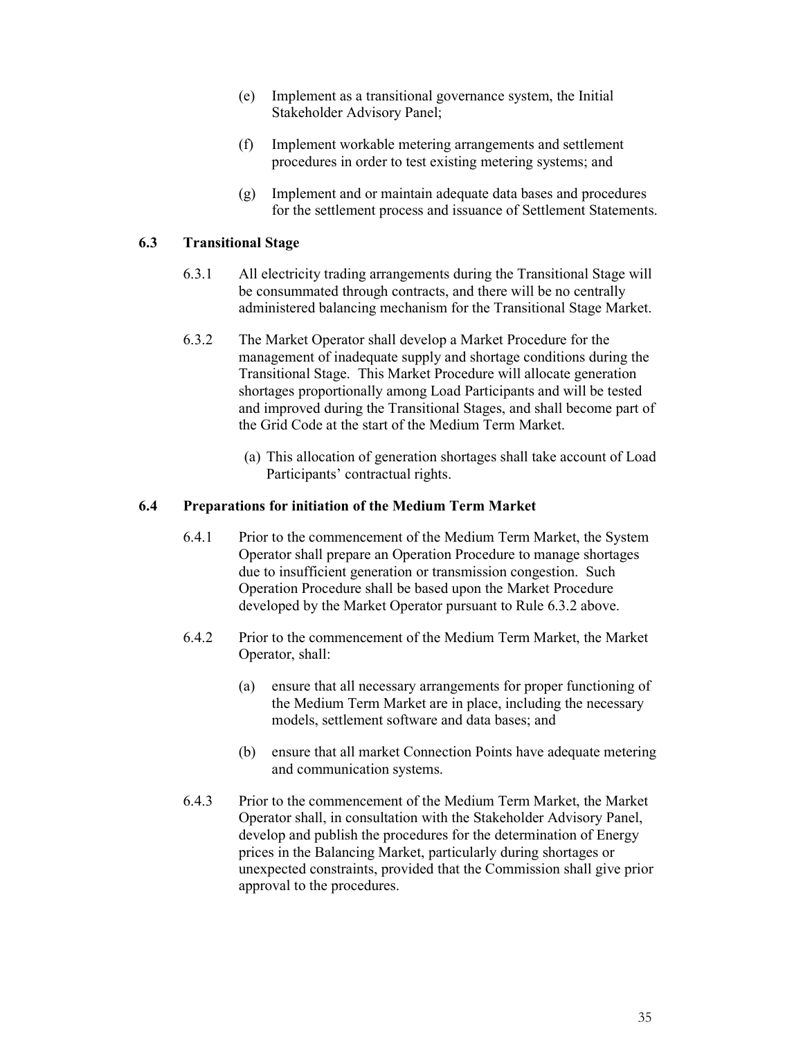(e) Implement as a transitional governance system, the Initial Stakeholder Advisory Panel;

(f) Implement workable metering arrangements and settlement procedures in order to test existing metering systems; and

(g) Implement and or maintain adequate data bases and procedures for the settlement process and issuance of Settlement Statements.

### 6.3 Transitional Stage

6.3.1 All electricity trading arrangements during the Transitional Stage will be consummated through contracts, and there will be no centrally administered balancing mechanism for the Transitional Stage Market.

6.3.2 The Market Operator shall develop a Market Procedure for the management of inadequate supply and shortage conditions during the Transitional Stage. This Market Procedure will allocate generation shortages proportionally among Load Participants and will be tested and improved during the Transitional Stages, and shall become part of the Grid Code at the start of the Medium Term Market.

(a) This allocation of generation shortages shall take account of Load Participants' contractual rights.

### 6.4 Preparations for initiation of the Medium Term Market

6.4.1 Prior to the commencement of the Medium Term Market, the System Operator shall prepare an Operation Procedure to manage shortages due to insufficient generation or transmission congestion. Such Operation Procedure shall be based upon the Market Procedure developed by the Market Operator pursuant to Rule 6.3.2 above.

6.4.2 Prior to the commencement of the Medium Term Market, the Market Operator, shall:

(a) ensure that all necessary arrangements for proper functioning of the Medium Term Market are in place, including the necessary models, settlement software and data bases; and

(b) ensure that all market Connection Points have adequate metering and communication systems.

6.4.3 Prior to the commencement of the Medium Term Market, the Market Operator shall, in consultation with the Stakeholder Advisory Panel, develop and publish the procedures for the determination of Energy prices in the Balancing Market, particularly during shortages or unexpected constraints, provided that the Commission shall give prior approval to the procedures.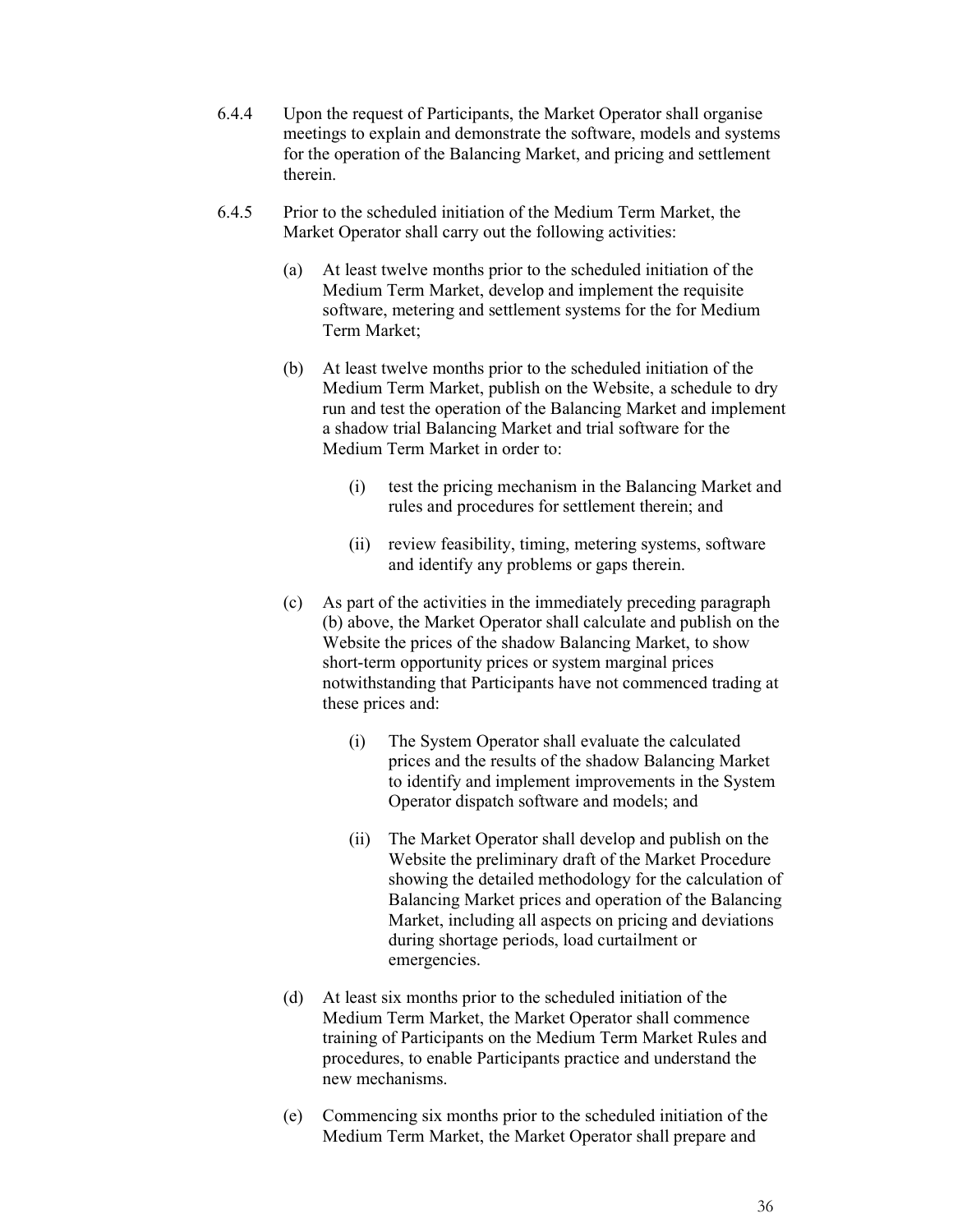6.4.4 Upon the request of Participants, the Market Operator shall organise meetings to explain and demonstrate the software, models and systems for the operation of the Balancing Market, and pricing and settlement therein.

6.4.5 Prior to the scheduled initiation of the Medium Term Market, the Market Operator shall carry out the following activities:

(a) At least twelve months prior to the scheduled initiation of the Medium Term Market, develop and implement the requisite software, metering and settlement systems for the for Medium Term Market;

(b) At least twelve months prior to the scheduled initiation of the Medium Term Market, publish on the Website, a schedule to dry run and test the operation of the Balancing Market and implement a shadow trial Balancing Market and trial software for the Medium Term Market in order to:

(i) test the pricing mechanism in the Balancing Market and rules and procedures for settlement therein; and

(ii) review feasibility, timing, metering systems, software and identify any problems or gaps therein.

(c) As part of the activities in the immediately preceding paragraph (b) above, the Market Operator shall calculate and publish on the Website the prices of the shadow Balancing Market, to show short-term opportunity prices or system marginal prices notwithstanding that Participants have not commenced trading at these prices and:

(i) The System Operator shall evaluate the calculated prices and the results of the shadow Balancing Market to identify and implement improvements in the System Operator dispatch software and models; and

(ii) The Market Operator shall develop and publish on the Website the preliminary draft of the Market Procedure showing the detailed methodology for the calculation of Balancing Market prices and operation of the Balancing Market, including all aspects on pricing and deviations during shortage periods, load curtailment or emergencies.

(d) At least six months prior to the scheduled initiation of the Medium Term Market, the Market Operator shall commence training of Participants on the Medium Term Market Rules and procedures, to enable Participants practice and understand the new mechanisms.

(e) Commencing six months prior to the scheduled initiation of the Medium Term Market, the Market Operator shall prepare and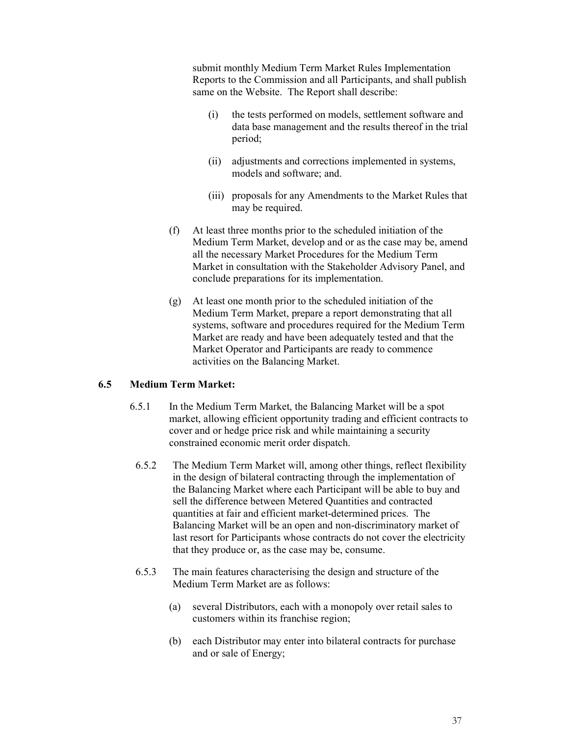submit monthly Medium Term Market Rules Implementation Reports to the Commission and all Participants, and shall publish same on the Website. The Report shall describe:

(i) the tests performed on models, settlement software and data base management and the results thereof in the trial period;

(ii) adjustments and corrections implemented in systems, models and software; and.

(iii) proposals for any Amendments to the Market Rules that may be required.

(f) At least three months prior to the scheduled initiation of the Medium Term Market, develop and or as the case may be, amend all the necessary Market Procedures for the Medium Term Market in consultation with the Stakeholder Advisory Panel, and conclude preparations for its implementation.

(g) At least one month prior to the scheduled initiation of the Medium Term Market, prepare a report demonstrating that all systems, software and procedures required for the Medium Term Market are ready and have been adequately tested and that the Market Operator and Participants are ready to commence activities on the Balancing Market.

### 6.5 Medium Term Market:

6.5.1 In the Medium Term Market, the Balancing Market will be a spot market, allowing efficient opportunity trading and efficient contracts to cover and or hedge price risk and while maintaining a security constrained economic merit order dispatch.

6.5.2 The Medium Term Market will, among other things, reflect flexibility in the design of bilateral contracting through the implementation of the Balancing Market where each Participant will be able to buy and sell the difference between Metered Quantities and contracted quantities at fair and efficient market-determined prices. The Balancing Market will be an open and non-discriminatory market of last resort for Participants whose contracts do not cover the electricity that they produce or, as the case may be, consume.

6.5.3 The main features characterising the design and structure of the Medium Term Market are as follows:

(a) several Distributors, each with a monopoly over retail sales to customers within its franchise region;

(b) each Distributor may enter into bilateral contracts for purchase and or sale of Energy;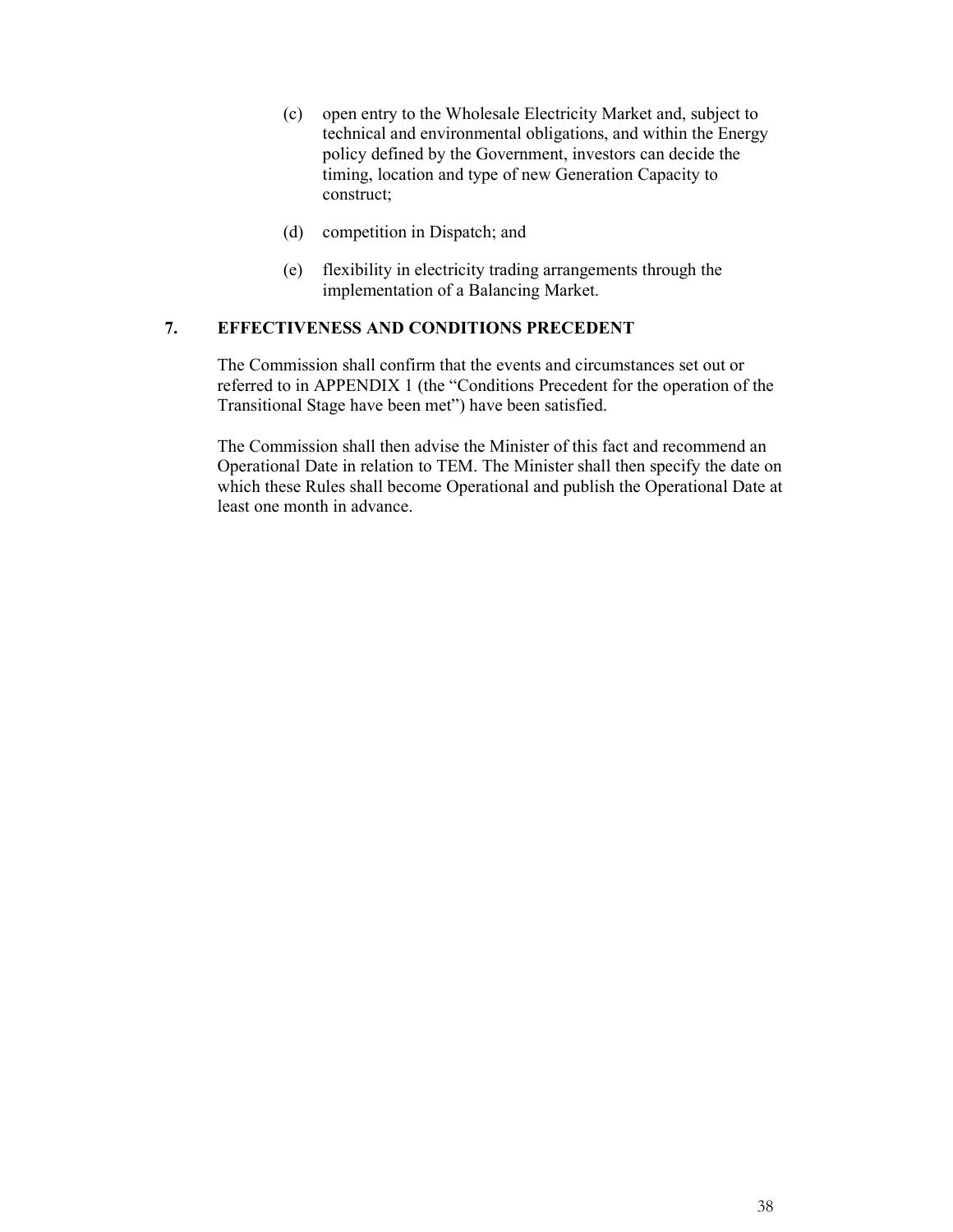(c) open entry to the Wholesale Electricity Market and, subject to technical and environmental obligations, and within the Energy policy defined by the Government, investors can decide the timing, location and type of new Generation Capacity to construct;

(d) competition in Dispatch; and

(e) flexibility in electricity trading arrangements through the implementation of a Balancing Market.

## 7. EFFECTIVENESS AND CONDITIONS PRECEDENT

The Commission shall confirm that the events and circumstances set out or referred to in APPENDIX 1 (the "Conditions Precedent for the operation of the Transitional Stage have been met") have been satisfied.

The Commission shall then advise the Minister of this fact and recommend an Operational Date in relation to TEM. The Minister shall then specify the date on which these Rules shall become Operational and publish the Operational Date at least one month in advance.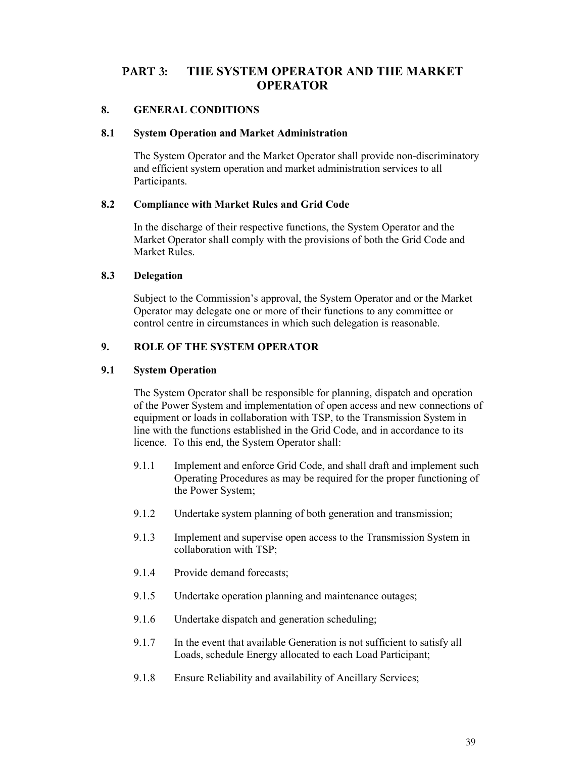# PART 3: THE SYSTEM OPERATOR AND THE MARKET OPERATOR

## 8. GENERAL CONDITIONS

### 8.1 System Operation and Market Administration

The System Operator and the Market Operator shall provide non-discriminatory and efficient system operation and market administration services to all Participants.

### 8.2 Compliance with Market Rules and Grid Code

In the discharge of their respective functions, the System Operator and the Market Operator shall comply with the provisions of both the Grid Code and Market Rules.

### 8.3 Delegation

Subject to the Commission's approval, the System Operator and or the Market Operator may delegate one or more of their functions to any committee or control centre in circumstances in which such delegation is reasonable.

## 9. ROLE OF THE SYSTEM OPERATOR

### 9.1 System Operation

The System Operator shall be responsible for planning, dispatch and operation of the Power System and implementation of open access and new connections of equipment or loads in collaboration with TSP, to the Transmission System in line with the functions established in the Grid Code, and in accordance to its licence. To this end, the System Operator shall:

- 9.1.1 Implement and enforce Grid Code, and shall draft and implement such Operating Procedures as may be required for the proper functioning of the Power System;
- 9.1.2 Undertake system planning of both generation and transmission;
- 9.1.3 Implement and supervise open access to the Transmission System in collaboration with TSP;
- 9.1.4 Provide demand forecasts;
- 9.1.5 Undertake operation planning and maintenance outages;
- 9.1.6 Undertake dispatch and generation scheduling;
- 9.1.7 In the event that available Generation is not sufficient to satisfy all Loads, schedule Energy allocated to each Load Participant;
- 9.1.8 Ensure Reliability and availability of Ancillary Services;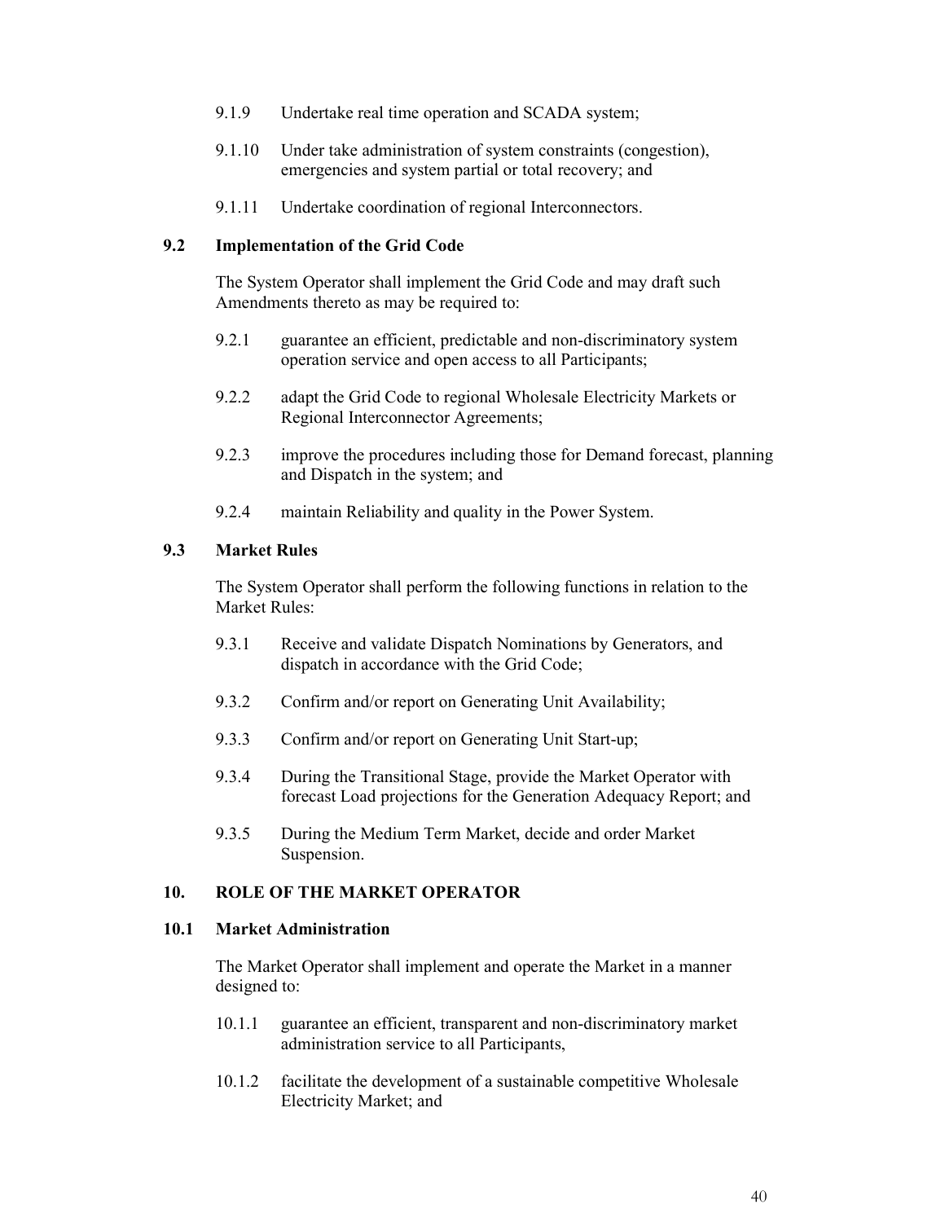9.1.9 Undertake real time operation and SCADA system;

9.1.10 Under take administration of system constraints (congestion), emergencies and system partial or total recovery; and

9.1.11 Undertake coordination of regional Interconnectors.

### 9.2 Implementation of the Grid Code

The System Operator shall implement the Grid Code and may draft such Amendments thereto as may be required to:

9.2.1 guarantee an efficient, predictable and non-discriminatory system operation service and open access to all Participants;

9.2.2 adapt the Grid Code to regional Wholesale Electricity Markets or Regional Interconnector Agreements;

9.2.3 improve the procedures including those for Demand forecast, planning and Dispatch in the system; and

9.2.4 maintain Reliability and quality in the Power System.

### 9.3 Market Rules

The System Operator shall perform the following functions in relation to the Market Rules:

9.3.1 Receive and validate Dispatch Nominations by Generators, and dispatch in accordance with the Grid Code;

9.3.2 Confirm and/or report on Generating Unit Availability;

9.3.3 Confirm and/or report on Generating Unit Start-up;

9.3.4 During the Transitional Stage, provide the Market Operator with forecast Load projections for the Generation Adequacy Report; and

9.3.5 During the Medium Term Market, decide and order Market Suspension.

## 10. ROLE OF THE MARKET OPERATOR

### 10.1 Market Administration

The Market Operator shall implement and operate the Market in a manner designed to:

10.1.1 guarantee an efficient, transparent and non-discriminatory market administration service to all Participants,

10.1.2 facilitate the development of a sustainable competitive Wholesale Electricity Market; and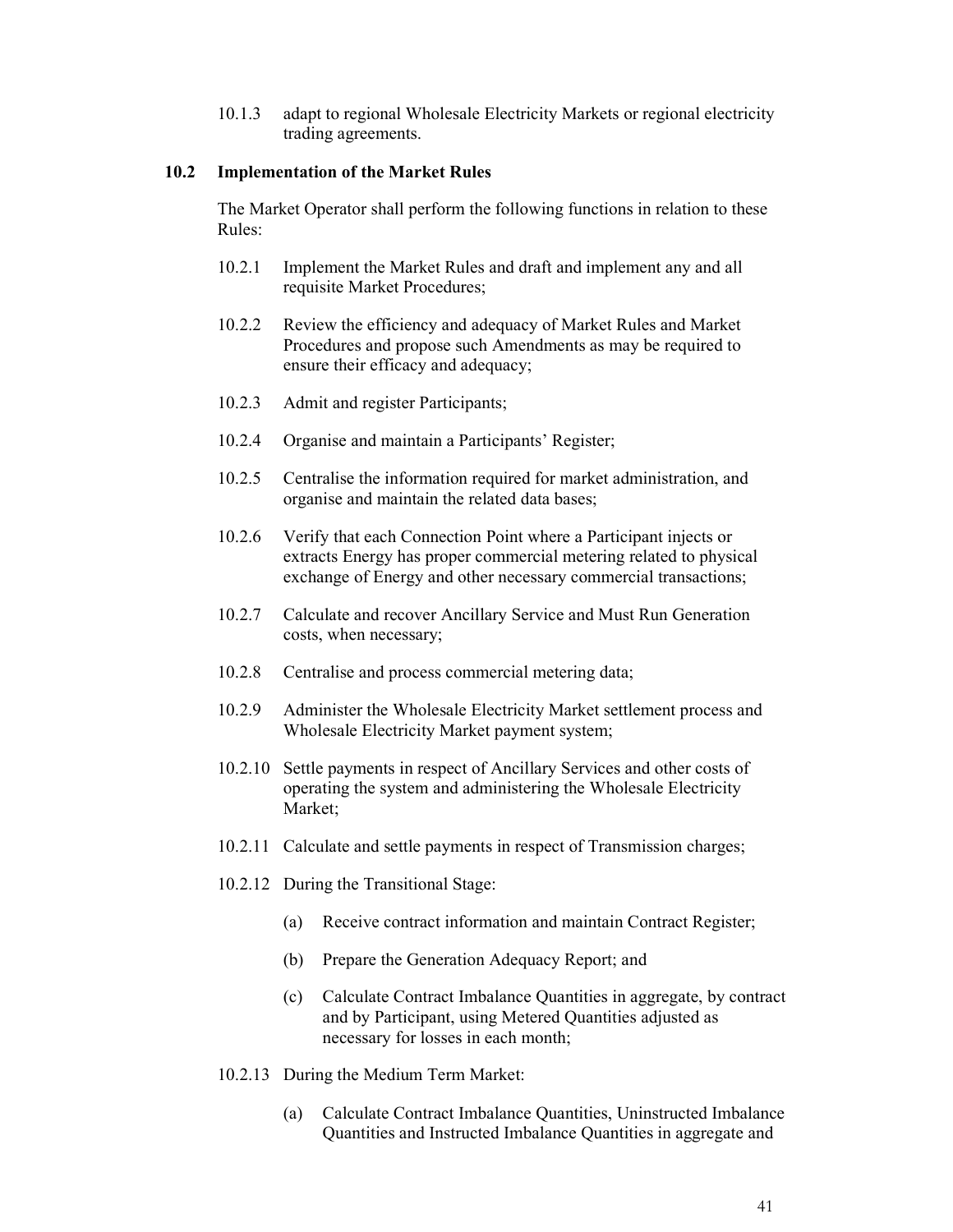10.1.3 adapt to regional Wholesale Electricity Markets or regional electricity trading agreements.

## 10.2 Implementation of the Market Rules

The Market Operator shall perform the following functions in relation to these Rules:

10.2.1 Implement the Market Rules and draft and implement any and all requisite Market Procedures;

10.2.2 Review the efficiency and adequacy of Market Rules and Market Procedures and propose such Amendments as may be required to ensure their efficacy and adequacy;

10.2.3 Admit and register Participants;

10.2.4 Organise and maintain a Participants' Register;

10.2.5 Centralise the information required for market administration, and organise and maintain the related data bases;

10.2.6 Verify that each Connection Point where a Participant injects or extracts Energy has proper commercial metering related to physical exchange of Energy and other necessary commercial transactions;

10.2.7 Calculate and recover Ancillary Service and Must Run Generation costs, when necessary;

10.2.8 Centralise and process commercial metering data;

10.2.9 Administer the Wholesale Electricity Market settlement process and Wholesale Electricity Market payment system;

10.2.10 Settle payments in respect of Ancillary Services and other costs of operating the system and administering the Wholesale Electricity Market;

10.2.11 Calculate and settle payments in respect of Transmission charges;

10.2.12 During the Transitional Stage:

(a) Receive contract information and maintain Contract Register;

(b) Prepare the Generation Adequacy Report; and

(c) Calculate Contract Imbalance Quantities in aggregate, by contract and by Participant, using Metered Quantities adjusted as necessary for losses in each month;

10.2.13 During the Medium Term Market:

(a) Calculate Contract Imbalance Quantities, Uninstructed Imbalance Quantities and Instructed Imbalance Quantities in aggregate and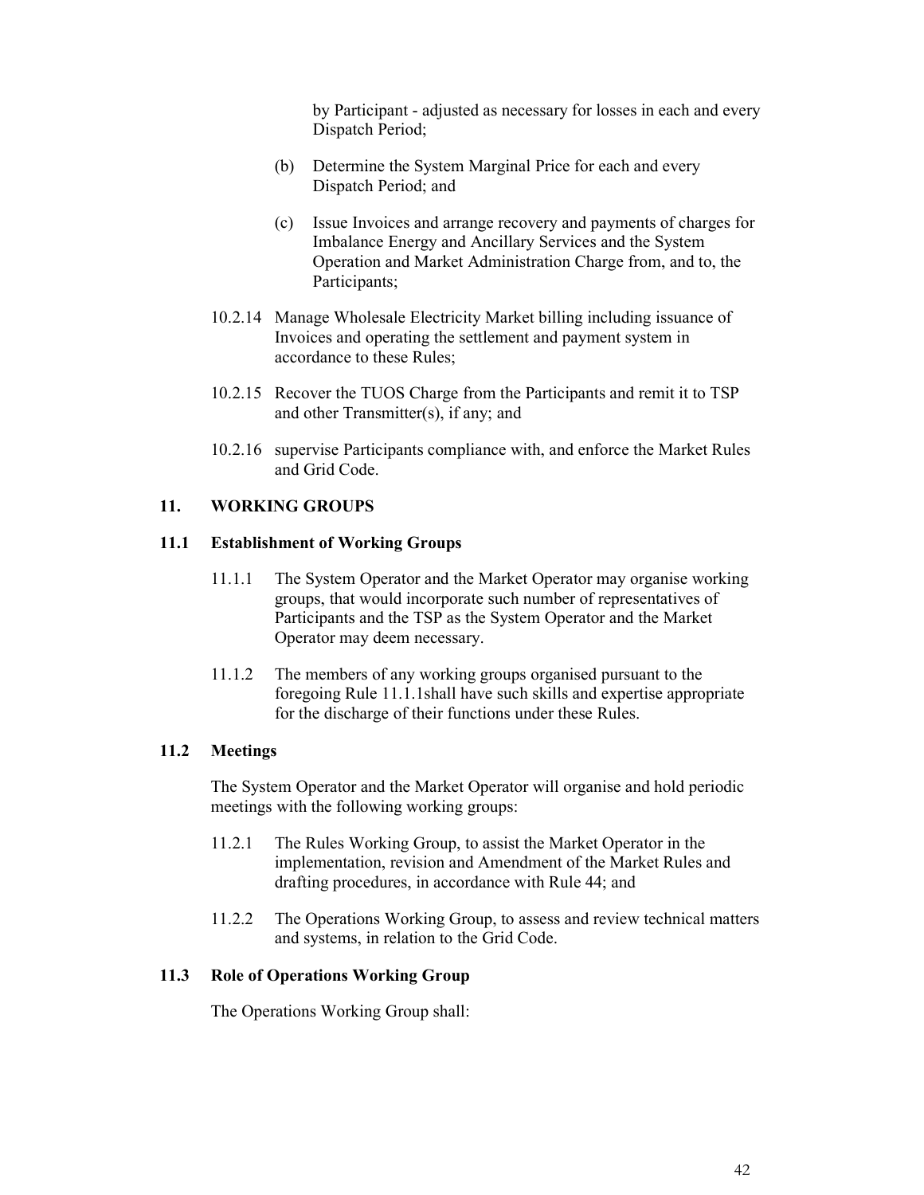by Participant - adjusted as necessary for losses in each and every Dispatch Period;

(b) Determine the System Marginal Price for each and every Dispatch Period; and

(c) Issue Invoices and arrange recovery and payments of charges for Imbalance Energy and Ancillary Services and the System Operation and Market Administration Charge from, and to, the Participants;

10.2.14 Manage Wholesale Electricity Market billing including issuance of Invoices and operating the settlement and payment system in accordance to these Rules;

10.2.15 Recover the TUOS Charge from the Participants and remit it to TSP and other Transmitter(s), if any; and

10.2.16 supervise Participants compliance with, and enforce the Market Rules and Grid Code.

## 11. WORKING GROUPS

### 11.1 Establishment of Working Groups

11.1.1 The System Operator and the Market Operator may organise working groups, that would incorporate such number of representatives of Participants and the TSP as the System Operator and the Market Operator may deem necessary.

11.1.2 The members of any working groups organised pursuant to the foregoing Rule 11.1.1shall have such skills and expertise appropriate for the discharge of their functions under these Rules.

### 11.2 Meetings

The System Operator and the Market Operator will organise and hold periodic meetings with the following working groups:

11.2.1 The Rules Working Group, to assist the Market Operator in the implementation, revision and Amendment of the Market Rules and drafting procedures, in accordance with Rule 44; and

11.2.2 The Operations Working Group, to assess and review technical matters and systems, in relation to the Grid Code.

### 11.3 Role of Operations Working Group

The Operations Working Group shall: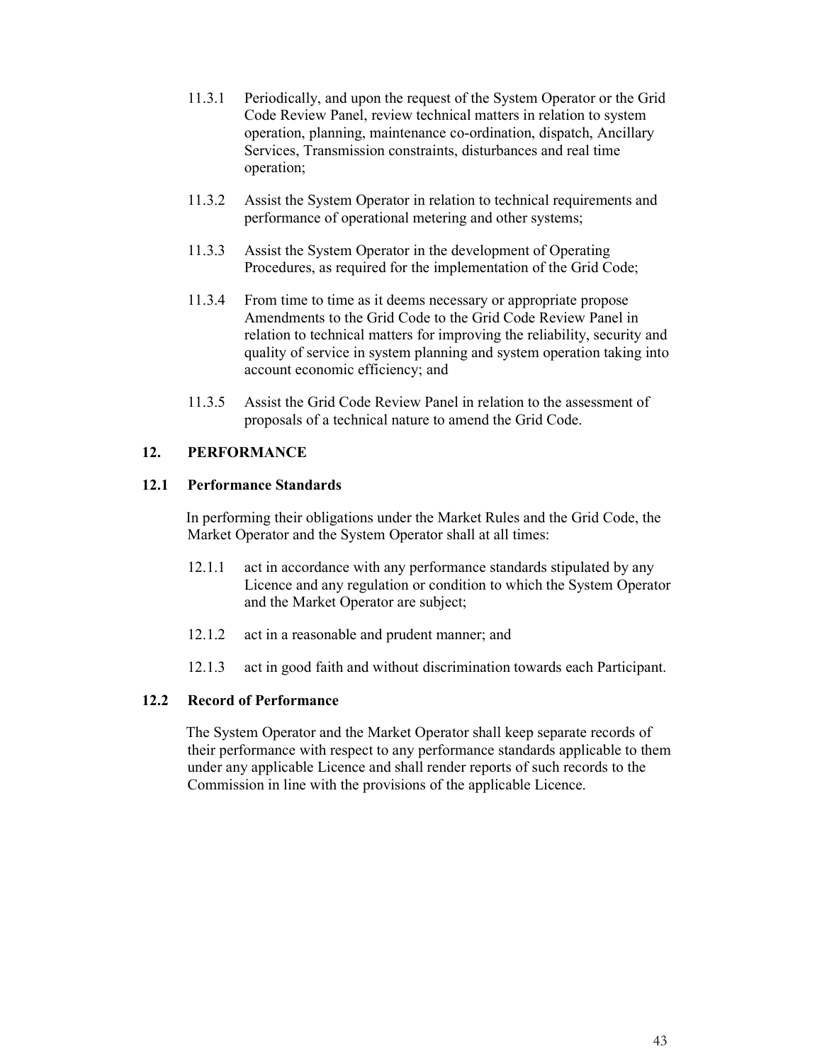11.3.1 Periodically, and upon the request of the System Operator or the Grid Code Review Panel, review technical matters in relation to system operation, planning, maintenance co-ordination, dispatch, Ancillary Services, Transmission constraints, disturbances and real time operation;

11.3.2 Assist the System Operator in relation to technical requirements and performance of operational metering and other systems;

11.3.3 Assist the System Operator in the development of Operating Procedures, as required for the implementation of the Grid Code;

11.3.4 From time to time as it deems necessary or appropriate propose Amendments to the Grid Code to the Grid Code Review Panel in relation to technical matters for improving the reliability, security and quality of service in system planning and system operation taking into account economic efficiency; and

11.3.5 Assist the Grid Code Review Panel in relation to the assessment of proposals of a technical nature to amend the Grid Code.

## 12. PERFORMANCE

### 12.1 Performance Standards

In performing their obligations under the Market Rules and the Grid Code, the Market Operator and the System Operator shall at all times:

12.1.1 act in accordance with any performance standards stipulated by any Licence and any regulation or condition to which the System Operator and the Market Operator are subject;

12.1.2 act in a reasonable and prudent manner; and

12.1.3 act in good faith and without discrimination towards each Participant.

### 12.2 Record of Performance

The System Operator and the Market Operator shall keep separate records of their performance with respect to any performance standards applicable to them under any applicable Licence and shall render reports of such records to the Commission in line with the provisions of the applicable Licence.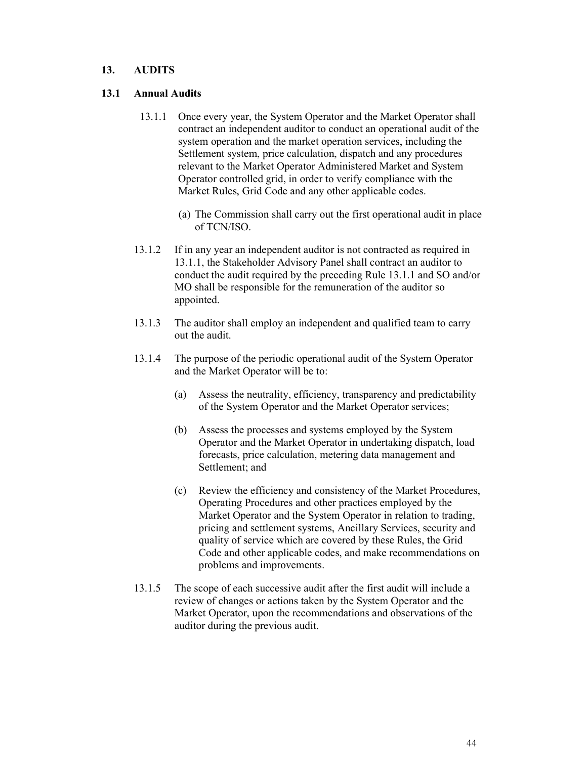## 13. AUDITS

### 13.1 Annual Audits

13.1.1 Once every year, the System Operator and the Market Operator shall contract an independent auditor to conduct an operational audit of the system operation and the market operation services, including the Settlement system, price calculation, dispatch and any procedures relevant to the Market Operator Administered Market and System Operator controlled grid, in order to verify compliance with the Market Rules, Grid Code and any other applicable codes.

(a) The Commission shall carry out the first operational audit in place of TCN/ISO.

13.1.2 If in any year an independent auditor is not contracted as required in 13.1.1, the Stakeholder Advisory Panel shall contract an auditor to conduct the audit required by the preceding Rule 13.1.1 and SO and/or MO shall be responsible for the remuneration of the auditor so appointed.

13.1.3 The auditor shall employ an independent and qualified team to carry out the audit.

13.1.4 The purpose of the periodic operational audit of the System Operator and the Market Operator will be to:

(a) Assess the neutrality, efficiency, transparency and predictability of the System Operator and the Market Operator services;

(b) Assess the processes and systems employed by the System Operator and the Market Operator in undertaking dispatch, load forecasts, price calculation, metering data management and Settlement; and

(c) Review the efficiency and consistency of the Market Procedures, Operating Procedures and other practices employed by the Market Operator and the System Operator in relation to trading, pricing and settlement systems, Ancillary Services, security and quality of service which are covered by these Rules, the Grid Code and other applicable codes, and make recommendations on problems and improvements.

13.1.5 The scope of each successive audit after the first audit will include a review of changes or actions taken by the System Operator and the Market Operator, upon the recommendations and observations of the auditor during the previous audit.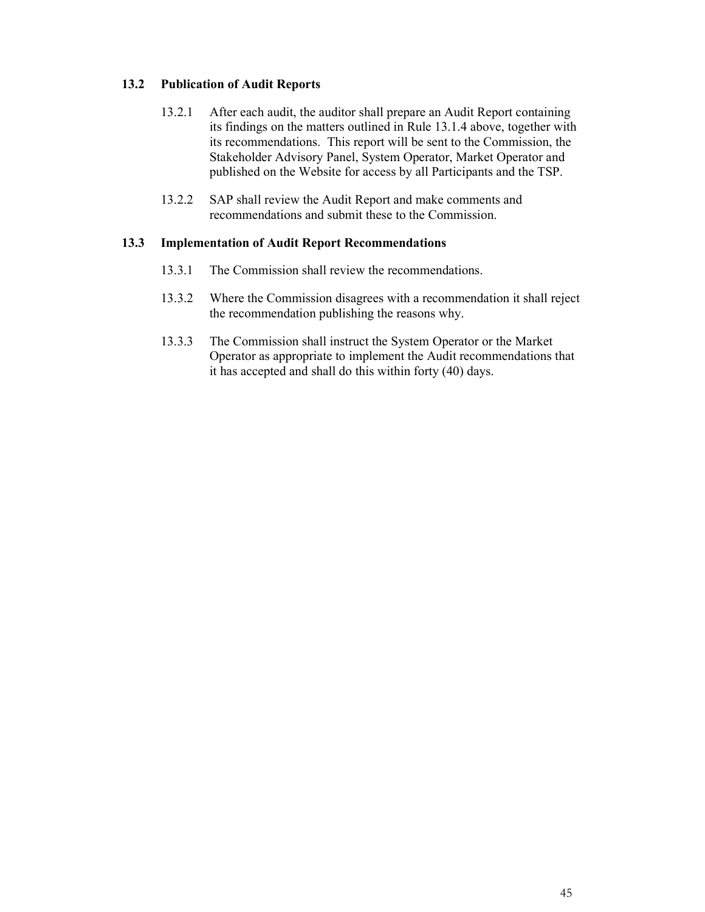### 13.2 Publication of Audit Reports

13.2.1 After each audit, the auditor shall prepare an Audit Report containing its findings on the matters outlined in Rule 13.1.4 above, together with its recommendations. This report will be sent to the Commission, the Stakeholder Advisory Panel, System Operator, Market Operator and published on the Website for access by all Participants and the TSP.

13.2.2 SAP shall review the Audit Report and make comments and recommendations and submit these to the Commission.

### 13.3 Implementation of Audit Report Recommendations

13.3.1 The Commission shall review the recommendations.

13.3.2 Where the Commission disagrees with a recommendation it shall reject the recommendation publishing the reasons why.

13.3.3 The Commission shall instruct the System Operator or the Market Operator as appropriate to implement the Audit recommendations that it has accepted and shall do this within forty (40) days.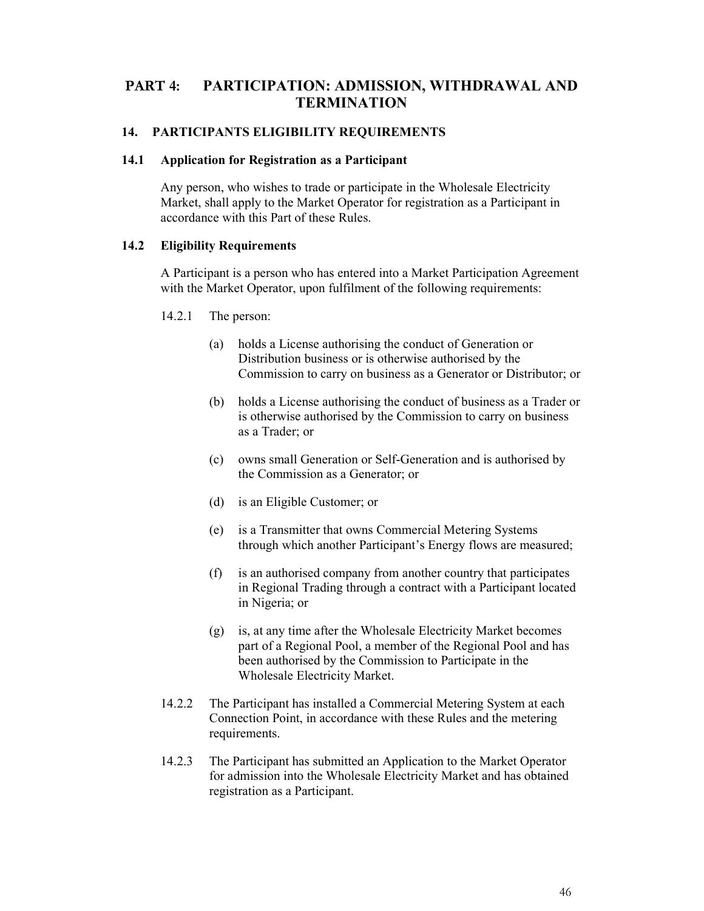# PART 4: PARTICIPATION: ADMISSION, WITHDRAWAL AND TERMINATION

## 14. PARTICIPANTS ELIGIBILITY REQUIREMENTS

### 14.1 Application for Registration as a Participant

Any person, who wishes to trade or participate in the Wholesale Electricity Market, shall apply to the Market Operator for registration as a Participant in accordance with this Part of these Rules.

### 14.2 Eligibility Requirements

A Participant is a person who has entered into a Market Participation Agreement with the Market Operator, upon fulfilment of the following requirements:

14.2.1 The person:

(a) holds a License authorising the conduct of Generation or Distribution business or is otherwise authorised by the Commission to carry on business as a Generator or Distributor; or

(b) holds a License authorising the conduct of business as a Trader or is otherwise authorised by the Commission to carry on business as a Trader; or

(c) owns small Generation or Self-Generation and is authorised by the Commission as a Generator; or

(d) is an Eligible Customer; or

(e) is a Transmitter that owns Commercial Metering Systems through which another Participant's Energy flows are measured;

(f) is an authorised company from another country that participates in Regional Trading through a contract with a Participant located in Nigeria; or

(g) is, at any time after the Wholesale Electricity Market becomes part of a Regional Pool, a member of the Regional Pool and has been authorised by the Commission to Participate in the Wholesale Electricity Market.

14.2.2 The Participant has installed a Commercial Metering System at each Connection Point, in accordance with these Rules and the metering requirements.

14.2.3 The Participant has submitted an Application to the Market Operator for admission into the Wholesale Electricity Market and has obtained registration as a Participant.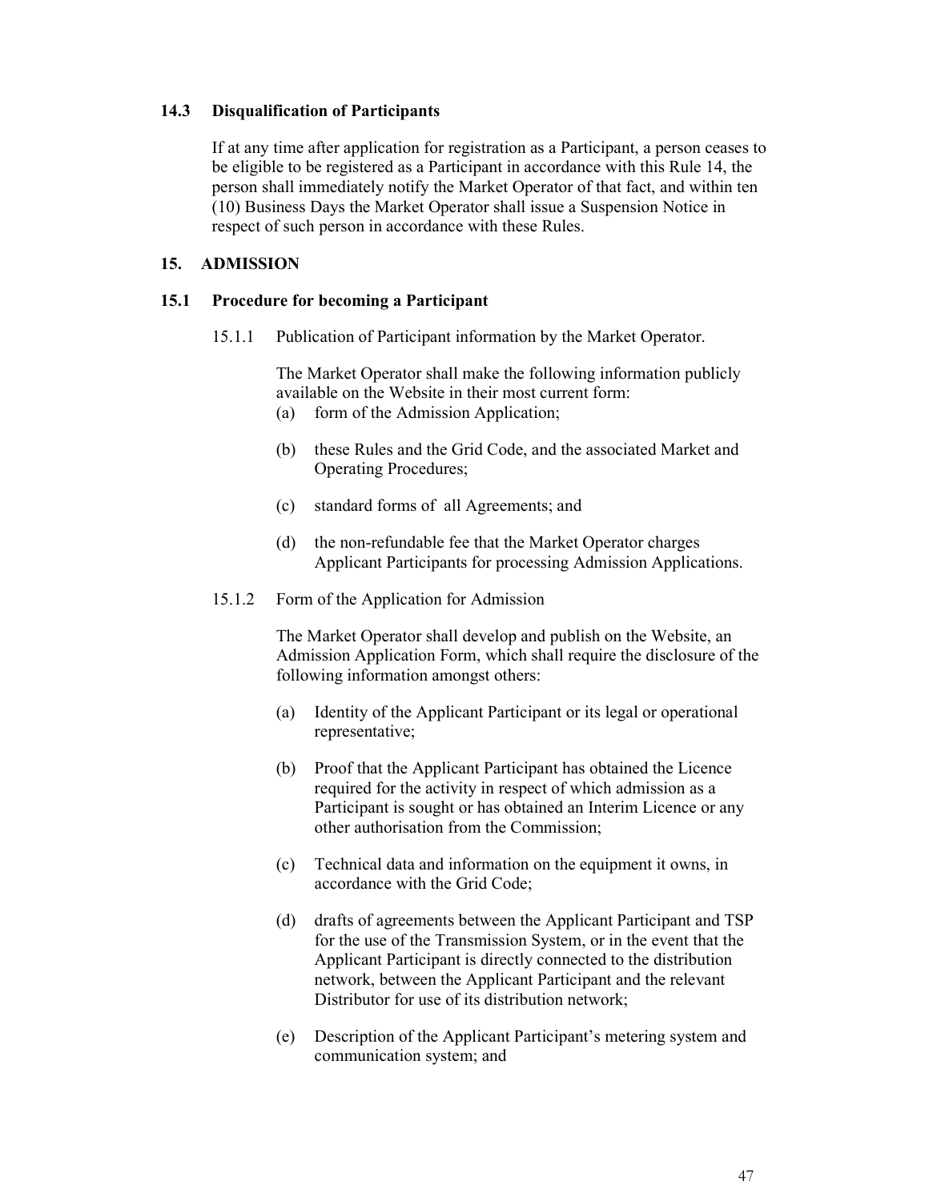### 14.3 Disqualification of Participants

If at any time after application for registration as a Participant, a person ceases to be eligible to be registered as a Participant in accordance with this Rule 14, the person shall immediately notify the Market Operator of that fact, and within ten (10) Business Days the Market Operator shall issue a Suspension Notice in respect of such person in accordance with these Rules.

## 15. ADMISSION

### 15.1 Procedure for becoming a Participant

15.1.1 Publication of Participant information by the Market Operator.

The Market Operator shall make the following information publicly available on the Website in their most current form:

(a) form of the Admission Application;

(b) these Rules and the Grid Code, and the associated Market and Operating Procedures;

(c) standard forms of all Agreements; and

(d) the non-refundable fee that the Market Operator charges Applicant Participants for processing Admission Applications.

15.1.2 Form of the Application for Admission

The Market Operator shall develop and publish on the Website, an Admission Application Form, which shall require the disclosure of the following information amongst others:

(a) Identity of the Applicant Participant or its legal or operational representative;

(b) Proof that the Applicant Participant has obtained the Licence required for the activity in respect of which admission as a Participant is sought or has obtained an Interim Licence or any other authorisation from the Commission;

(c) Technical data and information on the equipment it owns, in accordance with the Grid Code;

(d) drafts of agreements between the Applicant Participant and TSP for the use of the Transmission System, or in the event that the Applicant Participant is directly connected to the distribution network, between the Applicant Participant and the relevant Distributor for use of its distribution network;

(e) Description of the Applicant Participant's metering system and communication system; and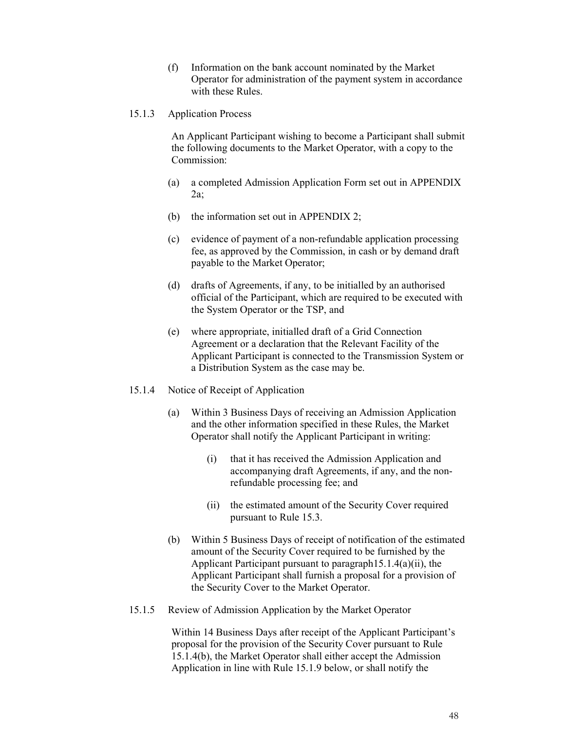(f) Information on the bank account nominated by the Market Operator for administration of the payment system in accordance with these Rules.

15.1.3 Application Process

An Applicant Participant wishing to become a Participant shall submit the following documents to the Market Operator, with a copy to the Commission:

(a) a completed Admission Application Form set out in APPENDIX 2a;

(b) the information set out in APPENDIX 2;

(c) evidence of payment of a non-refundable application processing fee, as approved by the Commission, in cash or by demand draft payable to the Market Operator;

(d) drafts of Agreements, if any, to be initialled by an authorised official of the Participant, which are required to be executed with the System Operator or the TSP, and

(e) where appropriate, initialled draft of a Grid Connection Agreement or a declaration that the Relevant Facility of the Applicant Participant is connected to the Transmission System or a Distribution System as the case may be.

15.1.4 Notice of Receipt of Application

(a) Within 3 Business Days of receiving an Admission Application and the other information specified in these Rules, the Market Operator shall notify the Applicant Participant in writing:

(i) that it has received the Admission Application and accompanying draft Agreements, if any, and the non-refundable processing fee; and

(ii) the estimated amount of the Security Cover required pursuant to Rule 15.3.

(b) Within 5 Business Days of receipt of notification of the estimated amount of the Security Cover required to be furnished by the Applicant Participant pursuant to paragraph15.1.4(a)(ii), the Applicant Participant shall furnish a proposal for a provision of the Security Cover to the Market Operator.

15.1.5 Review of Admission Application by the Market Operator

Within 14 Business Days after receipt of the Applicant Participant's proposal for the provision of the Security Cover pursuant to Rule 15.1.4(b), the Market Operator shall either accept the Admission Application in line with Rule 15.1.9 below, or shall notify the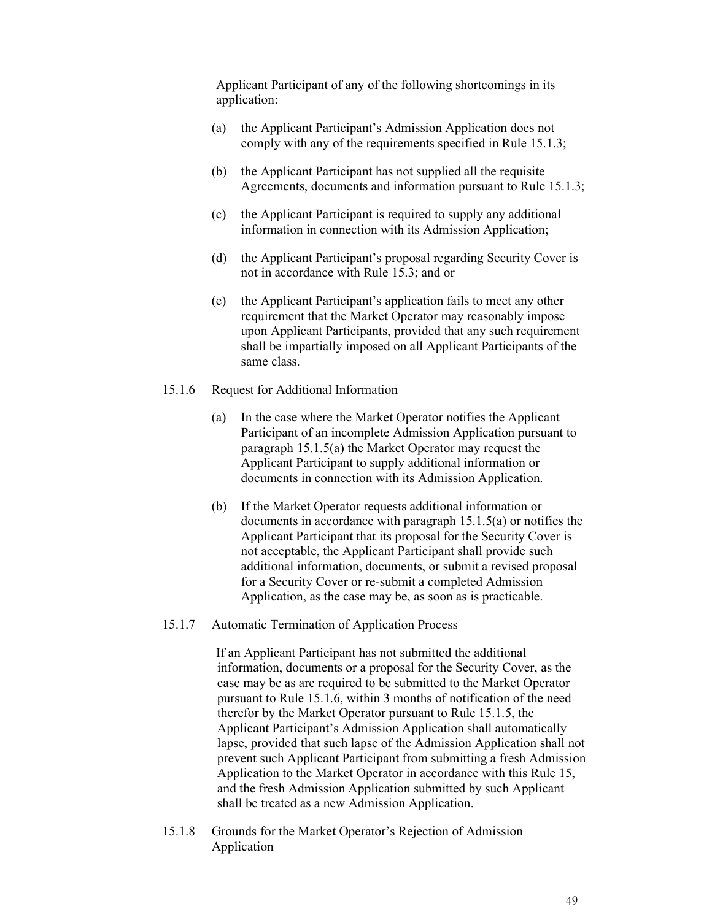Applicant Participant of any of the following shortcomings in its application:

(a) the Applicant Participant's Admission Application does not comply with any of the requirements specified in Rule 15.1.3;

(b) the Applicant Participant has not supplied all the requisite Agreements, documents and information pursuant to Rule 15.1.3;

(c) the Applicant Participant is required to supply any additional information in connection with its Admission Application;

(d) the Applicant Participant's proposal regarding Security Cover is not in accordance with Rule 15.3; and or

(e) the Applicant Participant's application fails to meet any other requirement that the Market Operator may reasonably impose upon Applicant Participants, provided that any such requirement shall be impartially imposed on all Applicant Participants of the same class.

15.1.6 Request for Additional Information

(a) In the case where the Market Operator notifies the Applicant Participant of an incomplete Admission Application pursuant to paragraph 15.1.5(a) the Market Operator may request the Applicant Participant to supply additional information or documents in connection with its Admission Application.

(b) If the Market Operator requests additional information or documents in accordance with paragraph 15.1.5(a) or notifies the Applicant Participant that its proposal for the Security Cover is not acceptable, the Applicant Participant shall provide such additional information, documents, or submit a revised proposal for a Security Cover or re-submit a completed Admission Application, as the case may be, as soon as is practicable.

15.1.7 Automatic Termination of Application Process

If an Applicant Participant has not submitted the additional information, documents or a proposal for the Security Cover, as the case may be as are required to be submitted to the Market Operator pursuant to Rule 15.1.6, within 3 months of notification of the need therefor by the Market Operator pursuant to Rule 15.1.5, the Applicant Participant's Admission Application shall automatically lapse, provided that such lapse of the Admission Application shall not prevent such Applicant Participant from submitting a fresh Admission Application to the Market Operator in accordance with this Rule 15, and the fresh Admission Application submitted by such Applicant shall be treated as a new Admission Application.

15.1.8 Grounds for the Market Operator's Rejection of Admission Application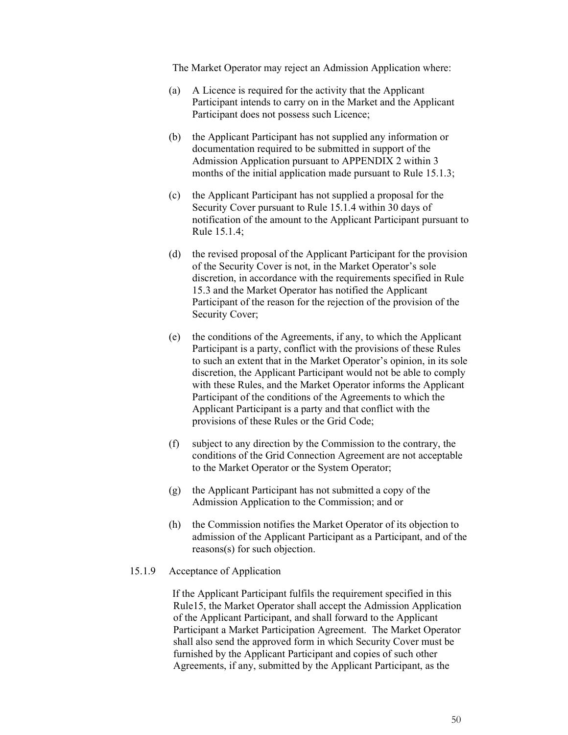The Market Operator may reject an Admission Application where:

(a) A Licence is required for the activity that the Applicant Participant intends to carry on in the Market and the Applicant Participant does not possess such Licence;

(b) the Applicant Participant has not supplied any information or documentation required to be submitted in support of the Admission Application pursuant to APPENDIX 2 within 3 months of the initial application made pursuant to Rule 15.1.3;

(c) the Applicant Participant has not supplied a proposal for the Security Cover pursuant to Rule 15.1.4 within 30 days of notification of the amount to the Applicant Participant pursuant to Rule 15.1.4;

(d) the revised proposal of the Applicant Participant for the provision of the Security Cover is not, in the Market Operator's sole discretion, in accordance with the requirements specified in Rule 15.3 and the Market Operator has notified the Applicant Participant of the reason for the rejection of the provision of the Security Cover;

(e) the conditions of the Agreements, if any, to which the Applicant Participant is a party, conflict with the provisions of these Rules to such an extent that in the Market Operator's opinion, in its sole discretion, the Applicant Participant would not be able to comply with these Rules, and the Market Operator informs the Applicant Participant of the conditions of the Agreements to which the Applicant Participant is a party and that conflict with the provisions of these Rules or the Grid Code;

(f) subject to any direction by the Commission to the contrary, the conditions of the Grid Connection Agreement are not acceptable to the Market Operator or the System Operator;

(g) the Applicant Participant has not submitted a copy of the Admission Application to the Commission; and or

(h) the Commission notifies the Market Operator of its objection to admission of the Applicant Participant as a Participant, and of the reasons(s) for such objection.

15.1.9 Acceptance of Application

If the Applicant Participant fulfils the requirement specified in this Rule15, the Market Operator shall accept the Admission Application of the Applicant Participant, and shall forward to the Applicant Participant a Market Participation Agreement. The Market Operator shall also send the approved form in which Security Cover must be furnished by the Applicant Participant and copies of such other Agreements, if any, submitted by the Applicant Participant, as the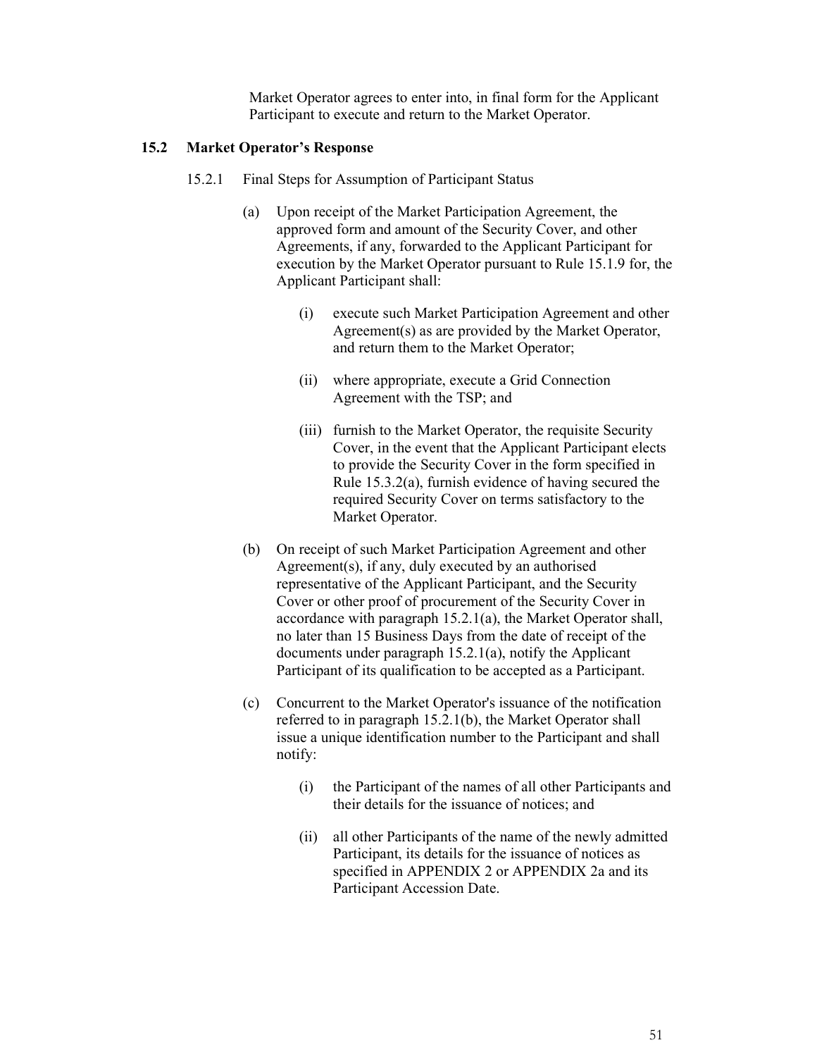Market Operator agrees to enter into, in final form for the Applicant Participant to execute and return to the Market Operator.

### 15.2 Market Operator's Response

15.2.1 Final Steps for Assumption of Participant Status

(a) Upon receipt of the Market Participation Agreement, the approved form and amount of the Security Cover, and other Agreements, if any, forwarded to the Applicant Participant for execution by the Market Operator pursuant to Rule 15.1.9 for, the Applicant Participant shall:

(i) execute such Market Participation Agreement and other Agreement(s) as are provided by the Market Operator, and return them to the Market Operator;

(ii) where appropriate, execute a Grid Connection Agreement with the TSP; and

(iii) furnish to the Market Operator, the requisite Security Cover, in the event that the Applicant Participant elects to provide the Security Cover in the form specified in Rule 15.3.2(a), furnish evidence of having secured the required Security Cover on terms satisfactory to the Market Operator.

(b) On receipt of such Market Participation Agreement and other Agreement(s), if any, duly executed by an authorised representative of the Applicant Participant, and the Security Cover or other proof of procurement of the Security Cover in accordance with paragraph 15.2.1(a), the Market Operator shall, no later than 15 Business Days from the date of receipt of the documents under paragraph 15.2.1(a), notify the Applicant Participant of its qualification to be accepted as a Participant.

(c) Concurrent to the Market Operator's issuance of the notification referred to in paragraph 15.2.1(b), the Market Operator shall issue a unique identification number to the Participant and shall notify:

(i) the Participant of the names of all other Participants and their details for the issuance of notices; and

(ii) all other Participants of the name of the newly admitted Participant, its details for the issuance of notices as specified in APPENDIX 2 or APPENDIX 2a and its Participant Accession Date.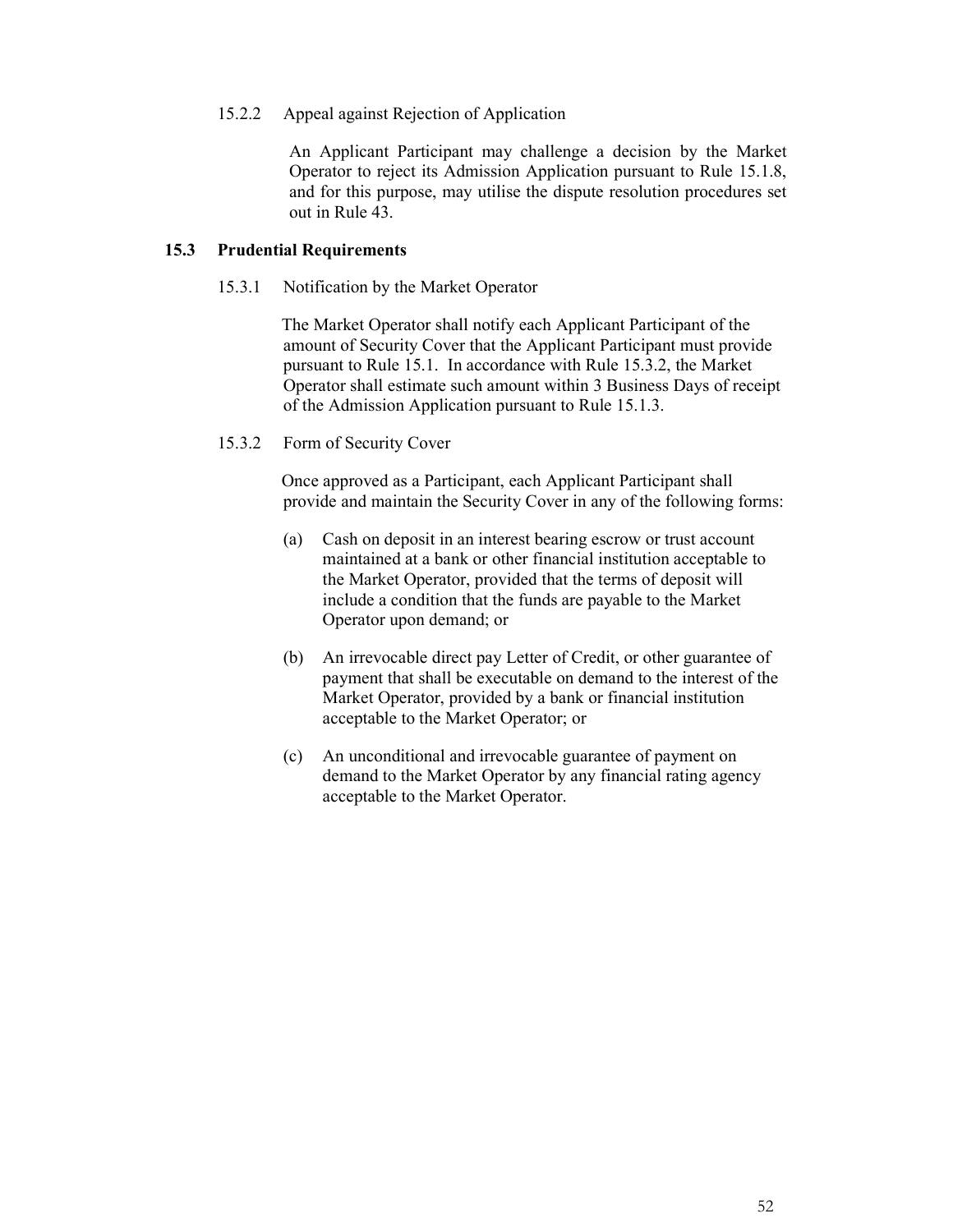15.2.2 Appeal against Rejection of Application

An Applicant Participant may challenge a decision by the Market Operator to reject its Admission Application pursuant to Rule 15.1.8, and for this purpose, may utilise the dispute resolution procedures set out in Rule 43.

### 15.3 Prudential Requirements

15.3.1 Notification by the Market Operator

The Market Operator shall notify each Applicant Participant of the amount of Security Cover that the Applicant Participant must provide pursuant to Rule 15.1. In accordance with Rule 15.3.2, the Market Operator shall estimate such amount within 3 Business Days of receipt of the Admission Application pursuant to Rule 15.1.3.

15.3.2 Form of Security Cover

Once approved as a Participant, each Applicant Participant shall provide and maintain the Security Cover in any of the following forms:

(a) Cash on deposit in an interest bearing escrow or trust account maintained at a bank or other financial institution acceptable to the Market Operator, provided that the terms of deposit will include a condition that the funds are payable to the Market Operator upon demand; or

(b) An irrevocable direct pay Letter of Credit, or other guarantee of payment that shall be executable on demand to the interest of the Market Operator, provided by a bank or financial institution acceptable to the Market Operator; or

(c) An unconditional and irrevocable guarantee of payment on demand to the Market Operator by any financial rating agency acceptable to the Market Operator.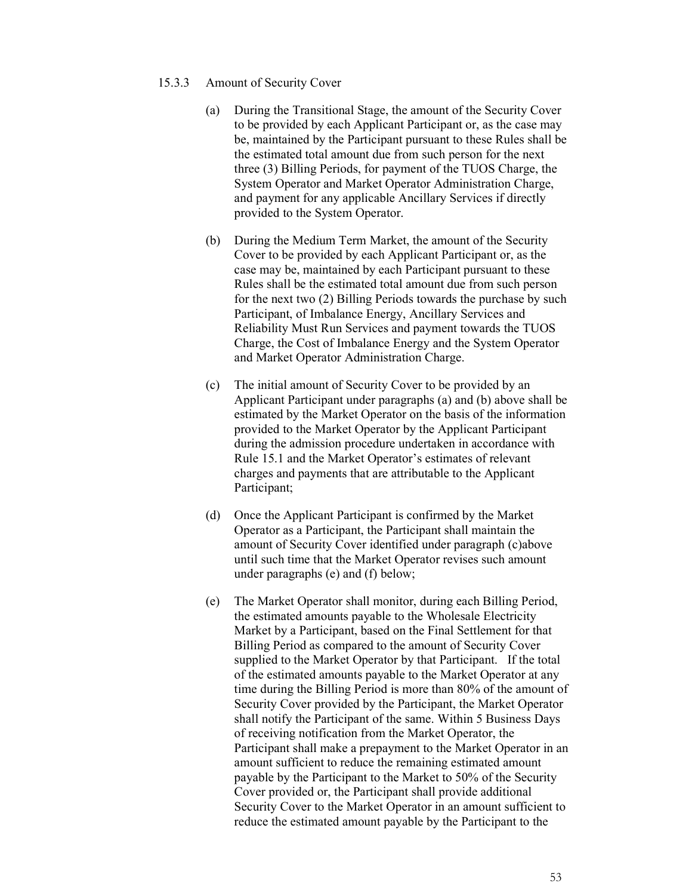#### 15.3.3 Amount of Security Cover

(a) During the Transitional Stage, the amount of the Security Cover to be provided by each Applicant Participant or, as the case may be, maintained by the Participant pursuant to these Rules shall be the estimated total amount due from such person for the next three (3) Billing Periods, for payment of the TUOS Charge, the System Operator and Market Operator Administration Charge, and payment for any applicable Ancillary Services if directly provided to the System Operator.

(b) During the Medium Term Market, the amount of the Security Cover to be provided by each Applicant Participant or, as the case may be, maintained by each Participant pursuant to these Rules shall be the estimated total amount due from such person for the next two (2) Billing Periods towards the purchase by such Participant, of Imbalance Energy, Ancillary Services and Reliability Must Run Services and payment towards the TUOS Charge, the Cost of Imbalance Energy and the System Operator and Market Operator Administration Charge.

(c) The initial amount of Security Cover to be provided by an Applicant Participant under paragraphs (a) and (b) above shall be estimated by the Market Operator on the basis of the information provided to the Market Operator by the Applicant Participant during the admission procedure undertaken in accordance with Rule 15.1 and the Market Operator's estimates of relevant charges and payments that are attributable to the Applicant Participant;

(d) Once the Applicant Participant is confirmed by the Market Operator as a Participant, the Participant shall maintain the amount of Security Cover identified under paragraph (c)above until such time that the Market Operator revises such amount under paragraphs (e) and (f) below;

(e) The Market Operator shall monitor, during each Billing Period, the estimated amounts payable to the Wholesale Electricity Market by a Participant, based on the Final Settlement for that Billing Period as compared to the amount of Security Cover supplied to the Market Operator by that Participant. If the total of the estimated amounts payable to the Market Operator at any time during the Billing Period is more than 80% of the amount of Security Cover provided by the Participant, the Market Operator shall notify the Participant of the same. Within 5 Business Days of receiving notification from the Market Operator, the Participant shall make a prepayment to the Market Operator in an amount sufficient to reduce the remaining estimated amount payable by the Participant to the Market to 50% of the Security Cover provided or, the Participant shall provide additional Security Cover to the Market Operator in an amount sufficient to reduce the estimated amount payable by the Participant to the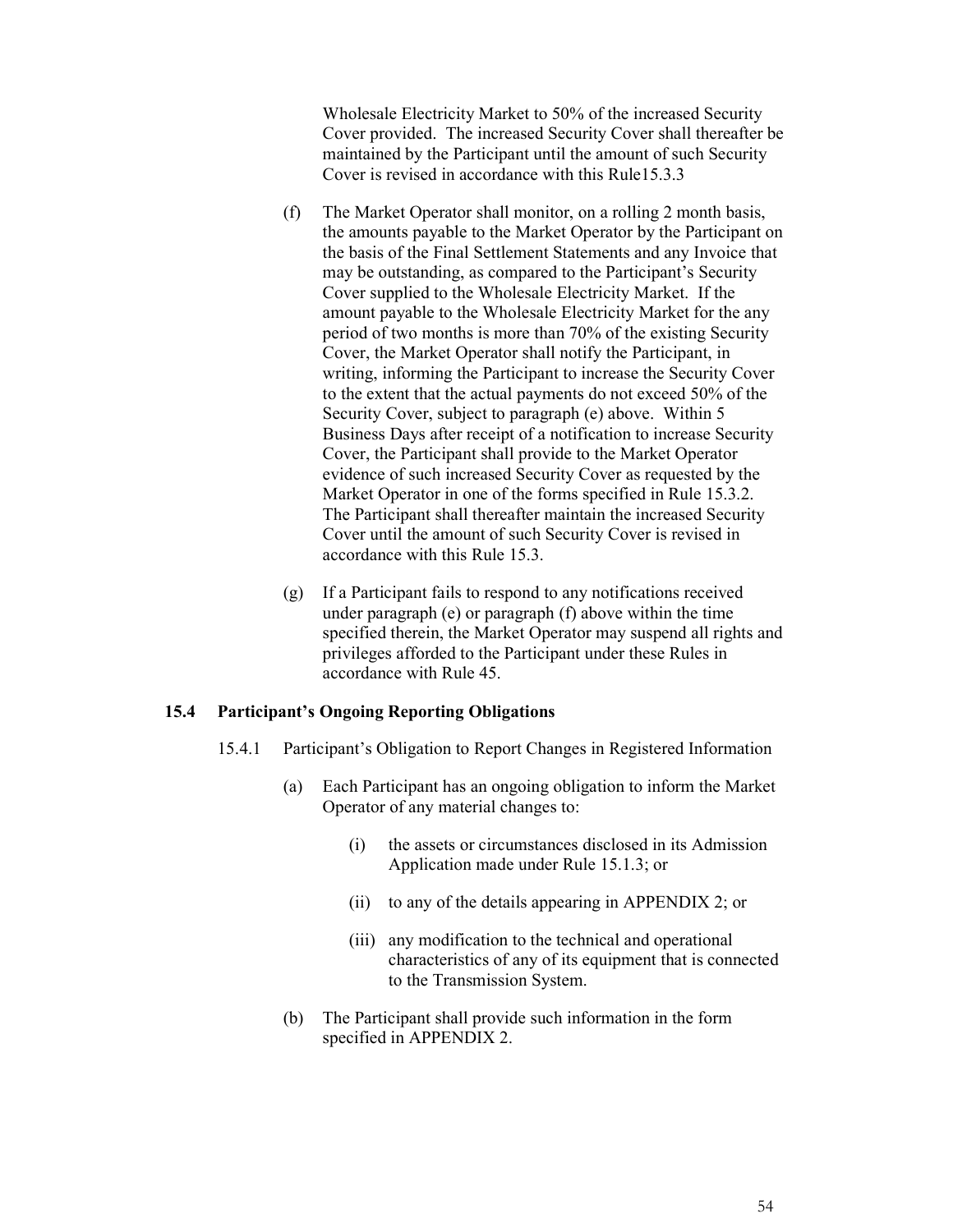Wholesale Electricity Market to 50% of the increased Security Cover provided. The increased Security Cover shall thereafter be maintained by the Participant until the amount of such Security Cover is revised in accordance with this Rule15.3.3

(f) The Market Operator shall monitor, on a rolling 2 month basis, the amounts payable to the Market Operator by the Participant on the basis of the Final Settlement Statements and any Invoice that may be outstanding, as compared to the Participant's Security Cover supplied to the Wholesale Electricity Market. If the amount payable to the Wholesale Electricity Market for the any period of two months is more than 70% of the existing Security Cover, the Market Operator shall notify the Participant, in writing, informing the Participant to increase the Security Cover to the extent that the actual payments do not exceed 50% of the Security Cover, subject to paragraph (e) above. Within 5 Business Days after receipt of a notification to increase Security Cover, the Participant shall provide to the Market Operator evidence of such increased Security Cover as requested by the Market Operator in one of the forms specified in Rule 15.3.2. The Participant shall thereafter maintain the increased Security Cover until the amount of such Security Cover is revised in accordance with this Rule 15.3.

(g) If a Participant fails to respond to any notifications received under paragraph (e) or paragraph (f) above within the time specified therein, the Market Operator may suspend all rights and privileges afforded to the Participant under these Rules in accordance with Rule 45.

### 15.4 Participant's Ongoing Reporting Obligations

15.4.1 Participant's Obligation to Report Changes in Registered Information

(a) Each Participant has an ongoing obligation to inform the Market Operator of any material changes to:

(i) the assets or circumstances disclosed in its Admission Application made under Rule 15.1.3; or

(ii) to any of the details appearing in APPENDIX 2; or

(iii) any modification to the technical and operational characteristics of any of its equipment that is connected to the Transmission System.

(b) The Participant shall provide such information in the form specified in APPENDIX 2.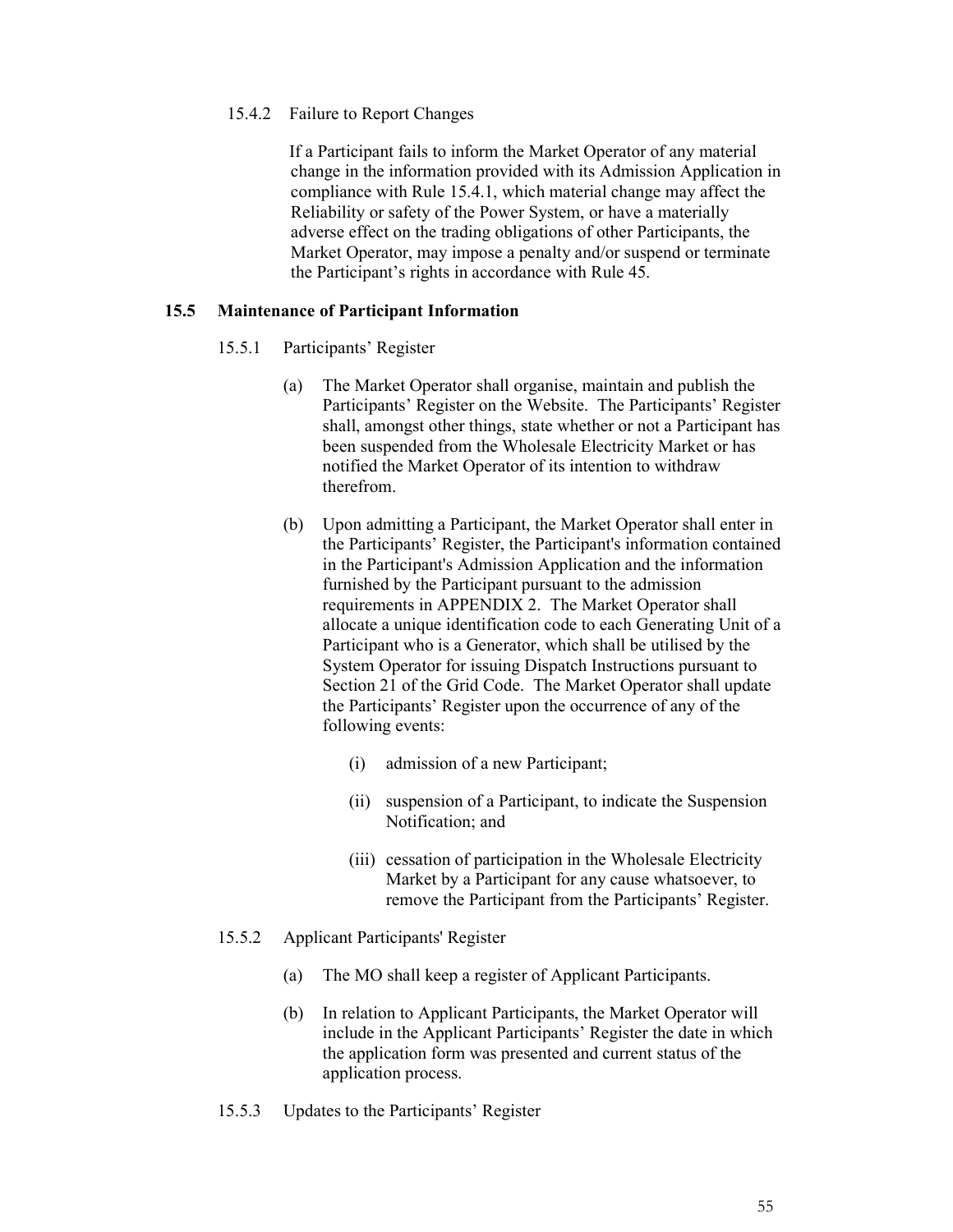15.4.2 Failure to Report Changes

If a Participant fails to inform the Market Operator of any material change in the information provided with its Admission Application in compliance with Rule 15.4.1, which material change may affect the Reliability or safety of the Power System, or have a materially adverse effect on the trading obligations of other Participants, the Market Operator, may impose a penalty and/or suspend or terminate the Participant's rights in accordance with Rule 45.

## 15.5 Maintenance of Participant Information

15.5.1 Participants' Register

(a) The Market Operator shall organise, maintain and publish the Participants' Register on the Website. The Participants' Register shall, amongst other things, state whether or not a Participant has been suspended from the Wholesale Electricity Market or has notified the Market Operator of its intention to withdraw therefrom.

(b) Upon admitting a Participant, the Market Operator shall enter in the Participants' Register, the Participant's information contained in the Participant's Admission Application and the information furnished by the Participant pursuant to the admission requirements in APPENDIX 2. The Market Operator shall allocate a unique identification code to each Generating Unit of a Participant who is a Generator, which shall be utilised by the System Operator for issuing Dispatch Instructions pursuant to Section 21 of the Grid Code. The Market Operator shall update the Participants' Register upon the occurrence of any of the following events:

(i) admission of a new Participant;

(ii) suspension of a Participant, to indicate the Suspension Notification; and

(iii) cessation of participation in the Wholesale Electricity Market by a Participant for any cause whatsoever, to remove the Participant from the Participants' Register.

15.5.2 Applicant Participants' Register

(a) The MO shall keep a register of Applicant Participants.

(b) In relation to Applicant Participants, the Market Operator will include in the Applicant Participants' Register the date in which the application form was presented and current status of the application process.

15.5.3 Updates to the Participants' Register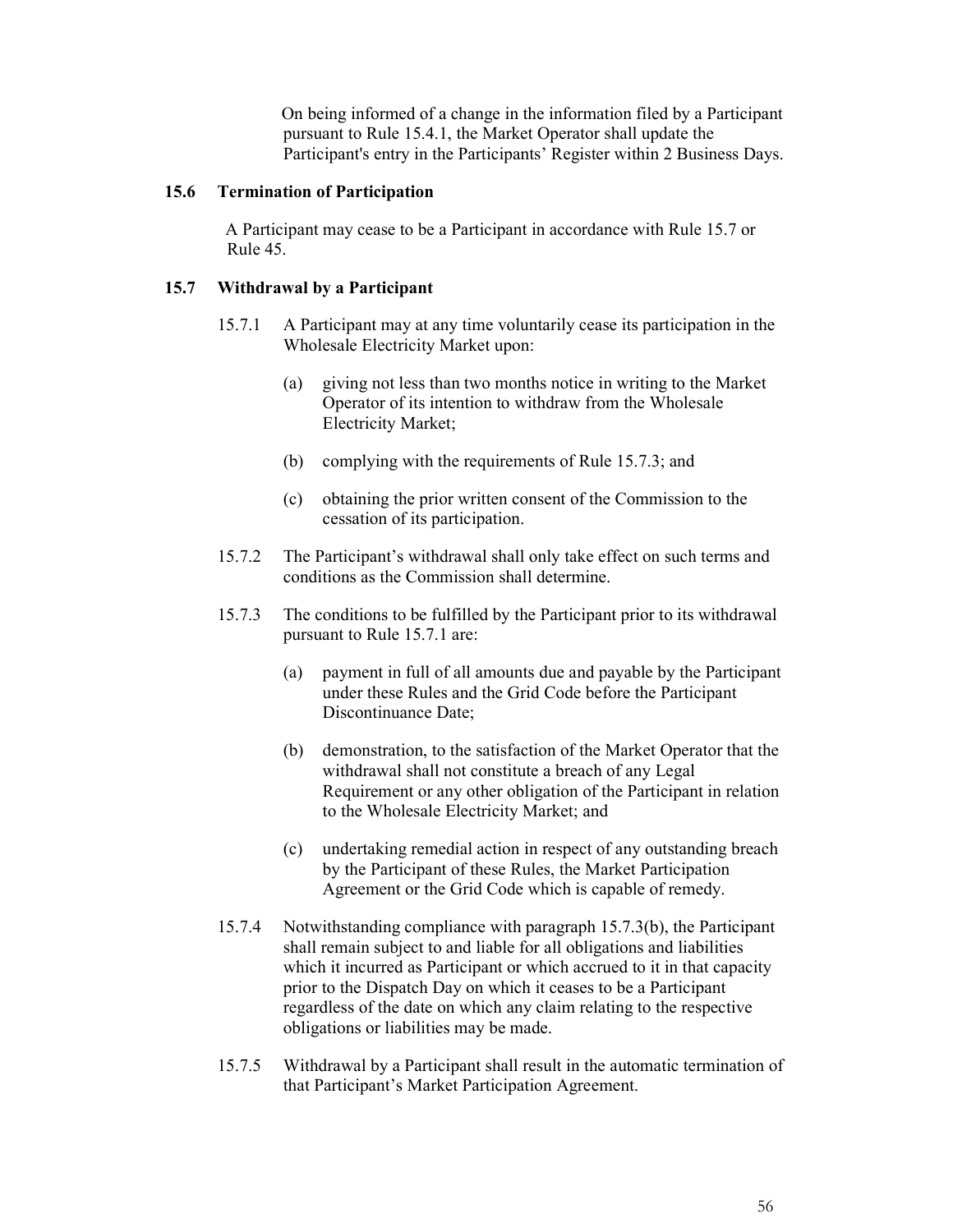On being informed of a change in the information filed by a Participant pursuant to Rule 15.4.1, the Market Operator shall update the Participant's entry in the Participants' Register within 2 Business Days.

### 15.6 Termination of Participation

A Participant may cease to be a Participant in accordance with Rule 15.7 or Rule 45.

### 15.7 Withdrawal by a Participant

15.7.1 A Participant may at any time voluntarily cease its participation in the Wholesale Electricity Market upon:

(a) giving not less than two months notice in writing to the Market Operator of its intention to withdraw from the Wholesale Electricity Market;

(b) complying with the requirements of Rule 15.7.3; and

(c) obtaining the prior written consent of the Commission to the cessation of its participation.

15.7.2 The Participant's withdrawal shall only take effect on such terms and conditions as the Commission shall determine.

15.7.3 The conditions to be fulfilled by the Participant prior to its withdrawal pursuant to Rule 15.7.1 are:

(a) payment in full of all amounts due and payable by the Participant under these Rules and the Grid Code before the Participant Discontinuance Date;

(b) demonstration, to the satisfaction of the Market Operator that the withdrawal shall not constitute a breach of any Legal Requirement or any other obligation of the Participant in relation to the Wholesale Electricity Market; and

(c) undertaking remedial action in respect of any outstanding breach by the Participant of these Rules, the Market Participation Agreement or the Grid Code which is capable of remedy.

15.7.4 Notwithstanding compliance with paragraph 15.7.3(b), the Participant shall remain subject to and liable for all obligations and liabilities which it incurred as Participant or which accrued to it in that capacity prior to the Dispatch Day on which it ceases to be a Participant regardless of the date on which any claim relating to the respective obligations or liabilities may be made.

15.7.5 Withdrawal by a Participant shall result in the automatic termination of that Participant's Market Participation Agreement.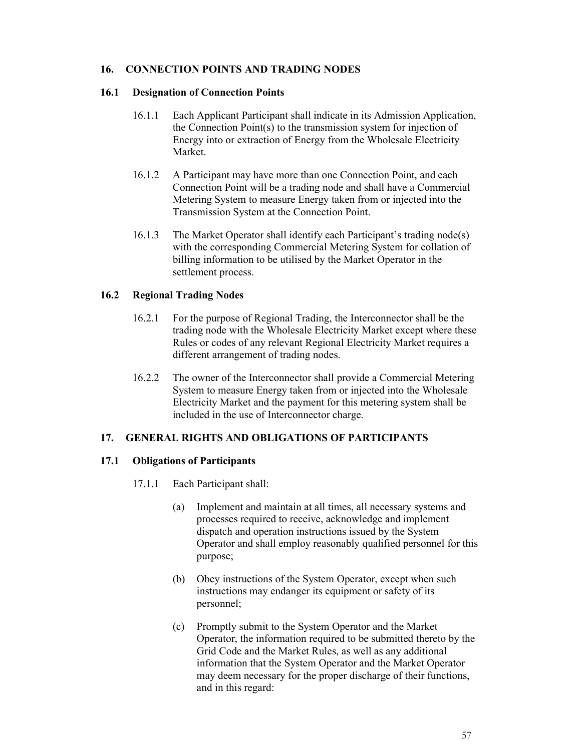## 16. CONNECTION POINTS AND TRADING NODES

### 16.1 Designation of Connection Points

16.1.1 Each Applicant Participant shall indicate in its Admission Application, the Connection Point(s) to the transmission system for injection of Energy into or extraction of Energy from the Wholesale Electricity Market.

16.1.2 A Participant may have more than one Connection Point, and each Connection Point will be a trading node and shall have a Commercial Metering System to measure Energy taken from or injected into the Transmission System at the Connection Point.

16.1.3 The Market Operator shall identify each Participant's trading node(s) with the corresponding Commercial Metering System for collation of billing information to be utilised by the Market Operator in the settlement process.

### 16.2 Regional Trading Nodes

16.2.1 For the purpose of Regional Trading, the Interconnector shall be the trading node with the Wholesale Electricity Market except where these Rules or codes of any relevant Regional Electricity Market requires a different arrangement of trading nodes.

16.2.2 The owner of the Interconnector shall provide a Commercial Metering System to measure Energy taken from or injected into the Wholesale Electricity Market and the payment for this metering system shall be included in the use of Interconnector charge.

## 17. GENERAL RIGHTS AND OBLIGATIONS OF PARTICIPANTS

### 17.1 Obligations of Participants

17.1.1 Each Participant shall:

(a) Implement and maintain at all times, all necessary systems and processes required to receive, acknowledge and implement dispatch and operation instructions issued by the System Operator and shall employ reasonably qualified personnel for this purpose;

(b) Obey instructions of the System Operator, except when such instructions may endanger its equipment or safety of its personnel;

(c) Promptly submit to the System Operator and the Market Operator, the information required to be submitted thereto by the Grid Code and the Market Rules, as well as any additional information that the System Operator and the Market Operator may deem necessary for the proper discharge of their functions, and in this regard: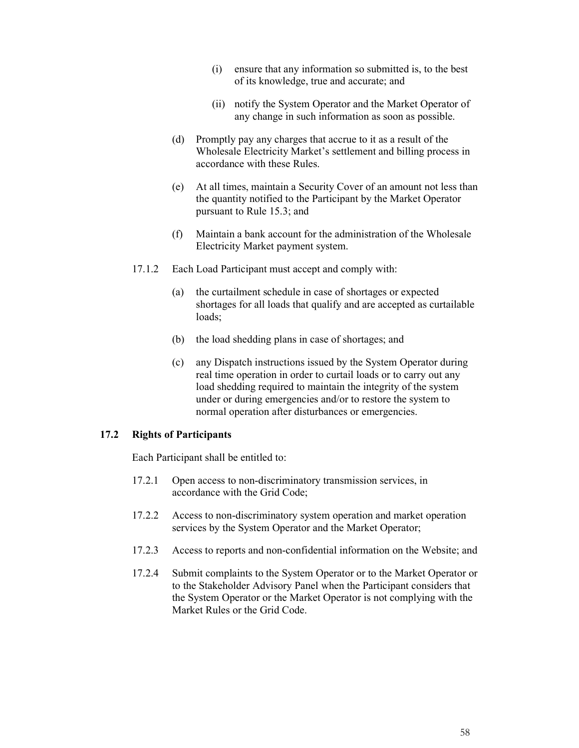(i) ensure that any information so submitted is, to the best of its knowledge, true and accurate; and

(ii) notify the System Operator and the Market Operator of any change in such information as soon as possible.

(d) Promptly pay any charges that accrue to it as a result of the Wholesale Electricity Market's settlement and billing process in accordance with these Rules.

(e) At all times, maintain a Security Cover of an amount not less than the quantity notified to the Participant by the Market Operator pursuant to Rule 15.3; and

(f) Maintain a bank account for the administration of the Wholesale Electricity Market payment system.

17.1.2 Each Load Participant must accept and comply with:

(a) the curtailment schedule in case of shortages or expected shortages for all loads that qualify and are accepted as curtailable loads;

(b) the load shedding plans in case of shortages; and

(c) any Dispatch instructions issued by the System Operator during real time operation in order to curtail loads or to carry out any load shedding required to maintain the integrity of the system under or during emergencies and/or to restore the system to normal operation after disturbances or emergencies.

### 17.2 Rights of Participants

Each Participant shall be entitled to:

17.2.1 Open access to non-discriminatory transmission services, in accordance with the Grid Code;

17.2.2 Access to non-discriminatory system operation and market operation services by the System Operator and the Market Operator;

17.2.3 Access to reports and non-confidential information on the Website; and

17.2.4 Submit complaints to the System Operator or to the Market Operator or to the Stakeholder Advisory Panel when the Participant considers that the System Operator or the Market Operator is not complying with the Market Rules or the Grid Code.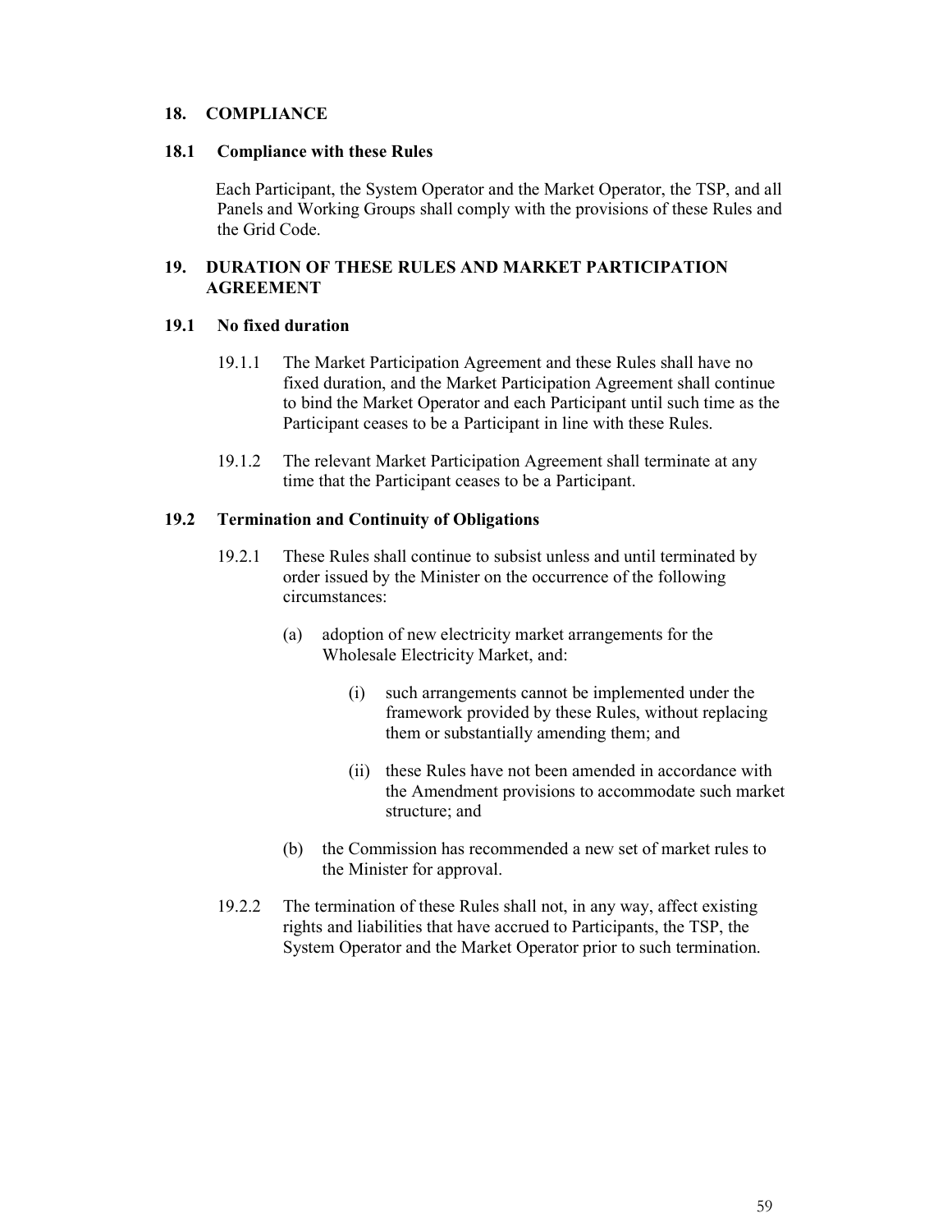## 18. COMPLIANCE

### 18.1 Compliance with these Rules

Each Participant, the System Operator and the Market Operator, the TSP, and all Panels and Working Groups shall comply with the provisions of these Rules and the Grid Code.

## 19. DURATION OF THESE RULES AND MARKET PARTICIPATION AGREEMENT

### 19.1 No fixed duration

19.1.1 The Market Participation Agreement and these Rules shall have no fixed duration, and the Market Participation Agreement shall continue to bind the Market Operator and each Participant until such time as the Participant ceases to be a Participant in line with these Rules.

19.1.2 The relevant Market Participation Agreement shall terminate at any time that the Participant ceases to be a Participant.

### 19.2 Termination and Continuity of Obligations

19.2.1 These Rules shall continue to subsist unless and until terminated by order issued by the Minister on the occurrence of the following circumstances:

(a) adoption of new electricity market arrangements for the Wholesale Electricity Market, and:

(i) such arrangements cannot be implemented under the framework provided by these Rules, without replacing them or substantially amending them; and

(ii) these Rules have not been amended in accordance with the Amendment provisions to accommodate such market structure; and

(b) the Commission has recommended a new set of market rules to the Minister for approval.

19.2.2 The termination of these Rules shall not, in any way, affect existing rights and liabilities that have accrued to Participants, the TSP, the System Operator and the Market Operator prior to such termination.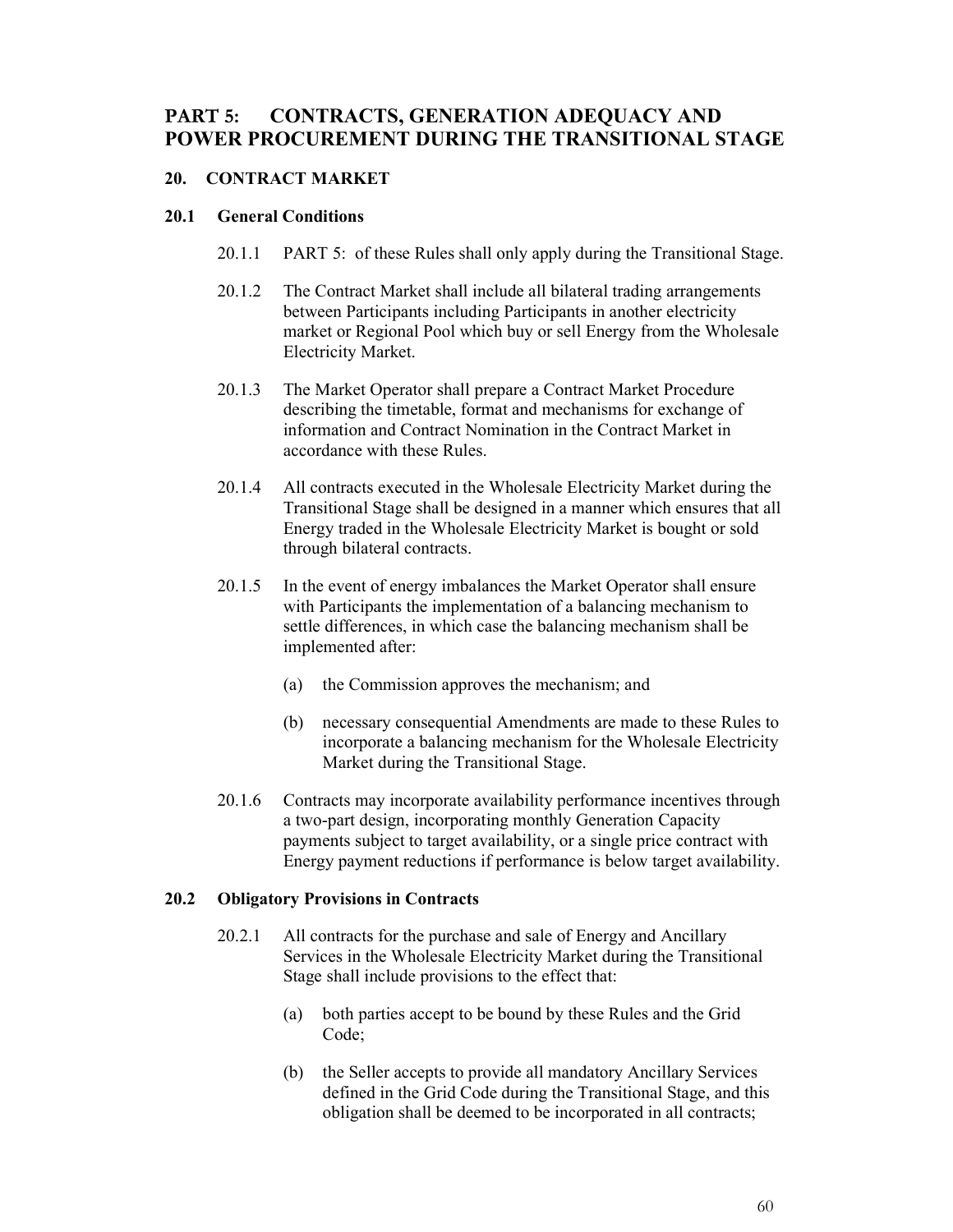# PART 5: CONTRACTS, GENERATION ADEQUACY AND POWER PROCUREMENT DURING THE TRANSITIONAL STAGE

## 20. CONTRACT MARKET

### 20.1 General Conditions

20.1.1 PART 5: of these Rules shall only apply during the Transitional Stage.

20.1.2 The Contract Market shall include all bilateral trading arrangements between Participants including Participants in another electricity market or Regional Pool which buy or sell Energy from the Wholesale Electricity Market.

20.1.3 The Market Operator shall prepare a Contract Market Procedure describing the timetable, format and mechanisms for exchange of information and Contract Nomination in the Contract Market in accordance with these Rules.

20.1.4 All contracts executed in the Wholesale Electricity Market during the Transitional Stage shall be designed in a manner which ensures that all Energy traded in the Wholesale Electricity Market is bought or sold through bilateral contracts.

20.1.5 In the event of energy imbalances the Market Operator shall ensure with Participants the implementation of a balancing mechanism to settle differences, in which case the balancing mechanism shall be implemented after:

(a) the Commission approves the mechanism; and

(b) necessary consequential Amendments are made to these Rules to incorporate a balancing mechanism for the Wholesale Electricity Market during the Transitional Stage.

20.1.6 Contracts may incorporate availability performance incentives through a two-part design, incorporating monthly Generation Capacity payments subject to target availability, or a single price contract with Energy payment reductions if performance is below target availability.

### 20.2 Obligatory Provisions in Contracts

20.2.1 All contracts for the purchase and sale of Energy and Ancillary Services in the Wholesale Electricity Market during the Transitional Stage shall include provisions to the effect that:

(a) both parties accept to be bound by these Rules and the Grid Code;

(b) the Seller accepts to provide all mandatory Ancillary Services defined in the Grid Code during the Transitional Stage, and this obligation shall be deemed to be incorporated in all contracts;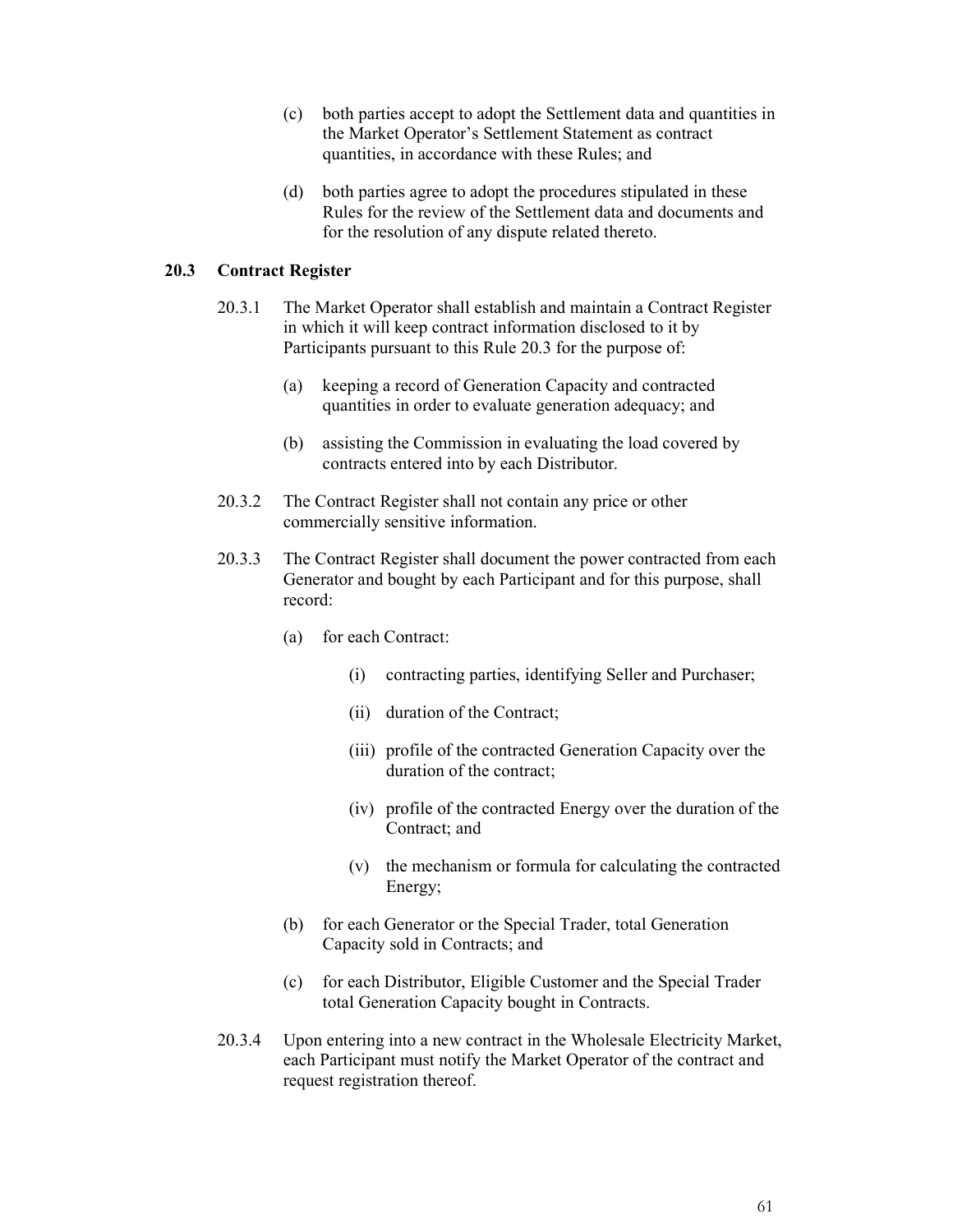(c) both parties accept to adopt the Settlement data and quantities in the Market Operator's Settlement Statement as contract quantities, in accordance with these Rules; and

(d) both parties agree to adopt the procedures stipulated in these Rules for the review of the Settlement data and documents and for the resolution of any dispute related thereto.

### 20.3 Contract Register

20.3.1 The Market Operator shall establish and maintain a Contract Register in which it will keep contract information disclosed to it by Participants pursuant to this Rule 20.3 for the purpose of:

(a) keeping a record of Generation Capacity and contracted quantities in order to evaluate generation adequacy; and

(b) assisting the Commission in evaluating the load covered by contracts entered into by each Distributor.

20.3.2 The Contract Register shall not contain any price or other commercially sensitive information.

20.3.3 The Contract Register shall document the power contracted from each Generator and bought by each Participant and for this purpose, shall record:

(a) for each Contract:

(i) contracting parties, identifying Seller and Purchaser;

(ii) duration of the Contract;

(iii) profile of the contracted Generation Capacity over the duration of the contract;

(iv) profile of the contracted Energy over the duration of the Contract; and

(v) the mechanism or formula for calculating the contracted Energy;

(b) for each Generator or the Special Trader, total Generation Capacity sold in Contracts; and

(c) for each Distributor, Eligible Customer and the Special Trader total Generation Capacity bought in Contracts.

20.3.4 Upon entering into a new contract in the Wholesale Electricity Market, each Participant must notify the Market Operator of the contract and request registration thereof.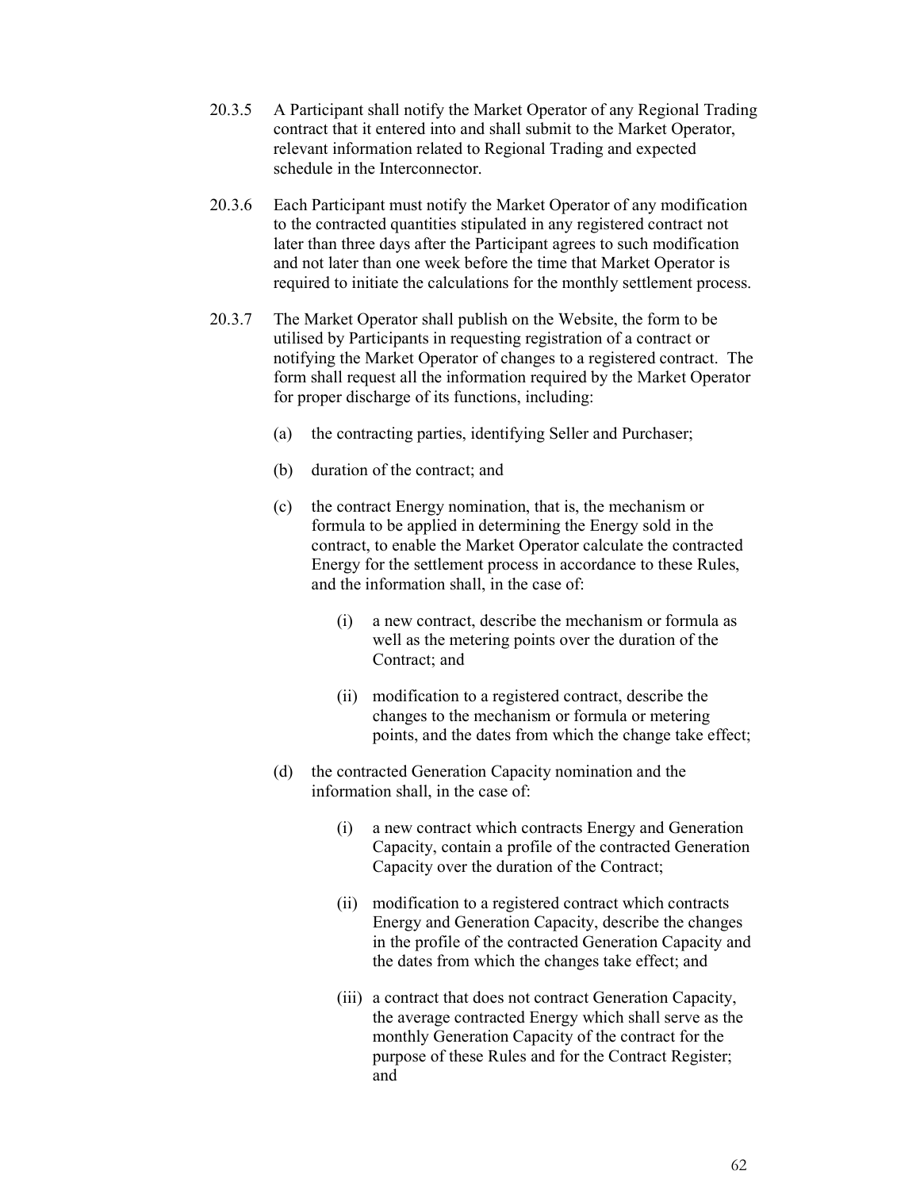20.3.5 A Participant shall notify the Market Operator of any Regional Trading contract that it entered into and shall submit to the Market Operator, relevant information related to Regional Trading and expected schedule in the Interconnector.

20.3.6 Each Participant must notify the Market Operator of any modification to the contracted quantities stipulated in any registered contract not later than three days after the Participant agrees to such modification and not later than one week before the time that Market Operator is required to initiate the calculations for the monthly settlement process.

20.3.7 The Market Operator shall publish on the Website, the form to be utilised by Participants in requesting registration of a contract or notifying the Market Operator of changes to a registered contract. The form shall request all the information required by the Market Operator for proper discharge of its functions, including:

(a) the contracting parties, identifying Seller and Purchaser;

(b) duration of the contract; and

(c) the contract Energy nomination, that is, the mechanism or formula to be applied in determining the Energy sold in the contract, to enable the Market Operator calculate the contracted Energy for the settlement process in accordance to these Rules, and the information shall, in the case of:

(i) a new contract, describe the mechanism or formula as well as the metering points over the duration of the Contract; and

(ii) modification to a registered contract, describe the changes to the mechanism or formula or metering points, and the dates from which the change take effect;

(d) the contracted Generation Capacity nomination and the information shall, in the case of:

(i) a new contract which contracts Energy and Generation Capacity, contain a profile of the contracted Generation Capacity over the duration of the Contract;

(ii) modification to a registered contract which contracts Energy and Generation Capacity, describe the changes in the profile of the contracted Generation Capacity and the dates from which the changes take effect; and

(iii) a contract that does not contract Generation Capacity, the average contracted Energy which shall serve as the monthly Generation Capacity of the contract for the purpose of these Rules and for the Contract Register; and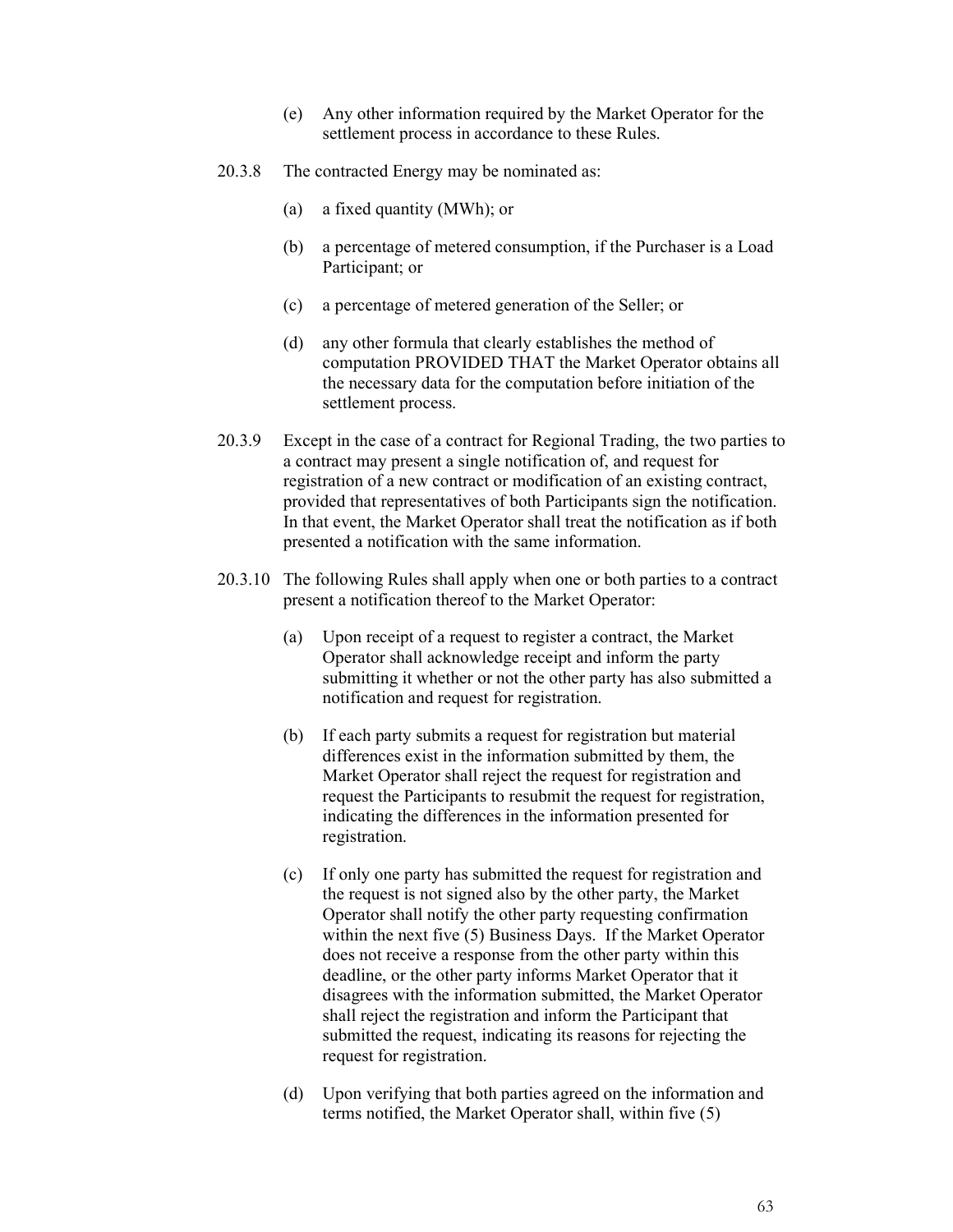(e) Any other information required by the Market Operator for the settlement process in accordance to these Rules.

20.3.8 The contracted Energy may be nominated as:

(a) a fixed quantity (MWh); or

(b) a percentage of metered consumption, if the Purchaser is a Load Participant; or

(c) a percentage of metered generation of the Seller; or

(d) any other formula that clearly establishes the method of computation PROVIDED THAT the Market Operator obtains all the necessary data for the computation before initiation of the settlement process.

20.3.9 Except in the case of a contract for Regional Trading, the two parties to a contract may present a single notification of, and request for registration of a new contract or modification of an existing contract, provided that representatives of both Participants sign the notification. In that event, the Market Operator shall treat the notification as if both presented a notification with the same information.

20.3.10 The following Rules shall apply when one or both parties to a contract present a notification thereof to the Market Operator:

(a) Upon receipt of a request to register a contract, the Market Operator shall acknowledge receipt and inform the party submitting it whether or not the other party has also submitted a notification and request for registration.

(b) If each party submits a request for registration but material differences exist in the information submitted by them, the Market Operator shall reject the request for registration and request the Participants to resubmit the request for registration, indicating the differences in the information presented for registration.

(c) If only one party has submitted the request for registration and the request is not signed also by the other party, the Market Operator shall notify the other party requesting confirmation within the next five (5) Business Days. If the Market Operator does not receive a response from the other party within this deadline, or the other party informs Market Operator that it disagrees with the information submitted, the Market Operator shall reject the registration and inform the Participant that submitted the request, indicating its reasons for rejecting the request for registration.

(d) Upon verifying that both parties agreed on the information and terms notified, the Market Operator shall, within five (5)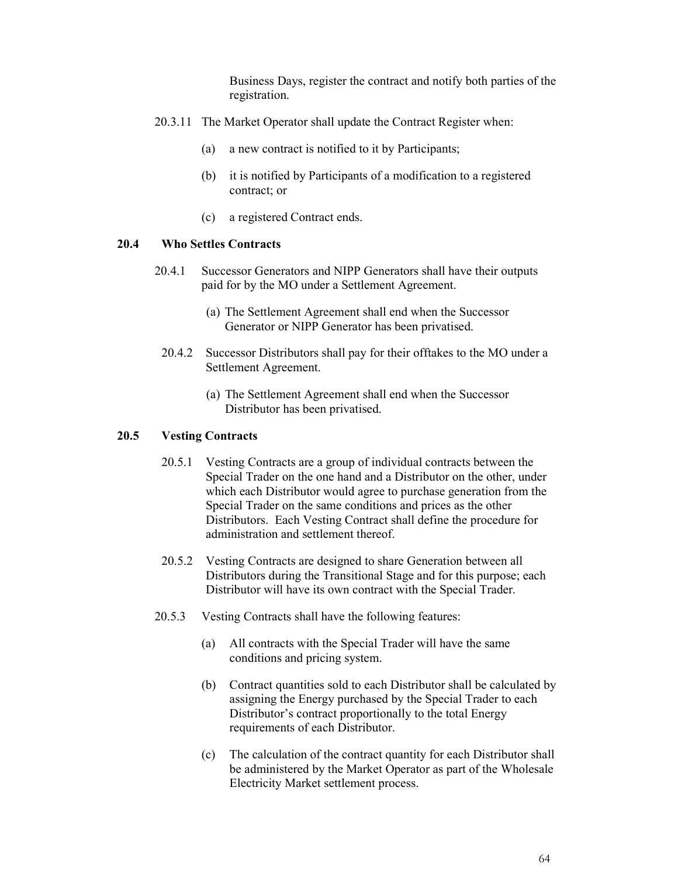Business Days, register the contract and notify both parties of the registration.

20.3.11 The Market Operator shall update the Contract Register when:

(a) a new contract is notified to it by Participants;

(b) it is notified by Participants of a modification to a registered contract; or

(c) a registered Contract ends.

### 20.4 Who Settles Contracts

20.4.1 Successor Generators and NIPP Generators shall have their outputs paid for by the MO under a Settlement Agreement.

(a) The Settlement Agreement shall end when the Successor Generator or NIPP Generator has been privatised.

20.4.2 Successor Distributors shall pay for their offtakes to the MO under a Settlement Agreement.

(a) The Settlement Agreement shall end when the Successor Distributor has been privatised.

### 20.5 Vesting Contracts

20.5.1 Vesting Contracts are a group of individual contracts between the Special Trader on the one hand and a Distributor on the other, under which each Distributor would agree to purchase generation from the Special Trader on the same conditions and prices as the other Distributors. Each Vesting Contract shall define the procedure for administration and settlement thereof.

20.5.2 Vesting Contracts are designed to share Generation between all Distributors during the Transitional Stage and for this purpose; each Distributor will have its own contract with the Special Trader.

20.5.3 Vesting Contracts shall have the following features:

(a) All contracts with the Special Trader will have the same conditions and pricing system.

(b) Contract quantities sold to each Distributor shall be calculated by assigning the Energy purchased by the Special Trader to each Distributor's contract proportionally to the total Energy requirements of each Distributor.

(c) The calculation of the contract quantity for each Distributor shall be administered by the Market Operator as part of the Wholesale Electricity Market settlement process.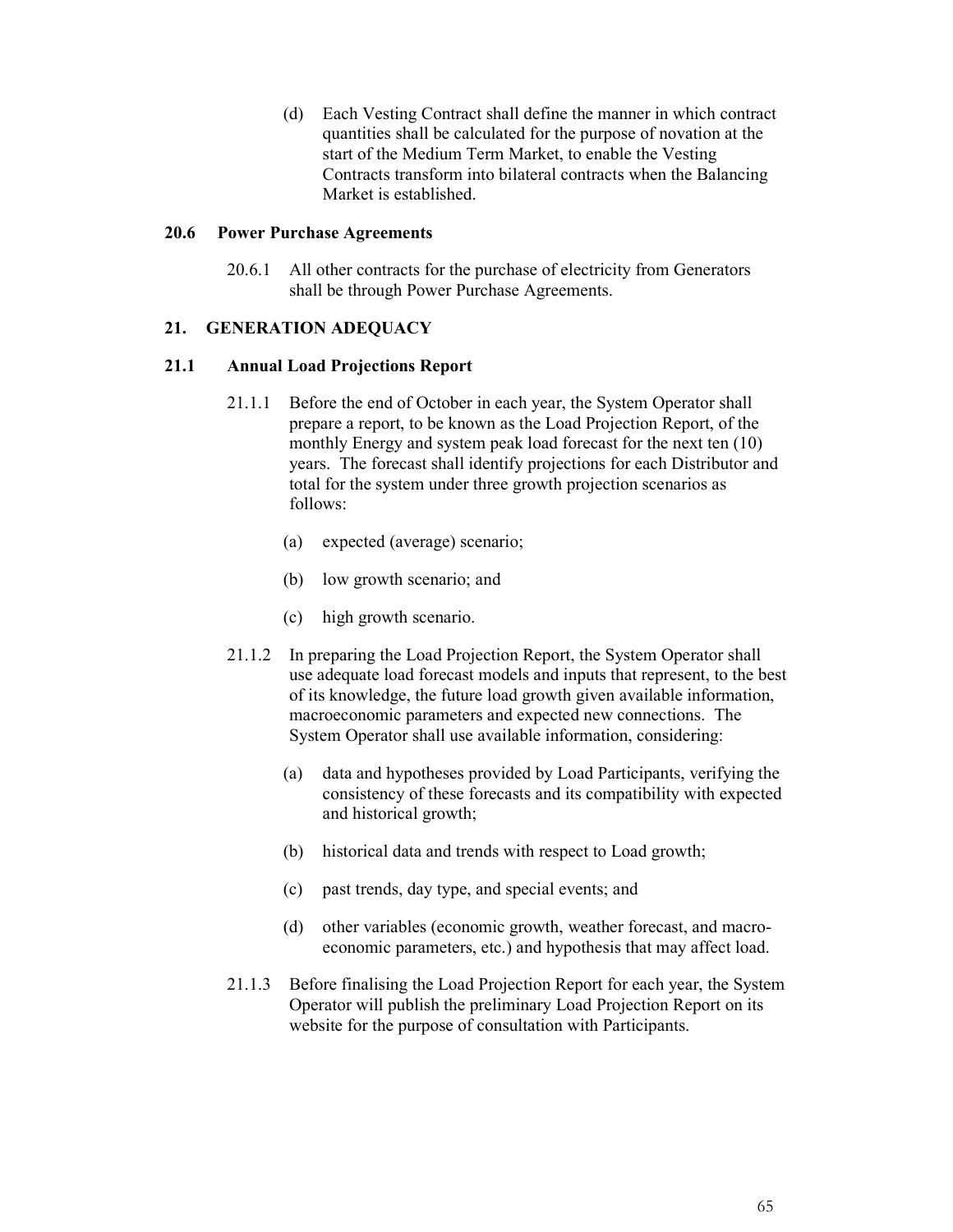(d) Each Vesting Contract shall define the manner in which contract quantities shall be calculated for the purpose of novation at the start of the Medium Term Market, to enable the Vesting Contracts transform into bilateral contracts when the Balancing Market is established.

### 20.6 Power Purchase Agreements

20.6.1 All other contracts for the purchase of electricity from Generators shall be through Power Purchase Agreements.

## 21. GENERATION ADEQUACY

### 21.1 Annual Load Projections Report

21.1.1 Before the end of October in each year, the System Operator shall prepare a report, to be known as the Load Projection Report, of the monthly Energy and system peak load forecast for the next ten (10) years. The forecast shall identify projections for each Distributor and total for the system under three growth projection scenarios as follows:

(a) expected (average) scenario;

(b) low growth scenario; and

(c) high growth scenario.

21.1.2 In preparing the Load Projection Report, the System Operator shall use adequate load forecast models and inputs that represent, to the best of its knowledge, the future load growth given available information, macroeconomic parameters and expected new connections. The System Operator shall use available information, considering:

(a) data and hypotheses provided by Load Participants, verifying the consistency of these forecasts and its compatibility with expected and historical growth;

(b) historical data and trends with respect to Load growth;

(c) past trends, day type, and special events; and

(d) other variables (economic growth, weather forecast, and macro-economic parameters, etc.) and hypothesis that may affect load.

21.1.3 Before finalising the Load Projection Report for each year, the System Operator will publish the preliminary Load Projection Report on its website for the purpose of consultation with Participants.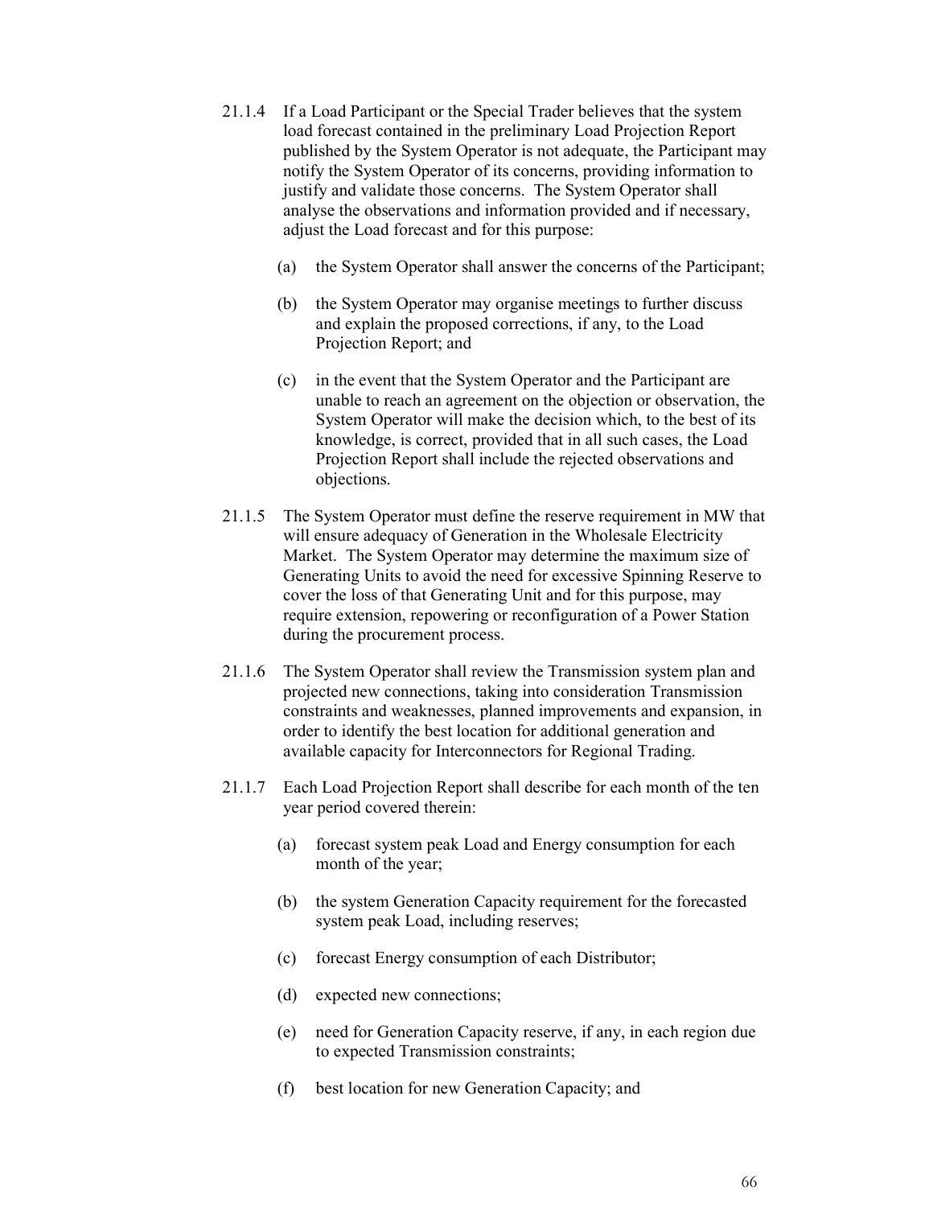21.1.4 If a Load Participant or the Special Trader believes that the system load forecast contained in the preliminary Load Projection Report published by the System Operator is not adequate, the Participant may notify the System Operator of its concerns, providing information to justify and validate those concerns. The System Operator shall analyse the observations and information provided and if necessary, adjust the Load forecast and for this purpose:

(a) the System Operator shall answer the concerns of the Participant;

(b) the System Operator may organise meetings to further discuss and explain the proposed corrections, if any, to the Load Projection Report; and

(c) in the event that the System Operator and the Participant are unable to reach an agreement on the objection or observation, the System Operator will make the decision which, to the best of its knowledge, is correct, provided that in all such cases, the Load Projection Report shall include the rejected observations and objections.

21.1.5 The System Operator must define the reserve requirement in MW that will ensure adequacy of Generation in the Wholesale Electricity Market. The System Operator may determine the maximum size of Generating Units to avoid the need for excessive Spinning Reserve to cover the loss of that Generating Unit and for this purpose, may require extension, repowering or reconfiguration of a Power Station during the procurement process.

21.1.6 The System Operator shall review the Transmission system plan and projected new connections, taking into consideration Transmission constraints and weaknesses, planned improvements and expansion, in order to identify the best location for additional generation and available capacity for Interconnectors for Regional Trading.

21.1.7 Each Load Projection Report shall describe for each month of the ten year period covered therein:

(a) forecast system peak Load and Energy consumption for each month of the year;

(b) the system Generation Capacity requirement for the forecasted system peak Load, including reserves;

(c) forecast Energy consumption of each Distributor;

(d) expected new connections;

(e) need for Generation Capacity reserve, if any, in each region due to expected Transmission constraints;

(f) best location for new Generation Capacity; and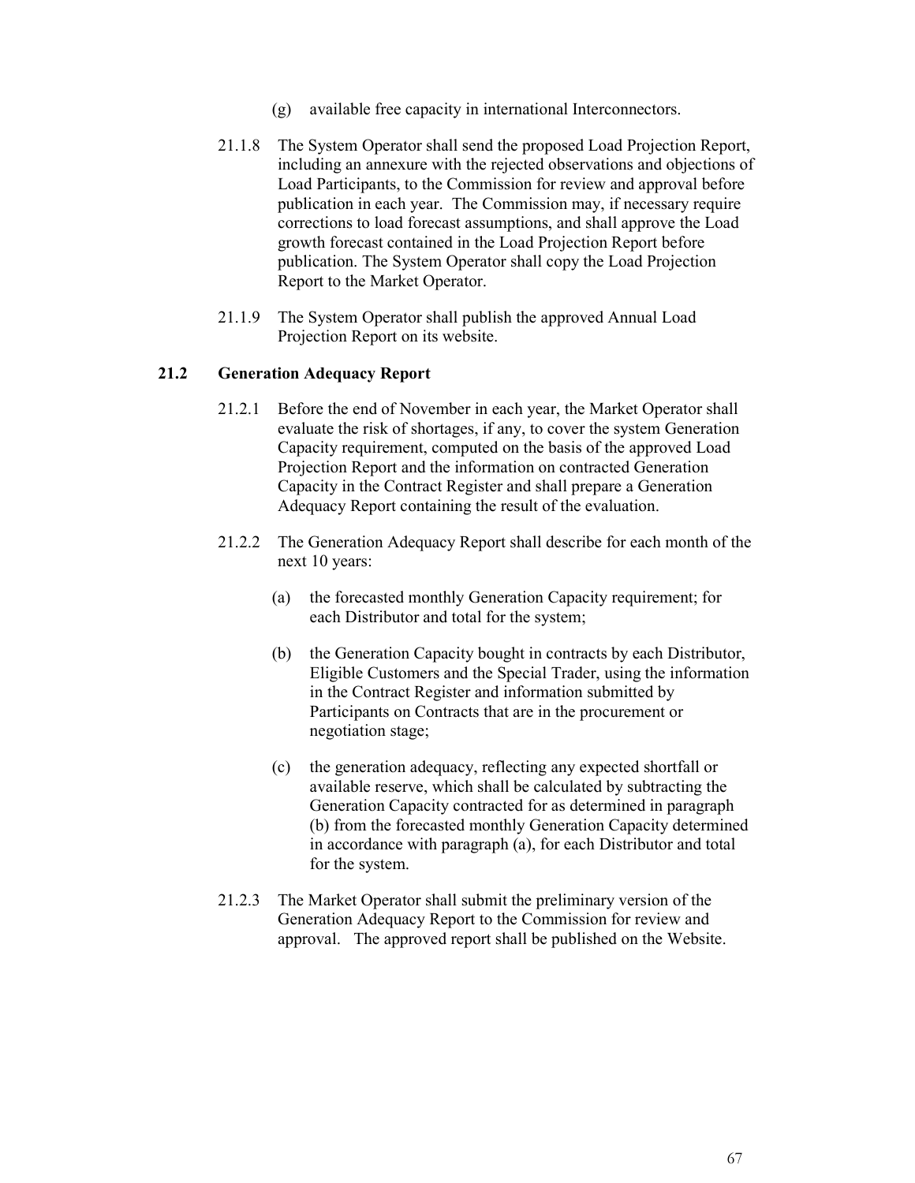(g) available free capacity in international Interconnectors.

21.1.8 The System Operator shall send the proposed Load Projection Report, including an annexure with the rejected observations and objections of Load Participants, to the Commission for review and approval before publication in each year. The Commission may, if necessary require corrections to load forecast assumptions, and shall approve the Load growth forecast contained in the Load Projection Report before publication. The System Operator shall copy the Load Projection Report to the Market Operator.

21.1.9 The System Operator shall publish the approved Annual Load Projection Report on its website.

### 21.2 Generation Adequacy Report

21.2.1 Before the end of November in each year, the Market Operator shall evaluate the risk of shortages, if any, to cover the system Generation Capacity requirement, computed on the basis of the approved Load Projection Report and the information on contracted Generation Capacity in the Contract Register and shall prepare a Generation Adequacy Report containing the result of the evaluation.

21.2.2 The Generation Adequacy Report shall describe for each month of the next 10 years:

(a) the forecasted monthly Generation Capacity requirement; for each Distributor and total for the system;

(b) the Generation Capacity bought in contracts by each Distributor, Eligible Customers and the Special Trader, using the information in the Contract Register and information submitted by Participants on Contracts that are in the procurement or negotiation stage;

(c) the generation adequacy, reflecting any expected shortfall or available reserve, which shall be calculated by subtracting the Generation Capacity contracted for as determined in paragraph (b) from the forecasted monthly Generation Capacity determined in accordance with paragraph (a), for each Distributor and total for the system.

21.2.3 The Market Operator shall submit the preliminary version of the Generation Adequacy Report to the Commission for review and approval. The approved report shall be published on the Website.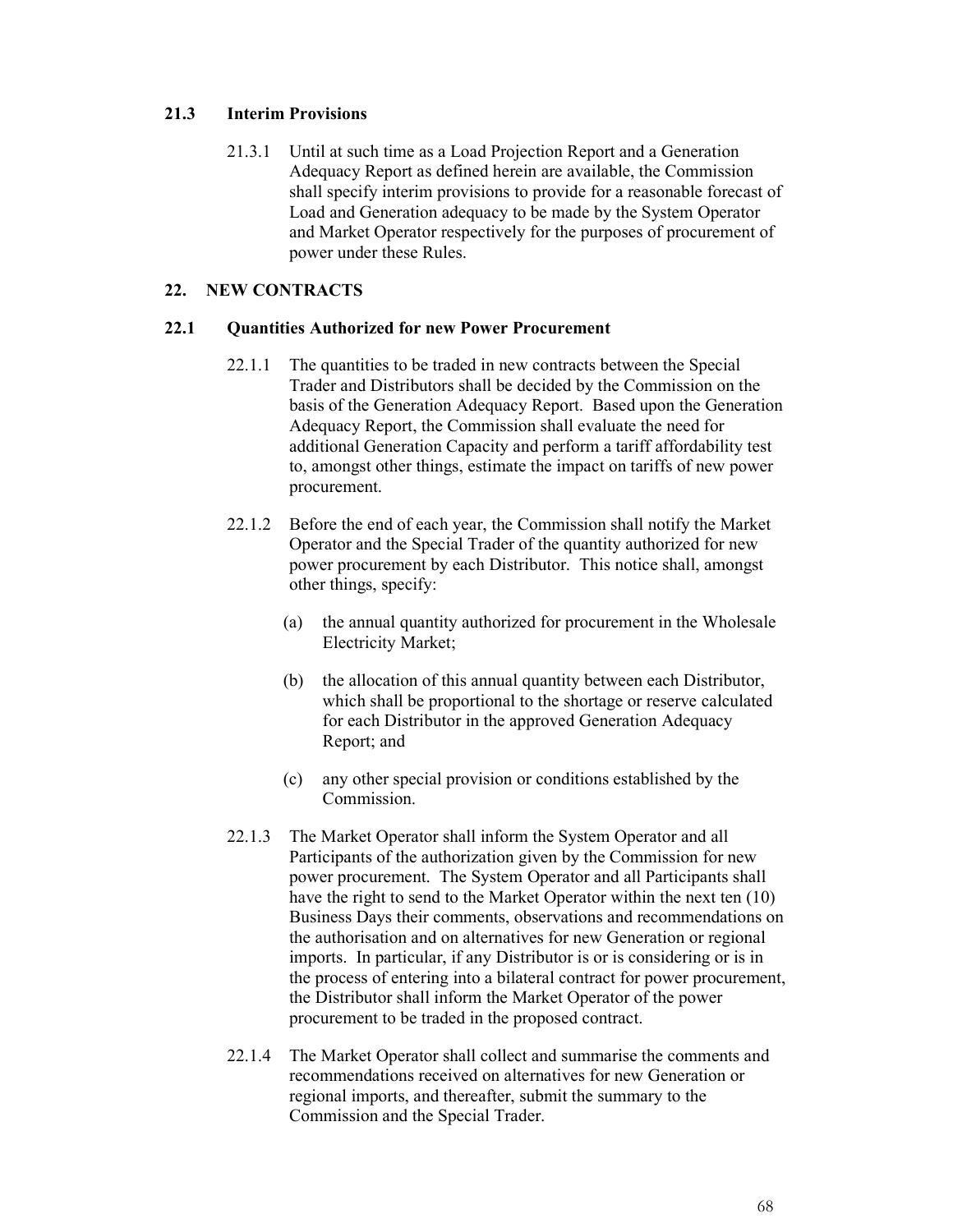### 21.3 Interim Provisions

21.3.1 Until at such time as a Load Projection Report and a Generation Adequacy Report as defined herein are available, the Commission shall specify interim provisions to provide for a reasonable forecast of Load and Generation adequacy to be made by the System Operator and Market Operator respectively for the purposes of procurement of power under these Rules.

## 22. NEW CONTRACTS

### 22.1 Quantities Authorized for new Power Procurement

22.1.1 The quantities to be traded in new contracts between the Special Trader and Distributors shall be decided by the Commission on the basis of the Generation Adequacy Report. Based upon the Generation Adequacy Report, the Commission shall evaluate the need for additional Generation Capacity and perform a tariff affordability test to, amongst other things, estimate the impact on tariffs of new power procurement.

22.1.2 Before the end of each year, the Commission shall notify the Market Operator and the Special Trader of the quantity authorized for new power procurement by each Distributor. This notice shall, amongst other things, specify:

(a) the annual quantity authorized for procurement in the Wholesale Electricity Market;

(b) the allocation of this annual quantity between each Distributor, which shall be proportional to the shortage or reserve calculated for each Distributor in the approved Generation Adequacy Report; and

(c) any other special provision or conditions established by the Commission.

22.1.3 The Market Operator shall inform the System Operator and all Participants of the authorization given by the Commission for new power procurement. The System Operator and all Participants shall have the right to send to the Market Operator within the next ten (10) Business Days their comments, observations and recommendations on the authorisation and on alternatives for new Generation or regional imports. In particular, if any Distributor is or is considering or is in the process of entering into a bilateral contract for power procurement, the Distributor shall inform the Market Operator of the power procurement to be traded in the proposed contract.

22.1.4 The Market Operator shall collect and summarise the comments and recommendations received on alternatives for new Generation or regional imports, and thereafter, submit the summary to the Commission and the Special Trader.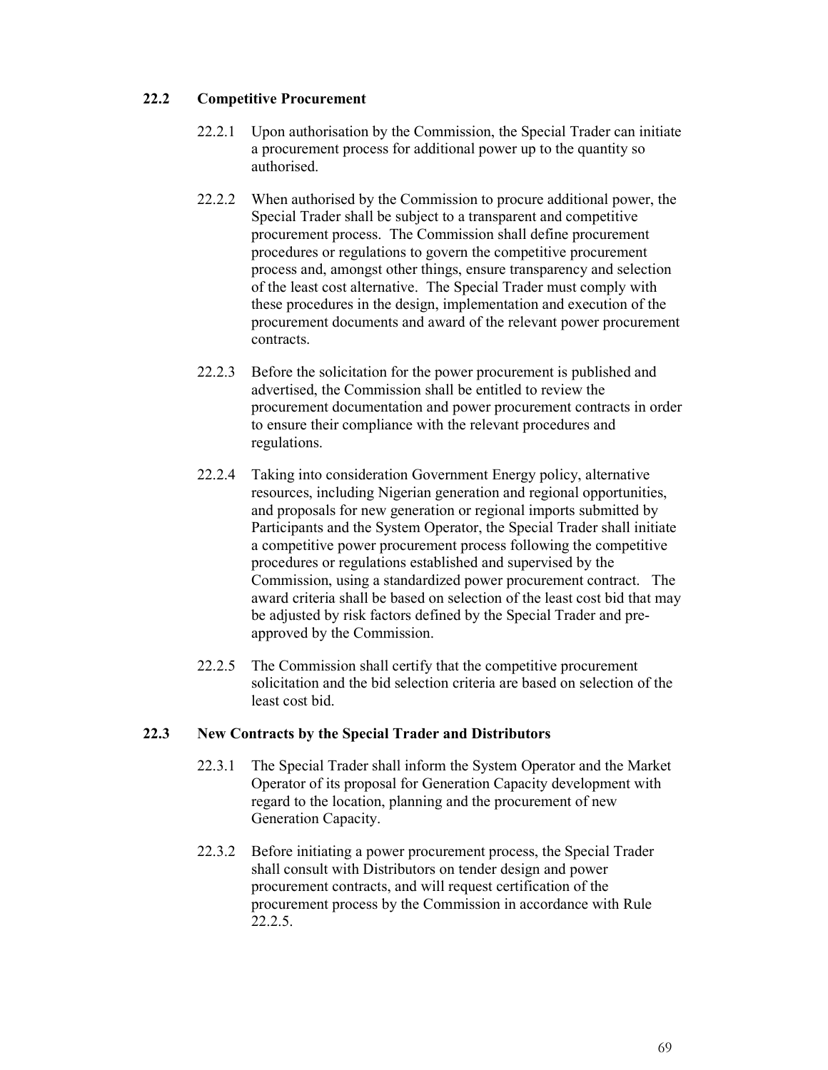### 22.2 Competitive Procurement

22.2.1 Upon authorisation by the Commission, the Special Trader can initiate a procurement process for additional power up to the quantity so authorised.

22.2.2 When authorised by the Commission to procure additional power, the Special Trader shall be subject to a transparent and competitive procurement process. The Commission shall define procurement procedures or regulations to govern the competitive procurement process and, amongst other things, ensure transparency and selection of the least cost alternative. The Special Trader must comply with these procedures in the design, implementation and execution of the procurement documents and award of the relevant power procurement contracts.

22.2.3 Before the solicitation for the power procurement is published and advertised, the Commission shall be entitled to review the procurement documentation and power procurement contracts in order to ensure their compliance with the relevant procedures and regulations.

22.2.4 Taking into consideration Government Energy policy, alternative resources, including Nigerian generation and regional opportunities, and proposals for new generation or regional imports submitted by Participants and the System Operator, the Special Trader shall initiate a competitive power procurement process following the competitive procedures or regulations established and supervised by the Commission, using a standardized power procurement contract. The award criteria shall be based on selection of the least cost bid that may be adjusted by risk factors defined by the Special Trader and pre-approved by the Commission.

22.2.5 The Commission shall certify that the competitive procurement solicitation and the bid selection criteria are based on selection of the least cost bid.

### 22.3 New Contracts by the Special Trader and Distributors

22.3.1 The Special Trader shall inform the System Operator and the Market Operator of its proposal for Generation Capacity development with regard to the location, planning and the procurement of new Generation Capacity.

22.3.2 Before initiating a power procurement process, the Special Trader shall consult with Distributors on tender design and power procurement contracts, and will request certification of the procurement process by the Commission in accordance with Rule 22.2.5.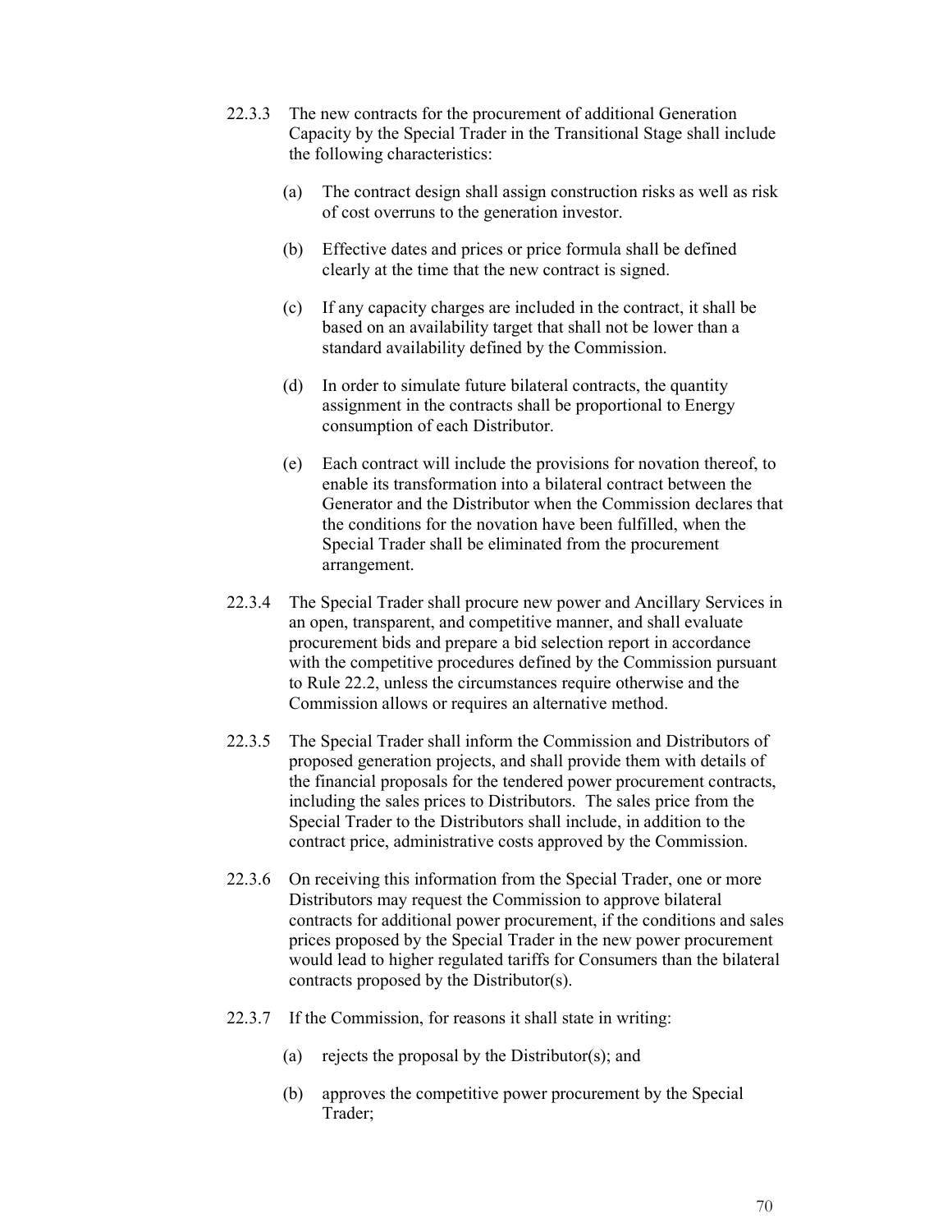22.3.3 The new contracts for the procurement of additional Generation Capacity by the Special Trader in the Transitional Stage shall include the following characteristics:

(a) The contract design shall assign construction risks as well as risk of cost overruns to the generation investor.

(b) Effective dates and prices or price formula shall be defined clearly at the time that the new contract is signed.

(c) If any capacity charges are included in the contract, it shall be based on an availability target that shall not be lower than a standard availability defined by the Commission.

(d) In order to simulate future bilateral contracts, the quantity assignment in the contracts shall be proportional to Energy consumption of each Distributor.

(e) Each contract will include the provisions for novation thereof, to enable its transformation into a bilateral contract between the Generator and the Distributor when the Commission declares that the conditions for the novation have been fulfilled, when the Special Trader shall be eliminated from the procurement arrangement.

22.3.4 The Special Trader shall procure new power and Ancillary Services in an open, transparent, and competitive manner, and shall evaluate procurement bids and prepare a bid selection report in accordance with the competitive procedures defined by the Commission pursuant to Rule 22.2, unless the circumstances require otherwise and the Commission allows or requires an alternative method.

22.3.5 The Special Trader shall inform the Commission and Distributors of proposed generation projects, and shall provide them with details of the financial proposals for the tendered power procurement contracts, including the sales prices to Distributors. The sales price from the Special Trader to the Distributors shall include, in addition to the contract price, administrative costs approved by the Commission.

22.3.6 On receiving this information from the Special Trader, one or more Distributors may request the Commission to approve bilateral contracts for additional power procurement, if the conditions and sales prices proposed by the Special Trader in the new power procurement would lead to higher regulated tariffs for Consumers than the bilateral contracts proposed by the Distributor(s).

22.3.7 If the Commission, for reasons it shall state in writing:

(a) rejects the proposal by the Distributor(s); and

(b) approves the competitive power procurement by the Special Trader;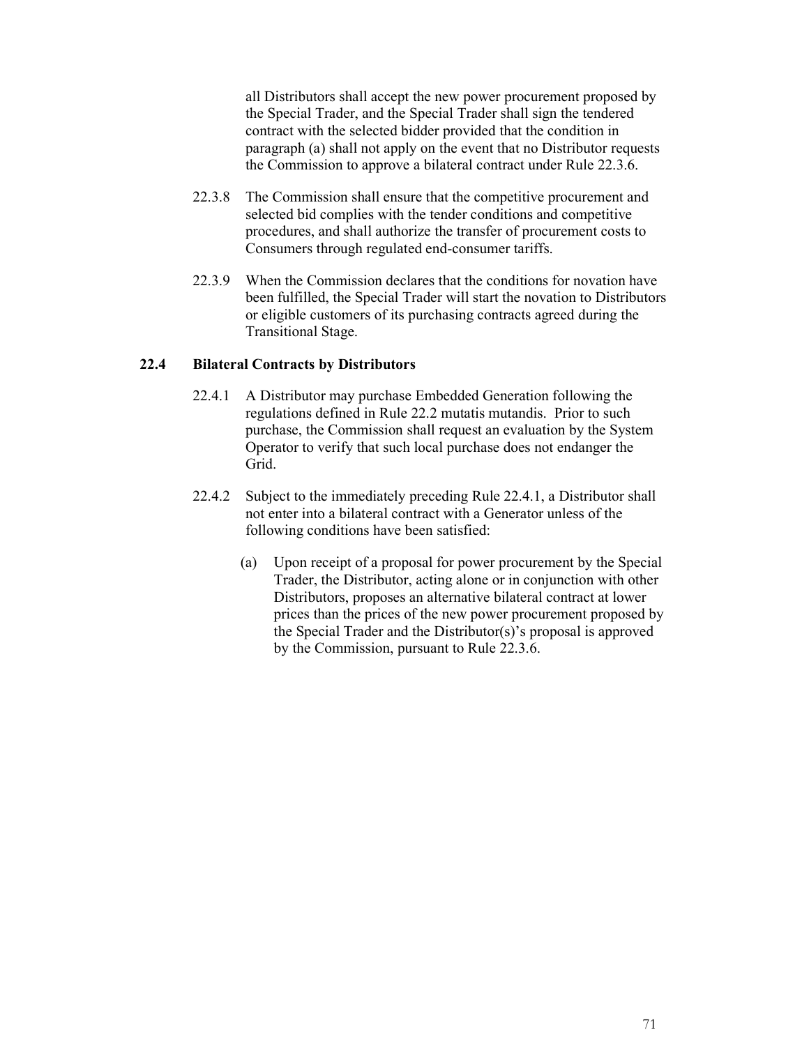all Distributors shall accept the new power procurement proposed by the Special Trader, and the Special Trader shall sign the tendered contract with the selected bidder provided that the condition in paragraph (a) shall not apply on the event that no Distributor requests the Commission to approve a bilateral contract under Rule 22.3.6.

22.3.8 The Commission shall ensure that the competitive procurement and selected bid complies with the tender conditions and competitive procedures, and shall authorize the transfer of procurement costs to Consumers through regulated end-consumer tariffs.

22.3.9 When the Commission declares that the conditions for novation have been fulfilled, the Special Trader will start the novation to Distributors or eligible customers of its purchasing contracts agreed during the Transitional Stage.

### 22.4 Bilateral Contracts by Distributors

22.4.1 A Distributor may purchase Embedded Generation following the regulations defined in Rule 22.2 mutatis mutandis. Prior to such purchase, the Commission shall request an evaluation by the System Operator to verify that such local purchase does not endanger the Grid.

22.4.2 Subject to the immediately preceding Rule 22.4.1, a Distributor shall not enter into a bilateral contract with a Generator unless of the following conditions have been satisfied:

(a) Upon receipt of a proposal for power procurement by the Special Trader, the Distributor, acting alone or in conjunction with other Distributors, proposes an alternative bilateral contract at lower prices than the prices of the new power procurement proposed by the Special Trader and the Distributor(s)'s proposal is approved by the Commission, pursuant to Rule 22.3.6.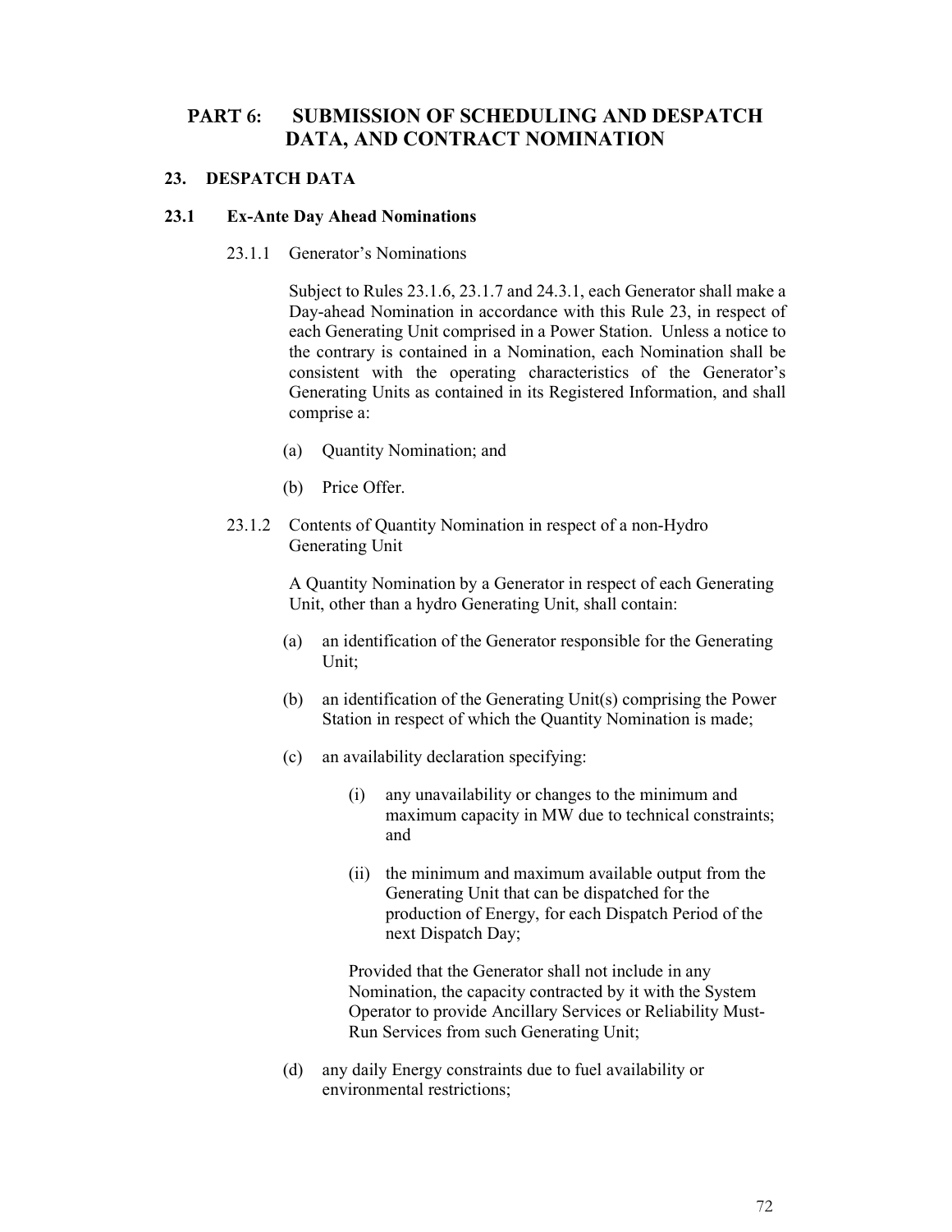# PART 6: SUBMISSION OF SCHEDULING AND DESPATCH DATA, AND CONTRACT NOMINATION

## 23. DESPATCH DATA

### 23.1 Ex-Ante Day Ahead Nominations

23.1.1 Generator's Nominations

Subject to Rules 23.1.6, 23.1.7 and 24.3.1, each Generator shall make a Day-ahead Nomination in accordance with this Rule 23, in respect of each Generating Unit comprised in a Power Station. Unless a notice to the contrary is contained in a Nomination, each Nomination shall be consistent with the operating characteristics of the Generator's Generating Units as contained in its Registered Information, and shall comprise a:

(a) Quantity Nomination; and

(b) Price Offer.

23.1.2 Contents of Quantity Nomination in respect of a non-Hydro Generating Unit

A Quantity Nomination by a Generator in respect of each Generating Unit, other than a hydro Generating Unit, shall contain:

(a) an identification of the Generator responsible for the Generating Unit;

(b) an identification of the Generating Unit(s) comprising the Power Station in respect of which the Quantity Nomination is made;

(c) an availability declaration specifying:

   (i) any unavailability or changes to the minimum and maximum capacity in MW due to technical constraints; and

   (ii) the minimum and maximum available output from the Generating Unit that can be dispatched for the production of Energy, for each Dispatch Period of the next Dispatch Day;

   Provided that the Generator shall not include in any Nomination, the capacity contracted by it with the System Operator to provide Ancillary Services or Reliability Must-Run Services from such Generating Unit;

(d) any daily Energy constraints due to fuel availability or environmental restrictions;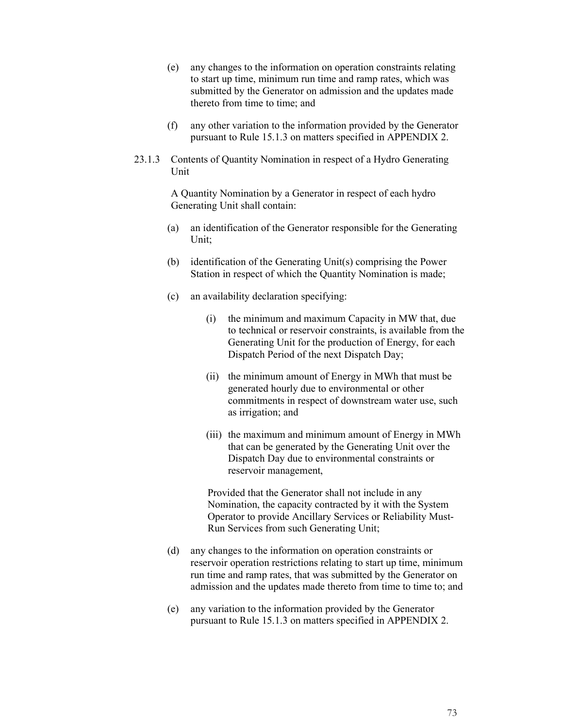(e) any changes to the information on operation constraints relating to start up time, minimum run time and ramp rates, which was submitted by the Generator on admission and the updates made thereto from time to time; and

(f) any other variation to the information provided by the Generator pursuant to Rule 15.1.3 on matters specified in APPENDIX 2.

23.1.3 Contents of Quantity Nomination in respect of a Hydro Generating Unit

A Quantity Nomination by a Generator in respect of each hydro Generating Unit shall contain:

(a) an identification of the Generator responsible for the Generating Unit;

(b) identification of the Generating Unit(s) comprising the Power Station in respect of which the Quantity Nomination is made;

(c) an availability declaration specifying:

(i) the minimum and maximum Capacity in MW that, due to technical or reservoir constraints, is available from the Generating Unit for the production of Energy, for each Dispatch Period of the next Dispatch Day;

(ii) the minimum amount of Energy in MWh that must be generated hourly due to environmental or other commitments in respect of downstream water use, such as irrigation; and

(iii) the maximum and minimum amount of Energy in MWh that can be generated by the Generating Unit over the Dispatch Day due to environmental constraints or reservoir management,

Provided that the Generator shall not include in any Nomination, the capacity contracted by it with the System Operator to provide Ancillary Services or Reliability Must-Run Services from such Generating Unit;

(d) any changes to the information on operation constraints or reservoir operation restrictions relating to start up time, minimum run time and ramp rates, that was submitted by the Generator on admission and the updates made thereto from time to time to; and

(e) any variation to the information provided by the Generator pursuant to Rule 15.1.3 on matters specified in APPENDIX 2.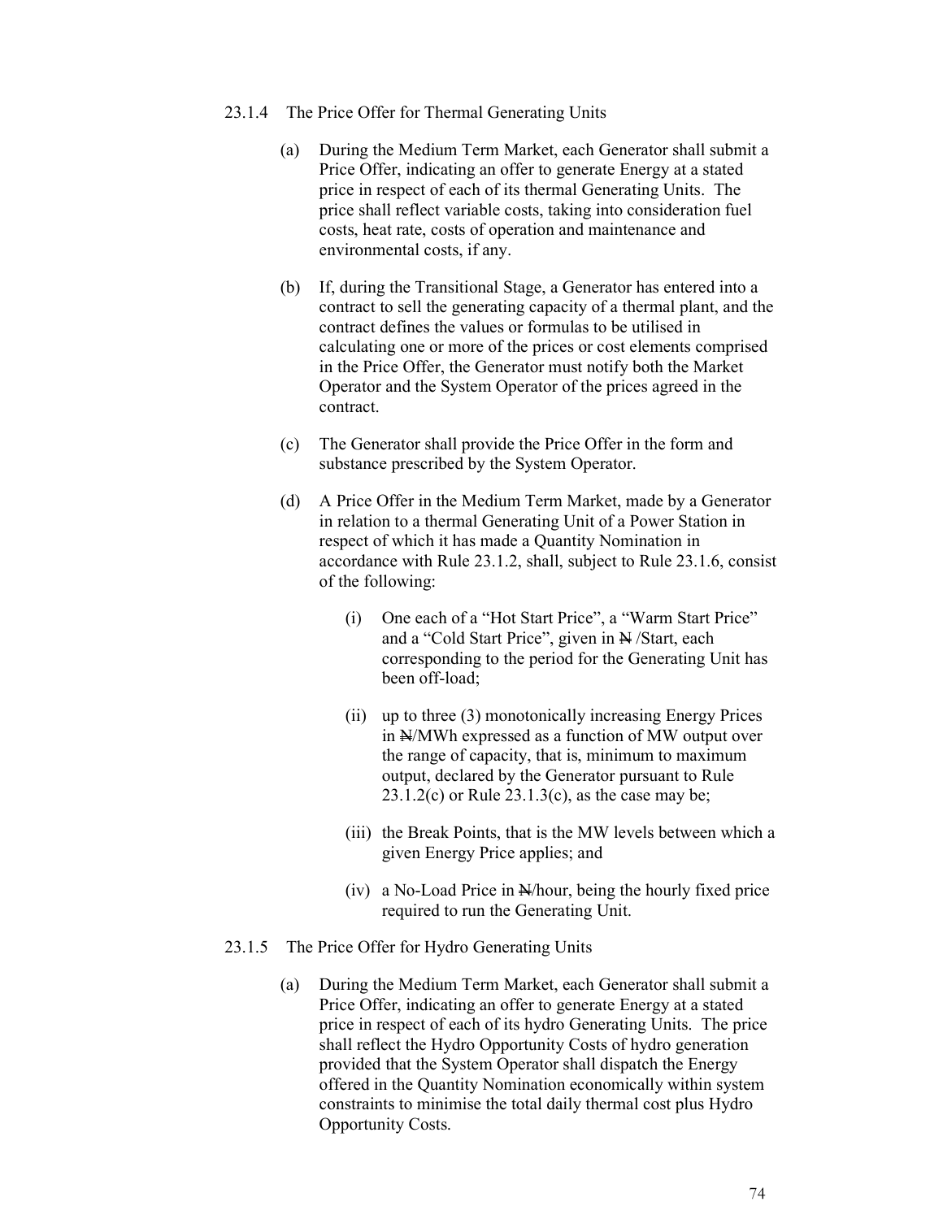23.1.4 The Price Offer for Thermal Generating Units

(a) During the Medium Term Market, each Generator shall submit a Price Offer, indicating an offer to generate Energy at a stated price in respect of each of its thermal Generating Units. The price shall reflect variable costs, taking into consideration fuel costs, heat rate, costs of operation and maintenance and environmental costs, if any.

(b) If, during the Transitional Stage, a Generator has entered into a contract to sell the generating capacity of a thermal plant, and the contract defines the values or formulas to be utilised in calculating one or more of the prices or cost elements comprised in the Price Offer, the Generator must notify both the Market Operator and the System Operator of the prices agreed in the contract.

(c) The Generator shall provide the Price Offer in the form and substance prescribed by the System Operator.

(d) A Price Offer in the Medium Term Market, made by a Generator in relation to a thermal Generating Unit of a Power Station in respect of which it has made a Quantity Nomination in accordance with Rule 23.1.2, shall, subject to Rule 23.1.6, consist of the following:

(i) One each of a "Hot Start Price", a "Warm Start Price" and a "Cold Start Price", given in ₦ /Start, each corresponding to the period for the Generating Unit has been off-load;

(ii) up to three (3) monotonically increasing Energy Prices in ₦/MWh expressed as a function of MW output over the range of capacity, that is, minimum to maximum output, declared by the Generator pursuant to Rule 23.1.2(c) or Rule 23.1.3(c), as the case may be;

(iii) the Break Points, that is the MW levels between which a given Energy Price applies; and

(iv) a No-Load Price in ₦/hour, being the hourly fixed price required to run the Generating Unit.

23.1.5 The Price Offer for Hydro Generating Units

(a) During the Medium Term Market, each Generator shall submit a Price Offer, indicating an offer to generate Energy at a stated price in respect of each of its hydro Generating Units. The price shall reflect the Hydro Opportunity Costs of hydro generation provided that the System Operator shall dispatch the Energy offered in the Quantity Nomination economically within system constraints to minimise the total daily thermal cost plus Hydro Opportunity Costs.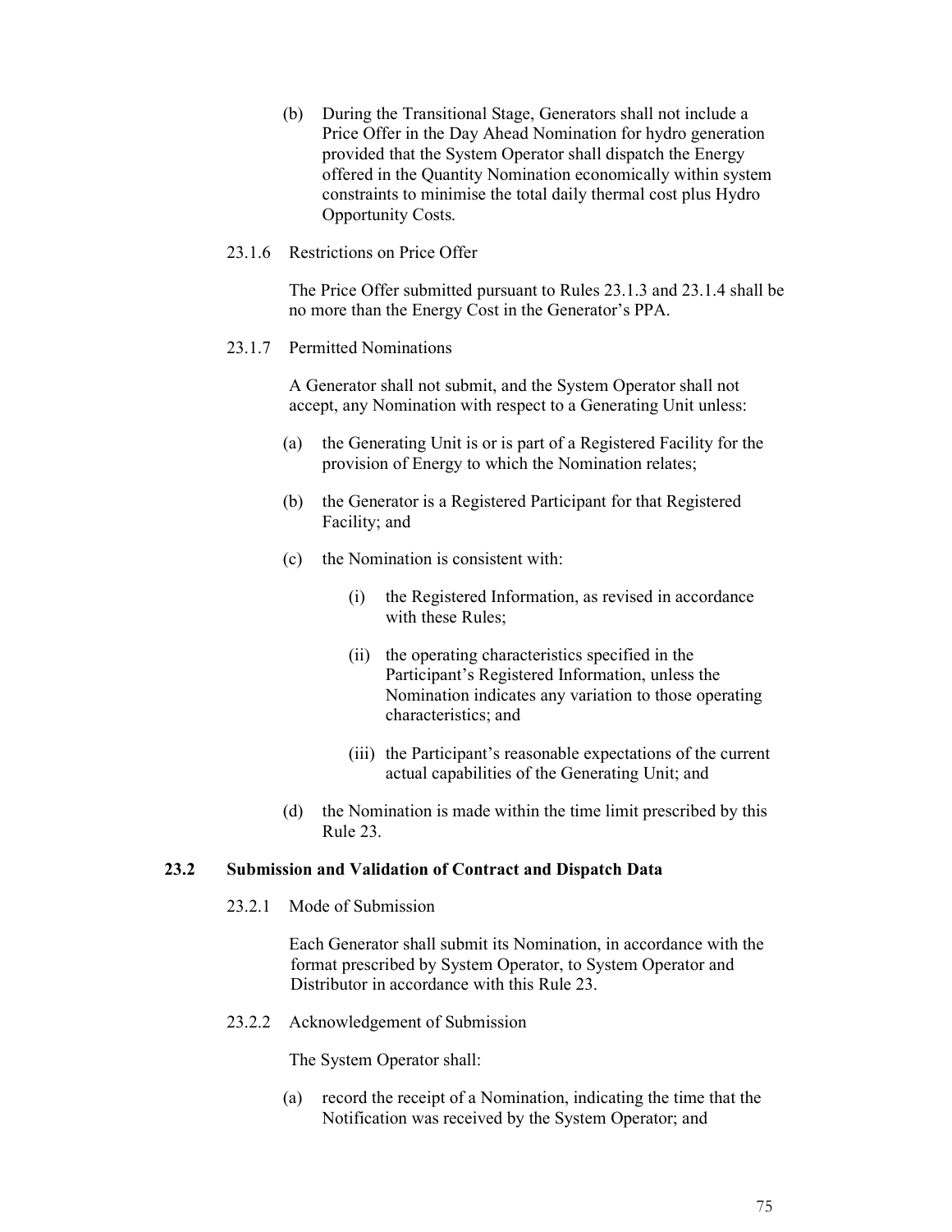(b) During the Transitional Stage, Generators shall not include a Price Offer in the Day Ahead Nomination for hydro generation provided that the System Operator shall dispatch the Energy offered in the Quantity Nomination economically within system constraints to minimise the total daily thermal cost plus Hydro Opportunity Costs.

23.1.6 Restrictions on Price Offer

The Price Offer submitted pursuant to Rules 23.1.3 and 23.1.4 shall be no more than the Energy Cost in the Generator's PPA.

23.1.7 Permitted Nominations

A Generator shall not submit, and the System Operator shall not accept, any Nomination with respect to a Generating Unit unless:

(a) the Generating Unit is or is part of a Registered Facility for the provision of Energy to which the Nomination relates;

(b) the Generator is a Registered Participant for that Registered Facility; and

(c) the Nomination is consistent with:

(i) the Registered Information, as revised in accordance with these Rules;

(ii) the operating characteristics specified in the Participant's Registered Information, unless the Nomination indicates any variation to those operating characteristics; and

(iii) the Participant's reasonable expectations of the current actual capabilities of the Generating Unit; and

(d) the Nomination is made within the time limit prescribed by this Rule 23.

## 23.2 Submission and Validation of Contract and Dispatch Data

23.2.1 Mode of Submission

Each Generator shall submit its Nomination, in accordance with the format prescribed by System Operator, to System Operator and Distributor in accordance with this Rule 23.

23.2.2 Acknowledgement of Submission

The System Operator shall:

(a) record the receipt of a Nomination, indicating the time that the Notification was received by the System Operator; and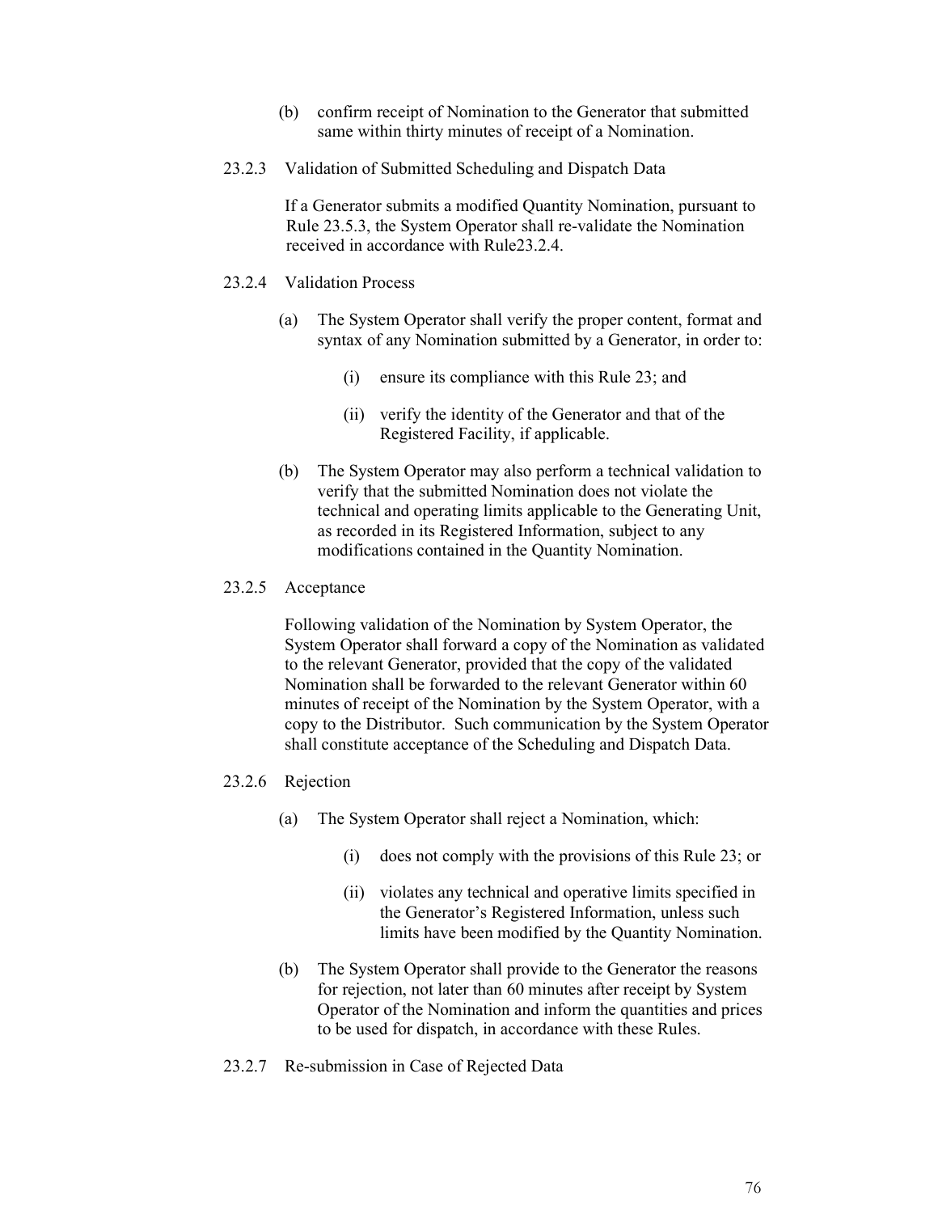(b) confirm receipt of Nomination to the Generator that submitted same within thirty minutes of receipt of a Nomination.

23.2.3 Validation of Submitted Scheduling and Dispatch Data

If a Generator submits a modified Quantity Nomination, pursuant to Rule 23.5.3, the System Operator shall re-validate the Nomination received in accordance with Rule23.2.4.

23.2.4 Validation Process

(a) The System Operator shall verify the proper content, format and syntax of any Nomination submitted by a Generator, in order to:

(i) ensure its compliance with this Rule 23; and

(ii) verify the identity of the Generator and that of the Registered Facility, if applicable.

(b) The System Operator may also perform a technical validation to verify that the submitted Nomination does not violate the technical and operating limits applicable to the Generating Unit, as recorded in its Registered Information, subject to any modifications contained in the Quantity Nomination.

23.2.5 Acceptance

Following validation of the Nomination by System Operator, the System Operator shall forward a copy of the Nomination as validated to the relevant Generator, provided that the copy of the validated Nomination shall be forwarded to the relevant Generator within 60 minutes of receipt of the Nomination by the System Operator, with a copy to the Distributor. Such communication by the System Operator shall constitute acceptance of the Scheduling and Dispatch Data.

23.2.6 Rejection

(a) The System Operator shall reject a Nomination, which:

(i) does not comply with the provisions of this Rule 23; or

(ii) violates any technical and operative limits specified in the Generator's Registered Information, unless such limits have been modified by the Quantity Nomination.

(b) The System Operator shall provide to the Generator the reasons for rejection, not later than 60 minutes after receipt by System Operator of the Nomination and inform the quantities and prices to be used for dispatch, in accordance with these Rules.

23.2.7 Re-submission in Case of Rejected Data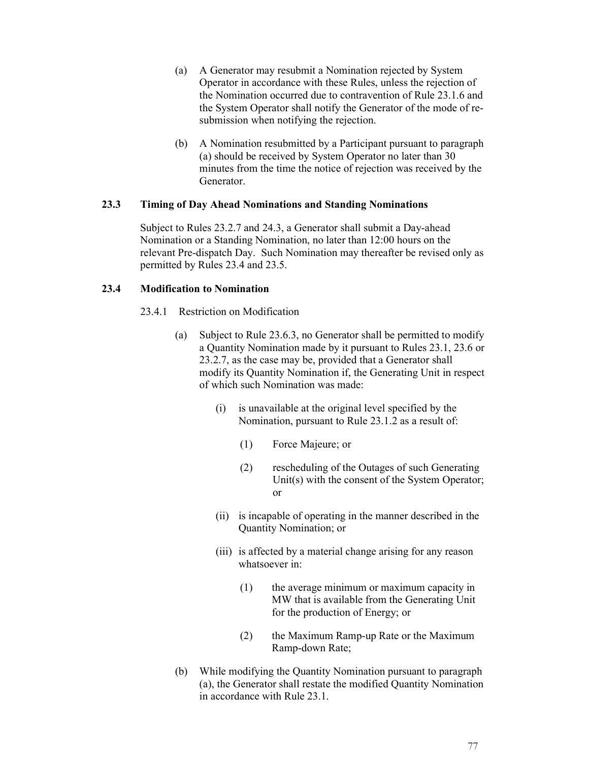(a) A Generator may resubmit a Nomination rejected by System Operator in accordance with these Rules, unless the rejection of the Nomination occurred due to contravention of Rule 23.1.6 and the System Operator shall notify the Generator of the mode of re-submission when notifying the rejection.

(b) A Nomination resubmitted by a Participant pursuant to paragraph (a) should be received by System Operator no later than 30 minutes from the time the notice of rejection was received by the Generator.

### 23.3 Timing of Day Ahead Nominations and Standing Nominations

Subject to Rules 23.2.7 and 24.3, a Generator shall submit a Day-ahead Nomination or a Standing Nomination, no later than 12:00 hours on the relevant Pre-dispatch Day. Such Nomination may thereafter be revised only as permitted by Rules 23.4 and 23.5.

### 23.4 Modification to Nomination

23.4.1 Restriction on Modification

(a) Subject to Rule 23.6.3, no Generator shall be permitted to modify a Quantity Nomination made by it pursuant to Rules 23.1, 23.6 or 23.2.7, as the case may be, provided that a Generator shall modify its Quantity Nomination if, the Generating Unit in respect of which such Nomination was made:

(i) is unavailable at the original level specified by the Nomination, pursuant to Rule 23.1.2 as a result of:

(1) Force Majeure; or

(2) rescheduling of the Outages of such Generating Unit(s) with the consent of the System Operator; or

(ii) is incapable of operating in the manner described in the Quantity Nomination; or

(iii) is affected by a material change arising for any reason whatsoever in:

(1) the average minimum or maximum capacity in MW that is available from the Generating Unit for the production of Energy; or

(2) the Maximum Ramp-up Rate or the Maximum Ramp-down Rate;

(b) While modifying the Quantity Nomination pursuant to paragraph (a), the Generator shall restate the modified Quantity Nomination in accordance with Rule 23.1.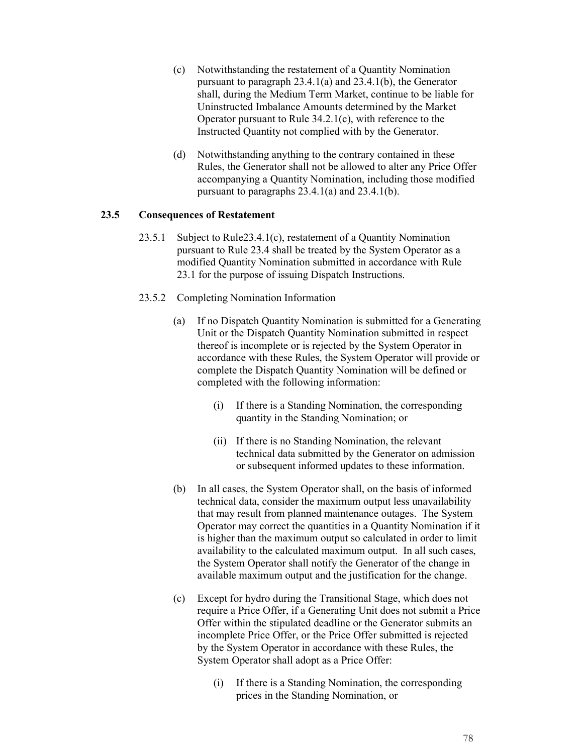(c) Notwithstanding the restatement of a Quantity Nomination pursuant to paragraph 23.4.1(a) and 23.4.1(b), the Generator shall, during the Medium Term Market, continue to be liable for Uninstructed Imbalance Amounts determined by the Market Operator pursuant to Rule 34.2.1(c), with reference to the Instructed Quantity not complied with by the Generator.

(d) Notwithstanding anything to the contrary contained in these Rules, the Generator shall not be allowed to alter any Price Offer accompanying a Quantity Nomination, including those modified pursuant to paragraphs 23.4.1(a) and 23.4.1(b).

## 23.5 Consequences of Restatement

23.5.1 Subject to Rule23.4.1(c), restatement of a Quantity Nomination pursuant to Rule 23.4 shall be treated by the System Operator as a modified Quantity Nomination submitted in accordance with Rule 23.1 for the purpose of issuing Dispatch Instructions.

23.5.2 Completing Nomination Information

(a) If no Dispatch Quantity Nomination is submitted for a Generating Unit or the Dispatch Quantity Nomination submitted in respect thereof is incomplete or is rejected by the System Operator in accordance with these Rules, the System Operator will provide or complete the Dispatch Quantity Nomination will be defined or completed with the following information:

(i) If there is a Standing Nomination, the corresponding quantity in the Standing Nomination; or

(ii) If there is no Standing Nomination, the relevant technical data submitted by the Generator on admission or subsequent informed updates to these information.

(b) In all cases, the System Operator shall, on the basis of informed technical data, consider the maximum output less unavailability that may result from planned maintenance outages. The System Operator may correct the quantities in a Quantity Nomination if it is higher than the maximum output so calculated in order to limit availability to the calculated maximum output. In all such cases, the System Operator shall notify the Generator of the change in available maximum output and the justification for the change.

(c) Except for hydro during the Transitional Stage, which does not require a Price Offer, if a Generating Unit does not submit a Price Offer within the stipulated deadline or the Generator submits an incomplete Price Offer, or the Price Offer submitted is rejected by the System Operator in accordance with these Rules, the System Operator shall adopt as a Price Offer:

(i) If there is a Standing Nomination, the corresponding prices in the Standing Nomination, or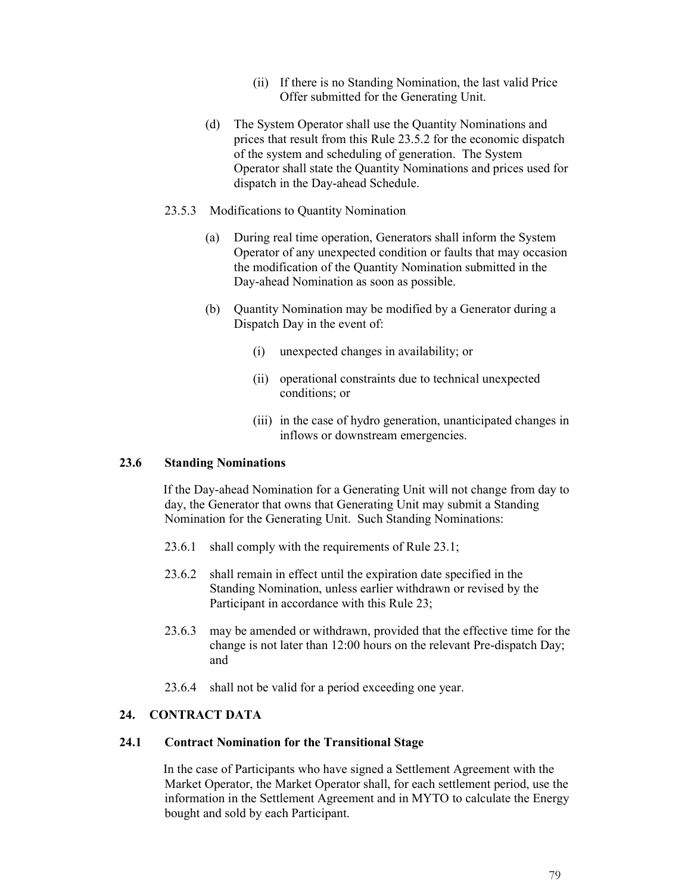(ii) If there is no Standing Nomination, the last valid Price Offer submitted for the Generating Unit.

(d) The System Operator shall use the Quantity Nominations and prices that result from this Rule 23.5.2 for the economic dispatch of the system and scheduling of generation. The System Operator shall state the Quantity Nominations and prices used for dispatch in the Day-ahead Schedule.

23.5.3 Modifications to Quantity Nomination

(a) During real time operation, Generators shall inform the System Operator of any unexpected condition or faults that may occasion the modification of the Quantity Nomination submitted in the Day-ahead Nomination as soon as possible.

(b) Quantity Nomination may be modified by a Generator during a Dispatch Day in the event of:

(i) unexpected changes in availability; or

(ii) operational constraints due to technical unexpected conditions; or

(iii) in the case of hydro generation, unanticipated changes in inflows or downstream emergencies.

### 23.6 Standing Nominations

If the Day-ahead Nomination for a Generating Unit will not change from day to day, the Generator that owns that Generating Unit may submit a Standing Nomination for the Generating Unit. Such Standing Nominations:

23.6.1 shall comply with the requirements of Rule 23.1;

23.6.2 shall remain in effect until the expiration date specified in the Standing Nomination, unless earlier withdrawn or revised by the Participant in accordance with this Rule 23;

23.6.3 may be amended or withdrawn, provided that the effective time for the change is not later than 12:00 hours on the relevant Pre-dispatch Day; and

23.6.4 shall not be valid for a period exceeding one year.

## 24. CONTRACT DATA

### 24.1 Contract Nomination for the Transitional Stage

In the case of Participants who have signed a Settlement Agreement with the Market Operator, the Market Operator shall, for each settlement period, use the information in the Settlement Agreement and in MYTO to calculate the Energy bought and sold by each Participant.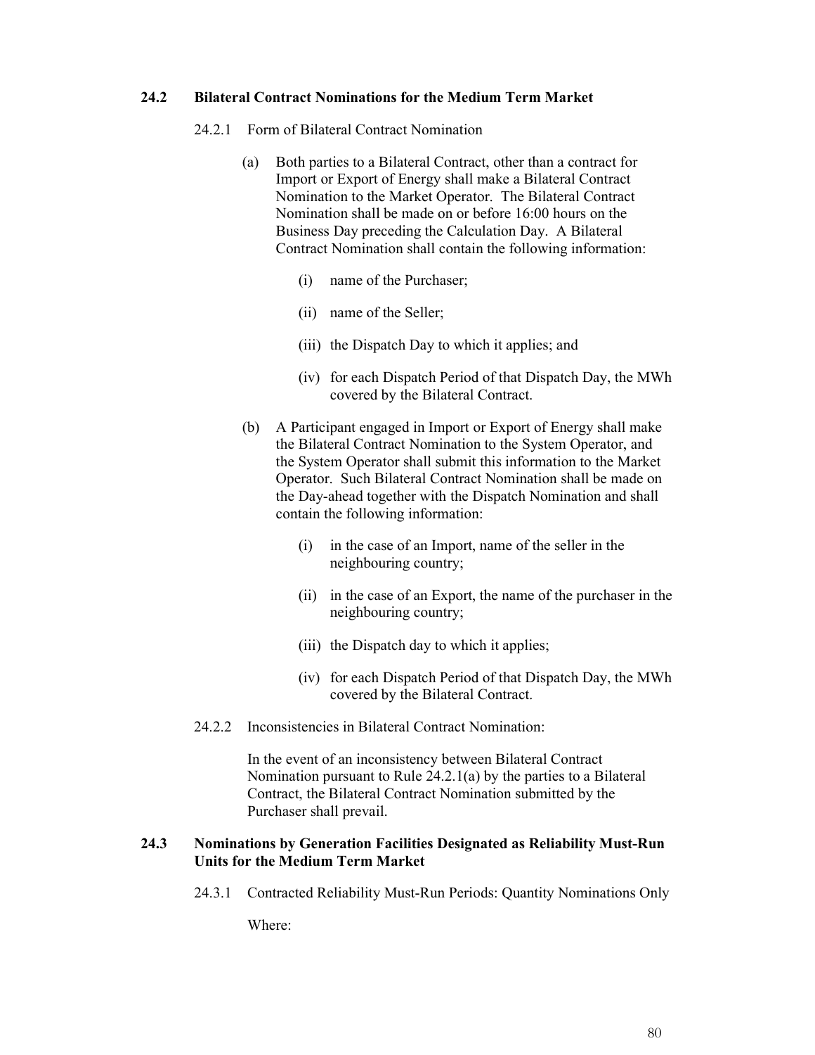### 24.2 Bilateral Contract Nominations for the Medium Term Market

24.2.1 Form of Bilateral Contract Nomination

(a) Both parties to a Bilateral Contract, other than a contract for Import or Export of Energy shall make a Bilateral Contract Nomination to the Market Operator. The Bilateral Contract Nomination shall be made on or before 16:00 hours on the Business Day preceding the Calculation Day. A Bilateral Contract Nomination shall contain the following information:

- (i) name of the Purchaser;
- (ii) name of the Seller;
- (iii) the Dispatch Day to which it applies; and
- (iv) for each Dispatch Period of that Dispatch Day, the MWh covered by the Bilateral Contract.

(b) A Participant engaged in Import or Export of Energy shall make the Bilateral Contract Nomination to the System Operator, and the System Operator shall submit this information to the Market Operator. Such Bilateral Contract Nomination shall be made on the Day-ahead together with the Dispatch Nomination and shall contain the following information:

- (i) in the case of an Import, name of the seller in the neighbouring country;
- (ii) in the case of an Export, the name of the purchaser in the neighbouring country;
- (iii) the Dispatch day to which it applies;
- (iv) for each Dispatch Period of that Dispatch Day, the MWh covered by the Bilateral Contract.

24.2.2 Inconsistencies in Bilateral Contract Nomination:

In the event of an inconsistency between Bilateral Contract Nomination pursuant to Rule 24.2.1(a) by the parties to a Bilateral Contract, the Bilateral Contract Nomination submitted by the Purchaser shall prevail.

### 24.3 Nominations by Generation Facilities Designated as Reliability Must-Run Units for the Medium Term Market

24.3.1 Contracted Reliability Must-Run Periods: Quantity Nominations Only

Where: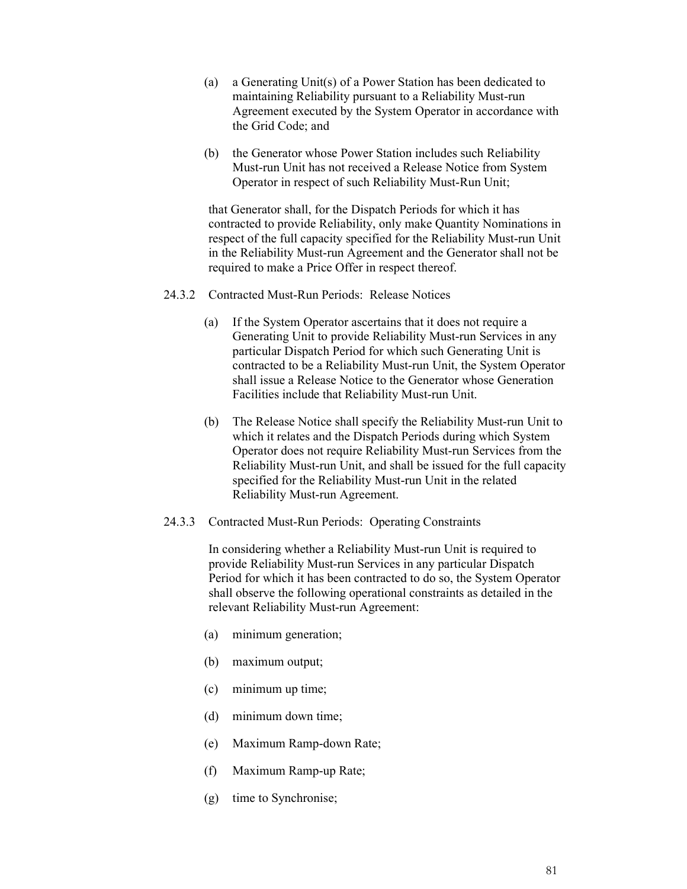(a) a Generating Unit(s) of a Power Station has been dedicated to maintaining Reliability pursuant to a Reliability Must-run Agreement executed by the System Operator in accordance with the Grid Code; and

(b) the Generator whose Power Station includes such Reliability Must-run Unit has not received a Release Notice from System Operator in respect of such Reliability Must-Run Unit;

that Generator shall, for the Dispatch Periods for which it has contracted to provide Reliability, only make Quantity Nominations in respect of the full capacity specified for the Reliability Must-run Unit in the Reliability Must-run Agreement and the Generator shall not be required to make a Price Offer in respect thereof.

24.3.2 Contracted Must-Run Periods: Release Notices

(a) If the System Operator ascertains that it does not require a Generating Unit to provide Reliability Must-run Services in any particular Dispatch Period for which such Generating Unit is contracted to be a Reliability Must-run Unit, the System Operator shall issue a Release Notice to the Generator whose Generation Facilities include that Reliability Must-run Unit.

(b) The Release Notice shall specify the Reliability Must-run Unit to which it relates and the Dispatch Periods during which System Operator does not require Reliability Must-run Services from the Reliability Must-run Unit, and shall be issued for the full capacity specified for the Reliability Must-run Unit in the related Reliability Must-run Agreement.

24.3.3 Contracted Must-Run Periods: Operating Constraints

In considering whether a Reliability Must-run Unit is required to provide Reliability Must-run Services in any particular Dispatch Period for which it has been contracted to do so, the System Operator shall observe the following operational constraints as detailed in the relevant Reliability Must-run Agreement:

(a) minimum generation;

(b) maximum output;

(c) minimum up time;

(d) minimum down time;

(e) Maximum Ramp-down Rate;

(f) Maximum Ramp-up Rate;

(g) time to Synchronise;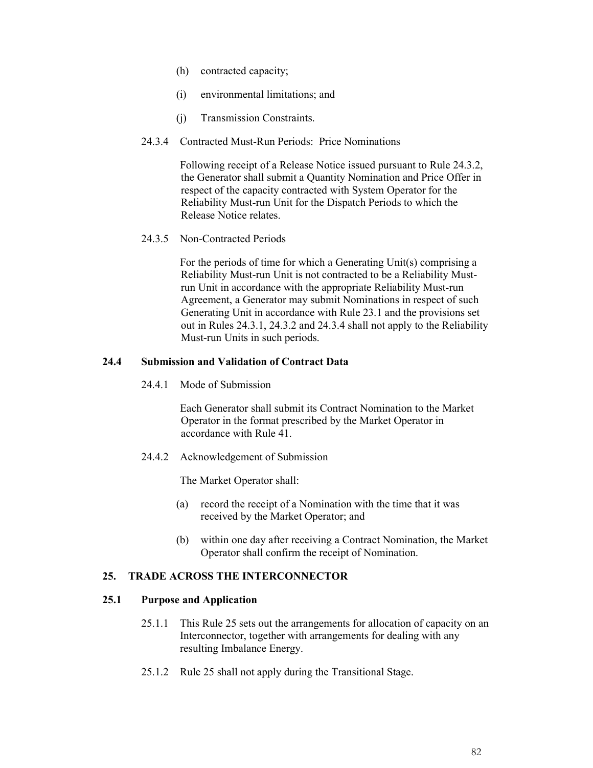(h) contracted capacity;

(i) environmental limitations; and

(j) Transmission Constraints.

24.3.4 Contracted Must-Run Periods: Price Nominations

Following receipt of a Release Notice issued pursuant to Rule 24.3.2, the Generator shall submit a Quantity Nomination and Price Offer in respect of the capacity contracted with System Operator for the Reliability Must-run Unit for the Dispatch Periods to which the Release Notice relates.

24.3.5 Non-Contracted Periods

For the periods of time for which a Generating Unit(s) comprising a Reliability Must-run Unit is not contracted to be a Reliability Must-run Unit in accordance with the appropriate Reliability Must-run Agreement, a Generator may submit Nominations in respect of such Generating Unit in accordance with Rule 23.1 and the provisions set out in Rules 24.3.1, 24.3.2 and 24.3.4 shall not apply to the Reliability Must-run Units in such periods.

### 24.4 Submission and Validation of Contract Data

24.4.1 Mode of Submission

Each Generator shall submit its Contract Nomination to the Market Operator in the format prescribed by the Market Operator in accordance with Rule 41.

24.4.2 Acknowledgement of Submission

The Market Operator shall:

(a) record the receipt of a Nomination with the time that it was received by the Market Operator; and

(b) within one day after receiving a Contract Nomination, the Market Operator shall confirm the receipt of Nomination.

## 25. TRADE ACROSS THE INTERCONNECTOR

### 25.1 Purpose and Application

25.1.1 This Rule 25 sets out the arrangements for allocation of capacity on an Interconnector, together with arrangements for dealing with any resulting Imbalance Energy.

25.1.2 Rule 25 shall not apply during the Transitional Stage.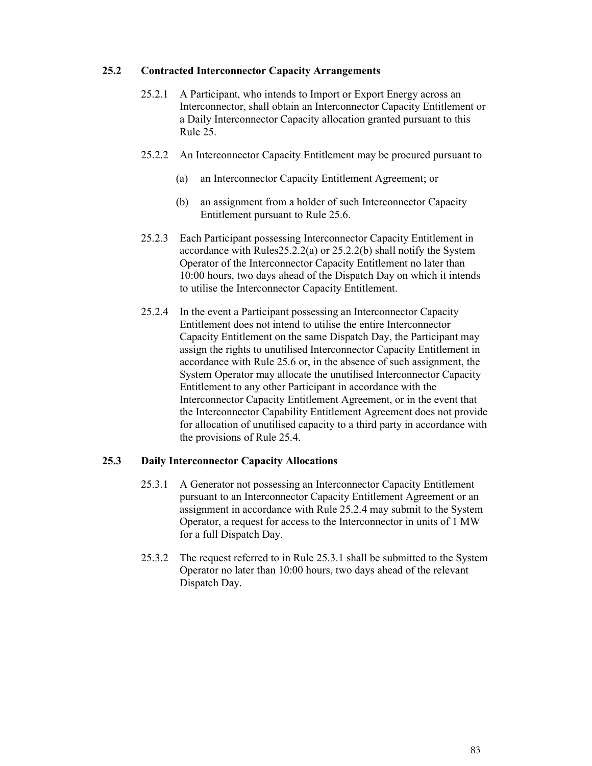### 25.2 Contracted Interconnector Capacity Arrangements

25.2.1 A Participant, who intends to Import or Export Energy across an Interconnector, shall obtain an Interconnector Capacity Entitlement or a Daily Interconnector Capacity allocation granted pursuant to this Rule 25.

25.2.2 An Interconnector Capacity Entitlement may be procured pursuant to

(a) an Interconnector Capacity Entitlement Agreement; or

(b) an assignment from a holder of such Interconnector Capacity Entitlement pursuant to Rule 25.6.

25.2.3 Each Participant possessing Interconnector Capacity Entitlement in accordance with Rules25.2.2(a) or 25.2.2(b) shall notify the System Operator of the Interconnector Capacity Entitlement no later than 10:00 hours, two days ahead of the Dispatch Day on which it intends to utilise the Interconnector Capacity Entitlement.

25.2.4 In the event a Participant possessing an Interconnector Capacity Entitlement does not intend to utilise the entire Interconnector Capacity Entitlement on the same Dispatch Day, the Participant may assign the rights to unutilised Interconnector Capacity Entitlement in accordance with Rule 25.6 or, in the absence of such assignment, the System Operator may allocate the unutilised Interconnector Capacity Entitlement to any other Participant in accordance with the Interconnector Capacity Entitlement Agreement, or in the event that the Interconnector Capability Entitlement Agreement does not provide for allocation of unutilised capacity to a third party in accordance with the provisions of Rule 25.4.

### 25.3 Daily Interconnector Capacity Allocations

25.3.1 A Generator not possessing an Interconnector Capacity Entitlement pursuant to an Interconnector Capacity Entitlement Agreement or an assignment in accordance with Rule 25.2.4 may submit to the System Operator, a request for access to the Interconnector in units of 1 MW for a full Dispatch Day.

25.3.2 The request referred to in Rule 25.3.1 shall be submitted to the System Operator no later than 10:00 hours, two days ahead of the relevant Dispatch Day.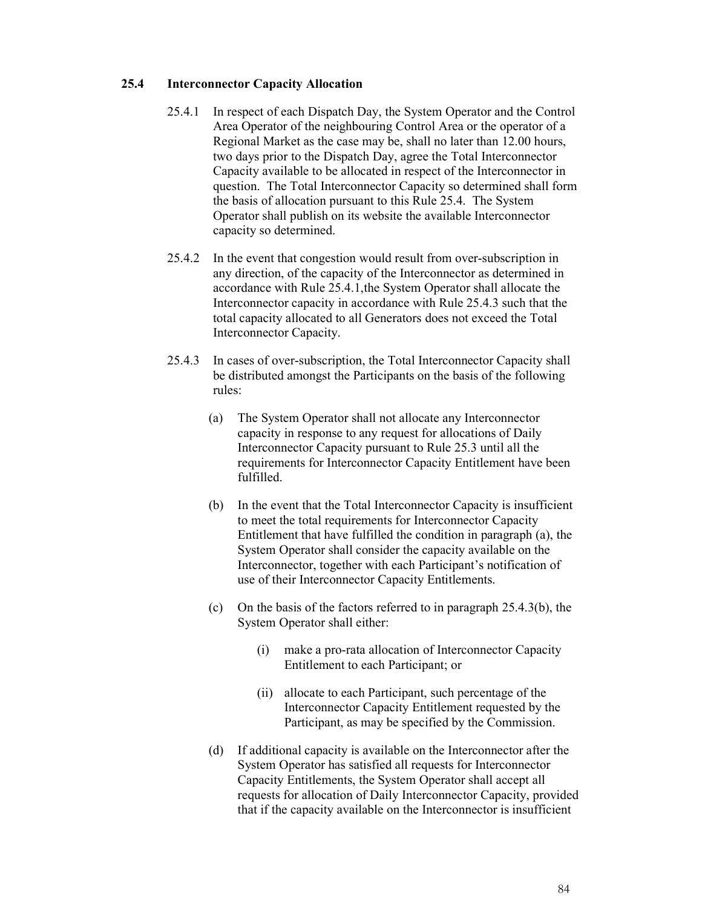### 25.4 Interconnector Capacity Allocation

25.4.1 In respect of each Dispatch Day, the System Operator and the Control Area Operator of the neighbouring Control Area or the operator of a Regional Market as the case may be, shall no later than 12.00 hours, two days prior to the Dispatch Day, agree the Total Interconnector Capacity available to be allocated in respect of the Interconnector in question. The Total Interconnector Capacity so determined shall form the basis of allocation pursuant to this Rule 25.4. The System Operator shall publish on its website the available Interconnector capacity so determined.

25.4.2 In the event that congestion would result from over-subscription in any direction, of the capacity of the Interconnector as determined in accordance with Rule 25.4.1,the System Operator shall allocate the Interconnector capacity in accordance with Rule 25.4.3 such that the total capacity allocated to all Generators does not exceed the Total Interconnector Capacity.

25.4.3 In cases of over-subscription, the Total Interconnector Capacity shall be distributed amongst the Participants on the basis of the following rules:

(a) The System Operator shall not allocate any Interconnector capacity in response to any request for allocations of Daily Interconnector Capacity pursuant to Rule 25.3 until all the requirements for Interconnector Capacity Entitlement have been fulfilled.

(b) In the event that the Total Interconnector Capacity is insufficient to meet the total requirements for Interconnector Capacity Entitlement that have fulfilled the condition in paragraph (a), the System Operator shall consider the capacity available on the Interconnector, together with each Participant's notification of use of their Interconnector Capacity Entitlements.

(c) On the basis of the factors referred to in paragraph 25.4.3(b), the System Operator shall either:

(i) make a pro-rata allocation of Interconnector Capacity Entitlement to each Participant; or

(ii) allocate to each Participant, such percentage of the Interconnector Capacity Entitlement requested by the Participant, as may be specified by the Commission.

(d) If additional capacity is available on the Interconnector after the System Operator has satisfied all requests for Interconnector Capacity Entitlements, the System Operator shall accept all requests for allocation of Daily Interconnector Capacity, provided that if the capacity available on the Interconnector is insufficient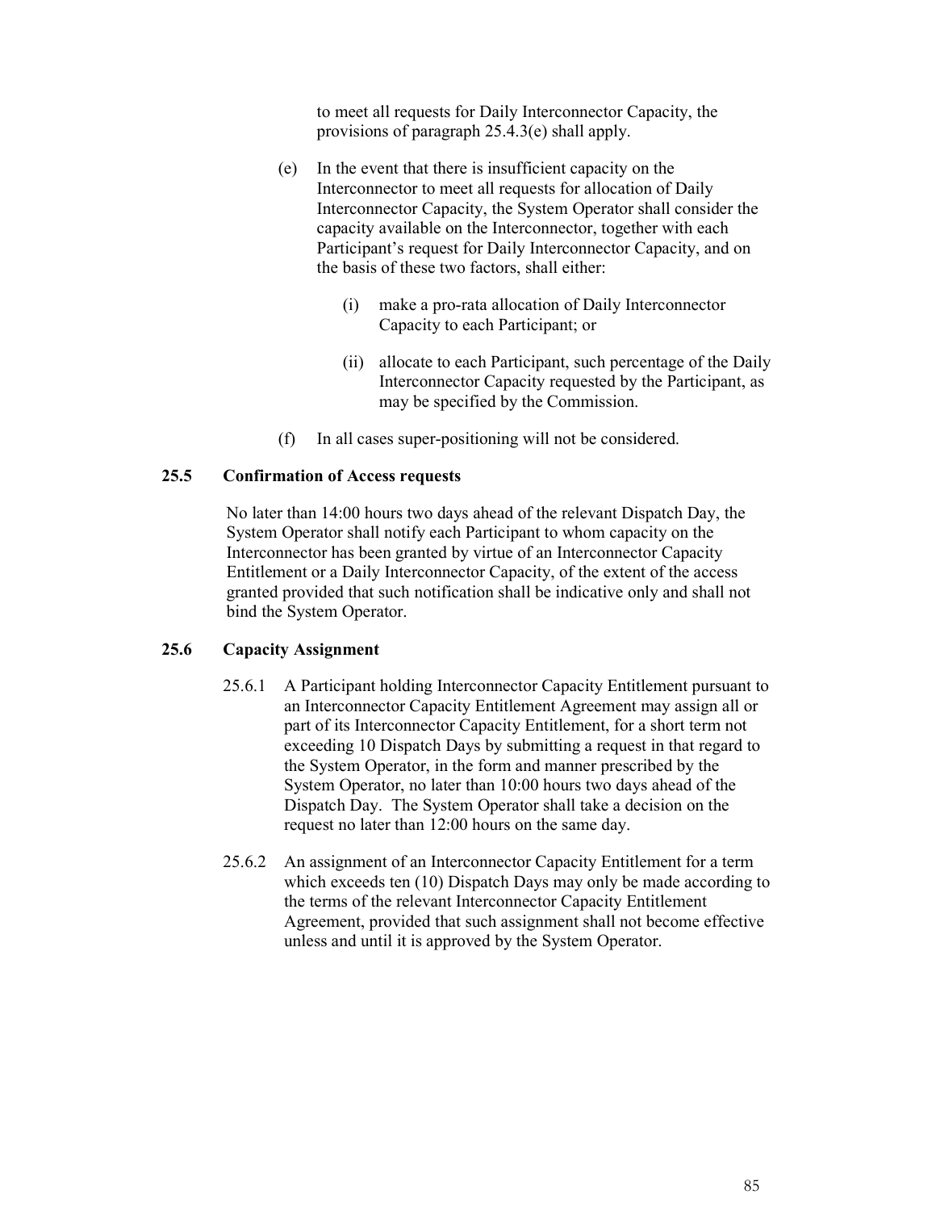to meet all requests for Daily Interconnector Capacity, the provisions of paragraph 25.4.3(e) shall apply.

(e) In the event that there is insufficient capacity on the Interconnector to meet all requests for allocation of Daily Interconnector Capacity, the System Operator shall consider the capacity available on the Interconnector, together with each Participant's request for Daily Interconnector Capacity, and on the basis of these two factors, shall either:

   (i) make a pro-rata allocation of Daily Interconnector Capacity to each Participant; or

   (ii) allocate to each Participant, such percentage of the Daily Interconnector Capacity requested by the Participant, as may be specified by the Commission.

(f) In all cases super-positioning will not be considered.

### 25.5 Confirmation of Access requests

No later than 14:00 hours two days ahead of the relevant Dispatch Day, the System Operator shall notify each Participant to whom capacity on the Interconnector has been granted by virtue of an Interconnector Capacity Entitlement or a Daily Interconnector Capacity, of the extent of the access granted provided that such notification shall be indicative only and shall not bind the System Operator.

### 25.6 Capacity Assignment

25.6.1 A Participant holding Interconnector Capacity Entitlement pursuant to an Interconnector Capacity Entitlement Agreement may assign all or part of its Interconnector Capacity Entitlement, for a short term not exceeding 10 Dispatch Days by submitting a request in that regard to the System Operator, in the form and manner prescribed by the System Operator, no later than 10:00 hours two days ahead of the Dispatch Day. The System Operator shall take a decision on the request no later than 12:00 hours on the same day.

25.6.2 An assignment of an Interconnector Capacity Entitlement for a term which exceeds ten (10) Dispatch Days may only be made according to the terms of the relevant Interconnector Capacity Entitlement Agreement, provided that such assignment shall not become effective unless and until it is approved by the System Operator.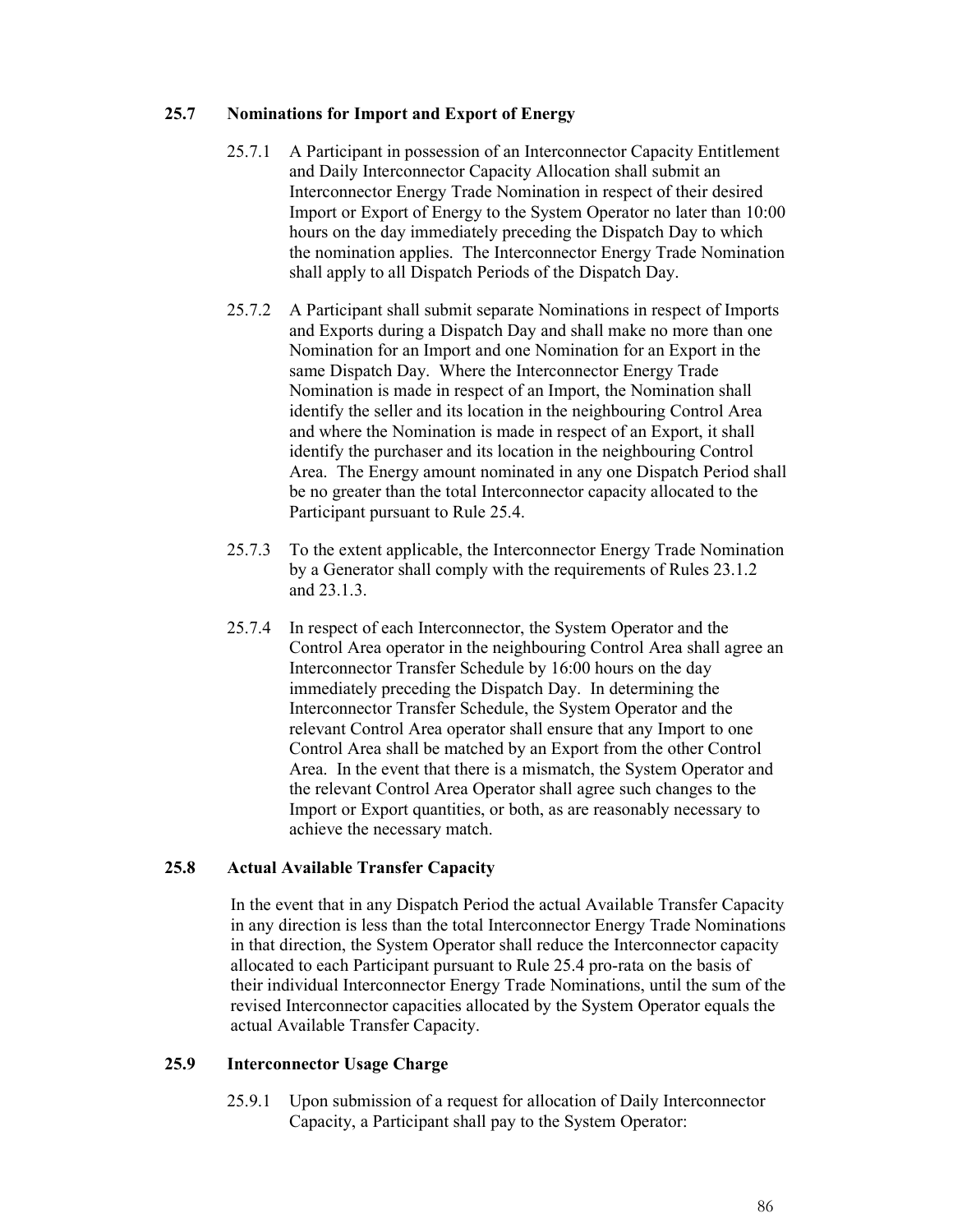## 25.7 Nominations for Import and Export of Energy

25.7.1 A Participant in possession of an Interconnector Capacity Entitlement and Daily Interconnector Capacity Allocation shall submit an Interconnector Energy Trade Nomination in respect of their desired Import or Export of Energy to the System Operator no later than 10:00 hours on the day immediately preceding the Dispatch Day to which the nomination applies. The Interconnector Energy Trade Nomination shall apply to all Dispatch Periods of the Dispatch Day.

25.7.2 A Participant shall submit separate Nominations in respect of Imports and Exports during a Dispatch Day and shall make no more than one Nomination for an Import and one Nomination for an Export in the same Dispatch Day. Where the Interconnector Energy Trade Nomination is made in respect of an Import, the Nomination shall identify the seller and its location in the neighbouring Control Area and where the Nomination is made in respect of an Export, it shall identify the purchaser and its location in the neighbouring Control Area. The Energy amount nominated in any one Dispatch Period shall be no greater than the total Interconnector capacity allocated to the Participant pursuant to Rule 25.4.

25.7.3 To the extent applicable, the Interconnector Energy Trade Nomination by a Generator shall comply with the requirements of Rules 23.1.2 and 23.1.3.

25.7.4 In respect of each Interconnector, the System Operator and the Control Area operator in the neighbouring Control Area shall agree an Interconnector Transfer Schedule by 16:00 hours on the day immediately preceding the Dispatch Day. In determining the Interconnector Transfer Schedule, the System Operator and the relevant Control Area operator shall ensure that any Import to one Control Area shall be matched by an Export from the other Control Area. In the event that there is a mismatch, the System Operator and the relevant Control Area Operator shall agree such changes to the Import or Export quantities, or both, as are reasonably necessary to achieve the necessary match.

## 25.8 Actual Available Transfer Capacity

In the event that in any Dispatch Period the actual Available Transfer Capacity in any direction is less than the total Interconnector Energy Trade Nominations in that direction, the System Operator shall reduce the Interconnector capacity allocated to each Participant pursuant to Rule 25.4 pro-rata on the basis of their individual Interconnector Energy Trade Nominations, until the sum of the revised Interconnector capacities allocated by the System Operator equals the actual Available Transfer Capacity.

## 25.9 Interconnector Usage Charge

25.9.1 Upon submission of a request for allocation of Daily Interconnector Capacity, a Participant shall pay to the System Operator: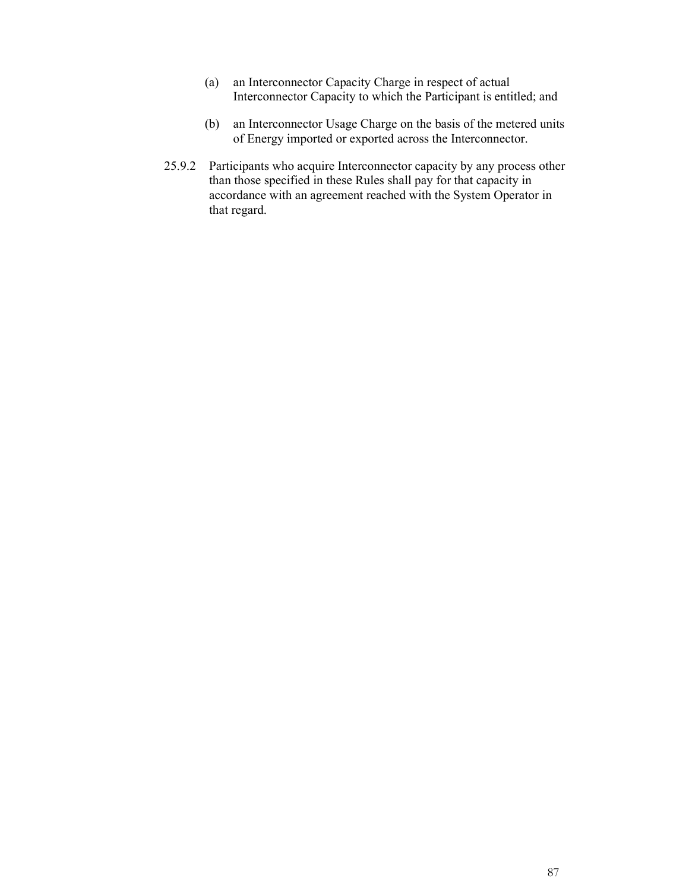(a) an Interconnector Capacity Charge in respect of actual Interconnector Capacity to which the Participant is entitled; and

(b) an Interconnector Usage Charge on the basis of the metered units of Energy imported or exported across the Interconnector.

25.9.2 Participants who acquire Interconnector capacity by any process other than those specified in these Rules shall pay for that capacity in accordance with an agreement reached with the System Operator in that regard.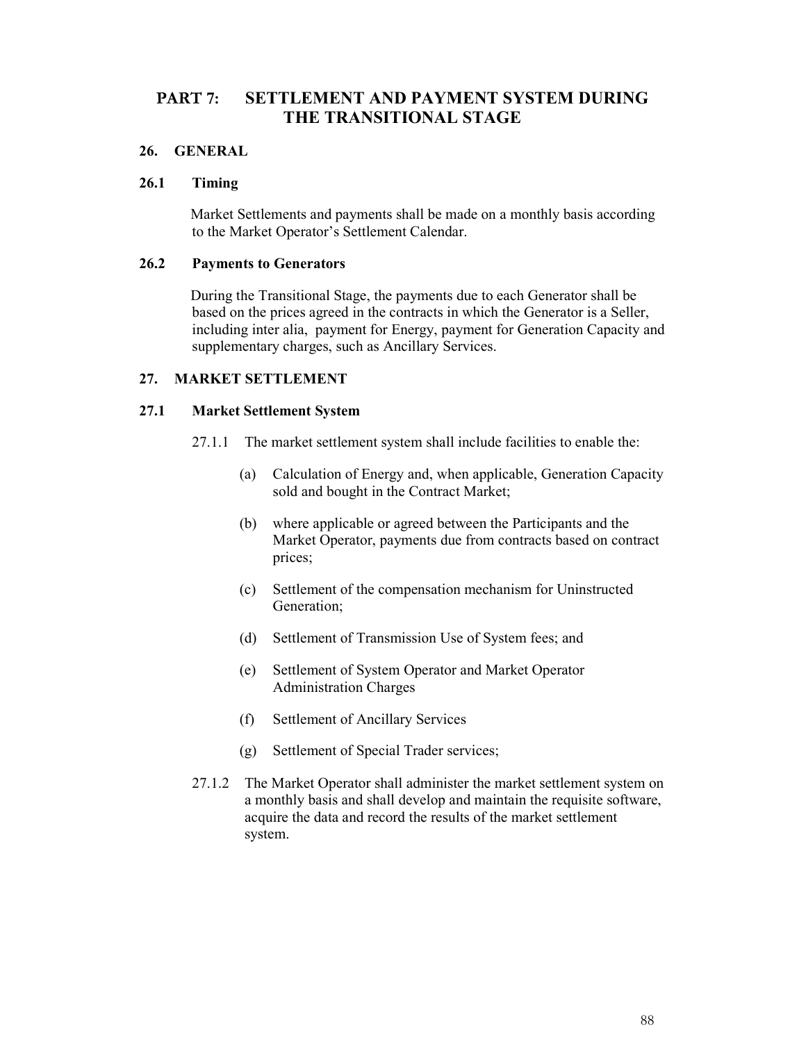# PART 7: SETTLEMENT AND PAYMENT SYSTEM DURING THE TRANSITIONAL STAGE

## 26. GENERAL

### 26.1 Timing

Market Settlements and payments shall be made on a monthly basis according to the Market Operator's Settlement Calendar.

### 26.2 Payments to Generators

During the Transitional Stage, the payments due to each Generator shall be based on the prices agreed in the contracts in which the Generator is a Seller, including inter alia, payment for Energy, payment for Generation Capacity and supplementary charges, such as Ancillary Services.

## 27. MARKET SETTLEMENT

### 27.1 Market Settlement System

27.1.1 The market settlement system shall include facilities to enable the:

(a) Calculation of Energy and, when applicable, Generation Capacity sold and bought in the Contract Market;

(b) where applicable or agreed between the Participants and the Market Operator, payments due from contracts based on contract prices;

(c) Settlement of the compensation mechanism for Uninstructed Generation;

(d) Settlement of Transmission Use of System fees; and

(e) Settlement of System Operator and Market Operator Administration Charges

(f) Settlement of Ancillary Services

(g) Settlement of Special Trader services;

27.1.2 The Market Operator shall administer the market settlement system on a monthly basis and shall develop and maintain the requisite software, acquire the data and record the results of the market settlement system.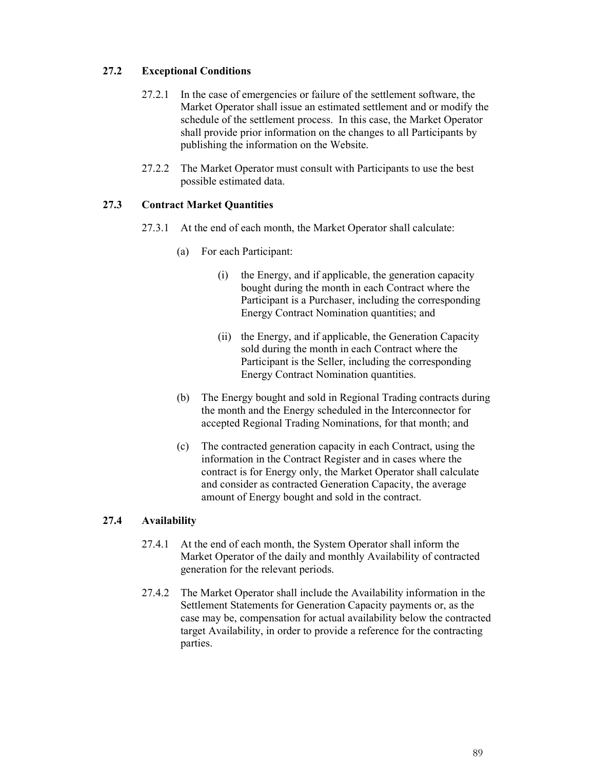### 27.2 Exceptional Conditions

27.2.1 In the case of emergencies or failure of the settlement software, the Market Operator shall issue an estimated settlement and or modify the schedule of the settlement process. In this case, the Market Operator shall provide prior information on the changes to all Participants by publishing the information on the Website.

27.2.2 The Market Operator must consult with Participants to use the best possible estimated data.

### 27.3 Contract Market Quantities

27.3.1 At the end of each month, the Market Operator shall calculate:

(a) For each Participant:

(i) the Energy, and if applicable, the generation capacity bought during the month in each Contract where the Participant is a Purchaser, including the corresponding Energy Contract Nomination quantities; and

(ii) the Energy, and if applicable, the Generation Capacity sold during the month in each Contract where the Participant is the Seller, including the corresponding Energy Contract Nomination quantities.

(b) The Energy bought and sold in Regional Trading contracts during the month and the Energy scheduled in the Interconnector for accepted Regional Trading Nominations, for that month; and

(c) The contracted generation capacity in each Contract, using the information in the Contract Register and in cases where the contract is for Energy only, the Market Operator shall calculate and consider as contracted Generation Capacity, the average amount of Energy bought and sold in the contract.

### 27.4 Availability

27.4.1 At the end of each month, the System Operator shall inform the Market Operator of the daily and monthly Availability of contracted generation for the relevant periods.

27.4.2 The Market Operator shall include the Availability information in the Settlement Statements for Generation Capacity payments or, as the case may be, compensation for actual availability below the contracted target Availability, in order to provide a reference for the contracting parties.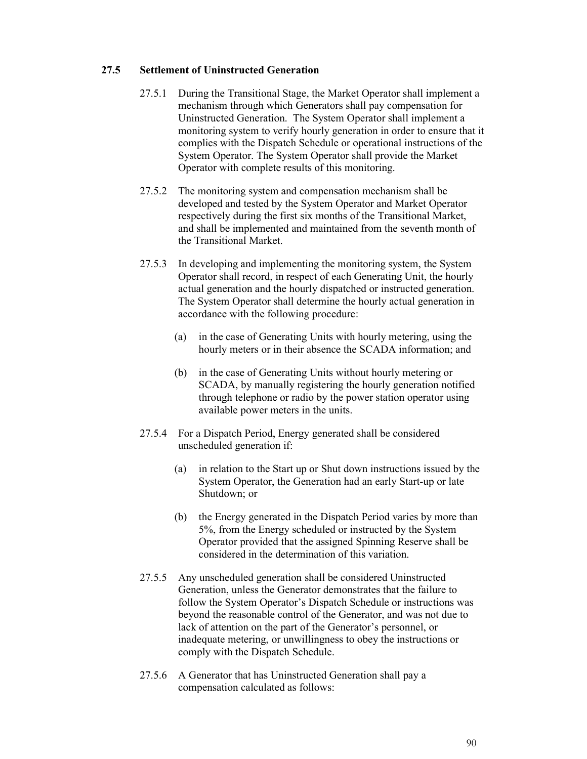### 27.5 Settlement of Uninstructed Generation

27.5.1 During the Transitional Stage, the Market Operator shall implement a mechanism through which Generators shall pay compensation for Uninstructed Generation. The System Operator shall implement a monitoring system to verify hourly generation in order to ensure that it complies with the Dispatch Schedule or operational instructions of the System Operator. The System Operator shall provide the Market Operator with complete results of this monitoring.

27.5.2 The monitoring system and compensation mechanism shall be developed and tested by the System Operator and Market Operator respectively during the first six months of the Transitional Market, and shall be implemented and maintained from the seventh month of the Transitional Market.

27.5.3 In developing and implementing the monitoring system, the System Operator shall record, in respect of each Generating Unit, the hourly actual generation and the hourly dispatched or instructed generation. The System Operator shall determine the hourly actual generation in accordance with the following procedure:

(a) in the case of Generating Units with hourly metering, using the hourly meters or in their absence the SCADA information; and

(b) in the case of Generating Units without hourly metering or SCADA, by manually registering the hourly generation notified through telephone or radio by the power station operator using available power meters in the units.

27.5.4 For a Dispatch Period, Energy generated shall be considered unscheduled generation if:

(a) in relation to the Start up or Shut down instructions issued by the System Operator, the Generation had an early Start-up or late Shutdown; or

(b) the Energy generated in the Dispatch Period varies by more than 5%, from the Energy scheduled or instructed by the System Operator provided that the assigned Spinning Reserve shall be considered in the determination of this variation.

27.5.5 Any unscheduled generation shall be considered Uninstructed Generation, unless the Generator demonstrates that the failure to follow the System Operator's Dispatch Schedule or instructions was beyond the reasonable control of the Generator, and was not due to lack of attention on the part of the Generator's personnel, or inadequate metering, or unwillingness to obey the instructions or comply with the Dispatch Schedule.

27.5.6 A Generator that has Uninstructed Generation shall pay a compensation calculated as follows: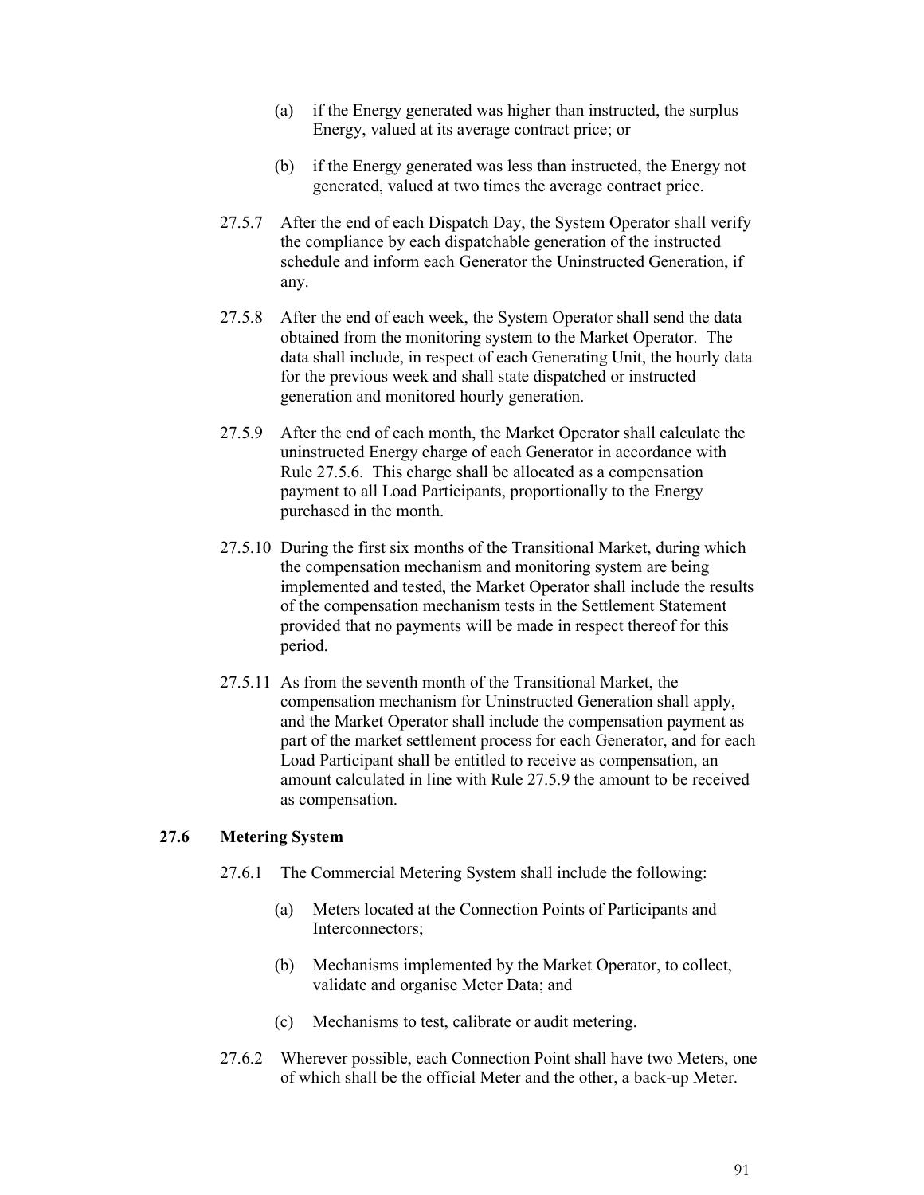(a) if the Energy generated was higher than instructed, the surplus Energy, valued at its average contract price; or

(b) if the Energy generated was less than instructed, the Energy not generated, valued at two times the average contract price.

27.5.7 After the end of each Dispatch Day, the System Operator shall verify the compliance by each dispatchable generation of the instructed schedule and inform each Generator the Uninstructed Generation, if any.

27.5.8 After the end of each week, the System Operator shall send the data obtained from the monitoring system to the Market Operator. The data shall include, in respect of each Generating Unit, the hourly data for the previous week and shall state dispatched or instructed generation and monitored hourly generation.

27.5.9 After the end of each month, the Market Operator shall calculate the uninstructed Energy charge of each Generator in accordance with Rule 27.5.6. This charge shall be allocated as a compensation payment to all Load Participants, proportionally to the Energy purchased in the month.

27.5.10 During the first six months of the Transitional Market, during which the compensation mechanism and monitoring system are being implemented and tested, the Market Operator shall include the results of the compensation mechanism tests in the Settlement Statement provided that no payments will be made in respect thereof for this period.

27.5.11 As from the seventh month of the Transitional Market, the compensation mechanism for Uninstructed Generation shall apply, and the Market Operator shall include the compensation payment as part of the market settlement process for each Generator, and for each Load Participant shall be entitled to receive as compensation, an amount calculated in line with Rule 27.5.9 the amount to be received as compensation.

## 27.6 Metering System

27.6.1 The Commercial Metering System shall include the following:

(a) Meters located at the Connection Points of Participants and Interconnectors;

(b) Mechanisms implemented by the Market Operator, to collect, validate and organise Meter Data; and

(c) Mechanisms to test, calibrate or audit metering.

27.6.2 Wherever possible, each Connection Point shall have two Meters, one of which shall be the official Meter and the other, a back-up Meter.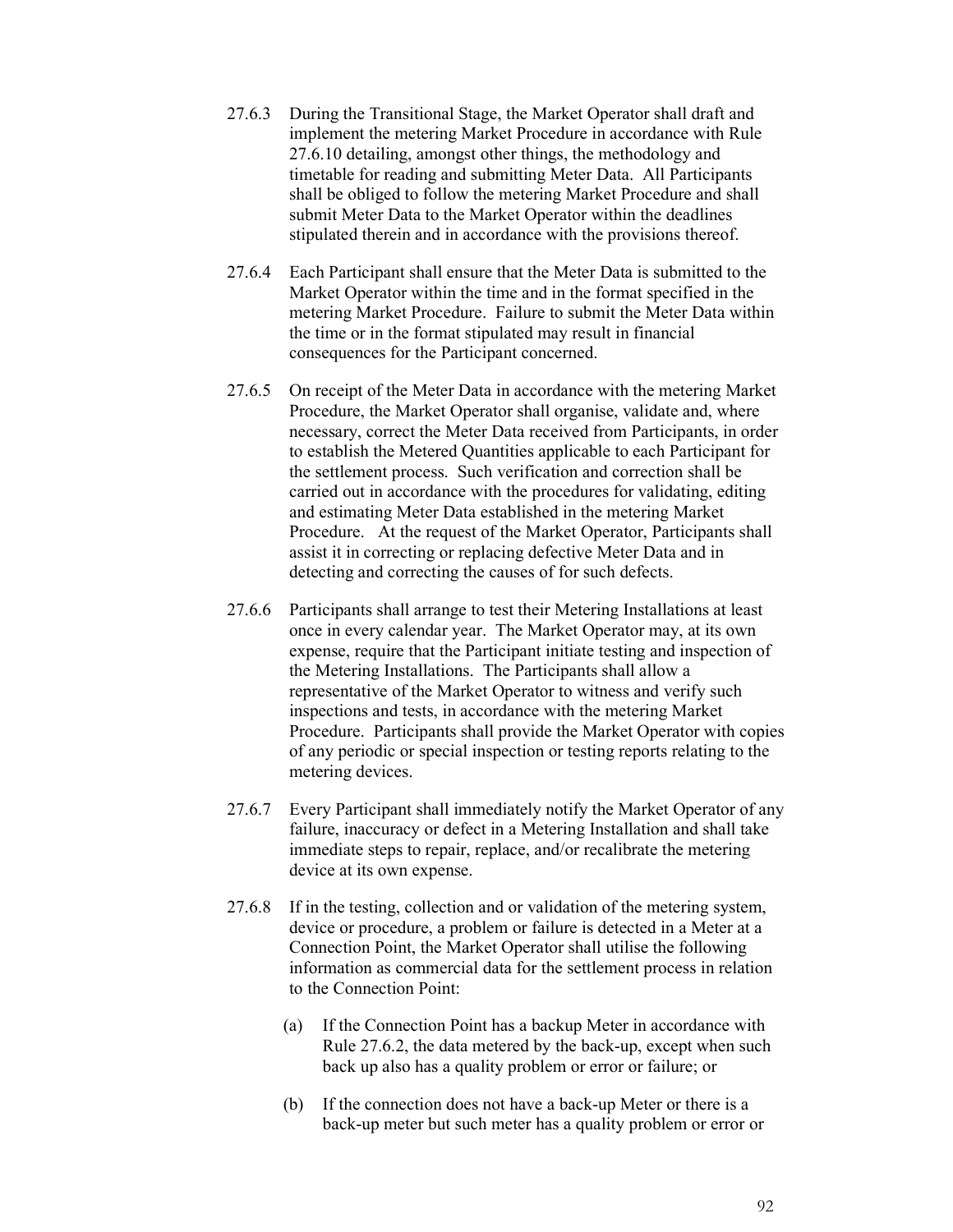27.6.3 During the Transitional Stage, the Market Operator shall draft and implement the metering Market Procedure in accordance with Rule 27.6.10 detailing, amongst other things, the methodology and timetable for reading and submitting Meter Data. All Participants shall be obliged to follow the metering Market Procedure and shall submit Meter Data to the Market Operator within the deadlines stipulated therein and in accordance with the provisions thereof.

27.6.4 Each Participant shall ensure that the Meter Data is submitted to the Market Operator within the time and in the format specified in the metering Market Procedure. Failure to submit the Meter Data within the time or in the format stipulated may result in financial consequences for the Participant concerned.

27.6.5 On receipt of the Meter Data in accordance with the metering Market Procedure, the Market Operator shall organise, validate and, where necessary, correct the Meter Data received from Participants, in order to establish the Metered Quantities applicable to each Participant for the settlement process. Such verification and correction shall be carried out in accordance with the procedures for validating, editing and estimating Meter Data established in the metering Market Procedure. At the request of the Market Operator, Participants shall assist it in correcting or replacing defective Meter Data and in detecting and correcting the causes of for such defects.

27.6.6 Participants shall arrange to test their Metering Installations at least once in every calendar year. The Market Operator may, at its own expense, require that the Participant initiate testing and inspection of the Metering Installations. The Participants shall allow a representative of the Market Operator to witness and verify such inspections and tests, in accordance with the metering Market Procedure. Participants shall provide the Market Operator with copies of any periodic or special inspection or testing reports relating to the metering devices.

27.6.7 Every Participant shall immediately notify the Market Operator of any failure, inaccuracy or defect in a Metering Installation and shall take immediate steps to repair, replace, and/or recalibrate the metering device at its own expense.

27.6.8 If in the testing, collection and or validation of the metering system, device or procedure, a problem or failure is detected in a Meter at a Connection Point, the Market Operator shall utilise the following information as commercial data for the settlement process in relation to the Connection Point:

(a) If the Connection Point has a backup Meter in accordance with Rule 27.6.2, the data metered by the back-up, except when such back up also has a quality problem or error or failure; or

(b) If the connection does not have a back-up Meter or there is a back-up meter but such meter has a quality problem or error or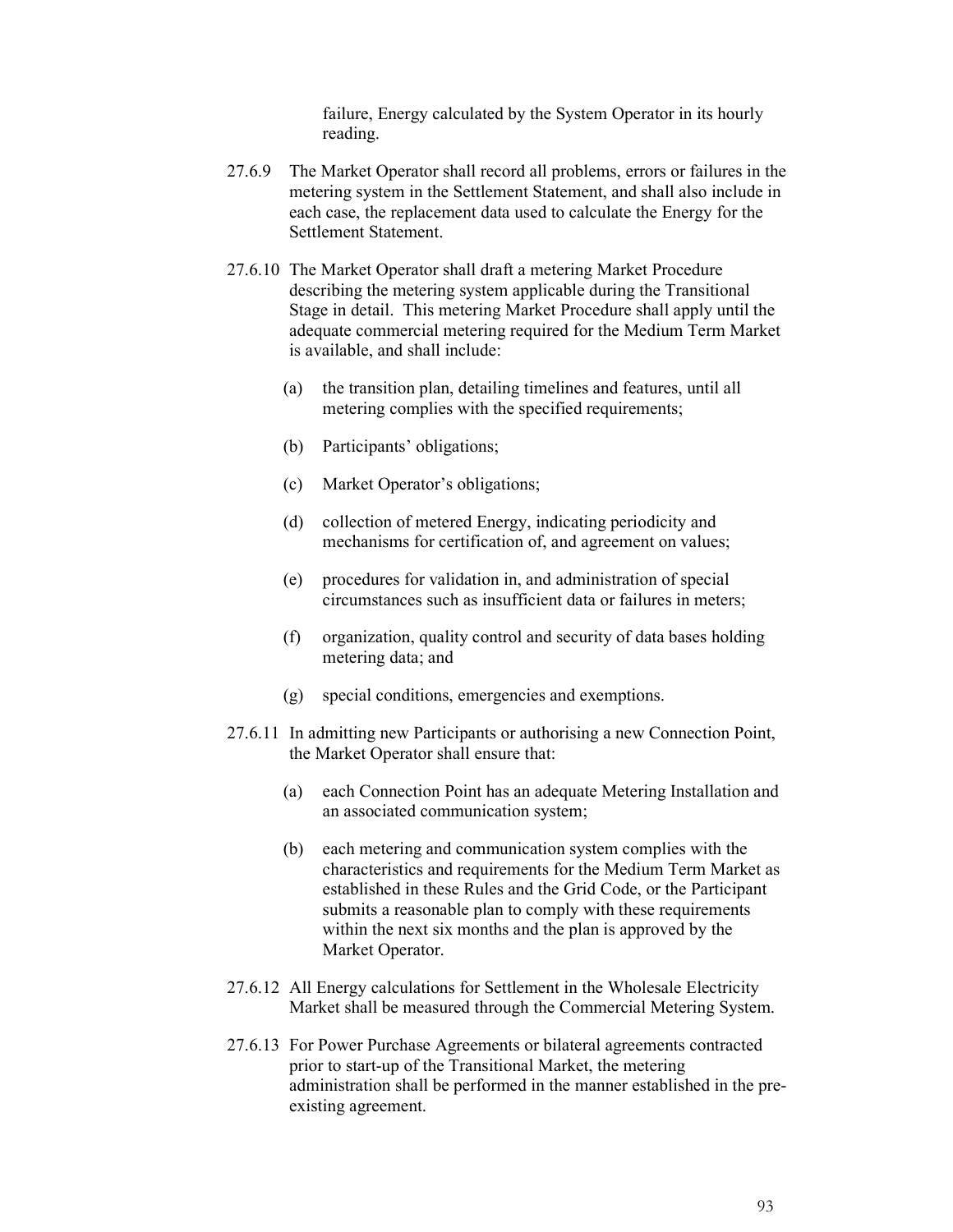failure, Energy calculated by the System Operator in its hourly reading.

27.6.9 The Market Operator shall record all problems, errors or failures in the metering system in the Settlement Statement, and shall also include in each case, the replacement data used to calculate the Energy for the Settlement Statement.

27.6.10 The Market Operator shall draft a metering Market Procedure describing the metering system applicable during the Transitional Stage in detail. This metering Market Procedure shall apply until the adequate commercial metering required for the Medium Term Market is available, and shall include:

(a) the transition plan, detailing timelines and features, until all metering complies with the specified requirements;

(b) Participants' obligations;

(c) Market Operator's obligations;

(d) collection of metered Energy, indicating periodicity and mechanisms for certification of, and agreement on values;

(e) procedures for validation in, and administration of special circumstances such as insufficient data or failures in meters;

(f) organization, quality control and security of data bases holding metering data; and

(g) special conditions, emergencies and exemptions.

27.6.11 In admitting new Participants or authorising a new Connection Point, the Market Operator shall ensure that:

(a) each Connection Point has an adequate Metering Installation and an associated communication system;

(b) each metering and communication system complies with the characteristics and requirements for the Medium Term Market as established in these Rules and the Grid Code, or the Participant submits a reasonable plan to comply with these requirements within the next six months and the plan is approved by the Market Operator.

27.6.12 All Energy calculations for Settlement in the Wholesale Electricity Market shall be measured through the Commercial Metering System.

27.6.13 For Power Purchase Agreements or bilateral agreements contracted prior to start-up of the Transitional Market, the metering administration shall be performed in the manner established in the pre-existing agreement.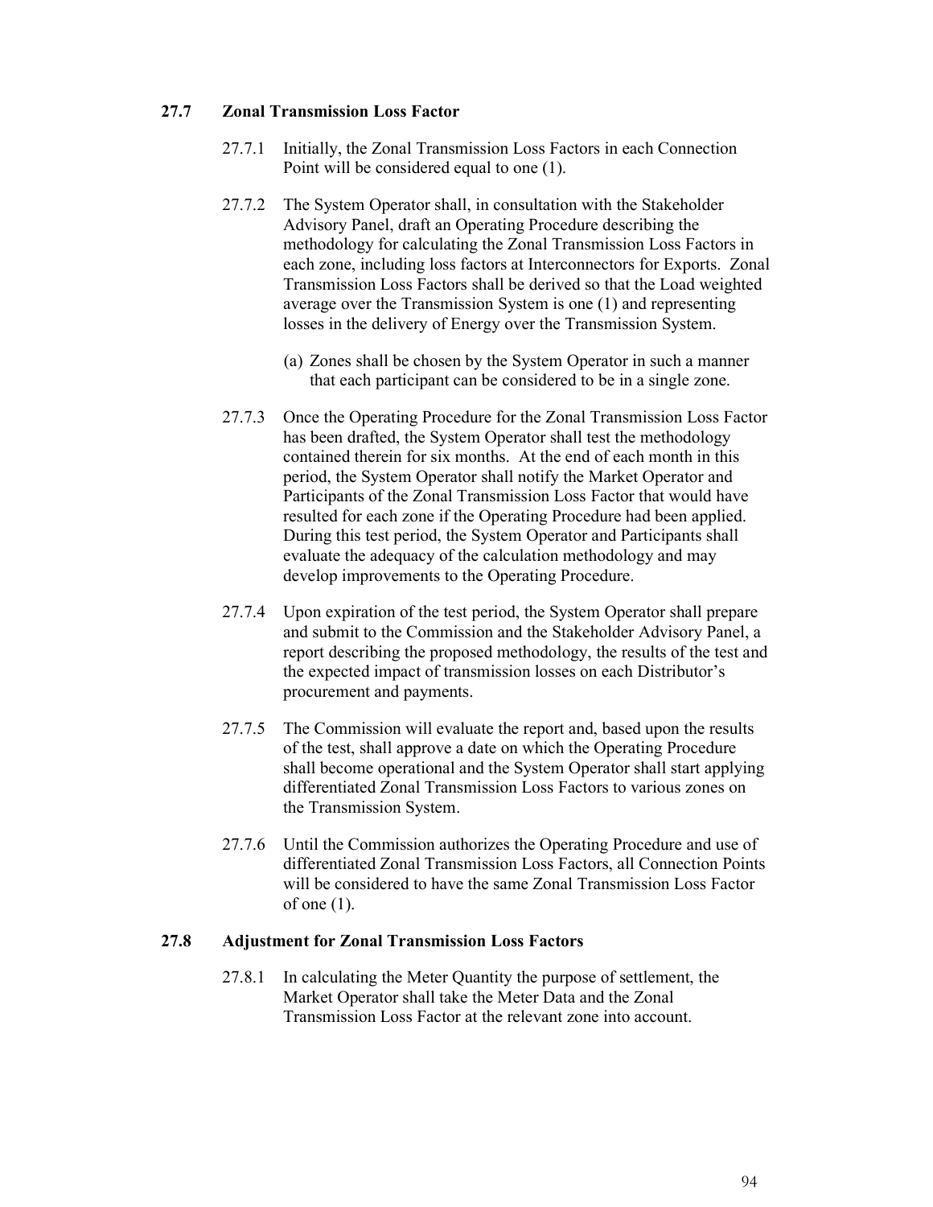### 27.7 Zonal Transmission Loss Factor

27.7.1 Initially, the Zonal Transmission Loss Factors in each Connection Point will be considered equal to one (1).

27.7.2 The System Operator shall, in consultation with the Stakeholder Advisory Panel, draft an Operating Procedure describing the methodology for calculating the Zonal Transmission Loss Factors in each zone, including loss factors at Interconnectors for Exports. Zonal Transmission Loss Factors shall be derived so that the Load weighted average over the Transmission System is one (1) and representing losses in the delivery of Energy over the Transmission System.

(a) Zones shall be chosen by the System Operator in such a manner that each participant can be considered to be in a single zone.

27.7.3 Once the Operating Procedure for the Zonal Transmission Loss Factor has been drafted, the System Operator shall test the methodology contained therein for six months. At the end of each month in this period, the System Operator shall notify the Market Operator and Participants of the Zonal Transmission Loss Factor that would have resulted for each zone if the Operating Procedure had been applied. During this test period, the System Operator and Participants shall evaluate the adequacy of the calculation methodology and may develop improvements to the Operating Procedure.

27.7.4 Upon expiration of the test period, the System Operator shall prepare and submit to the Commission and the Stakeholder Advisory Panel, a report describing the proposed methodology, the results of the test and the expected impact of transmission losses on each Distributor's procurement and payments.

27.7.5 The Commission will evaluate the report and, based upon the results of the test, shall approve a date on which the Operating Procedure shall become operational and the System Operator shall start applying differentiated Zonal Transmission Loss Factors to various zones on the Transmission System.

27.7.6 Until the Commission authorizes the Operating Procedure and use of differentiated Zonal Transmission Loss Factors, all Connection Points will be considered to have the same Zonal Transmission Loss Factor of one (1).

### 27.8 Adjustment for Zonal Transmission Loss Factors

27.8.1 In calculating the Meter Quantity the purpose of settlement, the Market Operator shall take the Meter Data and the Zonal Transmission Loss Factor at the relevant zone into account.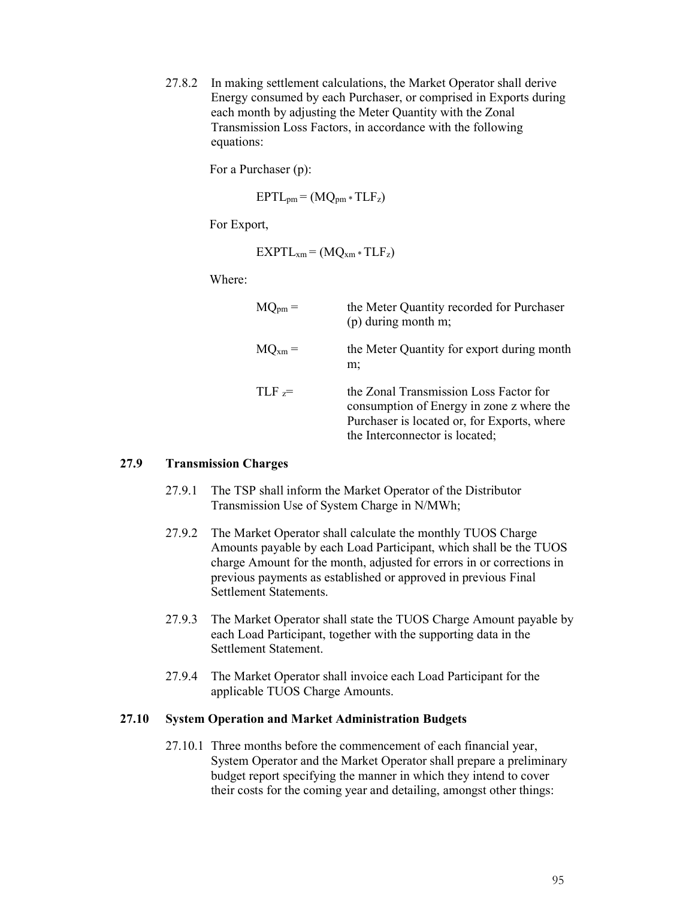27.8.2 In making settlement calculations, the Market Operator shall derive Energy consumed by each Purchaser, or comprised in Exports during each month by adjusting the Meter Quantity with the Zonal Transmission Loss Factors, in accordance with the following equations:

For a Purchaser (p):

$$EPTL_{pm} = (MQ_{pm} * TLF_{z})$$

For Export,

$$EXPTL_{xm} = (MQ_{xm} * TLF_{z})$$

Where:

| | |
|---|---|
| $MQ_{pm}$ = | the Meter Quantity recorded for Purchaser (p) during month m; |
| $MQ_{xm}$ = | the Meter Quantity for export during month m; |
| $TLF_{z}$= | the Zonal Transmission Loss Factor for consumption of Energy in zone z where the Purchaser is located or, for Exports, where the Interconnector is located; |

### 27.9 Transmission Charges

27.9.1 The TSP shall inform the Market Operator of the Distributor Transmission Use of System Charge in N/MWh;

27.9.2 The Market Operator shall calculate the monthly TUOS Charge Amounts payable by each Load Participant, which shall be the TUOS charge Amount for the month, adjusted for errors in or corrections in previous payments as established or approved in previous Final Settlement Statements.

27.9.3 The Market Operator shall state the TUOS Charge Amount payable by each Load Participant, together with the supporting data in the Settlement Statement.

27.9.4 The Market Operator shall invoice each Load Participant for the applicable TUOS Charge Amounts.

### 27.10 System Operation and Market Administration Budgets

27.10.1 Three months before the commencement of each financial year, System Operator and the Market Operator shall prepare a preliminary budget report specifying the manner in which they intend to cover their costs for the coming year and detailing, amongst other things: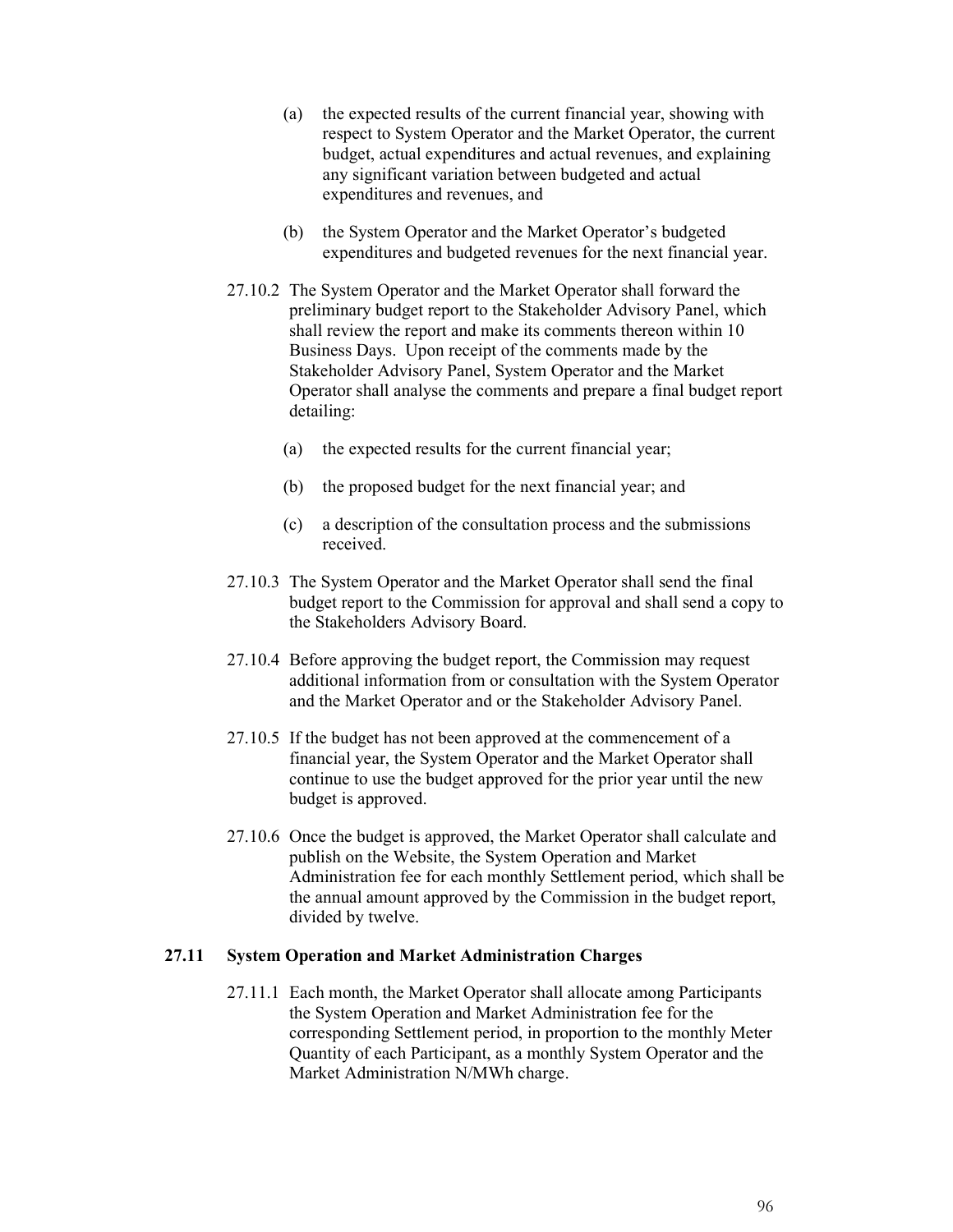(a) the expected results of the current financial year, showing with respect to System Operator and the Market Operator, the current budget, actual expenditures and actual revenues, and explaining any significant variation between budgeted and actual expenditures and revenues, and

(b) the System Operator and the Market Operator's budgeted expenditures and budgeted revenues for the next financial year.

27.10.2 The System Operator and the Market Operator shall forward the preliminary budget report to the Stakeholder Advisory Panel, which shall review the report and make its comments thereon within 10 Business Days. Upon receipt of the comments made by the Stakeholder Advisory Panel, System Operator and the Market Operator shall analyse the comments and prepare a final budget report detailing:

(a) the expected results for the current financial year;

(b) the proposed budget for the next financial year; and

(c) a description of the consultation process and the submissions received.

27.10.3 The System Operator and the Market Operator shall send the final budget report to the Commission for approval and shall send a copy to the Stakeholders Advisory Board.

27.10.4 Before approving the budget report, the Commission may request additional information from or consultation with the System Operator and the Market Operator and or the Stakeholder Advisory Panel.

27.10.5 If the budget has not been approved at the commencement of a financial year, the System Operator and the Market Operator shall continue to use the budget approved for the prior year until the new budget is approved.

27.10.6 Once the budget is approved, the Market Operator shall calculate and publish on the Website, the System Operation and Market Administration fee for each monthly Settlement period, which shall be the annual amount approved by the Commission in the budget report, divided by twelve.

### 27.11 System Operation and Market Administration Charges

27.11.1 Each month, the Market Operator shall allocate among Participants the System Operation and Market Administration fee for the corresponding Settlement period, in proportion to the monthly Meter Quantity of each Participant, as a monthly System Operator and the Market Administration N/MWh charge.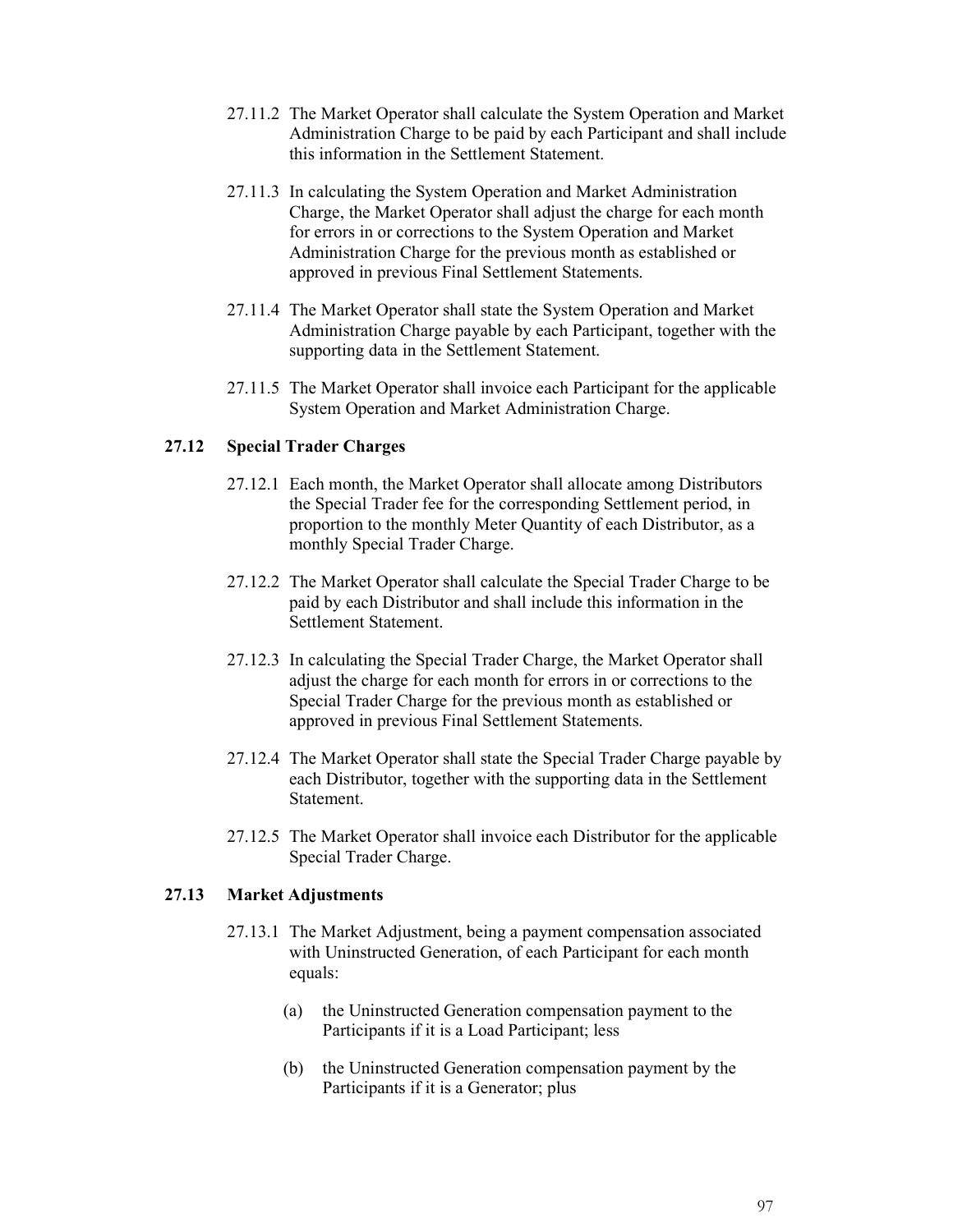27.11.2 The Market Operator shall calculate the System Operation and Market Administration Charge to be paid by each Participant and shall include this information in the Settlement Statement.

27.11.3 In calculating the System Operation and Market Administration Charge, the Market Operator shall adjust the charge for each month for errors in or corrections to the System Operation and Market Administration Charge for the previous month as established or approved in previous Final Settlement Statements.

27.11.4 The Market Operator shall state the System Operation and Market Administration Charge payable by each Participant, together with the supporting data in the Settlement Statement.

27.11.5 The Market Operator shall invoice each Participant for the applicable System Operation and Market Administration Charge.

### 27.12 Special Trader Charges

27.12.1 Each month, the Market Operator shall allocate among Distributors the Special Trader fee for the corresponding Settlement period, in proportion to the monthly Meter Quantity of each Distributor, as a monthly Special Trader Charge.

27.12.2 The Market Operator shall calculate the Special Trader Charge to be paid by each Distributor and shall include this information in the Settlement Statement.

27.12.3 In calculating the Special Trader Charge, the Market Operator shall adjust the charge for each month for errors in or corrections to the Special Trader Charge for the previous month as established or approved in previous Final Settlement Statements.

27.12.4 The Market Operator shall state the Special Trader Charge payable by each Distributor, together with the supporting data in the Settlement Statement.

27.12.5 The Market Operator shall invoice each Distributor for the applicable Special Trader Charge.

### 27.13 Market Adjustments

27.13.1 The Market Adjustment, being a payment compensation associated with Uninstructed Generation, of each Participant for each month equals:

(a) the Uninstructed Generation compensation payment to the Participants if it is a Load Participant; less

(b) the Uninstructed Generation compensation payment by the Participants if it is a Generator; plus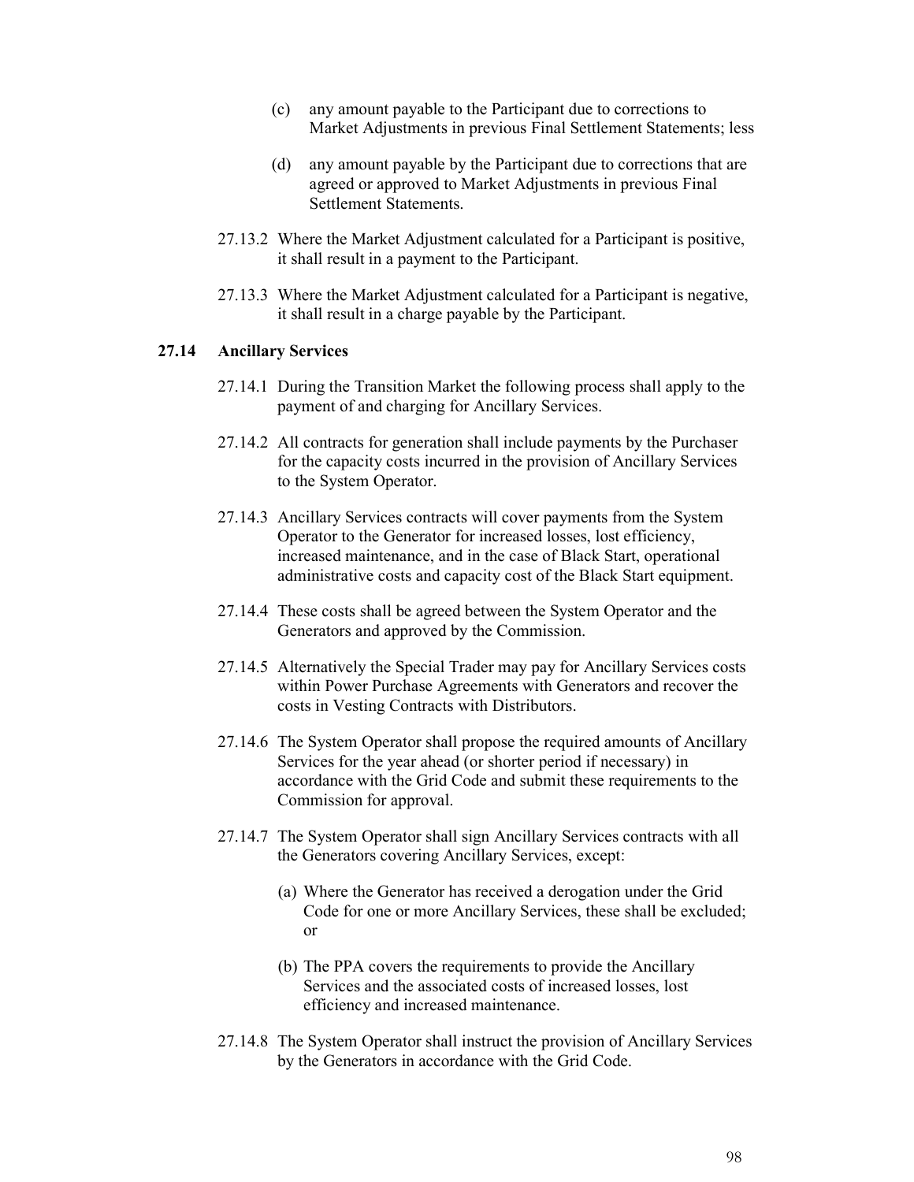(c) any amount payable to the Participant due to corrections to Market Adjustments in previous Final Settlement Statements; less

(d) any amount payable by the Participant due to corrections that are agreed or approved to Market Adjustments in previous Final Settlement Statements.

27.13.2 Where the Market Adjustment calculated for a Participant is positive, it shall result in a payment to the Participant.

27.13.3 Where the Market Adjustment calculated for a Participant is negative, it shall result in a charge payable by the Participant.

### 27.14 Ancillary Services

27.14.1 During the Transition Market the following process shall apply to the payment of and charging for Ancillary Services.

27.14.2 All contracts for generation shall include payments by the Purchaser for the capacity costs incurred in the provision of Ancillary Services to the System Operator.

27.14.3 Ancillary Services contracts will cover payments from the System Operator to the Generator for increased losses, lost efficiency, increased maintenance, and in the case of Black Start, operational administrative costs and capacity cost of the Black Start equipment.

27.14.4 These costs shall be agreed between the System Operator and the Generators and approved by the Commission.

27.14.5 Alternatively the Special Trader may pay for Ancillary Services costs within Power Purchase Agreements with Generators and recover the costs in Vesting Contracts with Distributors.

27.14.6 The System Operator shall propose the required amounts of Ancillary Services for the year ahead (or shorter period if necessary) in accordance with the Grid Code and submit these requirements to the Commission for approval.

27.14.7 The System Operator shall sign Ancillary Services contracts with all the Generators covering Ancillary Services, except:

(a) Where the Generator has received a derogation under the Grid Code for one or more Ancillary Services, these shall be excluded; or

(b) The PPA covers the requirements to provide the Ancillary Services and the associated costs of increased losses, lost efficiency and increased maintenance.

27.14.8 The System Operator shall instruct the provision of Ancillary Services by the Generators in accordance with the Grid Code.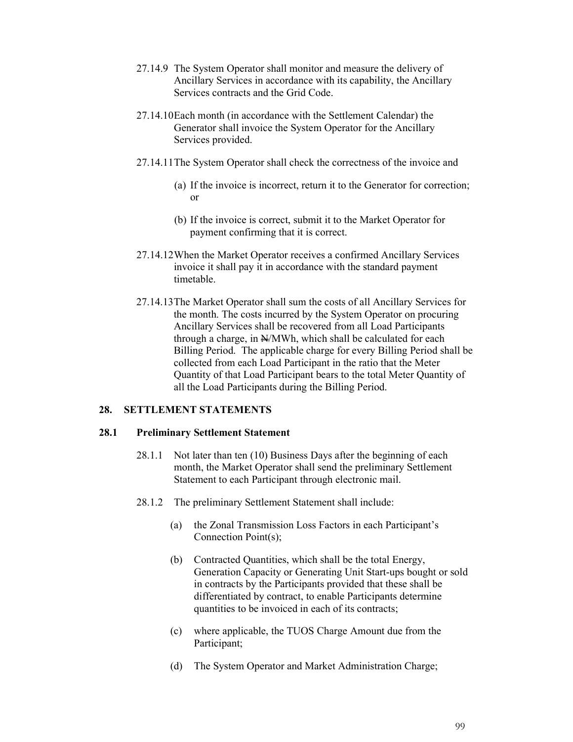27.14.9 The System Operator shall monitor and measure the delivery of Ancillary Services in accordance with its capability, the Ancillary Services contracts and the Grid Code.

27.14.10 Each month (in accordance with the Settlement Calendar) the Generator shall invoice the System Operator for the Ancillary Services provided.

27.14.11 The System Operator shall check the correctness of the invoice and

(a) If the invoice is incorrect, return it to the Generator for correction; or

(b) If the invoice is correct, submit it to the Market Operator for payment confirming that it is correct.

27.14.12 When the Market Operator receives a confirmed Ancillary Services invoice it shall pay it in accordance with the standard payment timetable.

27.14.13 The Market Operator shall sum the costs of all Ancillary Services for the month. The costs incurred by the System Operator on procuring Ancillary Services shall be recovered from all Load Participants through a charge, in ₦/MWh, which shall be calculated for each Billing Period. The applicable charge for every Billing Period shall be collected from each Load Participant in the ratio that the Meter Quantity of that Load Participant bears to the total Meter Quantity of all the Load Participants during the Billing Period.

## 28. SETTLEMENT STATEMENTS

### 28.1 Preliminary Settlement Statement

28.1.1 Not later than ten (10) Business Days after the beginning of each month, the Market Operator shall send the preliminary Settlement Statement to each Participant through electronic mail.

28.1.2 The preliminary Settlement Statement shall include:

(a) the Zonal Transmission Loss Factors in each Participant's Connection Point(s);

(b) Contracted Quantities, which shall be the total Energy, Generation Capacity or Generating Unit Start-ups bought or sold in contracts by the Participants provided that these shall be differentiated by contract, to enable Participants determine quantities to be invoiced in each of its contracts;

(c) where applicable, the TUOS Charge Amount due from the Participant;

(d) The System Operator and Market Administration Charge;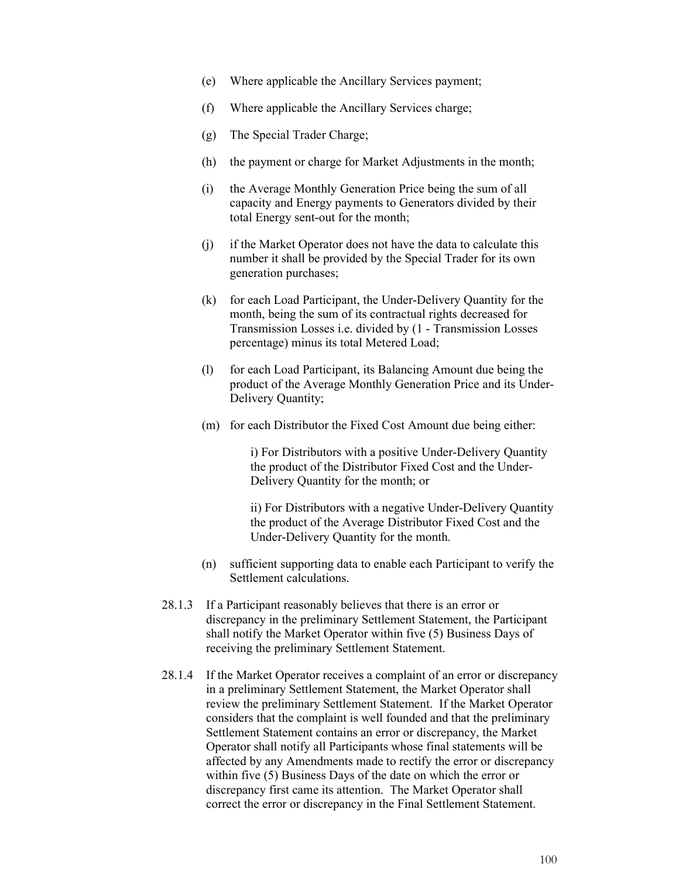(e) Where applicable the Ancillary Services payment;

(f) Where applicable the Ancillary Services charge;

(g) The Special Trader Charge;

(h) the payment or charge for Market Adjustments in the month;

(i) the Average Monthly Generation Price being the sum of all capacity and Energy payments to Generators divided by their total Energy sent-out for the month;

(j) if the Market Operator does not have the data to calculate this number it shall be provided by the Special Trader for its own generation purchases;

(k) for each Load Participant, the Under-Delivery Quantity for the month, being the sum of its contractual rights decreased for Transmission Losses i.e. divided by (1 - Transmission Losses percentage) minus its total Metered Load;

(l) for each Load Participant, its Balancing Amount due being the product of the Average Monthly Generation Price and its Under-Delivery Quantity;

(m) for each Distributor the Fixed Cost Amount due being either:

 i) For Distributors with a positive Under-Delivery Quantity the product of the Distributor Fixed Cost and the Under-Delivery Quantity for the month; or

 ii) For Distributors with a negative Under-Delivery Quantity the product of the Average Distributor Fixed Cost and the Under-Delivery Quantity for the month.

(n) sufficient supporting data to enable each Participant to verify the Settlement calculations.

28.1.3 If a Participant reasonably believes that there is an error or discrepancy in the preliminary Settlement Statement, the Participant shall notify the Market Operator within five (5) Business Days of receiving the preliminary Settlement Statement.

28.1.4 If the Market Operator receives a complaint of an error or discrepancy in a preliminary Settlement Statement, the Market Operator shall review the preliminary Settlement Statement. If the Market Operator considers that the complaint is well founded and that the preliminary Settlement Statement contains an error or discrepancy, the Market Operator shall notify all Participants whose final statements will be affected by any Amendments made to rectify the error or discrepancy within five (5) Business Days of the date on which the error or discrepancy first came its attention. The Market Operator shall correct the error or discrepancy in the Final Settlement Statement.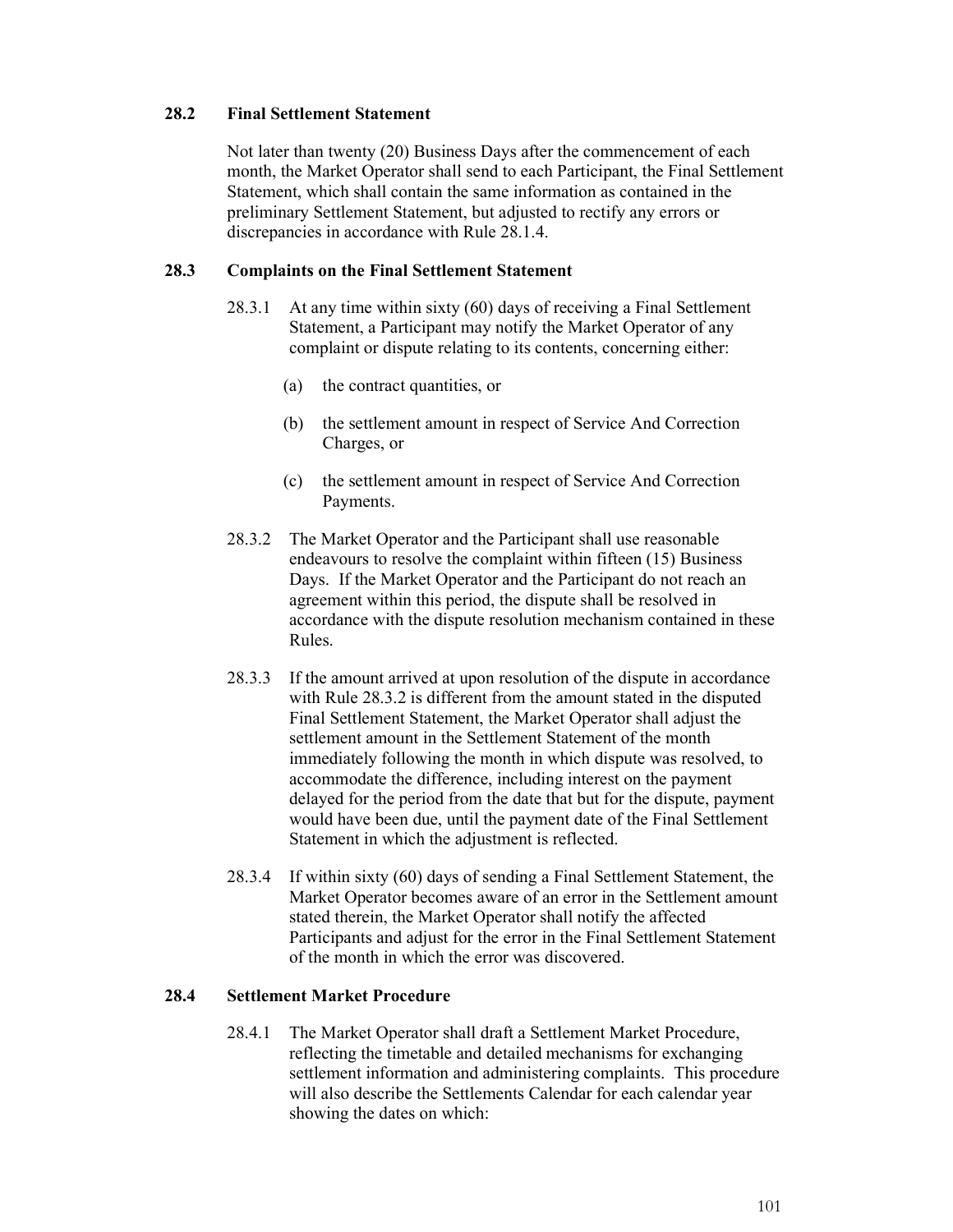### 28.2 Final Settlement Statement

Not later than twenty (20) Business Days after the commencement of each month, the Market Operator shall send to each Participant, the Final Settlement Statement, which shall contain the same information as contained in the preliminary Settlement Statement, but adjusted to rectify any errors or discrepancies in accordance with Rule 28.1.4.

### 28.3 Complaints on the Final Settlement Statement

28.3.1 At any time within sixty (60) days of receiving a Final Settlement Statement, a Participant may notify the Market Operator of any complaint or dispute relating to its contents, concerning either:

(a) the contract quantities, or

(b) the settlement amount in respect of Service And Correction Charges, or

(c) the settlement amount in respect of Service And Correction Payments.

28.3.2 The Market Operator and the Participant shall use reasonable endeavours to resolve the complaint within fifteen (15) Business Days. If the Market Operator and the Participant do not reach an agreement within this period, the dispute shall be resolved in accordance with the dispute resolution mechanism contained in these Rules.

28.3.3 If the amount arrived at upon resolution of the dispute in accordance with Rule 28.3.2 is different from the amount stated in the disputed Final Settlement Statement, the Market Operator shall adjust the settlement amount in the Settlement Statement of the month immediately following the month in which dispute was resolved, to accommodate the difference, including interest on the payment delayed for the period from the date that but for the dispute, payment would have been due, until the payment date of the Final Settlement Statement in which the adjustment is reflected.

28.3.4 If within sixty (60) days of sending a Final Settlement Statement, the Market Operator becomes aware of an error in the Settlement amount stated therein, the Market Operator shall notify the affected Participants and adjust for the error in the Final Settlement Statement of the month in which the error was discovered.

### 28.4 Settlement Market Procedure

28.4.1 The Market Operator shall draft a Settlement Market Procedure, reflecting the timetable and detailed mechanisms for exchanging settlement information and administering complaints. This procedure will also describe the Settlements Calendar for each calendar year showing the dates on which: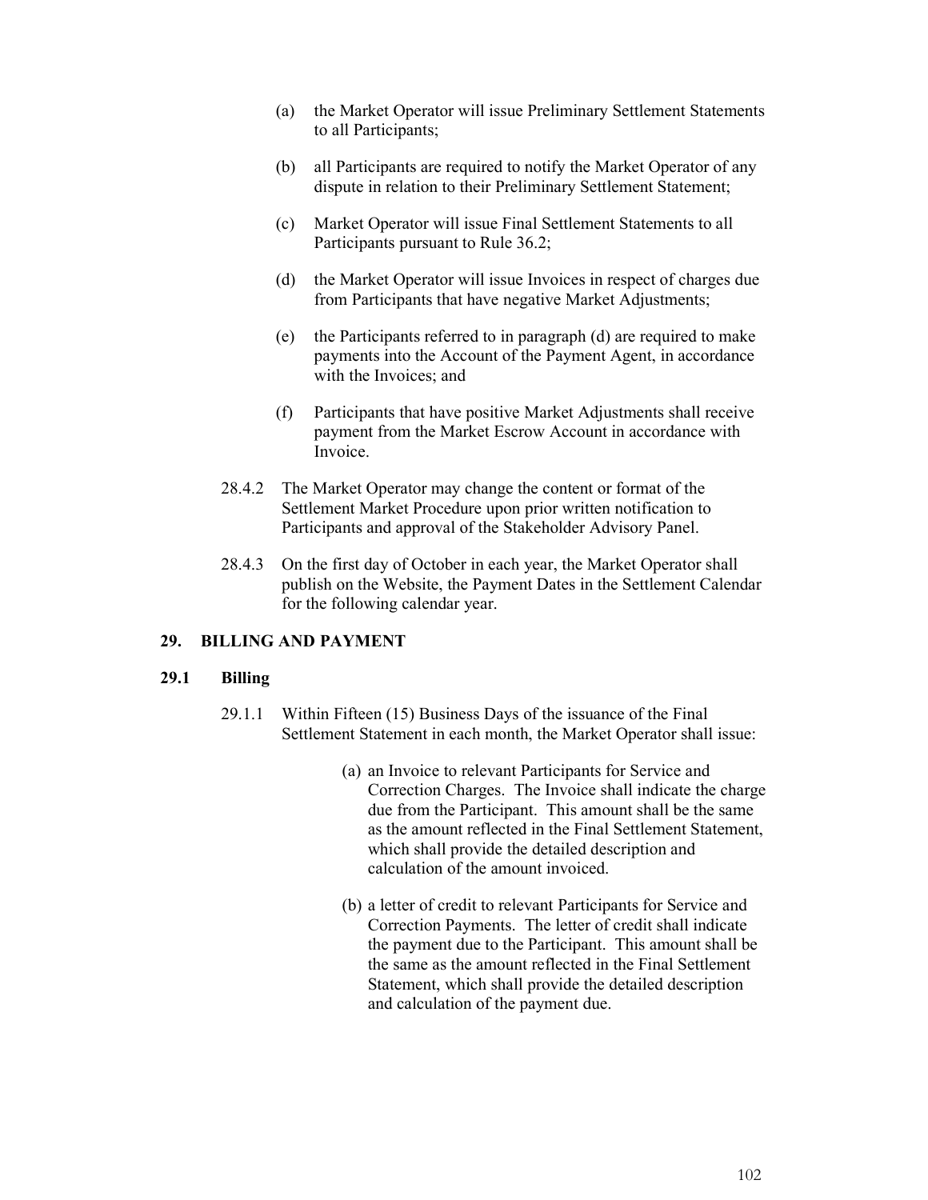(a) the Market Operator will issue Preliminary Settlement Statements to all Participants;

(b) all Participants are required to notify the Market Operator of any dispute in relation to their Preliminary Settlement Statement;

(c) Market Operator will issue Final Settlement Statements to all Participants pursuant to Rule 36.2;

(d) the Market Operator will issue Invoices in respect of charges due from Participants that have negative Market Adjustments;

(e) the Participants referred to in paragraph (d) are required to make payments into the Account of the Payment Agent, in accordance with the Invoices; and

(f) Participants that have positive Market Adjustments shall receive payment from the Market Escrow Account in accordance with Invoice.

28.4.2 The Market Operator may change the content or format of the Settlement Market Procedure upon prior written notification to Participants and approval of the Stakeholder Advisory Panel.

28.4.3 On the first day of October in each year, the Market Operator shall publish on the Website, the Payment Dates in the Settlement Calendar for the following calendar year.

## 29. BILLING AND PAYMENT

### 29.1 Billing

29.1.1 Within Fifteen (15) Business Days of the issuance of the Final Settlement Statement in each month, the Market Operator shall issue:

(a) an Invoice to relevant Participants for Service and Correction Charges. The Invoice shall indicate the charge due from the Participant. This amount shall be the same as the amount reflected in the Final Settlement Statement, which shall provide the detailed description and calculation of the amount invoiced.

(b) a letter of credit to relevant Participants for Service and Correction Payments. The letter of credit shall indicate the payment due to the Participant. This amount shall be the same as the amount reflected in the Final Settlement Statement, which shall provide the detailed description and calculation of the payment due.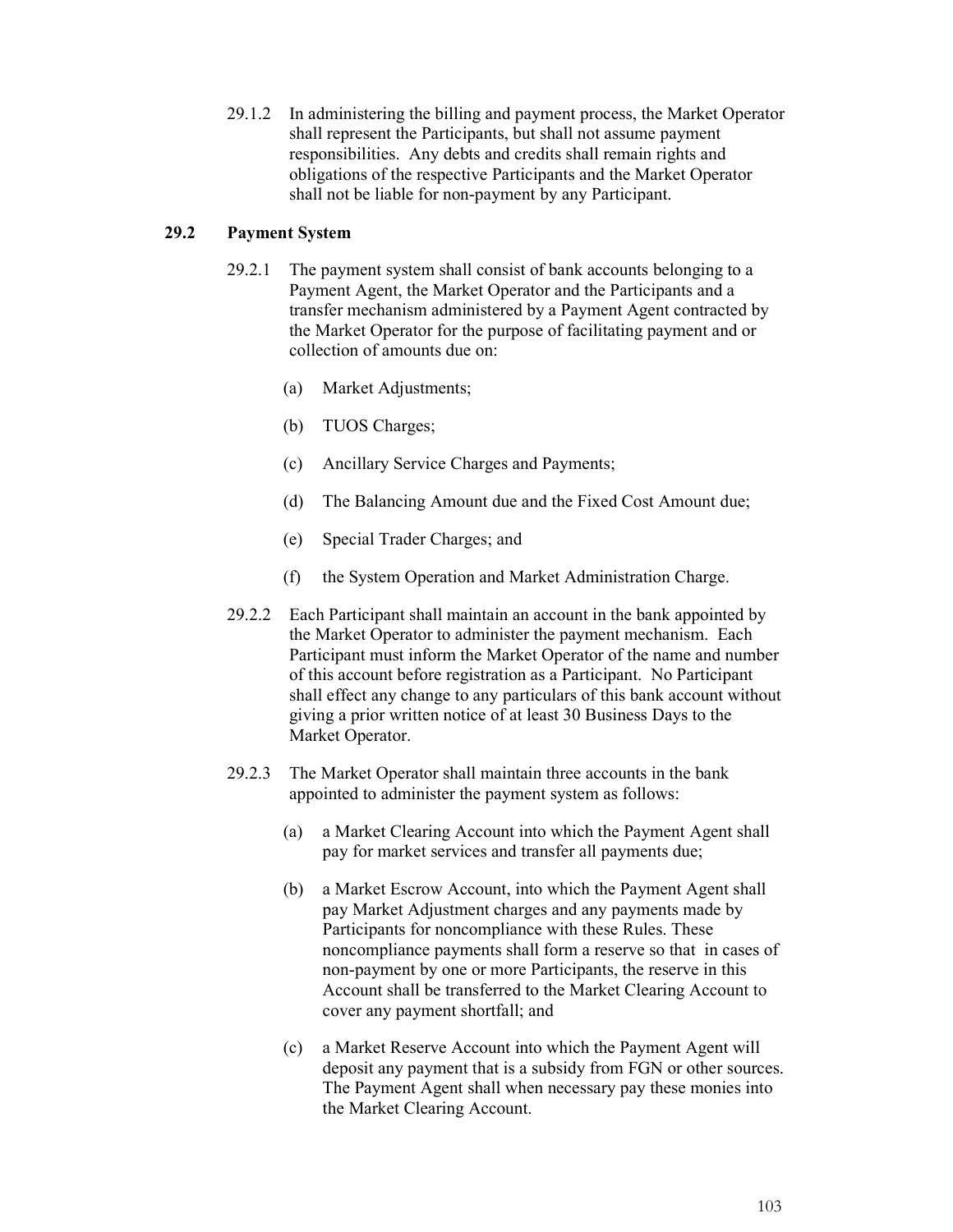29.1.2 In administering the billing and payment process, the Market Operator shall represent the Participants, but shall not assume payment responsibilities. Any debts and credits shall remain rights and obligations of the respective Participants and the Market Operator shall not be liable for non-payment by any Participant.

### 29.2 Payment System

29.2.1 The payment system shall consist of bank accounts belonging to a Payment Agent, the Market Operator and the Participants and a transfer mechanism administered by a Payment Agent contracted by the Market Operator for the purpose of facilitating payment and or collection of amounts due on:

(a) Market Adjustments;

(b) TUOS Charges;

(c) Ancillary Service Charges and Payments;

(d) The Balancing Amount due and the Fixed Cost Amount due;

(e) Special Trader Charges; and

(f) the System Operation and Market Administration Charge.

29.2.2 Each Participant shall maintain an account in the bank appointed by the Market Operator to administer the payment mechanism. Each Participant must inform the Market Operator of the name and number of this account before registration as a Participant. No Participant shall effect any change to any particulars of this bank account without giving a prior written notice of at least 30 Business Days to the Market Operator.

29.2.3 The Market Operator shall maintain three accounts in the bank appointed to administer the payment system as follows:

(a) a Market Clearing Account into which the Payment Agent shall pay for market services and transfer all payments due;

(b) a Market Escrow Account, into which the Payment Agent shall pay Market Adjustment charges and any payments made by Participants for noncompliance with these Rules. These noncompliance payments shall form a reserve so that in cases of non-payment by one or more Participants, the reserve in this Account shall be transferred to the Market Clearing Account to cover any payment shortfall; and

(c) a Market Reserve Account into which the Payment Agent will deposit any payment that is a subsidy from FGN or other sources. The Payment Agent shall when necessary pay these monies into the Market Clearing Account.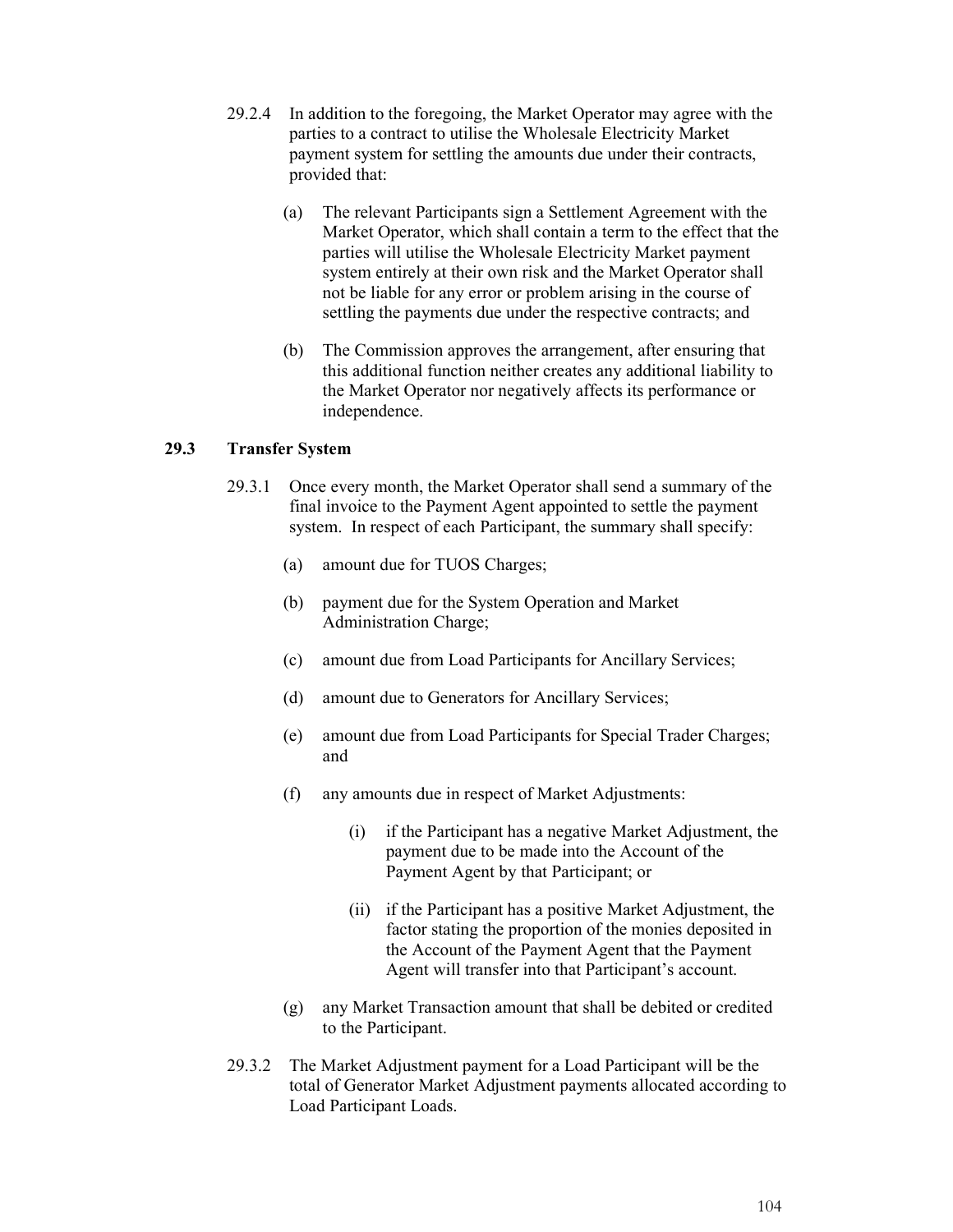29.2.4 In addition to the foregoing, the Market Operator may agree with the parties to a contract to utilise the Wholesale Electricity Market payment system for settling the amounts due under their contracts, provided that:

(a) The relevant Participants sign a Settlement Agreement with the Market Operator, which shall contain a term to the effect that the parties will utilise the Wholesale Electricity Market payment system entirely at their own risk and the Market Operator shall not be liable for any error or problem arising in the course of settling the payments due under the respective contracts; and

(b) The Commission approves the arrangement, after ensuring that this additional function neither creates any additional liability to the Market Operator nor negatively affects its performance or independence.

### 29.3 Transfer System

29.3.1 Once every month, the Market Operator shall send a summary of the final invoice to the Payment Agent appointed to settle the payment system. In respect of each Participant, the summary shall specify:

(a) amount due for TUOS Charges;

(b) payment due for the System Operation and Market Administration Charge;

(c) amount due from Load Participants for Ancillary Services;

(d) amount due to Generators for Ancillary Services;

(e) amount due from Load Participants for Special Trader Charges; and

(f) any amounts due in respect of Market Adjustments:

(i) if the Participant has a negative Market Adjustment, the payment due to be made into the Account of the Payment Agent by that Participant; or

(ii) if the Participant has a positive Market Adjustment, the factor stating the proportion of the monies deposited in the Account of the Payment Agent that the Payment Agent will transfer into that Participant's account.

(g) any Market Transaction amount that shall be debited or credited to the Participant.

29.3.2 The Market Adjustment payment for a Load Participant will be the total of Generator Market Adjustment payments allocated according to Load Participant Loads.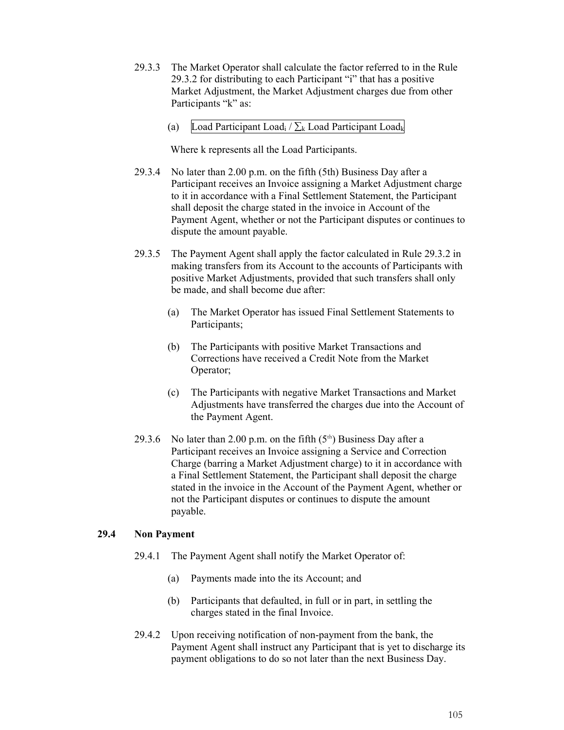29.3.3 The Market Operator shall calculate the factor referred to in the Rule 29.3.2 for distributing to each Participant "i" that has a positive Market Adjustment, the Market Adjustment charges due from other Participants "k" as:

(a) $\text{Load Participant Load}_i / \sum_k \text{Load Participant Load}_k$

Where k represents all the Load Participants.

29.3.4 No later than 2.00 p.m. on the fifth (5th) Business Day after a Participant receives an Invoice assigning a Market Adjustment charge to it in accordance with a Final Settlement Statement, the Participant shall deposit the charge stated in the invoice in Account of the Payment Agent, whether or not the Participant disputes or continues to dispute the amount payable.

29.3.5 The Payment Agent shall apply the factor calculated in Rule 29.3.2 in making transfers from its Account to the accounts of Participants with positive Market Adjustments, provided that such transfers shall only be made, and shall become due after:

(a) The Market Operator has issued Final Settlement Statements to Participants;

(b) The Participants with positive Market Transactions and Corrections have received a Credit Note from the Market Operator;

(c) The Participants with negative Market Transactions and Market Adjustments have transferred the charges due into the Account of the Payment Agent.

29.3.6 No later than 2.00 p.m. on the fifth (5th) Business Day after a Participant receives an Invoice assigning a Service and Correction Charge (barring a Market Adjustment charge) to it in accordance with a Final Settlement Statement, the Participant shall deposit the charge stated in the invoice in the Account of the Payment Agent, whether or not the Participant disputes or continues to dispute the amount payable.

### 29.4 Non Payment

29.4.1 The Payment Agent shall notify the Market Operator of:

(a) Payments made into the its Account; and

(b) Participants that defaulted, in full or in part, in settling the charges stated in the final Invoice.

29.4.2 Upon receiving notification of non-payment from the bank, the Payment Agent shall instruct any Participant that is yet to discharge its payment obligations to do so not later than the next Business Day.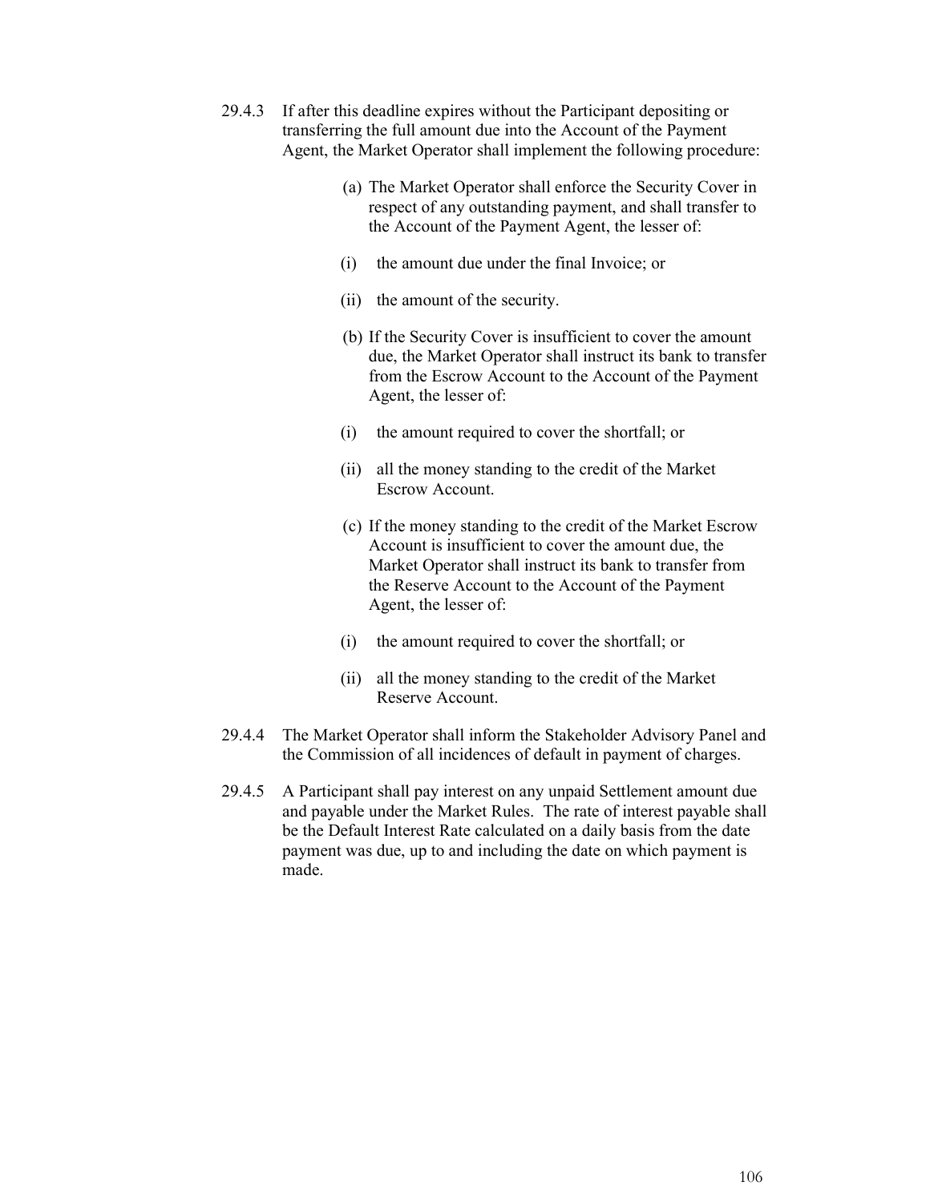29.4.3 If after this deadline expires without the Participant depositing or transferring the full amount due into the Account of the Payment Agent, the Market Operator shall implement the following procedure:

(a) The Market Operator shall enforce the Security Cover in respect of any outstanding payment, and shall transfer to the Account of the Payment Agent, the lesser of:

(i) the amount due under the final Invoice; or

(ii) the amount of the security.

(b) If the Security Cover is insufficient to cover the amount due, the Market Operator shall instruct its bank to transfer from the Escrow Account to the Account of the Payment Agent, the lesser of:

(i) the amount required to cover the shortfall; or

(ii) all the money standing to the credit of the Market Escrow Account.

(c) If the money standing to the credit of the Market Escrow Account is insufficient to cover the amount due, the Market Operator shall instruct its bank to transfer from the Reserve Account to the Account of the Payment Agent, the lesser of:

(i) the amount required to cover the shortfall; or

(ii) all the money standing to the credit of the Market Reserve Account.

29.4.4 The Market Operator shall inform the Stakeholder Advisory Panel and the Commission of all incidences of default in payment of charges.

29.4.5 A Participant shall pay interest on any unpaid Settlement amount due and payable under the Market Rules. The rate of interest payable shall be the Default Interest Rate calculated on a daily basis from the date payment was due, up to and including the date on which payment is made.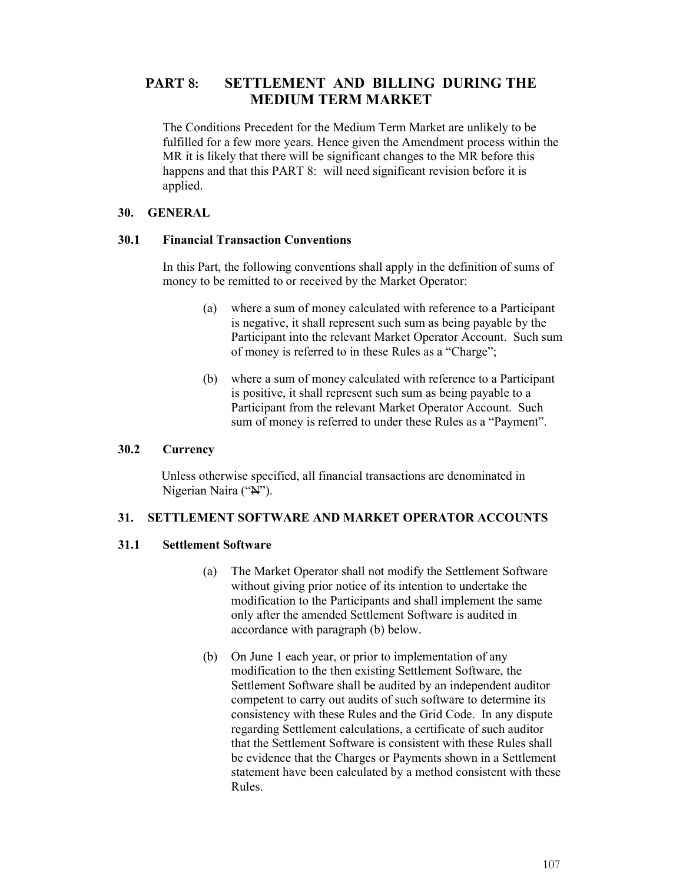# PART 8: SETTLEMENT AND BILLING DURING THE MEDIUM TERM MARKET

The Conditions Precedent for the Medium Term Market are unlikely to be fulfilled for a few more years. Hence given the Amendment process within the MR it is likely that there will be significant changes to the MR before this happens and that this PART 8: will need significant revision before it is applied.

## 30. GENERAL

### 30.1 Financial Transaction Conventions

In this Part, the following conventions shall apply in the definition of sums of money to be remitted to or received by the Market Operator:

(a) where a sum of money calculated with reference to a Participant is negative, it shall represent such sum as being payable by the Participant into the relevant Market Operator Account. Such sum of money is referred to in these Rules as a "Charge";

(b) where a sum of money calculated with reference to a Participant is positive, it shall represent such sum as being payable to a Participant from the relevant Market Operator Account. Such sum of money is referred to under these Rules as a "Payment".

### 30.2 Currency

Unless otherwise specified, all financial transactions are denominated in Nigerian Naira ("₦").

## 31. SETTLEMENT SOFTWARE AND MARKET OPERATOR ACCOUNTS

### 31.1 Settlement Software

(a) The Market Operator shall not modify the Settlement Software without giving prior notice of its intention to undertake the modification to the Participants and shall implement the same only after the amended Settlement Software is audited in accordance with paragraph (b) below.

(b) On June 1 each year, or prior to implementation of any modification to the then existing Settlement Software, the Settlement Software shall be audited by an independent auditor competent to carry out audits of such software to determine its consistency with these Rules and the Grid Code. In any dispute regarding Settlement calculations, a certificate of such auditor that the Settlement Software is consistent with these Rules shall be evidence that the Charges or Payments shown in a Settlement statement have been calculated by a method consistent with these Rules.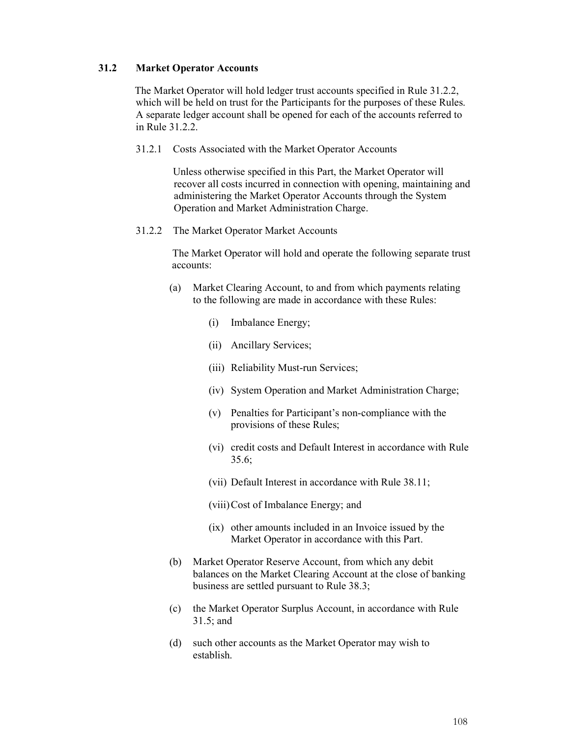## 31.2 Market Operator Accounts

The Market Operator will hold ledger trust accounts specified in Rule 31.2.2, which will be held on trust for the Participants for the purposes of these Rules. A separate ledger account shall be opened for each of the accounts referred to in Rule 31.2.2.

31.2.1 Costs Associated with the Market Operator Accounts

Unless otherwise specified in this Part, the Market Operator will recover all costs incurred in connection with opening, maintaining and administering the Market Operator Accounts through the System Operation and Market Administration Charge.

31.2.2 The Market Operator Market Accounts

The Market Operator will hold and operate the following separate trust accounts:

(a) Market Clearing Account, to and from which payments relating to the following are made in accordance with these Rules:

- (i) Imbalance Energy;
- (ii) Ancillary Services;
- (iii) Reliability Must-run Services;
- (iv) System Operation and Market Administration Charge;
- (v) Penalties for Participant's non-compliance with the provisions of these Rules;
- (vi) credit costs and Default Interest in accordance with Rule 35.6;
- (vii) Default Interest in accordance with Rule 38.11;
- (viii) Cost of Imbalance Energy; and
- (ix) other amounts included in an Invoice issued by the Market Operator in accordance with this Part.

(b) Market Operator Reserve Account, from which any debit balances on the Market Clearing Account at the close of banking business are settled pursuant to Rule 38.3;

(c) the Market Operator Surplus Account, in accordance with Rule 31.5; and

(d) such other accounts as the Market Operator may wish to establish.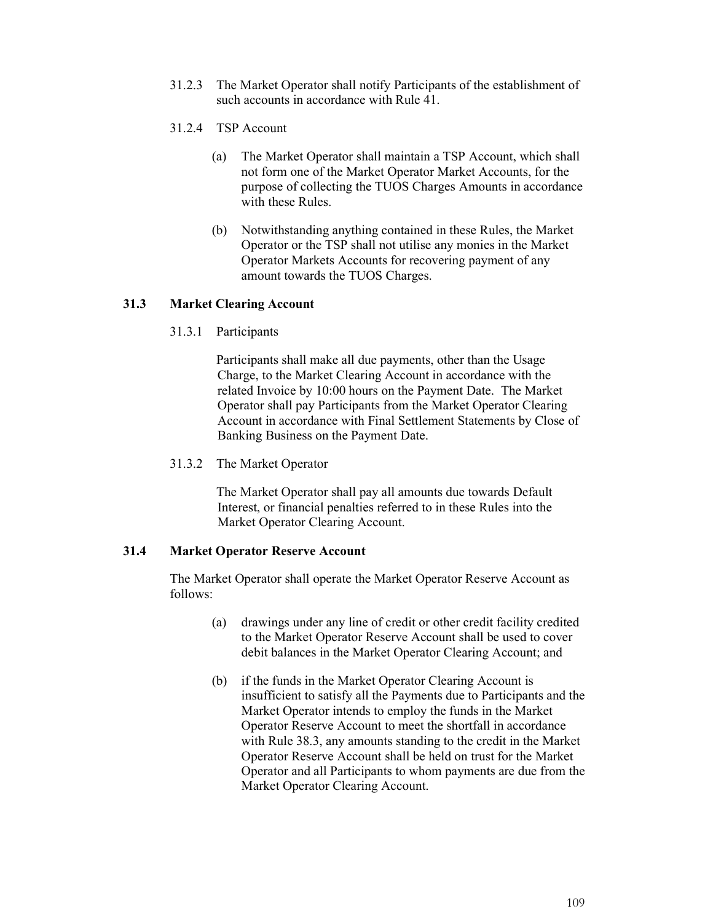31.2.3 The Market Operator shall notify Participants of the establishment of such accounts in accordance with Rule 41.

31.2.4 TSP Account

(a) The Market Operator shall maintain a TSP Account, which shall not form one of the Market Operator Market Accounts, for the purpose of collecting the TUOS Charges Amounts in accordance with these Rules.

(b) Notwithstanding anything contained in these Rules, the Market Operator or the TSP shall not utilise any monies in the Market Operator Markets Accounts for recovering payment of any amount towards the TUOS Charges.

### 31.3 Market Clearing Account

31.3.1 Participants

Participants shall make all due payments, other than the Usage Charge, to the Market Clearing Account in accordance with the related Invoice by 10:00 hours on the Payment Date. The Market Operator shall pay Participants from the Market Operator Clearing Account in accordance with Final Settlement Statements by Close of Banking Business on the Payment Date.

31.3.2 The Market Operator

The Market Operator shall pay all amounts due towards Default Interest, or financial penalties referred to in these Rules into the Market Operator Clearing Account.

### 31.4 Market Operator Reserve Account

The Market Operator shall operate the Market Operator Reserve Account as follows:

(a) drawings under any line of credit or other credit facility credited to the Market Operator Reserve Account shall be used to cover debit balances in the Market Operator Clearing Account; and

(b) if the funds in the Market Operator Clearing Account is insufficient to satisfy all the Payments due to Participants and the Market Operator intends to employ the funds in the Market Operator Reserve Account to meet the shortfall in accordance with Rule 38.3, any amounts standing to the credit in the Market Operator Reserve Account shall be held on trust for the Market Operator and all Participants to whom payments are due from the Market Operator Clearing Account.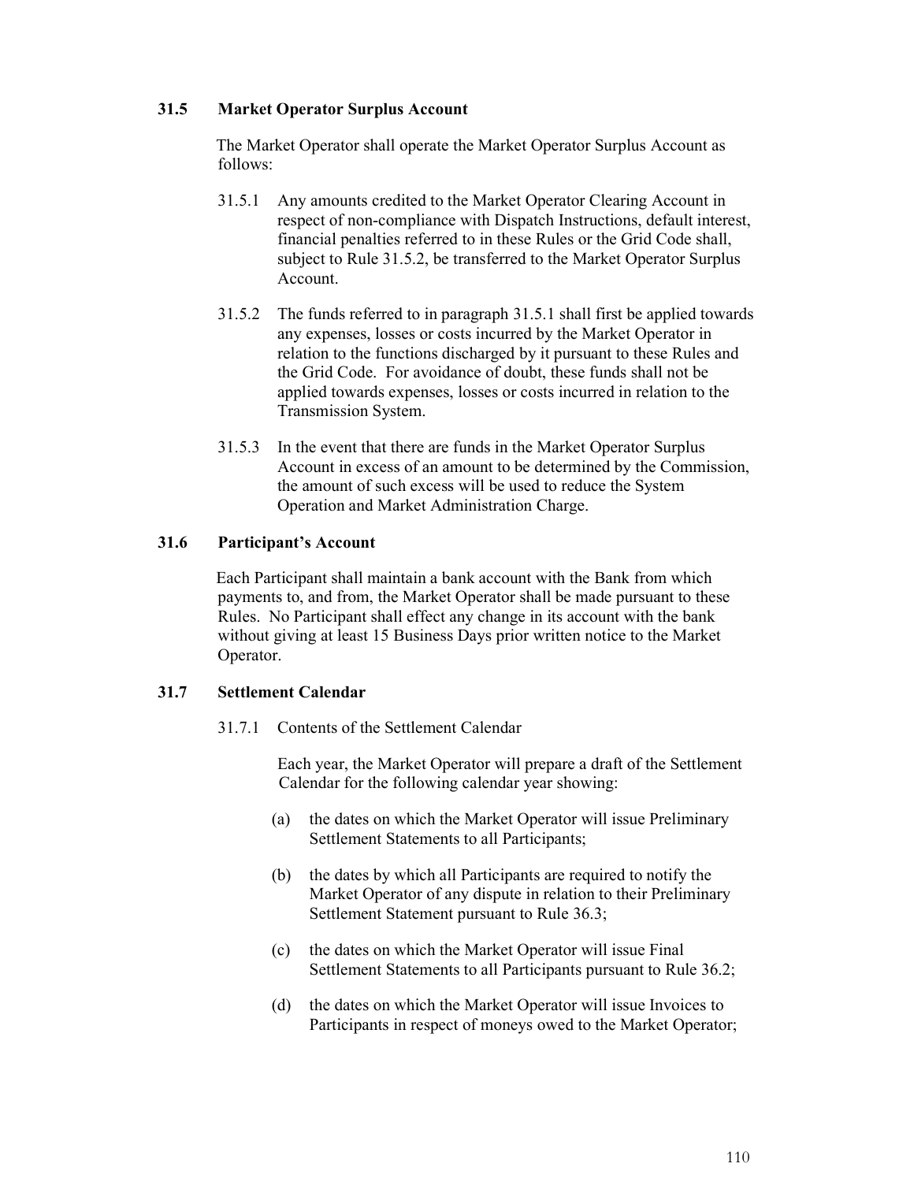### 31.5 Market Operator Surplus Account

The Market Operator shall operate the Market Operator Surplus Account as follows:

31.5.1 Any amounts credited to the Market Operator Clearing Account in respect of non-compliance with Dispatch Instructions, default interest, financial penalties referred to in these Rules or the Grid Code shall, subject to Rule 31.5.2, be transferred to the Market Operator Surplus Account.

31.5.2 The funds referred to in paragraph 31.5.1 shall first be applied towards any expenses, losses or costs incurred by the Market Operator in relation to the functions discharged by it pursuant to these Rules and the Grid Code. For avoidance of doubt, these funds shall not be applied towards expenses, losses or costs incurred in relation to the Transmission System.

31.5.3 In the event that there are funds in the Market Operator Surplus Account in excess of an amount to be determined by the Commission, the amount of such excess will be used to reduce the System Operation and Market Administration Charge.

### 31.6 Participant's Account

Each Participant shall maintain a bank account with the Bank from which payments to, and from, the Market Operator shall be made pursuant to these Rules. No Participant shall effect any change in its account with the bank without giving at least 15 Business Days prior written notice to the Market Operator.

### 31.7 Settlement Calendar

31.7.1 Contents of the Settlement Calendar

Each year, the Market Operator will prepare a draft of the Settlement Calendar for the following calendar year showing:

(a) the dates on which the Market Operator will issue Preliminary Settlement Statements to all Participants;

(b) the dates by which all Participants are required to notify the Market Operator of any dispute in relation to their Preliminary Settlement Statement pursuant to Rule 36.3;

(c) the dates on which the Market Operator will issue Final Settlement Statements to all Participants pursuant to Rule 36.2;

(d) the dates on which the Market Operator will issue Invoices to Participants in respect of moneys owed to the Market Operator;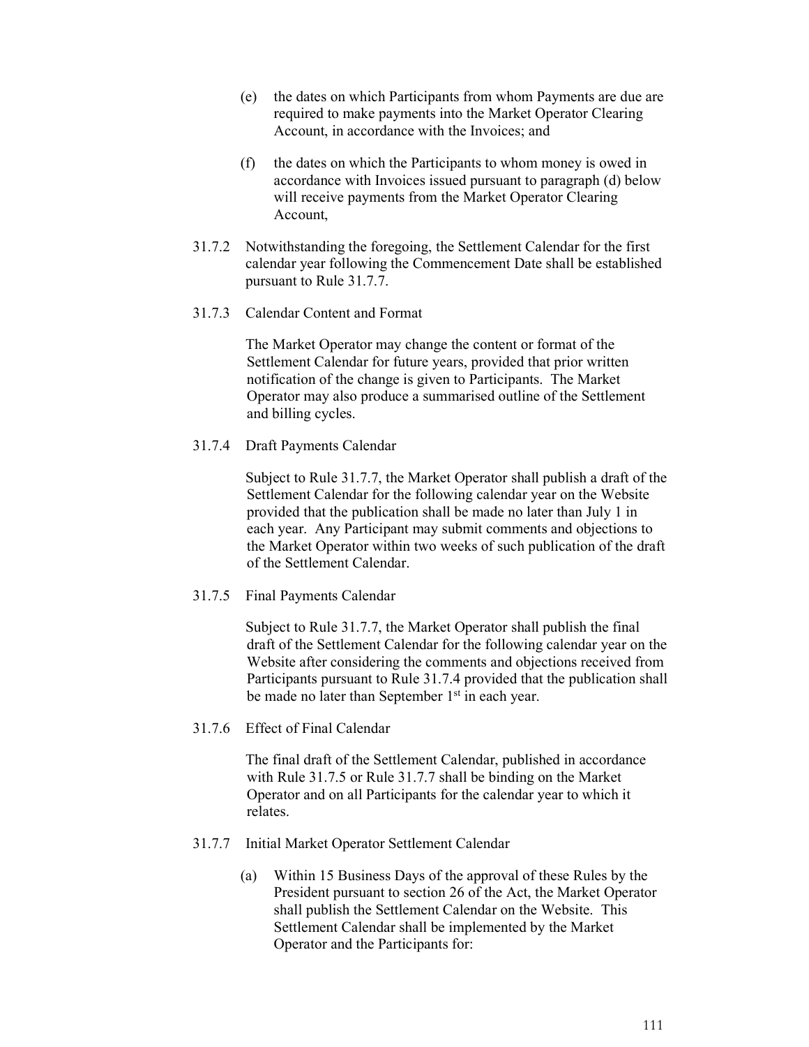(e) the dates on which Participants from whom Payments are due are required to make payments into the Market Operator Clearing Account, in accordance with the Invoices; and

(f) the dates on which the Participants to whom money is owed in accordance with Invoices issued pursuant to paragraph (d) below will receive payments from the Market Operator Clearing Account,

31.7.2 Notwithstanding the foregoing, the Settlement Calendar for the first calendar year following the Commencement Date shall be established pursuant to Rule 31.7.7.

31.7.3 Calendar Content and Format

The Market Operator may change the content or format of the Settlement Calendar for future years, provided that prior written notification of the change is given to Participants. The Market Operator may also produce a summarised outline of the Settlement and billing cycles.

31.7.4 Draft Payments Calendar

Subject to Rule 31.7.7, the Market Operator shall publish a draft of the Settlement Calendar for the following calendar year on the Website provided that the publication shall be made no later than July 1 in each year. Any Participant may submit comments and objections to the Market Operator within two weeks of such publication of the draft of the Settlement Calendar.

31.7.5 Final Payments Calendar

Subject to Rule 31.7.7, the Market Operator shall publish the final draft of the Settlement Calendar for the following calendar year on the Website after considering the comments and objections received from Participants pursuant to Rule 31.7.4 provided that the publication shall be made no later than September 1st in each year.

31.7.6 Effect of Final Calendar

The final draft of the Settlement Calendar, published in accordance with Rule 31.7.5 or Rule 31.7.7 shall be binding on the Market Operator and on all Participants for the calendar year to which it relates.

31.7.7 Initial Market Operator Settlement Calendar

(a) Within 15 Business Days of the approval of these Rules by the President pursuant to section 26 of the Act, the Market Operator shall publish the Settlement Calendar on the Website. This Settlement Calendar shall be implemented by the Market Operator and the Participants for: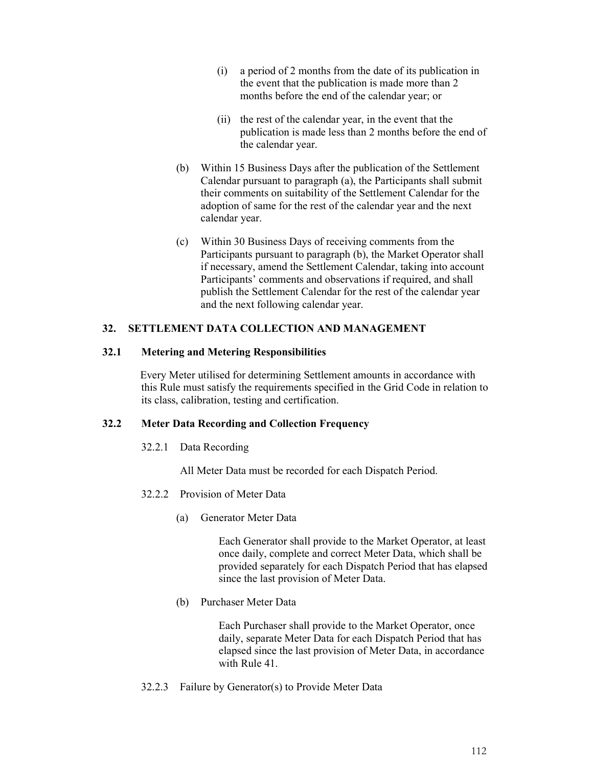(i) a period of 2 months from the date of its publication in the event that the publication is made more than 2 months before the end of the calendar year; or

(ii) the rest of the calendar year, in the event that the publication is made less than 2 months before the end of the calendar year.

(b) Within 15 Business Days after the publication of the Settlement Calendar pursuant to paragraph (a), the Participants shall submit their comments on suitability of the Settlement Calendar for the adoption of same for the rest of the calendar year and the next calendar year.

(c) Within 30 Business Days of receiving comments from the Participants pursuant to paragraph (b), the Market Operator shall if necessary, amend the Settlement Calendar, taking into account Participants' comments and observations if required, and shall publish the Settlement Calendar for the rest of the calendar year and the next following calendar year.

## 32. SETTLEMENT DATA COLLECTION AND MANAGEMENT

### 32.1 Metering and Metering Responsibilities

Every Meter utilised for determining Settlement amounts in accordance with this Rule must satisfy the requirements specified in the Grid Code in relation to its class, calibration, testing and certification.

### 32.2 Meter Data Recording and Collection Frequency

32.2.1 Data Recording

All Meter Data must be recorded for each Dispatch Period.

32.2.2 Provision of Meter Data

(a) Generator Meter Data

Each Generator shall provide to the Market Operator, at least once daily, complete and correct Meter Data, which shall be provided separately for each Dispatch Period that has elapsed since the last provision of Meter Data.

(b) Purchaser Meter Data

Each Purchaser shall provide to the Market Operator, once daily, separate Meter Data for each Dispatch Period that has elapsed since the last provision of Meter Data, in accordance with Rule 41.

32.2.3 Failure by Generator(s) to Provide Meter Data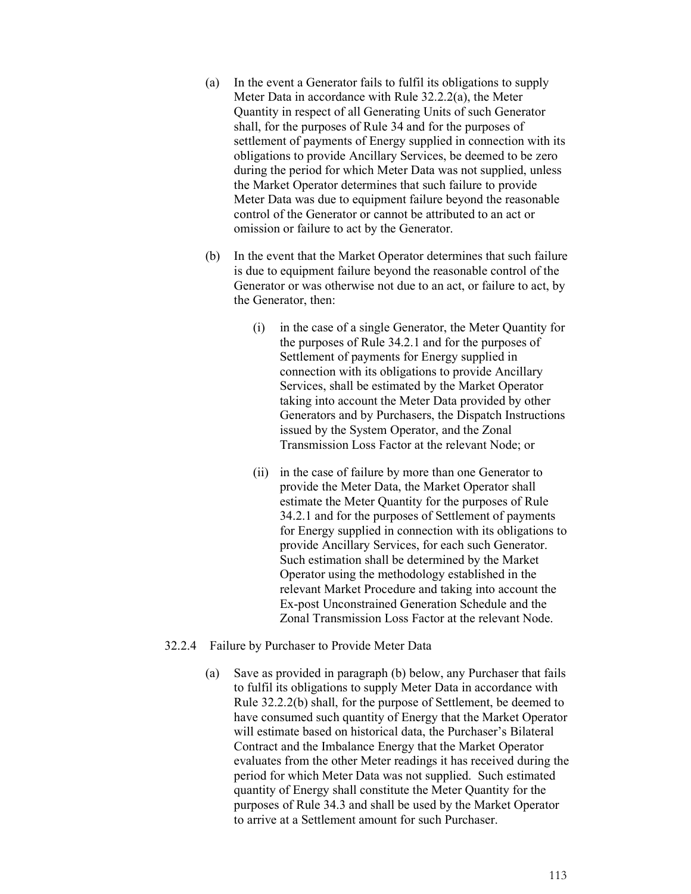(a) In the event a Generator fails to fulfil its obligations to supply Meter Data in accordance with Rule 32.2.2(a), the Meter Quantity in respect of all Generating Units of such Generator shall, for the purposes of Rule 34 and for the purposes of settlement of payments of Energy supplied in connection with its obligations to provide Ancillary Services, be deemed to be zero during the period for which Meter Data was not supplied, unless the Market Operator determines that such failure to provide Meter Data was due to equipment failure beyond the reasonable control of the Generator or cannot be attributed to an act or omission or failure to act by the Generator.

(b) In the event that the Market Operator determines that such failure is due to equipment failure beyond the reasonable control of the Generator or was otherwise not due to an act, or failure to act, by the Generator, then:

   (i) in the case of a single Generator, the Meter Quantity for the purposes of Rule 34.2.1 and for the purposes of Settlement of payments for Energy supplied in connection with its obligations to provide Ancillary Services, shall be estimated by the Market Operator taking into account the Meter Data provided by other Generators and by Purchasers, the Dispatch Instructions issued by the System Operator, and the Zonal Transmission Loss Factor at the relevant Node; or

   (ii) in the case of failure by more than one Generator to provide the Meter Data, the Market Operator shall estimate the Meter Quantity for the purposes of Rule 34.2.1 and for the purposes of Settlement of payments for Energy supplied in connection with its obligations to provide Ancillary Services, for each such Generator. Such estimation shall be determined by the Market Operator using the methodology established in the relevant Market Procedure and taking into account the Ex-post Unconstrained Generation Schedule and the Zonal Transmission Loss Factor at the relevant Node.

32.2.4 Failure by Purchaser to Provide Meter Data

(a) Save as provided in paragraph (b) below, any Purchaser that fails to fulfil its obligations to supply Meter Data in accordance with Rule 32.2.2(b) shall, for the purpose of Settlement, be deemed to have consumed such quantity of Energy that the Market Operator will estimate based on historical data, the Purchaser's Bilateral Contract and the Imbalance Energy that the Market Operator evaluates from the other Meter readings it has received during the period for which Meter Data was not supplied. Such estimated quantity of Energy shall constitute the Meter Quantity for the purposes of Rule 34.3 and shall be used by the Market Operator to arrive at a Settlement amount for such Purchaser.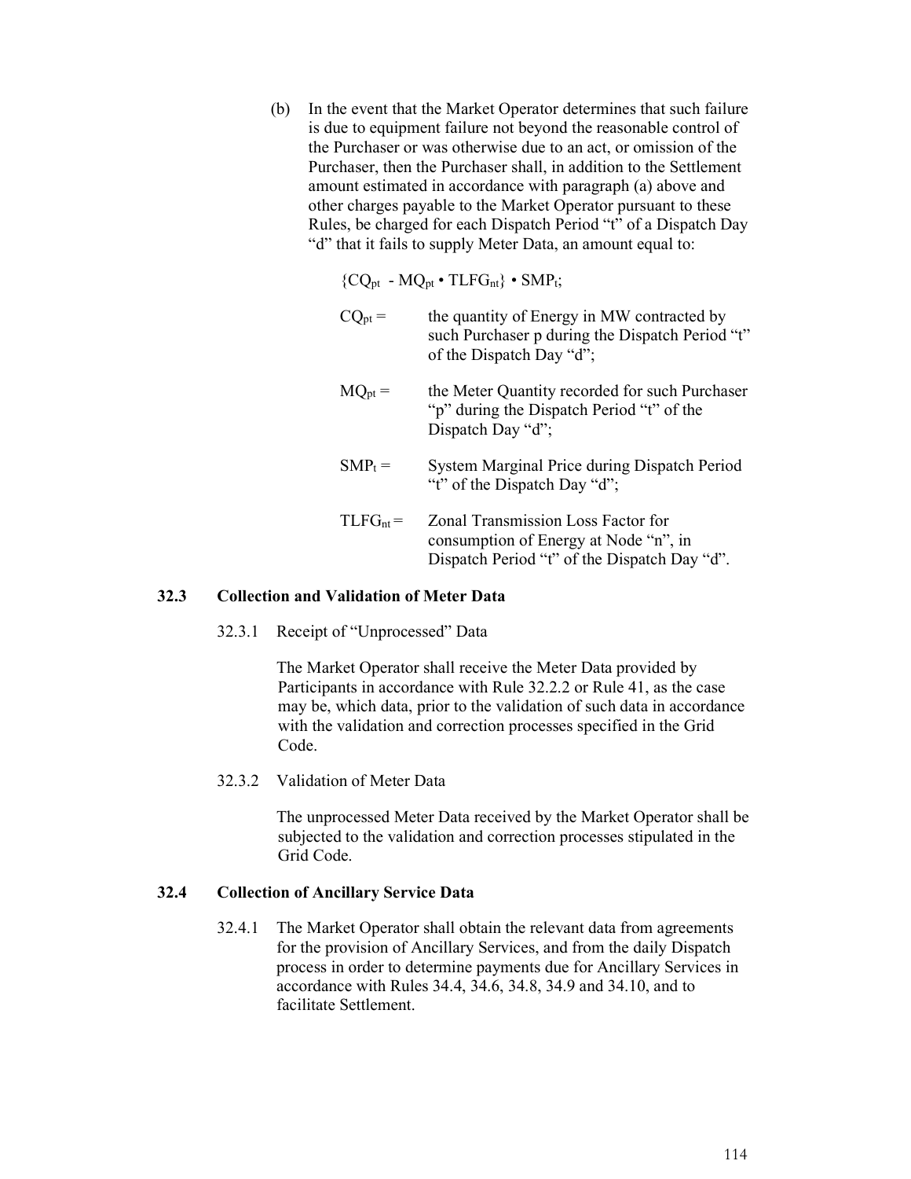(b) In the event that the Market Operator determines that such failure is due to equipment failure not beyond the reasonable control of the Purchaser or was otherwise due to an act, or omission of the Purchaser, then the Purchaser shall, in addition to the Settlement amount estimated in accordance with paragraph (a) above and other charges payable to the Market Operator pursuant to these Rules, be charged for each Dispatch Period "t" of a Dispatch Day "d" that it fails to supply Meter Data, an amount equal to:

$$\{CQ_{pt} - MQ_{pt} \bullet TLFG_{nt}\} \bullet SMP_t;$$

$CQ_{pt}$ = the quantity of Energy in MW contracted by such Purchaser p during the Dispatch Period "t" of the Dispatch Day "d";

$MQ_{pt}$ = the Meter Quantity recorded for such Purchaser "p" during the Dispatch Period "t" of the Dispatch Day "d";

$SMP_t$ = System Marginal Price during Dispatch Period "t" of the Dispatch Day "d";

$TLFG_{nt}$ = Zonal Transmission Loss Factor for consumption of Energy at Node "n", in Dispatch Period "t" of the Dispatch Day "d".

### 32.3 Collection and Validation of Meter Data

32.3.1 Receipt of "Unprocessed" Data

The Market Operator shall receive the Meter Data provided by Participants in accordance with Rule 32.2.2 or Rule 41, as the case may be, which data, prior to the validation of such data in accordance with the validation and correction processes specified in the Grid Code.

32.3.2 Validation of Meter Data

The unprocessed Meter Data received by the Market Operator shall be subjected to the validation and correction processes stipulated in the Grid Code.

### 32.4 Collection of Ancillary Service Data

32.4.1 The Market Operator shall obtain the relevant data from agreements for the provision of Ancillary Services, and from the daily Dispatch process in order to determine payments due for Ancillary Services in accordance with Rules 34.4, 34.6, 34.8, 34.9 and 34.10, and to facilitate Settlement.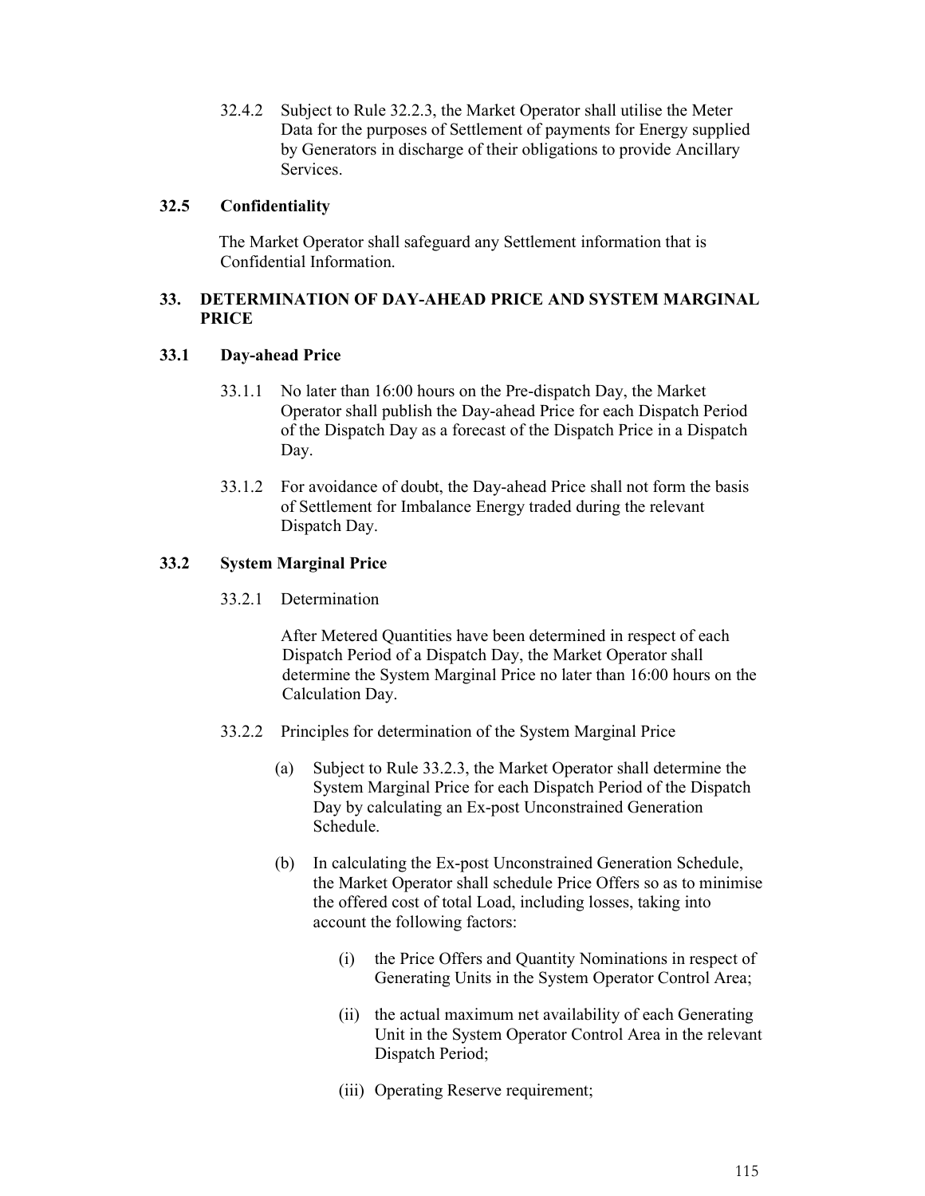32.4.2 Subject to Rule 32.2.3, the Market Operator shall utilise the Meter Data for the purposes of Settlement of payments for Energy supplied by Generators in discharge of their obligations to provide Ancillary Services.

### 32.5 Confidentiality

The Market Operator shall safeguard any Settlement information that is Confidential Information.

## 33. DETERMINATION OF DAY-AHEAD PRICE AND SYSTEM MARGINAL PRICE

### 33.1 Day-ahead Price

33.1.1 No later than 16:00 hours on the Pre-dispatch Day, the Market Operator shall publish the Day-ahead Price for each Dispatch Period of the Dispatch Day as a forecast of the Dispatch Price in a Dispatch Day.

33.1.2 For avoidance of doubt, the Day-ahead Price shall not form the basis of Settlement for Imbalance Energy traded during the relevant Dispatch Day.

### 33.2 System Marginal Price

33.2.1 Determination

After Metered Quantities have been determined in respect of each Dispatch Period of a Dispatch Day, the Market Operator shall determine the System Marginal Price no later than 16:00 hours on the Calculation Day.

33.2.2 Principles for determination of the System Marginal Price

(a) Subject to Rule 33.2.3, the Market Operator shall determine the System Marginal Price for each Dispatch Period of the Dispatch Day by calculating an Ex-post Unconstrained Generation Schedule.

(b) In calculating the Ex-post Unconstrained Generation Schedule, the Market Operator shall schedule Price Offers so as to minimise the offered cost of total Load, including losses, taking into account the following factors:

(i) the Price Offers and Quantity Nominations in respect of Generating Units in the System Operator Control Area;

(ii) the actual maximum net availability of each Generating Unit in the System Operator Control Area in the relevant Dispatch Period;

(iii) Operating Reserve requirement;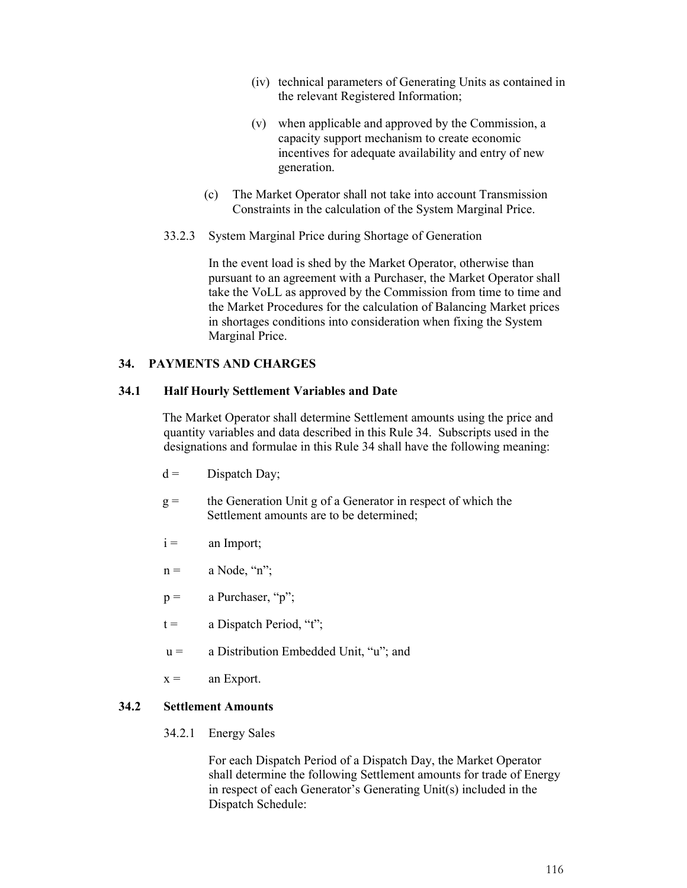(iv) technical parameters of Generating Units as contained in the relevant Registered Information;

(v) when applicable and approved by the Commission, a capacity support mechanism to create economic incentives for adequate availability and entry of new generation.

(c) The Market Operator shall not take into account Transmission Constraints in the calculation of the System Marginal Price.

33.2.3 System Marginal Price during Shortage of Generation

In the event load is shed by the Market Operator, otherwise than pursuant to an agreement with a Purchaser, the Market Operator shall take the VoLL as approved by the Commission from time to time and the Market Procedures for the calculation of Balancing Market prices in shortages conditions into consideration when fixing the System Marginal Price.

## 34. PAYMENTS AND CHARGES

### 34.1 Half Hourly Settlement Variables and Date

The Market Operator shall determine Settlement amounts using the price and quantity variables and data described in this Rule 34. Subscripts used in the designations and formulae in this Rule 34 shall have the following meaning:

d = Dispatch Day;

g = the Generation Unit g of a Generator in respect of which the Settlement amounts are to be determined;

i = an Import;

n = a Node, "n";

p = a Purchaser, "p";

t = a Dispatch Period, "t";

u = a Distribution Embedded Unit, "u"; and

x = an Export.

### 34.2 Settlement Amounts

34.2.1 Energy Sales

For each Dispatch Period of a Dispatch Day, the Market Operator shall determine the following Settlement amounts for trade of Energy in respect of each Generator's Generating Unit(s) included in the Dispatch Schedule: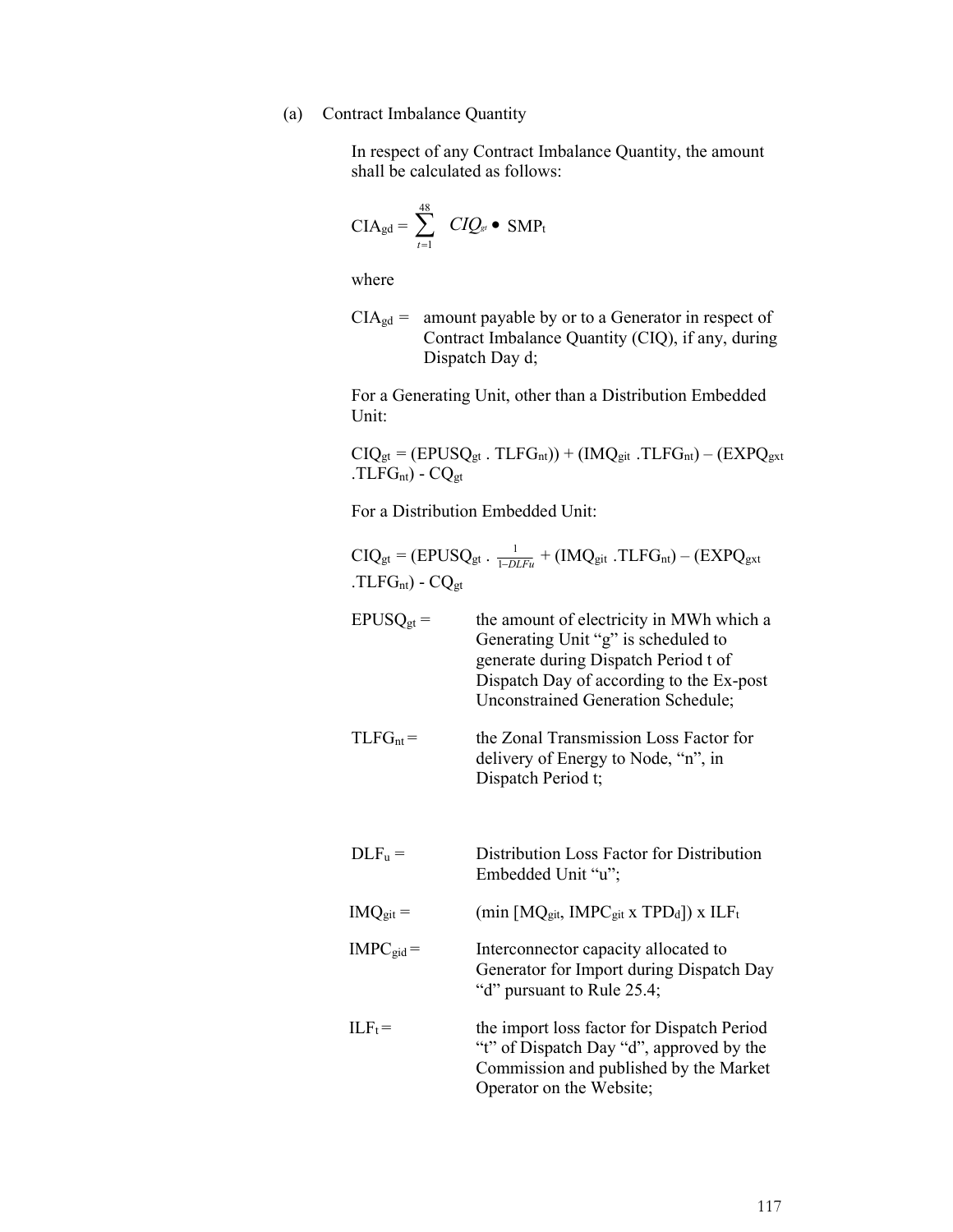(a) Contract Imbalance Quantity

In respect of any Contract Imbalance Quantity, the amount shall be calculated as follows:

$$CIA_{gd} = \sum_{t=1}^{48} CIQ_{gt} \bullet SMP_t$$

where

$CIA_{gd}$ = amount payable by or to a Generator in respect of Contract Imbalance Quantity (CIQ), if any, during Dispatch Day d;

For a Generating Unit, other than a Distribution Embedded Unit:

$CIQ_{gt} = (EPUSQ_{gt} \,.\, TLFG_{nt})) + (IMQ_{git} \,.TLFG_{nt}) – (EXPQ_{gxt} \,.TLFG_{nt}) - CQ_{gt}$

For a Distribution Embedded Unit:

$CIQ_{gt} = (EPUSQ_{gt} \,.\, \frac{1}{1-DLFu} + (IMQ_{git} \,.TLFG_{nt}) – (EXPQ_{gxt} \,.TLFG_{nt}) - CQ_{gt}$

$EPUSQ_{gt}$ = the amount of electricity in MWh which a Generating Unit "g" is scheduled to generate during Dispatch Period t of Dispatch Day of according to the Ex-post Unconstrained Generation Schedule;

$TLFG_{nt}$ = the Zonal Transmission Loss Factor for delivery of Energy to Node, "n", in Dispatch Period t;

$DLF_u$ = Distribution Loss Factor for Distribution Embedded Unit "u";

$IMQ_{git}$ = $(\min [MQ_{git}, IMPC_{git} \text{ x } TPD_d]) \text{ x } ILF_t$

$IMPC_{gid}$ = Interconnector capacity allocated to Generator for Import during Dispatch Day "d" pursuant to Rule 25.4;

$ILF_t$ = the import loss factor for Dispatch Period "t" of Dispatch Day "d", approved by the Commission and published by the Market Operator on the Website;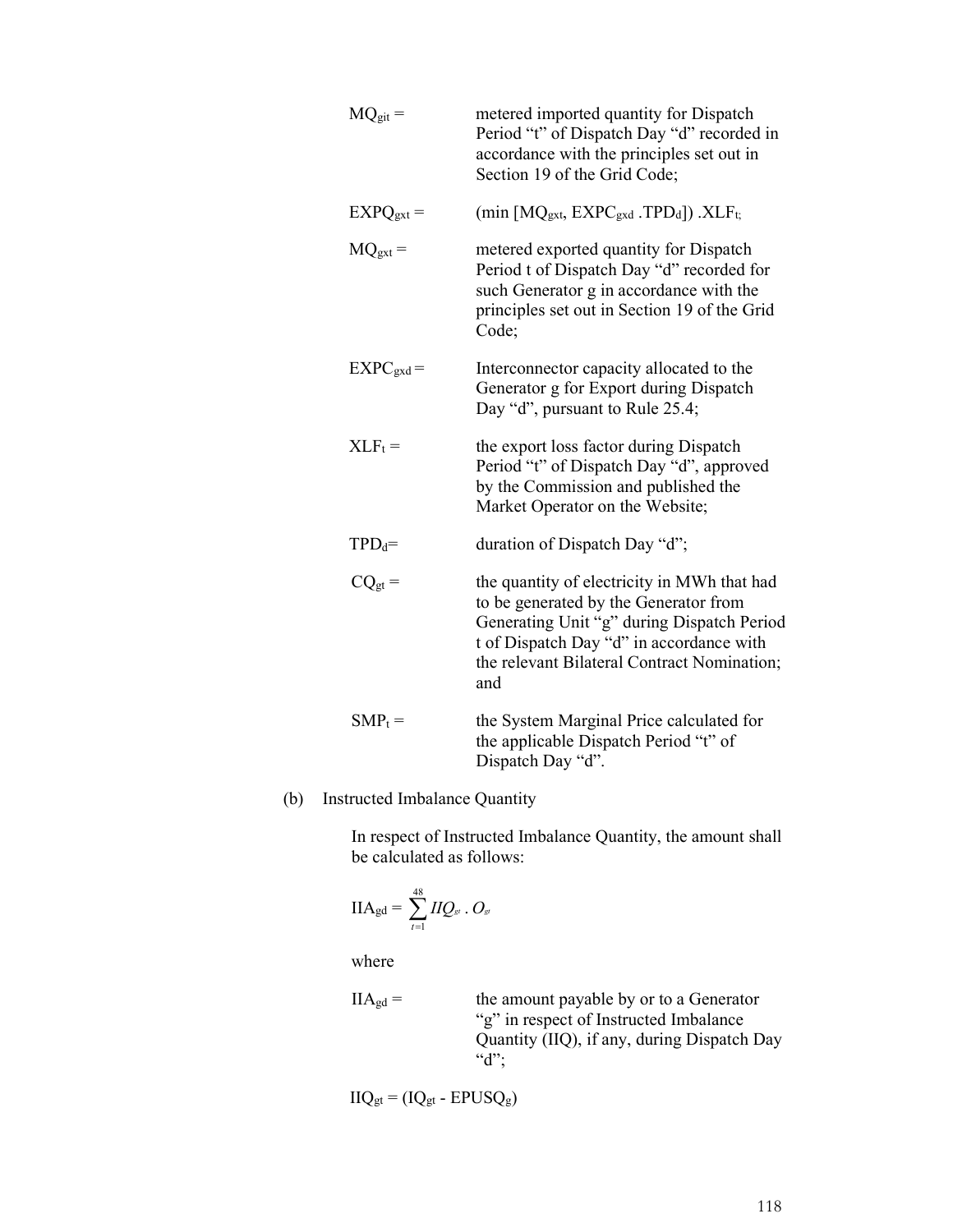$MQ_{git}$ = metered imported quantity for Dispatch Period "t" of Dispatch Day "d" recorded in accordance with the principles set out in Section 19 of the Grid Code;

$EXPQ_{gxt}$ = $(\min [MQ_{gxt}, EXPC_{gxd} . TPD_d]) . XLF_t$;

$MQ_{gxt}$ = metered exported quantity for Dispatch Period t of Dispatch Day "d" recorded for such Generator g in accordance with the principles set out in Section 19 of the Grid Code;

$EXPC_{gxd}$ = Interconnector capacity allocated to the Generator g for Export during Dispatch Day "d", pursuant to Rule 25.4;

$XLF_t$ = the export loss factor during Dispatch Period "t" of Dispatch Day "d", approved by the Commission and published the Market Operator on the Website;

$TPD_d$ = duration of Dispatch Day "d";

$CQ_{gt}$ = the quantity of electricity in MWh that had to be generated by the Generator from Generating Unit "g" during Dispatch Period t of Dispatch Day "d" in accordance with the relevant Bilateral Contract Nomination; and

$SMP_t$ = the System Marginal Price calculated for the applicable Dispatch Period "t" of Dispatch Day "d".

(b) Instructed Imbalance Quantity

In respect of Instructed Imbalance Quantity, the amount shall be calculated as follows:

$$IIA_{gd} = \sum_{t=1}^{48} IIQ_{gt} . O_{gt}$$

where

$IIA_{gd}$ = the amount payable by or to a Generator "g" in respect of Instructed Imbalance Quantity (IIQ), if any, during Dispatch Day "d";

$IIQ_{gt} = (IQ_{gt} - EPUSQ_g)$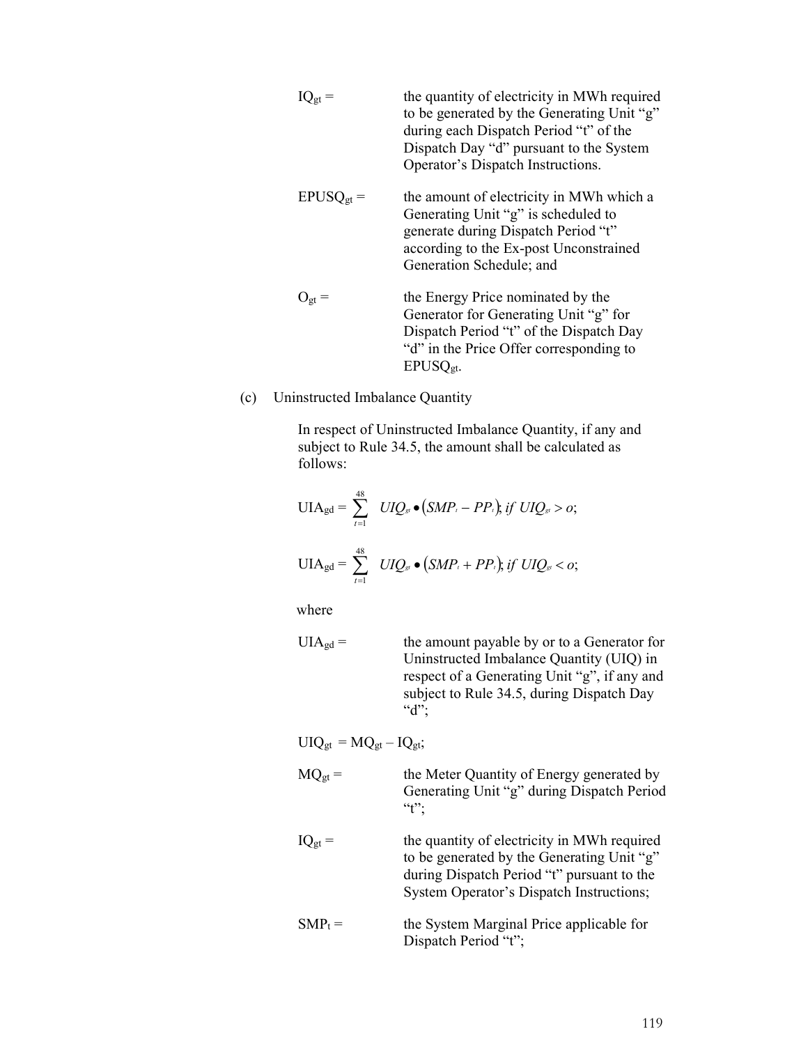$IQ_{gt}$ = the quantity of electricity in MWh required to be generated by the Generating Unit "g" during each Dispatch Period "t" of the Dispatch Day "d" pursuant to the System Operator's Dispatch Instructions.

$EPUSQ_{gt}$ = the amount of electricity in MWh which a Generating Unit "g" is scheduled to generate during Dispatch Period "t" according to the Ex-post Unconstrained Generation Schedule; and

$O_{gt}$ = the Energy Price nominated by the Generator for Generating Unit "g" for Dispatch Period "t" of the Dispatch Day "d" in the Price Offer corresponding to $EPUSQ_{gt}$.

(c) Uninstructed Imbalance Quantity

In respect of Uninstructed Imbalance Quantity, if any and subject to Rule 34.5, the amount shall be calculated as follows:

$$UIA_{gd} = \sum_{t=1}^{48} UIQ_{gt} \bullet (SMP_t - PP_t);\ if\ UIQ_{gt} > o;$$

$$UIA_{gd} = \sum_{t=1}^{48} UIQ_{gt} \bullet (SMP_t + PP_t);\ if\ UIQ_{gt} < o;$$

where

$UIA_{gd}$ = the amount payable by or to a Generator for Uninstructed Imbalance Quantity (UIQ) in respect of a Generating Unit "g", if any and subject to Rule 34.5, during Dispatch Day "d";

$UIQ_{gt} = MQ_{gt} - IQ_{gt}$;

$MQ_{gt}$ = the Meter Quantity of Energy generated by Generating Unit "g" during Dispatch Period "t";

$IQ_{gt}$ = the quantity of electricity in MWh required to be generated by the Generating Unit "g" during Dispatch Period "t" pursuant to the System Operator's Dispatch Instructions;

$SMP_t$ = the System Marginal Price applicable for Dispatch Period "t";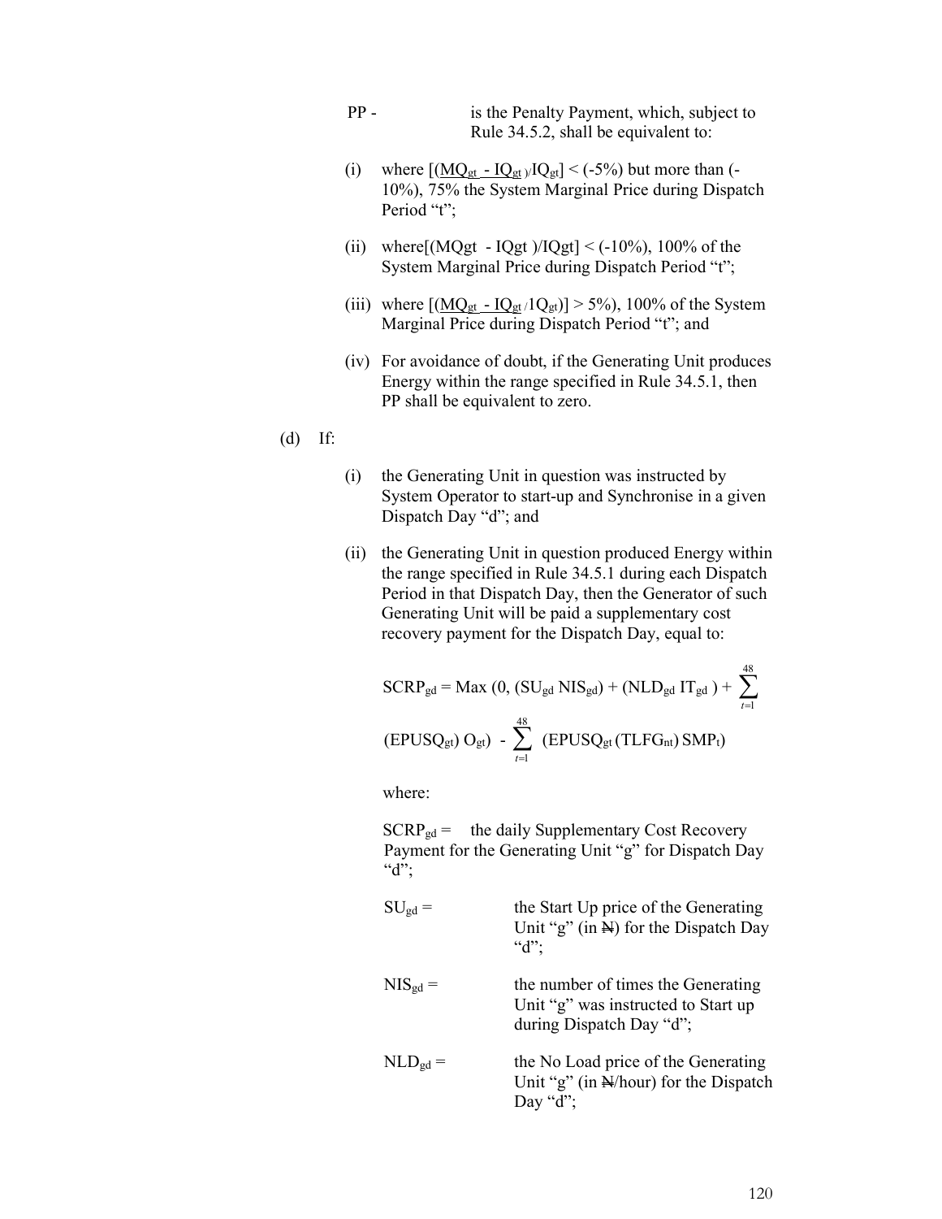PP - is the Penalty Payment, which, subject to Rule 34.5.2, shall be equivalent to:

(i) where $[(MQ_{gt} - IQ_{gt})/IQ_{gt}] < (-5\%)$ but more than (-10%), 75% the System Marginal Price during Dispatch Period "t";

(ii) where$[(MQgt - IQgt)/IQgt] < (-10\%)$, 100% of the System Marginal Price during Dispatch Period "t";

(iii) where $[(MQ_{gt} - IQ_{gt}/1Q_{gt})] > 5\%)$, 100% of the System Marginal Price during Dispatch Period "t"; and

(iv) For avoidance of doubt, if the Generating Unit produces Energy within the range specified in Rule 34.5.1, then PP shall be equivalent to zero.

(d) If:

(i) the Generating Unit in question was instructed by System Operator to start-up and Synchronise in a given Dispatch Day "d"; and

(ii) the Generating Unit in question produced Energy within the range specified in Rule 34.5.1 during each Dispatch Period in that Dispatch Day, then the Generator of such Generating Unit will be paid a supplementary cost recovery payment for the Dispatch Day, equal to:

$$SCRP_{gd} = Max\ (0, (SU_{gd}\ NIS_{gd}) + (NLD_{gd}\ IT_{gd}) + \sum_{t=1}^{48} (EPUSQ_{gt})\ O_{gt}) - \sum_{t=1}^{48} (EPUSQ_{gt}\,(TLFG_{nt})\,SMP_t)$$

where:

$SCRP_{gd}$ = the daily Supplementary Cost Recovery Payment for the Generating Unit "g" for Dispatch Day "d";

$SU_{gd}$ = the Start Up price of the Generating Unit "g" (in ₦) for the Dispatch Day "d";

$NIS_{gd}$ = the number of times the Generating Unit "g" was instructed to Start up during Dispatch Day "d";

$NLD_{gd}$ = the No Load price of the Generating Unit "g" (in ₦/hour) for the Dispatch Day "d";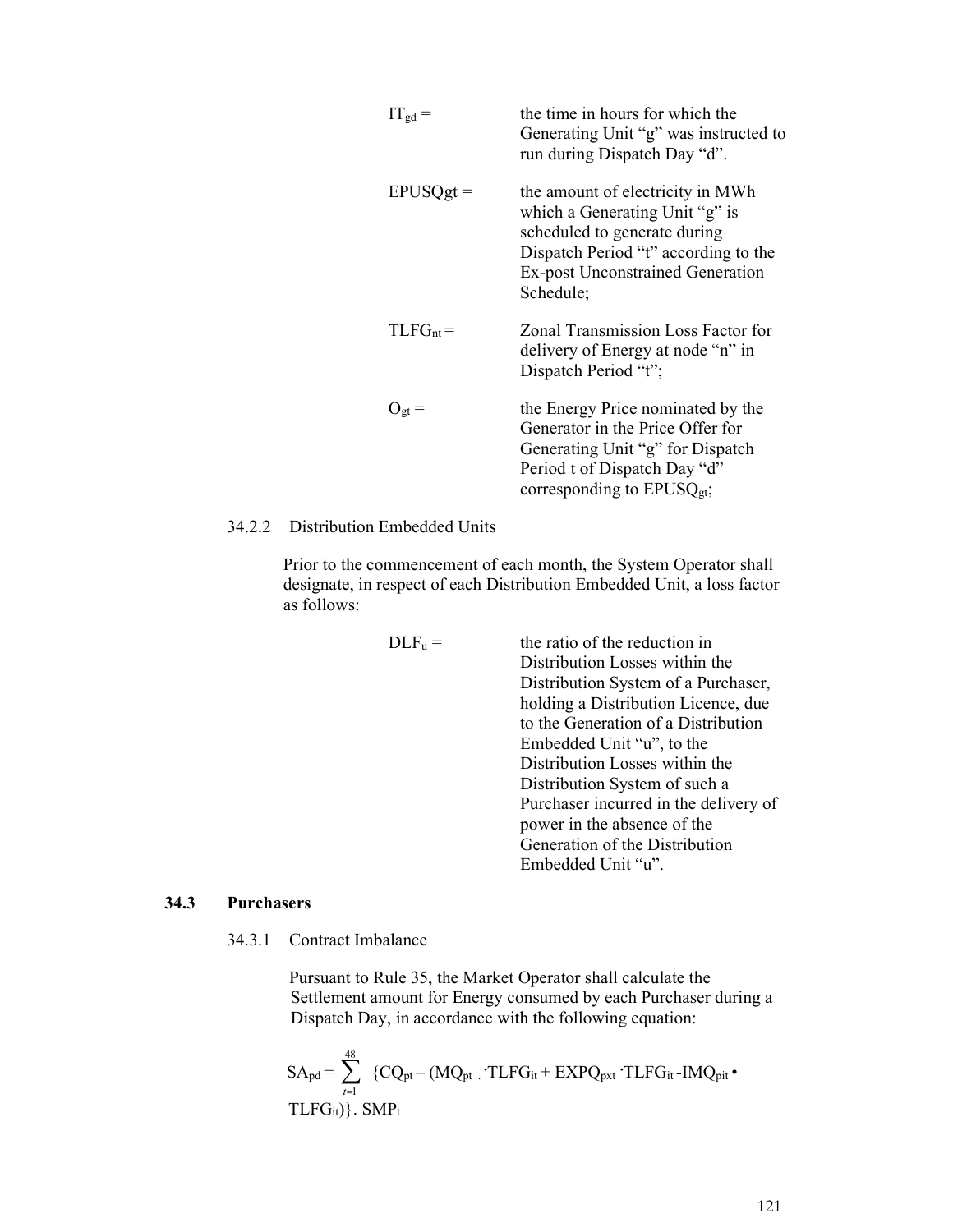$IT_{gd}$ = the time in hours for which the Generating Unit "g" was instructed to run during Dispatch Day "d".

$EPUSQgt$ = the amount of electricity in MWh which a Generating Unit "g" is scheduled to generate during Dispatch Period "t" according to the Ex-post Unconstrained Generation Schedule;

$TLFG_{nt}$ = Zonal Transmission Loss Factor for delivery of Energy at node "n" in Dispatch Period "t";

$O_{gt}$ = the Energy Price nominated by the Generator in the Price Offer for Generating Unit "g" for Dispatch Period t of Dispatch Day "d" corresponding to $EPUSQ_{gt}$;

34.2.2 Distribution Embedded Units

Prior to the commencement of each month, the System Operator shall designate, in respect of each Distribution Embedded Unit, a loss factor as follows:

$DLF_u$ = the ratio of the reduction in Distribution Losses within the Distribution System of a Purchaser, holding a Distribution Licence, due to the Generation of a Distribution Embedded Unit "u", to the Distribution Losses within the Distribution System of such a Purchaser incurred in the delivery of power in the absence of the Generation of the Distribution Embedded Unit "u".

## 34.3 Purchasers

34.3.1 Contract Imbalance

Pursuant to Rule 35, the Market Operator shall calculate the Settlement amount for Energy consumed by each Purchaser during a Dispatch Day, in accordance with the following equation:

$$SA_{pd} = \sum_{t=1}^{48} \{CQ_{pt} - (MQ_{pt} \cdot TLFG_{it} + EXPQ_{pxt} \cdot TLFG_{it} - IMQ_{pit} \bullet TLFG_{it})\} . SMP_t$$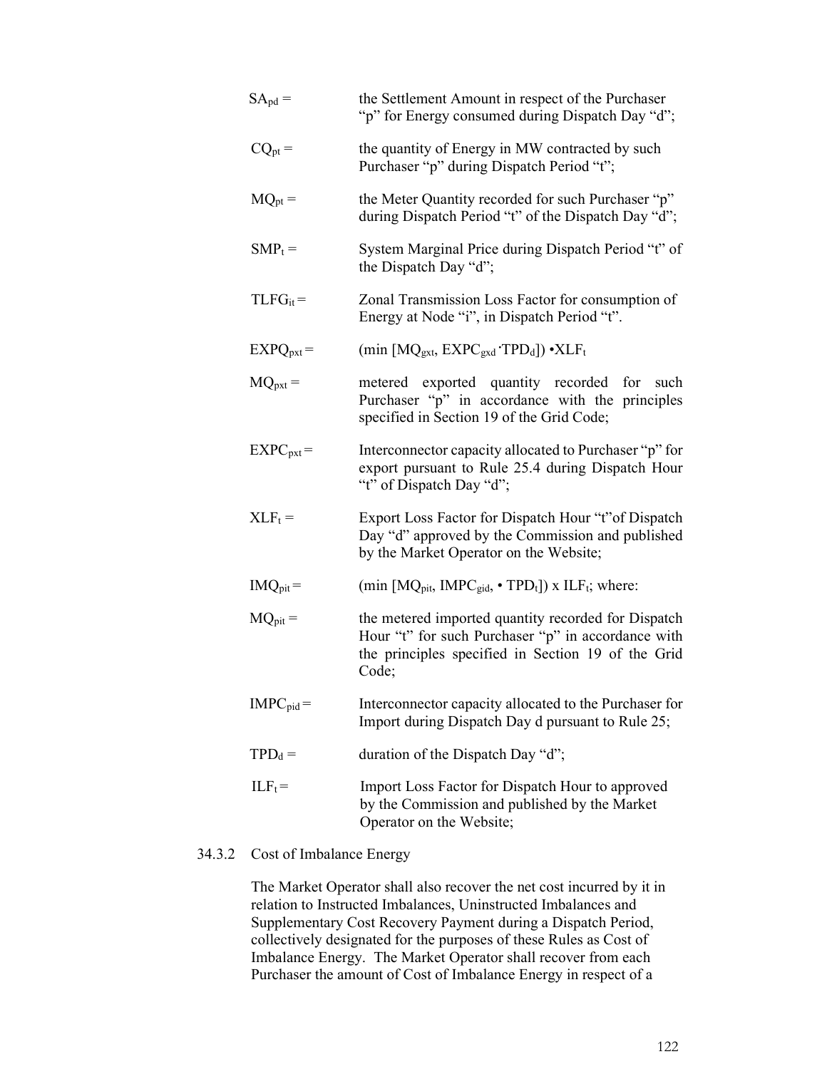$SA_{pd}$ = the Settlement Amount in respect of the Purchaser "p" for Energy consumed during Dispatch Day "d";

$CQ_{pt}$ = the quantity of Energy in MW contracted by such Purchaser "p" during Dispatch Period "t";

$MQ_{pt}$ = the Meter Quantity recorded for such Purchaser "p" during Dispatch Period "t" of the Dispatch Day "d";

$SMP_t$ = System Marginal Price during Dispatch Period "t" of the Dispatch Day "d";

$TLFG_{it}$ = Zonal Transmission Loss Factor for consumption of Energy at Node "i", in Dispatch Period "t".

$EXPQ_{pxt}$ = $(\min [MQ_{gxt}, EXPC_{gxd} \cdot TPD_d]) \cdot XLF_t$

$MQ_{pxt}$ = metered exported quantity recorded for such Purchaser "p" in accordance with the principles specified in Section 19 of the Grid Code;

$EXPC_{pxt}$ = Interconnector capacity allocated to Purchaser "p" for export pursuant to Rule 25.4 during Dispatch Hour "t" of Dispatch Day "d";

$XLF_t$ = Export Loss Factor for Dispatch Hour "t"of Dispatch Day "d" approved by the Commission and published by the Market Operator on the Website;

$IMQ_{pit}$ = $(\min [MQ_{pit}, IMPC_{gid}, \cdot TPD_t]) \times ILF_t$; where:

$MQ_{pit}$ = the metered imported quantity recorded for Dispatch Hour "t" for such Purchaser "p" in accordance with the principles specified in Section 19 of the Grid Code;

$IMPC_{pid}$ = Interconnector capacity allocated to the Purchaser for Import during Dispatch Day d pursuant to Rule 25;

$TPD_d$ = duration of the Dispatch Day "d";

$ILF_t$ = Import Loss Factor for Dispatch Hour to approved by the Commission and published by the Market Operator on the Website;

34.3.2 Cost of Imbalance Energy

The Market Operator shall also recover the net cost incurred by it in relation to Instructed Imbalances, Uninstructed Imbalances and Supplementary Cost Recovery Payment during a Dispatch Period, collectively designated for the purposes of these Rules as Cost of Imbalance Energy. The Market Operator shall recover from each Purchaser the amount of Cost of Imbalance Energy in respect of a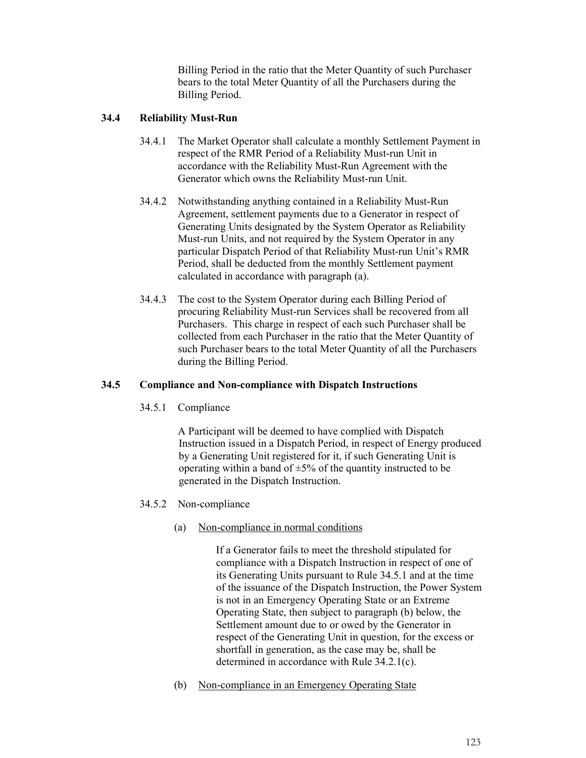Billing Period in the ratio that the Meter Quantity of such Purchaser bears to the total Meter Quantity of all the Purchasers during the Billing Period.

### 34.4 Reliability Must-Run

34.4.1 The Market Operator shall calculate a monthly Settlement Payment in respect of the RMR Period of a Reliability Must-run Unit in accordance with the Reliability Must-Run Agreement with the Generator which owns the Reliability Must-run Unit.

34.4.2 Notwithstanding anything contained in a Reliability Must-Run Agreement, settlement payments due to a Generator in respect of Generating Units designated by the System Operator as Reliability Must-run Units, and not required by the System Operator in any particular Dispatch Period of that Reliability Must-run Unit's RMR Period, shall be deducted from the monthly Settlement payment calculated in accordance with paragraph (a).

34.4.3 The cost to the System Operator during each Billing Period of procuring Reliability Must-run Services shall be recovered from all Purchasers. This charge in respect of each such Purchaser shall be collected from each Purchaser in the ratio that the Meter Quantity of such Purchaser bears to the total Meter Quantity of all the Purchasers during the Billing Period.

### 34.5 Compliance and Non-compliance with Dispatch Instructions

34.5.1 Compliance

A Participant will be deemed to have complied with Dispatch Instruction issued in a Dispatch Period, in respect of Energy produced by a Generating Unit registered for it, if such Generating Unit is operating within a band of ±5% of the quantity instructed to be generated in the Dispatch Instruction.

34.5.2 Non-compliance

(a) <u>Non-compliance in normal conditions</u>

If a Generator fails to meet the threshold stipulated for compliance with a Dispatch Instruction in respect of one of its Generating Units pursuant to Rule 34.5.1 and at the time of the issuance of the Dispatch Instruction, the Power System is not in an Emergency Operating State or an Extreme Operating State, then subject to paragraph (b) below, the Settlement amount due to or owed by the Generator in respect of the Generating Unit in question, for the excess or shortfall in generation, as the case may be, shall be determined in accordance with Rule 34.2.1(c).

(b) <u>Non-compliance in an Emergency Operating State</u>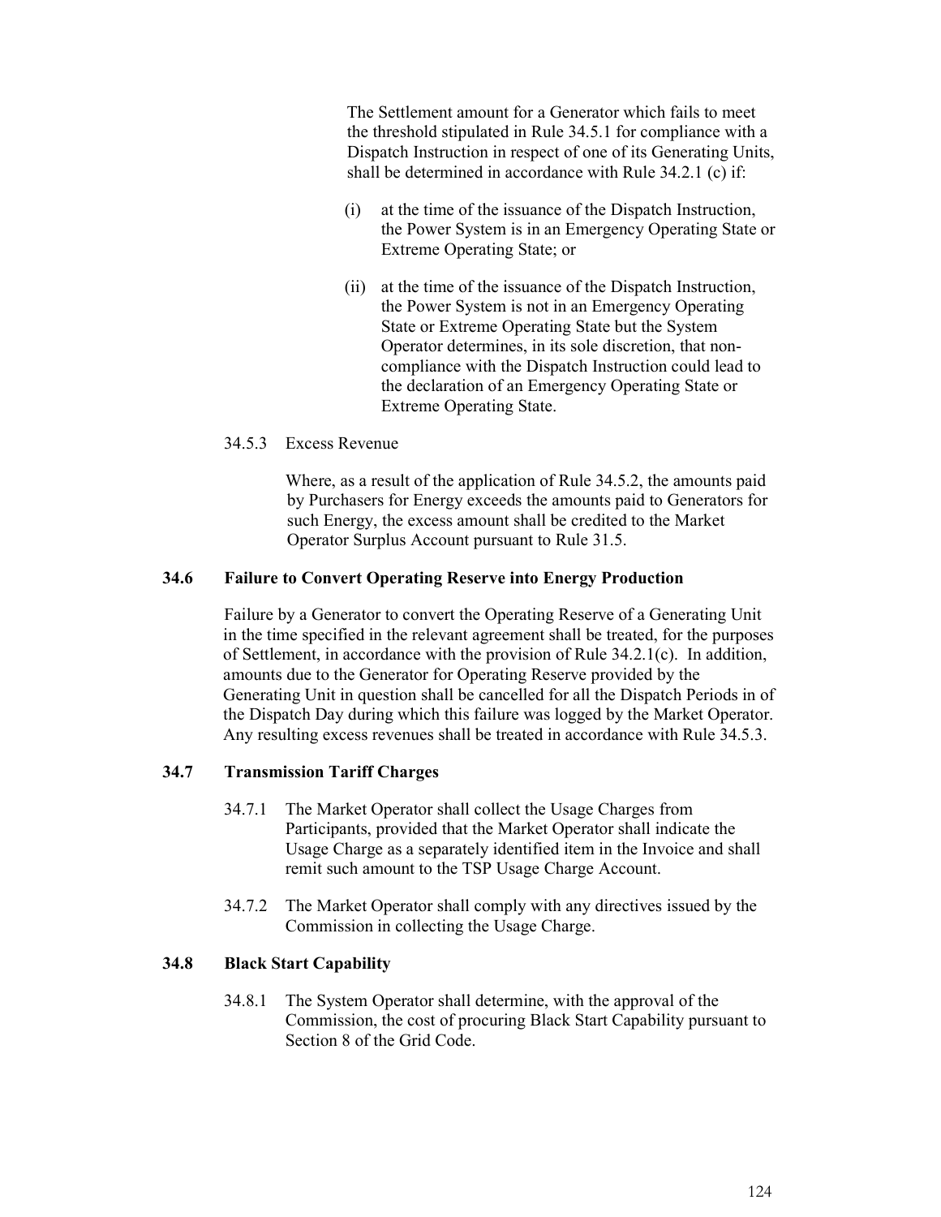The Settlement amount for a Generator which fails to meet the threshold stipulated in Rule 34.5.1 for compliance with a Dispatch Instruction in respect of one of its Generating Units, shall be determined in accordance with Rule 34.2.1 (c) if:

(i) at the time of the issuance of the Dispatch Instruction, the Power System is in an Emergency Operating State or Extreme Operating State; or

(ii) at the time of the issuance of the Dispatch Instruction, the Power System is not in an Emergency Operating State or Extreme Operating State but the System Operator determines, in its sole discretion, that non-compliance with the Dispatch Instruction could lead to the declaration of an Emergency Operating State or Extreme Operating State.

34.5.3 Excess Revenue

Where, as a result of the application of Rule 34.5.2, the amounts paid by Purchasers for Energy exceeds the amounts paid to Generators for such Energy, the excess amount shall be credited to the Market Operator Surplus Account pursuant to Rule 31.5.

### 34.6 Failure to Convert Operating Reserve into Energy Production

Failure by a Generator to convert the Operating Reserve of a Generating Unit in the time specified in the relevant agreement shall be treated, for the purposes of Settlement, in accordance with the provision of Rule 34.2.1(c). In addition, amounts due to the Generator for Operating Reserve provided by the Generating Unit in question shall be cancelled for all the Dispatch Periods in of the Dispatch Day during which this failure was logged by the Market Operator. Any resulting excess revenues shall be treated in accordance with Rule 34.5.3.

### 34.7 Transmission Tariff Charges

34.7.1 The Market Operator shall collect the Usage Charges from Participants, provided that the Market Operator shall indicate the Usage Charge as a separately identified item in the Invoice and shall remit such amount to the TSP Usage Charge Account.

34.7.2 The Market Operator shall comply with any directives issued by the Commission in collecting the Usage Charge.

### 34.8 Black Start Capability

34.8.1 The System Operator shall determine, with the approval of the Commission, the cost of procuring Black Start Capability pursuant to Section 8 of the Grid Code.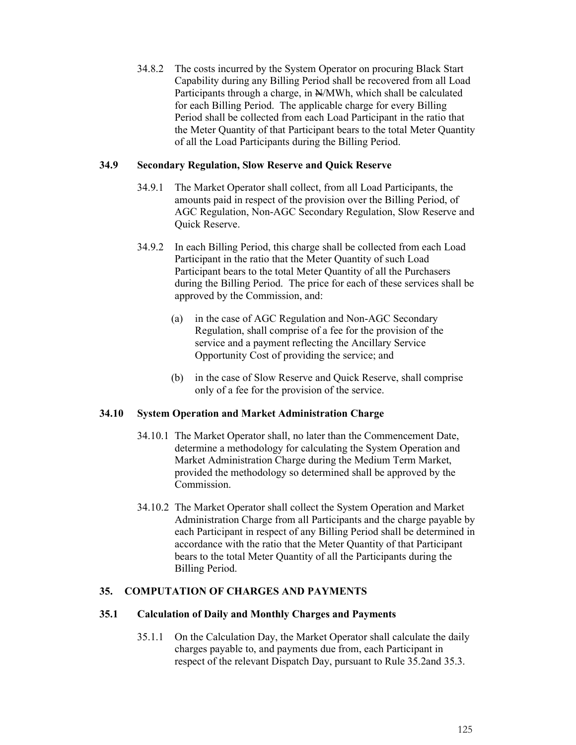34.8.2 The costs incurred by the System Operator on procuring Black Start Capability during any Billing Period shall be recovered from all Load Participants through a charge, in ₦/MWh, which shall be calculated for each Billing Period. The applicable charge for every Billing Period shall be collected from each Load Participant in the ratio that the Meter Quantity of that Participant bears to the total Meter Quantity of all the Load Participants during the Billing Period.

### 34.9 Secondary Regulation, Slow Reserve and Quick Reserve

34.9.1 The Market Operator shall collect, from all Load Participants, the amounts paid in respect of the provision over the Billing Period, of AGC Regulation, Non-AGC Secondary Regulation, Slow Reserve and Quick Reserve.

34.9.2 In each Billing Period, this charge shall be collected from each Load Participant in the ratio that the Meter Quantity of such Load Participant bears to the total Meter Quantity of all the Purchasers during the Billing Period. The price for each of these services shall be approved by the Commission, and:

(a) in the case of AGC Regulation and Non-AGC Secondary Regulation, shall comprise of a fee for the provision of the service and a payment reflecting the Ancillary Service Opportunity Cost of providing the service; and

(b) in the case of Slow Reserve and Quick Reserve, shall comprise only of a fee for the provision of the service.

### 34.10 System Operation and Market Administration Charge

34.10.1 The Market Operator shall, no later than the Commencement Date, determine a methodology for calculating the System Operation and Market Administration Charge during the Medium Term Market, provided the methodology so determined shall be approved by the Commission.

34.10.2 The Market Operator shall collect the System Operation and Market Administration Charge from all Participants and the charge payable by each Participant in respect of any Billing Period shall be determined in accordance with the ratio that the Meter Quantity of that Participant bears to the total Meter Quantity of all the Participants during the Billing Period.

## 35. COMPUTATION OF CHARGES AND PAYMENTS

### 35.1 Calculation of Daily and Monthly Charges and Payments

35.1.1 On the Calculation Day, the Market Operator shall calculate the daily charges payable to, and payments due from, each Participant in respect of the relevant Dispatch Day, pursuant to Rule 35.2and 35.3.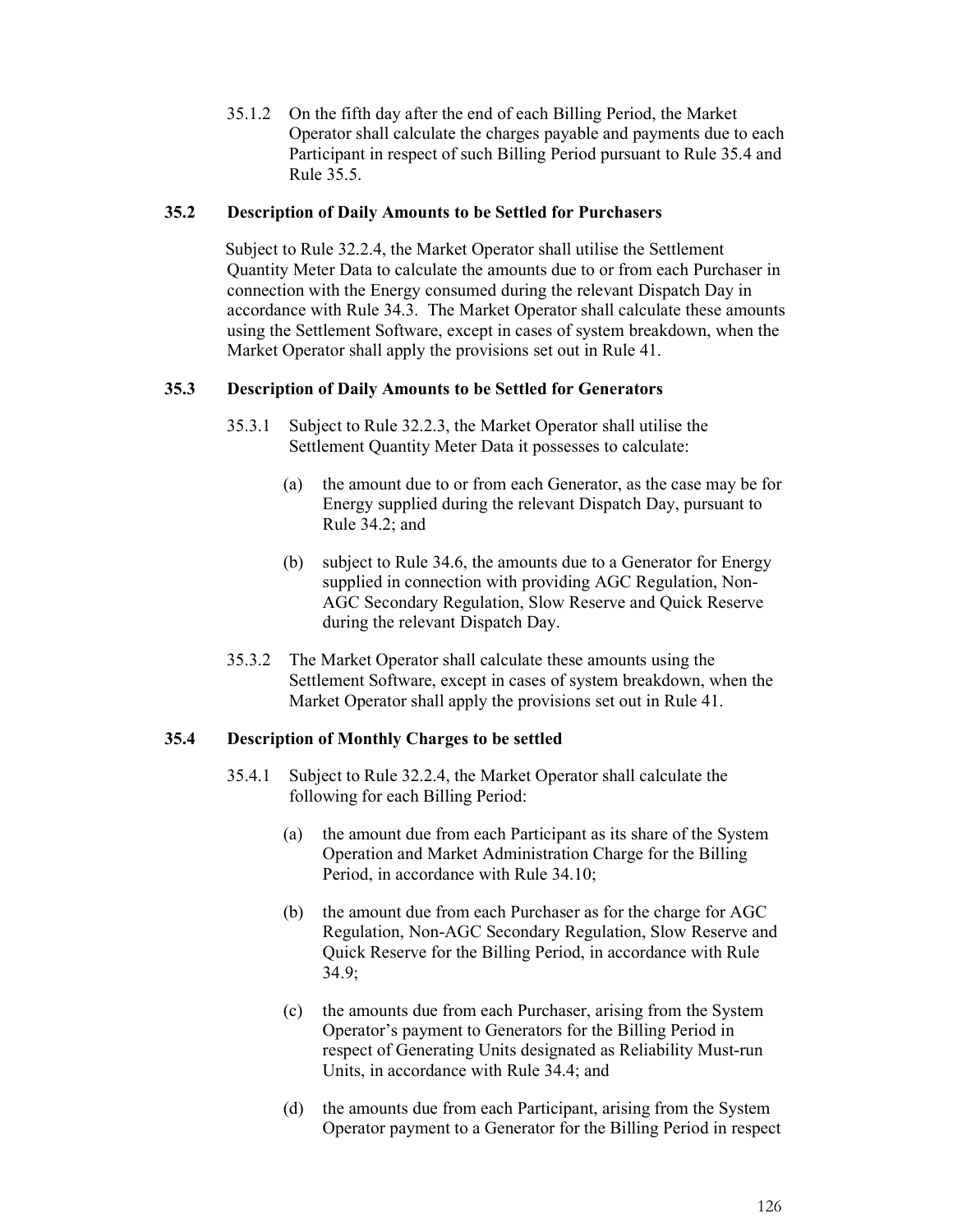35.1.2 On the fifth day after the end of each Billing Period, the Market Operator shall calculate the charges payable and payments due to each Participant in respect of such Billing Period pursuant to Rule 35.4 and Rule 35.5.

### 35.2 Description of Daily Amounts to be Settled for Purchasers

Subject to Rule 32.2.4, the Market Operator shall utilise the Settlement Quantity Meter Data to calculate the amounts due to or from each Purchaser in connection with the Energy consumed during the relevant Dispatch Day in accordance with Rule 34.3. The Market Operator shall calculate these amounts using the Settlement Software, except in cases of system breakdown, when the Market Operator shall apply the provisions set out in Rule 41.

### 35.3 Description of Daily Amounts to be Settled for Generators

35.3.1 Subject to Rule 32.2.3, the Market Operator shall utilise the Settlement Quantity Meter Data it possesses to calculate:

(a) the amount due to or from each Generator, as the case may be for Energy supplied during the relevant Dispatch Day, pursuant to Rule 34.2; and

(b) subject to Rule 34.6, the amounts due to a Generator for Energy supplied in connection with providing AGC Regulation, Non-AGC Secondary Regulation, Slow Reserve and Quick Reserve during the relevant Dispatch Day.

35.3.2 The Market Operator shall calculate these amounts using the Settlement Software, except in cases of system breakdown, when the Market Operator shall apply the provisions set out in Rule 41.

### 35.4 Description of Monthly Charges to be settled

35.4.1 Subject to Rule 32.2.4, the Market Operator shall calculate the following for each Billing Period:

(a) the amount due from each Participant as its share of the System Operation and Market Administration Charge for the Billing Period, in accordance with Rule 34.10;

(b) the amount due from each Purchaser as for the charge for AGC Regulation, Non-AGC Secondary Regulation, Slow Reserve and Quick Reserve for the Billing Period, in accordance with Rule 34.9;

(c) the amounts due from each Purchaser, arising from the System Operator's payment to Generators for the Billing Period in respect of Generating Units designated as Reliability Must-run Units, in accordance with Rule 34.4; and

(d) the amounts due from each Participant, arising from the System Operator payment to a Generator for the Billing Period in respect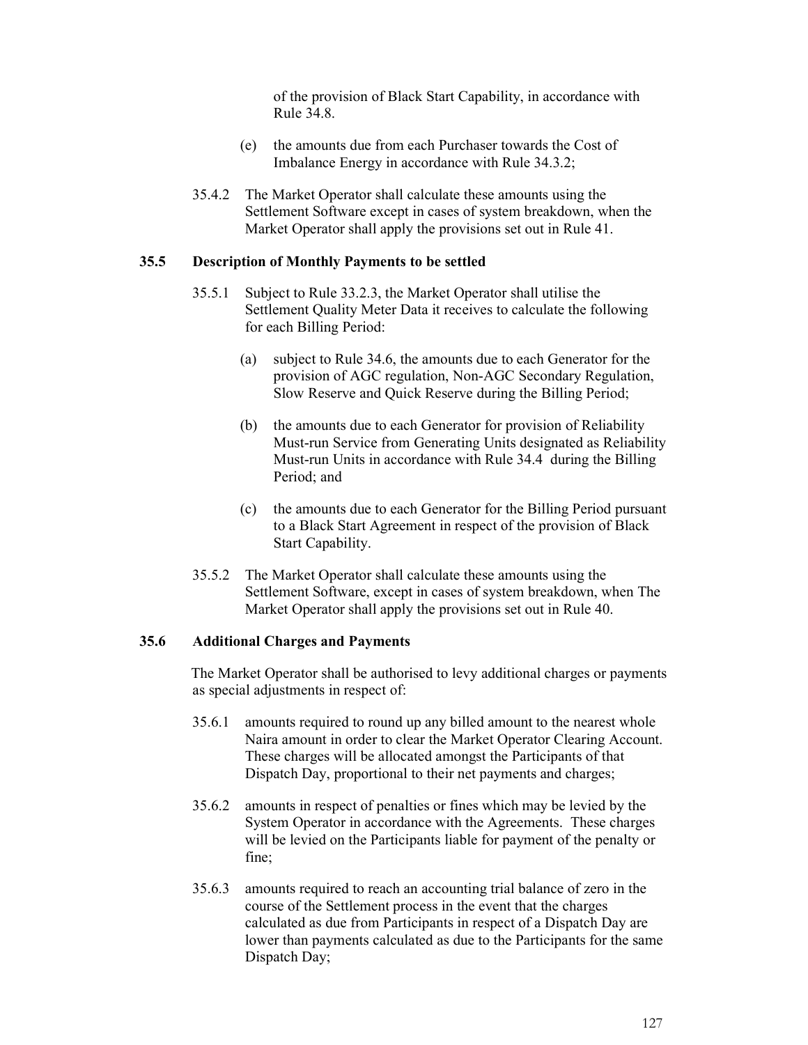of the provision of Black Start Capability, in accordance with Rule 34.8.

(e) the amounts due from each Purchaser towards the Cost of Imbalance Energy in accordance with Rule 34.3.2;

35.4.2 The Market Operator shall calculate these amounts using the Settlement Software except in cases of system breakdown, when the Market Operator shall apply the provisions set out in Rule 41.

### 35.5 Description of Monthly Payments to be settled

35.5.1 Subject to Rule 33.2.3, the Market Operator shall utilise the Settlement Quality Meter Data it receives to calculate the following for each Billing Period:

(a) subject to Rule 34.6, the amounts due to each Generator for the provision of AGC regulation, Non-AGC Secondary Regulation, Slow Reserve and Quick Reserve during the Billing Period;

(b) the amounts due to each Generator for provision of Reliability Must-run Service from Generating Units designated as Reliability Must-run Units in accordance with Rule 34.4 during the Billing Period; and

(c) the amounts due to each Generator for the Billing Period pursuant to a Black Start Agreement in respect of the provision of Black Start Capability.

35.5.2 The Market Operator shall calculate these amounts using the Settlement Software, except in cases of system breakdown, when The Market Operator shall apply the provisions set out in Rule 40.

### 35.6 Additional Charges and Payments

The Market Operator shall be authorised to levy additional charges or payments as special adjustments in respect of:

35.6.1 amounts required to round up any billed amount to the nearest whole Naira amount in order to clear the Market Operator Clearing Account. These charges will be allocated amongst the Participants of that Dispatch Day, proportional to their net payments and charges;

35.6.2 amounts in respect of penalties or fines which may be levied by the System Operator in accordance with the Agreements. These charges will be levied on the Participants liable for payment of the penalty or fine;

35.6.3 amounts required to reach an accounting trial balance of zero in the course of the Settlement process in the event that the charges calculated as due from Participants in respect of a Dispatch Day are lower than payments calculated as due to the Participants for the same Dispatch Day;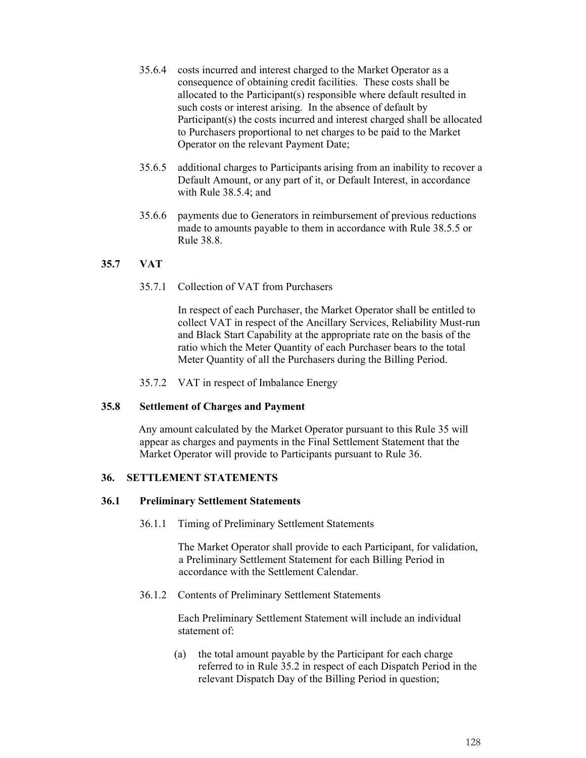35.6.4 costs incurred and interest charged to the Market Operator as a consequence of obtaining credit facilities. These costs shall be allocated to the Participant(s) responsible where default resulted in such costs or interest arising. In the absence of default by Participant(s) the costs incurred and interest charged shall be allocated to Purchasers proportional to net charges to be paid to the Market Operator on the relevant Payment Date;

35.6.5 additional charges to Participants arising from an inability to recover a Default Amount, or any part of it, or Default Interest, in accordance with Rule 38.5.4; and

35.6.6 payments due to Generators in reimbursement of previous reductions made to amounts payable to them in accordance with Rule 38.5.5 or Rule 38.8.

### 35.7 VAT

35.7.1 Collection of VAT from Purchasers

In respect of each Purchaser, the Market Operator shall be entitled to collect VAT in respect of the Ancillary Services, Reliability Must-run and Black Start Capability at the appropriate rate on the basis of the ratio which the Meter Quantity of each Purchaser bears to the total Meter Quantity of all the Purchasers during the Billing Period.

35.7.2 VAT in respect of Imbalance Energy

### 35.8 Settlement of Charges and Payment

Any amount calculated by the Market Operator pursuant to this Rule 35 will appear as charges and payments in the Final Settlement Statement that the Market Operator will provide to Participants pursuant to Rule 36.

## 36. SETTLEMENT STATEMENTS

### 36.1 Preliminary Settlement Statements

36.1.1 Timing of Preliminary Settlement Statements

The Market Operator shall provide to each Participant, for validation, a Preliminary Settlement Statement for each Billing Period in accordance with the Settlement Calendar.

36.1.2 Contents of Preliminary Settlement Statements

Each Preliminary Settlement Statement will include an individual statement of:

(a) the total amount payable by the Participant for each charge referred to in Rule 35.2 in respect of each Dispatch Period in the relevant Dispatch Day of the Billing Period in question;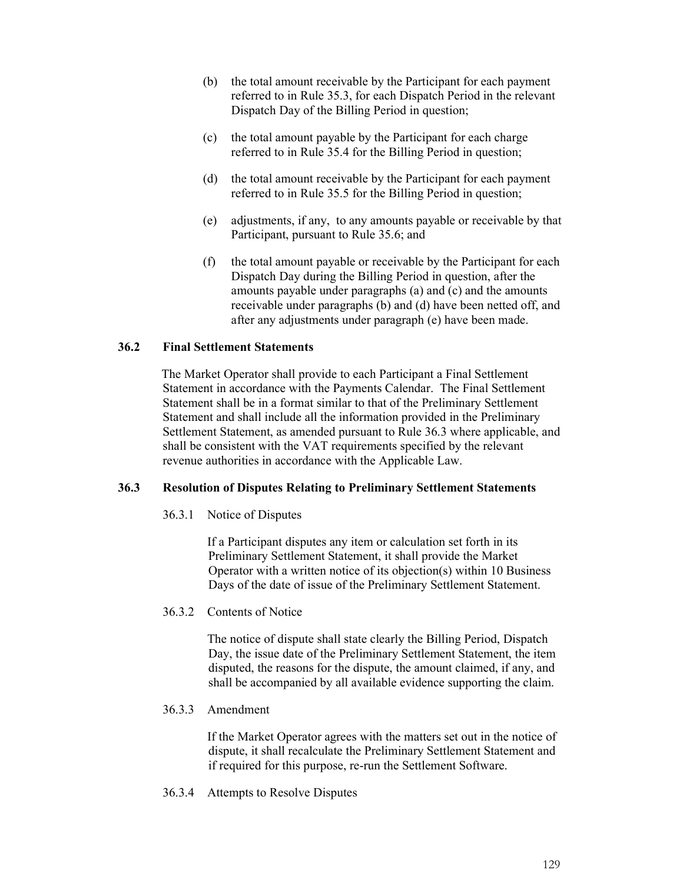(b) the total amount receivable by the Participant for each payment referred to in Rule 35.3, for each Dispatch Period in the relevant Dispatch Day of the Billing Period in question;

(c) the total amount payable by the Participant for each charge referred to in Rule 35.4 for the Billing Period in question;

(d) the total amount receivable by the Participant for each payment referred to in Rule 35.5 for the Billing Period in question;

(e) adjustments, if any, to any amounts payable or receivable by that Participant, pursuant to Rule 35.6; and

(f) the total amount payable or receivable by the Participant for each Dispatch Day during the Billing Period in question, after the amounts payable under paragraphs (a) and (c) and the amounts receivable under paragraphs (b) and (d) have been netted off, and after any adjustments under paragraph (e) have been made.

### 36.2 Final Settlement Statements

The Market Operator shall provide to each Participant a Final Settlement Statement in accordance with the Payments Calendar. The Final Settlement Statement shall be in a format similar to that of the Preliminary Settlement Statement and shall include all the information provided in the Preliminary Settlement Statement, as amended pursuant to Rule 36.3 where applicable, and shall be consistent with the VAT requirements specified by the relevant revenue authorities in accordance with the Applicable Law.

### 36.3 Resolution of Disputes Relating to Preliminary Settlement Statements

36.3.1 Notice of Disputes

If a Participant disputes any item or calculation set forth in its Preliminary Settlement Statement, it shall provide the Market Operator with a written notice of its objection(s) within 10 Business Days of the date of issue of the Preliminary Settlement Statement.

36.3.2 Contents of Notice

The notice of dispute shall state clearly the Billing Period, Dispatch Day, the issue date of the Preliminary Settlement Statement, the item disputed, the reasons for the dispute, the amount claimed, if any, and shall be accompanied by all available evidence supporting the claim.

36.3.3 Amendment

If the Market Operator agrees with the matters set out in the notice of dispute, it shall recalculate the Preliminary Settlement Statement and if required for this purpose, re-run the Settlement Software.

36.3.4 Attempts to Resolve Disputes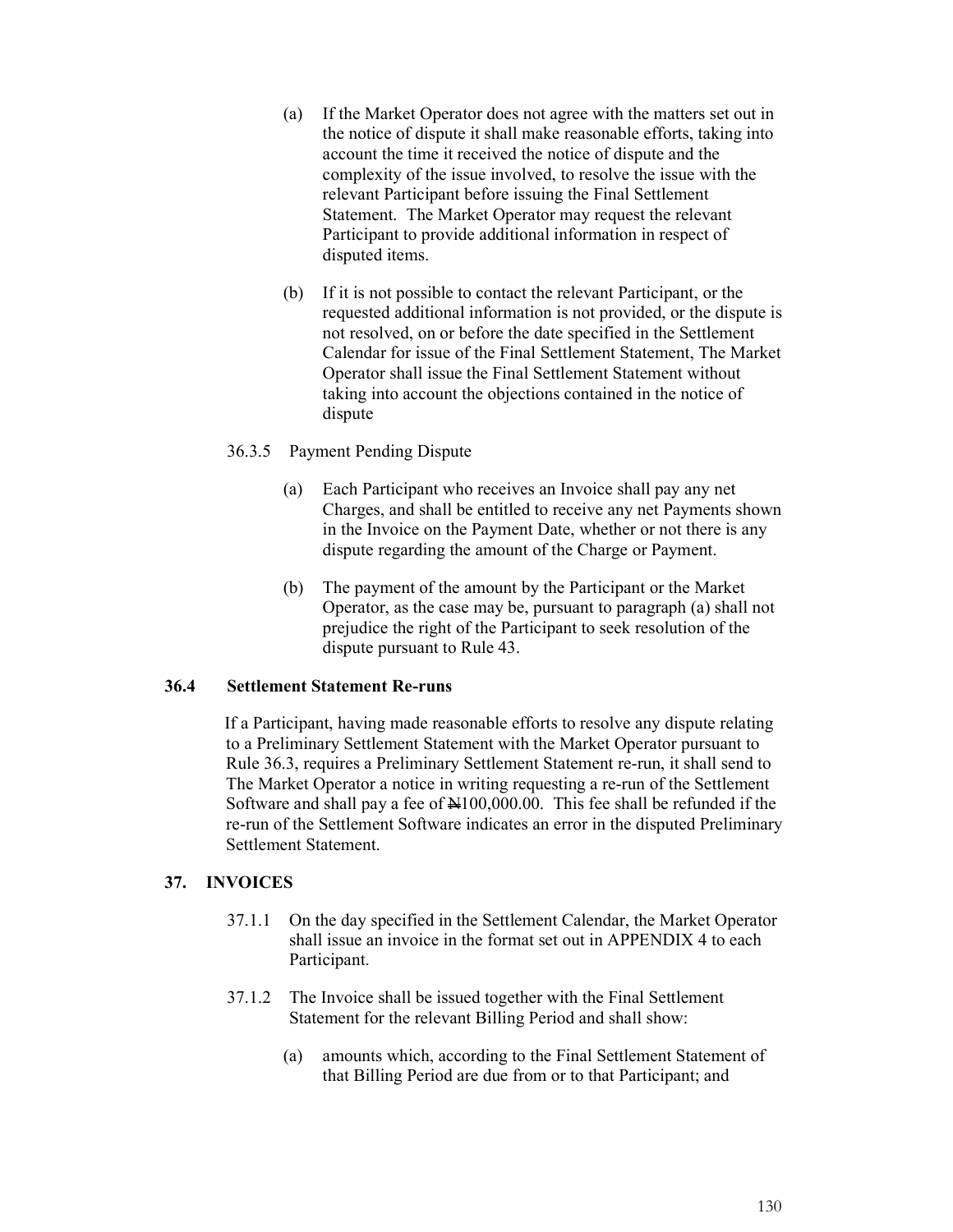(a) If the Market Operator does not agree with the matters set out in the notice of dispute it shall make reasonable efforts, taking into account the time it received the notice of dispute and the complexity of the issue involved, to resolve the issue with the relevant Participant before issuing the Final Settlement Statement. The Market Operator may request the relevant Participant to provide additional information in respect of disputed items.

(b) If it is not possible to contact the relevant Participant, or the requested additional information is not provided, or the dispute is not resolved, on or before the date specified in the Settlement Calendar for issue of the Final Settlement Statement, The Market Operator shall issue the Final Settlement Statement without taking into account the objections contained in the notice of dispute

36.3.5 Payment Pending Dispute

(a) Each Participant who receives an Invoice shall pay any net Charges, and shall be entitled to receive any net Payments shown in the Invoice on the Payment Date, whether or not there is any dispute regarding the amount of the Charge or Payment.

(b) The payment of the amount by the Participant or the Market Operator, as the case may be, pursuant to paragraph (a) shall not prejudice the right of the Participant to seek resolution of the dispute pursuant to Rule 43.

### 36.4 Settlement Statement Re-runs

If a Participant, having made reasonable efforts to resolve any dispute relating to a Preliminary Settlement Statement with the Market Operator pursuant to Rule 36.3, requires a Preliminary Settlement Statement re-run, it shall send to The Market Operator a notice in writing requesting a re-run of the Settlement Software and shall pay a fee of ₦100,000.00. This fee shall be refunded if the re-run of the Settlement Software indicates an error in the disputed Preliminary Settlement Statement.

## 37. INVOICES

37.1.1 On the day specified in the Settlement Calendar, the Market Operator shall issue an invoice in the format set out in APPENDIX 4 to each Participant.

37.1.2 The Invoice shall be issued together with the Final Settlement Statement for the relevant Billing Period and shall show:

(a) amounts which, according to the Final Settlement Statement of that Billing Period are due from or to that Participant; and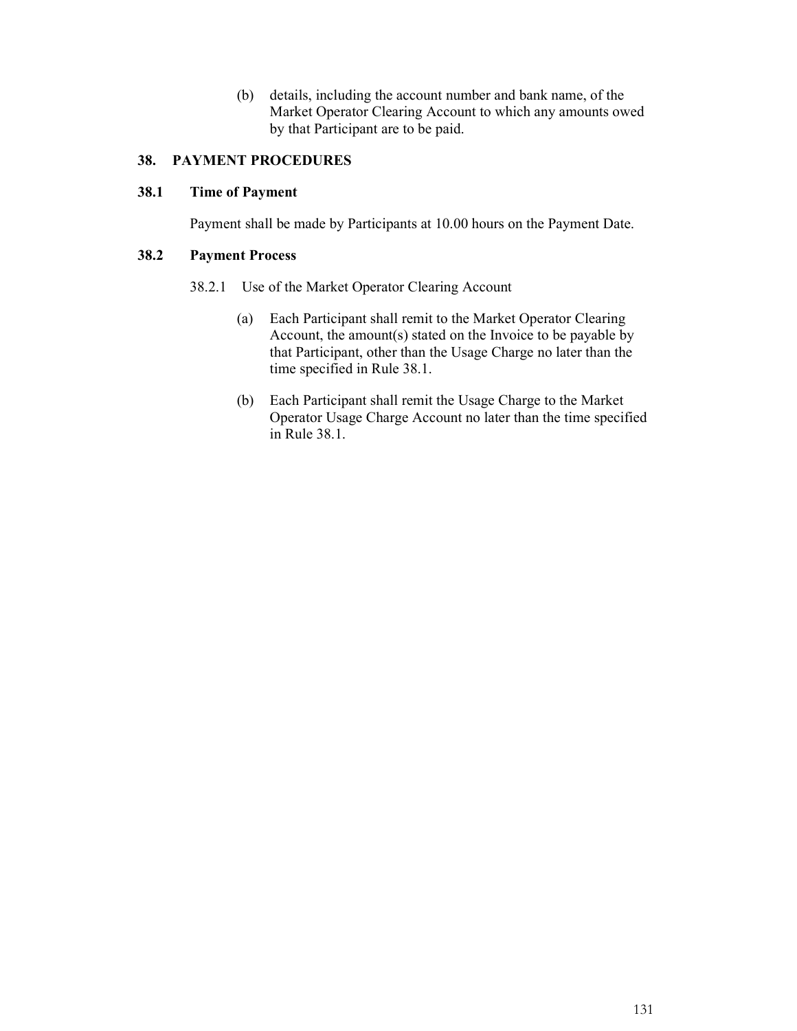(b) details, including the account number and bank name, of the Market Operator Clearing Account to which any amounts owed by that Participant are to be paid.

## 38. PAYMENT PROCEDURES

### 38.1 Time of Payment

Payment shall be made by Participants at 10.00 hours on the Payment Date.

### 38.2 Payment Process

38.2.1 Use of the Market Operator Clearing Account

(a) Each Participant shall remit to the Market Operator Clearing Account, the amount(s) stated on the Invoice to be payable by that Participant, other than the Usage Charge no later than the time specified in Rule 38.1.

(b) Each Participant shall remit the Usage Charge to the Market Operator Usage Charge Account no later than the time specified in Rule 38.1.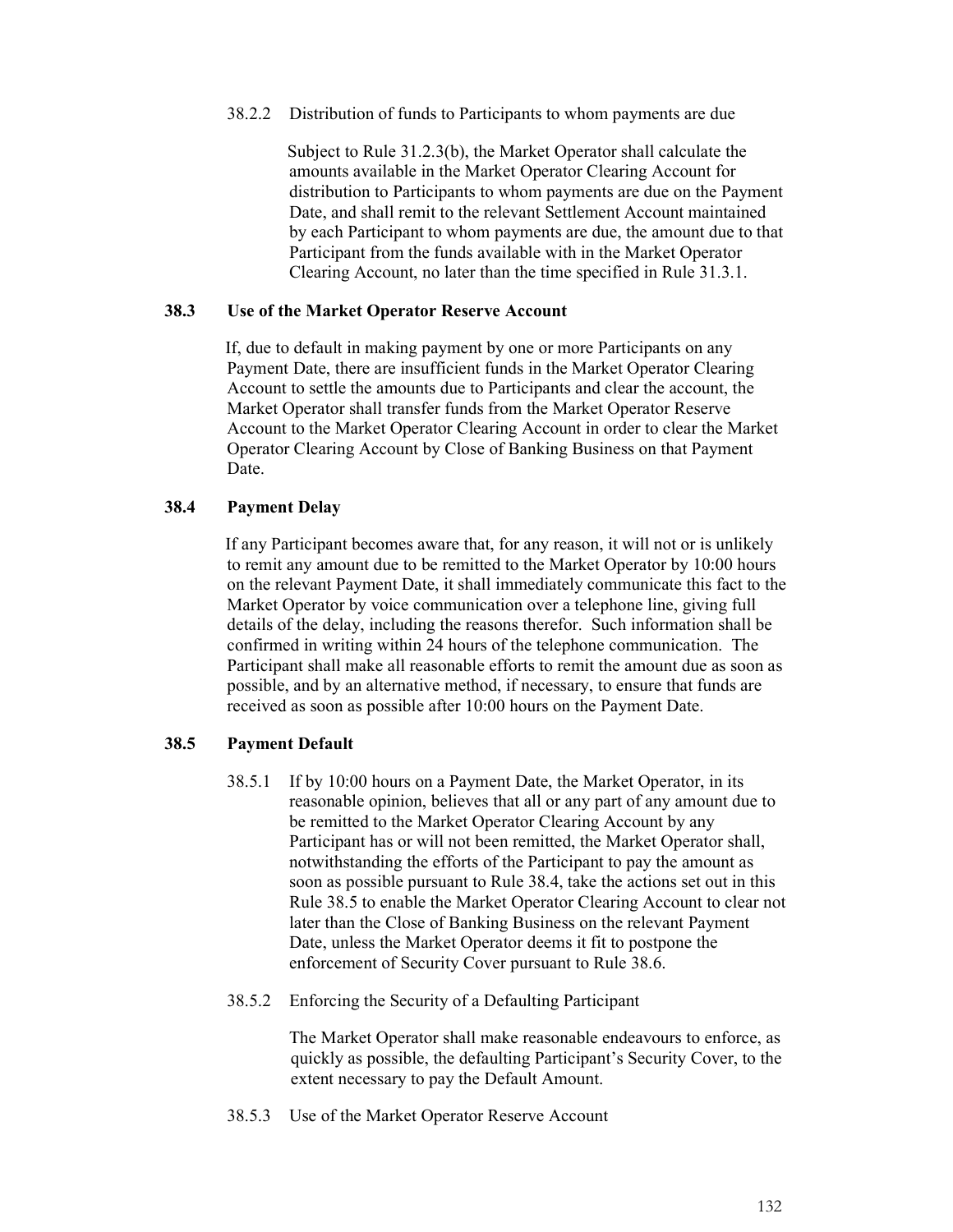38.2.2 Distribution of funds to Participants to whom payments are due

Subject to Rule 31.2.3(b), the Market Operator shall calculate the amounts available in the Market Operator Clearing Account for distribution to Participants to whom payments are due on the Payment Date, and shall remit to the relevant Settlement Account maintained by each Participant to whom payments are due, the amount due to that Participant from the funds available with in the Market Operator Clearing Account, no later than the time specified in Rule 31.3.1.

### 38.3 Use of the Market Operator Reserve Account

If, due to default in making payment by one or more Participants on any Payment Date, there are insufficient funds in the Market Operator Clearing Account to settle the amounts due to Participants and clear the account, the Market Operator shall transfer funds from the Market Operator Reserve Account to the Market Operator Clearing Account in order to clear the Market Operator Clearing Account by Close of Banking Business on that Payment Date.

### 38.4 Payment Delay

If any Participant becomes aware that, for any reason, it will not or is unlikely to remit any amount due to be remitted to the Market Operator by 10:00 hours on the relevant Payment Date, it shall immediately communicate this fact to the Market Operator by voice communication over a telephone line, giving full details of the delay, including the reasons therefor. Such information shall be confirmed in writing within 24 hours of the telephone communication. The Participant shall make all reasonable efforts to remit the amount due as soon as possible, and by an alternative method, if necessary, to ensure that funds are received as soon as possible after 10:00 hours on the Payment Date.

### 38.5 Payment Default

38.5.1 If by 10:00 hours on a Payment Date, the Market Operator, in its reasonable opinion, believes that all or any part of any amount due to be remitted to the Market Operator Clearing Account by any Participant has or will not been remitted, the Market Operator shall, notwithstanding the efforts of the Participant to pay the amount as soon as possible pursuant to Rule 38.4, take the actions set out in this Rule 38.5 to enable the Market Operator Clearing Account to clear not later than the Close of Banking Business on the relevant Payment Date, unless the Market Operator deems it fit to postpone the enforcement of Security Cover pursuant to Rule 38.6.

38.5.2 Enforcing the Security of a Defaulting Participant

The Market Operator shall make reasonable endeavours to enforce, as quickly as possible, the defaulting Participant's Security Cover, to the extent necessary to pay the Default Amount.

38.5.3 Use of the Market Operator Reserve Account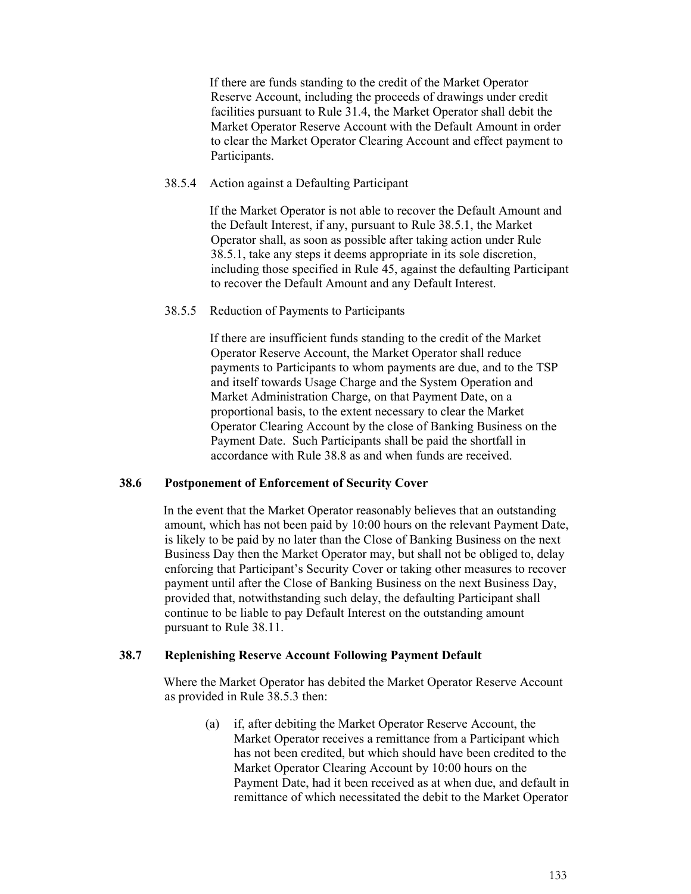If there are funds standing to the credit of the Market Operator Reserve Account, including the proceeds of drawings under credit facilities pursuant to Rule 31.4, the Market Operator shall debit the Market Operator Reserve Account with the Default Amount in order to clear the Market Operator Clearing Account and effect payment to Participants.

38.5.4 Action against a Defaulting Participant

If the Market Operator is not able to recover the Default Amount and the Default Interest, if any, pursuant to Rule 38.5.1, the Market Operator shall, as soon as possible after taking action under Rule 38.5.1, take any steps it deems appropriate in its sole discretion, including those specified in Rule 45, against the defaulting Participant to recover the Default Amount and any Default Interest.

38.5.5 Reduction of Payments to Participants

If there are insufficient funds standing to the credit of the Market Operator Reserve Account, the Market Operator shall reduce payments to Participants to whom payments are due, and to the TSP and itself towards Usage Charge and the System Operation and Market Administration Charge, on that Payment Date, on a proportional basis, to the extent necessary to clear the Market Operator Clearing Account by the close of Banking Business on the Payment Date. Such Participants shall be paid the shortfall in accordance with Rule 38.8 as and when funds are received.

### 38.6 Postponement of Enforcement of Security Cover

In the event that the Market Operator reasonably believes that an outstanding amount, which has not been paid by 10:00 hours on the relevant Payment Date, is likely to be paid by no later than the Close of Banking Business on the next Business Day then the Market Operator may, but shall not be obliged to, delay enforcing that Participant's Security Cover or taking other measures to recover payment until after the Close of Banking Business on the next Business Day, provided that, notwithstanding such delay, the defaulting Participant shall continue to be liable to pay Default Interest on the outstanding amount pursuant to Rule 38.11.

### 38.7 Replenishing Reserve Account Following Payment Default

Where the Market Operator has debited the Market Operator Reserve Account as provided in Rule 38.5.3 then:

(a) if, after debiting the Market Operator Reserve Account, the Market Operator receives a remittance from a Participant which has not been credited, but which should have been credited to the Market Operator Clearing Account by 10:00 hours on the Payment Date, had it been received as at when due, and default in remittance of which necessitated the debit to the Market Operator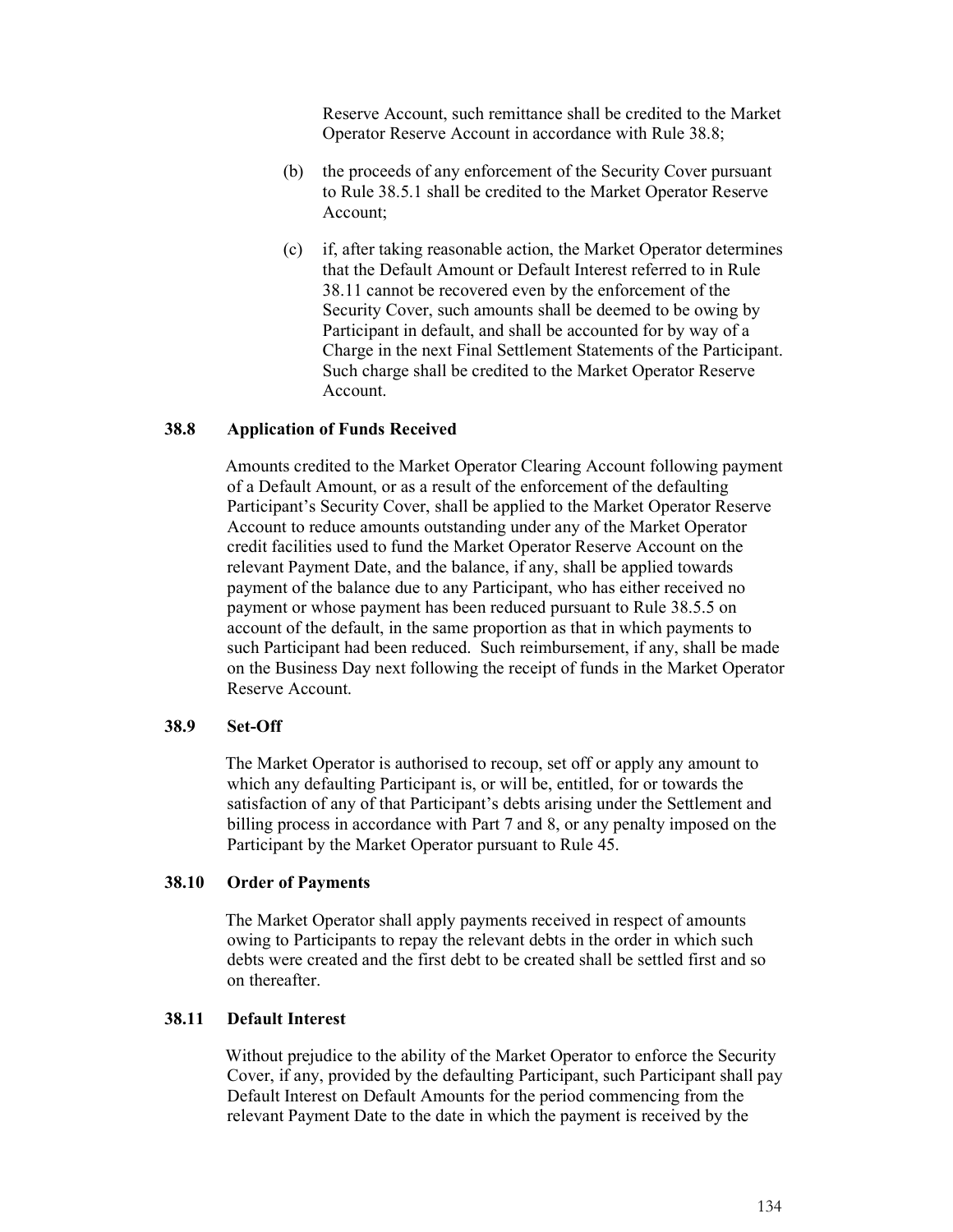Reserve Account, such remittance shall be credited to the Market Operator Reserve Account in accordance with Rule 38.8;

(b) the proceeds of any enforcement of the Security Cover pursuant to Rule 38.5.1 shall be credited to the Market Operator Reserve Account;

(c) if, after taking reasonable action, the Market Operator determines that the Default Amount or Default Interest referred to in Rule 38.11 cannot be recovered even by the enforcement of the Security Cover, such amounts shall be deemed to be owing by Participant in default, and shall be accounted for by way of a Charge in the next Final Settlement Statements of the Participant. Such charge shall be credited to the Market Operator Reserve Account.

### 38.8 Application of Funds Received

Amounts credited to the Market Operator Clearing Account following payment of a Default Amount, or as a result of the enforcement of the defaulting Participant's Security Cover, shall be applied to the Market Operator Reserve Account to reduce amounts outstanding under any of the Market Operator credit facilities used to fund the Market Operator Reserve Account on the relevant Payment Date, and the balance, if any, shall be applied towards payment of the balance due to any Participant, who has either received no payment or whose payment has been reduced pursuant to Rule 38.5.5 on account of the default, in the same proportion as that in which payments to such Participant had been reduced. Such reimbursement, if any, shall be made on the Business Day next following the receipt of funds in the Market Operator Reserve Account.

### 38.9 Set-Off

The Market Operator is authorised to recoup, set off or apply any amount to which any defaulting Participant is, or will be, entitled, for or towards the satisfaction of any of that Participant's debts arising under the Settlement and billing process in accordance with Part 7 and 8, or any penalty imposed on the Participant by the Market Operator pursuant to Rule 45.

### 38.10 Order of Payments

The Market Operator shall apply payments received in respect of amounts owing to Participants to repay the relevant debts in the order in which such debts were created and the first debt to be created shall be settled first and so on thereafter.

### 38.11 Default Interest

Without prejudice to the ability of the Market Operator to enforce the Security Cover, if any, provided by the defaulting Participant, such Participant shall pay Default Interest on Default Amounts for the period commencing from the relevant Payment Date to the date in which the payment is received by the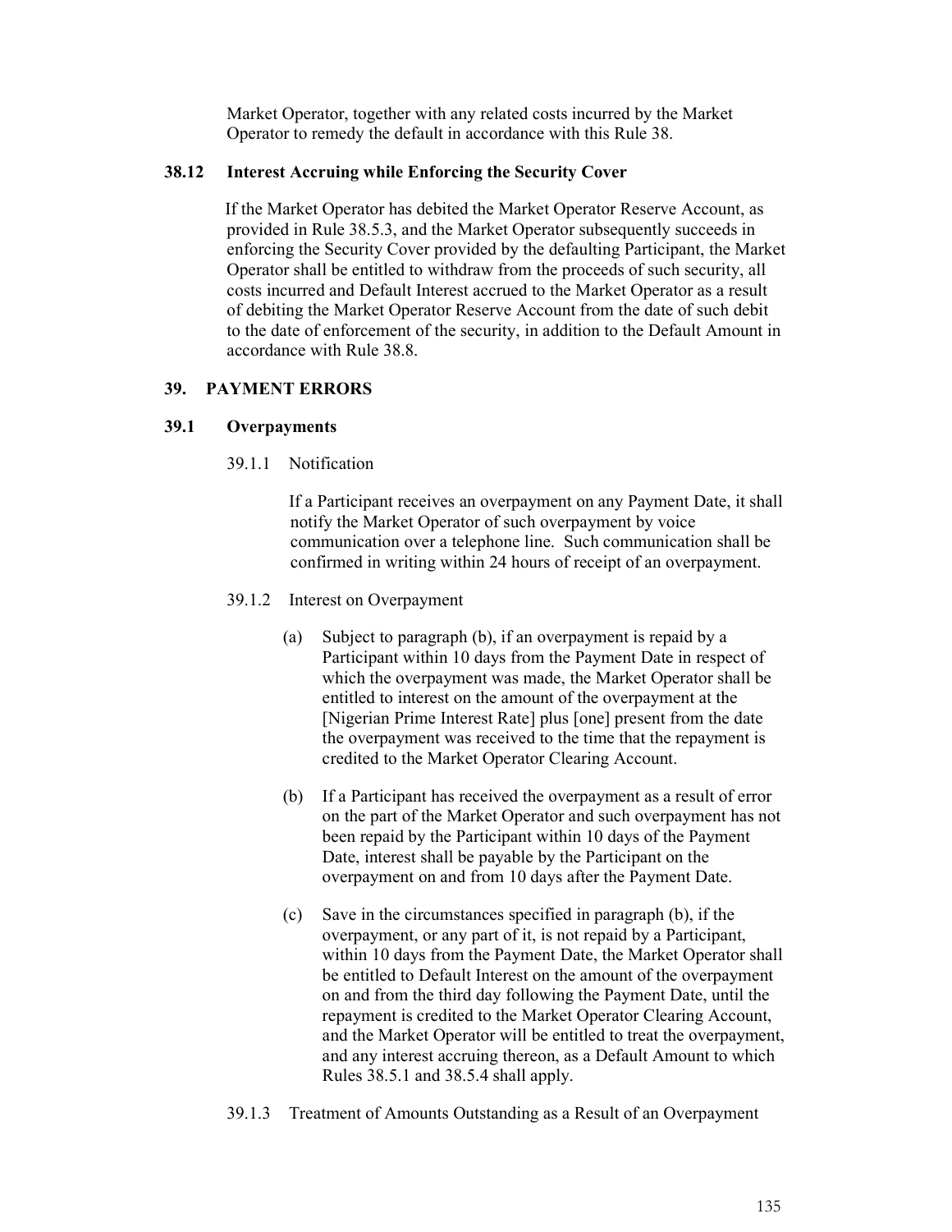Market Operator, together with any related costs incurred by the Market Operator to remedy the default in accordance with this Rule 38.

### 38.12 Interest Accruing while Enforcing the Security Cover

If the Market Operator has debited the Market Operator Reserve Account, as provided in Rule 38.5.3, and the Market Operator subsequently succeeds in enforcing the Security Cover provided by the defaulting Participant, the Market Operator shall be entitled to withdraw from the proceeds of such security, all costs incurred and Default Interest accrued to the Market Operator as a result of debiting the Market Operator Reserve Account from the date of such debit to the date of enforcement of the security, in addition to the Default Amount in accordance with Rule 38.8.

## 39. PAYMENT ERRORS

### 39.1 Overpayments

39.1.1 Notification

If a Participant receives an overpayment on any Payment Date, it shall notify the Market Operator of such overpayment by voice communication over a telephone line. Such communication shall be confirmed in writing within 24 hours of receipt of an overpayment.

39.1.2 Interest on Overpayment

(a) Subject to paragraph (b), if an overpayment is repaid by a Participant within 10 days from the Payment Date in respect of which the overpayment was made, the Market Operator shall be entitled to interest on the amount of the overpayment at the [Nigerian Prime Interest Rate] plus [one] present from the date the overpayment was received to the time that the repayment is credited to the Market Operator Clearing Account.

(b) If a Participant has received the overpayment as a result of error on the part of the Market Operator and such overpayment has not been repaid by the Participant within 10 days of the Payment Date, interest shall be payable by the Participant on the overpayment on and from 10 days after the Payment Date.

(c) Save in the circumstances specified in paragraph (b), if the overpayment, or any part of it, is not repaid by a Participant, within 10 days from the Payment Date, the Market Operator shall be entitled to Default Interest on the amount of the overpayment on and from the third day following the Payment Date, until the repayment is credited to the Market Operator Clearing Account, and the Market Operator will be entitled to treat the overpayment, and any interest accruing thereon, as a Default Amount to which Rules 38.5.1 and 38.5.4 shall apply.

39.1.3 Treatment of Amounts Outstanding as a Result of an Overpayment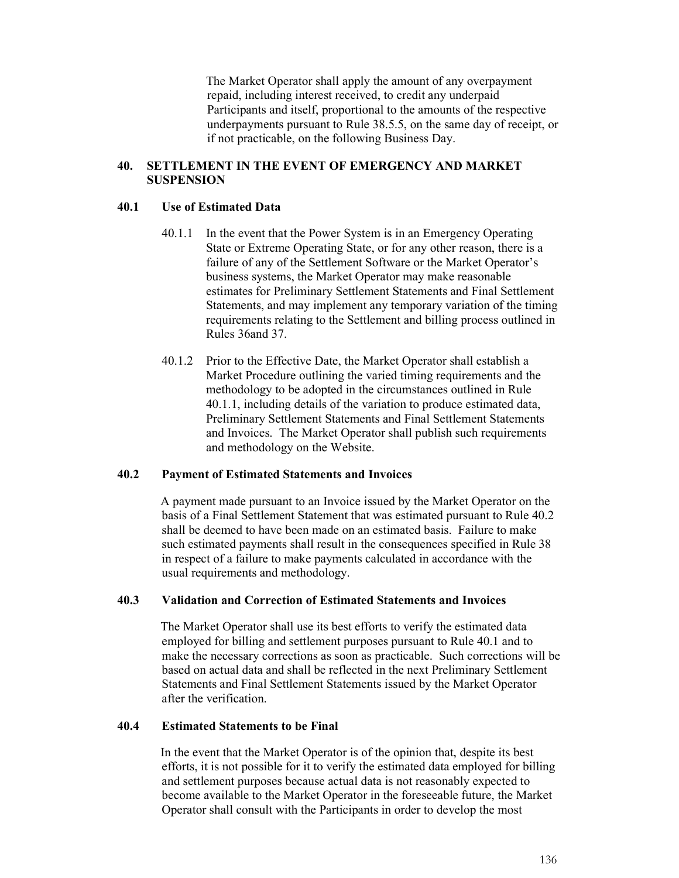The Market Operator shall apply the amount of any overpayment repaid, including interest received, to credit any underpaid Participants and itself, proportional to the amounts of the respective underpayments pursuant to Rule 38.5.5, on the same day of receipt, or if not practicable, on the following Business Day.

## 40. SETTLEMENT IN THE EVENT OF EMERGENCY AND MARKET SUSPENSION

### 40.1 Use of Estimated Data

40.1.1 In the event that the Power System is in an Emergency Operating State or Extreme Operating State, or for any other reason, there is a failure of any of the Settlement Software or the Market Operator's business systems, the Market Operator may make reasonable estimates for Preliminary Settlement Statements and Final Settlement Statements, and may implement any temporary variation of the timing requirements relating to the Settlement and billing process outlined in Rules 36and 37.

40.1.2 Prior to the Effective Date, the Market Operator shall establish a Market Procedure outlining the varied timing requirements and the methodology to be adopted in the circumstances outlined in Rule 40.1.1, including details of the variation to produce estimated data, Preliminary Settlement Statements and Final Settlement Statements and Invoices. The Market Operator shall publish such requirements and methodology on the Website.

### 40.2 Payment of Estimated Statements and Invoices

A payment made pursuant to an Invoice issued by the Market Operator on the basis of a Final Settlement Statement that was estimated pursuant to Rule 40.2 shall be deemed to have been made on an estimated basis. Failure to make such estimated payments shall result in the consequences specified in Rule 38 in respect of a failure to make payments calculated in accordance with the usual requirements and methodology.

### 40.3 Validation and Correction of Estimated Statements and Invoices

The Market Operator shall use its best efforts to verify the estimated data employed for billing and settlement purposes pursuant to Rule 40.1 and to make the necessary corrections as soon as practicable. Such corrections will be based on actual data and shall be reflected in the next Preliminary Settlement Statements and Final Settlement Statements issued by the Market Operator after the verification.

### 40.4 Estimated Statements to be Final

In the event that the Market Operator is of the opinion that, despite its best efforts, it is not possible for it to verify the estimated data employed for billing and settlement purposes because actual data is not reasonably expected to become available to the Market Operator in the foreseeable future, the Market Operator shall consult with the Participants in order to develop the most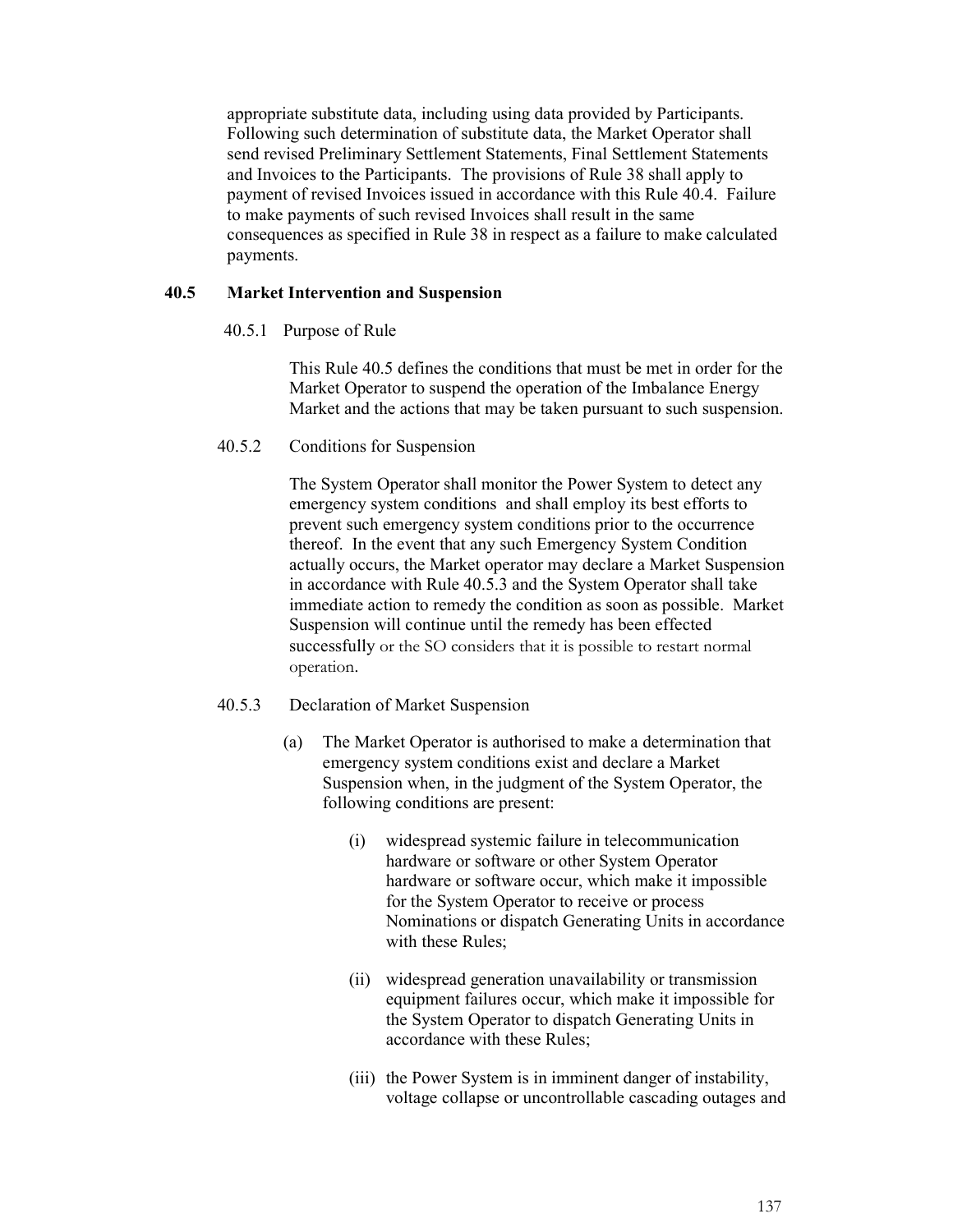appropriate substitute data, including using data provided by Participants. Following such determination of substitute data, the Market Operator shall send revised Preliminary Settlement Statements, Final Settlement Statements and Invoices to the Participants. The provisions of Rule 38 shall apply to payment of revised Invoices issued in accordance with this Rule 40.4. Failure to make payments of such revised Invoices shall result in the same consequences as specified in Rule 38 in respect as a failure to make calculated payments.

### 40.5 Market Intervention and Suspension

40.5.1 Purpose of Rule

This Rule 40.5 defines the conditions that must be met in order for the Market Operator to suspend the operation of the Imbalance Energy Market and the actions that may be taken pursuant to such suspension.

40.5.2 Conditions for Suspension

The System Operator shall monitor the Power System to detect any emergency system conditions and shall employ its best efforts to prevent such emergency system conditions prior to the occurrence thereof. In the event that any such Emergency System Condition actually occurs, the Market operator may declare a Market Suspension in accordance with Rule 40.5.3 and the System Operator shall take immediate action to remedy the condition as soon as possible. Market Suspension will continue until the remedy has been effected successfully or the SO considers that it is possible to restart normal operation.

40.5.3 Declaration of Market Suspension

(a) The Market Operator is authorised to make a determination that emergency system conditions exist and declare a Market Suspension when, in the judgment of the System Operator, the following conditions are present:

(i) widespread systemic failure in telecommunication hardware or software or other System Operator hardware or software occur, which make it impossible for the System Operator to receive or process Nominations or dispatch Generating Units in accordance with these Rules;

(ii) widespread generation unavailability or transmission equipment failures occur, which make it impossible for the System Operator to dispatch Generating Units in accordance with these Rules;

(iii) the Power System is in imminent danger of instability, voltage collapse or uncontrollable cascading outages and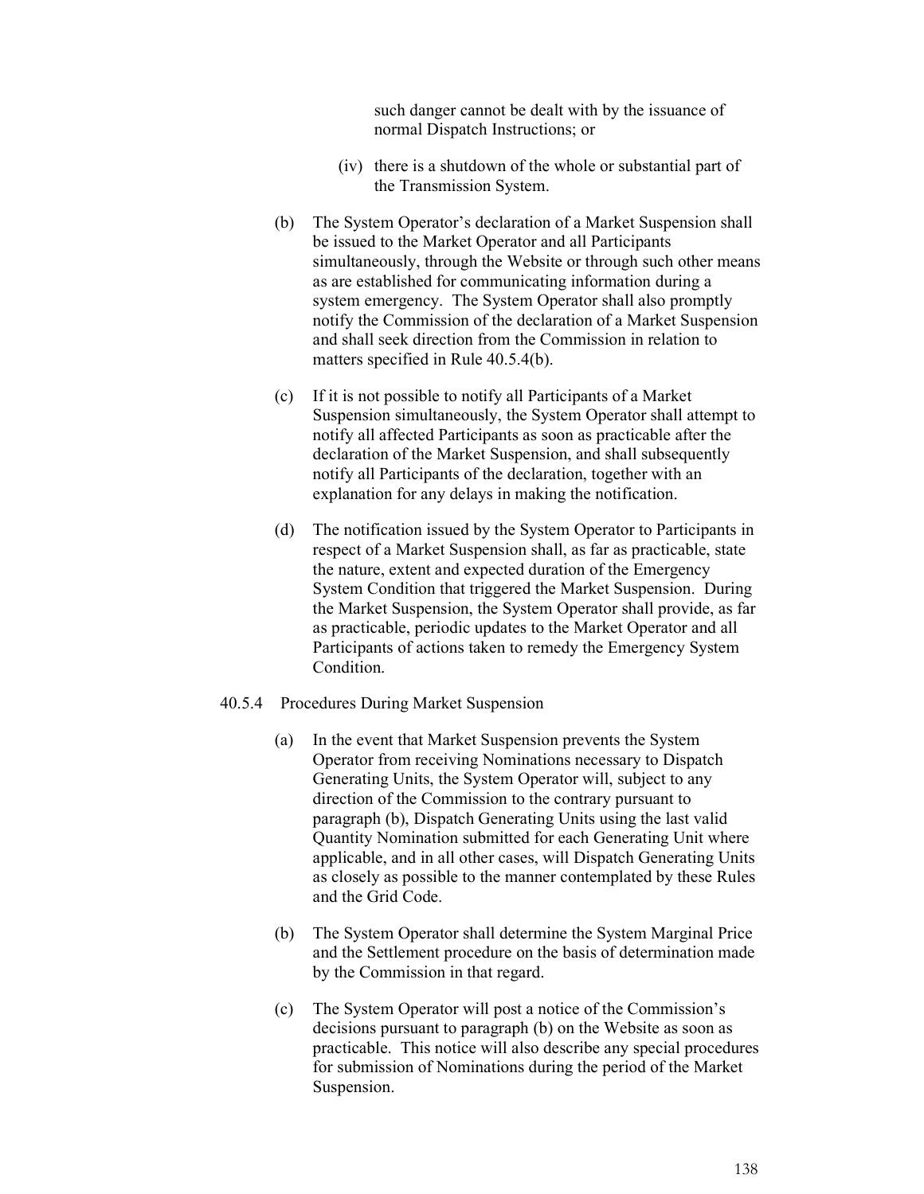such danger cannot be dealt with by the issuance of normal Dispatch Instructions; or

(iv) there is a shutdown of the whole or substantial part of the Transmission System.

(b) The System Operator's declaration of a Market Suspension shall be issued to the Market Operator and all Participants simultaneously, through the Website or through such other means as are established for communicating information during a system emergency. The System Operator shall also promptly notify the Commission of the declaration of a Market Suspension and shall seek direction from the Commission in relation to matters specified in Rule 40.5.4(b).

(c) If it is not possible to notify all Participants of a Market Suspension simultaneously, the System Operator shall attempt to notify all affected Participants as soon as practicable after the declaration of the Market Suspension, and shall subsequently notify all Participants of the declaration, together with an explanation for any delays in making the notification.

(d) The notification issued by the System Operator to Participants in respect of a Market Suspension shall, as far as practicable, state the nature, extent and expected duration of the Emergency System Condition that triggered the Market Suspension. During the Market Suspension, the System Operator shall provide, as far as practicable, periodic updates to the Market Operator and all Participants of actions taken to remedy the Emergency System Condition.

40.5.4 Procedures During Market Suspension

(a) In the event that Market Suspension prevents the System Operator from receiving Nominations necessary to Dispatch Generating Units, the System Operator will, subject to any direction of the Commission to the contrary pursuant to paragraph (b), Dispatch Generating Units using the last valid Quantity Nomination submitted for each Generating Unit where applicable, and in all other cases, will Dispatch Generating Units as closely as possible to the manner contemplated by these Rules and the Grid Code.

(b) The System Operator shall determine the System Marginal Price and the Settlement procedure on the basis of determination made by the Commission in that regard.

(c) The System Operator will post a notice of the Commission's decisions pursuant to paragraph (b) on the Website as soon as practicable. This notice will also describe any special procedures for submission of Nominations during the period of the Market Suspension.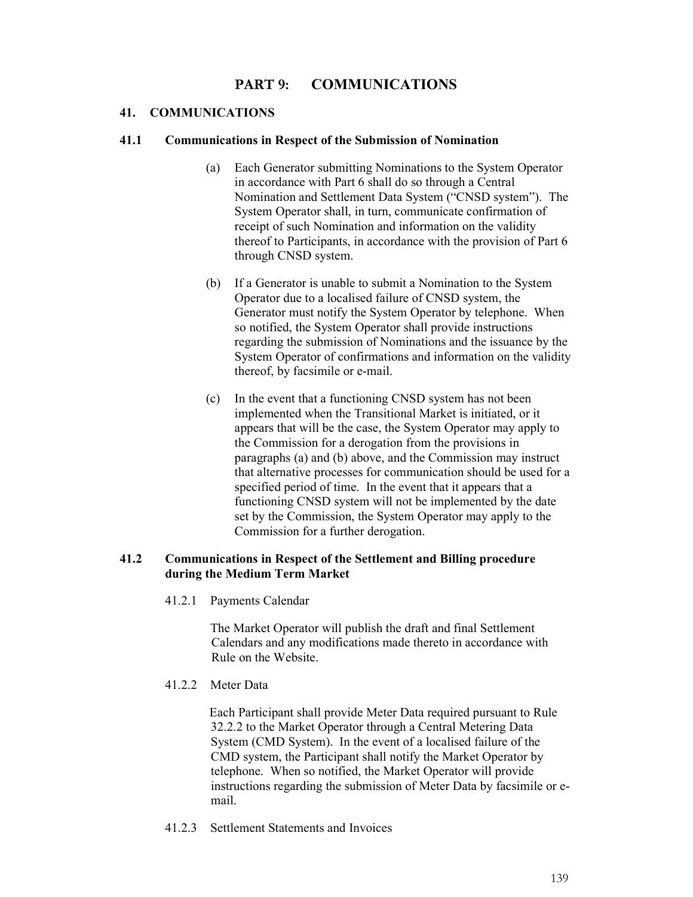# PART 9: COMMUNICATIONS

## 41. COMMUNICATIONS

### 41.1 Communications in Respect of the Submission of Nomination

(a) Each Generator submitting Nominations to the System Operator in accordance with Part 6 shall do so through a Central Nomination and Settlement Data System ("CNSD system"). The System Operator shall, in turn, communicate confirmation of receipt of such Nomination and information on the validity thereof to Participants, in accordance with the provision of Part 6 through CNSD system.

(b) If a Generator is unable to submit a Nomination to the System Operator due to a localised failure of CNSD system, the Generator must notify the System Operator by telephone. When so notified, the System Operator shall provide instructions regarding the submission of Nominations and the issuance by the System Operator of confirmations and information on the validity thereof, by facsimile or e-mail.

(c) In the event that a functioning CNSD system has not been implemented when the Transitional Market is initiated, or it appears that will be the case, the System Operator may apply to the Commission for a derogation from the provisions in paragraphs (a) and (b) above, and the Commission may instruct that alternative processes for communication should be used for a specified period of time. In the event that it appears that a functioning CNSD system will not be implemented by the date set by the Commission, the System Operator may apply to the Commission for a further derogation.

### 41.2 Communications in Respect of the Settlement and Billing procedure during the Medium Term Market

41.2.1 Payments Calendar

The Market Operator will publish the draft and final Settlement Calendars and any modifications made thereto in accordance with Rule on the Website.

41.2.2 Meter Data

Each Participant shall provide Meter Data required pursuant to Rule 32.2.2 to the Market Operator through a Central Metering Data System (CMD System). In the event of a localised failure of the CMD system, the Participant shall notify the Market Operator by telephone. When so notified, the Market Operator will provide instructions regarding the submission of Meter Data by facsimile or e-mail.

41.2.3 Settlement Statements and Invoices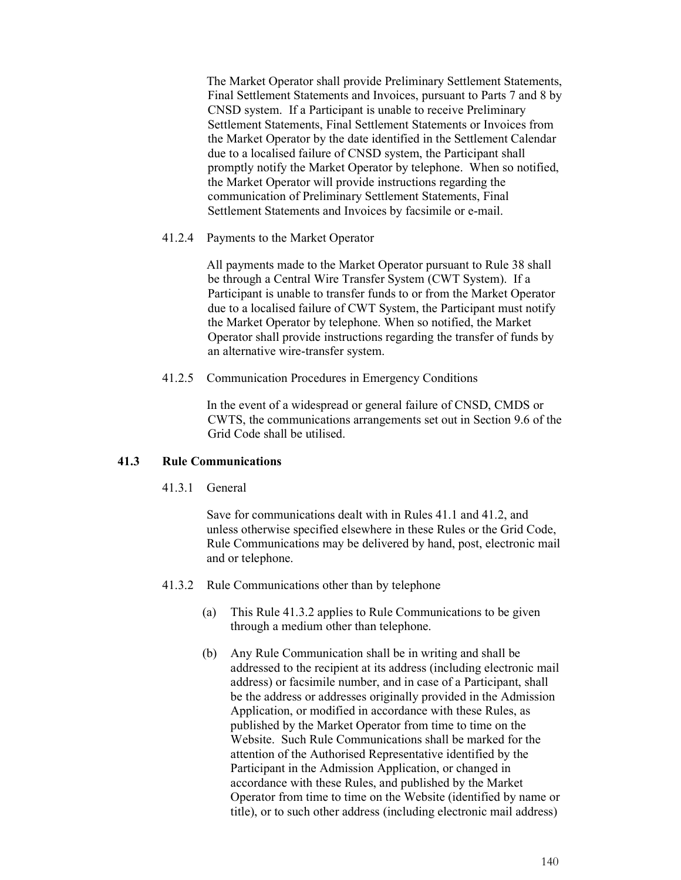The Market Operator shall provide Preliminary Settlement Statements, Final Settlement Statements and Invoices, pursuant to Parts 7 and 8 by CNSD system. If a Participant is unable to receive Preliminary Settlement Statements, Final Settlement Statements or Invoices from the Market Operator by the date identified in the Settlement Calendar due to a localised failure of CNSD system, the Participant shall promptly notify the Market Operator by telephone. When so notified, the Market Operator will provide instructions regarding the communication of Preliminary Settlement Statements, Final Settlement Statements and Invoices by facsimile or e-mail.

41.2.4 Payments to the Market Operator

All payments made to the Market Operator pursuant to Rule 38 shall be through a Central Wire Transfer System (CWT System). If a Participant is unable to transfer funds to or from the Market Operator due to a localised failure of CWT System, the Participant must notify the Market Operator by telephone. When so notified, the Market Operator shall provide instructions regarding the transfer of funds by an alternative wire-transfer system.

41.2.5 Communication Procedures in Emergency Conditions

In the event of a widespread or general failure of CNSD, CMDS or CWTS, the communications arrangements set out in Section 9.6 of the Grid Code shall be utilised.

### 41.3 Rule Communications

41.3.1 General

Save for communications dealt with in Rules 41.1 and 41.2, and unless otherwise specified elsewhere in these Rules or the Grid Code, Rule Communications may be delivered by hand, post, electronic mail and or telephone.

41.3.2 Rule Communications other than by telephone

(a) This Rule 41.3.2 applies to Rule Communications to be given through a medium other than telephone.

(b) Any Rule Communication shall be in writing and shall be addressed to the recipient at its address (including electronic mail address) or facsimile number, and in case of a Participant, shall be the address or addresses originally provided in the Admission Application, or modified in accordance with these Rules, as published by the Market Operator from time to time on the Website. Such Rule Communications shall be marked for the attention of the Authorised Representative identified by the Participant in the Admission Application, or changed in accordance with these Rules, and published by the Market Operator from time to time on the Website (identified by name or title), or to such other address (including electronic mail address)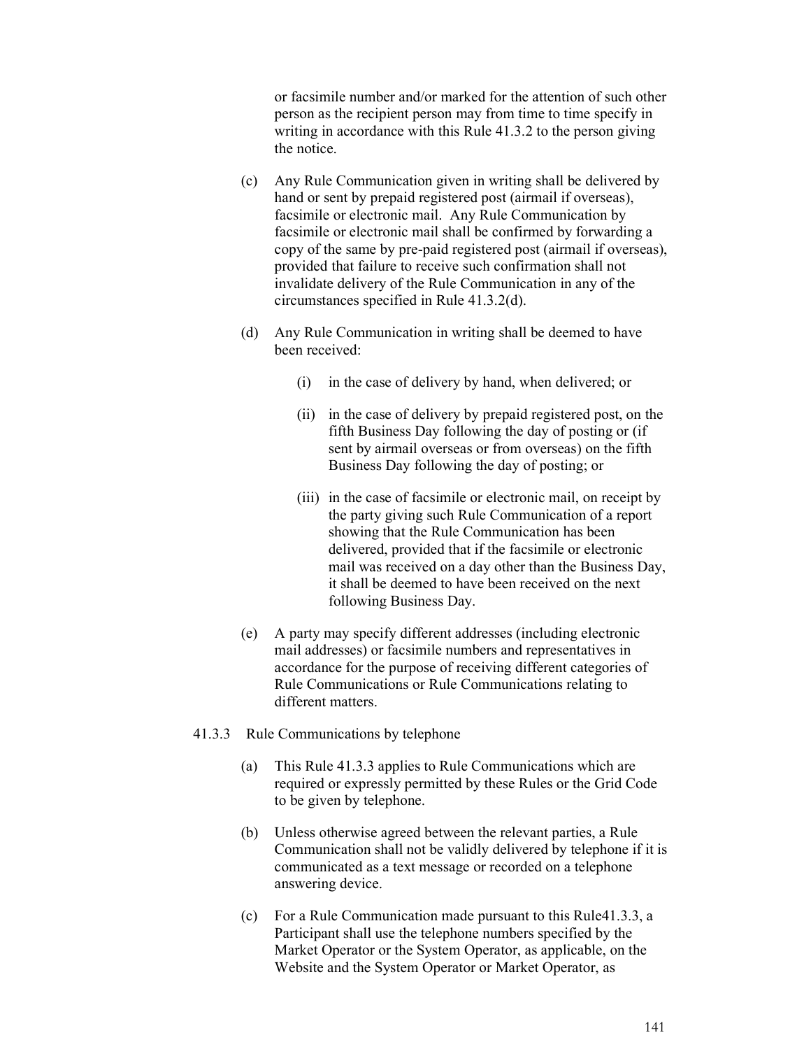or facsimile number and/or marked for the attention of such other person as the recipient person may from time to time specify in writing in accordance with this Rule 41.3.2 to the person giving the notice.

(c) Any Rule Communication given in writing shall be delivered by hand or sent by prepaid registered post (airmail if overseas), facsimile or electronic mail. Any Rule Communication by facsimile or electronic mail shall be confirmed by forwarding a copy of the same by pre-paid registered post (airmail if overseas), provided that failure to receive such confirmation shall not invalidate delivery of the Rule Communication in any of the circumstances specified in Rule 41.3.2(d).

(d) Any Rule Communication in writing shall be deemed to have been received:

(i) in the case of delivery by hand, when delivered; or

(ii) in the case of delivery by prepaid registered post, on the fifth Business Day following the day of posting or (if sent by airmail overseas or from overseas) on the fifth Business Day following the day of posting; or

(iii) in the case of facsimile or electronic mail, on receipt by the party giving such Rule Communication of a report showing that the Rule Communication has been delivered, provided that if the facsimile or electronic mail was received on a day other than the Business Day, it shall be deemed to have been received on the next following Business Day.

(e) A party may specify different addresses (including electronic mail addresses) or facsimile numbers and representatives in accordance for the purpose of receiving different categories of Rule Communications or Rule Communications relating to different matters.

41.3.3 Rule Communications by telephone

(a) This Rule 41.3.3 applies to Rule Communications which are required or expressly permitted by these Rules or the Grid Code to be given by telephone.

(b) Unless otherwise agreed between the relevant parties, a Rule Communication shall not be validly delivered by telephone if it is communicated as a text message or recorded on a telephone answering device.

(c) For a Rule Communication made pursuant to this Rule41.3.3, a Participant shall use the telephone numbers specified by the Market Operator or the System Operator, as applicable, on the Website and the System Operator or Market Operator, as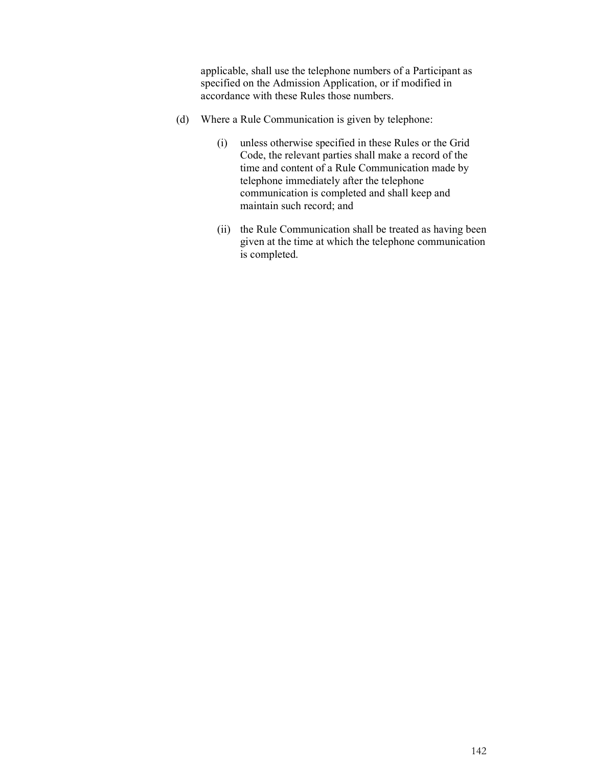applicable, shall use the telephone numbers of a Participant as specified on the Admission Application, or if modified in accordance with these Rules those numbers.

(d) Where a Rule Communication is given by telephone:

  (i) unless otherwise specified in these Rules or the Grid Code, the relevant parties shall make a record of the time and content of a Rule Communication made by telephone immediately after the telephone communication is completed and shall keep and maintain such record; and

  (ii) the Rule Communication shall be treated as having been given at the time at which the telephone communication is completed.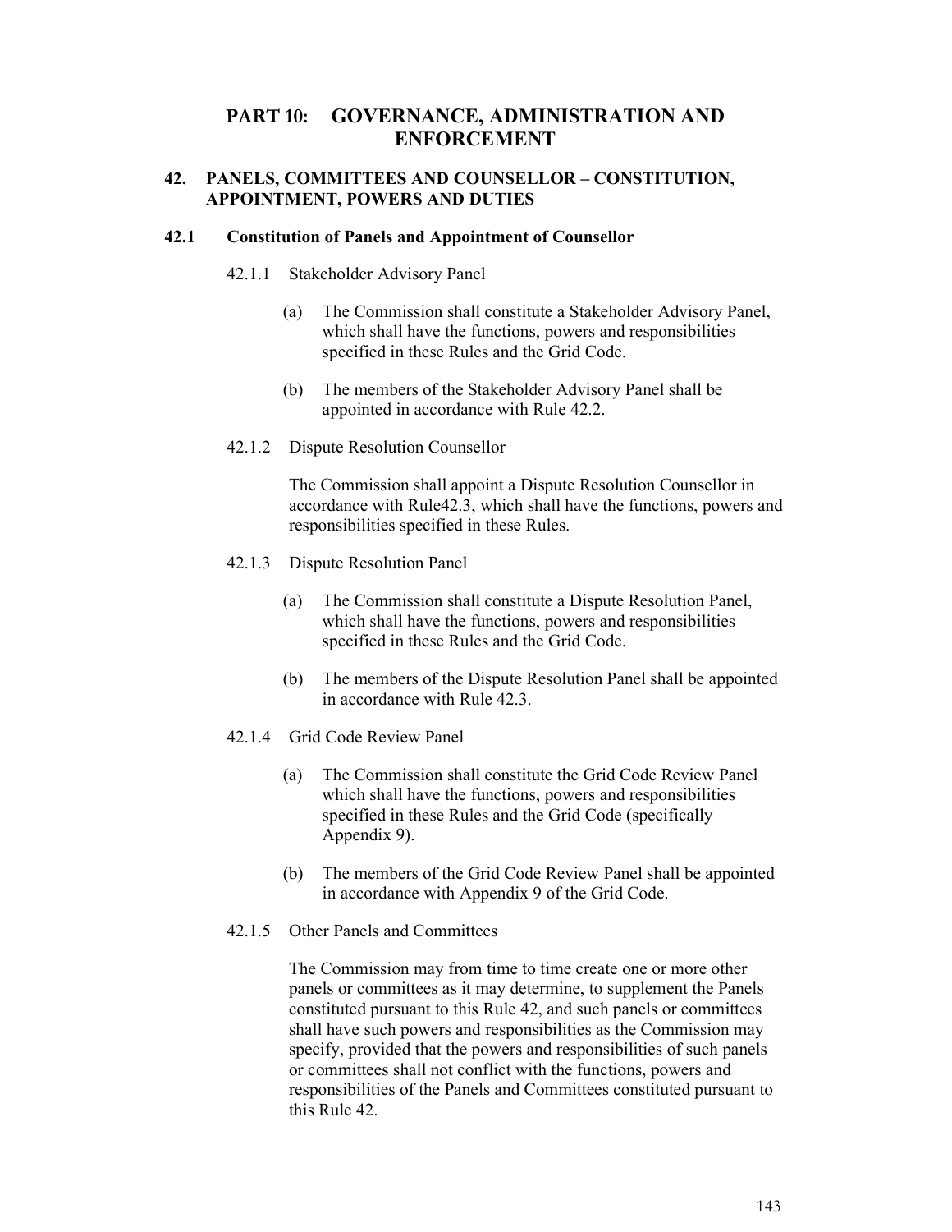# PART 10: GOVERNANCE, ADMINISTRATION AND ENFORCEMENT

## 42. PANELS, COMMITTEES AND COUNSELLOR – CONSTITUTION, APPOINTMENT, POWERS AND DUTIES

### 42.1 Constitution of Panels and Appointment of Counsellor

42.1.1 Stakeholder Advisory Panel

(a) The Commission shall constitute a Stakeholder Advisory Panel, which shall have the functions, powers and responsibilities specified in these Rules and the Grid Code.

(b) The members of the Stakeholder Advisory Panel shall be appointed in accordance with Rule 42.2.

42.1.2 Dispute Resolution Counsellor

The Commission shall appoint a Dispute Resolution Counsellor in accordance with Rule42.3, which shall have the functions, powers and responsibilities specified in these Rules.

42.1.3 Dispute Resolution Panel

(a) The Commission shall constitute a Dispute Resolution Panel, which shall have the functions, powers and responsibilities specified in these Rules and the Grid Code.

(b) The members of the Dispute Resolution Panel shall be appointed in accordance with Rule 42.3.

42.1.4 Grid Code Review Panel

(a) The Commission shall constitute the Grid Code Review Panel which shall have the functions, powers and responsibilities specified in these Rules and the Grid Code (specifically Appendix 9).

(b) The members of the Grid Code Review Panel shall be appointed in accordance with Appendix 9 of the Grid Code.

42.1.5 Other Panels and Committees

The Commission may from time to time create one or more other panels or committees as it may determine, to supplement the Panels constituted pursuant to this Rule 42, and such panels or committees shall have such powers and responsibilities as the Commission may specify, provided that the powers and responsibilities of such panels or committees shall not conflict with the functions, powers and responsibilities of the Panels and Committees constituted pursuant to this Rule 42.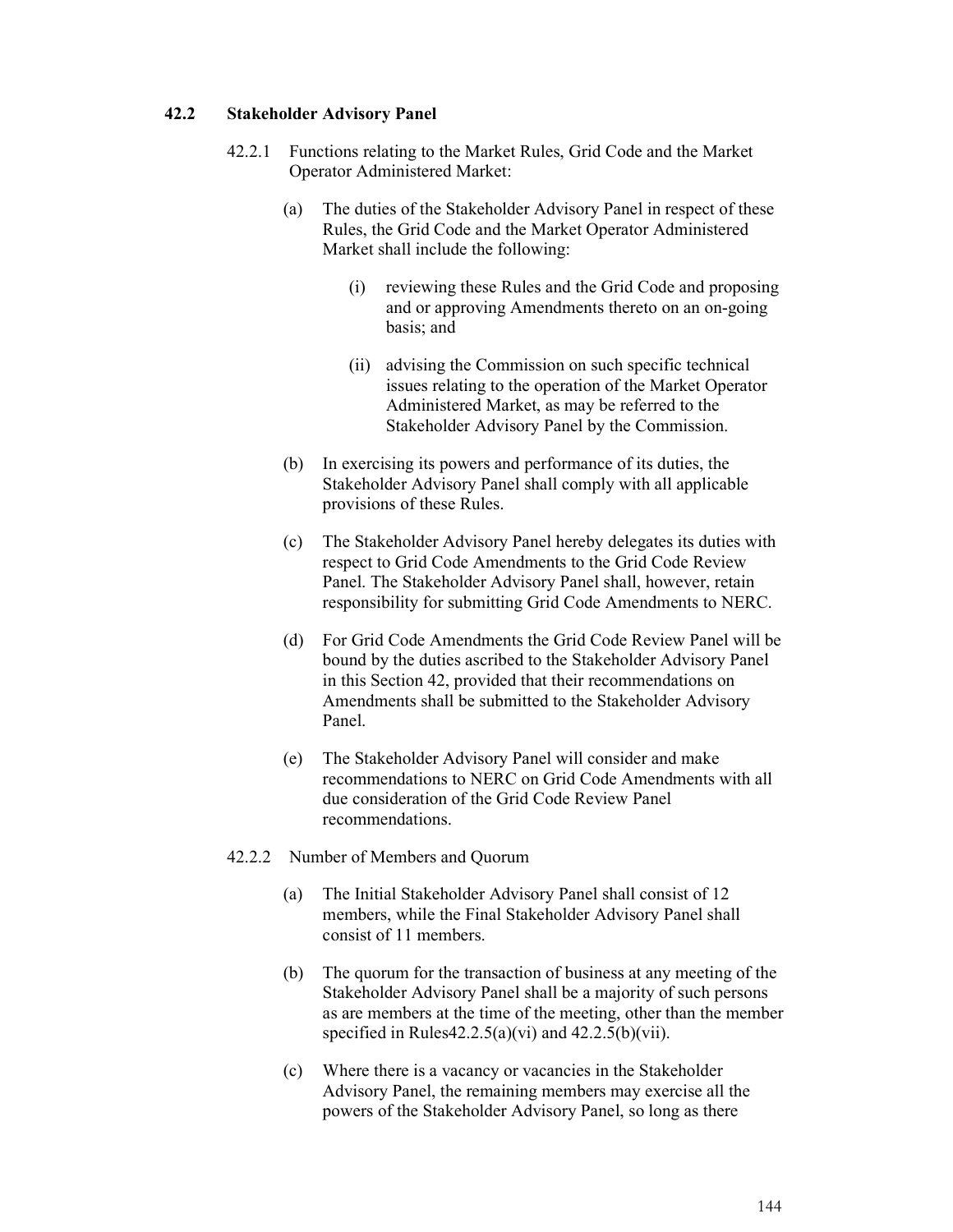### 42.2 Stakeholder Advisory Panel

42.2.1 Functions relating to the Market Rules, Grid Code and the Market Operator Administered Market:

(a) The duties of the Stakeholder Advisory Panel in respect of these Rules, the Grid Code and the Market Operator Administered Market shall include the following:

(i) reviewing these Rules and the Grid Code and proposing and or approving Amendments thereto on an on-going basis; and

(ii) advising the Commission on such specific technical issues relating to the operation of the Market Operator Administered Market, as may be referred to the Stakeholder Advisory Panel by the Commission.

(b) In exercising its powers and performance of its duties, the Stakeholder Advisory Panel shall comply with all applicable provisions of these Rules.

(c) The Stakeholder Advisory Panel hereby delegates its duties with respect to Grid Code Amendments to the Grid Code Review Panel. The Stakeholder Advisory Panel shall, however, retain responsibility for submitting Grid Code Amendments to NERC.

(d) For Grid Code Amendments the Grid Code Review Panel will be bound by the duties ascribed to the Stakeholder Advisory Panel in this Section 42, provided that their recommendations on Amendments shall be submitted to the Stakeholder Advisory Panel.

(e) The Stakeholder Advisory Panel will consider and make recommendations to NERC on Grid Code Amendments with all due consideration of the Grid Code Review Panel recommendations.

42.2.2 Number of Members and Quorum

(a) The Initial Stakeholder Advisory Panel shall consist of 12 members, while the Final Stakeholder Advisory Panel shall consist of 11 members.

(b) The quorum for the transaction of business at any meeting of the Stakeholder Advisory Panel shall be a majority of such persons as are members at the time of the meeting, other than the member specified in Rules42.2.5(a)(vi) and 42.2.5(b)(vii).

(c) Where there is a vacancy or vacancies in the Stakeholder Advisory Panel, the remaining members may exercise all the powers of the Stakeholder Advisory Panel, so long as there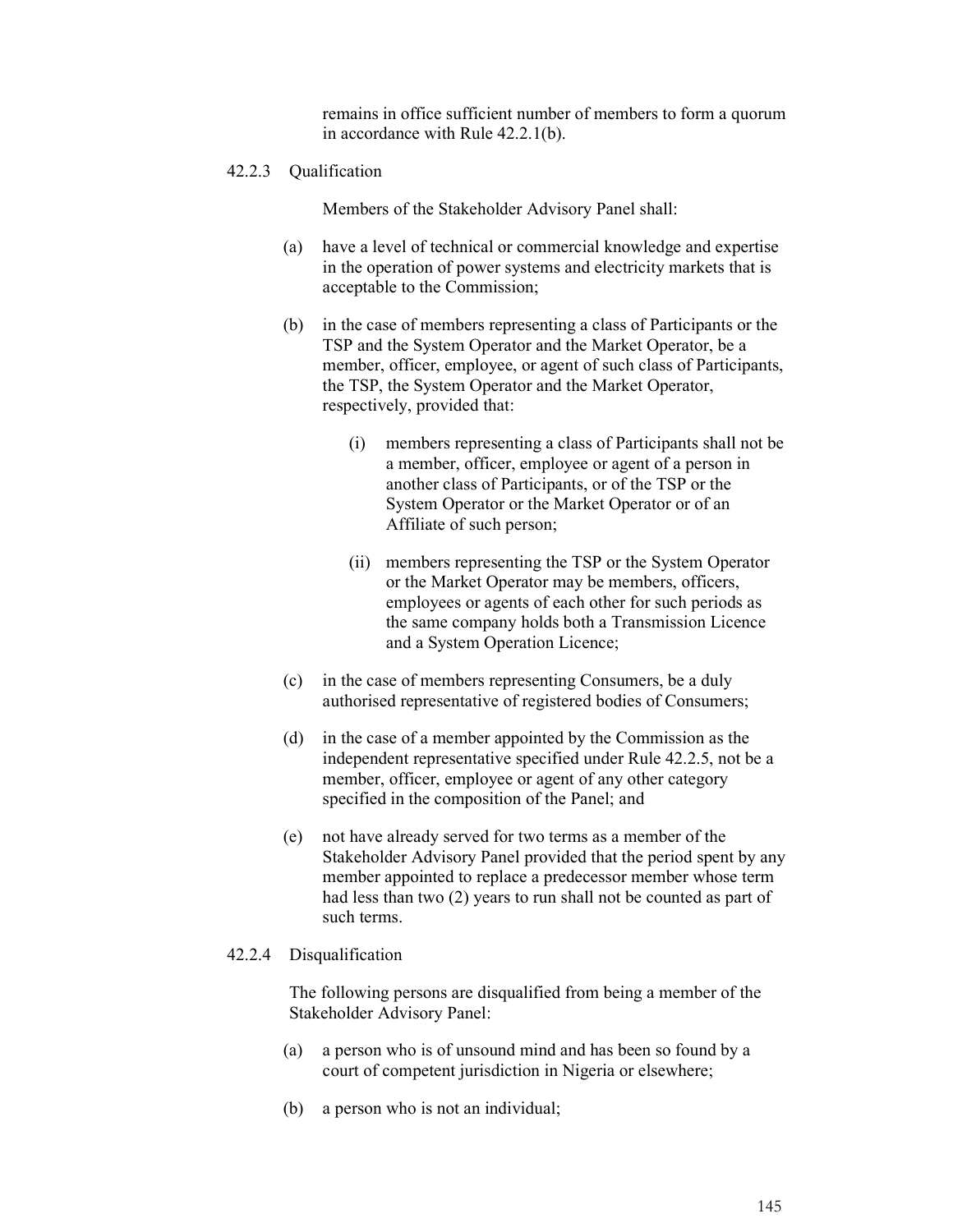remains in office sufficient number of members to form a quorum in accordance with Rule 42.2.1(b).

42.2.3 Qualification

Members of the Stakeholder Advisory Panel shall:

(a) have a level of technical or commercial knowledge and expertise in the operation of power systems and electricity markets that is acceptable to the Commission;

(b) in the case of members representing a class of Participants or the TSP and the System Operator and the Market Operator, be a member, officer, employee, or agent of such class of Participants, the TSP, the System Operator and the Market Operator, respectively, provided that:

(i) members representing a class of Participants shall not be a member, officer, employee or agent of a person in another class of Participants, or of the TSP or the System Operator or the Market Operator or of an Affiliate of such person;

(ii) members representing the TSP or the System Operator or the Market Operator may be members, officers, employees or agents of each other for such periods as the same company holds both a Transmission Licence and a System Operation Licence;

(c) in the case of members representing Consumers, be a duly authorised representative of registered bodies of Consumers;

(d) in the case of a member appointed by the Commission as the independent representative specified under Rule 42.2.5, not be a member, officer, employee or agent of any other category specified in the composition of the Panel; and

(e) not have already served for two terms as a member of the Stakeholder Advisory Panel provided that the period spent by any member appointed to replace a predecessor member whose term had less than two (2) years to run shall not be counted as part of such terms.

42.2.4 Disqualification

The following persons are disqualified from being a member of the Stakeholder Advisory Panel:

(a) a person who is of unsound mind and has been so found by a court of competent jurisdiction in Nigeria or elsewhere;

(b) a person who is not an individual;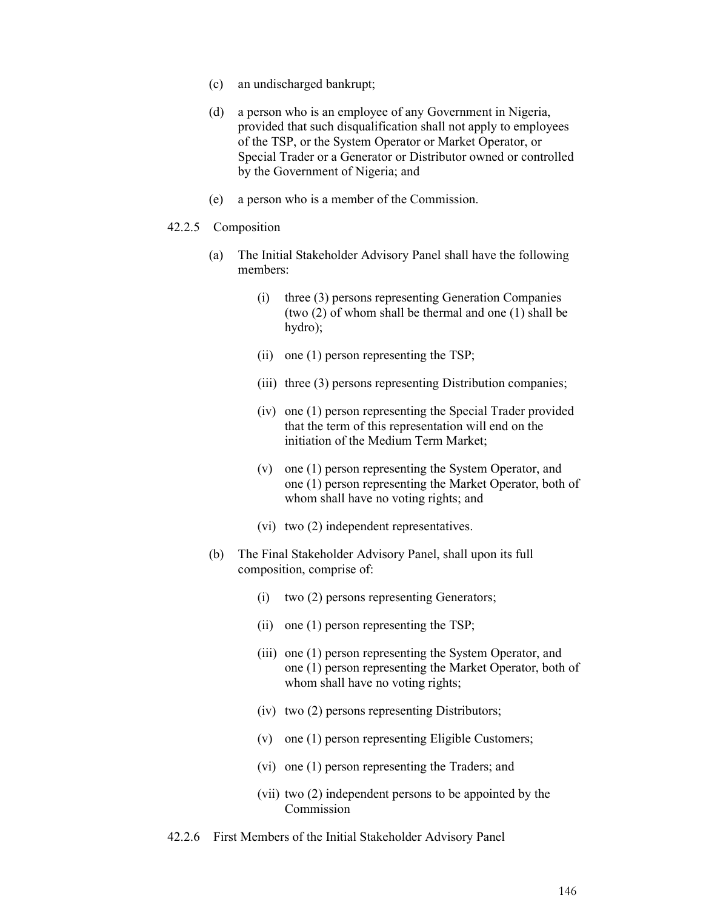(c) an undischarged bankrupt;

(d) a person who is an employee of any Government in Nigeria, provided that such disqualification shall not apply to employees of the TSP, or the System Operator or Market Operator, or Special Trader or a Generator or Distributor owned or controlled by the Government of Nigeria; and

(e) a person who is a member of the Commission.

42.2.5 Composition

(a) The Initial Stakeholder Advisory Panel shall have the following members:

(i) three (3) persons representing Generation Companies (two (2) of whom shall be thermal and one (1) shall be hydro);

(ii) one (1) person representing the TSP;

(iii) three (3) persons representing Distribution companies;

(iv) one (1) person representing the Special Trader provided that the term of this representation will end on the initiation of the Medium Term Market;

(v) one (1) person representing the System Operator, and one (1) person representing the Market Operator, both of whom shall have no voting rights; and

(vi) two (2) independent representatives.

(b) The Final Stakeholder Advisory Panel, shall upon its full composition, comprise of:

(i) two (2) persons representing Generators;

(ii) one (1) person representing the TSP;

(iii) one (1) person representing the System Operator, and one (1) person representing the Market Operator, both of whom shall have no voting rights;

(iv) two (2) persons representing Distributors;

(v) one (1) person representing Eligible Customers;

(vi) one (1) person representing the Traders; and

(vii) two (2) independent persons to be appointed by the Commission

42.2.6 First Members of the Initial Stakeholder Advisory Panel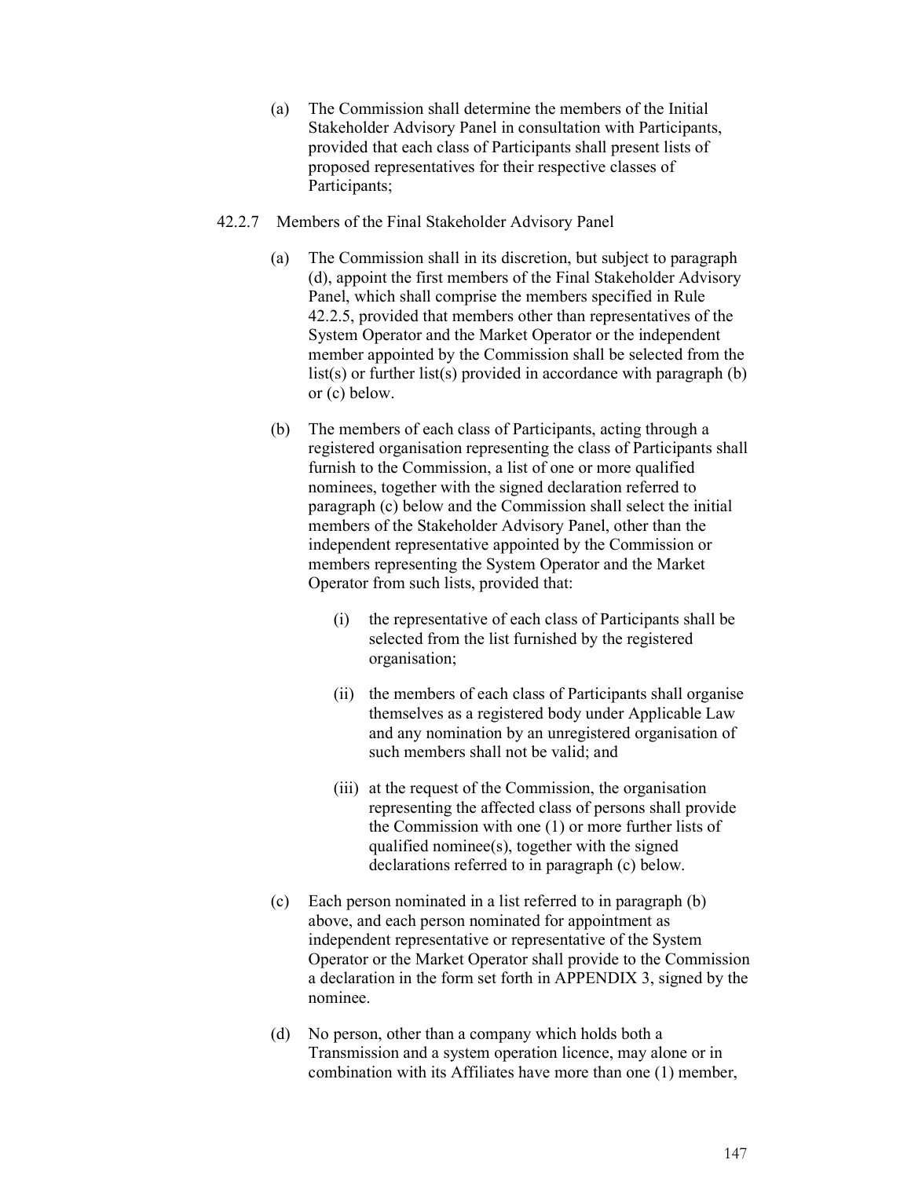(a) The Commission shall determine the members of the Initial Stakeholder Advisory Panel in consultation with Participants, provided that each class of Participants shall present lists of proposed representatives for their respective classes of Participants;

42.2.7 Members of the Final Stakeholder Advisory Panel

(a) The Commission shall in its discretion, but subject to paragraph (d), appoint the first members of the Final Stakeholder Advisory Panel, which shall comprise the members specified in Rule 42.2.5, provided that members other than representatives of the System Operator and the Market Operator or the independent member appointed by the Commission shall be selected from the list(s) or further list(s) provided in accordance with paragraph (b) or (c) below.

(b) The members of each class of Participants, acting through a registered organisation representing the class of Participants shall furnish to the Commission, a list of one or more qualified nominees, together with the signed declaration referred to paragraph (c) below and the Commission shall select the initial members of the Stakeholder Advisory Panel, other than the independent representative appointed by the Commission or members representing the System Operator and the Market Operator from such lists, provided that:

   (i) the representative of each class of Participants shall be selected from the list furnished by the registered organisation;

   (ii) the members of each class of Participants shall organise themselves as a registered body under Applicable Law and any nomination by an unregistered organisation of such members shall not be valid; and

   (iii) at the request of the Commission, the organisation representing the affected class of persons shall provide the Commission with one (1) or more further lists of qualified nominee(s), together with the signed declarations referred to in paragraph (c) below.

(c) Each person nominated in a list referred to in paragraph (b) above, and each person nominated for appointment as independent representative or representative of the System Operator or the Market Operator shall provide to the Commission a declaration in the form set forth in APPENDIX 3, signed by the nominee.

(d) No person, other than a company which holds both a Transmission and a system operation licence, may alone or in combination with its Affiliates have more than one (1) member,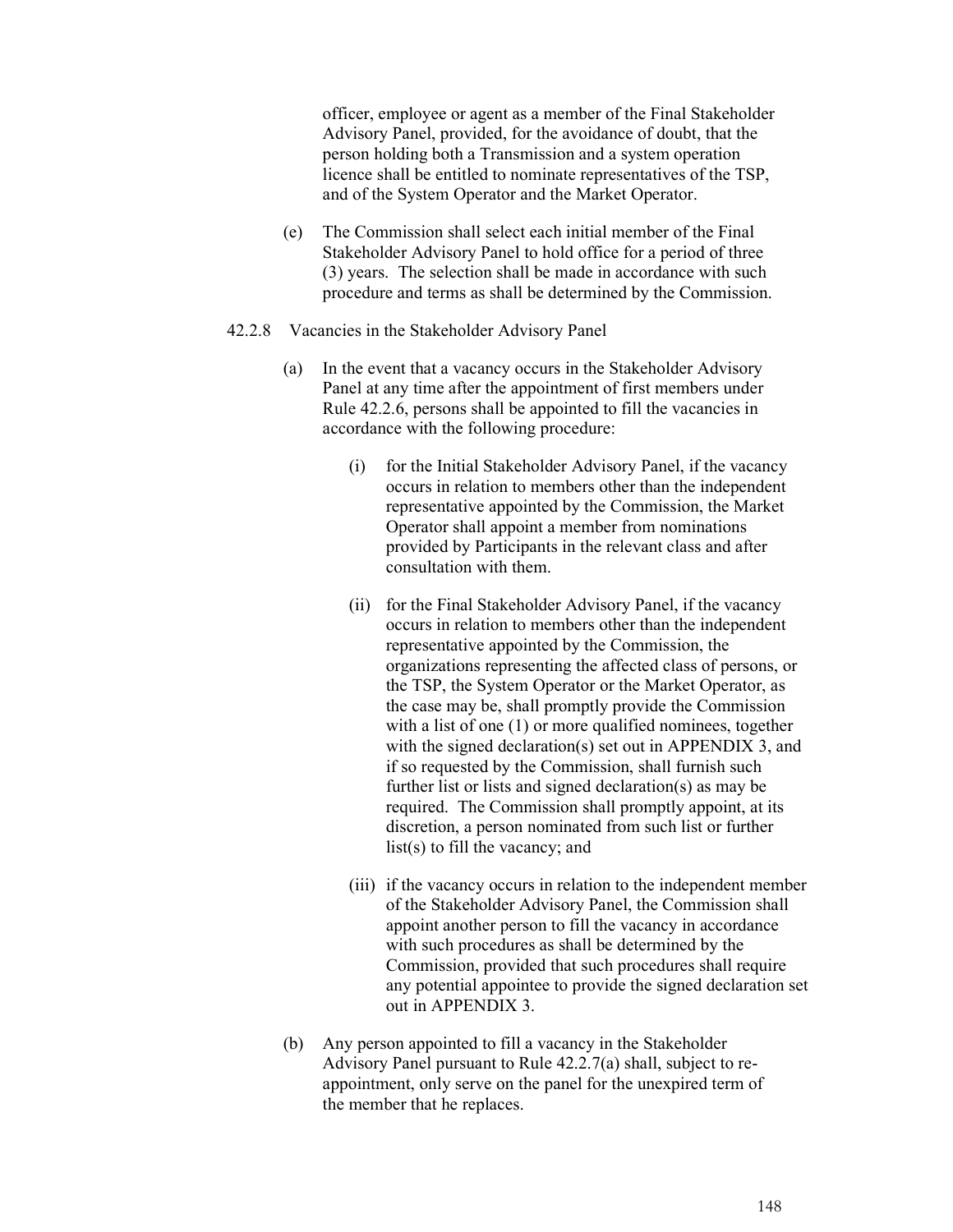officer, employee or agent as a member of the Final Stakeholder Advisory Panel, provided, for the avoidance of doubt, that the person holding both a Transmission and a system operation licence shall be entitled to nominate representatives of the TSP, and of the System Operator and the Market Operator.

(e) The Commission shall select each initial member of the Final Stakeholder Advisory Panel to hold office for a period of three (3) years. The selection shall be made in accordance with such procedure and terms as shall be determined by the Commission.

42.2.8 Vacancies in the Stakeholder Advisory Panel

(a) In the event that a vacancy occurs in the Stakeholder Advisory Panel at any time after the appointment of first members under Rule 42.2.6, persons shall be appointed to fill the vacancies in accordance with the following procedure:

(i) for the Initial Stakeholder Advisory Panel, if the vacancy occurs in relation to members other than the independent representative appointed by the Commission, the Market Operator shall appoint a member from nominations provided by Participants in the relevant class and after consultation with them.

(ii) for the Final Stakeholder Advisory Panel, if the vacancy occurs in relation to members other than the independent representative appointed by the Commission, the organizations representing the affected class of persons, or the TSP, the System Operator or the Market Operator, as the case may be, shall promptly provide the Commission with a list of one (1) or more qualified nominees, together with the signed declaration(s) set out in APPENDIX 3, and if so requested by the Commission, shall furnish such further list or lists and signed declaration(s) as may be required. The Commission shall promptly appoint, at its discretion, a person nominated from such list or further list(s) to fill the vacancy; and

(iii) if the vacancy occurs in relation to the independent member of the Stakeholder Advisory Panel, the Commission shall appoint another person to fill the vacancy in accordance with such procedures as shall be determined by the Commission, provided that such procedures shall require any potential appointee to provide the signed declaration set out in APPENDIX 3.

(b) Any person appointed to fill a vacancy in the Stakeholder Advisory Panel pursuant to Rule 42.2.7(a) shall, subject to re-appointment, only serve on the panel for the unexpired term of the member that he replaces.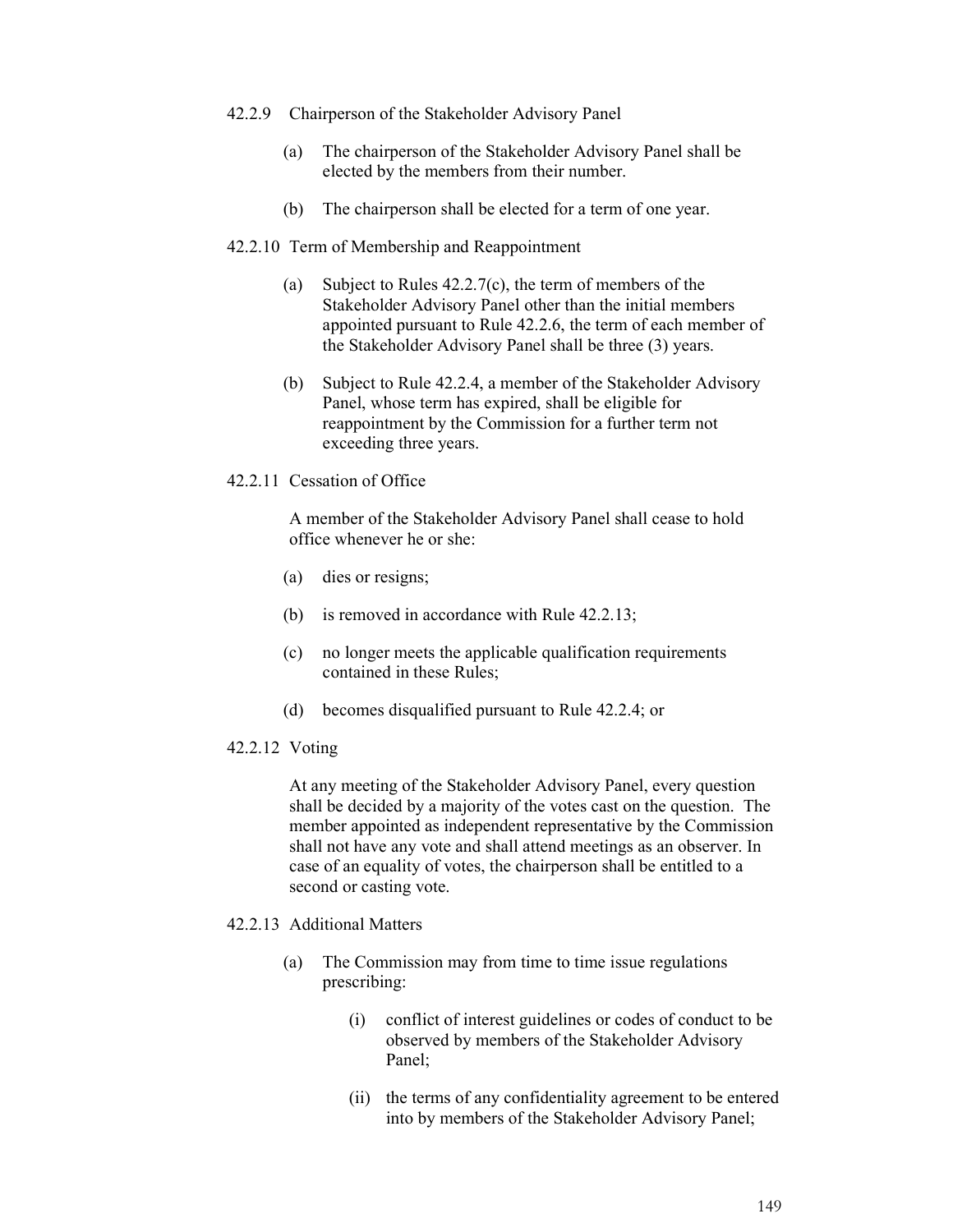42.2.9 Chairperson of the Stakeholder Advisory Panel

(a) The chairperson of the Stakeholder Advisory Panel shall be elected by the members from their number.

(b) The chairperson shall be elected for a term of one year.

42.2.10 Term of Membership and Reappointment

(a) Subject to Rules 42.2.7(c), the term of members of the Stakeholder Advisory Panel other than the initial members appointed pursuant to Rule 42.2.6, the term of each member of the Stakeholder Advisory Panel shall be three (3) years.

(b) Subject to Rule 42.2.4, a member of the Stakeholder Advisory Panel, whose term has expired, shall be eligible for reappointment by the Commission for a further term not exceeding three years.

42.2.11 Cessation of Office

A member of the Stakeholder Advisory Panel shall cease to hold office whenever he or she:

(a) dies or resigns;

(b) is removed in accordance with Rule 42.2.13;

(c) no longer meets the applicable qualification requirements contained in these Rules;

(d) becomes disqualified pursuant to Rule 42.2.4; or

42.2.12 Voting

At any meeting of the Stakeholder Advisory Panel, every question shall be decided by a majority of the votes cast on the question. The member appointed as independent representative by the Commission shall not have any vote and shall attend meetings as an observer. In case of an equality of votes, the chairperson shall be entitled to a second or casting vote.

42.2.13 Additional Matters

(a) The Commission may from time to time issue regulations prescribing:

(i) conflict of interest guidelines or codes of conduct to be observed by members of the Stakeholder Advisory Panel;

(ii) the terms of any confidentiality agreement to be entered into by members of the Stakeholder Advisory Panel;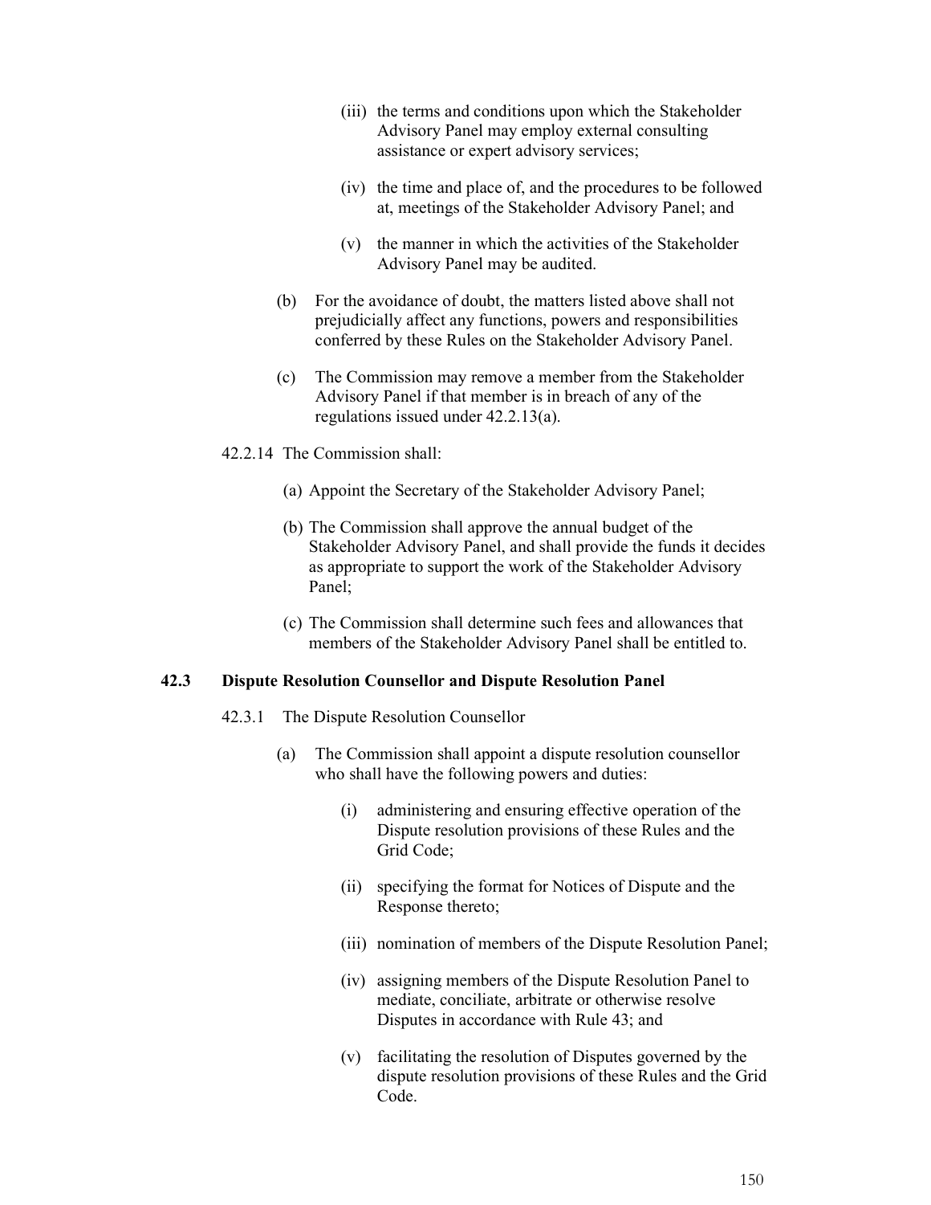(iii) the terms and conditions upon which the Stakeholder Advisory Panel may employ external consulting assistance or expert advisory services;

(iv) the time and place of, and the procedures to be followed at, meetings of the Stakeholder Advisory Panel; and

(v) the manner in which the activities of the Stakeholder Advisory Panel may be audited.

(b) For the avoidance of doubt, the matters listed above shall not prejudicially affect any functions, powers and responsibilities conferred by these Rules on the Stakeholder Advisory Panel.

(c) The Commission may remove a member from the Stakeholder Advisory Panel if that member is in breach of any of the regulations issued under 42.2.13(a).

42.2.14 The Commission shall:

(a) Appoint the Secretary of the Stakeholder Advisory Panel;

(b) The Commission shall approve the annual budget of the Stakeholder Advisory Panel, and shall provide the funds it decides as appropriate to support the work of the Stakeholder Advisory Panel;

(c) The Commission shall determine such fees and allowances that members of the Stakeholder Advisory Panel shall be entitled to.

### 42.3 Dispute Resolution Counsellor and Dispute Resolution Panel

42.3.1 The Dispute Resolution Counsellor

(a) The Commission shall appoint a dispute resolution counsellor who shall have the following powers and duties:

(i) administering and ensuring effective operation of the Dispute resolution provisions of these Rules and the Grid Code;

(ii) specifying the format for Notices of Dispute and the Response thereto;

(iii) nomination of members of the Dispute Resolution Panel;

(iv) assigning members of the Dispute Resolution Panel to mediate, conciliate, arbitrate or otherwise resolve Disputes in accordance with Rule 43; and

(v) facilitating the resolution of Disputes governed by the dispute resolution provisions of these Rules and the Grid Code.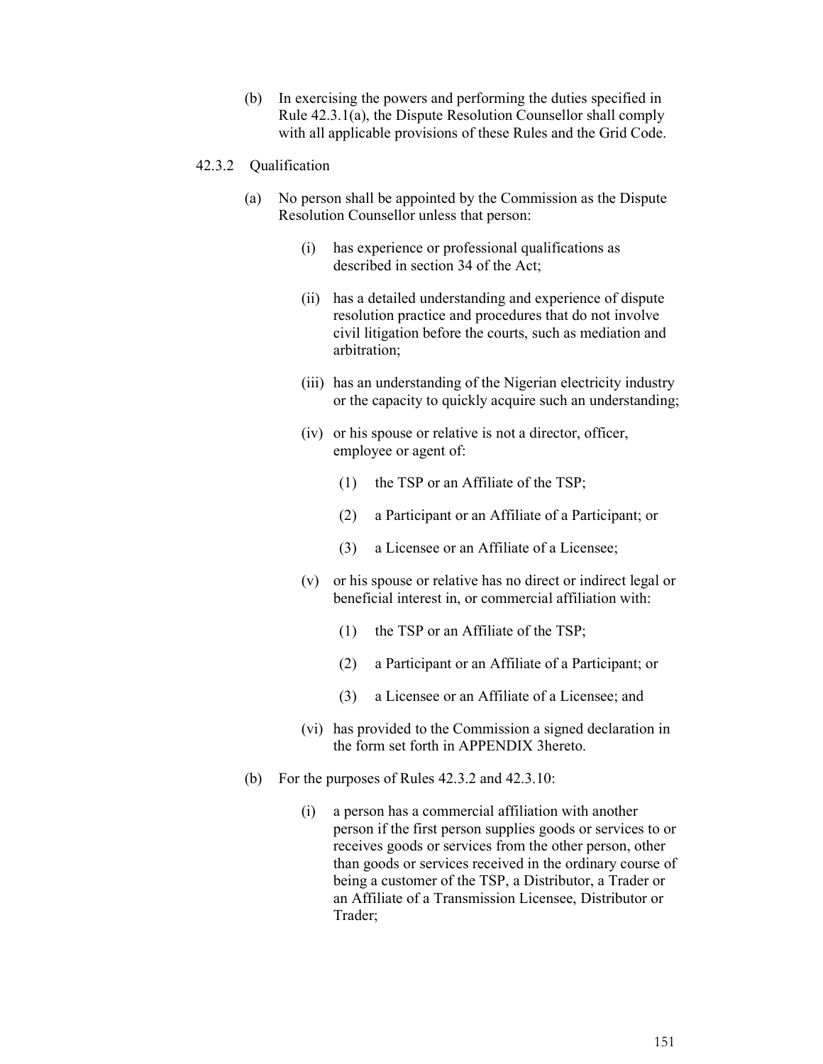(b) In exercising the powers and performing the duties specified in Rule 42.3.1(a), the Dispute Resolution Counsellor shall comply with all applicable provisions of these Rules and the Grid Code.

42.3.2 Qualification

(a) No person shall be appointed by the Commission as the Dispute Resolution Counsellor unless that person:

(i) has experience or professional qualifications as described in section 34 of the Act;

(ii) has a detailed understanding and experience of dispute resolution practice and procedures that do not involve civil litigation before the courts, such as mediation and arbitration;

(iii) has an understanding of the Nigerian electricity industry or the capacity to quickly acquire such an understanding;

(iv) or his spouse or relative is not a director, officer, employee or agent of:

(1) the TSP or an Affiliate of the TSP;

(2) a Participant or an Affiliate of a Participant; or

(3) a Licensee or an Affiliate of a Licensee;

(v) or his spouse or relative has no direct or indirect legal or beneficial interest in, or commercial affiliation with:

(1) the TSP or an Affiliate of the TSP;

(2) a Participant or an Affiliate of a Participant; or

(3) a Licensee or an Affiliate of a Licensee; and

(vi) has provided to the Commission a signed declaration in the form set forth in APPENDIX 3hereto.

(b) For the purposes of Rules 42.3.2 and 42.3.10:

(i) a person has a commercial affiliation with another person if the first person supplies goods or services to or receives goods or services from the other person, other than goods or services received in the ordinary course of being a customer of the TSP, a Distributor, a Trader or an Affiliate of a Transmission Licensee, Distributor or Trader;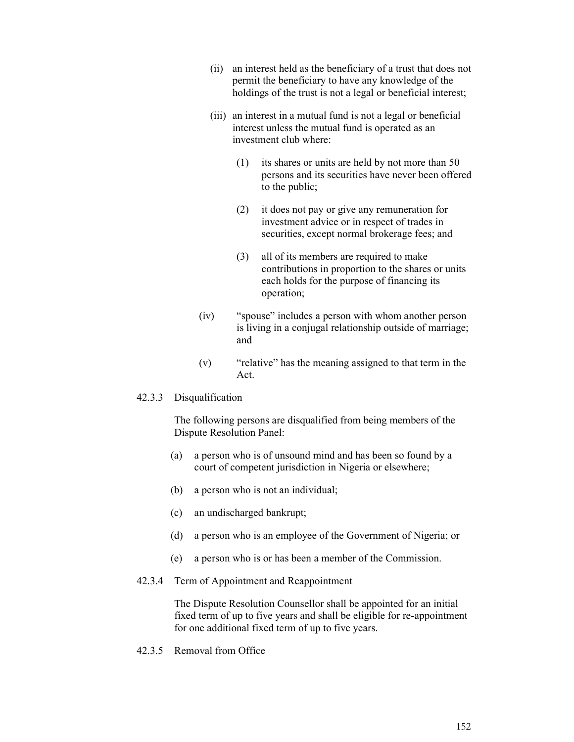(ii) an interest held as the beneficiary of a trust that does not permit the beneficiary to have any knowledge of the holdings of the trust is not a legal or beneficial interest;

(iii) an interest in a mutual fund is not a legal or beneficial interest unless the mutual fund is operated as an investment club where:

(1) its shares or units are held by not more than 50 persons and its securities have never been offered to the public;

(2) it does not pay or give any remuneration for investment advice or in respect of trades in securities, except normal brokerage fees; and

(3) all of its members are required to make contributions in proportion to the shares or units each holds for the purpose of financing its operation;

(iv) "spouse" includes a person with whom another person is living in a conjugal relationship outside of marriage; and

(v) "relative" has the meaning assigned to that term in the Act.

42.3.3 Disqualification

The following persons are disqualified from being members of the Dispute Resolution Panel:

(a) a person who is of unsound mind and has been so found by a court of competent jurisdiction in Nigeria or elsewhere;

(b) a person who is not an individual;

(c) an undischarged bankrupt;

(d) a person who is an employee of the Government of Nigeria; or

(e) a person who is or has been a member of the Commission.

42.3.4 Term of Appointment and Reappointment

The Dispute Resolution Counsellor shall be appointed for an initial fixed term of up to five years and shall be eligible for re-appointment for one additional fixed term of up to five years.

42.3.5 Removal from Office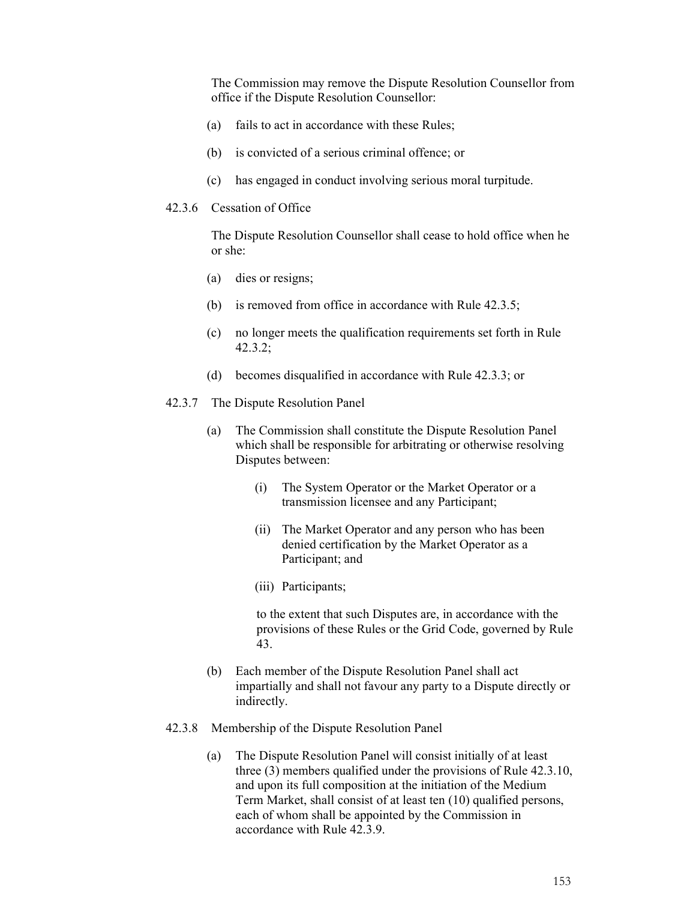The Commission may remove the Dispute Resolution Counsellor from office if the Dispute Resolution Counsellor:

(a) fails to act in accordance with these Rules;

(b) is convicted of a serious criminal offence; or

(c) has engaged in conduct involving serious moral turpitude.

42.3.6 Cessation of Office

The Dispute Resolution Counsellor shall cease to hold office when he or she:

(a) dies or resigns;

(b) is removed from office in accordance with Rule 42.3.5;

(c) no longer meets the qualification requirements set forth in Rule 42.3.2;

(d) becomes disqualified in accordance with Rule 42.3.3; or

42.3.7 The Dispute Resolution Panel

(a) The Commission shall constitute the Dispute Resolution Panel which shall be responsible for arbitrating or otherwise resolving Disputes between:

  (i) The System Operator or the Market Operator or a transmission licensee and any Participant;

  (ii) The Market Operator and any person who has been denied certification by the Market Operator as a Participant; and

  (iii) Participants;

  to the extent that such Disputes are, in accordance with the provisions of these Rules or the Grid Code, governed by Rule 43.

(b) Each member of the Dispute Resolution Panel shall act impartially and shall not favour any party to a Dispute directly or indirectly.

42.3.8 Membership of the Dispute Resolution Panel

(a) The Dispute Resolution Panel will consist initially of at least three (3) members qualified under the provisions of Rule 42.3.10, and upon its full composition at the initiation of the Medium Term Market, shall consist of at least ten (10) qualified persons, each of whom shall be appointed by the Commission in accordance with Rule 42.3.9.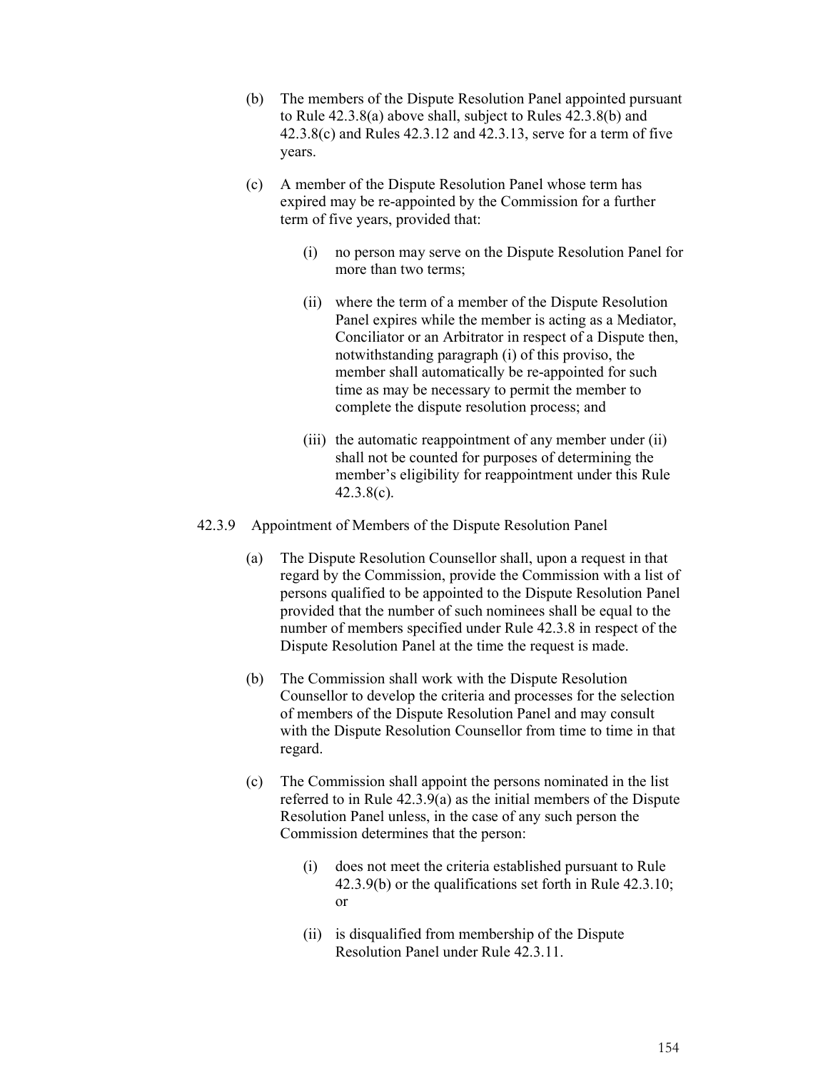(b) The members of the Dispute Resolution Panel appointed pursuant to Rule 42.3.8(a) above shall, subject to Rules 42.3.8(b) and 42.3.8(c) and Rules 42.3.12 and 42.3.13, serve for a term of five years.

(c) A member of the Dispute Resolution Panel whose term has expired may be re-appointed by the Commission for a further term of five years, provided that:

(i) no person may serve on the Dispute Resolution Panel for more than two terms;

(ii) where the term of a member of the Dispute Resolution Panel expires while the member is acting as a Mediator, Conciliator or an Arbitrator in respect of a Dispute then, notwithstanding paragraph (i) of this proviso, the member shall automatically be re-appointed for such time as may be necessary to permit the member to complete the dispute resolution process; and

(iii) the automatic reappointment of any member under (ii) shall not be counted for purposes of determining the member's eligibility for reappointment under this Rule 42.3.8(c).

42.3.9 Appointment of Members of the Dispute Resolution Panel

(a) The Dispute Resolution Counsellor shall, upon a request in that regard by the Commission, provide the Commission with a list of persons qualified to be appointed to the Dispute Resolution Panel provided that the number of such nominees shall be equal to the number of members specified under Rule 42.3.8 in respect of the Dispute Resolution Panel at the time the request is made.

(b) The Commission shall work with the Dispute Resolution Counsellor to develop the criteria and processes for the selection of members of the Dispute Resolution Panel and may consult with the Dispute Resolution Counsellor from time to time in that regard.

(c) The Commission shall appoint the persons nominated in the list referred to in Rule 42.3.9(a) as the initial members of the Dispute Resolution Panel unless, in the case of any such person the Commission determines that the person:

(i) does not meet the criteria established pursuant to Rule 42.3.9(b) or the qualifications set forth in Rule 42.3.10; or

(ii) is disqualified from membership of the Dispute Resolution Panel under Rule 42.3.11.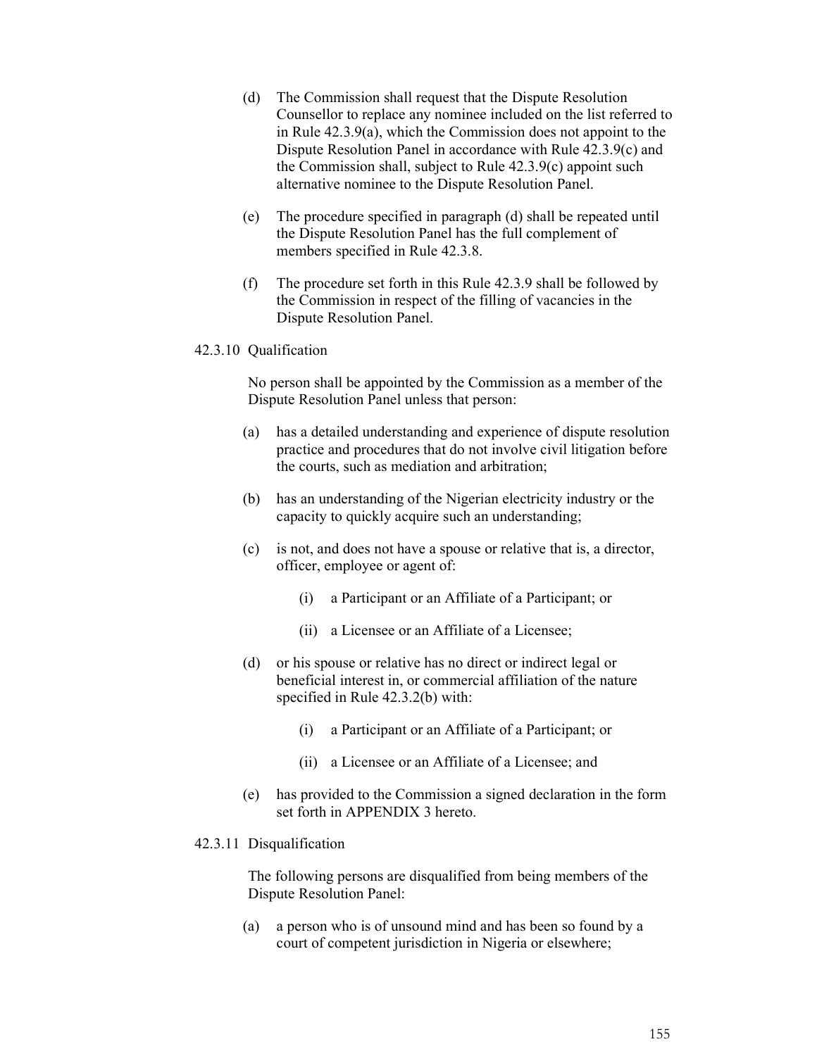(d) The Commission shall request that the Dispute Resolution Counsellor to replace any nominee included on the list referred to in Rule 42.3.9(a), which the Commission does not appoint to the Dispute Resolution Panel in accordance with Rule 42.3.9(c) and the Commission shall, subject to Rule 42.3.9(c) appoint such alternative nominee to the Dispute Resolution Panel.

(e) The procedure specified in paragraph (d) shall be repeated until the Dispute Resolution Panel has the full complement of members specified in Rule 42.3.8.

(f) The procedure set forth in this Rule 42.3.9 shall be followed by the Commission in respect of the filling of vacancies in the Dispute Resolution Panel.

42.3.10 Qualification

No person shall be appointed by the Commission as a member of the Dispute Resolution Panel unless that person:

(a) has a detailed understanding and experience of dispute resolution practice and procedures that do not involve civil litigation before the courts, such as mediation and arbitration;

(b) has an understanding of the Nigerian electricity industry or the capacity to quickly acquire such an understanding;

(c) is not, and does not have a spouse or relative that is, a director, officer, employee or agent of:

  (i) a Participant or an Affiliate of a Participant; or

  (ii) a Licensee or an Affiliate of a Licensee;

(d) or his spouse or relative has no direct or indirect legal or beneficial interest in, or commercial affiliation of the nature specified in Rule 42.3.2(b) with:

  (i) a Participant or an Affiliate of a Participant; or

  (ii) a Licensee or an Affiliate of a Licensee; and

(e) has provided to the Commission a signed declaration in the form set forth in APPENDIX 3 hereto.

42.3.11 Disqualification

The following persons are disqualified from being members of the Dispute Resolution Panel:

(a) a person who is of unsound mind and has been so found by a court of competent jurisdiction in Nigeria or elsewhere;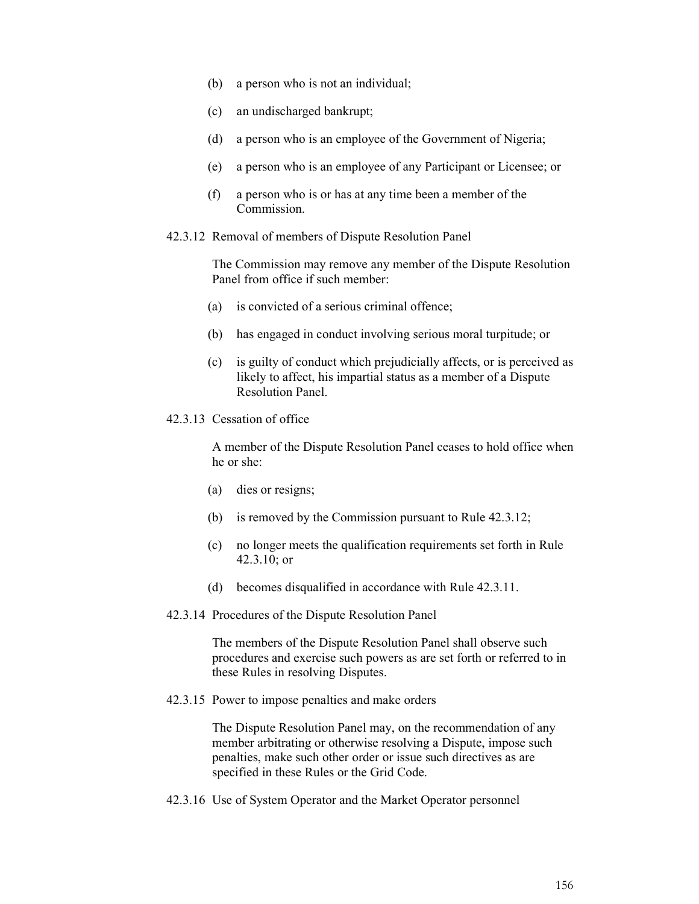(b) a person who is not an individual;

(c) an undischarged bankrupt;

(d) a person who is an employee of the Government of Nigeria;

(e) a person who is an employee of any Participant or Licensee; or

(f) a person who is or has at any time been a member of the Commission.

42.3.12 Removal of members of Dispute Resolution Panel

The Commission may remove any member of the Dispute Resolution Panel from office if such member:

(a) is convicted of a serious criminal offence;

(b) has engaged in conduct involving serious moral turpitude; or

(c) is guilty of conduct which prejudicially affects, or is perceived as likely to affect, his impartial status as a member of a Dispute Resolution Panel.

42.3.13 Cessation of office

A member of the Dispute Resolution Panel ceases to hold office when he or she:

(a) dies or resigns;

(b) is removed by the Commission pursuant to Rule 42.3.12;

(c) no longer meets the qualification requirements set forth in Rule 42.3.10; or

(d) becomes disqualified in accordance with Rule 42.3.11.

42.3.14 Procedures of the Dispute Resolution Panel

The members of the Dispute Resolution Panel shall observe such procedures and exercise such powers as are set forth or referred to in these Rules in resolving Disputes.

42.3.15 Power to impose penalties and make orders

The Dispute Resolution Panel may, on the recommendation of any member arbitrating or otherwise resolving a Dispute, impose such penalties, make such other order or issue such directives as are specified in these Rules or the Grid Code.

42.3.16 Use of System Operator and the Market Operator personnel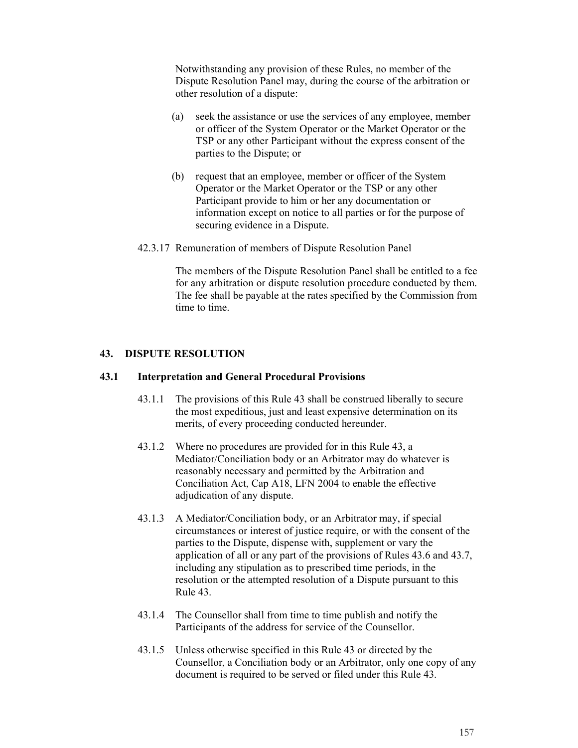Notwithstanding any provision of these Rules, no member of the Dispute Resolution Panel may, during the course of the arbitration or other resolution of a dispute:

(a) seek the assistance or use the services of any employee, member or officer of the System Operator or the Market Operator or the TSP or any other Participant without the express consent of the parties to the Dispute; or

(b) request that an employee, member or officer of the System Operator or the Market Operator or the TSP or any other Participant provide to him or her any documentation or information except on notice to all parties or for the purpose of securing evidence in a Dispute.

42.3.17 Remuneration of members of Dispute Resolution Panel

The members of the Dispute Resolution Panel shall be entitled to a fee for any arbitration or dispute resolution procedure conducted by them. The fee shall be payable at the rates specified by the Commission from time to time.

## 43. DISPUTE RESOLUTION

### 43.1 Interpretation and General Procedural Provisions

43.1.1 The provisions of this Rule 43 shall be construed liberally to secure the most expeditious, just and least expensive determination on its merits, of every proceeding conducted hereunder.

43.1.2 Where no procedures are provided for in this Rule 43, a Mediator/Conciliation body or an Arbitrator may do whatever is reasonably necessary and permitted by the Arbitration and Conciliation Act, Cap A18, LFN 2004 to enable the effective adjudication of any dispute.

43.1.3 A Mediator/Conciliation body, or an Arbitrator may, if special circumstances or interest of justice require, or with the consent of the parties to the Dispute, dispense with, supplement or vary the application of all or any part of the provisions of Rules 43.6 and 43.7, including any stipulation as to prescribed time periods, in the resolution or the attempted resolution of a Dispute pursuant to this Rule 43.

43.1.4 The Counsellor shall from time to time publish and notify the Participants of the address for service of the Counsellor.

43.1.5 Unless otherwise specified in this Rule 43 or directed by the Counsellor, a Conciliation body or an Arbitrator, only one copy of any document is required to be served or filed under this Rule 43.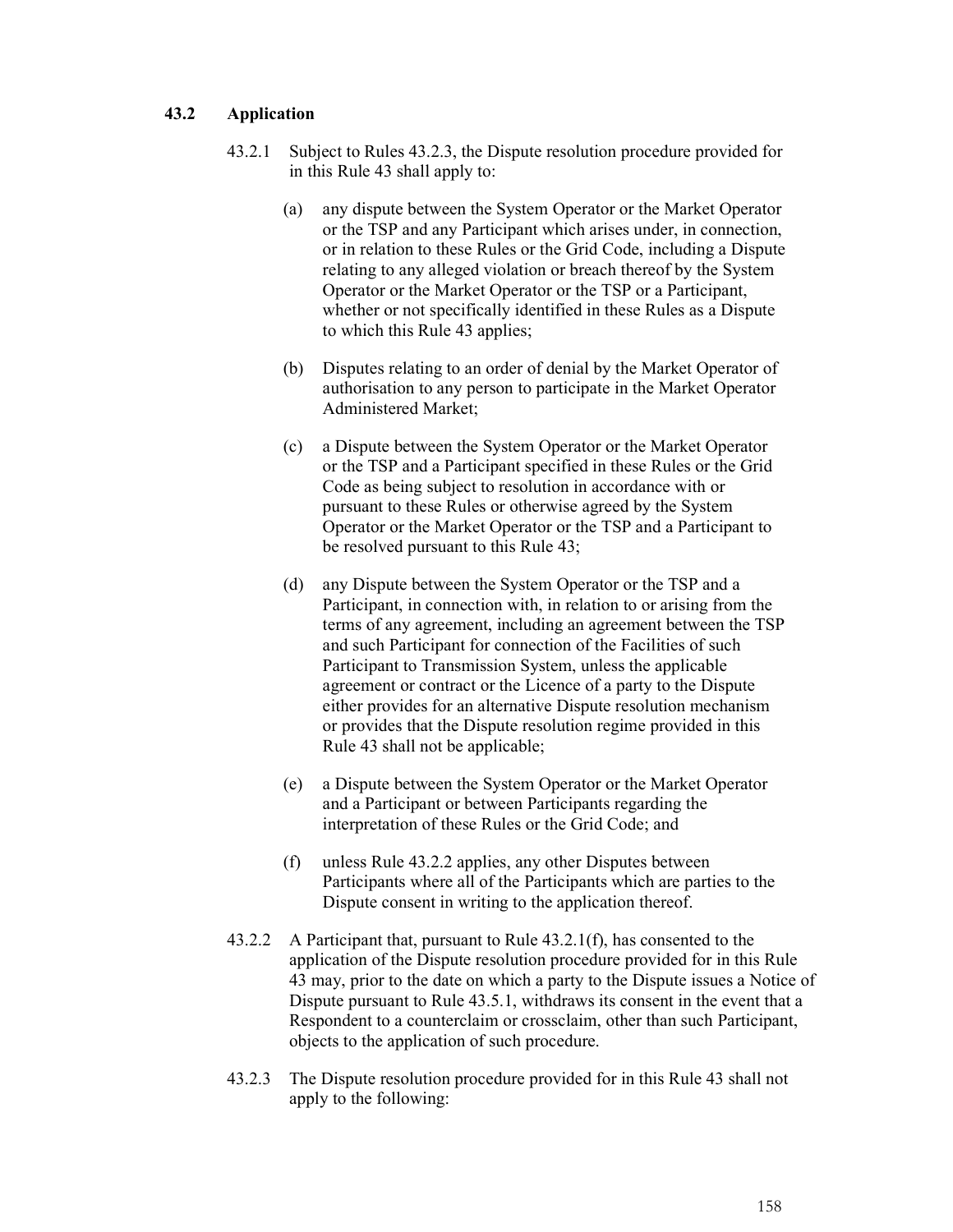### 43.2 Application

43.2.1 Subject to Rules 43.2.3, the Dispute resolution procedure provided for in this Rule 43 shall apply to:

(a) any dispute between the System Operator or the Market Operator or the TSP and any Participant which arises under, in connection, or in relation to these Rules or the Grid Code, including a Dispute relating to any alleged violation or breach thereof by the System Operator or the Market Operator or the TSP or a Participant, whether or not specifically identified in these Rules as a Dispute to which this Rule 43 applies;

(b) Disputes relating to an order of denial by the Market Operator of authorisation to any person to participate in the Market Operator Administered Market;

(c) a Dispute between the System Operator or the Market Operator or the TSP and a Participant specified in these Rules or the Grid Code as being subject to resolution in accordance with or pursuant to these Rules or otherwise agreed by the System Operator or the Market Operator or the TSP and a Participant to be resolved pursuant to this Rule 43;

(d) any Dispute between the System Operator or the TSP and a Participant, in connection with, in relation to or arising from the terms of any agreement, including an agreement between the TSP and such Participant for connection of the Facilities of such Participant to Transmission System, unless the applicable agreement or contract or the Licence of a party to the Dispute either provides for an alternative Dispute resolution mechanism or provides that the Dispute resolution regime provided in this Rule 43 shall not be applicable;

(e) a Dispute between the System Operator or the Market Operator and a Participant or between Participants regarding the interpretation of these Rules or the Grid Code; and

(f) unless Rule 43.2.2 applies, any other Disputes between Participants where all of the Participants which are parties to the Dispute consent in writing to the application thereof.

43.2.2 A Participant that, pursuant to Rule 43.2.1(f), has consented to the application of the Dispute resolution procedure provided for in this Rule 43 may, prior to the date on which a party to the Dispute issues a Notice of Dispute pursuant to Rule 43.5.1, withdraws its consent in the event that a Respondent to a counterclaim or crossclaim, other than such Participant, objects to the application of such procedure.

43.2.3 The Dispute resolution procedure provided for in this Rule 43 shall not apply to the following: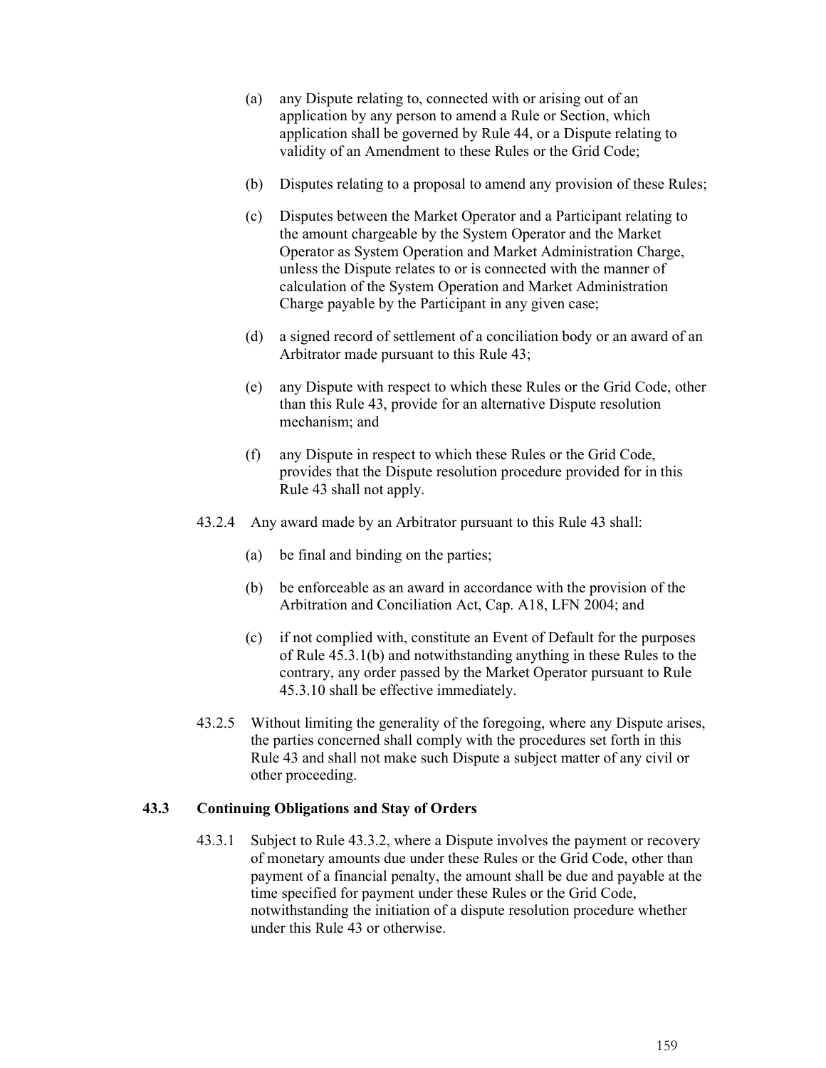(a) any Dispute relating to, connected with or arising out of an application by any person to amend a Rule or Section, which application shall be governed by Rule 44, or a Dispute relating to validity of an Amendment to these Rules or the Grid Code;

(b) Disputes relating to a proposal to amend any provision of these Rules;

(c) Disputes between the Market Operator and a Participant relating to the amount chargeable by the System Operator and the Market Operator as System Operation and Market Administration Charge, unless the Dispute relates to or is connected with the manner of calculation of the System Operation and Market Administration Charge payable by the Participant in any given case;

(d) a signed record of settlement of a conciliation body or an award of an Arbitrator made pursuant to this Rule 43;

(e) any Dispute with respect to which these Rules or the Grid Code, other than this Rule 43, provide for an alternative Dispute resolution mechanism; and

(f) any Dispute in respect to which these Rules or the Grid Code, provides that the Dispute resolution procedure provided for in this Rule 43 shall not apply.

43.2.4 Any award made by an Arbitrator pursuant to this Rule 43 shall:

(a) be final and binding on the parties;

(b) be enforceable as an award in accordance with the provision of the Arbitration and Conciliation Act, Cap. A18, LFN 2004; and

(c) if not complied with, constitute an Event of Default for the purposes of Rule 45.3.1(b) and notwithstanding anything in these Rules to the contrary, any order passed by the Market Operator pursuant to Rule 45.3.10 shall be effective immediately.

43.2.5 Without limiting the generality of the foregoing, where any Dispute arises, the parties concerned shall comply with the procedures set forth in this Rule 43 and shall not make such Dispute a subject matter of any civil or other proceeding.

### 43.3 Continuing Obligations and Stay of Orders

43.3.1 Subject to Rule 43.3.2, where a Dispute involves the payment or recovery of monetary amounts due under these Rules or the Grid Code, other than payment of a financial penalty, the amount shall be due and payable at the time specified for payment under these Rules or the Grid Code, notwithstanding the initiation of a dispute resolution procedure whether under this Rule 43 or otherwise.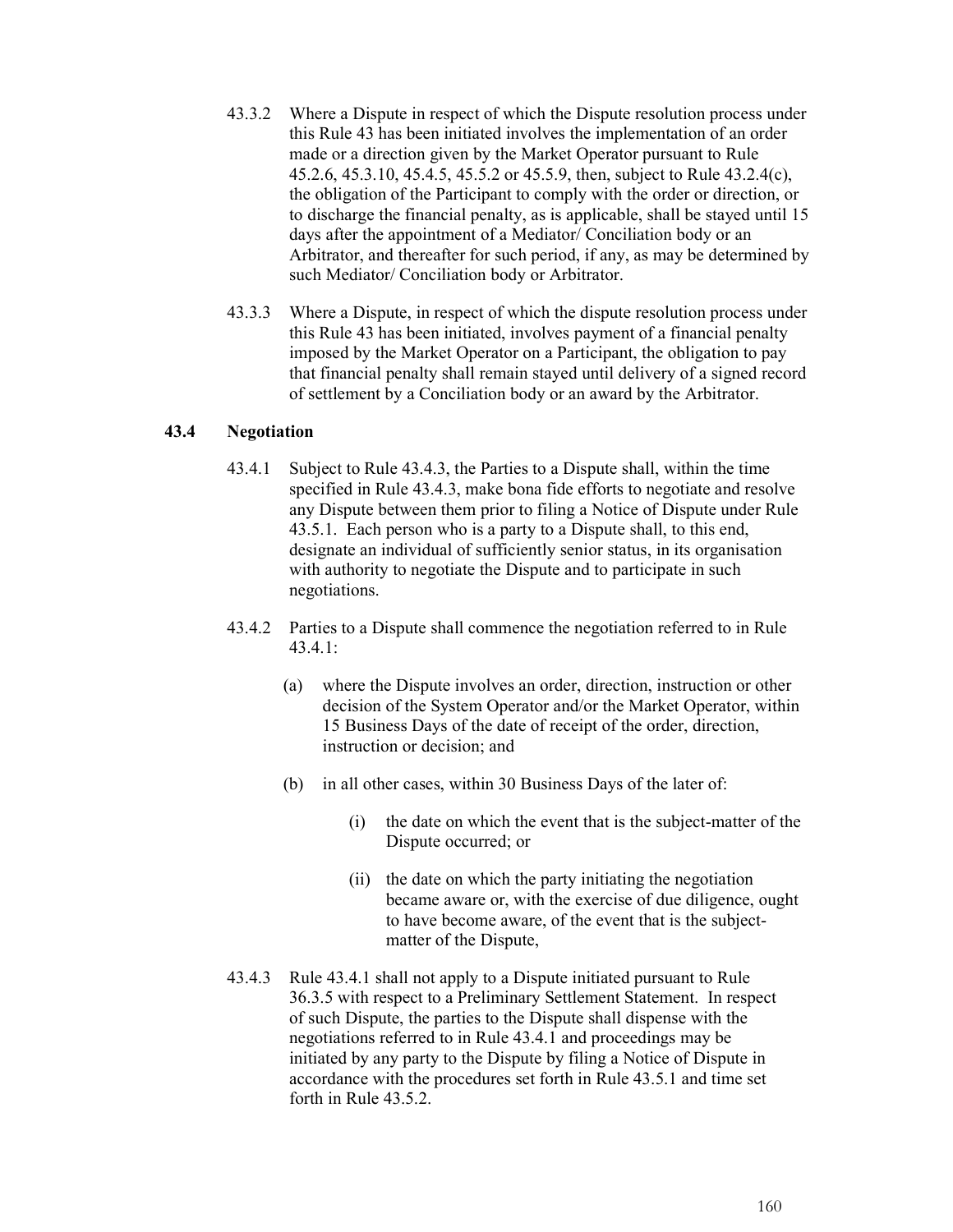43.3.2 Where a Dispute in respect of which the Dispute resolution process under this Rule 43 has been initiated involves the implementation of an order made or a direction given by the Market Operator pursuant to Rule 45.2.6, 45.3.10, 45.4.5, 45.5.2 or 45.5.9, then, subject to Rule 43.2.4(c), the obligation of the Participant to comply with the order or direction, or to discharge the financial penalty, as is applicable, shall be stayed until 15 days after the appointment of a Mediator/ Conciliation body or an Arbitrator, and thereafter for such period, if any, as may be determined by such Mediator/ Conciliation body or Arbitrator.

43.3.3 Where a Dispute, in respect of which the dispute resolution process under this Rule 43 has been initiated, involves payment of a financial penalty imposed by the Market Operator on a Participant, the obligation to pay that financial penalty shall remain stayed until delivery of a signed record of settlement by a Conciliation body or an award by the Arbitrator.

## 43.4 Negotiation

43.4.1 Subject to Rule 43.4.3, the Parties to a Dispute shall, within the time specified in Rule 43.4.3, make bona fide efforts to negotiate and resolve any Dispute between them prior to filing a Notice of Dispute under Rule 43.5.1. Each person who is a party to a Dispute shall, to this end, designate an individual of sufficiently senior status, in its organisation with authority to negotiate the Dispute and to participate in such negotiations.

43.4.2 Parties to a Dispute shall commence the negotiation referred to in Rule 43.4.1:

(a) where the Dispute involves an order, direction, instruction or other decision of the System Operator and/or the Market Operator, within 15 Business Days of the date of receipt of the order, direction, instruction or decision; and

(b) in all other cases, within 30 Business Days of the later of:

(i) the date on which the event that is the subject-matter of the Dispute occurred; or

(ii) the date on which the party initiating the negotiation became aware or, with the exercise of due diligence, ought to have become aware, of the event that is the subject-matter of the Dispute,

43.4.3 Rule 43.4.1 shall not apply to a Dispute initiated pursuant to Rule 36.3.5 with respect to a Preliminary Settlement Statement. In respect of such Dispute, the parties to the Dispute shall dispense with the negotiations referred to in Rule 43.4.1 and proceedings may be initiated by any party to the Dispute by filing a Notice of Dispute in accordance with the procedures set forth in Rule 43.5.1 and time set forth in Rule 43.5.2.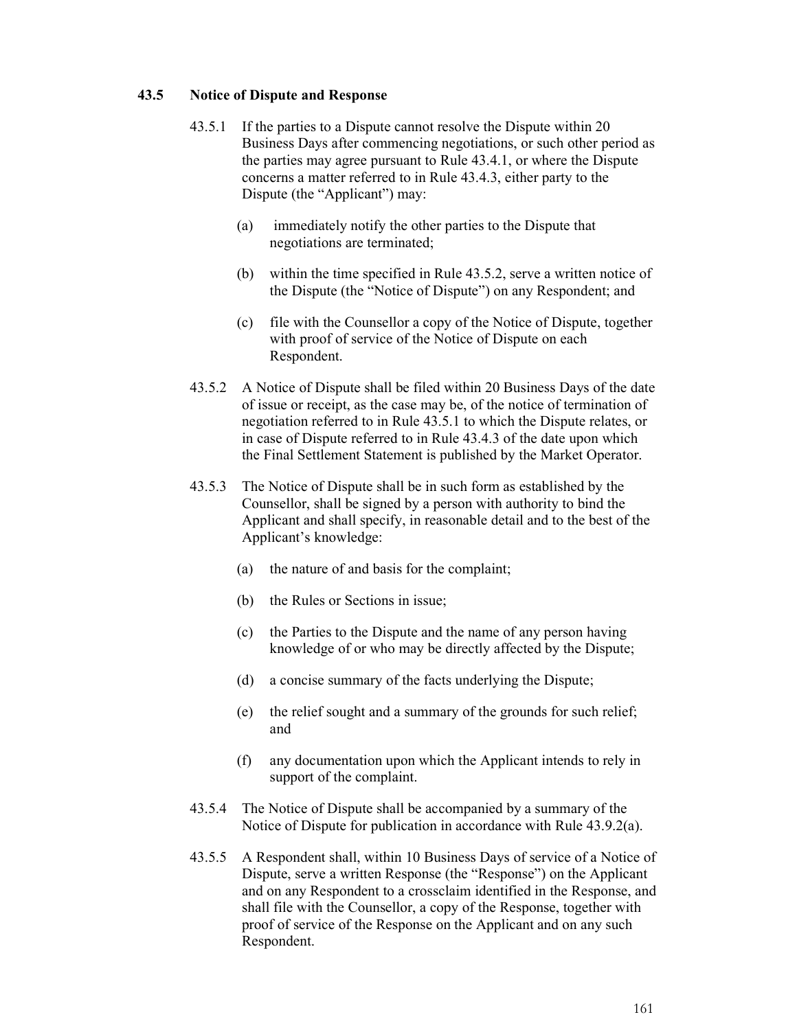### 43.5 Notice of Dispute and Response

43.5.1 If the parties to a Dispute cannot resolve the Dispute within 20 Business Days after commencing negotiations, or such other period as the parties may agree pursuant to Rule 43.4.1, or where the Dispute concerns a matter referred to in Rule 43.4.3, either party to the Dispute (the "Applicant") may:

(a) immediately notify the other parties to the Dispute that negotiations are terminated;

(b) within the time specified in Rule 43.5.2, serve a written notice of the Dispute (the "Notice of Dispute") on any Respondent; and

(c) file with the Counsellor a copy of the Notice of Dispute, together with proof of service of the Notice of Dispute on each Respondent.

43.5.2 A Notice of Dispute shall be filed within 20 Business Days of the date of issue or receipt, as the case may be, of the notice of termination of negotiation referred to in Rule 43.5.1 to which the Dispute relates, or in case of Dispute referred to in Rule 43.4.3 of the date upon which the Final Settlement Statement is published by the Market Operator.

43.5.3 The Notice of Dispute shall be in such form as established by the Counsellor, shall be signed by a person with authority to bind the Applicant and shall specify, in reasonable detail and to the best of the Applicant's knowledge:

(a) the nature of and basis for the complaint;

(b) the Rules or Sections in issue;

(c) the Parties to the Dispute and the name of any person having knowledge of or who may be directly affected by the Dispute;

(d) a concise summary of the facts underlying the Dispute;

(e) the relief sought and a summary of the grounds for such relief; and

(f) any documentation upon which the Applicant intends to rely in support of the complaint.

43.5.4 The Notice of Dispute shall be accompanied by a summary of the Notice of Dispute for publication in accordance with Rule 43.9.2(a).

43.5.5 A Respondent shall, within 10 Business Days of service of a Notice of Dispute, serve a written Response (the "Response") on the Applicant and on any Respondent to a crossclaim identified in the Response, and shall file with the Counsellor, a copy of the Response, together with proof of service of the Response on the Applicant and on any such Respondent.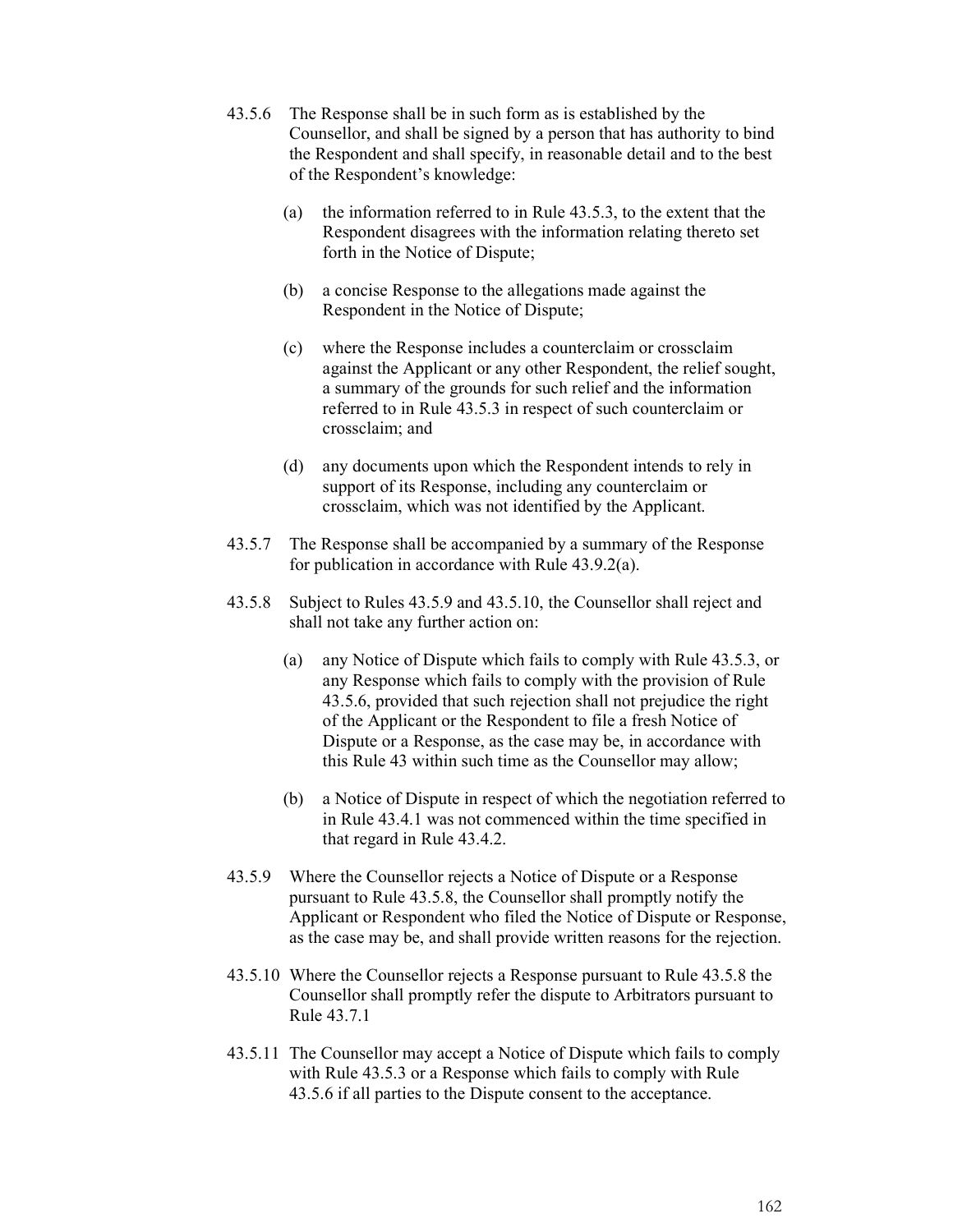43.5.6 The Response shall be in such form as is established by the Counsellor, and shall be signed by a person that has authority to bind the Respondent and shall specify, in reasonable detail and to the best of the Respondent's knowledge:

   (a) the information referred to in Rule 43.5.3, to the extent that the Respondent disagrees with the information relating thereto set forth in the Notice of Dispute;

   (b) a concise Response to the allegations made against the Respondent in the Notice of Dispute;

   (c) where the Response includes a counterclaim or crossclaim against the Applicant or any other Respondent, the relief sought, a summary of the grounds for such relief and the information referred to in Rule 43.5.3 in respect of such counterclaim or crossclaim; and

   (d) any documents upon which the Respondent intends to rely in support of its Response, including any counterclaim or crossclaim, which was not identified by the Applicant.

43.5.7 The Response shall be accompanied by a summary of the Response for publication in accordance with Rule 43.9.2(a).

43.5.8 Subject to Rules 43.5.9 and 43.5.10, the Counsellor shall reject and shall not take any further action on:

   (a) any Notice of Dispute which fails to comply with Rule 43.5.3, or any Response which fails to comply with the provision of Rule 43.5.6, provided that such rejection shall not prejudice the right of the Applicant or the Respondent to file a fresh Notice of Dispute or a Response, as the case may be, in accordance with this Rule 43 within such time as the Counsellor may allow;

   (b) a Notice of Dispute in respect of which the negotiation referred to in Rule 43.4.1 was not commenced within the time specified in that regard in Rule 43.4.2.

43.5.9 Where the Counsellor rejects a Notice of Dispute or a Response pursuant to Rule 43.5.8, the Counsellor shall promptly notify the Applicant or Respondent who filed the Notice of Dispute or Response, as the case may be, and shall provide written reasons for the rejection.

43.5.10 Where the Counsellor rejects a Response pursuant to Rule 43.5.8 the Counsellor shall promptly refer the dispute to Arbitrators pursuant to Rule 43.7.1

43.5.11 The Counsellor may accept a Notice of Dispute which fails to comply with Rule 43.5.3 or a Response which fails to comply with Rule 43.5.6 if all parties to the Dispute consent to the acceptance.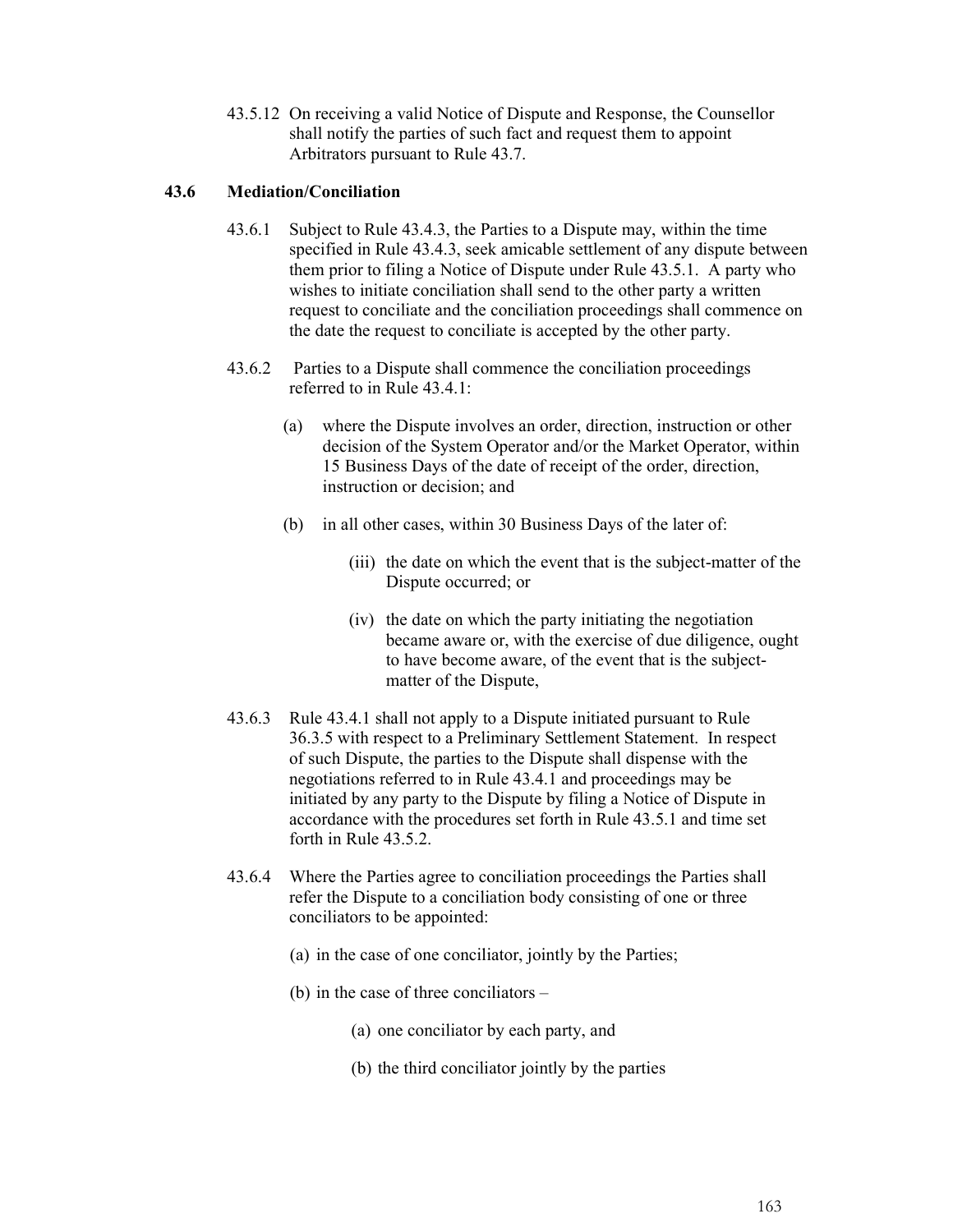43.5.12 On receiving a valid Notice of Dispute and Response, the Counsellor shall notify the parties of such fact and request them to appoint Arbitrators pursuant to Rule 43.7.

### 43.6 Mediation/Conciliation

43.6.1 Subject to Rule 43.4.3, the Parties to a Dispute may, within the time specified in Rule 43.4.3, seek amicable settlement of any dispute between them prior to filing a Notice of Dispute under Rule 43.5.1. A party who wishes to initiate conciliation shall send to the other party a written request to conciliate and the conciliation proceedings shall commence on the date the request to conciliate is accepted by the other party.

43.6.2 Parties to a Dispute shall commence the conciliation proceedings referred to in Rule 43.4.1:

(a) where the Dispute involves an order, direction, instruction or other decision of the System Operator and/or the Market Operator, within 15 Business Days of the date of receipt of the order, direction, instruction or decision; and

(b) in all other cases, within 30 Business Days of the later of:

(iii) the date on which the event that is the subject-matter of the Dispute occurred; or

(iv) the date on which the party initiating the negotiation became aware or, with the exercise of due diligence, ought to have become aware, of the event that is the subject-matter of the Dispute,

43.6.3 Rule 43.4.1 shall not apply to a Dispute initiated pursuant to Rule 36.3.5 with respect to a Preliminary Settlement Statement. In respect of such Dispute, the parties to the Dispute shall dispense with the negotiations referred to in Rule 43.4.1 and proceedings may be initiated by any party to the Dispute by filing a Notice of Dispute in accordance with the procedures set forth in Rule 43.5.1 and time set forth in Rule 43.5.2.

43.6.4 Where the Parties agree to conciliation proceedings the Parties shall refer the Dispute to a conciliation body consisting of one or three conciliators to be appointed:

(a) in the case of one conciliator, jointly by the Parties;

(b) in the case of three conciliators –

(a) one conciliator by each party, and

(b) the third conciliator jointly by the parties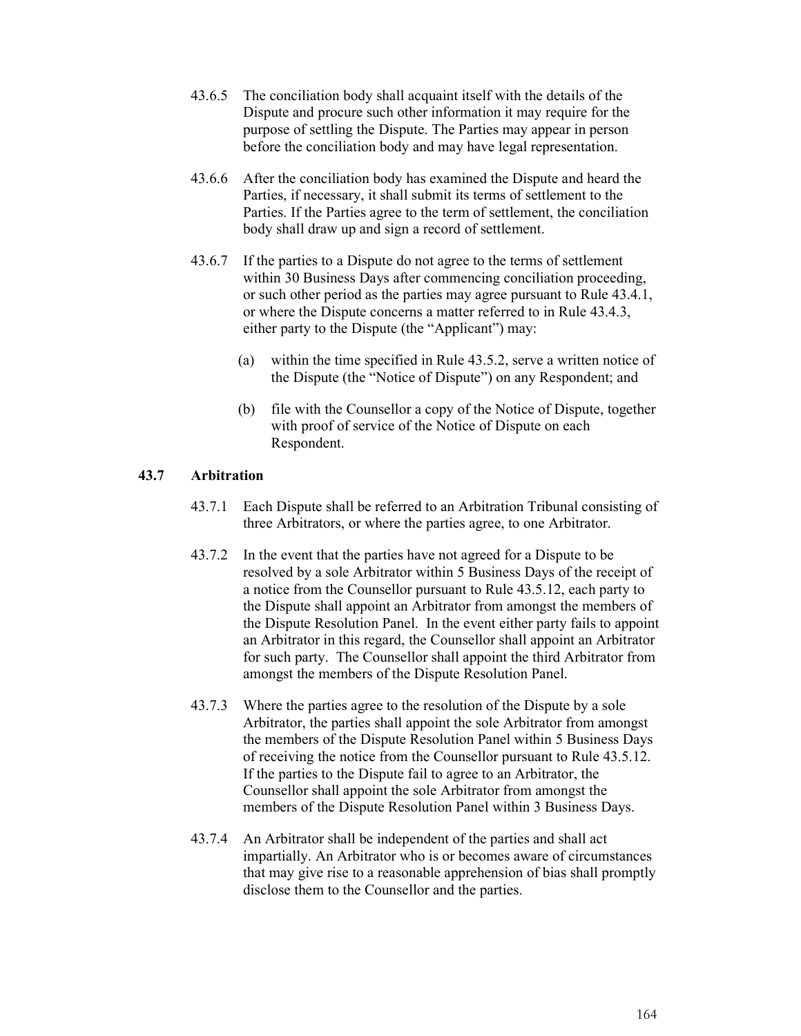43.6.5 The conciliation body shall acquaint itself with the details of the Dispute and procure such other information it may require for the purpose of settling the Dispute. The Parties may appear in person before the conciliation body and may have legal representation.

43.6.6 After the conciliation body has examined the Dispute and heard the Parties, if necessary, it shall submit its terms of settlement to the Parties. If the Parties agree to the term of settlement, the conciliation body shall draw up and sign a record of settlement.

43.6.7 If the parties to a Dispute do not agree to the terms of settlement within 30 Business Days after commencing conciliation proceeding, or such other period as the parties may agree pursuant to Rule 43.4.1, or where the Dispute concerns a matter referred to in Rule 43.4.3, either party to the Dispute (the "Applicant") may:

(a) within the time specified in Rule 43.5.2, serve a written notice of the Dispute (the "Notice of Dispute") on any Respondent; and

(b) file with the Counsellor a copy of the Notice of Dispute, together with proof of service of the Notice of Dispute on each Respondent.

### 43.7 Arbitration

43.7.1 Each Dispute shall be referred to an Arbitration Tribunal consisting of three Arbitrators, or where the parties agree, to one Arbitrator.

43.7.2 In the event that the parties have not agreed for a Dispute to be resolved by a sole Arbitrator within 5 Business Days of the receipt of a notice from the Counsellor pursuant to Rule 43.5.12, each party to the Dispute shall appoint an Arbitrator from amongst the members of the Dispute Resolution Panel. In the event either party fails to appoint an Arbitrator in this regard, the Counsellor shall appoint an Arbitrator for such party. The Counsellor shall appoint the third Arbitrator from amongst the members of the Dispute Resolution Panel.

43.7.3 Where the parties agree to the resolution of the Dispute by a sole Arbitrator, the parties shall appoint the sole Arbitrator from amongst the members of the Dispute Resolution Panel within 5 Business Days of receiving the notice from the Counsellor pursuant to Rule 43.5.12. If the parties to the Dispute fail to agree to an Arbitrator, the Counsellor shall appoint the sole Arbitrator from amongst the members of the Dispute Resolution Panel within 3 Business Days.

43.7.4 An Arbitrator shall be independent of the parties and shall act impartially. An Arbitrator who is or becomes aware of circumstances that may give rise to a reasonable apprehension of bias shall promptly disclose them to the Counsellor and the parties.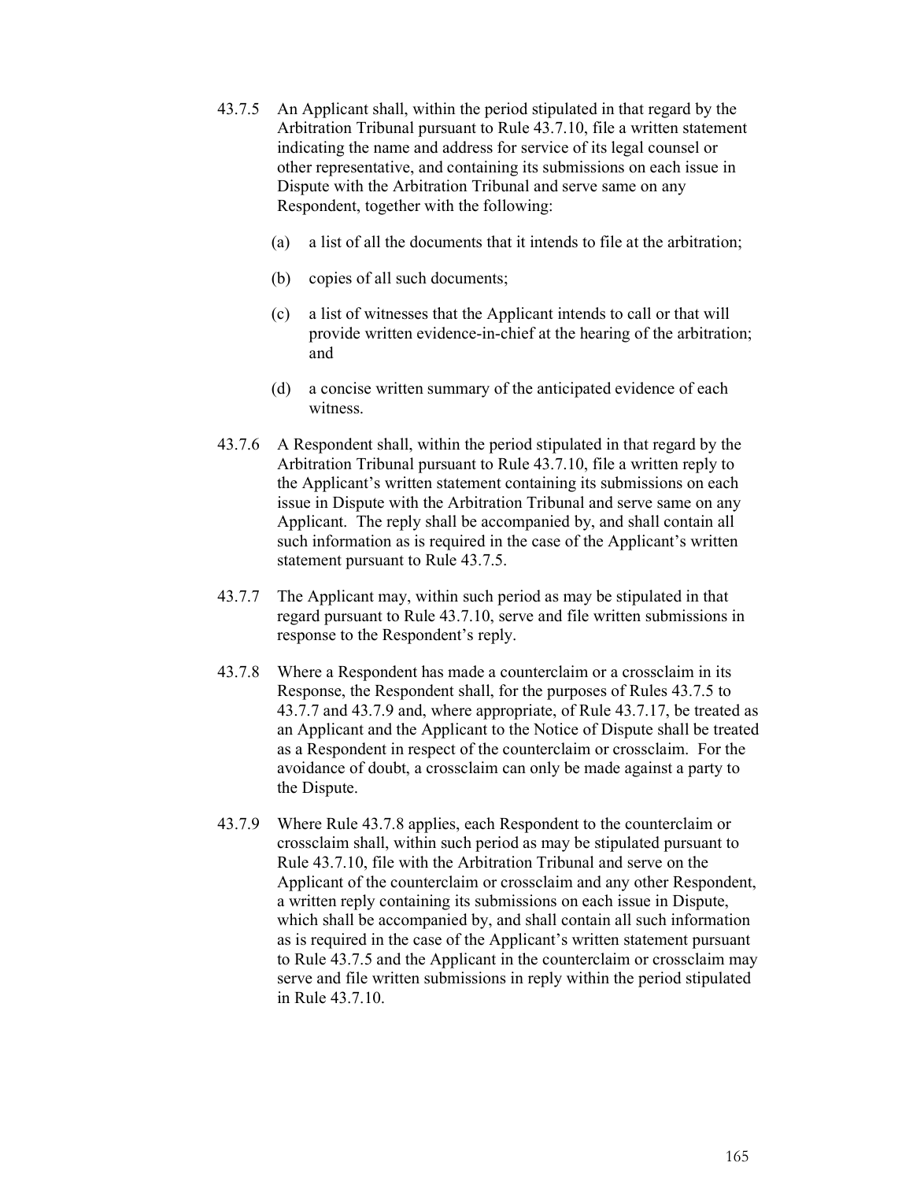43.7.5 An Applicant shall, within the period stipulated in that regard by the Arbitration Tribunal pursuant to Rule 43.7.10, file a written statement indicating the name and address for service of its legal counsel or other representative, and containing its submissions on each issue in Dispute with the Arbitration Tribunal and serve same on any Respondent, together with the following:

(a) a list of all the documents that it intends to file at the arbitration;

(b) copies of all such documents;

(c) a list of witnesses that the Applicant intends to call or that will provide written evidence-in-chief at the hearing of the arbitration; and

(d) a concise written summary of the anticipated evidence of each witness.

43.7.6 A Respondent shall, within the period stipulated in that regard by the Arbitration Tribunal pursuant to Rule 43.7.10, file a written reply to the Applicant's written statement containing its submissions on each issue in Dispute with the Arbitration Tribunal and serve same on any Applicant. The reply shall be accompanied by, and shall contain all such information as is required in the case of the Applicant's written statement pursuant to Rule 43.7.5.

43.7.7 The Applicant may, within such period as may be stipulated in that regard pursuant to Rule 43.7.10, serve and file written submissions in response to the Respondent's reply.

43.7.8 Where a Respondent has made a counterclaim or a crossclaim in its Response, the Respondent shall, for the purposes of Rules 43.7.5 to 43.7.7 and 43.7.9 and, where appropriate, of Rule 43.7.17, be treated as an Applicant and the Applicant to the Notice of Dispute shall be treated as a Respondent in respect of the counterclaim or crossclaim. For the avoidance of doubt, a crossclaim can only be made against a party to the Dispute.

43.7.9 Where Rule 43.7.8 applies, each Respondent to the counterclaim or crossclaim shall, within such period as may be stipulated pursuant to Rule 43.7.10, file with the Arbitration Tribunal and serve on the Applicant of the counterclaim or crossclaim and any other Respondent, a written reply containing its submissions on each issue in Dispute, which shall be accompanied by, and shall contain all such information as is required in the case of the Applicant's written statement pursuant to Rule 43.7.5 and the Applicant in the counterclaim or crossclaim may serve and file written submissions in reply within the period stipulated in Rule 43.7.10.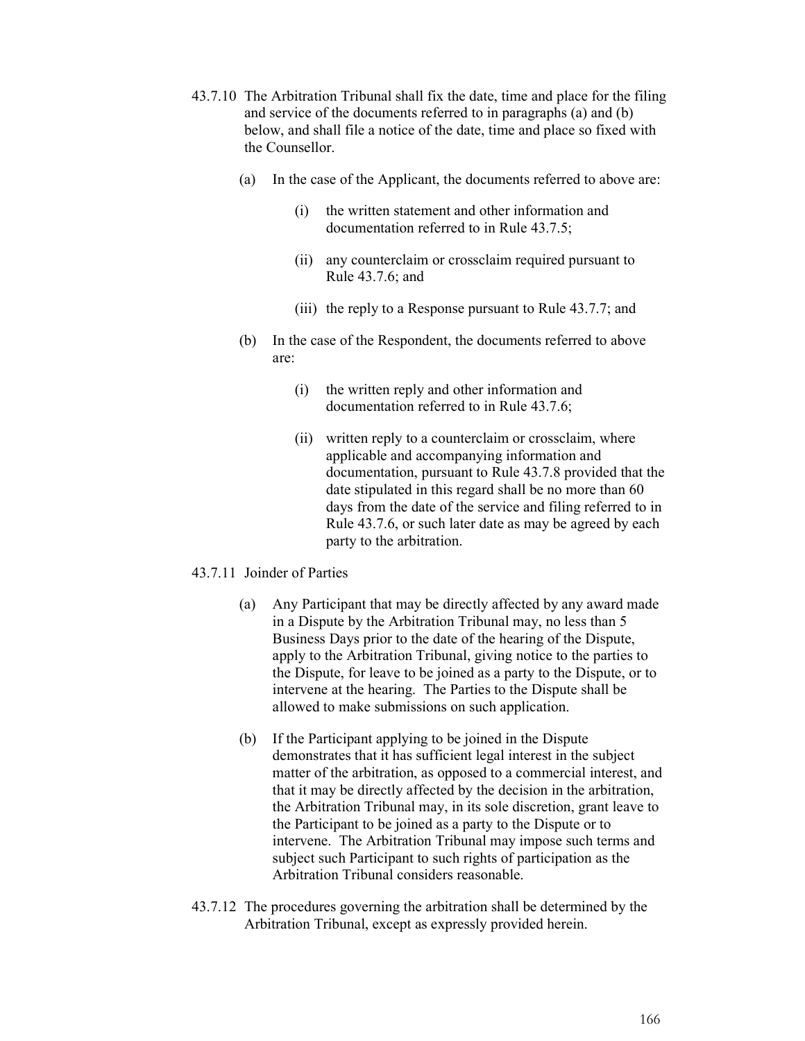43.7.10 The Arbitration Tribunal shall fix the date, time and place for the filing and service of the documents referred to in paragraphs (a) and (b) below, and shall file a notice of the date, time and place so fixed with the Counsellor.

(a) In the case of the Applicant, the documents referred to above are:

(i) the written statement and other information and documentation referred to in Rule 43.7.5;

(ii) any counterclaim or crossclaim required pursuant to Rule 43.7.6; and

(iii) the reply to a Response pursuant to Rule 43.7.7; and

(b) In the case of the Respondent, the documents referred to above are:

(i) the written reply and other information and documentation referred to in Rule 43.7.6;

(ii) written reply to a counterclaim or crossclaim, where applicable and accompanying information and documentation, pursuant to Rule 43.7.8 provided that the date stipulated in this regard shall be no more than 60 days from the date of the service and filing referred to in Rule 43.7.6, or such later date as may be agreed by each party to the arbitration.

43.7.11 Joinder of Parties

(a) Any Participant that may be directly affected by any award made in a Dispute by the Arbitration Tribunal may, no less than 5 Business Days prior to the date of the hearing of the Dispute, apply to the Arbitration Tribunal, giving notice to the parties to the Dispute, for leave to be joined as a party to the Dispute, or to intervene at the hearing. The Parties to the Dispute shall be allowed to make submissions on such application.

(b) If the Participant applying to be joined in the Dispute demonstrates that it has sufficient legal interest in the subject matter of the arbitration, as opposed to a commercial interest, and that it may be directly affected by the decision in the arbitration, the Arbitration Tribunal may, in its sole discretion, grant leave to the Participant to be joined as a party to the Dispute or to intervene. The Arbitration Tribunal may impose such terms and subject such Participant to such rights of participation as the Arbitration Tribunal considers reasonable.

43.7.12 The procedures governing the arbitration shall be determined by the Arbitration Tribunal, except as expressly provided herein.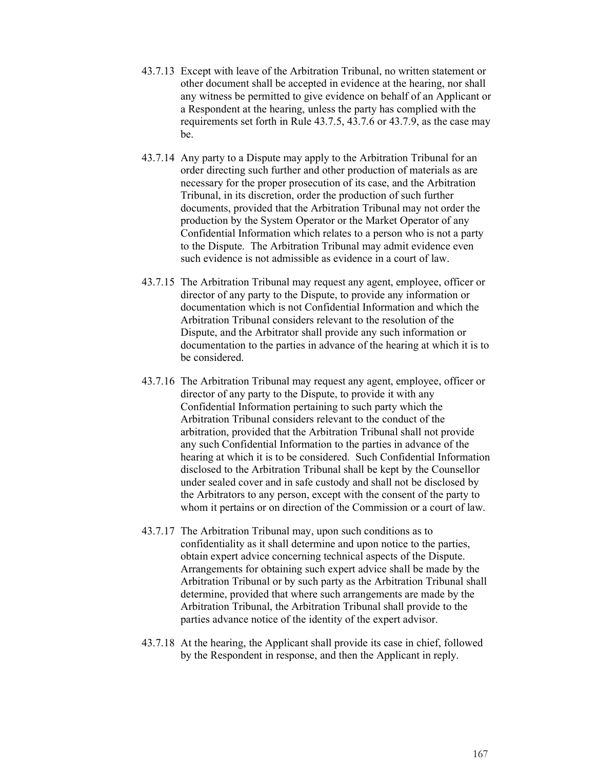43.7.13 Except with leave of the Arbitration Tribunal, no written statement or other document shall be accepted in evidence at the hearing, nor shall any witness be permitted to give evidence on behalf of an Applicant or a Respondent at the hearing, unless the party has complied with the requirements set forth in Rule 43.7.5, 43.7.6 or 43.7.9, as the case may be.

43.7.14 Any party to a Dispute may apply to the Arbitration Tribunal for an order directing such further and other production of materials as are necessary for the proper prosecution of its case, and the Arbitration Tribunal, in its discretion, order the production of such further documents, provided that the Arbitration Tribunal may not order the production by the System Operator or the Market Operator of any Confidential Information which relates to a person who is not a party to the Dispute. The Arbitration Tribunal may admit evidence even such evidence is not admissible as evidence in a court of law.

43.7.15 The Arbitration Tribunal may request any agent, employee, officer or director of any party to the Dispute, to provide any information or documentation which is not Confidential Information and which the Arbitration Tribunal considers relevant to the resolution of the Dispute, and the Arbitrator shall provide any such information or documentation to the parties in advance of the hearing at which it is to be considered.

43.7.16 The Arbitration Tribunal may request any agent, employee, officer or director of any party to the Dispute, to provide it with any Confidential Information pertaining to such party which the Arbitration Tribunal considers relevant to the conduct of the arbitration, provided that the Arbitration Tribunal shall not provide any such Confidential Information to the parties in advance of the hearing at which it is to be considered. Such Confidential Information disclosed to the Arbitration Tribunal shall be kept by the Counsellor under sealed cover and in safe custody and shall not be disclosed by the Arbitrators to any person, except with the consent of the party to whom it pertains or on direction of the Commission or a court of law.

43.7.17 The Arbitration Tribunal may, upon such conditions as to confidentiality as it shall determine and upon notice to the parties, obtain expert advice concerning technical aspects of the Dispute. Arrangements for obtaining such expert advice shall be made by the Arbitration Tribunal or by such party as the Arbitration Tribunal shall determine, provided that where such arrangements are made by the Arbitration Tribunal, the Arbitration Tribunal shall provide to the parties advance notice of the identity of the expert advisor.

43.7.18 At the hearing, the Applicant shall provide its case in chief, followed by the Respondent in response, and then the Applicant in reply.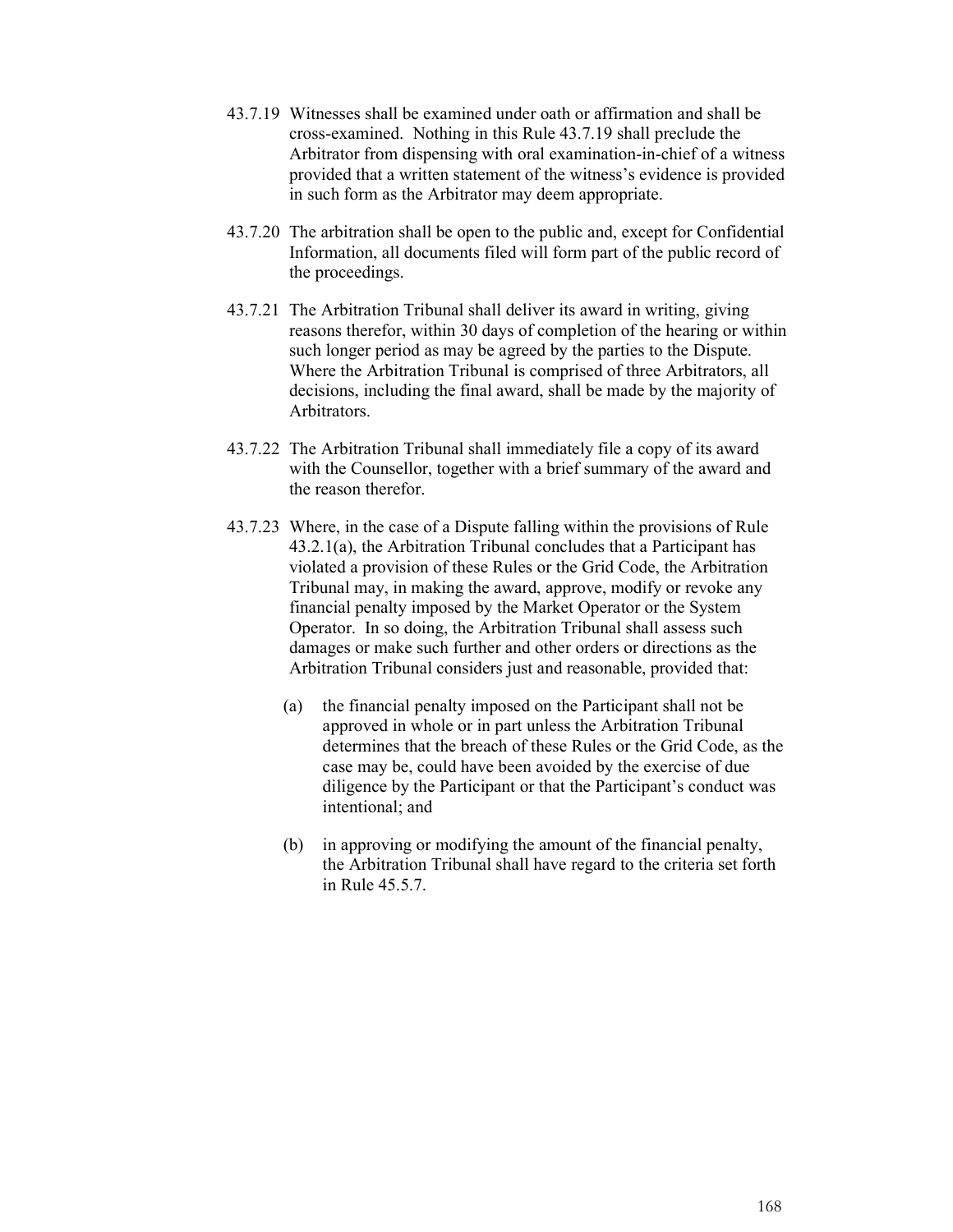43.7.19 Witnesses shall be examined under oath or affirmation and shall be cross-examined. Nothing in this Rule 43.7.19 shall preclude the Arbitrator from dispensing with oral examination-in-chief of a witness provided that a written statement of the witness's evidence is provided in such form as the Arbitrator may deem appropriate.

43.7.20 The arbitration shall be open to the public and, except for Confidential Information, all documents filed will form part of the public record of the proceedings.

43.7.21 The Arbitration Tribunal shall deliver its award in writing, giving reasons therefor, within 30 days of completion of the hearing or within such longer period as may be agreed by the parties to the Dispute. Where the Arbitration Tribunal is comprised of three Arbitrators, all decisions, including the final award, shall be made by the majority of Arbitrators.

43.7.22 The Arbitration Tribunal shall immediately file a copy of its award with the Counsellor, together with a brief summary of the award and the reason therefor.

43.7.23 Where, in the case of a Dispute falling within the provisions of Rule 43.2.1(a), the Arbitration Tribunal concludes that a Participant has violated a provision of these Rules or the Grid Code, the Arbitration Tribunal may, in making the award, approve, modify or revoke any financial penalty imposed by the Market Operator or the System Operator. In so doing, the Arbitration Tribunal shall assess such damages or make such further and other orders or directions as the Arbitration Tribunal considers just and reasonable, provided that:

(a) the financial penalty imposed on the Participant shall not be approved in whole or in part unless the Arbitration Tribunal determines that the breach of these Rules or the Grid Code, as the case may be, could have been avoided by the exercise of due diligence by the Participant or that the Participant's conduct was intentional; and

(b) in approving or modifying the amount of the financial penalty, the Arbitration Tribunal shall have regard to the criteria set forth in Rule 45.5.7.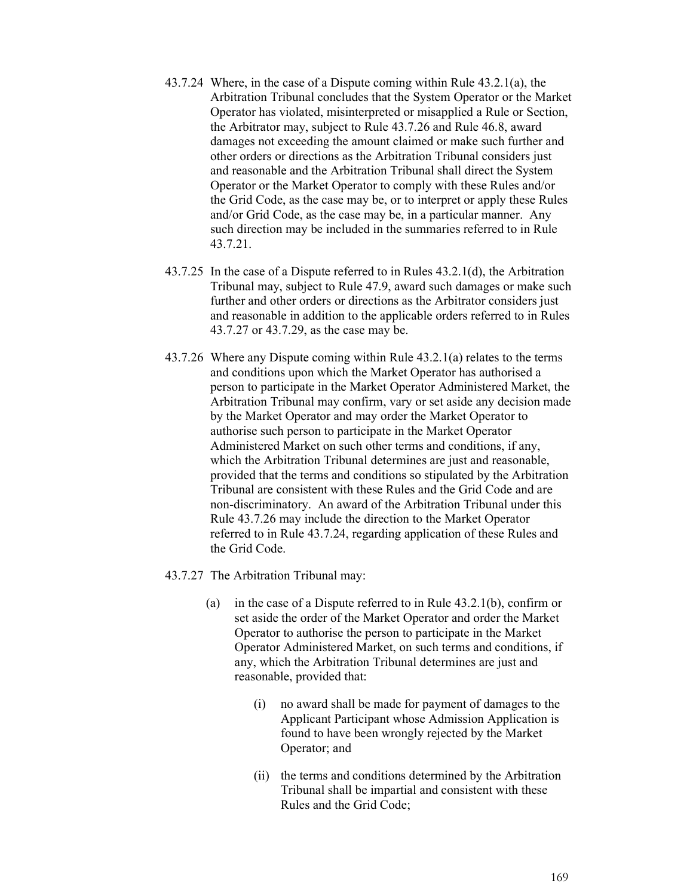43.7.24 Where, in the case of a Dispute coming within Rule 43.2.1(a), the Arbitration Tribunal concludes that the System Operator or the Market Operator has violated, misinterpreted or misapplied a Rule or Section, the Arbitrator may, subject to Rule 43.7.26 and Rule 46.8, award damages not exceeding the amount claimed or make such further and other orders or directions as the Arbitration Tribunal considers just and reasonable and the Arbitration Tribunal shall direct the System Operator or the Market Operator to comply with these Rules and/or the Grid Code, as the case may be, or to interpret or apply these Rules and/or Grid Code, as the case may be, in a particular manner. Any such direction may be included in the summaries referred to in Rule 43.7.21.

43.7.25 In the case of a Dispute referred to in Rules 43.2.1(d), the Arbitration Tribunal may, subject to Rule 47.9, award such damages or make such further and other orders or directions as the Arbitrator considers just and reasonable in addition to the applicable orders referred to in Rules 43.7.27 or 43.7.29, as the case may be.

43.7.26 Where any Dispute coming within Rule 43.2.1(a) relates to the terms and conditions upon which the Market Operator has authorised a person to participate in the Market Operator Administered Market, the Arbitration Tribunal may confirm, vary or set aside any decision made by the Market Operator and may order the Market Operator to authorise such person to participate in the Market Operator Administered Market on such other terms and conditions, if any, which the Arbitration Tribunal determines are just and reasonable, provided that the terms and conditions so stipulated by the Arbitration Tribunal are consistent with these Rules and the Grid Code and are non-discriminatory. An award of the Arbitration Tribunal under this Rule 43.7.26 may include the direction to the Market Operator referred to in Rule 43.7.24, regarding application of these Rules and the Grid Code.

43.7.27 The Arbitration Tribunal may:

(a) in the case of a Dispute referred to in Rule 43.2.1(b), confirm or set aside the order of the Market Operator and order the Market Operator to authorise the person to participate in the Market Operator Administered Market, on such terms and conditions, if any, which the Arbitration Tribunal determines are just and reasonable, provided that:

(i) no award shall be made for payment of damages to the Applicant Participant whose Admission Application is found to have been wrongly rejected by the Market Operator; and

(ii) the terms and conditions determined by the Arbitration Tribunal shall be impartial and consistent with these Rules and the Grid Code;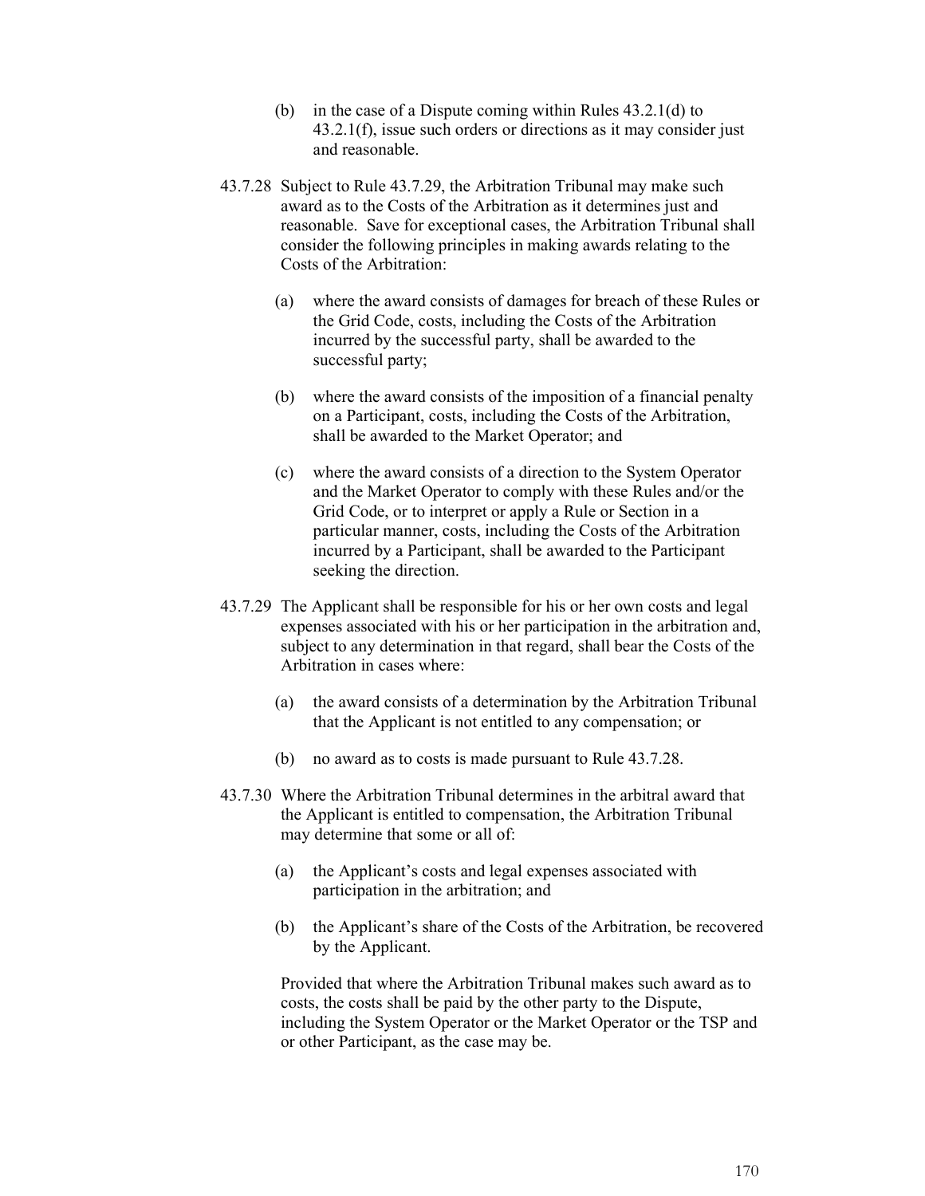(b) in the case of a Dispute coming within Rules 43.2.1(d) to 43.2.1(f), issue such orders or directions as it may consider just and reasonable.

43.7.28 Subject to Rule 43.7.29, the Arbitration Tribunal may make such award as to the Costs of the Arbitration as it determines just and reasonable. Save for exceptional cases, the Arbitration Tribunal shall consider the following principles in making awards relating to the Costs of the Arbitration:

(a) where the award consists of damages for breach of these Rules or the Grid Code, costs, including the Costs of the Arbitration incurred by the successful party, shall be awarded to the successful party;

(b) where the award consists of the imposition of a financial penalty on a Participant, costs, including the Costs of the Arbitration, shall be awarded to the Market Operator; and

(c) where the award consists of a direction to the System Operator and the Market Operator to comply with these Rules and/or the Grid Code, or to interpret or apply a Rule or Section in a particular manner, costs, including the Costs of the Arbitration incurred by a Participant, shall be awarded to the Participant seeking the direction.

43.7.29 The Applicant shall be responsible for his or her own costs and legal expenses associated with his or her participation in the arbitration and, subject to any determination in that regard, shall bear the Costs of the Arbitration in cases where:

(a) the award consists of a determination by the Arbitration Tribunal that the Applicant is not entitled to any compensation; or

(b) no award as to costs is made pursuant to Rule 43.7.28.

43.7.30 Where the Arbitration Tribunal determines in the arbitral award that the Applicant is entitled to compensation, the Arbitration Tribunal may determine that some or all of:

(a) the Applicant's costs and legal expenses associated with participation in the arbitration; and

(b) the Applicant's share of the Costs of the Arbitration, be recovered by the Applicant.

Provided that where the Arbitration Tribunal makes such award as to costs, the costs shall be paid by the other party to the Dispute, including the System Operator or the Market Operator or the TSP and or other Participant, as the case may be.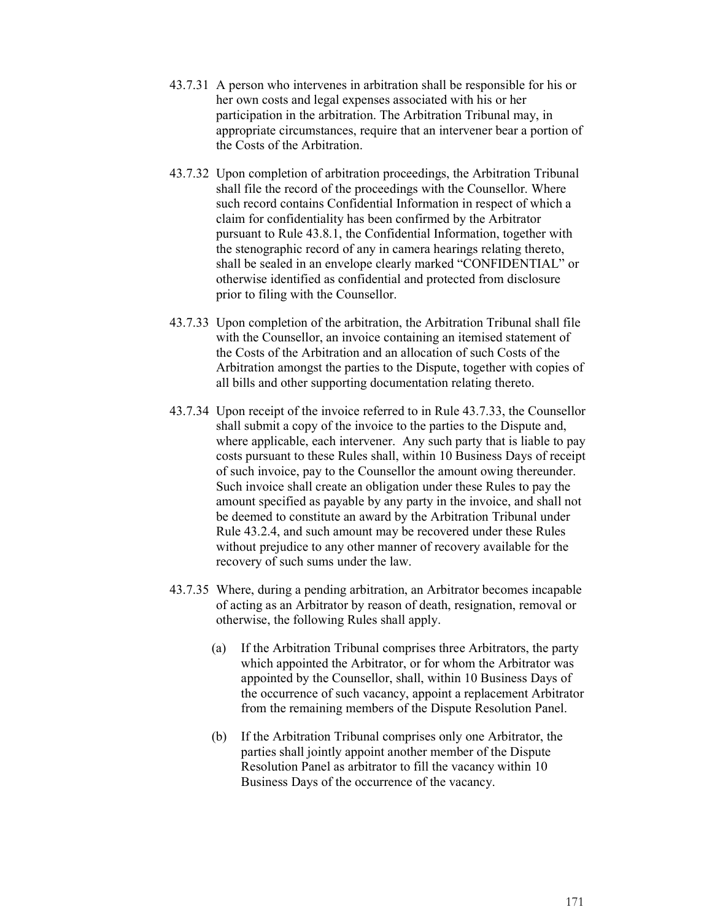43.7.31 A person who intervenes in arbitration shall be responsible for his or her own costs and legal expenses associated with his or her participation in the arbitration. The Arbitration Tribunal may, in appropriate circumstances, require that an intervener bear a portion of the Costs of the Arbitration.

43.7.32 Upon completion of arbitration proceedings, the Arbitration Tribunal shall file the record of the proceedings with the Counsellor. Where such record contains Confidential Information in respect of which a claim for confidentiality has been confirmed by the Arbitrator pursuant to Rule 43.8.1, the Confidential Information, together with the stenographic record of any in camera hearings relating thereto, shall be sealed in an envelope clearly marked "CONFIDENTIAL" or otherwise identified as confidential and protected from disclosure prior to filing with the Counsellor.

43.7.33 Upon completion of the arbitration, the Arbitration Tribunal shall file with the Counsellor, an invoice containing an itemised statement of the Costs of the Arbitration and an allocation of such Costs of the Arbitration amongst the parties to the Dispute, together with copies of all bills and other supporting documentation relating thereto.

43.7.34 Upon receipt of the invoice referred to in Rule 43.7.33, the Counsellor shall submit a copy of the invoice to the parties to the Dispute and, where applicable, each intervener. Any such party that is liable to pay costs pursuant to these Rules shall, within 10 Business Days of receipt of such invoice, pay to the Counsellor the amount owing thereunder. Such invoice shall create an obligation under these Rules to pay the amount specified as payable by any party in the invoice, and shall not be deemed to constitute an award by the Arbitration Tribunal under Rule 43.2.4, and such amount may be recovered under these Rules without prejudice to any other manner of recovery available for the recovery of such sums under the law.

43.7.35 Where, during a pending arbitration, an Arbitrator becomes incapable of acting as an Arbitrator by reason of death, resignation, removal or otherwise, the following Rules shall apply.

(a) If the Arbitration Tribunal comprises three Arbitrators, the party which appointed the Arbitrator, or for whom the Arbitrator was appointed by the Counsellor, shall, within 10 Business Days of the occurrence of such vacancy, appoint a replacement Arbitrator from the remaining members of the Dispute Resolution Panel.

(b) If the Arbitration Tribunal comprises only one Arbitrator, the parties shall jointly appoint another member of the Dispute Resolution Panel as arbitrator to fill the vacancy within 10 Business Days of the occurrence of the vacancy.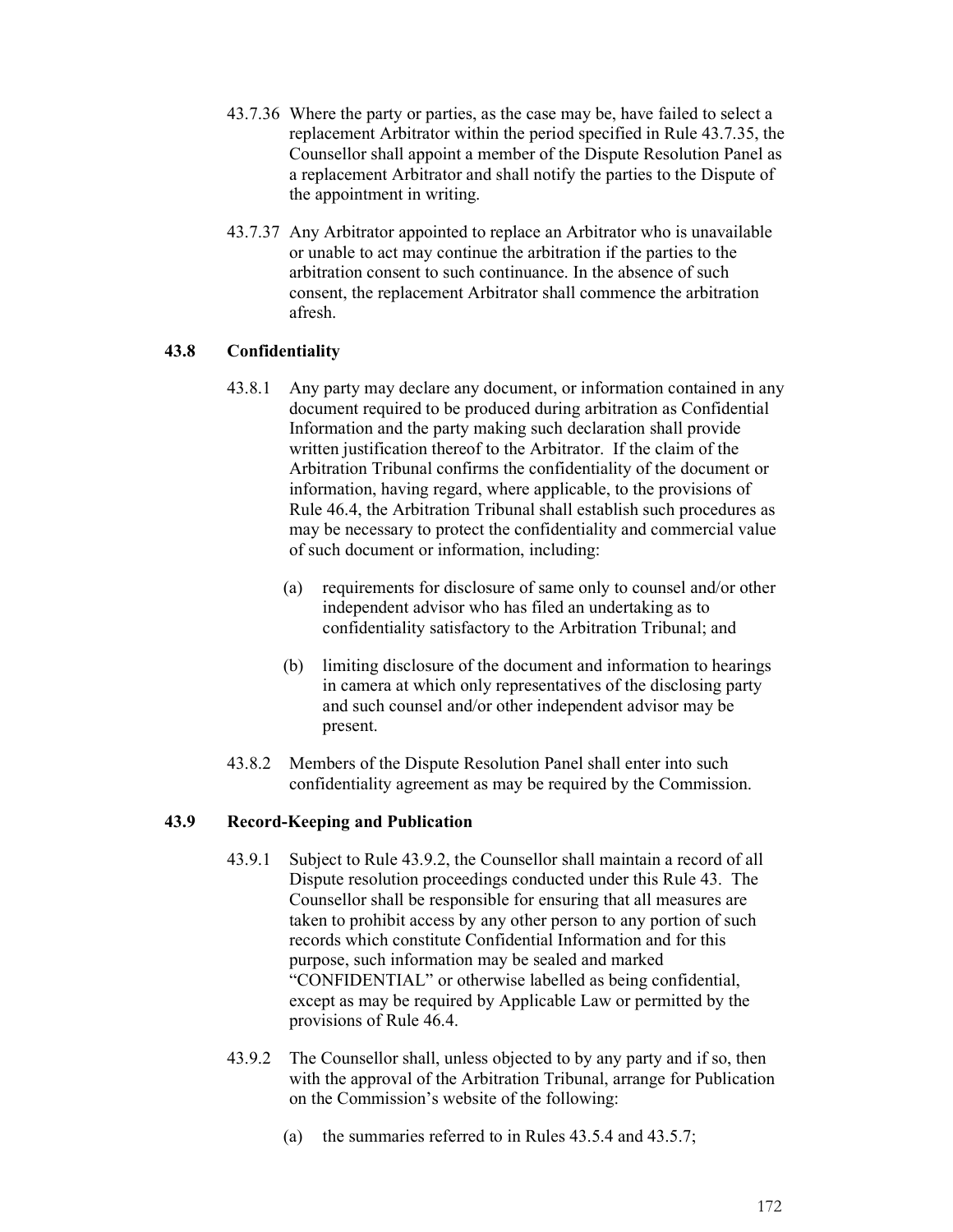43.7.36 Where the party or parties, as the case may be, have failed to select a replacement Arbitrator within the period specified in Rule 43.7.35, the Counsellor shall appoint a member of the Dispute Resolution Panel as a replacement Arbitrator and shall notify the parties to the Dispute of the appointment in writing.

43.7.37 Any Arbitrator appointed to replace an Arbitrator who is unavailable or unable to act may continue the arbitration if the parties to the arbitration consent to such continuance. In the absence of such consent, the replacement Arbitrator shall commence the arbitration afresh.

### 43.8 Confidentiality

43.8.1 Any party may declare any document, or information contained in any document required to be produced during arbitration as Confidential Information and the party making such declaration shall provide written justification thereof to the Arbitrator. If the claim of the Arbitration Tribunal confirms the confidentiality of the document or information, having regard, where applicable, to the provisions of Rule 46.4, the Arbitration Tribunal shall establish such procedures as may be necessary to protect the confidentiality and commercial value of such document or information, including:

(a) requirements for disclosure of same only to counsel and/or other independent advisor who has filed an undertaking as to confidentiality satisfactory to the Arbitration Tribunal; and

(b) limiting disclosure of the document and information to hearings in camera at which only representatives of the disclosing party and such counsel and/or other independent advisor may be present.

43.8.2 Members of the Dispute Resolution Panel shall enter into such confidentiality agreement as may be required by the Commission.

### 43.9 Record-Keeping and Publication

43.9.1 Subject to Rule 43.9.2, the Counsellor shall maintain a record of all Dispute resolution proceedings conducted under this Rule 43. The Counsellor shall be responsible for ensuring that all measures are taken to prohibit access by any other person to any portion of such records which constitute Confidential Information and for this purpose, such information may be sealed and marked "CONFIDENTIAL" or otherwise labelled as being confidential, except as may be required by Applicable Law or permitted by the provisions of Rule 46.4.

43.9.2 The Counsellor shall, unless objected to by any party and if so, then with the approval of the Arbitration Tribunal, arrange for Publication on the Commission's website of the following:

(a) the summaries referred to in Rules 43.5.4 and 43.5.7;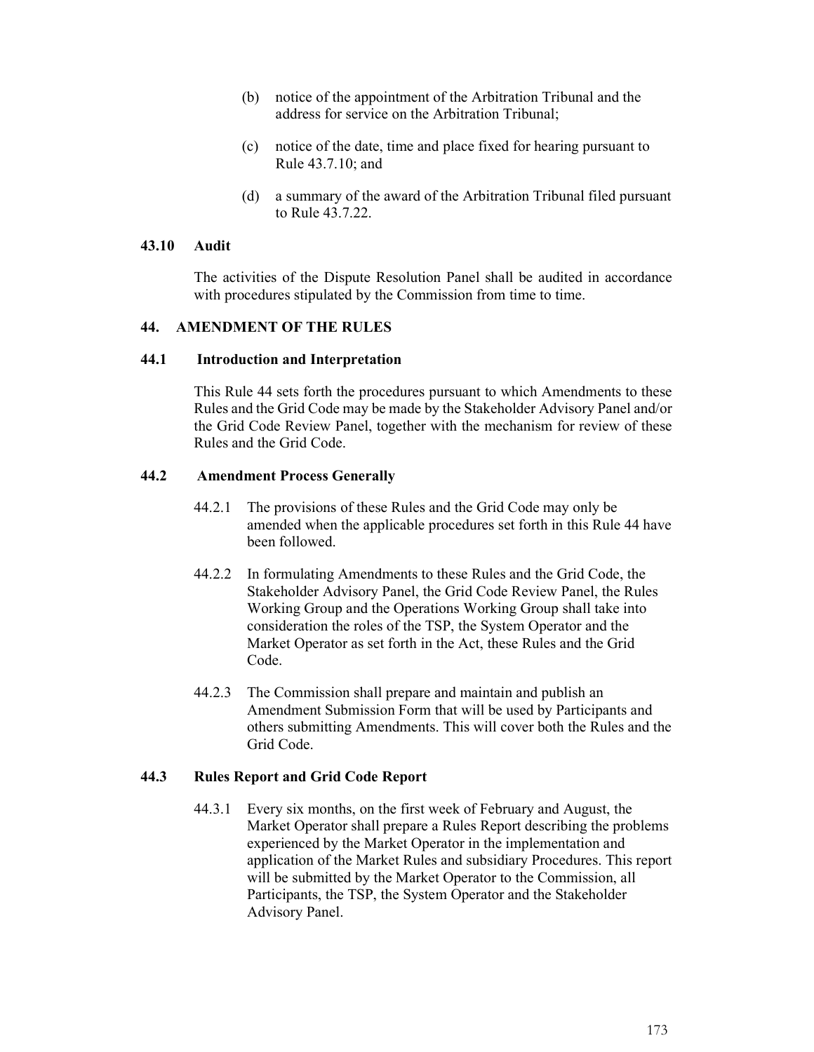(b) notice of the appointment of the Arbitration Tribunal and the address for service on the Arbitration Tribunal;

(c) notice of the date, time and place fixed for hearing pursuant to Rule 43.7.10; and

(d) a summary of the award of the Arbitration Tribunal filed pursuant to Rule 43.7.22.

### 43.10 Audit

The activities of the Dispute Resolution Panel shall be audited in accordance with procedures stipulated by the Commission from time to time.

## 44. AMENDMENT OF THE RULES

### 44.1 Introduction and Interpretation

This Rule 44 sets forth the procedures pursuant to which Amendments to these Rules and the Grid Code may be made by the Stakeholder Advisory Panel and/or the Grid Code Review Panel, together with the mechanism for review of these Rules and the Grid Code.

### 44.2 Amendment Process Generally

44.2.1 The provisions of these Rules and the Grid Code may only be amended when the applicable procedures set forth in this Rule 44 have been followed.

44.2.2 In formulating Amendments to these Rules and the Grid Code, the Stakeholder Advisory Panel, the Grid Code Review Panel, the Rules Working Group and the Operations Working Group shall take into consideration the roles of the TSP, the System Operator and the Market Operator as set forth in the Act, these Rules and the Grid Code.

44.2.3 The Commission shall prepare and maintain and publish an Amendment Submission Form that will be used by Participants and others submitting Amendments. This will cover both the Rules and the Grid Code.

### 44.3 Rules Report and Grid Code Report

44.3.1 Every six months, on the first week of February and August, the Market Operator shall prepare a Rules Report describing the problems experienced by the Market Operator in the implementation and application of the Market Rules and subsidiary Procedures. This report will be submitted by the Market Operator to the Commission, all Participants, the TSP, the System Operator and the Stakeholder Advisory Panel.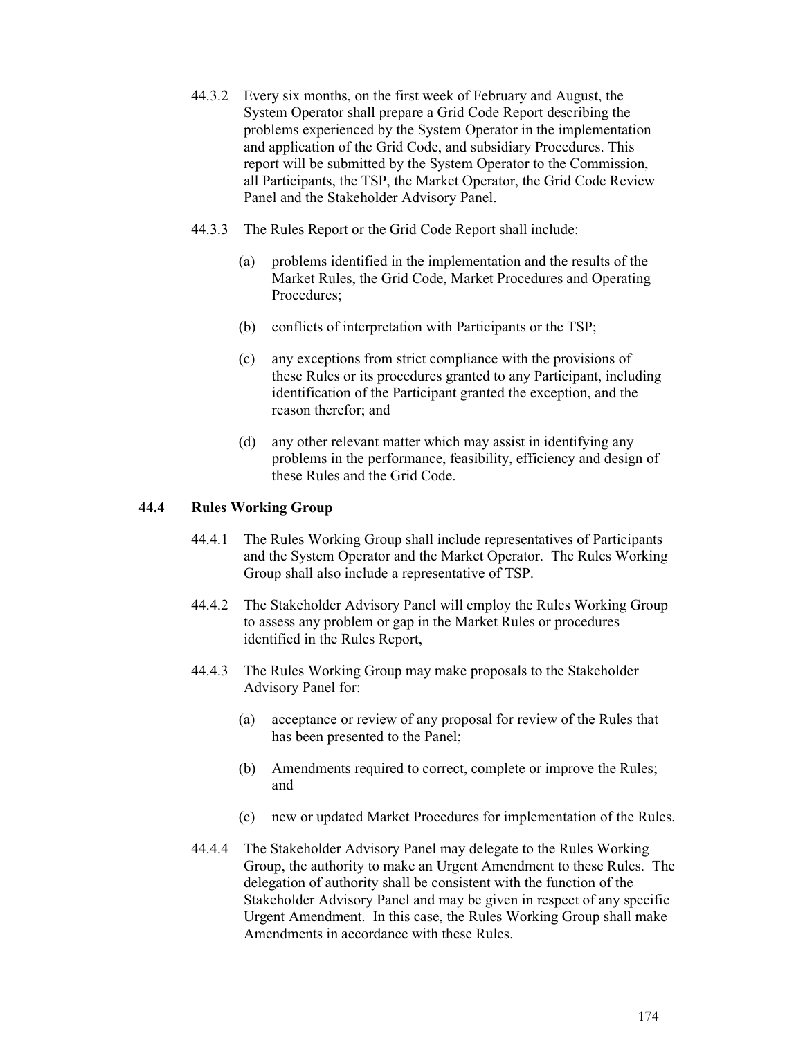44.3.2 Every six months, on the first week of February and August, the System Operator shall prepare a Grid Code Report describing the problems experienced by the System Operator in the implementation and application of the Grid Code, and subsidiary Procedures. This report will be submitted by the System Operator to the Commission, all Participants, the TSP, the Market Operator, the Grid Code Review Panel and the Stakeholder Advisory Panel.

44.3.3 The Rules Report or the Grid Code Report shall include:

(a) problems identified in the implementation and the results of the Market Rules, the Grid Code, Market Procedures and Operating Procedures;

(b) conflicts of interpretation with Participants or the TSP;

(c) any exceptions from strict compliance with the provisions of these Rules or its procedures granted to any Participant, including identification of the Participant granted the exception, and the reason therefor; and

(d) any other relevant matter which may assist in identifying any problems in the performance, feasibility, efficiency and design of these Rules and the Grid Code.

### 44.4 Rules Working Group

44.4.1 The Rules Working Group shall include representatives of Participants and the System Operator and the Market Operator. The Rules Working Group shall also include a representative of TSP.

44.4.2 The Stakeholder Advisory Panel will employ the Rules Working Group to assess any problem or gap in the Market Rules or procedures identified in the Rules Report,

44.4.3 The Rules Working Group may make proposals to the Stakeholder Advisory Panel for:

(a) acceptance or review of any proposal for review of the Rules that has been presented to the Panel;

(b) Amendments required to correct, complete or improve the Rules; and

(c) new or updated Market Procedures for implementation of the Rules.

44.4.4 The Stakeholder Advisory Panel may delegate to the Rules Working Group, the authority to make an Urgent Amendment to these Rules. The delegation of authority shall be consistent with the function of the Stakeholder Advisory Panel and may be given in respect of any specific Urgent Amendment. In this case, the Rules Working Group shall make Amendments in accordance with these Rules.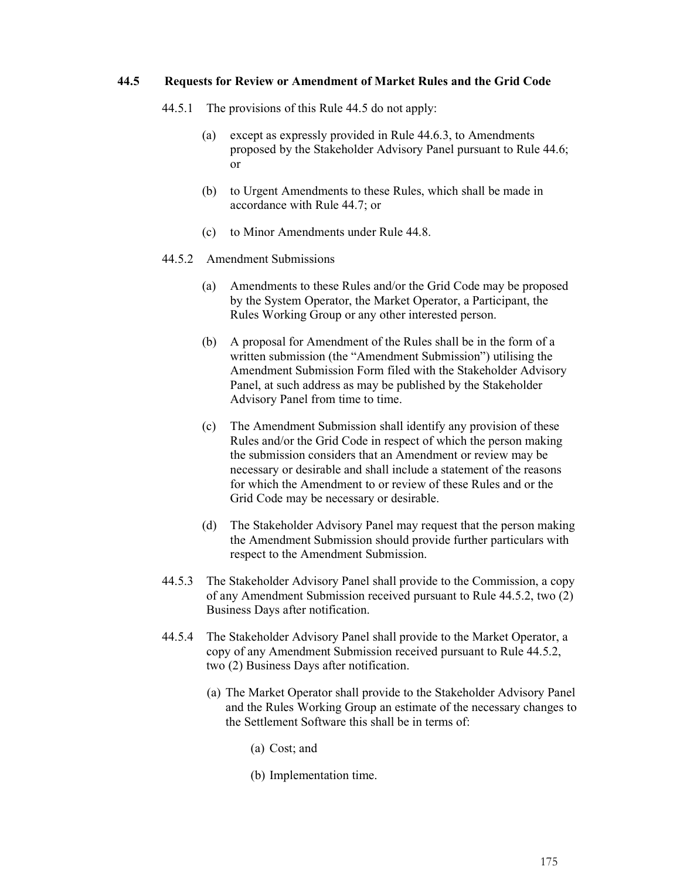### 44.5 Requests for Review or Amendment of Market Rules and the Grid Code

44.5.1 The provisions of this Rule 44.5 do not apply:

(a) except as expressly provided in Rule 44.6.3, to Amendments proposed by the Stakeholder Advisory Panel pursuant to Rule 44.6; or

(b) to Urgent Amendments to these Rules, which shall be made in accordance with Rule 44.7; or

(c) to Minor Amendments under Rule 44.8.

44.5.2 Amendment Submissions

(a) Amendments to these Rules and/or the Grid Code may be proposed by the System Operator, the Market Operator, a Participant, the Rules Working Group or any other interested person.

(b) A proposal for Amendment of the Rules shall be in the form of a written submission (the "Amendment Submission") utilising the Amendment Submission Form filed with the Stakeholder Advisory Panel, at such address as may be published by the Stakeholder Advisory Panel from time to time.

(c) The Amendment Submission shall identify any provision of these Rules and/or the Grid Code in respect of which the person making the submission considers that an Amendment or review may be necessary or desirable and shall include a statement of the reasons for which the Amendment to or review of these Rules and or the Grid Code may be necessary or desirable.

(d) The Stakeholder Advisory Panel may request that the person making the Amendment Submission should provide further particulars with respect to the Amendment Submission.

44.5.3 The Stakeholder Advisory Panel shall provide to the Commission, a copy of any Amendment Submission received pursuant to Rule 44.5.2, two (2) Business Days after notification.

44.5.4 The Stakeholder Advisory Panel shall provide to the Market Operator, a copy of any Amendment Submission received pursuant to Rule 44.5.2, two (2) Business Days after notification.

(a) The Market Operator shall provide to the Stakeholder Advisory Panel and the Rules Working Group an estimate of the necessary changes to the Settlement Software this shall be in terms of:

(a) Cost; and

(b) Implementation time.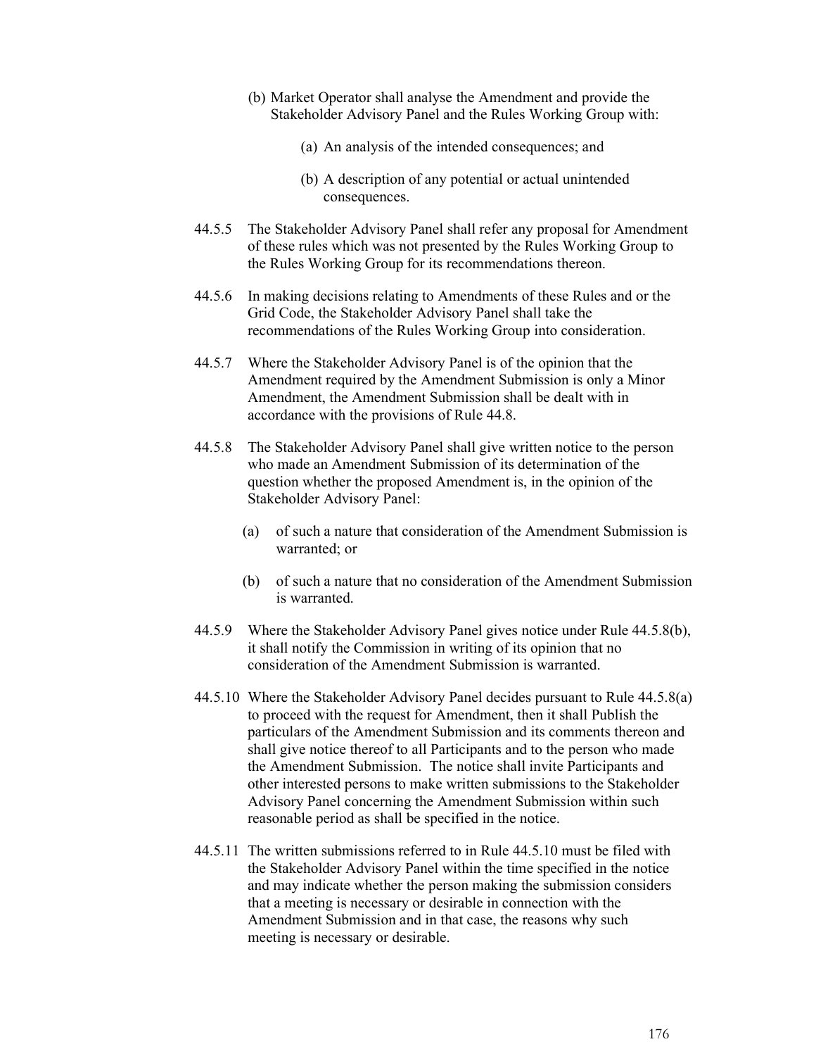(b) Market Operator shall analyse the Amendment and provide the Stakeholder Advisory Panel and the Rules Working Group with:

(a) An analysis of the intended consequences; and

(b) A description of any potential or actual unintended consequences.

44.5.5 The Stakeholder Advisory Panel shall refer any proposal for Amendment of these rules which was not presented by the Rules Working Group to the Rules Working Group for its recommendations thereon.

44.5.6 In making decisions relating to Amendments of these Rules and or the Grid Code, the Stakeholder Advisory Panel shall take the recommendations of the Rules Working Group into consideration.

44.5.7 Where the Stakeholder Advisory Panel is of the opinion that the Amendment required by the Amendment Submission is only a Minor Amendment, the Amendment Submission shall be dealt with in accordance with the provisions of Rule 44.8.

44.5.8 The Stakeholder Advisory Panel shall give written notice to the person who made an Amendment Submission of its determination of the question whether the proposed Amendment is, in the opinion of the Stakeholder Advisory Panel:

(a) of such a nature that consideration of the Amendment Submission is warranted; or

(b) of such a nature that no consideration of the Amendment Submission is warranted.

44.5.9 Where the Stakeholder Advisory Panel gives notice under Rule 44.5.8(b), it shall notify the Commission in writing of its opinion that no consideration of the Amendment Submission is warranted.

44.5.10 Where the Stakeholder Advisory Panel decides pursuant to Rule 44.5.8(a) to proceed with the request for Amendment, then it shall Publish the particulars of the Amendment Submission and its comments thereon and shall give notice thereof to all Participants and to the person who made the Amendment Submission. The notice shall invite Participants and other interested persons to make written submissions to the Stakeholder Advisory Panel concerning the Amendment Submission within such reasonable period as shall be specified in the notice.

44.5.11 The written submissions referred to in Rule 44.5.10 must be filed with the Stakeholder Advisory Panel within the time specified in the notice and may indicate whether the person making the submission considers that a meeting is necessary or desirable in connection with the Amendment Submission and in that case, the reasons why such meeting is necessary or desirable.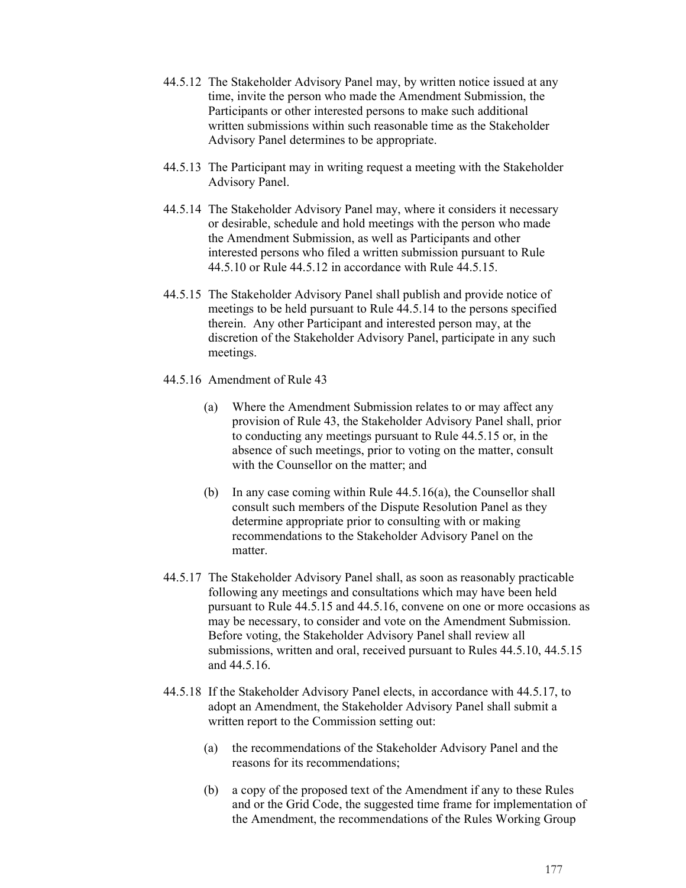44.5.12 The Stakeholder Advisory Panel may, by written notice issued at any time, invite the person who made the Amendment Submission, the Participants or other interested persons to make such additional written submissions within such reasonable time as the Stakeholder Advisory Panel determines to be appropriate.

44.5.13 The Participant may in writing request a meeting with the Stakeholder Advisory Panel.

44.5.14 The Stakeholder Advisory Panel may, where it considers it necessary or desirable, schedule and hold meetings with the person who made the Amendment Submission, as well as Participants and other interested persons who filed a written submission pursuant to Rule 44.5.10 or Rule 44.5.12 in accordance with Rule 44.5.15.

44.5.15 The Stakeholder Advisory Panel shall publish and provide notice of meetings to be held pursuant to Rule 44.5.14 to the persons specified therein. Any other Participant and interested person may, at the discretion of the Stakeholder Advisory Panel, participate in any such meetings.

44.5.16 Amendment of Rule 43

(a) Where the Amendment Submission relates to or may affect any provision of Rule 43, the Stakeholder Advisory Panel shall, prior to conducting any meetings pursuant to Rule 44.5.15 or, in the absence of such meetings, prior to voting on the matter, consult with the Counsellor on the matter; and

(b) In any case coming within Rule 44.5.16(a), the Counsellor shall consult such members of the Dispute Resolution Panel as they determine appropriate prior to consulting with or making recommendations to the Stakeholder Advisory Panel on the matter.

44.5.17 The Stakeholder Advisory Panel shall, as soon as reasonably practicable following any meetings and consultations which may have been held pursuant to Rule 44.5.15 and 44.5.16, convene on one or more occasions as may be necessary, to consider and vote on the Amendment Submission. Before voting, the Stakeholder Advisory Panel shall review all submissions, written and oral, received pursuant to Rules 44.5.10, 44.5.15 and 44.5.16.

44.5.18 If the Stakeholder Advisory Panel elects, in accordance with 44.5.17, to adopt an Amendment, the Stakeholder Advisory Panel shall submit a written report to the Commission setting out:

(a) the recommendations of the Stakeholder Advisory Panel and the reasons for its recommendations;

(b) a copy of the proposed text of the Amendment if any to these Rules and or the Grid Code, the suggested time frame for implementation of the Amendment, the recommendations of the Rules Working Group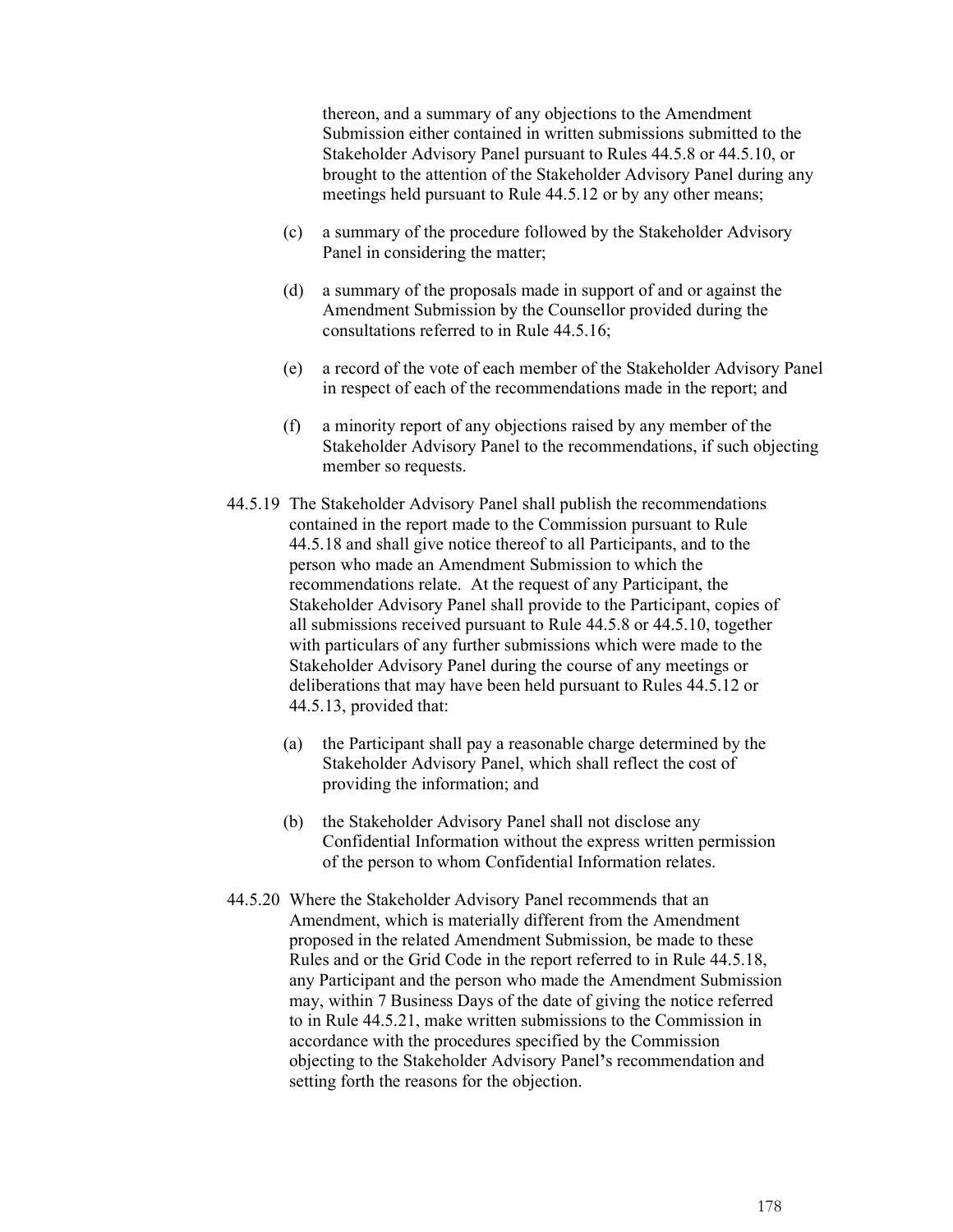thereon, and a summary of any objections to the Amendment Submission either contained in written submissions submitted to the Stakeholder Advisory Panel pursuant to Rules 44.5.8 or 44.5.10, or brought to the attention of the Stakeholder Advisory Panel during any meetings held pursuant to Rule 44.5.12 or by any other means;

(c) a summary of the procedure followed by the Stakeholder Advisory Panel in considering the matter;

(d) a summary of the proposals made in support of and or against the Amendment Submission by the Counsellor provided during the consultations referred to in Rule 44.5.16;

(e) a record of the vote of each member of the Stakeholder Advisory Panel in respect of each of the recommendations made in the report; and

(f) a minority report of any objections raised by any member of the Stakeholder Advisory Panel to the recommendations, if such objecting member so requests.

44.5.19 The Stakeholder Advisory Panel shall publish the recommendations contained in the report made to the Commission pursuant to Rule 44.5.18 and shall give notice thereof to all Participants, and to the person who made an Amendment Submission to which the recommendations relate. At the request of any Participant, the Stakeholder Advisory Panel shall provide to the Participant, copies of all submissions received pursuant to Rule 44.5.8 or 44.5.10, together with particulars of any further submissions which were made to the Stakeholder Advisory Panel during the course of any meetings or deliberations that may have been held pursuant to Rules 44.5.12 or 44.5.13, provided that:

(a) the Participant shall pay a reasonable charge determined by the Stakeholder Advisory Panel, which shall reflect the cost of providing the information; and

(b) the Stakeholder Advisory Panel shall not disclose any Confidential Information without the express written permission of the person to whom Confidential Information relates.

44.5.20 Where the Stakeholder Advisory Panel recommends that an Amendment, which is materially different from the Amendment proposed in the related Amendment Submission, be made to these Rules and or the Grid Code in the report referred to in Rule 44.5.18, any Participant and the person who made the Amendment Submission may, within 7 Business Days of the date of giving the notice referred to in Rule 44.5.21, make written submissions to the Commission in accordance with the procedures specified by the Commission objecting to the Stakeholder Advisory Panel's recommendation and setting forth the reasons for the objection.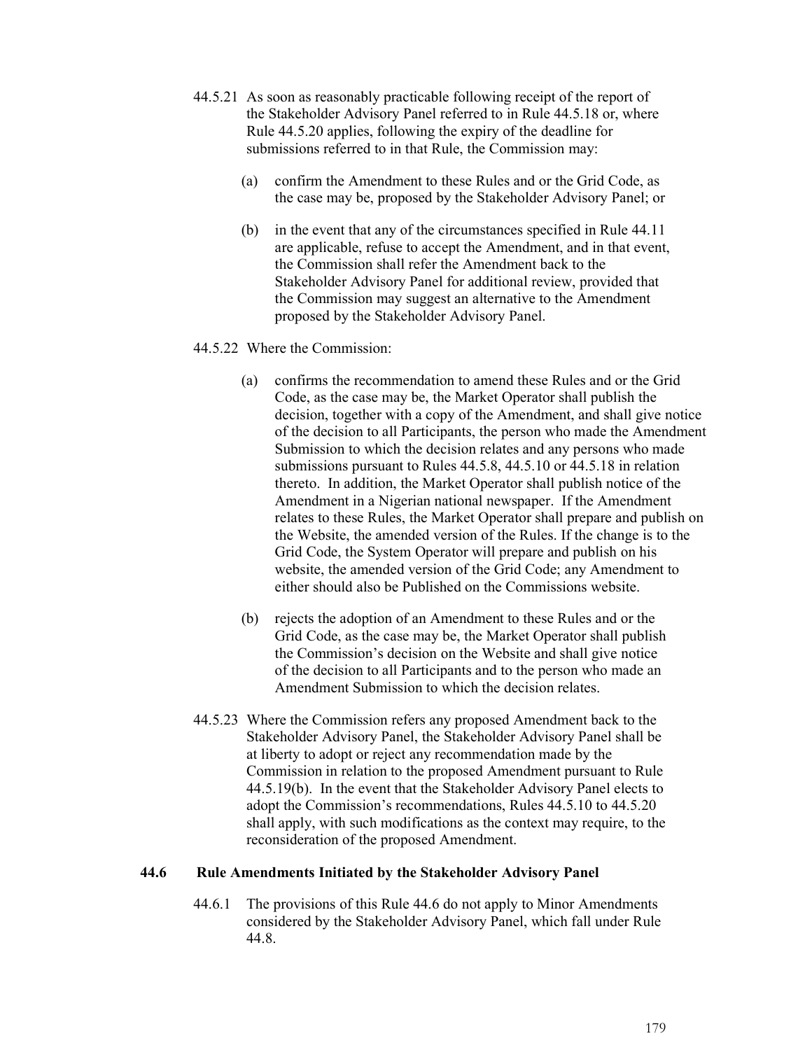44.5.21 As soon as reasonably practicable following receipt of the report of the Stakeholder Advisory Panel referred to in Rule 44.5.18 or, where Rule 44.5.20 applies, following the expiry of the deadline for submissions referred to in that Rule, the Commission may:

(a) confirm the Amendment to these Rules and or the Grid Code, as the case may be, proposed by the Stakeholder Advisory Panel; or

(b) in the event that any of the circumstances specified in Rule 44.11 are applicable, refuse to accept the Amendment, and in that event, the Commission shall refer the Amendment back to the Stakeholder Advisory Panel for additional review, provided that the Commission may suggest an alternative to the Amendment proposed by the Stakeholder Advisory Panel.

44.5.22 Where the Commission:

(a) confirms the recommendation to amend these Rules and or the Grid Code, as the case may be, the Market Operator shall publish the decision, together with a copy of the Amendment, and shall give notice of the decision to all Participants, the person who made the Amendment Submission to which the decision relates and any persons who made submissions pursuant to Rules 44.5.8, 44.5.10 or 44.5.18 in relation thereto. In addition, the Market Operator shall publish notice of the Amendment in a Nigerian national newspaper. If the Amendment relates to these Rules, the Market Operator shall prepare and publish on the Website, the amended version of the Rules. If the change is to the Grid Code, the System Operator will prepare and publish on his website, the amended version of the Grid Code; any Amendment to either should also be Published on the Commissions website.

(b) rejects the adoption of an Amendment to these Rules and or the Grid Code, as the case may be, the Market Operator shall publish the Commission's decision on the Website and shall give notice of the decision to all Participants and to the person who made an Amendment Submission to which the decision relates.

44.5.23 Where the Commission refers any proposed Amendment back to the Stakeholder Advisory Panel, the Stakeholder Advisory Panel shall be at liberty to adopt or reject any recommendation made by the Commission in relation to the proposed Amendment pursuant to Rule 44.5.19(b). In the event that the Stakeholder Advisory Panel elects to adopt the Commission's recommendations, Rules 44.5.10 to 44.5.20 shall apply, with such modifications as the context may require, to the reconsideration of the proposed Amendment.

### 44.6 Rule Amendments Initiated by the Stakeholder Advisory Panel

44.6.1 The provisions of this Rule 44.6 do not apply to Minor Amendments considered by the Stakeholder Advisory Panel, which fall under Rule 44.8.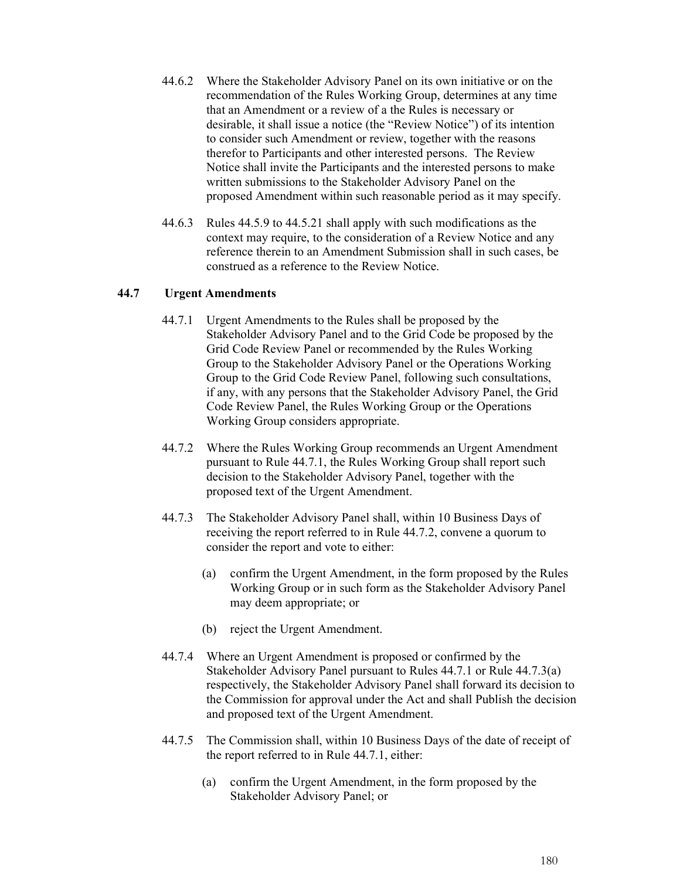44.6.2 Where the Stakeholder Advisory Panel on its own initiative or on the recommendation of the Rules Working Group, determines at any time that an Amendment or a review of a the Rules is necessary or desirable, it shall issue a notice (the "Review Notice") of its intention to consider such Amendment or review, together with the reasons therefor to Participants and other interested persons. The Review Notice shall invite the Participants and the interested persons to make written submissions to the Stakeholder Advisory Panel on the proposed Amendment within such reasonable period as it may specify.

44.6.3 Rules 44.5.9 to 44.5.21 shall apply with such modifications as the context may require, to the consideration of a Review Notice and any reference therein to an Amendment Submission shall in such cases, be construed as a reference to the Review Notice.

### 44.7 Urgent Amendments

44.7.1 Urgent Amendments to the Rules shall be proposed by the Stakeholder Advisory Panel and to the Grid Code be proposed by the Grid Code Review Panel or recommended by the Rules Working Group to the Stakeholder Advisory Panel or the Operations Working Group to the Grid Code Review Panel, following such consultations, if any, with any persons that the Stakeholder Advisory Panel, the Grid Code Review Panel, the Rules Working Group or the Operations Working Group considers appropriate.

44.7.2 Where the Rules Working Group recommends an Urgent Amendment pursuant to Rule 44.7.1, the Rules Working Group shall report such decision to the Stakeholder Advisory Panel, together with the proposed text of the Urgent Amendment.

44.7.3 The Stakeholder Advisory Panel shall, within 10 Business Days of receiving the report referred to in Rule 44.7.2, convene a quorum to consider the report and vote to either:

(a) confirm the Urgent Amendment, in the form proposed by the Rules Working Group or in such form as the Stakeholder Advisory Panel may deem appropriate; or

(b) reject the Urgent Amendment.

44.7.4 Where an Urgent Amendment is proposed or confirmed by the Stakeholder Advisory Panel pursuant to Rules 44.7.1 or Rule 44.7.3(a) respectively, the Stakeholder Advisory Panel shall forward its decision to the Commission for approval under the Act and shall Publish the decision and proposed text of the Urgent Amendment.

44.7.5 The Commission shall, within 10 Business Days of the date of receipt of the report referred to in Rule 44.7.1, either:

(a) confirm the Urgent Amendment, in the form proposed by the Stakeholder Advisory Panel; or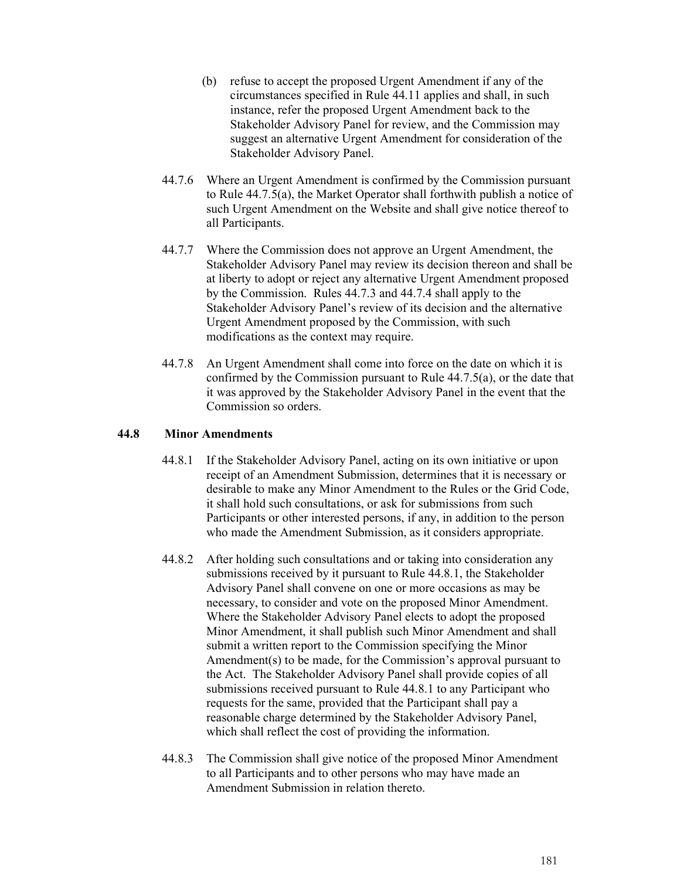(b) refuse to accept the proposed Urgent Amendment if any of the circumstances specified in Rule 44.11 applies and shall, in such instance, refer the proposed Urgent Amendment back to the Stakeholder Advisory Panel for review, and the Commission may suggest an alternative Urgent Amendment for consideration of the Stakeholder Advisory Panel.

44.7.6 Where an Urgent Amendment is confirmed by the Commission pursuant to Rule 44.7.5(a), the Market Operator shall forthwith publish a notice of such Urgent Amendment on the Website and shall give notice thereof to all Participants.

44.7.7 Where the Commission does not approve an Urgent Amendment, the Stakeholder Advisory Panel may review its decision thereon and shall be at liberty to adopt or reject any alternative Urgent Amendment proposed by the Commission. Rules 44.7.3 and 44.7.4 shall apply to the Stakeholder Advisory Panel's review of its decision and the alternative Urgent Amendment proposed by the Commission, with such modifications as the context may require.

44.7.8 An Urgent Amendment shall come into force on the date on which it is confirmed by the Commission pursuant to Rule 44.7.5(a), or the date that it was approved by the Stakeholder Advisory Panel in the event that the Commission so orders.

### 44.8 Minor Amendments

44.8.1 If the Stakeholder Advisory Panel, acting on its own initiative or upon receipt of an Amendment Submission, determines that it is necessary or desirable to make any Minor Amendment to the Rules or the Grid Code, it shall hold such consultations, or ask for submissions from such Participants or other interested persons, if any, in addition to the person who made the Amendment Submission, as it considers appropriate.

44.8.2 After holding such consultations and or taking into consideration any submissions received by it pursuant to Rule 44.8.1, the Stakeholder Advisory Panel shall convene on one or more occasions as may be necessary, to consider and vote on the proposed Minor Amendment. Where the Stakeholder Advisory Panel elects to adopt the proposed Minor Amendment, it shall publish such Minor Amendment and shall submit a written report to the Commission specifying the Minor Amendment(s) to be made, for the Commission's approval pursuant to the Act. The Stakeholder Advisory Panel shall provide copies of all submissions received pursuant to Rule 44.8.1 to any Participant who requests for the same, provided that the Participant shall pay a reasonable charge determined by the Stakeholder Advisory Panel, which shall reflect the cost of providing the information.

44.8.3 The Commission shall give notice of the proposed Minor Amendment to all Participants and to other persons who may have made an Amendment Submission in relation thereto.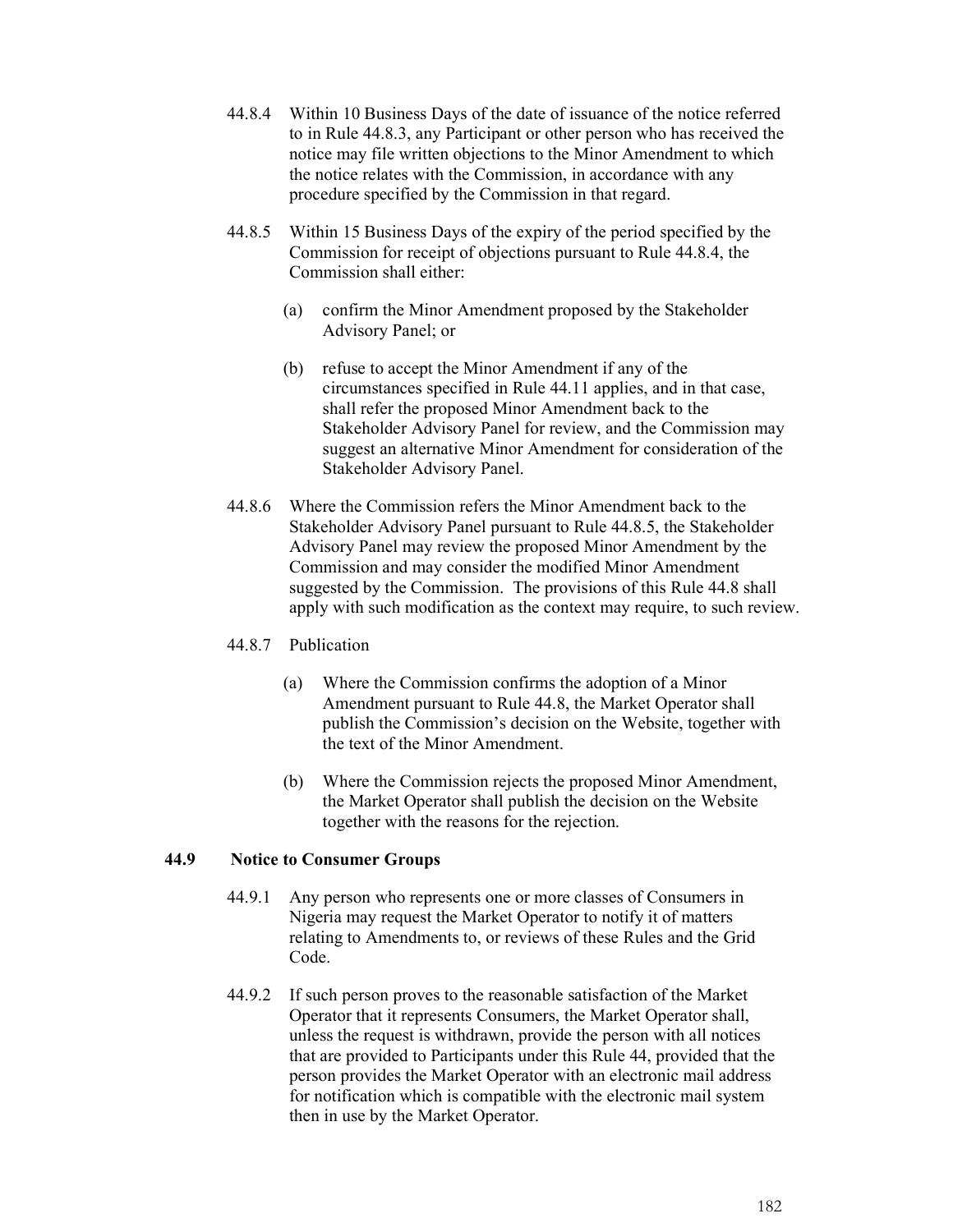44.8.4 Within 10 Business Days of the date of issuance of the notice referred to in Rule 44.8.3, any Participant or other person who has received the notice may file written objections to the Minor Amendment to which the notice relates with the Commission, in accordance with any procedure specified by the Commission in that regard.

44.8.5 Within 15 Business Days of the expiry of the period specified by the Commission for receipt of objections pursuant to Rule 44.8.4, the Commission shall either:

(a) confirm the Minor Amendment proposed by the Stakeholder Advisory Panel; or

(b) refuse to accept the Minor Amendment if any of the circumstances specified in Rule 44.11 applies, and in that case, shall refer the proposed Minor Amendment back to the Stakeholder Advisory Panel for review, and the Commission may suggest an alternative Minor Amendment for consideration of the Stakeholder Advisory Panel.

44.8.6 Where the Commission refers the Minor Amendment back to the Stakeholder Advisory Panel pursuant to Rule 44.8.5, the Stakeholder Advisory Panel may review the proposed Minor Amendment by the Commission and may consider the modified Minor Amendment suggested by the Commission. The provisions of this Rule 44.8 shall apply with such modification as the context may require, to such review.

44.8.7 Publication

(a) Where the Commission confirms the adoption of a Minor Amendment pursuant to Rule 44.8, the Market Operator shall publish the Commission's decision on the Website, together with the text of the Minor Amendment.

(b) Where the Commission rejects the proposed Minor Amendment, the Market Operator shall publish the decision on the Website together with the reasons for the rejection.

### 44.9 Notice to Consumer Groups

44.9.1 Any person who represents one or more classes of Consumers in Nigeria may request the Market Operator to notify it of matters relating to Amendments to, or reviews of these Rules and the Grid Code.

44.9.2 If such person proves to the reasonable satisfaction of the Market Operator that it represents Consumers, the Market Operator shall, unless the request is withdrawn, provide the person with all notices that are provided to Participants under this Rule 44, provided that the person provides the Market Operator with an electronic mail address for notification which is compatible with the electronic mail system then in use by the Market Operator.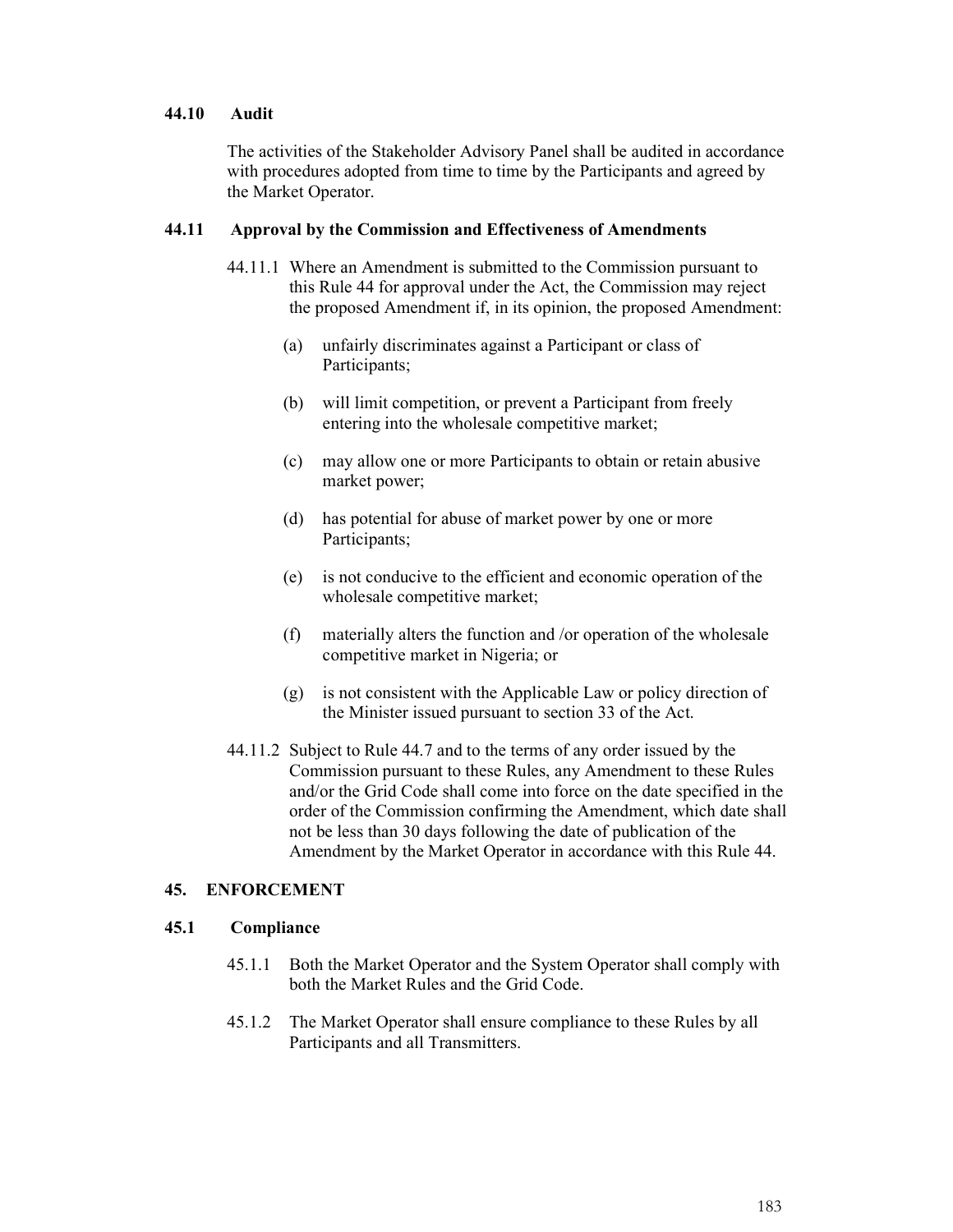### 44.10 Audit

The activities of the Stakeholder Advisory Panel shall be audited in accordance with procedures adopted from time to time by the Participants and agreed by the Market Operator.

### 44.11 Approval by the Commission and Effectiveness of Amendments

44.11.1 Where an Amendment is submitted to the Commission pursuant to this Rule 44 for approval under the Act, the Commission may reject the proposed Amendment if, in its opinion, the proposed Amendment:

(a) unfairly discriminates against a Participant or class of Participants;

(b) will limit competition, or prevent a Participant from freely entering into the wholesale competitive market;

(c) may allow one or more Participants to obtain or retain abusive market power;

(d) has potential for abuse of market power by one or more Participants;

(e) is not conducive to the efficient and economic operation of the wholesale competitive market;

(f) materially alters the function and /or operation of the wholesale competitive market in Nigeria; or

(g) is not consistent with the Applicable Law or policy direction of the Minister issued pursuant to section 33 of the Act.

44.11.2 Subject to Rule 44.7 and to the terms of any order issued by the Commission pursuant to these Rules, any Amendment to these Rules and/or the Grid Code shall come into force on the date specified in the order of the Commission confirming the Amendment, which date shall not be less than 30 days following the date of publication of the Amendment by the Market Operator in accordance with this Rule 44.

## 45. ENFORCEMENT

### 45.1 Compliance

45.1.1 Both the Market Operator and the System Operator shall comply with both the Market Rules and the Grid Code.

45.1.2 The Market Operator shall ensure compliance to these Rules by all Participants and all Transmitters.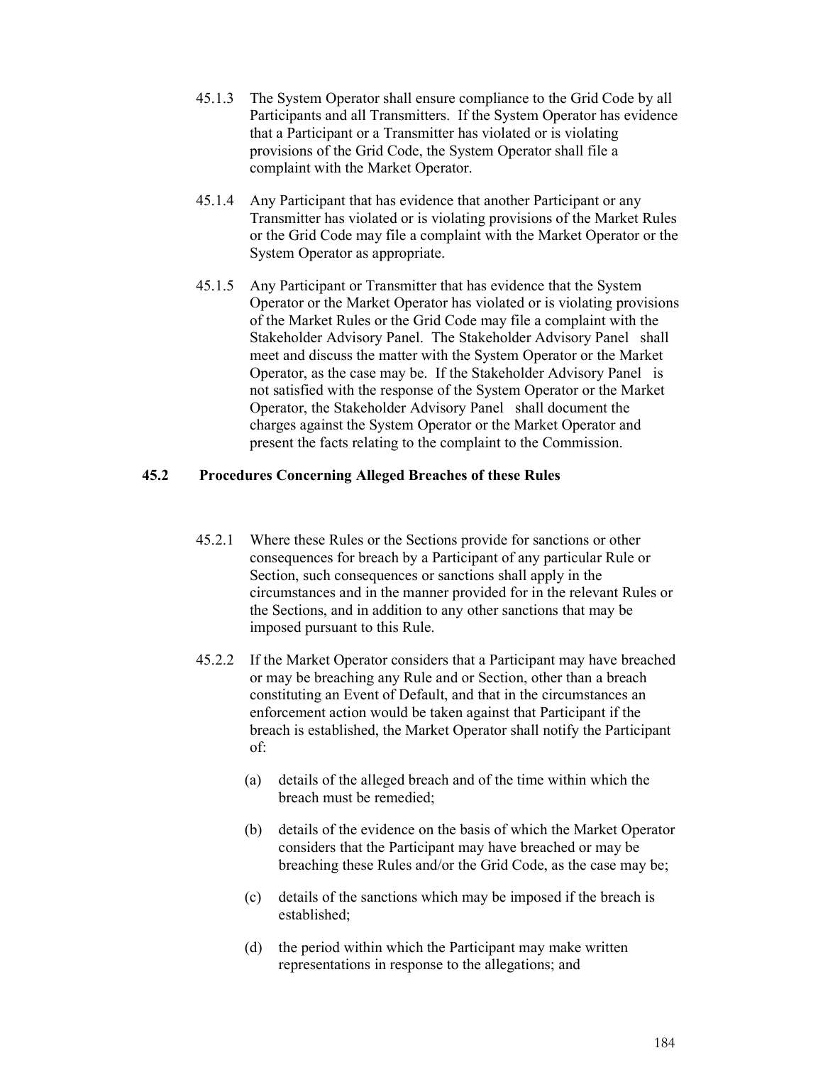45.1.3 The System Operator shall ensure compliance to the Grid Code by all Participants and all Transmitters. If the System Operator has evidence that a Participant or a Transmitter has violated or is violating provisions of the Grid Code, the System Operator shall file a complaint with the Market Operator.

45.1.4 Any Participant that has evidence that another Participant or any Transmitter has violated or is violating provisions of the Market Rules or the Grid Code may file a complaint with the Market Operator or the System Operator as appropriate.

45.1.5 Any Participant or Transmitter that has evidence that the System Operator or the Market Operator has violated or is violating provisions of the Market Rules or the Grid Code may file a complaint with the Stakeholder Advisory Panel. The Stakeholder Advisory Panel shall meet and discuss the matter with the System Operator or the Market Operator, as the case may be. If the Stakeholder Advisory Panel is not satisfied with the response of the System Operator or the Market Operator, the Stakeholder Advisory Panel shall document the charges against the System Operator or the Market Operator and present the facts relating to the complaint to the Commission.

### 45.2 Procedures Concerning Alleged Breaches of these Rules

45.2.1 Where these Rules or the Sections provide for sanctions or other consequences for breach by a Participant of any particular Rule or Section, such consequences or sanctions shall apply in the circumstances and in the manner provided for in the relevant Rules or the Sections, and in addition to any other sanctions that may be imposed pursuant to this Rule.

45.2.2 If the Market Operator considers that a Participant may have breached or may be breaching any Rule and or Section, other than a breach constituting an Event of Default, and that in the circumstances an enforcement action would be taken against that Participant if the breach is established, the Market Operator shall notify the Participant of:

(a) details of the alleged breach and of the time within which the breach must be remedied;

(b) details of the evidence on the basis of which the Market Operator considers that the Participant may have breached or may be breaching these Rules and/or the Grid Code, as the case may be;

(c) details of the sanctions which may be imposed if the breach is established;

(d) the period within which the Participant may make written representations in response to the allegations; and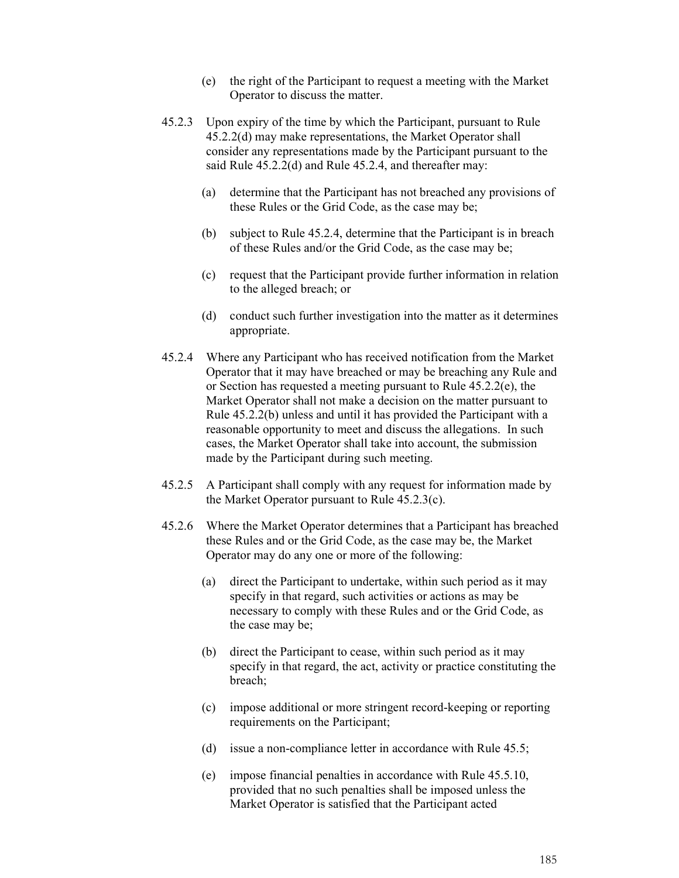(e) the right of the Participant to request a meeting with the Market Operator to discuss the matter.

45.2.3 Upon expiry of the time by which the Participant, pursuant to Rule 45.2.2(d) may make representations, the Market Operator shall consider any representations made by the Participant pursuant to the said Rule 45.2.2(d) and Rule 45.2.4, and thereafter may:

(a) determine that the Participant has not breached any provisions of these Rules or the Grid Code, as the case may be;

(b) subject to Rule 45.2.4, determine that the Participant is in breach of these Rules and/or the Grid Code, as the case may be;

(c) request that the Participant provide further information in relation to the alleged breach; or

(d) conduct such further investigation into the matter as it determines appropriate.

45.2.4 Where any Participant who has received notification from the Market Operator that it may have breached or may be breaching any Rule and or Section has requested a meeting pursuant to Rule 45.2.2(e), the Market Operator shall not make a decision on the matter pursuant to Rule 45.2.2(b) unless and until it has provided the Participant with a reasonable opportunity to meet and discuss the allegations. In such cases, the Market Operator shall take into account, the submission made by the Participant during such meeting.

45.2.5 A Participant shall comply with any request for information made by the Market Operator pursuant to Rule 45.2.3(c).

45.2.6 Where the Market Operator determines that a Participant has breached these Rules and or the Grid Code, as the case may be, the Market Operator may do any one or more of the following:

(a) direct the Participant to undertake, within such period as it may specify in that regard, such activities or actions as may be necessary to comply with these Rules and or the Grid Code, as the case may be;

(b) direct the Participant to cease, within such period as it may specify in that regard, the act, activity or practice constituting the breach;

(c) impose additional or more stringent record-keeping or reporting requirements on the Participant;

(d) issue a non-compliance letter in accordance with Rule 45.5;

(e) impose financial penalties in accordance with Rule 45.5.10, provided that no such penalties shall be imposed unless the Market Operator is satisfied that the Participant acted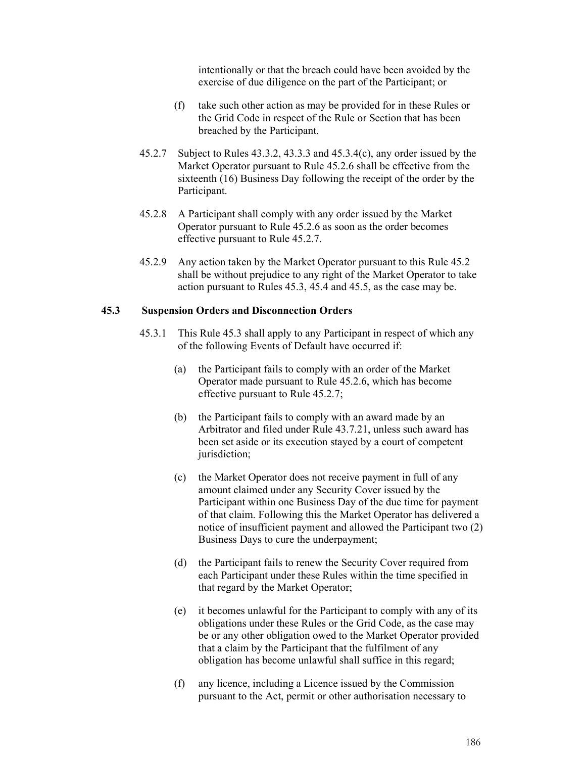intentionally or that the breach could have been avoided by the exercise of due diligence on the part of the Participant; or

(f) take such other action as may be provided for in these Rules or the Grid Code in respect of the Rule or Section that has been breached by the Participant.

45.2.7 Subject to Rules 43.3.2, 43.3.3 and 45.3.4(c), any order issued by the Market Operator pursuant to Rule 45.2.6 shall be effective from the sixteenth (16) Business Day following the receipt of the order by the Participant.

45.2.8 A Participant shall comply with any order issued by the Market Operator pursuant to Rule 45.2.6 as soon as the order becomes effective pursuant to Rule 45.2.7.

45.2.9 Any action taken by the Market Operator pursuant to this Rule 45.2 shall be without prejudice to any right of the Market Operator to take action pursuant to Rules 45.3, 45.4 and 45.5, as the case may be.

### 45.3 Suspension Orders and Disconnection Orders

45.3.1 This Rule 45.3 shall apply to any Participant in respect of which any of the following Events of Default have occurred if:

(a) the Participant fails to comply with an order of the Market Operator made pursuant to Rule 45.2.6, which has become effective pursuant to Rule 45.2.7;

(b) the Participant fails to comply with an award made by an Arbitrator and filed under Rule 43.7.21, unless such award has been set aside or its execution stayed by a court of competent jurisdiction;

(c) the Market Operator does not receive payment in full of any amount claimed under any Security Cover issued by the Participant within one Business Day of the due time for payment of that claim. Following this the Market Operator has delivered a notice of insufficient payment and allowed the Participant two (2) Business Days to cure the underpayment;

(d) the Participant fails to renew the Security Cover required from each Participant under these Rules within the time specified in that regard by the Market Operator;

(e) it becomes unlawful for the Participant to comply with any of its obligations under these Rules or the Grid Code, as the case may be or any other obligation owed to the Market Operator provided that a claim by the Participant that the fulfilment of any obligation has become unlawful shall suffice in this regard;

(f) any licence, including a Licence issued by the Commission pursuant to the Act, permit or other authorisation necessary to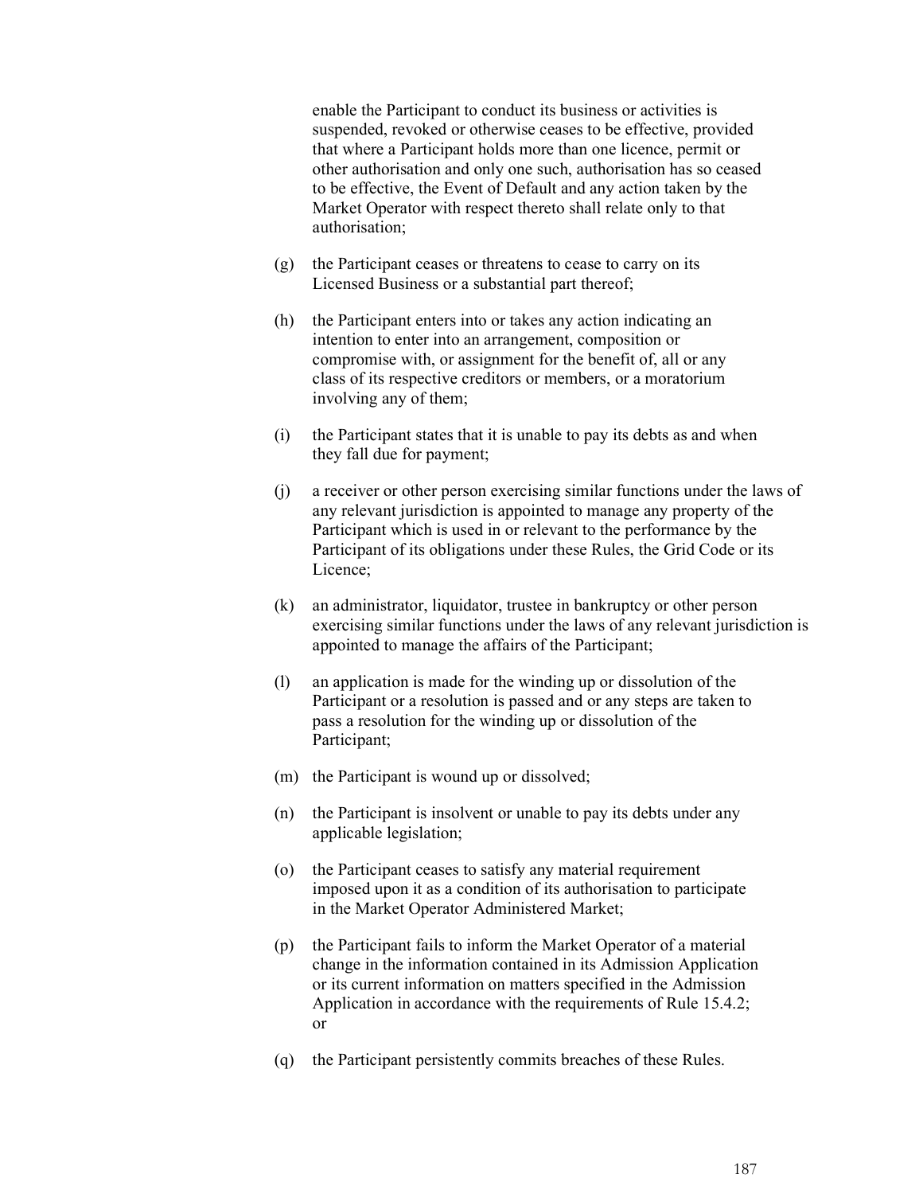enable the Participant to conduct its business or activities is suspended, revoked or otherwise ceases to be effective, provided that where a Participant holds more than one licence, permit or other authorisation and only one such, authorisation has so ceased to be effective, the Event of Default and any action taken by the Market Operator with respect thereto shall relate only to that authorisation;

(g) the Participant ceases or threatens to cease to carry on its Licensed Business or a substantial part thereof;

(h) the Participant enters into or takes any action indicating an intention to enter into an arrangement, composition or compromise with, or assignment for the benefit of, all or any class of its respective creditors or members, or a moratorium involving any of them;

(i) the Participant states that it is unable to pay its debts as and when they fall due for payment;

(j) a receiver or other person exercising similar functions under the laws of any relevant jurisdiction is appointed to manage any property of the Participant which is used in or relevant to the performance by the Participant of its obligations under these Rules, the Grid Code or its Licence;

(k) an administrator, liquidator, trustee in bankruptcy or other person exercising similar functions under the laws of any relevant jurisdiction is appointed to manage the affairs of the Participant;

(l) an application is made for the winding up or dissolution of the Participant or a resolution is passed and or any steps are taken to pass a resolution for the winding up or dissolution of the Participant;

(m) the Participant is wound up or dissolved;

(n) the Participant is insolvent or unable to pay its debts under any applicable legislation;

(o) the Participant ceases to satisfy any material requirement imposed upon it as a condition of its authorisation to participate in the Market Operator Administered Market;

(p) the Participant fails to inform the Market Operator of a material change in the information contained in its Admission Application or its current information on matters specified in the Admission Application in accordance with the requirements of Rule 15.4.2; or

(q) the Participant persistently commits breaches of these Rules.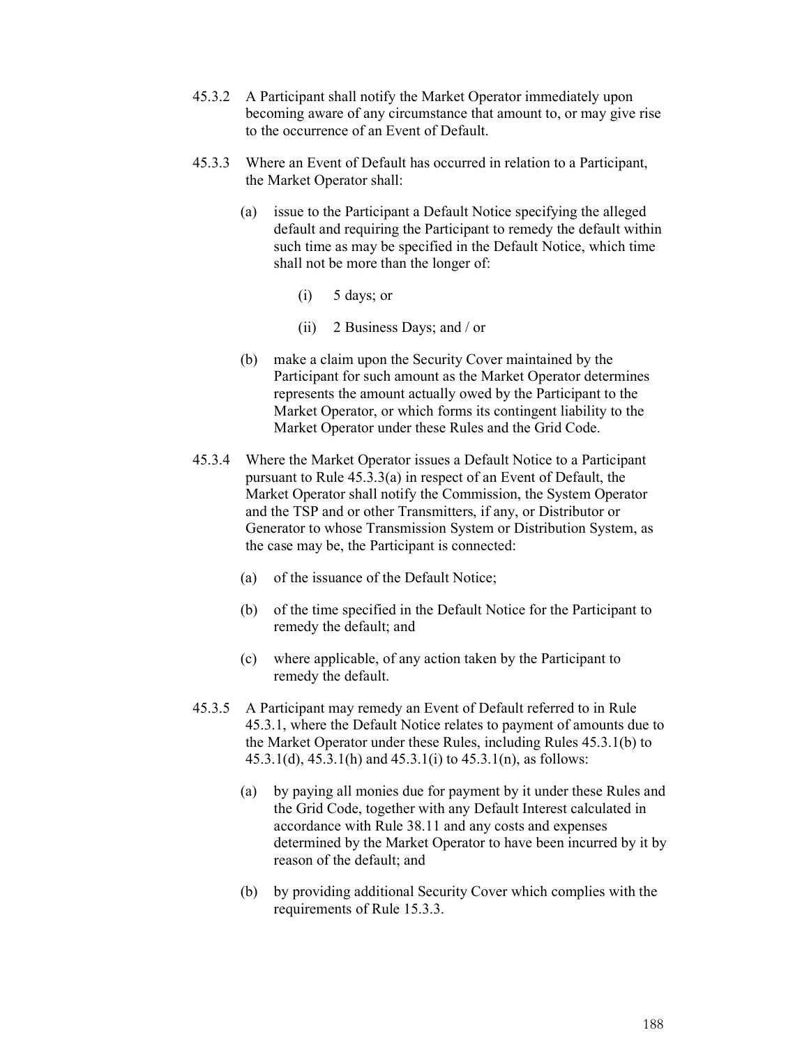45.3.2 A Participant shall notify the Market Operator immediately upon becoming aware of any circumstance that amount to, or may give rise to the occurrence of an Event of Default.

45.3.3 Where an Event of Default has occurred in relation to a Participant, the Market Operator shall:

(a) issue to the Participant a Default Notice specifying the alleged default and requiring the Participant to remedy the default within such time as may be specified in the Default Notice, which time shall not be more than the longer of:

(i) 5 days; or

(ii) 2 Business Days; and / or

(b) make a claim upon the Security Cover maintained by the Participant for such amount as the Market Operator determines represents the amount actually owed by the Participant to the Market Operator, or which forms its contingent liability to the Market Operator under these Rules and the Grid Code.

45.3.4 Where the Market Operator issues a Default Notice to a Participant pursuant to Rule 45.3.3(a) in respect of an Event of Default, the Market Operator shall notify the Commission, the System Operator and the TSP and or other Transmitters, if any, or Distributor or Generator to whose Transmission System or Distribution System, as the case may be, the Participant is connected:

(a) of the issuance of the Default Notice;

(b) of the time specified in the Default Notice for the Participant to remedy the default; and

(c) where applicable, of any action taken by the Participant to remedy the default.

45.3.5 A Participant may remedy an Event of Default referred to in Rule 45.3.1, where the Default Notice relates to payment of amounts due to the Market Operator under these Rules, including Rules 45.3.1(b) to 45.3.1(d), 45.3.1(h) and 45.3.1(i) to 45.3.1(n), as follows:

(a) by paying all monies due for payment by it under these Rules and the Grid Code, together with any Default Interest calculated in accordance with Rule 38.11 and any costs and expenses determined by the Market Operator to have been incurred by it by reason of the default; and

(b) by providing additional Security Cover which complies with the requirements of Rule 15.3.3.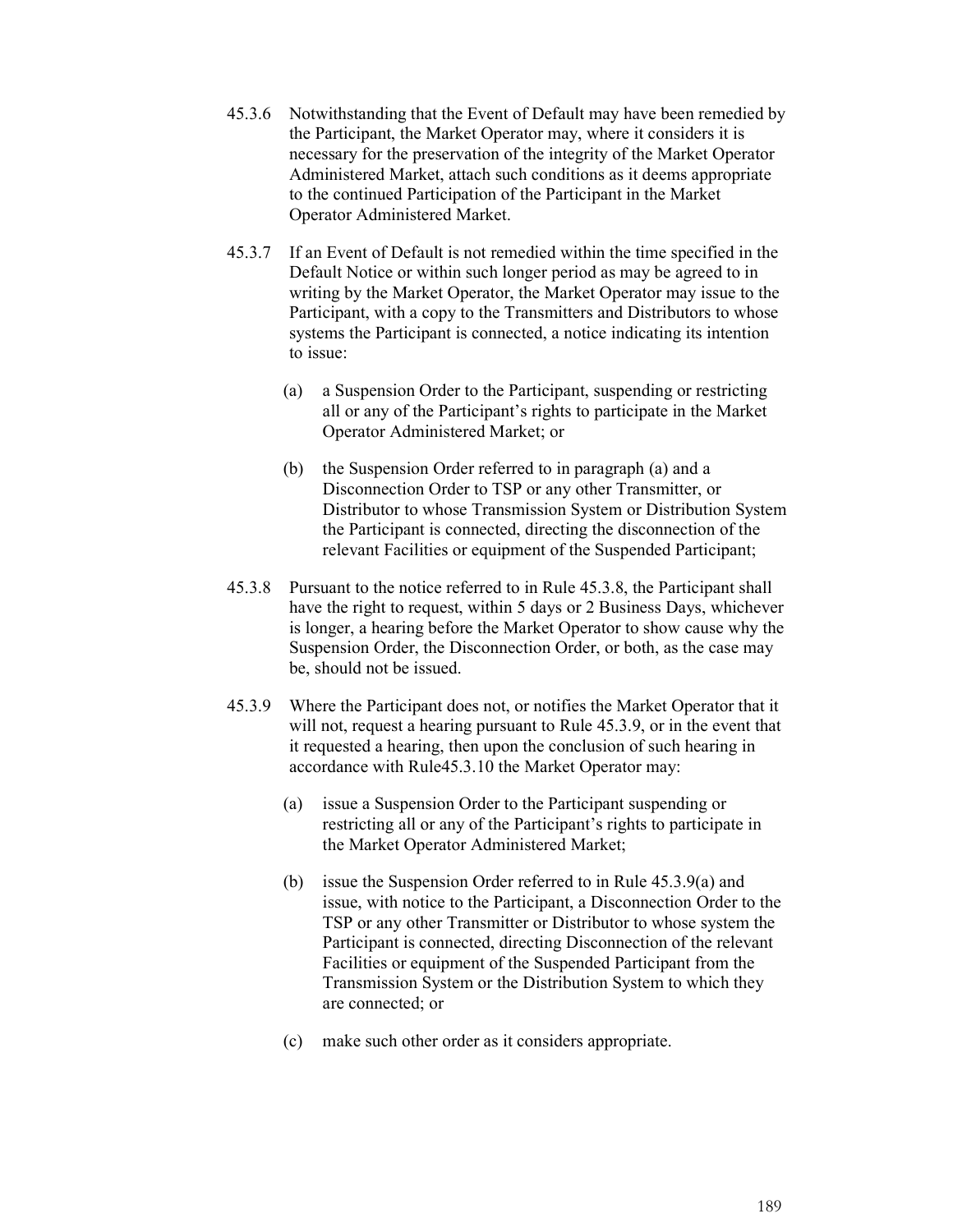45.3.6 Notwithstanding that the Event of Default may have been remedied by the Participant, the Market Operator may, where it considers it is necessary for the preservation of the integrity of the Market Operator Administered Market, attach such conditions as it deems appropriate to the continued Participation of the Participant in the Market Operator Administered Market.

45.3.7 If an Event of Default is not remedied within the time specified in the Default Notice or within such longer period as may be agreed to in writing by the Market Operator, the Market Operator may issue to the Participant, with a copy to the Transmitters and Distributors to whose systems the Participant is connected, a notice indicating its intention to issue:

(a) a Suspension Order to the Participant, suspending or restricting all or any of the Participant's rights to participate in the Market Operator Administered Market; or

(b) the Suspension Order referred to in paragraph (a) and a Disconnection Order to TSP or any other Transmitter, or Distributor to whose Transmission System or Distribution System the Participant is connected, directing the disconnection of the relevant Facilities or equipment of the Suspended Participant;

45.3.8 Pursuant to the notice referred to in Rule 45.3.8, the Participant shall have the right to request, within 5 days or 2 Business Days, whichever is longer, a hearing before the Market Operator to show cause why the Suspension Order, the Disconnection Order, or both, as the case may be, should not be issued.

45.3.9 Where the Participant does not, or notifies the Market Operator that it will not, request a hearing pursuant to Rule 45.3.9, or in the event that it requested a hearing, then upon the conclusion of such hearing in accordance with Rule45.3.10 the Market Operator may:

(a) issue a Suspension Order to the Participant suspending or restricting all or any of the Participant's rights to participate in the Market Operator Administered Market;

(b) issue the Suspension Order referred to in Rule 45.3.9(a) and issue, with notice to the Participant, a Disconnection Order to the TSP or any other Transmitter or Distributor to whose system the Participant is connected, directing Disconnection of the relevant Facilities or equipment of the Suspended Participant from the Transmission System or the Distribution System to which they are connected; or

(c) make such other order as it considers appropriate.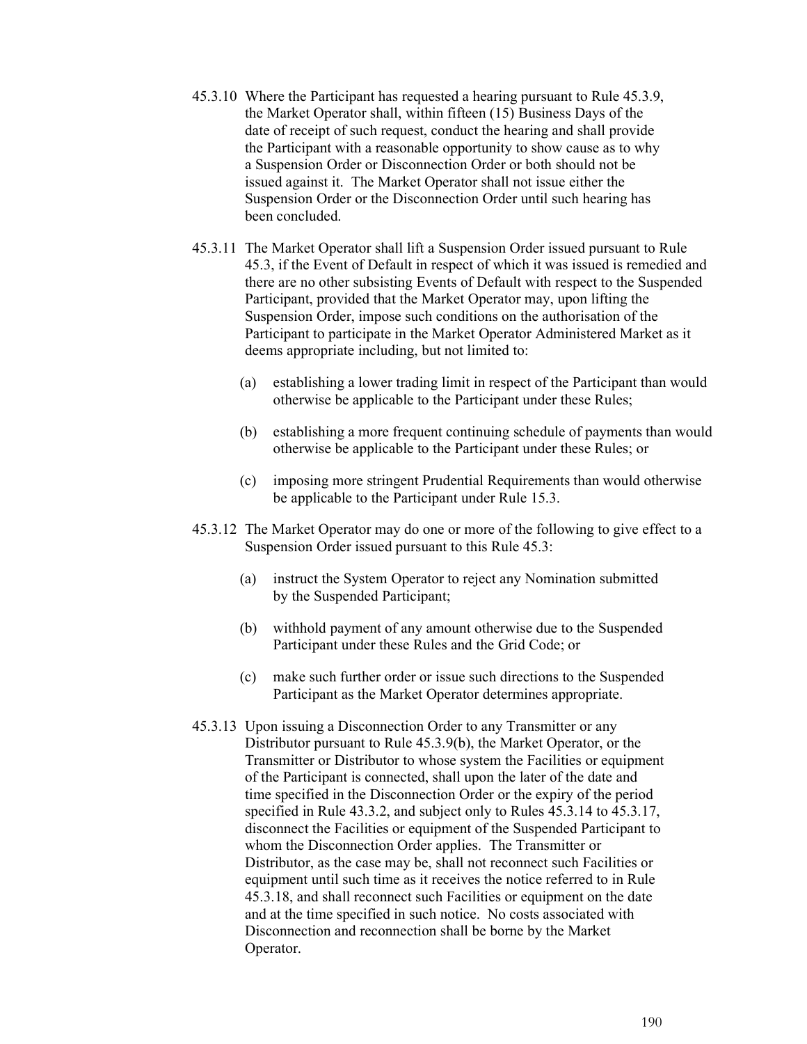45.3.10 Where the Participant has requested a hearing pursuant to Rule 45.3.9, the Market Operator shall, within fifteen (15) Business Days of the date of receipt of such request, conduct the hearing and shall provide the Participant with a reasonable opportunity to show cause as to why a Suspension Order or Disconnection Order or both should not be issued against it. The Market Operator shall not issue either the Suspension Order or the Disconnection Order until such hearing has been concluded.

45.3.11 The Market Operator shall lift a Suspension Order issued pursuant to Rule 45.3, if the Event of Default in respect of which it was issued is remedied and there are no other subsisting Events of Default with respect to the Suspended Participant, provided that the Market Operator may, upon lifting the Suspension Order, impose such conditions on the authorisation of the Participant to participate in the Market Operator Administered Market as it deems appropriate including, but not limited to:

(a) establishing a lower trading limit in respect of the Participant than would otherwise be applicable to the Participant under these Rules;

(b) establishing a more frequent continuing schedule of payments than would otherwise be applicable to the Participant under these Rules; or

(c) imposing more stringent Prudential Requirements than would otherwise be applicable to the Participant under Rule 15.3.

45.3.12 The Market Operator may do one or more of the following to give effect to a Suspension Order issued pursuant to this Rule 45.3:

(a) instruct the System Operator to reject any Nomination submitted by the Suspended Participant;

(b) withhold payment of any amount otherwise due to the Suspended Participant under these Rules and the Grid Code; or

(c) make such further order or issue such directions to the Suspended Participant as the Market Operator determines appropriate.

45.3.13 Upon issuing a Disconnection Order to any Transmitter or any Distributor pursuant to Rule 45.3.9(b), the Market Operator, or the Transmitter or Distributor to whose system the Facilities or equipment of the Participant is connected, shall upon the later of the date and time specified in the Disconnection Order or the expiry of the period specified in Rule 43.3.2, and subject only to Rules 45.3.14 to 45.3.17, disconnect the Facilities or equipment of the Suspended Participant to whom the Disconnection Order applies. The Transmitter or Distributor, as the case may be, shall not reconnect such Facilities or equipment until such time as it receives the notice referred to in Rule 45.3.18, and shall reconnect such Facilities or equipment on the date and at the time specified in such notice. No costs associated with Disconnection and reconnection shall be borne by the Market Operator.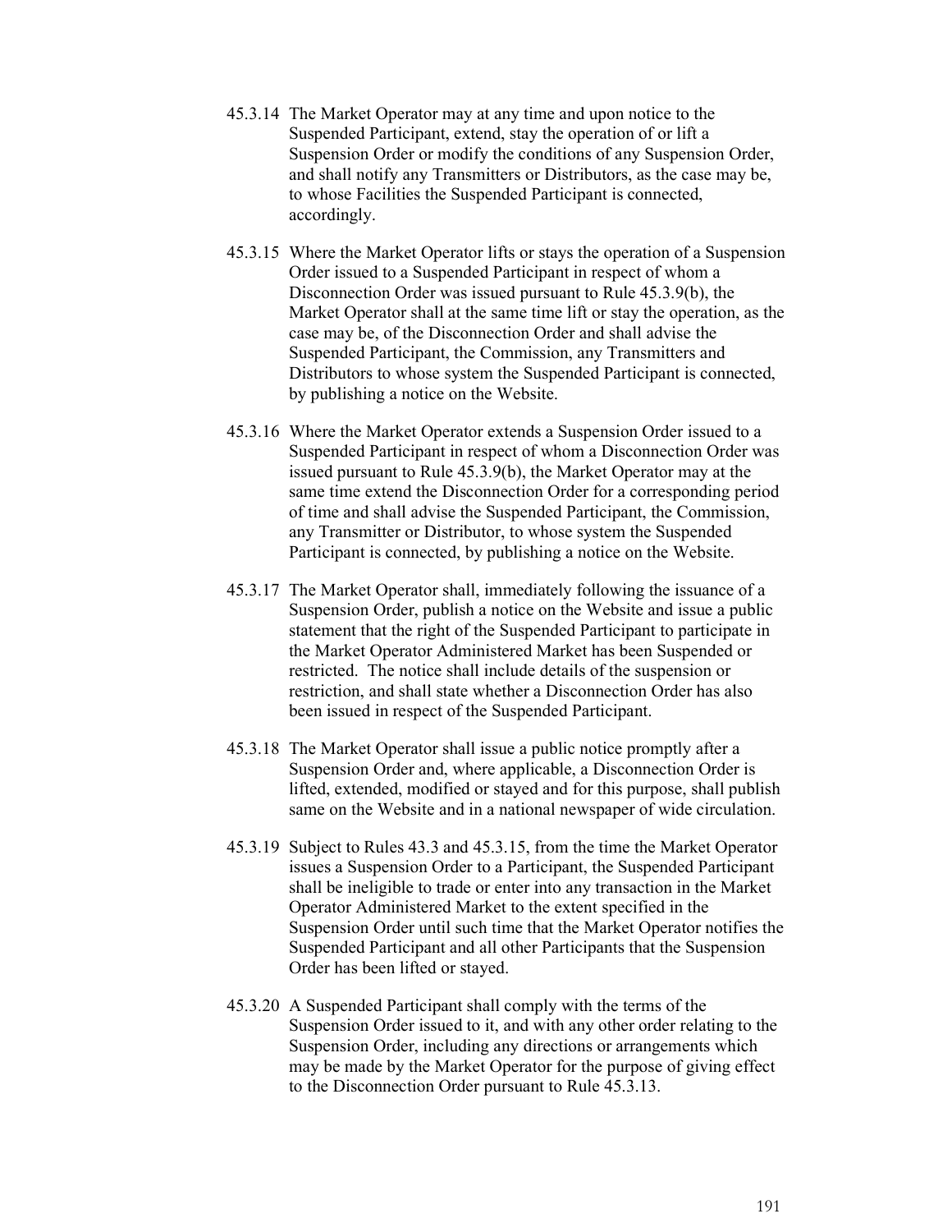45.3.14 The Market Operator may at any time and upon notice to the Suspended Participant, extend, stay the operation of or lift a Suspension Order or modify the conditions of any Suspension Order, and shall notify any Transmitters or Distributors, as the case may be, to whose Facilities the Suspended Participant is connected, accordingly.

45.3.15 Where the Market Operator lifts or stays the operation of a Suspension Order issued to a Suspended Participant in respect of whom a Disconnection Order was issued pursuant to Rule 45.3.9(b), the Market Operator shall at the same time lift or stay the operation, as the case may be, of the Disconnection Order and shall advise the Suspended Participant, the Commission, any Transmitters and Distributors to whose system the Suspended Participant is connected, by publishing a notice on the Website.

45.3.16 Where the Market Operator extends a Suspension Order issued to a Suspended Participant in respect of whom a Disconnection Order was issued pursuant to Rule 45.3.9(b), the Market Operator may at the same time extend the Disconnection Order for a corresponding period of time and shall advise the Suspended Participant, the Commission, any Transmitter or Distributor, to whose system the Suspended Participant is connected, by publishing a notice on the Website.

45.3.17 The Market Operator shall, immediately following the issuance of a Suspension Order, publish a notice on the Website and issue a public statement that the right of the Suspended Participant to participate in the Market Operator Administered Market has been Suspended or restricted. The notice shall include details of the suspension or restriction, and shall state whether a Disconnection Order has also been issued in respect of the Suspended Participant.

45.3.18 The Market Operator shall issue a public notice promptly after a Suspension Order and, where applicable, a Disconnection Order is lifted, extended, modified or stayed and for this purpose, shall publish same on the Website and in a national newspaper of wide circulation.

45.3.19 Subject to Rules 43.3 and 45.3.15, from the time the Market Operator issues a Suspension Order to a Participant, the Suspended Participant shall be ineligible to trade or enter into any transaction in the Market Operator Administered Market to the extent specified in the Suspension Order until such time that the Market Operator notifies the Suspended Participant and all other Participants that the Suspension Order has been lifted or stayed.

45.3.20 A Suspended Participant shall comply with the terms of the Suspension Order issued to it, and with any other order relating to the Suspension Order, including any directions or arrangements which may be made by the Market Operator for the purpose of giving effect to the Disconnection Order pursuant to Rule 45.3.13.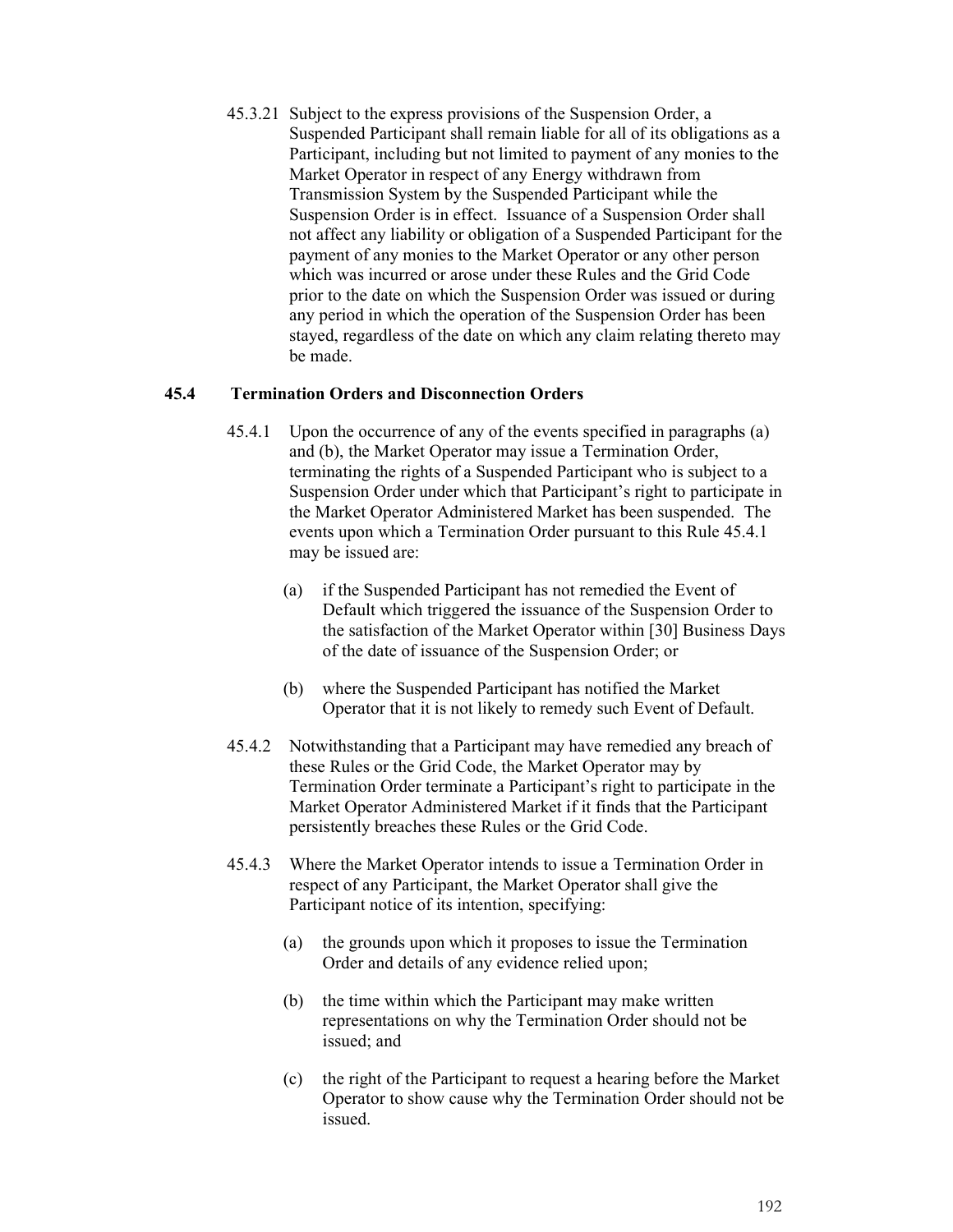45.3.21 Subject to the express provisions of the Suspension Order, a Suspended Participant shall remain liable for all of its obligations as a Participant, including but not limited to payment of any monies to the Market Operator in respect of any Energy withdrawn from Transmission System by the Suspended Participant while the Suspension Order is in effect. Issuance of a Suspension Order shall not affect any liability or obligation of a Suspended Participant for the payment of any monies to the Market Operator or any other person which was incurred or arose under these Rules and the Grid Code prior to the date on which the Suspension Order was issued or during any period in which the operation of the Suspension Order has been stayed, regardless of the date on which any claim relating thereto may be made.

### 45.4 Termination Orders and Disconnection Orders

45.4.1 Upon the occurrence of any of the events specified in paragraphs (a) and (b), the Market Operator may issue a Termination Order, terminating the rights of a Suspended Participant who is subject to a Suspension Order under which that Participant's right to participate in the Market Operator Administered Market has been suspended. The events upon which a Termination Order pursuant to this Rule 45.4.1 may be issued are:

(a) if the Suspended Participant has not remedied the Event of Default which triggered the issuance of the Suspension Order to the satisfaction of the Market Operator within [30] Business Days of the date of issuance of the Suspension Order; or

(b) where the Suspended Participant has notified the Market Operator that it is not likely to remedy such Event of Default.

45.4.2 Notwithstanding that a Participant may have remedied any breach of these Rules or the Grid Code, the Market Operator may by Termination Order terminate a Participant's right to participate in the Market Operator Administered Market if it finds that the Participant persistently breaches these Rules or the Grid Code.

45.4.3 Where the Market Operator intends to issue a Termination Order in respect of any Participant, the Market Operator shall give the Participant notice of its intention, specifying:

(a) the grounds upon which it proposes to issue the Termination Order and details of any evidence relied upon;

(b) the time within which the Participant may make written representations on why the Termination Order should not be issued; and

(c) the right of the Participant to request a hearing before the Market Operator to show cause why the Termination Order should not be issued.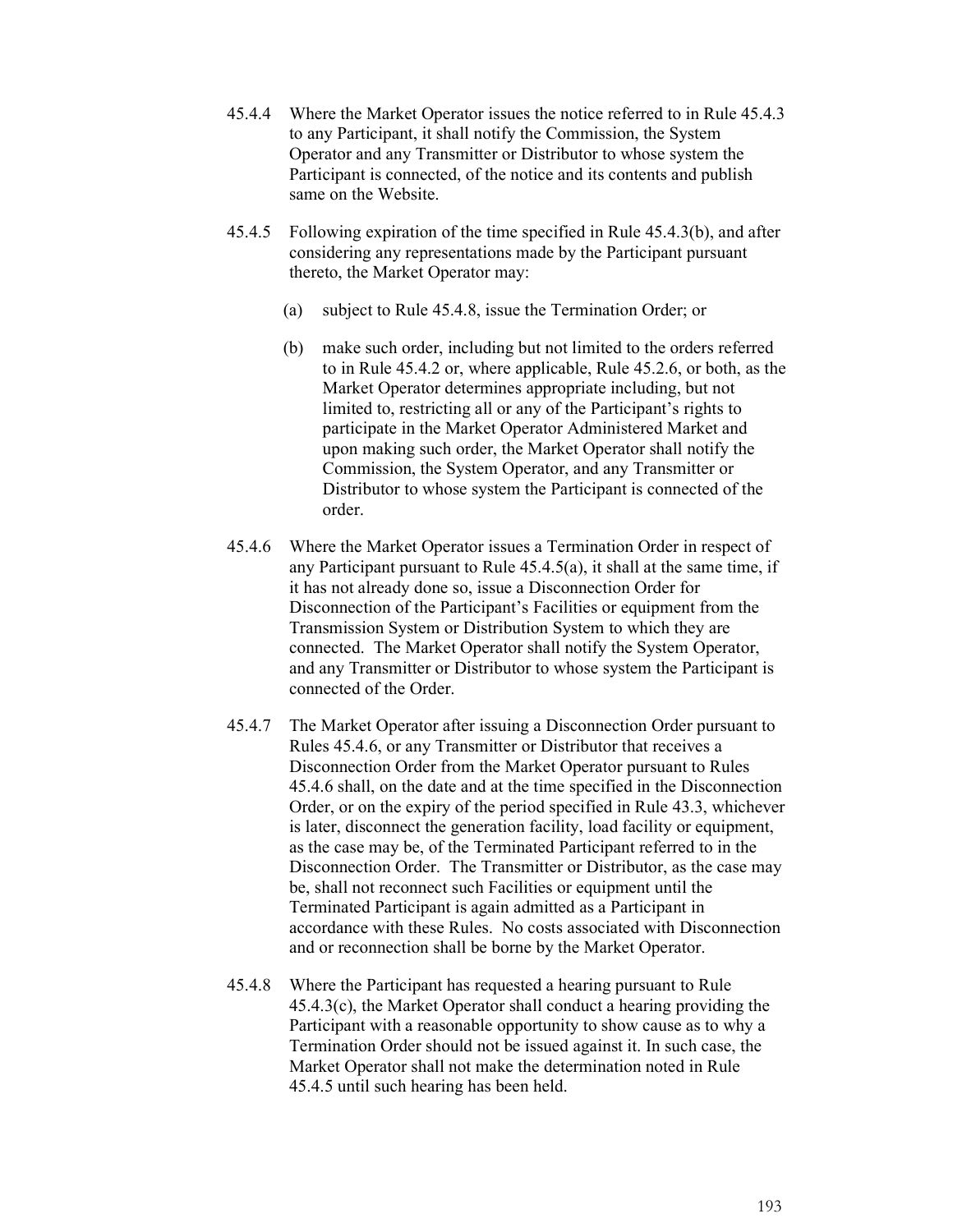45.4.4 Where the Market Operator issues the notice referred to in Rule 45.4.3 to any Participant, it shall notify the Commission, the System Operator and any Transmitter or Distributor to whose system the Participant is connected, of the notice and its contents and publish same on the Website.

45.4.5 Following expiration of the time specified in Rule 45.4.3(b), and after considering any representations made by the Participant pursuant thereto, the Market Operator may:

(a) subject to Rule 45.4.8, issue the Termination Order; or

(b) make such order, including but not limited to the orders referred to in Rule 45.4.2 or, where applicable, Rule 45.2.6, or both, as the Market Operator determines appropriate including, but not limited to, restricting all or any of the Participant's rights to participate in the Market Operator Administered Market and upon making such order, the Market Operator shall notify the Commission, the System Operator, and any Transmitter or Distributor to whose system the Participant is connected of the order.

45.4.6 Where the Market Operator issues a Termination Order in respect of any Participant pursuant to Rule 45.4.5(a), it shall at the same time, if it has not already done so, issue a Disconnection Order for Disconnection of the Participant's Facilities or equipment from the Transmission System or Distribution System to which they are connected. The Market Operator shall notify the System Operator, and any Transmitter or Distributor to whose system the Participant is connected of the Order.

45.4.7 The Market Operator after issuing a Disconnection Order pursuant to Rules 45.4.6, or any Transmitter or Distributor that receives a Disconnection Order from the Market Operator pursuant to Rules 45.4.6 shall, on the date and at the time specified in the Disconnection Order, or on the expiry of the period specified in Rule 43.3, whichever is later, disconnect the generation facility, load facility or equipment, as the case may be, of the Terminated Participant referred to in the Disconnection Order. The Transmitter or Distributor, as the case may be, shall not reconnect such Facilities or equipment until the Terminated Participant is again admitted as a Participant in accordance with these Rules. No costs associated with Disconnection and or reconnection shall be borne by the Market Operator.

45.4.8 Where the Participant has requested a hearing pursuant to Rule 45.4.3(c), the Market Operator shall conduct a hearing providing the Participant with a reasonable opportunity to show cause as to why a Termination Order should not be issued against it. In such case, the Market Operator shall not make the determination noted in Rule 45.4.5 until such hearing has been held.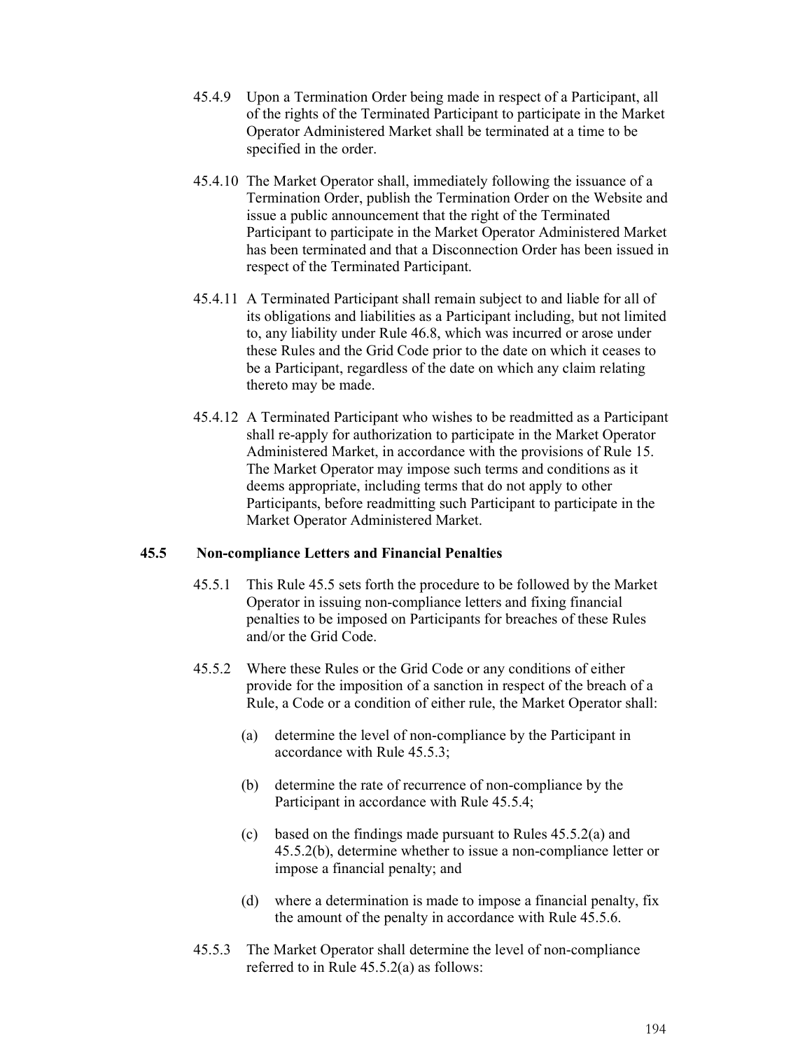45.4.9 Upon a Termination Order being made in respect of a Participant, all of the rights of the Terminated Participant to participate in the Market Operator Administered Market shall be terminated at a time to be specified in the order.

45.4.10 The Market Operator shall, immediately following the issuance of a Termination Order, publish the Termination Order on the Website and issue a public announcement that the right of the Terminated Participant to participate in the Market Operator Administered Market has been terminated and that a Disconnection Order has been issued in respect of the Terminated Participant.

45.4.11 A Terminated Participant shall remain subject to and liable for all of its obligations and liabilities as a Participant including, but not limited to, any liability under Rule 46.8, which was incurred or arose under these Rules and the Grid Code prior to the date on which it ceases to be a Participant, regardless of the date on which any claim relating thereto may be made.

45.4.12 A Terminated Participant who wishes to be readmitted as a Participant shall re-apply for authorization to participate in the Market Operator Administered Market, in accordance with the provisions of Rule 15. The Market Operator may impose such terms and conditions as it deems appropriate, including terms that do not apply to other Participants, before readmitting such Participant to participate in the Market Operator Administered Market.

### 45.5 Non-compliance Letters and Financial Penalties

45.5.1 This Rule 45.5 sets forth the procedure to be followed by the Market Operator in issuing non-compliance letters and fixing financial penalties to be imposed on Participants for breaches of these Rules and/or the Grid Code.

45.5.2 Where these Rules or the Grid Code or any conditions of either provide for the imposition of a sanction in respect of the breach of a Rule, a Code or a condition of either rule, the Market Operator shall:

(a) determine the level of non-compliance by the Participant in accordance with Rule 45.5.3;

(b) determine the rate of recurrence of non-compliance by the Participant in accordance with Rule 45.5.4;

(c) based on the findings made pursuant to Rules 45.5.2(a) and 45.5.2(b), determine whether to issue a non-compliance letter or impose a financial penalty; and

(d) where a determination is made to impose a financial penalty, fix the amount of the penalty in accordance with Rule 45.5.6.

45.5.3 The Market Operator shall determine the level of non-compliance referred to in Rule 45.5.2(a) as follows: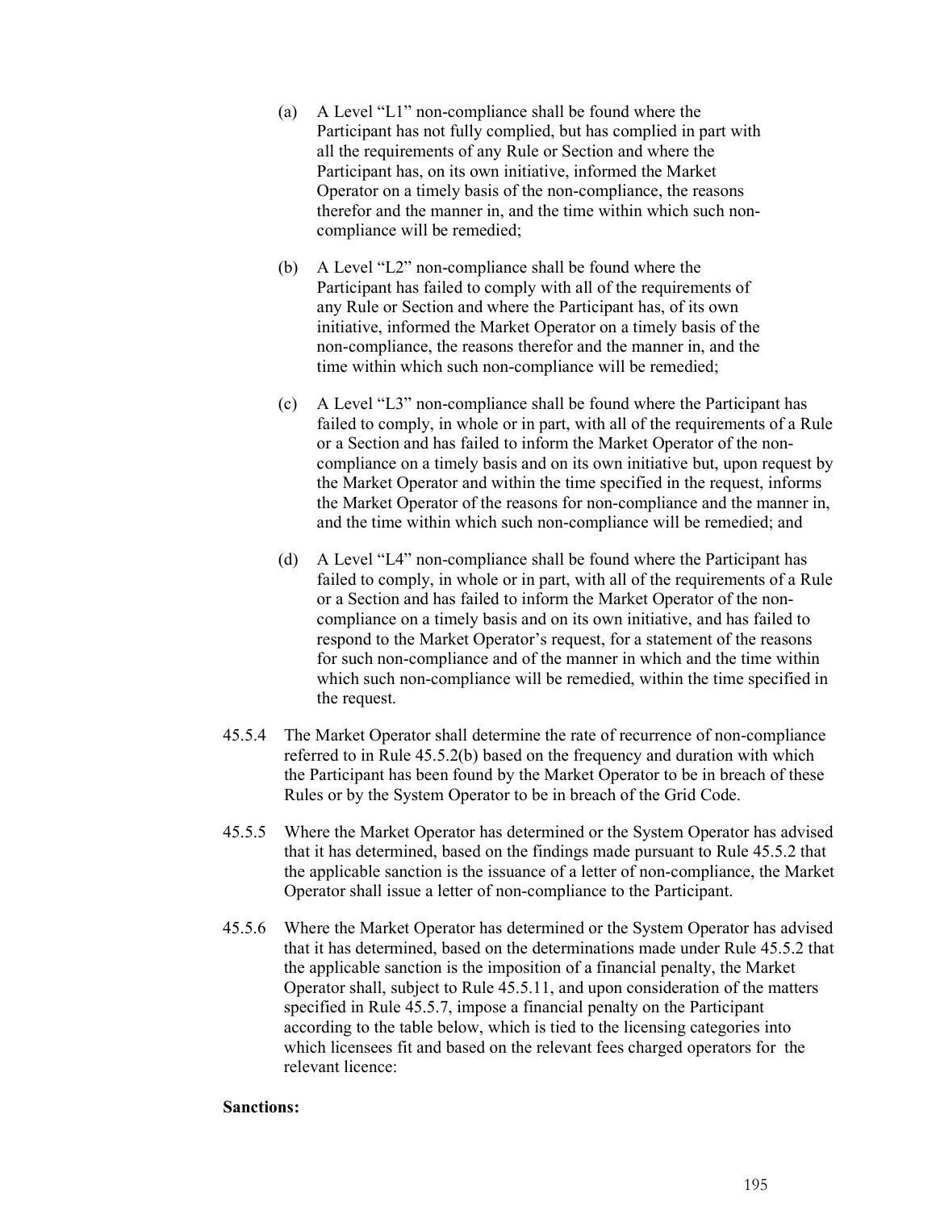(a) A Level "L1" non-compliance shall be found where the Participant has not fully complied, but has complied in part with all the requirements of any Rule or Section and where the Participant has, on its own initiative, informed the Market Operator on a timely basis of the non-compliance, the reasons therefor and the manner in, and the time within which such non-compliance will be remedied;

(b) A Level "L2" non-compliance shall be found where the Participant has failed to comply with all of the requirements of any Rule or Section and where the Participant has, of its own initiative, informed the Market Operator on a timely basis of the non-compliance, the reasons therefor and the manner in, and the time within which such non-compliance will be remedied;

(c) A Level "L3" non-compliance shall be found where the Participant has failed to comply, in whole or in part, with all of the requirements of a Rule or a Section and has failed to inform the Market Operator of the non-compliance on a timely basis and on its own initiative but, upon request by the Market Operator and within the time specified in the request, informs the Market Operator of the reasons for non-compliance and the manner in, and the time within which such non-compliance will be remedied; and

(d) A Level "L4" non-compliance shall be found where the Participant has failed to comply, in whole or in part, with all of the requirements of a Rule or a Section and has failed to inform the Market Operator of the non-compliance on a timely basis and on its own initiative, and has failed to respond to the Market Operator's request, for a statement of the reasons for such non-compliance and of the manner in which and the time within which such non-compliance will be remedied, within the time specified in the request.

45.5.4 The Market Operator shall determine the rate of recurrence of non-compliance referred to in Rule 45.5.2(b) based on the frequency and duration with which the Participant has been found by the Market Operator to be in breach of these Rules or by the System Operator to be in breach of the Grid Code.

45.5.5 Where the Market Operator has determined or the System Operator has advised that it has determined, based on the findings made pursuant to Rule 45.5.2 that the applicable sanction is the issuance of a letter of non-compliance, the Market Operator shall issue a letter of non-compliance to the Participant.

45.5.6 Where the Market Operator has determined or the System Operator has advised that it has determined, based on the determinations made under Rule 45.5.2 that the applicable sanction is the imposition of a financial penalty, the Market Operator shall, subject to Rule 45.5.11, and upon consideration of the matters specified in Rule 45.5.7, impose a financial penalty on the Participant according to the table below, which is tied to the licensing categories into which licensees fit and based on the relevant fees charged operators for the relevant licence:

**Sanctions:**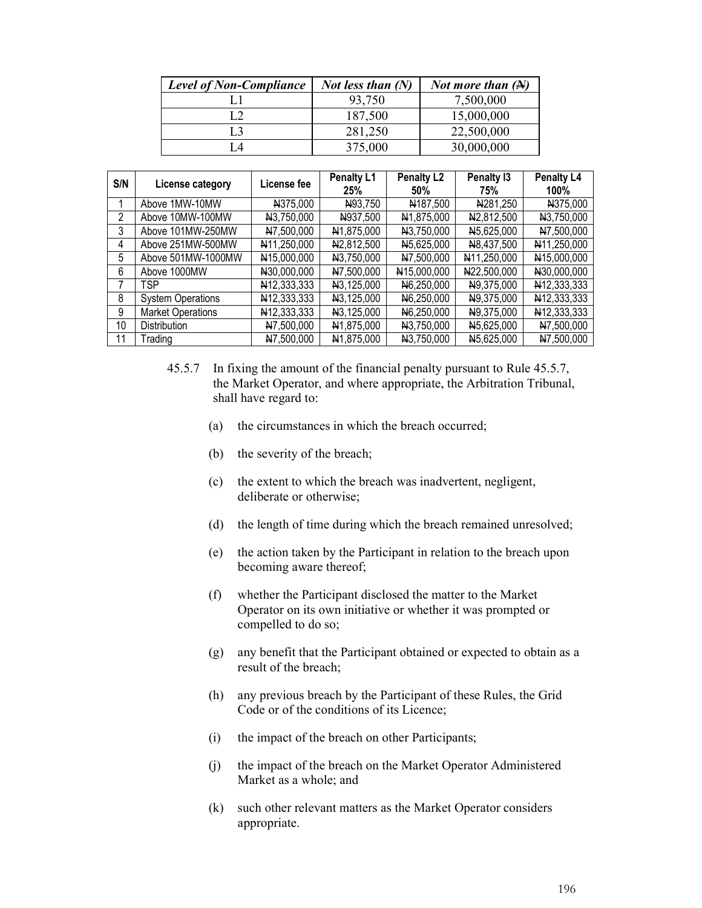| *Level of Non-Compliance* | *Not less than (N)* | *Not more than (₦)* |
|---|---|---|
| L1 | 93,750 | 7,500,000 |
| L2 | 187,500 | 15,000,000 |
| L3 | 281,250 | 22,500,000 |
| L4 | 375,000 | 30,000,000 |

| S/N | License category | License fee | Penalty L1 25% | Penalty L2 50% | Penalty l3 75% | Penalty L4 100% |
|---|---|---|---|---|---|---|
| 1 | Above 1MW-10MW | ₦375,000 | ₦93,750 | ₦187,500 | ₦281,250 | ₦375,000 |
| 2 | Above 10MW-100MW | ₦3,750,000 | ₦937,500 | ₦1,875,000 | ₦2,812,500 | ₦3,750,000 |
| 3 | Above 101MW-250MW | ₦7,500,000 | ₦1,875,000 | ₦3,750,000 | ₦5,625,000 | ₦7,500,000 |
| 4 | Above 251MW-500MW | ₦11,250,000 | ₦2,812,500 | ₦5,625,000 | ₦8,437,500 | ₦11,250,000 |
| 5 | Above 501MW-1000MW | ₦15,000,000 | ₦3,750,000 | ₦7,500,000 | ₦11,250,000 | ₦15,000,000 |
| 6 | Above 1000MW | ₦30,000,000 | ₦7,500,000 | ₦15,000,000 | ₦22,500,000 | ₦30,000,000 |
| 7 | TSP | ₦12,333,333 | ₦3,125,000 | ₦6,250,000 | ₦9,375,000 | ₦12,333,333 |
| 8 | System Operations | ₦12,333,333 | ₦3,125,000 | ₦6,250,000 | ₦9,375,000 | ₦12,333,333 |
| 9 | Market Operations | ₦12,333,333 | ₦3,125,000 | ₦6,250,000 | ₦9,375,000 | ₦12,333,333 |
| 10 | Distribution | ₦7,500,000 | ₦1,875,000 | ₦3,750,000 | ₦5,625,000 | ₦7,500,000 |
| 11 | Trading | ₦7,500,000 | ₦1,875,000 | ₦3,750,000 | ₦5,625,000 | ₦7,500,000 |

45.5.7 In fixing the amount of the financial penalty pursuant to Rule 45.5.7, the Market Operator, and where appropriate, the Arbitration Tribunal, shall have regard to:

(a) the circumstances in which the breach occurred;

(b) the severity of the breach;

(c) the extent to which the breach was inadvertent, negligent, deliberate or otherwise;

(d) the length of time during which the breach remained unresolved;

(e) the action taken by the Participant in relation to the breach upon becoming aware thereof;

(f) whether the Participant disclosed the matter to the Market Operator on its own initiative or whether it was prompted or compelled to do so;

(g) any benefit that the Participant obtained or expected to obtain as a result of the breach;

(h) any previous breach by the Participant of these Rules, the Grid Code or of the conditions of its Licence;

(i) the impact of the breach on other Participants;

(j) the impact of the breach on the Market Operator Administered Market as a whole; and

(k) such other relevant matters as the Market Operator considers appropriate.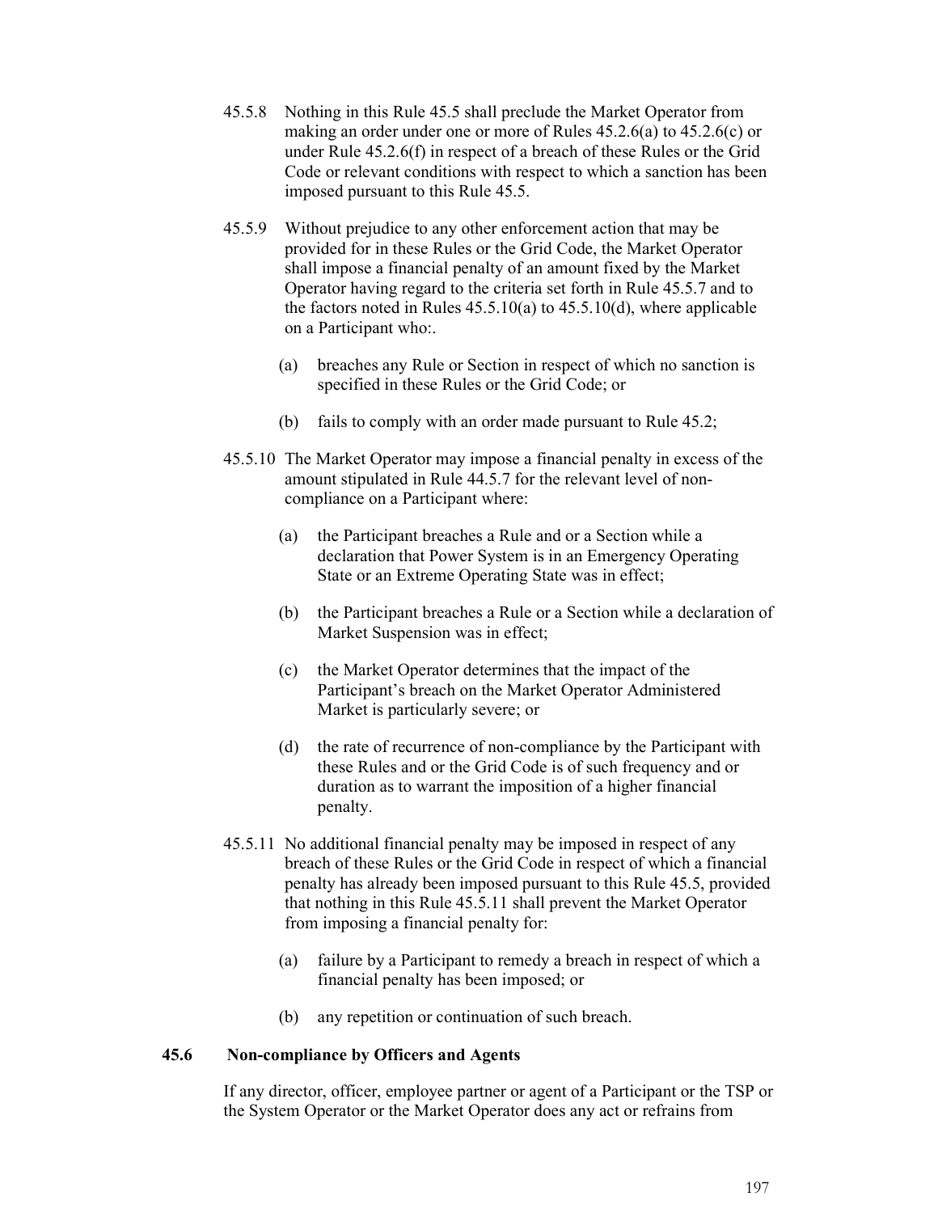45.5.8 Nothing in this Rule 45.5 shall preclude the Market Operator from making an order under one or more of Rules 45.2.6(a) to 45.2.6(c) or under Rule 45.2.6(f) in respect of a breach of these Rules or the Grid Code or relevant conditions with respect to which a sanction has been imposed pursuant to this Rule 45.5.

45.5.9 Without prejudice to any other enforcement action that may be provided for in these Rules or the Grid Code, the Market Operator shall impose a financial penalty of an amount fixed by the Market Operator having regard to the criteria set forth in Rule 45.5.7 and to the factors noted in Rules 45.5.10(a) to 45.5.10(d), where applicable on a Participant who:.

(a) breaches any Rule or Section in respect of which no sanction is specified in these Rules or the Grid Code; or

(b) fails to comply with an order made pursuant to Rule 45.2;

45.5.10 The Market Operator may impose a financial penalty in excess of the amount stipulated in Rule 44.5.7 for the relevant level of non-compliance on a Participant where:

(a) the Participant breaches a Rule and or a Section while a declaration that Power System is in an Emergency Operating State or an Extreme Operating State was in effect;

(b) the Participant breaches a Rule or a Section while a declaration of Market Suspension was in effect;

(c) the Market Operator determines that the impact of the Participant's breach on the Market Operator Administered Market is particularly severe; or

(d) the rate of recurrence of non-compliance by the Participant with these Rules and or the Grid Code is of such frequency and or duration as to warrant the imposition of a higher financial penalty.

45.5.11 No additional financial penalty may be imposed in respect of any breach of these Rules or the Grid Code in respect of which a financial penalty has already been imposed pursuant to this Rule 45.5, provided that nothing in this Rule 45.5.11 shall prevent the Market Operator from imposing a financial penalty for:

(a) failure by a Participant to remedy a breach in respect of which a financial penalty has been imposed; or

(b) any repetition or continuation of such breach.

### 45.6 Non-compliance by Officers and Agents

If any director, officer, employee partner or agent of a Participant or the TSP or the System Operator or the Market Operator does any act or refrains from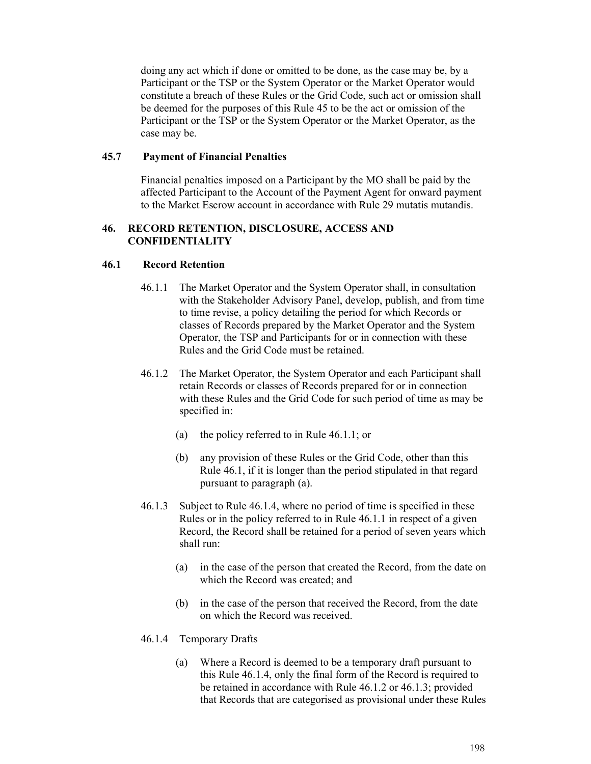doing any act which if done or omitted to be done, as the case may be, by a Participant or the TSP or the System Operator or the Market Operator would constitute a breach of these Rules or the Grid Code, such act or omission shall be deemed for the purposes of this Rule 45 to be the act or omission of the Participant or the TSP or the System Operator or the Market Operator, as the case may be.

### 45.7 Payment of Financial Penalties

Financial penalties imposed on a Participant by the MO shall be paid by the affected Participant to the Account of the Payment Agent for onward payment to the Market Escrow account in accordance with Rule 29 mutatis mutandis.

## 46. RECORD RETENTION, DISCLOSURE, ACCESS AND CONFIDENTIALITY

### 46.1 Record Retention

46.1.1 The Market Operator and the System Operator shall, in consultation with the Stakeholder Advisory Panel, develop, publish, and from time to time revise, a policy detailing the period for which Records or classes of Records prepared by the Market Operator and the System Operator, the TSP and Participants for or in connection with these Rules and the Grid Code must be retained.

46.1.2 The Market Operator, the System Operator and each Participant shall retain Records or classes of Records prepared for or in connection with these Rules and the Grid Code for such period of time as may be specified in:

(a) the policy referred to in Rule 46.1.1; or

(b) any provision of these Rules or the Grid Code, other than this Rule 46.1, if it is longer than the period stipulated in that regard pursuant to paragraph (a).

46.1.3 Subject to Rule 46.1.4, where no period of time is specified in these Rules or in the policy referred to in Rule 46.1.1 in respect of a given Record, the Record shall be retained for a period of seven years which shall run:

(a) in the case of the person that created the Record, from the date on which the Record was created; and

(b) in the case of the person that received the Record, from the date on which the Record was received.

46.1.4 Temporary Drafts

(a) Where a Record is deemed to be a temporary draft pursuant to this Rule 46.1.4, only the final form of the Record is required to be retained in accordance with Rule 46.1.2 or 46.1.3; provided that Records that are categorised as provisional under these Rules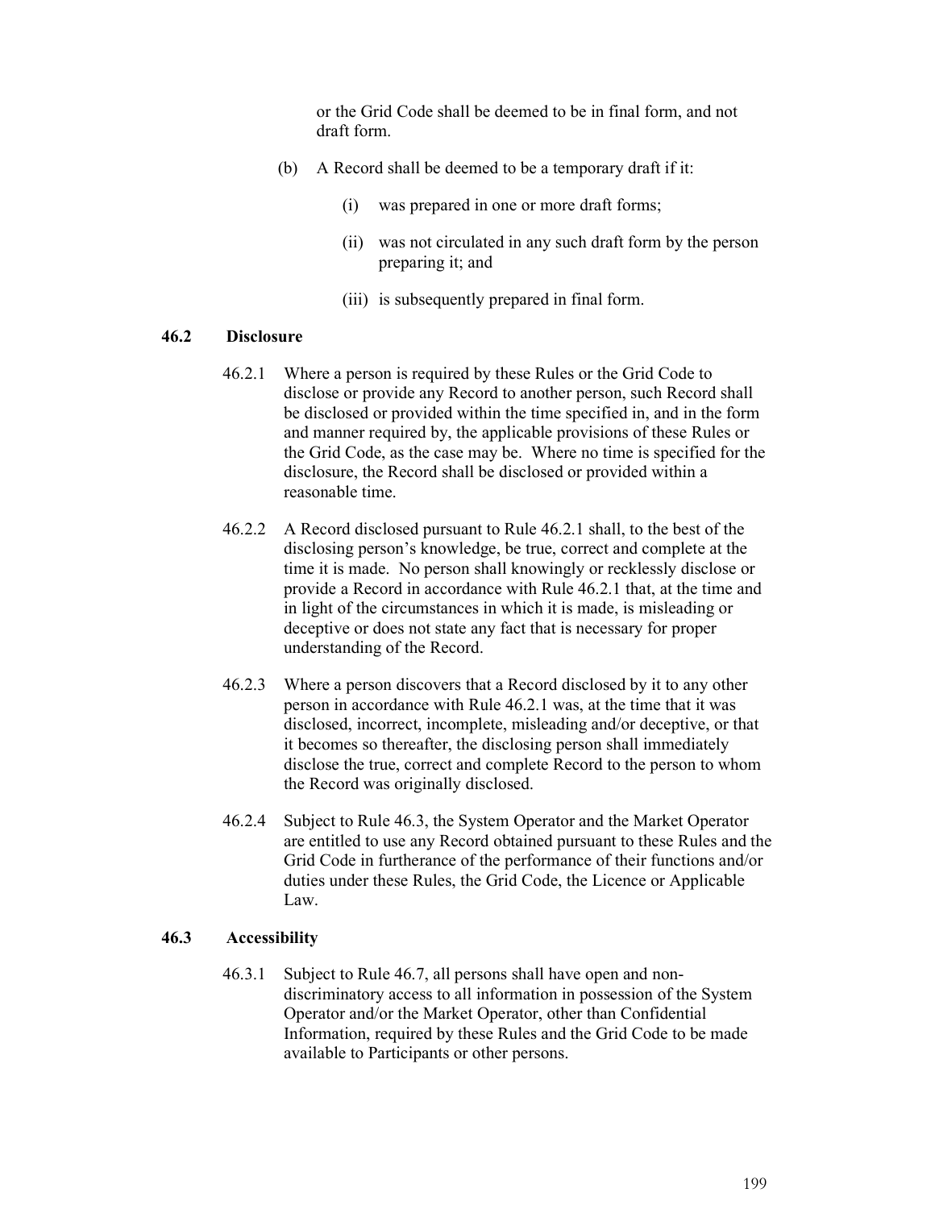or the Grid Code shall be deemed to be in final form, and not draft form.

(b) A Record shall be deemed to be a temporary draft if it:

(i) was prepared in one or more draft forms;

(ii) was not circulated in any such draft form by the person preparing it; and

(iii) is subsequently prepared in final form.

### 46.2 Disclosure

46.2.1 Where a person is required by these Rules or the Grid Code to disclose or provide any Record to another person, such Record shall be disclosed or provided within the time specified in, and in the form and manner required by, the applicable provisions of these Rules or the Grid Code, as the case may be. Where no time is specified for the disclosure, the Record shall be disclosed or provided within a reasonable time.

46.2.2 A Record disclosed pursuant to Rule 46.2.1 shall, to the best of the disclosing person's knowledge, be true, correct and complete at the time it is made. No person shall knowingly or recklessly disclose or provide a Record in accordance with Rule 46.2.1 that, at the time and in light of the circumstances in which it is made, is misleading or deceptive or does not state any fact that is necessary for proper understanding of the Record.

46.2.3 Where a person discovers that a Record disclosed by it to any other person in accordance with Rule 46.2.1 was, at the time that it was disclosed, incorrect, incomplete, misleading and/or deceptive, or that it becomes so thereafter, the disclosing person shall immediately disclose the true, correct and complete Record to the person to whom the Record was originally disclosed.

46.2.4 Subject to Rule 46.3, the System Operator and the Market Operator are entitled to use any Record obtained pursuant to these Rules and the Grid Code in furtherance of the performance of their functions and/or duties under these Rules, the Grid Code, the Licence or Applicable Law.

### 46.3 Accessibility

46.3.1 Subject to Rule 46.7, all persons shall have open and non-discriminatory access to all information in possession of the System Operator and/or the Market Operator, other than Confidential Information, required by these Rules and the Grid Code to be made available to Participants or other persons.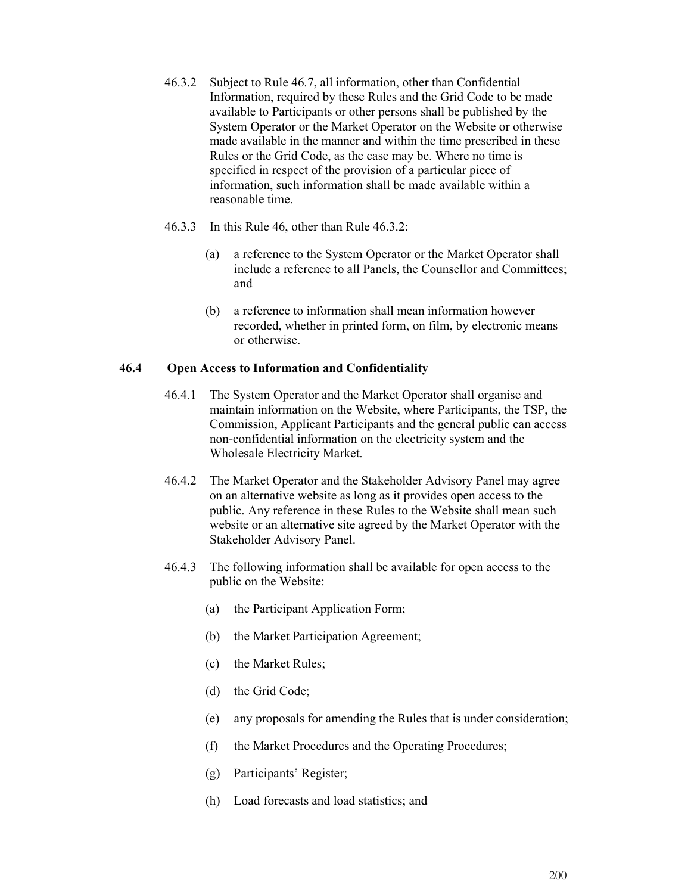46.3.2 Subject to Rule 46.7, all information, other than Confidential Information, required by these Rules and the Grid Code to be made available to Participants or other persons shall be published by the System Operator or the Market Operator on the Website or otherwise made available in the manner and within the time prescribed in these Rules or the Grid Code, as the case may be. Where no time is specified in respect of the provision of a particular piece of information, such information shall be made available within a reasonable time.

46.3.3 In this Rule 46, other than Rule 46.3.2:

(a) a reference to the System Operator or the Market Operator shall include a reference to all Panels, the Counsellor and Committees; and

(b) a reference to information shall mean information however recorded, whether in printed form, on film, by electronic means or otherwise.

### 46.4 Open Access to Information and Confidentiality

46.4.1 The System Operator and the Market Operator shall organise and maintain information on the Website, where Participants, the TSP, the Commission, Applicant Participants and the general public can access non-confidential information on the electricity system and the Wholesale Electricity Market.

46.4.2 The Market Operator and the Stakeholder Advisory Panel may agree on an alternative website as long as it provides open access to the public. Any reference in these Rules to the Website shall mean such website or an alternative site agreed by the Market Operator with the Stakeholder Advisory Panel.

46.4.3 The following information shall be available for open access to the public on the Website:

(a) the Participant Application Form;

(b) the Market Participation Agreement;

(c) the Market Rules;

(d) the Grid Code;

(e) any proposals for amending the Rules that is under consideration;

(f) the Market Procedures and the Operating Procedures;

(g) Participants' Register;

(h) Load forecasts and load statistics; and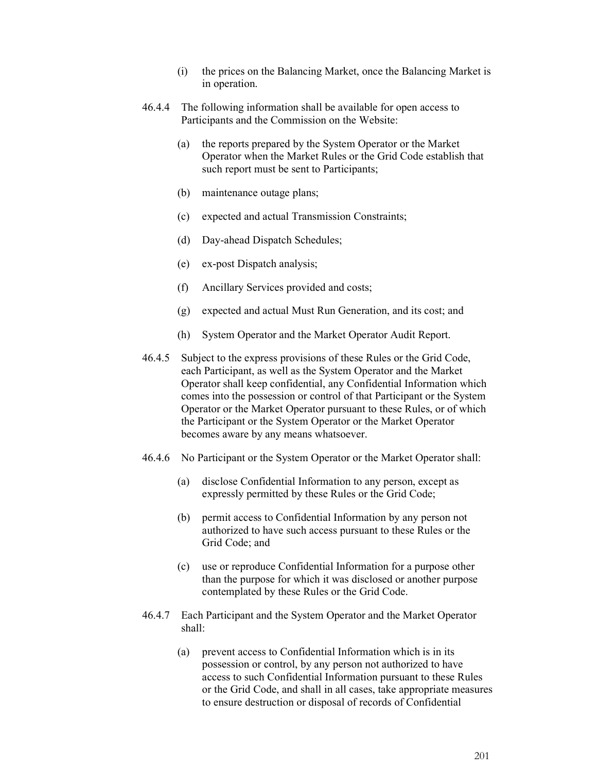(i) the prices on the Balancing Market, once the Balancing Market is in operation.

46.4.4 The following information shall be available for open access to Participants and the Commission on the Website:

(a) the reports prepared by the System Operator or the Market Operator when the Market Rules or the Grid Code establish that such report must be sent to Participants;

(b) maintenance outage plans;

(c) expected and actual Transmission Constraints;

(d) Day-ahead Dispatch Schedules;

(e) ex-post Dispatch analysis;

(f) Ancillary Services provided and costs;

(g) expected and actual Must Run Generation, and its cost; and

(h) System Operator and the Market Operator Audit Report.

46.4.5 Subject to the express provisions of these Rules or the Grid Code, each Participant, as well as the System Operator and the Market Operator shall keep confidential, any Confidential Information which comes into the possession or control of that Participant or the System Operator or the Market Operator pursuant to these Rules, or of which the Participant or the System Operator or the Market Operator becomes aware by any means whatsoever.

46.4.6 No Participant or the System Operator or the Market Operator shall:

(a) disclose Confidential Information to any person, except as expressly permitted by these Rules or the Grid Code;

(b) permit access to Confidential Information by any person not authorized to have such access pursuant to these Rules or the Grid Code; and

(c) use or reproduce Confidential Information for a purpose other than the purpose for which it was disclosed or another purpose contemplated by these Rules or the Grid Code.

46.4.7 Each Participant and the System Operator and the Market Operator shall:

(a) prevent access to Confidential Information which is in its possession or control, by any person not authorized to have access to such Confidential Information pursuant to these Rules or the Grid Code, and shall in all cases, take appropriate measures to ensure destruction or disposal of records of Confidential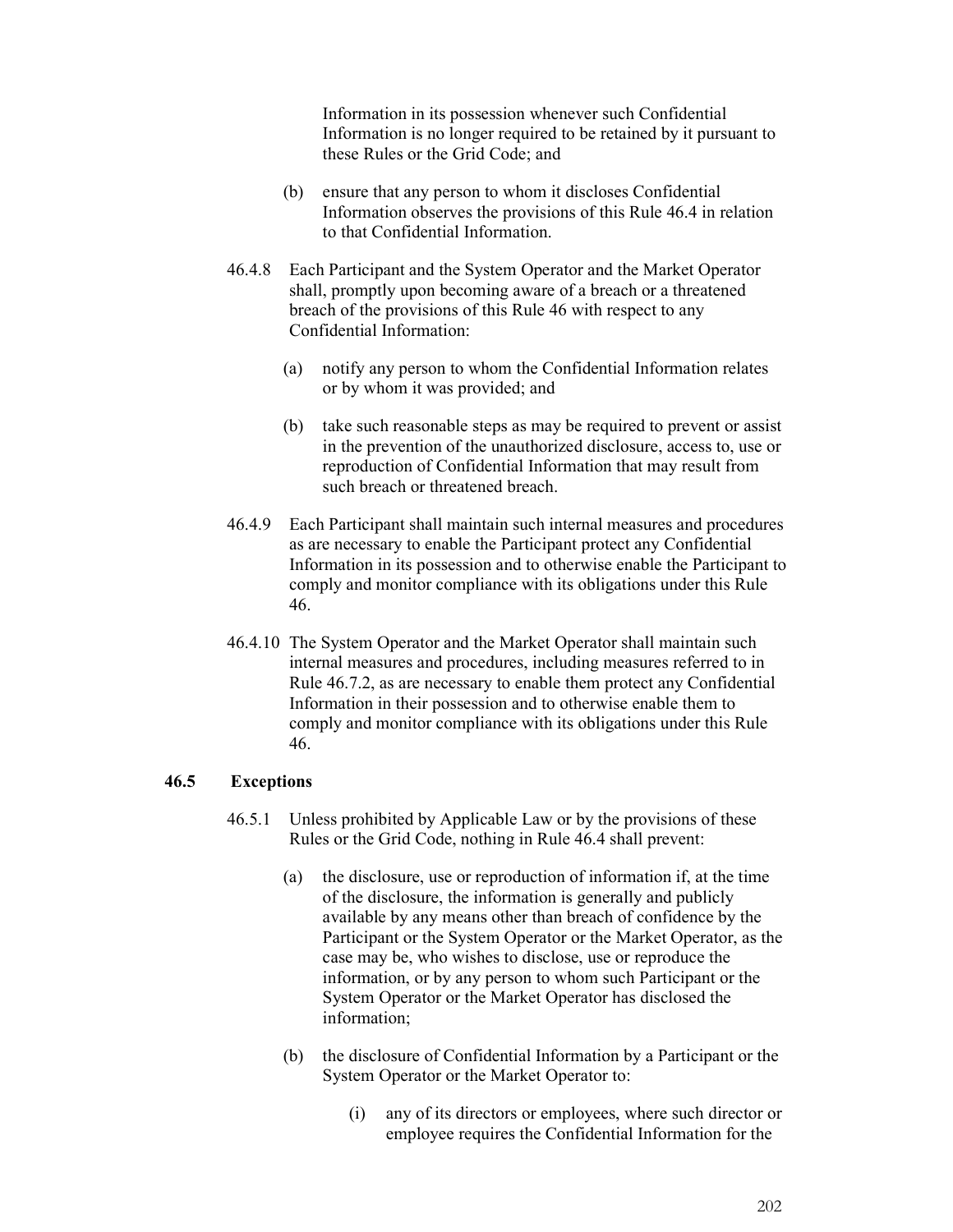Information in its possession whenever such Confidential Information is no longer required to be retained by it pursuant to these Rules or the Grid Code; and

(b) ensure that any person to whom it discloses Confidential Information observes the provisions of this Rule 46.4 in relation to that Confidential Information.

46.4.8 Each Participant and the System Operator and the Market Operator shall, promptly upon becoming aware of a breach or a threatened breach of the provisions of this Rule 46 with respect to any Confidential Information:

(a) notify any person to whom the Confidential Information relates or by whom it was provided; and

(b) take such reasonable steps as may be required to prevent or assist in the prevention of the unauthorized disclosure, access to, use or reproduction of Confidential Information that may result from such breach or threatened breach.

46.4.9 Each Participant shall maintain such internal measures and procedures as are necessary to enable the Participant protect any Confidential Information in its possession and to otherwise enable the Participant to comply and monitor compliance with its obligations under this Rule 46.

46.4.10 The System Operator and the Market Operator shall maintain such internal measures and procedures, including measures referred to in Rule 46.7.2, as are necessary to enable them protect any Confidential Information in their possession and to otherwise enable them to comply and monitor compliance with its obligations under this Rule 46.

## 46.5 Exceptions

46.5.1 Unless prohibited by Applicable Law or by the provisions of these Rules or the Grid Code, nothing in Rule 46.4 shall prevent:

(a) the disclosure, use or reproduction of information if, at the time of the disclosure, the information is generally and publicly available by any means other than breach of confidence by the Participant or the System Operator or the Market Operator, as the case may be, who wishes to disclose, use or reproduce the information, or by any person to whom such Participant or the System Operator or the Market Operator has disclosed the information;

(b) the disclosure of Confidential Information by a Participant or the System Operator or the Market Operator to:

(i) any of its directors or employees, where such director or employee requires the Confidential Information for the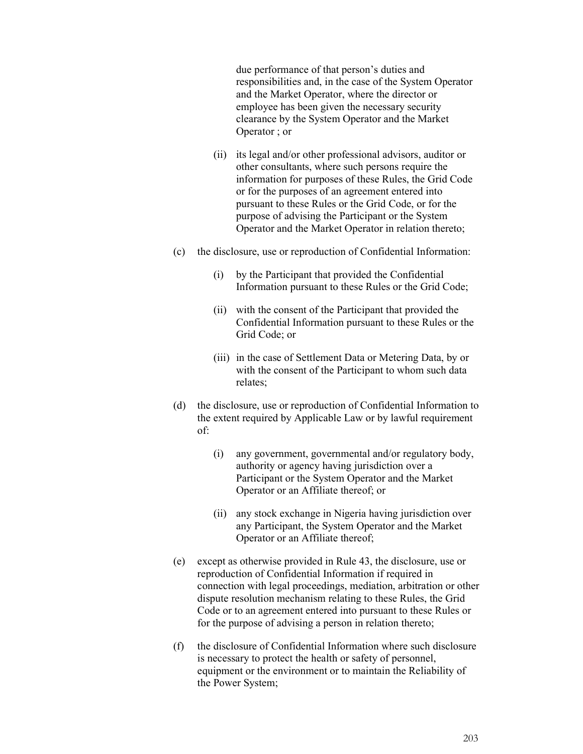due performance of that person's duties and responsibilities and, in the case of the System Operator and the Market Operator, where the director or employee has been given the necessary security clearance by the System Operator and the Market Operator ; or

(ii) its legal and/or other professional advisors, auditor or other consultants, where such persons require the information for purposes of these Rules, the Grid Code or for the purposes of an agreement entered into pursuant to these Rules or the Grid Code, or for the purpose of advising the Participant or the System Operator and the Market Operator in relation thereto;

(c) the disclosure, use or reproduction of Confidential Information:

(i) by the Participant that provided the Confidential Information pursuant to these Rules or the Grid Code;

(ii) with the consent of the Participant that provided the Confidential Information pursuant to these Rules or the Grid Code; or

(iii) in the case of Settlement Data or Metering Data, by or with the consent of the Participant to whom such data relates;

(d) the disclosure, use or reproduction of Confidential Information to the extent required by Applicable Law or by lawful requirement of:

(i) any government, governmental and/or regulatory body, authority or agency having jurisdiction over a Participant or the System Operator and the Market Operator or an Affiliate thereof; or

(ii) any stock exchange in Nigeria having jurisdiction over any Participant, the System Operator and the Market Operator or an Affiliate thereof;

(e) except as otherwise provided in Rule 43, the disclosure, use or reproduction of Confidential Information if required in connection with legal proceedings, mediation, arbitration or other dispute resolution mechanism relating to these Rules, the Grid Code or to an agreement entered into pursuant to these Rules or for the purpose of advising a person in relation thereto;

(f) the disclosure of Confidential Information where such disclosure is necessary to protect the health or safety of personnel, equipment or the environment or to maintain the Reliability of the Power System;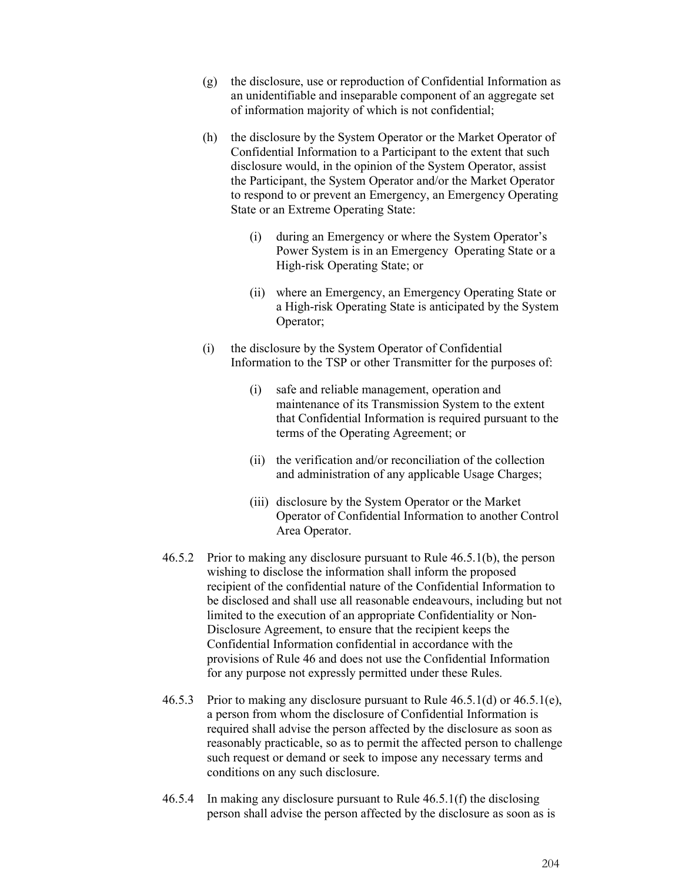(g) the disclosure, use or reproduction of Confidential Information as an unidentifiable and inseparable component of an aggregate set of information majority of which is not confidential;

(h) the disclosure by the System Operator or the Market Operator of Confidential Information to a Participant to the extent that such disclosure would, in the opinion of the System Operator, assist the Participant, the System Operator and/or the Market Operator to respond to or prevent an Emergency, an Emergency Operating State or an Extreme Operating State:

  (i) during an Emergency or where the System Operator's Power System is in an Emergency Operating State or a High-risk Operating State; or

  (ii) where an Emergency, an Emergency Operating State or a High-risk Operating State is anticipated by the System Operator;

(i) the disclosure by the System Operator of Confidential Information to the TSP or other Transmitter for the purposes of:

  (i) safe and reliable management, operation and maintenance of its Transmission System to the extent that Confidential Information is required pursuant to the terms of the Operating Agreement; or

  (ii) the verification and/or reconciliation of the collection and administration of any applicable Usage Charges;

  (iii) disclosure by the System Operator or the Market Operator of Confidential Information to another Control Area Operator.

46.5.2 Prior to making any disclosure pursuant to Rule 46.5.1(b), the person wishing to disclose the information shall inform the proposed recipient of the confidential nature of the Confidential Information to be disclosed and shall use all reasonable endeavours, including but not limited to the execution of an appropriate Confidentiality or Non-Disclosure Agreement, to ensure that the recipient keeps the Confidential Information confidential in accordance with the provisions of Rule 46 and does not use the Confidential Information for any purpose not expressly permitted under these Rules.

46.5.3 Prior to making any disclosure pursuant to Rule 46.5.1(d) or 46.5.1(e), a person from whom the disclosure of Confidential Information is required shall advise the person affected by the disclosure as soon as reasonably practicable, so as to permit the affected person to challenge such request or demand or seek to impose any necessary terms and conditions on any such disclosure.

46.5.4 In making any disclosure pursuant to Rule 46.5.1(f) the disclosing person shall advise the person affected by the disclosure as soon as is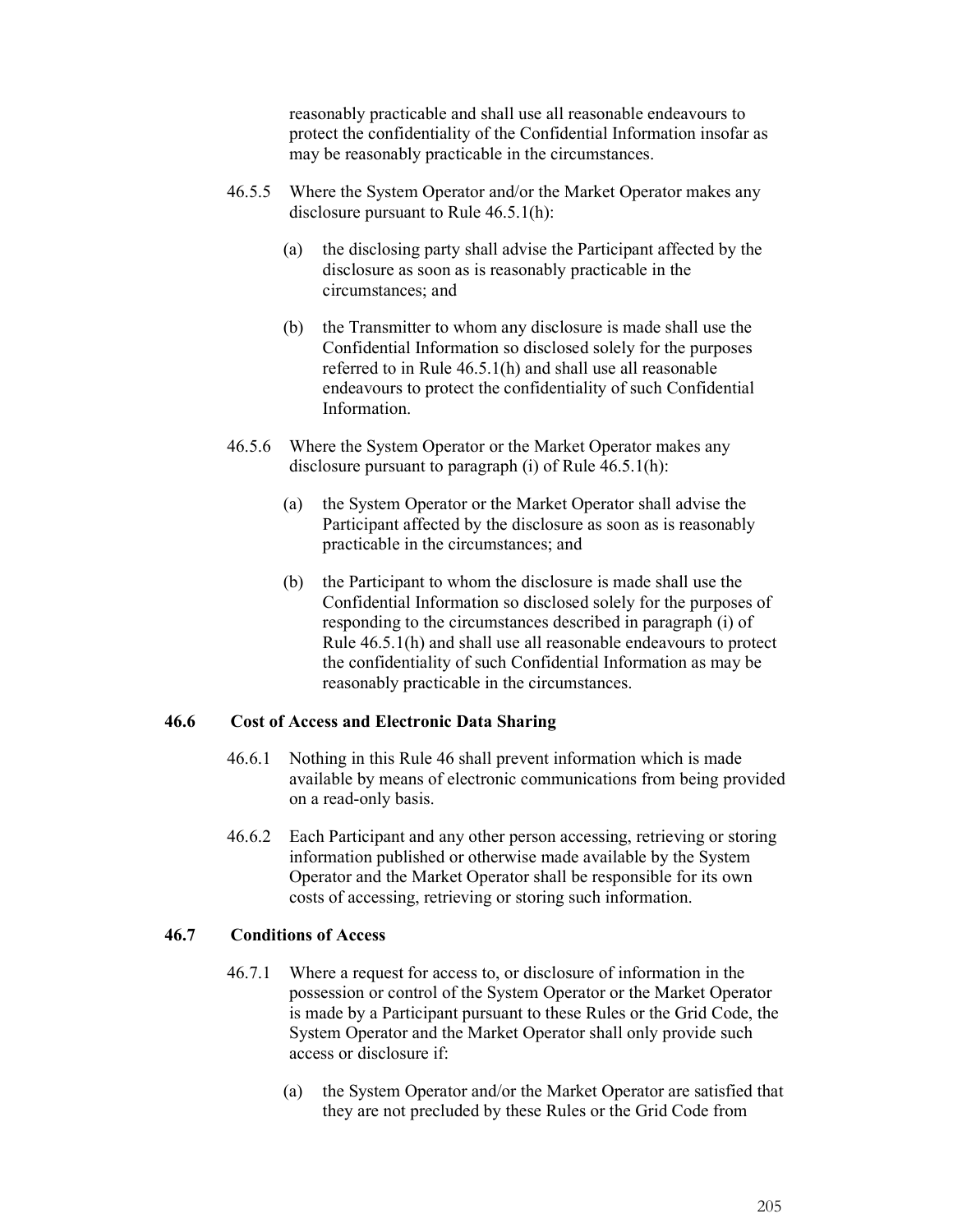reasonably practicable and shall use all reasonable endeavours to protect the confidentiality of the Confidential Information insofar as may be reasonably practicable in the circumstances.

46.5.5 Where the System Operator and/or the Market Operator makes any disclosure pursuant to Rule 46.5.1(h):

(a) the disclosing party shall advise the Participant affected by the disclosure as soon as is reasonably practicable in the circumstances; and

(b) the Transmitter to whom any disclosure is made shall use the Confidential Information so disclosed solely for the purposes referred to in Rule 46.5.1(h) and shall use all reasonable endeavours to protect the confidentiality of such Confidential Information.

46.5.6 Where the System Operator or the Market Operator makes any disclosure pursuant to paragraph (i) of Rule 46.5.1(h):

(a) the System Operator or the Market Operator shall advise the Participant affected by the disclosure as soon as is reasonably practicable in the circumstances; and

(b) the Participant to whom the disclosure is made shall use the Confidential Information so disclosed solely for the purposes of responding to the circumstances described in paragraph (i) of Rule 46.5.1(h) and shall use all reasonable endeavours to protect the confidentiality of such Confidential Information as may be reasonably practicable in the circumstances.

### 46.6 Cost of Access and Electronic Data Sharing

46.6.1 Nothing in this Rule 46 shall prevent information which is made available by means of electronic communications from being provided on a read-only basis.

46.6.2 Each Participant and any other person accessing, retrieving or storing information published or otherwise made available by the System Operator and the Market Operator shall be responsible for its own costs of accessing, retrieving or storing such information.

### 46.7 Conditions of Access

46.7.1 Where a request for access to, or disclosure of information in the possession or control of the System Operator or the Market Operator is made by a Participant pursuant to these Rules or the Grid Code, the System Operator and the Market Operator shall only provide such access or disclosure if:

(a) the System Operator and/or the Market Operator are satisfied that they are not precluded by these Rules or the Grid Code from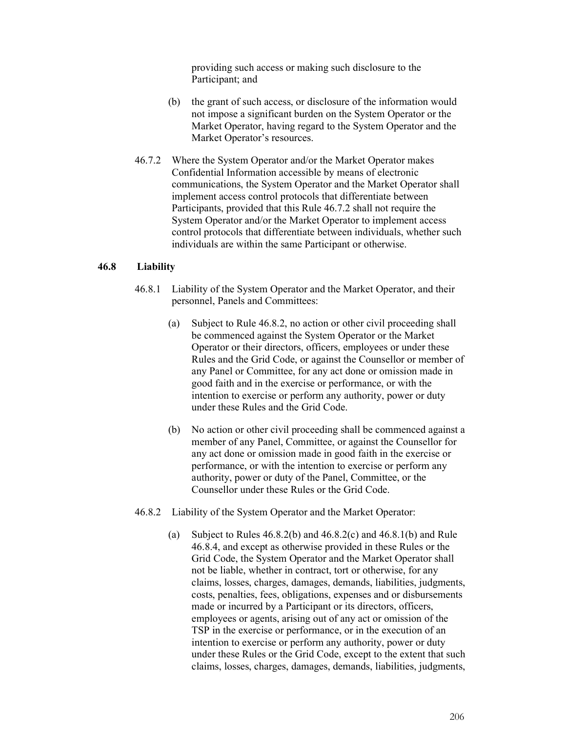providing such access or making such disclosure to the Participant; and

(b) the grant of such access, or disclosure of the information would not impose a significant burden on the System Operator or the Market Operator, having regard to the System Operator and the Market Operator's resources.

46.7.2 Where the System Operator and/or the Market Operator makes Confidential Information accessible by means of electronic communications, the System Operator and the Market Operator shall implement access control protocols that differentiate between Participants, provided that this Rule 46.7.2 shall not require the System Operator and/or the Market Operator to implement access control protocols that differentiate between individuals, whether such individuals are within the same Participant or otherwise.

### 46.8 Liability

46.8.1 Liability of the System Operator and the Market Operator, and their personnel, Panels and Committees:

(a) Subject to Rule 46.8.2, no action or other civil proceeding shall be commenced against the System Operator or the Market Operator or their directors, officers, employees or under these Rules and the Grid Code, or against the Counsellor or member of any Panel or Committee, for any act done or omission made in good faith and in the exercise or performance, or with the intention to exercise or perform any authority, power or duty under these Rules and the Grid Code.

(b) No action or other civil proceeding shall be commenced against a member of any Panel, Committee, or against the Counsellor for any act done or omission made in good faith in the exercise or performance, or with the intention to exercise or perform any authority, power or duty of the Panel, Committee, or the Counsellor under these Rules or the Grid Code.

46.8.2 Liability of the System Operator and the Market Operator:

(a) Subject to Rules 46.8.2(b) and 46.8.2(c) and 46.8.1(b) and Rule 46.8.4, and except as otherwise provided in these Rules or the Grid Code, the System Operator and the Market Operator shall not be liable, whether in contract, tort or otherwise, for any claims, losses, charges, damages, demands, liabilities, judgments, costs, penalties, fees, obligations, expenses and or disbursements made or incurred by a Participant or its directors, officers, employees or agents, arising out of any act or omission of the TSP in the exercise or performance, or in the execution of an intention to exercise or perform any authority, power or duty under these Rules or the Grid Code, except to the extent that such claims, losses, charges, damages, demands, liabilities, judgments,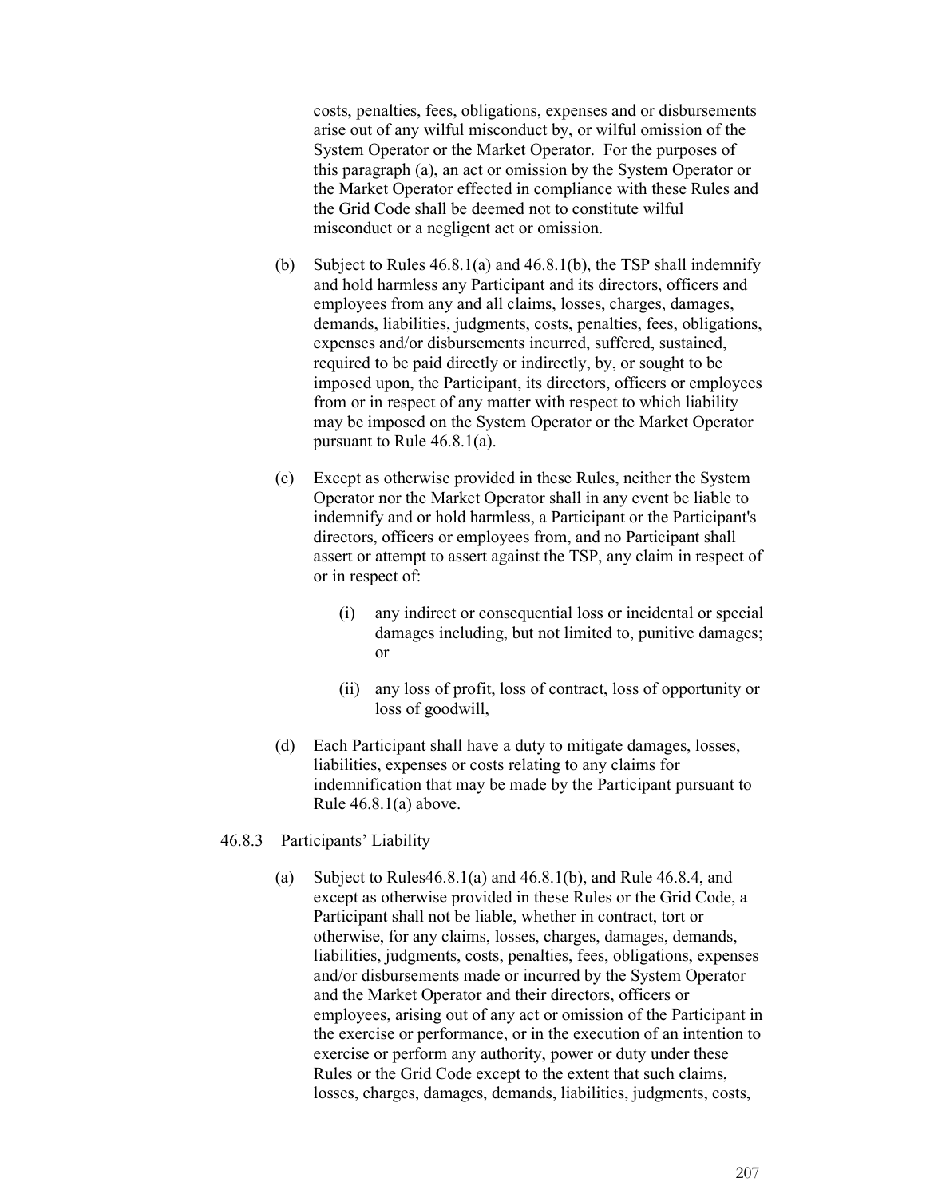costs, penalties, fees, obligations, expenses and or disbursements arise out of any wilful misconduct by, or wilful omission of the System Operator or the Market Operator. For the purposes of this paragraph (a), an act or omission by the System Operator or the Market Operator effected in compliance with these Rules and the Grid Code shall be deemed not to constitute wilful misconduct or a negligent act or omission.

(b) Subject to Rules 46.8.1(a) and 46.8.1(b), the TSP shall indemnify and hold harmless any Participant and its directors, officers and employees from any and all claims, losses, charges, damages, demands, liabilities, judgments, costs, penalties, fees, obligations, expenses and/or disbursements incurred, suffered, sustained, required to be paid directly or indirectly, by, or sought to be imposed upon, the Participant, its directors, officers or employees from or in respect of any matter with respect to which liability may be imposed on the System Operator or the Market Operator pursuant to Rule 46.8.1(a).

(c) Except as otherwise provided in these Rules, neither the System Operator nor the Market Operator shall in any event be liable to indemnify and or hold harmless, a Participant or the Participant's directors, officers or employees from, and no Participant shall assert or attempt to assert against the TSP, any claim in respect of or in respect of:

   (i) any indirect or consequential loss or incidental or special damages including, but not limited to, punitive damages; or

   (ii) any loss of profit, loss of contract, loss of opportunity or loss of goodwill,

(d) Each Participant shall have a duty to mitigate damages, losses, liabilities, expenses or costs relating to any claims for indemnification that may be made by the Participant pursuant to Rule 46.8.1(a) above.

46.8.3 Participants' Liability

(a) Subject to Rules46.8.1(a) and 46.8.1(b), and Rule 46.8.4, and except as otherwise provided in these Rules or the Grid Code, a Participant shall not be liable, whether in contract, tort or otherwise, for any claims, losses, charges, damages, demands, liabilities, judgments, costs, penalties, fees, obligations, expenses and/or disbursements made or incurred by the System Operator and the Market Operator and their directors, officers or employees, arising out of any act or omission of the Participant in the exercise or performance, or in the execution of an intention to exercise or perform any authority, power or duty under these Rules or the Grid Code except to the extent that such claims, losses, charges, damages, demands, liabilities, judgments, costs,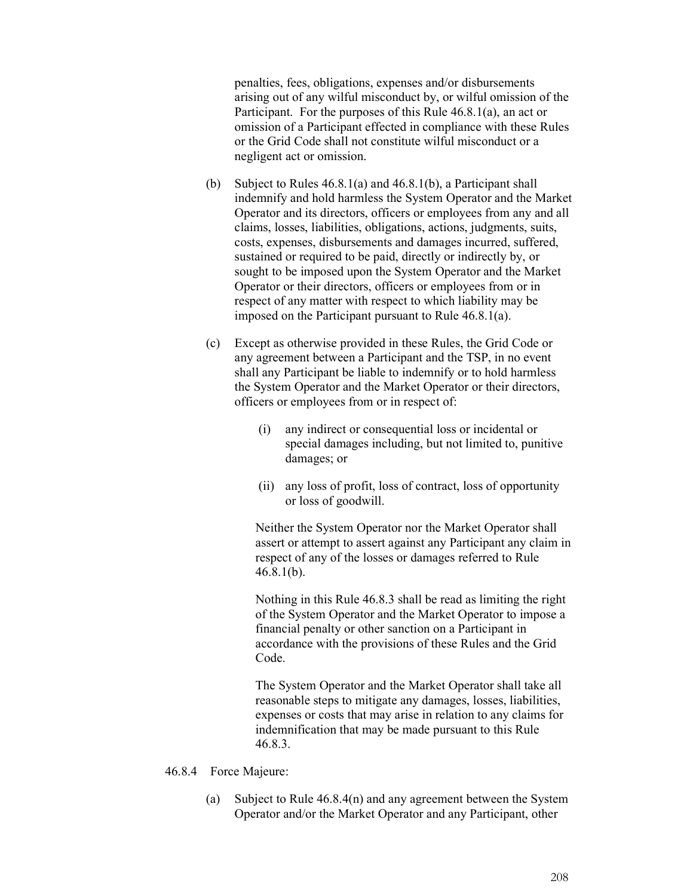penalties, fees, obligations, expenses and/or disbursements arising out of any wilful misconduct by, or wilful omission of the Participant. For the purposes of this Rule 46.8.1(a), an act or omission of a Participant effected in compliance with these Rules or the Grid Code shall not constitute wilful misconduct or a negligent act or omission.

(b) Subject to Rules 46.8.1(a) and 46.8.1(b), a Participant shall indemnify and hold harmless the System Operator and the Market Operator and its directors, officers or employees from any and all claims, losses, liabilities, obligations, actions, judgments, suits, costs, expenses, disbursements and damages incurred, suffered, sustained or required to be paid, directly or indirectly by, or sought to be imposed upon the System Operator and the Market Operator or their directors, officers or employees from or in respect of any matter with respect to which liability may be imposed on the Participant pursuant to Rule 46.8.1(a).

(c) Except as otherwise provided in these Rules, the Grid Code or any agreement between a Participant and the TSP, in no event shall any Participant be liable to indemnify or to hold harmless the System Operator and the Market Operator or their directors, officers or employees from or in respect of:

(i) any indirect or consequential loss or incidental or special damages including, but not limited to, punitive damages; or

(ii) any loss of profit, loss of contract, loss of opportunity or loss of goodwill.

Neither the System Operator nor the Market Operator shall assert or attempt to assert against any Participant any claim in respect of any of the losses or damages referred to Rule 46.8.1(b).

Nothing in this Rule 46.8.3 shall be read as limiting the right of the System Operator and the Market Operator to impose a financial penalty or other sanction on a Participant in accordance with the provisions of these Rules and the Grid Code.

The System Operator and the Market Operator shall take all reasonable steps to mitigate any damages, losses, liabilities, expenses or costs that may arise in relation to any claims for indemnification that may be made pursuant to this Rule 46.8.3.

46.8.4 Force Majeure:

(a) Subject to Rule 46.8.4(n) and any agreement between the System Operator and/or the Market Operator and any Participant, other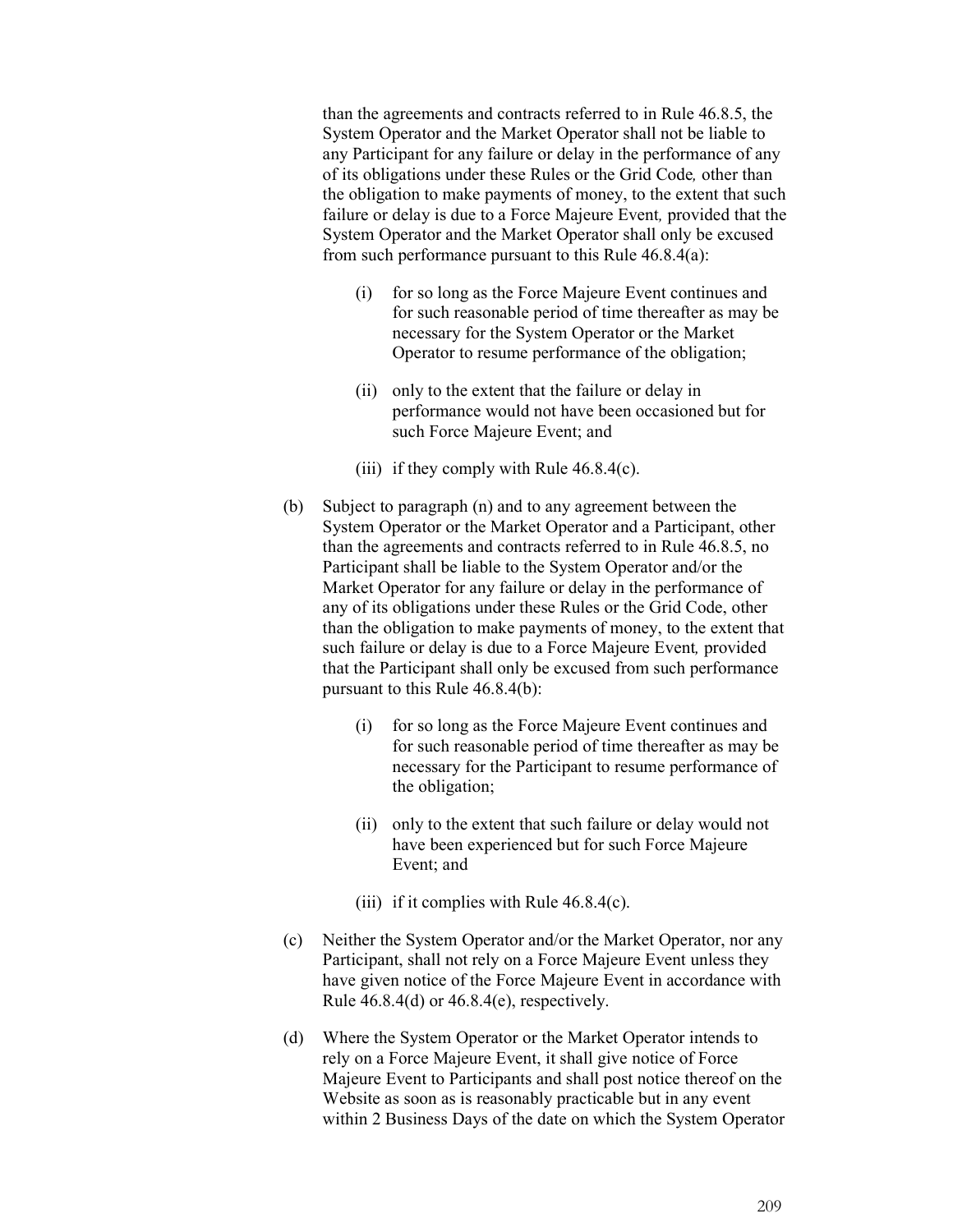than the agreements and contracts referred to in Rule 46.8.5, the System Operator and the Market Operator shall not be liable to any Participant for any failure or delay in the performance of any of its obligations under these Rules or the Grid Code*,* other than the obligation to make payments of money, to the extent that such failure or delay is due to a Force Majeure Event*,* provided that the System Operator and the Market Operator shall only be excused from such performance pursuant to this Rule 46.8.4(a):

   (i) for so long as the Force Majeure Event continues and for such reasonable period of time thereafter as may be necessary for the System Operator or the Market Operator to resume performance of the obligation;

   (ii) only to the extent that the failure or delay in performance would not have been occasioned but for such Force Majeure Event; and

   (iii) if they comply with Rule 46.8.4(c).

(b) Subject to paragraph (n) and to any agreement between the System Operator or the Market Operator and a Participant, other than the agreements and contracts referred to in Rule 46.8.5, no Participant shall be liable to the System Operator and/or the Market Operator for any failure or delay in the performance of any of its obligations under these Rules or the Grid Code, other than the obligation to make payments of money, to the extent that such failure or delay is due to a Force Majeure Event*,* provided that the Participant shall only be excused from such performance pursuant to this Rule 46.8.4(b):

   (i) for so long as the Force Majeure Event continues and for such reasonable period of time thereafter as may be necessary for the Participant to resume performance of the obligation;

   (ii) only to the extent that such failure or delay would not have been experienced but for such Force Majeure Event; and

   (iii) if it complies with Rule 46.8.4(c).

(c) Neither the System Operator and/or the Market Operator, nor any Participant, shall not rely on a Force Majeure Event unless they have given notice of the Force Majeure Event in accordance with Rule 46.8.4(d) or 46.8.4(e), respectively.

(d) Where the System Operator or the Market Operator intends to rely on a Force Majeure Event, it shall give notice of Force Majeure Event to Participants and shall post notice thereof on the Website as soon as is reasonably practicable but in any event within 2 Business Days of the date on which the System Operator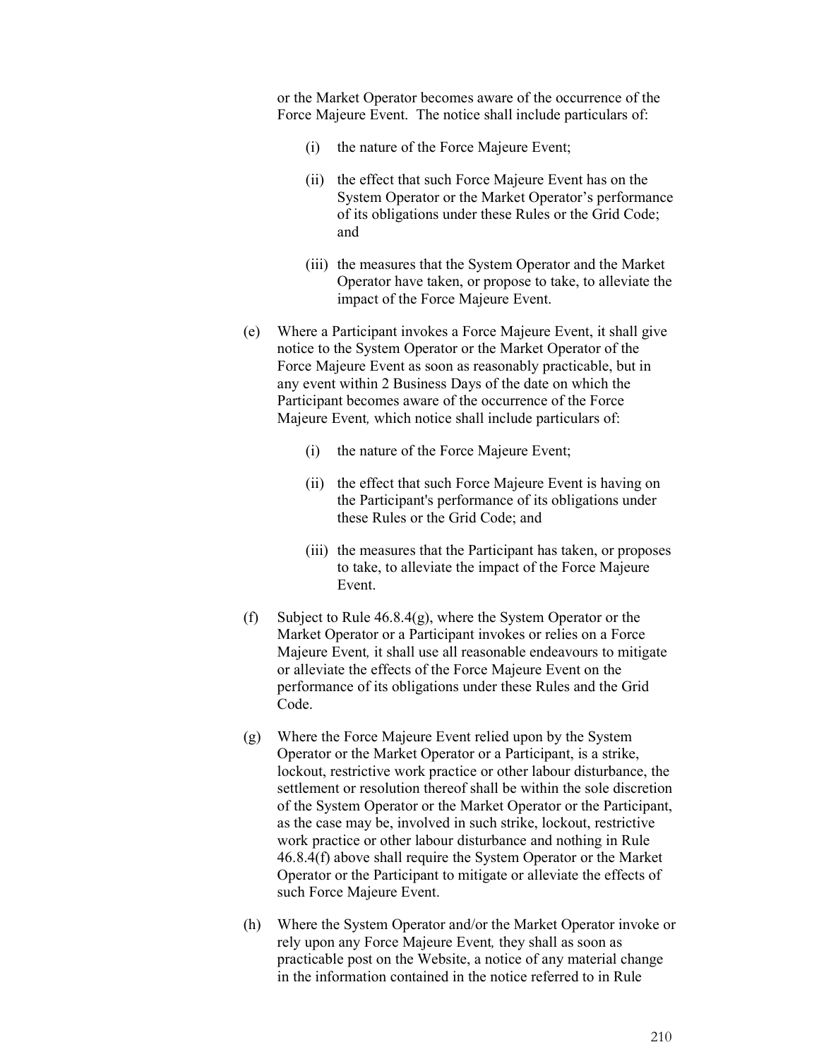or the Market Operator becomes aware of the occurrence of the Force Majeure Event. The notice shall include particulars of:

(i) the nature of the Force Majeure Event;

(ii) the effect that such Force Majeure Event has on the System Operator or the Market Operator's performance of its obligations under these Rules or the Grid Code; and

(iii) the measures that the System Operator and the Market Operator have taken, or propose to take, to alleviate the impact of the Force Majeure Event.

(e) Where a Participant invokes a Force Majeure Event, it shall give notice to the System Operator or the Market Operator of the Force Majeure Event as soon as reasonably practicable, but in any event within 2 Business Days of the date on which the Participant becomes aware of the occurrence of the Force Majeure Event*,* which notice shall include particulars of:

(i) the nature of the Force Majeure Event;

(ii) the effect that such Force Majeure Event is having on the Participant's performance of its obligations under these Rules or the Grid Code; and

(iii) the measures that the Participant has taken, or proposes to take, to alleviate the impact of the Force Majeure Event.

(f) Subject to Rule 46.8.4(g), where the System Operator or the Market Operator or a Participant invokes or relies on a Force Majeure Event*,* it shall use all reasonable endeavours to mitigate or alleviate the effects of the Force Majeure Event on the performance of its obligations under these Rules and the Grid Code.

(g) Where the Force Majeure Event relied upon by the System Operator or the Market Operator or a Participant, is a strike, lockout, restrictive work practice or other labour disturbance, the settlement or resolution thereof shall be within the sole discretion of the System Operator or the Market Operator or the Participant, as the case may be, involved in such strike, lockout, restrictive work practice or other labour disturbance and nothing in Rule 46.8.4(f) above shall require the System Operator or the Market Operator or the Participant to mitigate or alleviate the effects of such Force Majeure Event.

(h) Where the System Operator and/or the Market Operator invoke or rely upon any Force Majeure Event*,* they shall as soon as practicable post on the Website, a notice of any material change in the information contained in the notice referred to in Rule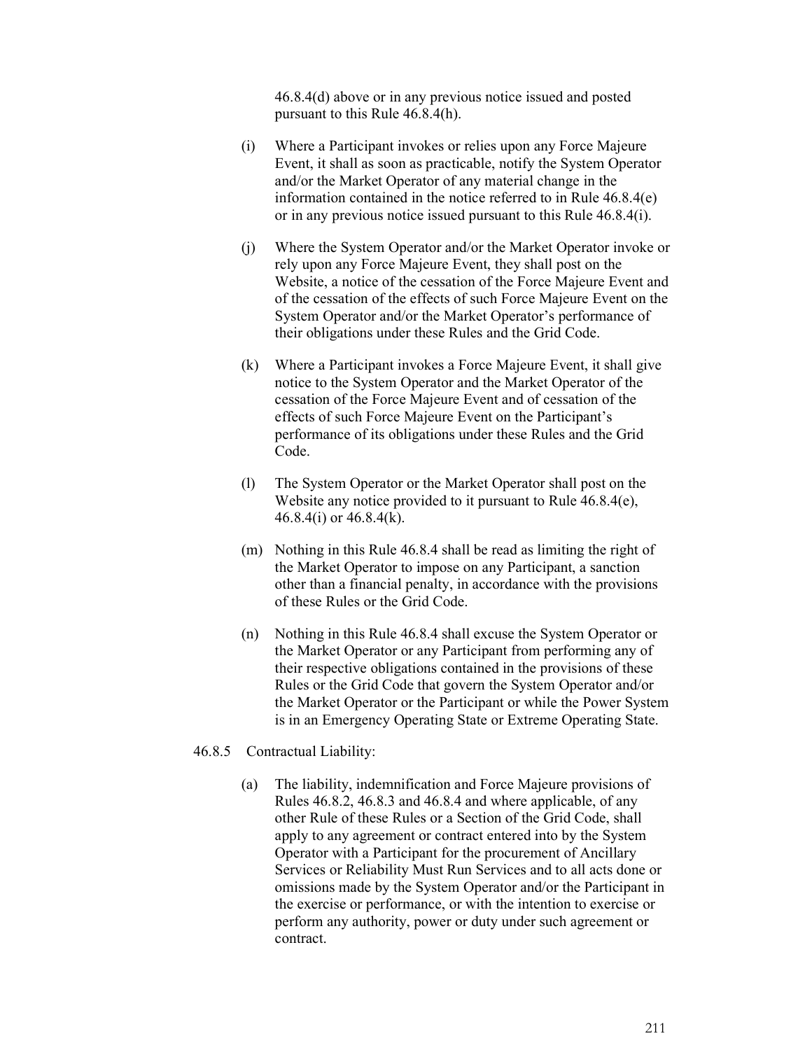46.8.4(d) above or in any previous notice issued and posted pursuant to this Rule 46.8.4(h).

(i) Where a Participant invokes or relies upon any Force Majeure Event, it shall as soon as practicable, notify the System Operator and/or the Market Operator of any material change in the information contained in the notice referred to in Rule 46.8.4(e) or in any previous notice issued pursuant to this Rule 46.8.4(i).

(j) Where the System Operator and/or the Market Operator invoke or rely upon any Force Majeure Event, they shall post on the Website, a notice of the cessation of the Force Majeure Event and of the cessation of the effects of such Force Majeure Event on the System Operator and/or the Market Operator's performance of their obligations under these Rules and the Grid Code.

(k) Where a Participant invokes a Force Majeure Event, it shall give notice to the System Operator and the Market Operator of the cessation of the Force Majeure Event and of cessation of the effects of such Force Majeure Event on the Participant's performance of its obligations under these Rules and the Grid Code.

(l) The System Operator or the Market Operator shall post on the Website any notice provided to it pursuant to Rule 46.8.4(e), 46.8.4(i) or 46.8.4(k).

(m) Nothing in this Rule 46.8.4 shall be read as limiting the right of the Market Operator to impose on any Participant, a sanction other than a financial penalty, in accordance with the provisions of these Rules or the Grid Code.

(n) Nothing in this Rule 46.8.4 shall excuse the System Operator or the Market Operator or any Participant from performing any of their respective obligations contained in the provisions of these Rules or the Grid Code that govern the System Operator and/or the Market Operator or the Participant or while the Power System is in an Emergency Operating State or Extreme Operating State.

46.8.5 Contractual Liability:

(a) The liability, indemnification and Force Majeure provisions of Rules 46.8.2, 46.8.3 and 46.8.4 and where applicable, of any other Rule of these Rules or a Section of the Grid Code, shall apply to any agreement or contract entered into by the System Operator with a Participant for the procurement of Ancillary Services or Reliability Must Run Services and to all acts done or omissions made by the System Operator and/or the Participant in the exercise or performance, or with the intention to exercise or perform any authority, power or duty under such agreement or contract.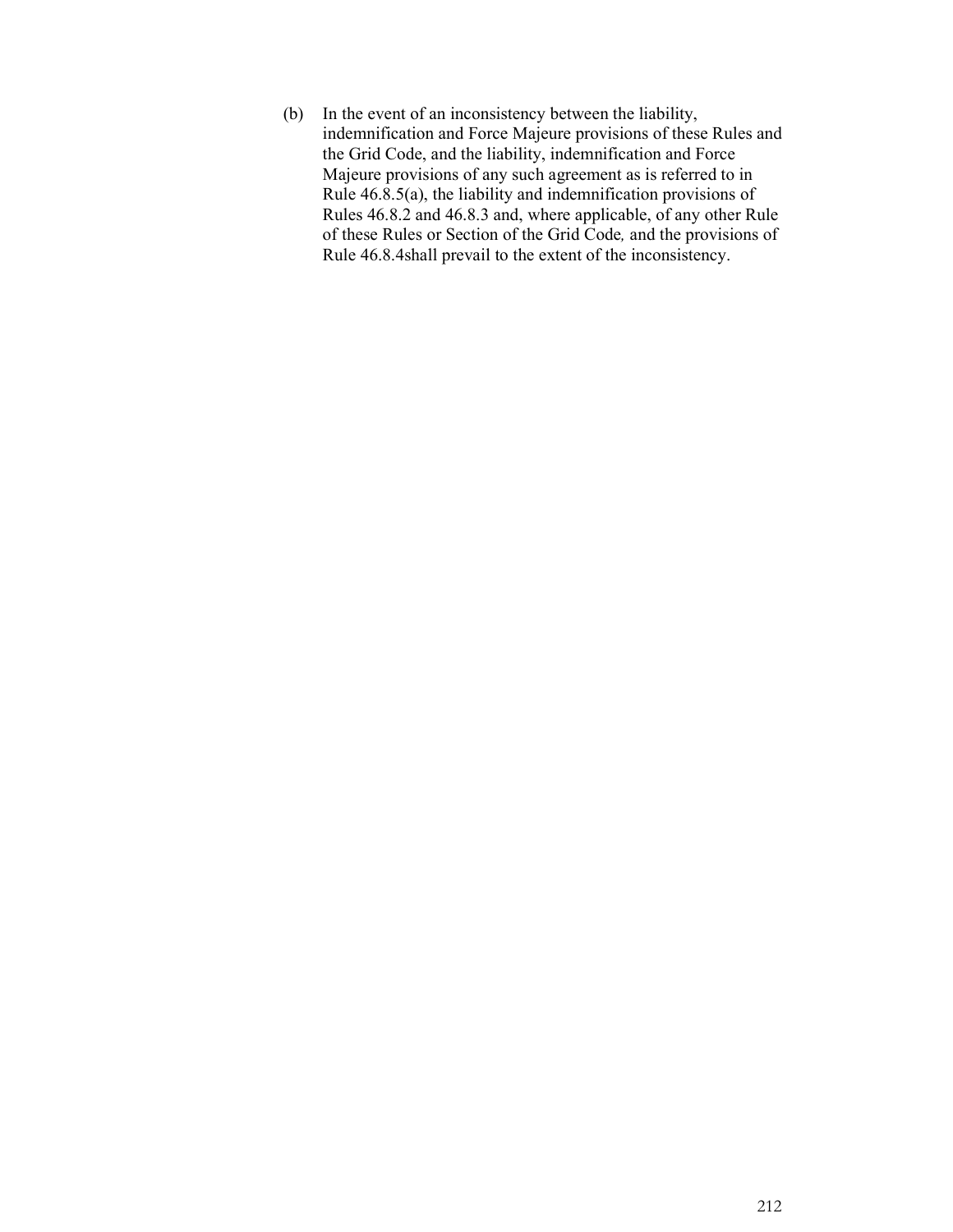(b) In the event of an inconsistency between the liability, indemnification and Force Majeure provisions of these Rules and the Grid Code, and the liability, indemnification and Force Majeure provisions of any such agreement as is referred to in Rule 46.8.5(a), the liability and indemnification provisions of Rules 46.8.2 and 46.8.3 and, where applicable, of any other Rule of these Rules or Section of the Grid Code*,* and the provisions of Rule 46.8.4shall prevail to the extent of the inconsistency.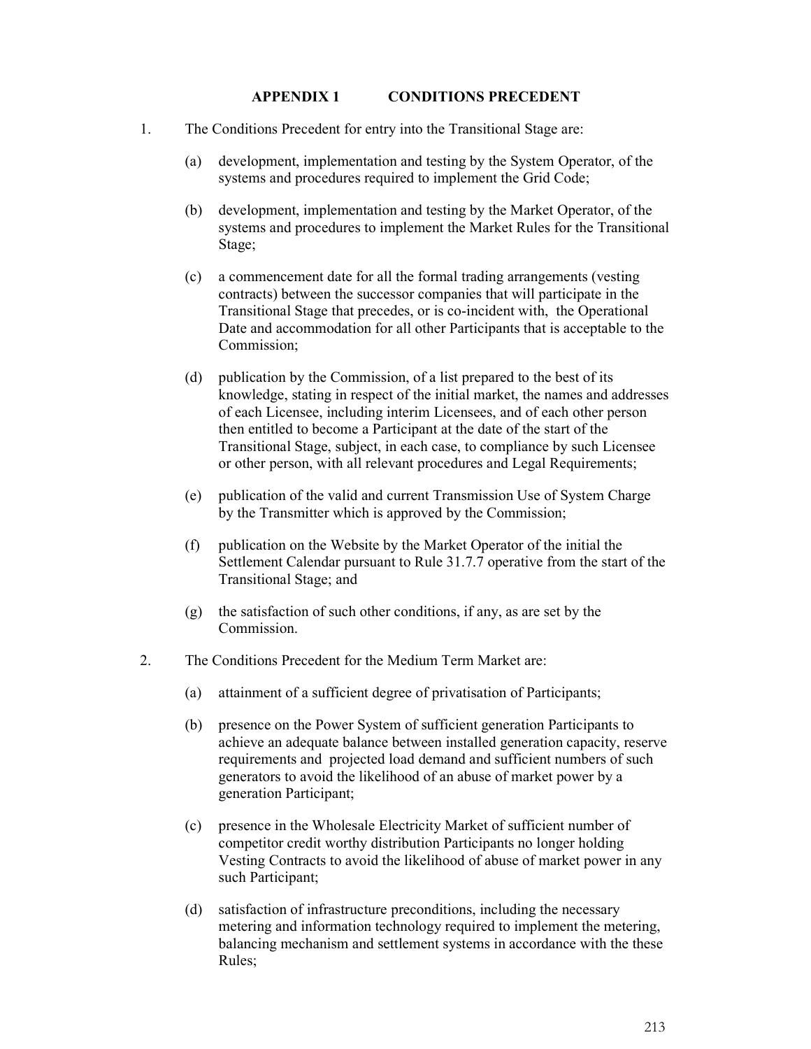# APPENDIX 1 CONDITIONS PRECEDENT

1. The Conditions Precedent for entry into the Transitional Stage are:

   (a) development, implementation and testing by the System Operator, of the systems and procedures required to implement the Grid Code;

   (b) development, implementation and testing by the Market Operator, of the systems and procedures to implement the Market Rules for the Transitional Stage;

   (c) a commencement date for all the formal trading arrangements (vesting contracts) between the successor companies that will participate in the Transitional Stage that precedes, or is co-incident with, the Operational Date and accommodation for all other Participants that is acceptable to the Commission;

   (d) publication by the Commission, of a list prepared to the best of its knowledge, stating in respect of the initial market, the names and addresses of each Licensee, including interim Licensees, and of each other person then entitled to become a Participant at the date of the start of the Transitional Stage, subject, in each case, to compliance by such Licensee or other person, with all relevant procedures and Legal Requirements;

   (e) publication of the valid and current Transmission Use of System Charge by the Transmitter which is approved by the Commission;

   (f) publication on the Website by the Market Operator of the initial the Settlement Calendar pursuant to Rule 31.7.7 operative from the start of the Transitional Stage; and

   (g) the satisfaction of such other conditions, if any, as are set by the Commission.

2. The Conditions Precedent for the Medium Term Market are:

   (a) attainment of a sufficient degree of privatisation of Participants;

   (b) presence on the Power System of sufficient generation Participants to achieve an adequate balance between installed generation capacity, reserve requirements and projected load demand and sufficient numbers of such generators to avoid the likelihood of an abuse of market power by a generation Participant;

   (c) presence in the Wholesale Electricity Market of sufficient number of competitor credit worthy distribution Participants no longer holding Vesting Contracts to avoid the likelihood of abuse of market power in any such Participant;

   (d) satisfaction of infrastructure preconditions, including the necessary metering and information technology required to implement the metering, balancing mechanism and settlement systems in accordance with the these Rules;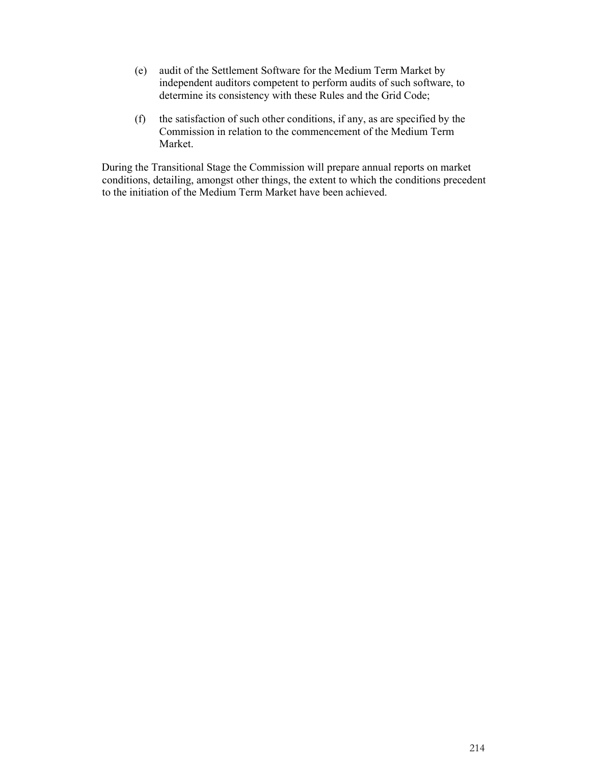(e) audit of the Settlement Software for the Medium Term Market by independent auditors competent to perform audits of such software, to determine its consistency with these Rules and the Grid Code;

(f) the satisfaction of such other conditions, if any, as are specified by the Commission in relation to the commencement of the Medium Term Market.

During the Transitional Stage the Commission will prepare annual reports on market conditions, detailing, amongst other things, the extent to which the conditions precedent to the initiation of the Medium Term Market have been achieved.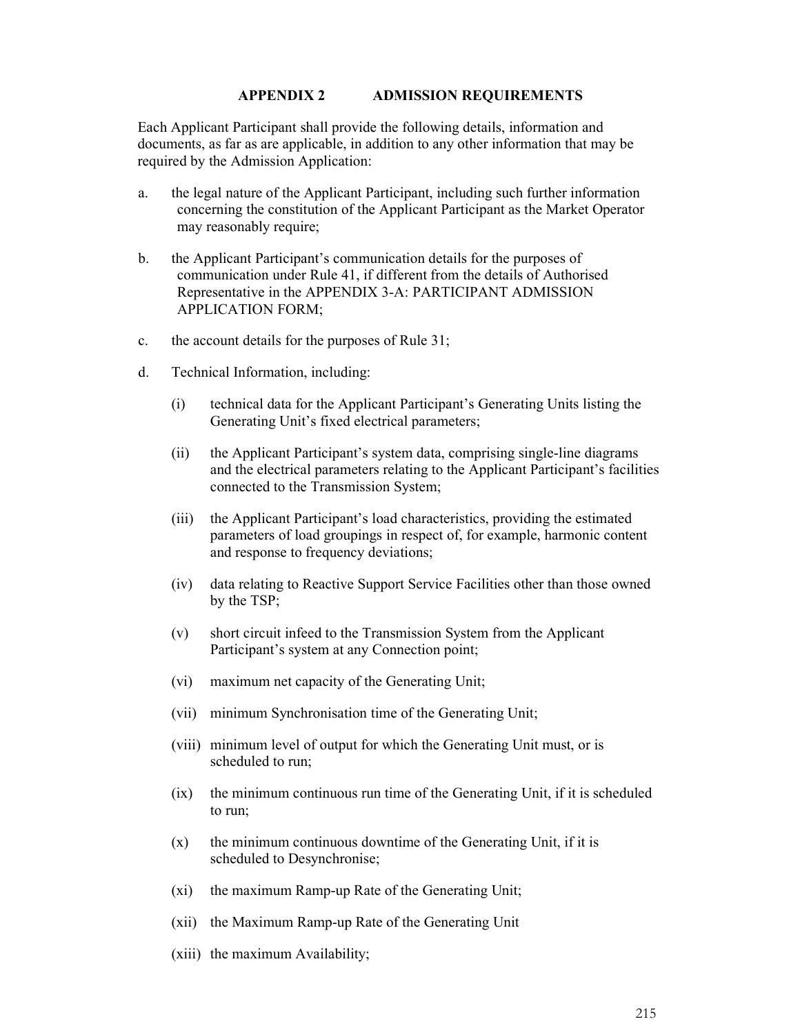## APPENDIX 2 ADMISSION REQUIREMENTS

Each Applicant Participant shall provide the following details, information and documents, as far as are applicable, in addition to any other information that may be required by the Admission Application:

a. the legal nature of the Applicant Participant, including such further information concerning the constitution of the Applicant Participant as the Market Operator may reasonably require;

b. the Applicant Participant's communication details for the purposes of communication under Rule 41, if different from the details of Authorised Representative in the APPENDIX 3-A: PARTICIPANT ADMISSION APPLICATION FORM;

c. the account details for the purposes of Rule 31;

d. Technical Information, including:

   (i) technical data for the Applicant Participant's Generating Units listing the Generating Unit's fixed electrical parameters;

   (ii) the Applicant Participant's system data, comprising single-line diagrams and the electrical parameters relating to the Applicant Participant's facilities connected to the Transmission System;

   (iii) the Applicant Participant's load characteristics, providing the estimated parameters of load groupings in respect of, for example, harmonic content and response to frequency deviations;

   (iv) data relating to Reactive Support Service Facilities other than those owned by the TSP;

   (v) short circuit infeed to the Transmission System from the Applicant Participant's system at any Connection point;

   (vi) maximum net capacity of the Generating Unit;

   (vii) minimum Synchronisation time of the Generating Unit;

   (viii) minimum level of output for which the Generating Unit must, or is scheduled to run;

   (ix) the minimum continuous run time of the Generating Unit, if it is scheduled to run;

   (x) the minimum continuous downtime of the Generating Unit, if it is scheduled to Desynchronise;

   (xi) the maximum Ramp-up Rate of the Generating Unit;

   (xii) the Maximum Ramp-up Rate of the Generating Unit

   (xiii) the maximum Availability;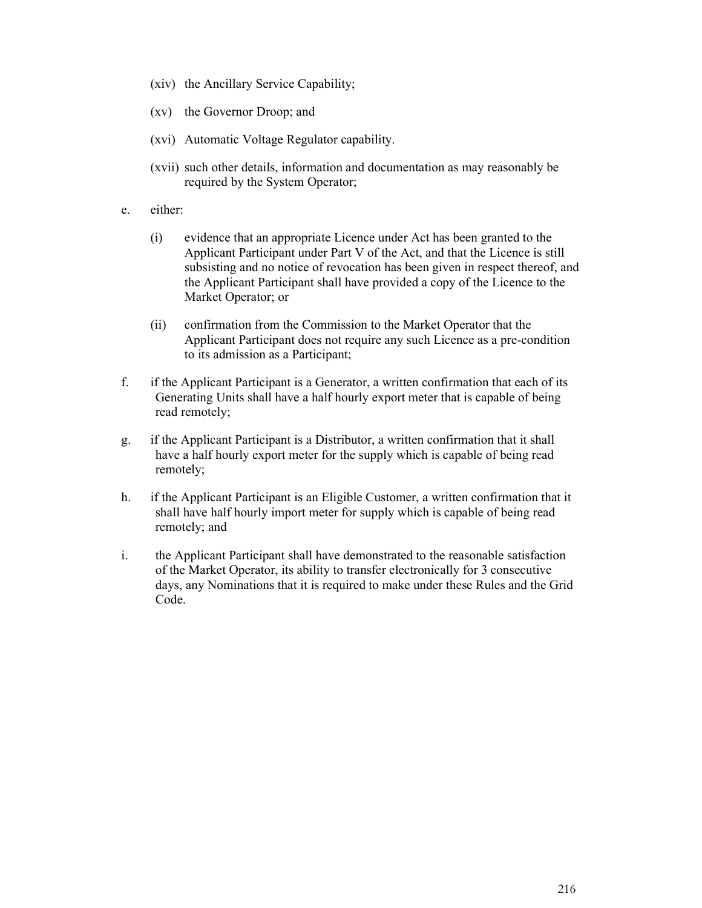(xiv) the Ancillary Service Capability;

(xv) the Governor Droop; and

(xvi) Automatic Voltage Regulator capability.

(xvii) such other details, information and documentation as may reasonably be required by the System Operator;

e. either:

   (i) evidence that an appropriate Licence under Act has been granted to the Applicant Participant under Part V of the Act, and that the Licence is still subsisting and no notice of revocation has been given in respect thereof, and the Applicant Participant shall have provided a copy of the Licence to the Market Operator; or

   (ii) confirmation from the Commission to the Market Operator that the Applicant Participant does not require any such Licence as a pre-condition to its admission as a Participant;

f. if the Applicant Participant is a Generator, a written confirmation that each of its Generating Units shall have a half hourly export meter that is capable of being read remotely;

g. if the Applicant Participant is a Distributor, a written confirmation that it shall have a half hourly export meter for the supply which is capable of being read remotely;

h. if the Applicant Participant is an Eligible Customer, a written confirmation that it shall have half hourly import meter for supply which is capable of being read remotely; and

i. the Applicant Participant shall have demonstrated to the reasonable satisfaction of the Market Operator, its ability to transfer electronically for 3 consecutive days, any Nominations that it is required to make under these Rules and the Grid Code.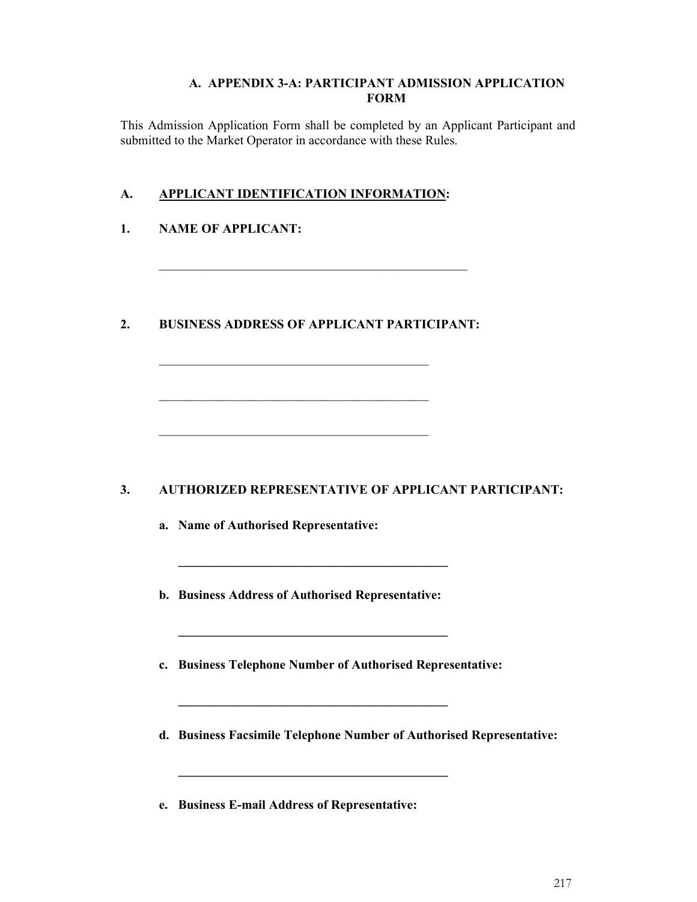# A. APPENDIX 3-A: PARTICIPANT ADMISSION APPLICATION FORM

This Admission Application Form shall be completed by an Applicant Participant and submitted to the Market Operator in accordance with these Rules.

## A. <u>APPLICANT IDENTIFICATION INFORMATION</u>:

**1. NAME OF APPLICANT:**

\_\_\_\_\_\_\_\_\_\_\_\_\_\_\_\_\_\_\_\_\_\_\_\_\_\_\_\_\_\_\_\_\_\_\_\_\_\_\_\_\_\_\_\_\_\_\_\_

**2. BUSINESS ADDRESS OF APPLICANT PARTICIPANT:**

\_\_\_\_\_\_\_\_\_\_\_\_\_\_\_\_\_\_\_\_\_\_\_\_\_\_\_\_\_\_\_\_\_\_\_\_\_\_\_\_\_\_\_\_

\_\_\_\_\_\_\_\_\_\_\_\_\_\_\_\_\_\_\_\_\_\_\_\_\_\_\_\_\_\_\_\_\_\_\_\_\_\_\_\_\_\_\_\_

\_\_\_\_\_\_\_\_\_\_\_\_\_\_\_\_\_\_\_\_\_\_\_\_\_\_\_\_\_\_\_\_\_\_\_\_\_\_\_\_\_\_\_\_

**3. AUTHORIZED REPRESENTATIVE OF APPLICANT PARTICIPANT:**

**a. Name of Authorised Representative:**

\_\_\_\_\_\_\_\_\_\_\_\_\_\_\_\_\_\_\_\_\_\_\_\_\_\_\_\_\_\_\_\_\_\_\_\_\_\_\_\_\_\_\_\_

**b. Business Address of Authorised Representative:**

\_\_\_\_\_\_\_\_\_\_\_\_\_\_\_\_\_\_\_\_\_\_\_\_\_\_\_\_\_\_\_\_\_\_\_\_\_\_\_\_\_\_\_\_

**c. Business Telephone Number of Authorised Representative:**

\_\_\_\_\_\_\_\_\_\_\_\_\_\_\_\_\_\_\_\_\_\_\_\_\_\_\_\_\_\_\_\_\_\_\_\_\_\_\_\_\_\_\_\_

**d. Business Facsimile Telephone Number of Authorised Representative:**

\_\_\_\_\_\_\_\_\_\_\_\_\_\_\_\_\_\_\_\_\_\_\_\_\_\_\_\_\_\_\_\_\_\_\_\_\_\_\_\_\_\_\_\_

**e. Business E-mail Address of Representative:**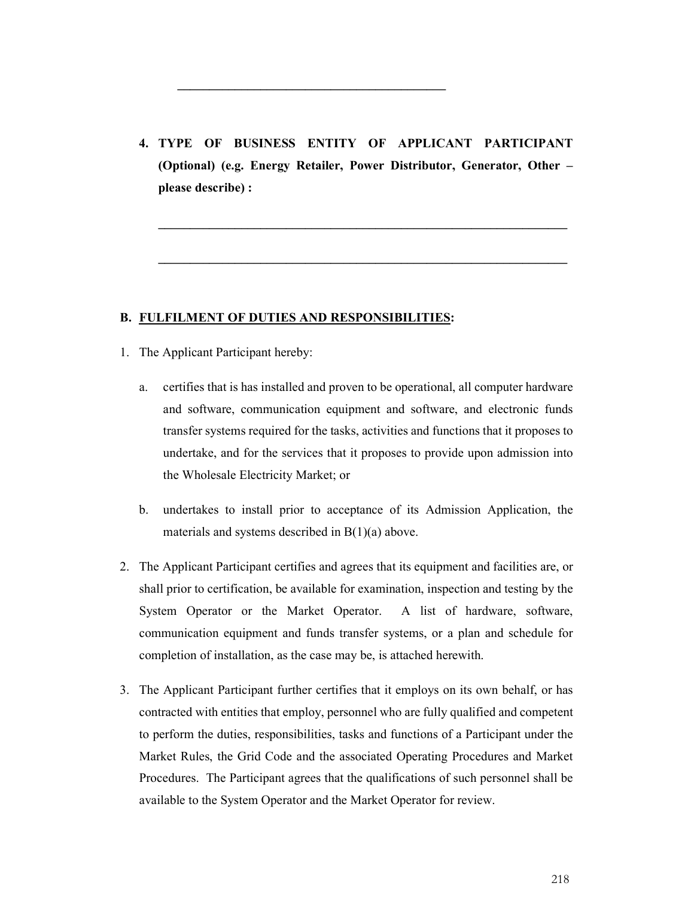\_\_\_\_\_\_\_\_\_\_\_\_\_\_\_\_\_\_\_\_\_\_\_\_\_\_\_\_\_\_\_\_\_\_\_\_\_\_\_\_\_\_

4. **TYPE OF BUSINESS ENTITY OF APPLICANT PARTICIPANT (Optional) (e.g. Energy Retailer, Power Distributor, Generator, Other – please describe) :**

\_\_\_\_\_\_\_\_\_\_\_\_\_\_\_\_\_\_\_\_\_\_\_\_\_\_\_\_\_\_\_\_\_\_\_\_\_\_\_\_\_\_\_\_\_\_\_\_\_\_\_\_\_\_\_\_\_\_\_\_\_\_\_\_

\_\_\_\_\_\_\_\_\_\_\_\_\_\_\_\_\_\_\_\_\_\_\_\_\_\_\_\_\_\_\_\_\_\_\_\_\_\_\_\_\_\_\_\_\_\_\_\_\_\_\_\_\_\_\_\_\_\_\_\_\_\_\_\_

## B. <u>FULFILMENT OF DUTIES AND RESPONSIBILITIES</u>:

1. The Applicant Participant hereby:

   a. certifies that is has installed and proven to be operational, all computer hardware and software, communication equipment and software, and electronic funds transfer systems required for the tasks, activities and functions that it proposes to undertake, and for the services that it proposes to provide upon admission into the Wholesale Electricity Market; or

   b. undertakes to install prior to acceptance of its Admission Application, the materials and systems described in B(1)(a) above.

2. The Applicant Participant certifies and agrees that its equipment and facilities are, or shall prior to certification, be available for examination, inspection and testing by the System Operator or the Market Operator. A list of hardware, software, communication equipment and funds transfer systems, or a plan and schedule for completion of installation, as the case may be, is attached herewith.

3. The Applicant Participant further certifies that it employs on its own behalf, or has contracted with entities that employ, personnel who are fully qualified and competent to perform the duties, responsibilities, tasks and functions of a Participant under the Market Rules, the Grid Code and the associated Operating Procedures and Market Procedures. The Participant agrees that the qualifications of such personnel shall be available to the System Operator and the Market Operator for review.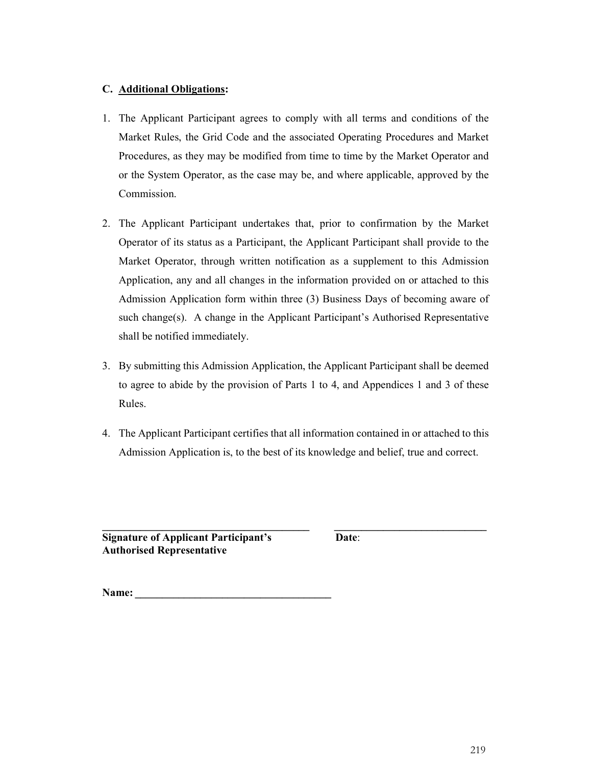## C. Additional Obligations:

1. The Applicant Participant agrees to comply with all terms and conditions of the Market Rules, the Grid Code and the associated Operating Procedures and Market Procedures, as they may be modified from time to time by the Market Operator and or the System Operator, as the case may be, and where applicable, approved by the Commission.

2. The Applicant Participant undertakes that, prior to confirmation by the Market Operator of its status as a Participant, the Applicant Participant shall provide to the Market Operator, through written notification as a supplement to this Admission Application, any and all changes in the information provided on or attached to this Admission Application form within three (3) Business Days of becoming aware of such change(s). A change in the Applicant Participant's Authorised Representative shall be notified immediately.

3. By submitting this Admission Application, the Applicant Participant shall be deemed to agree to abide by the provision of Parts 1 to 4, and Appendices 1 and 3 of these Rules.

4. The Applicant Participant certifies that all information contained in or attached to this Admission Application is, to the best of its knowledge and belief, true and correct.

________________________________________ ____________________________

**Signature of Applicant Participant's Authorised Representative** **Date**:

**Name:** ____________________________________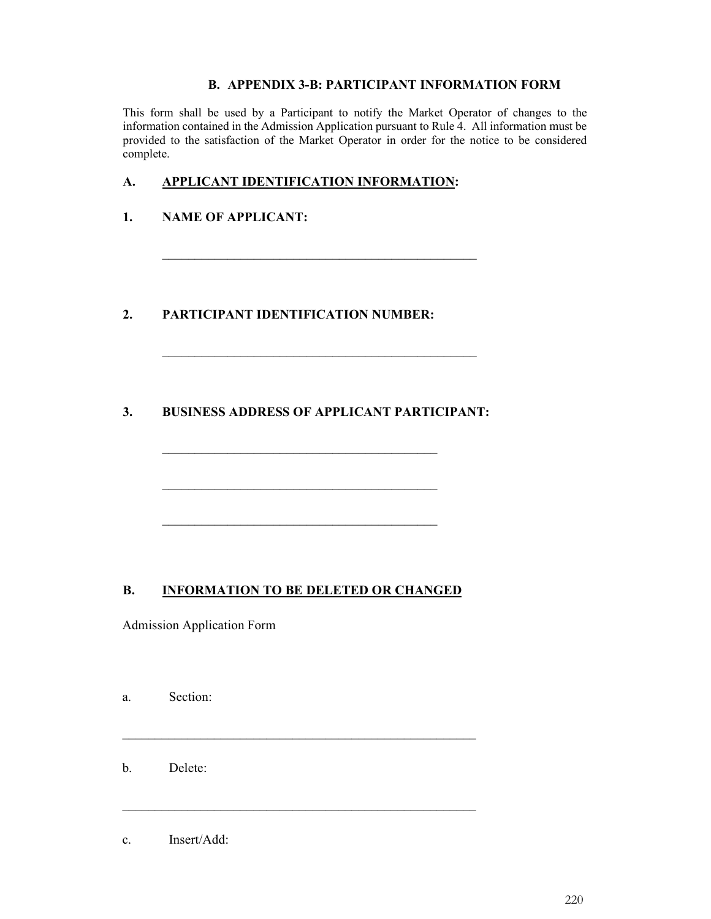## B. APPENDIX 3-B: PARTICIPANT INFORMATION FORM

This form shall be used by a Participant to notify the Market Operator of changes to the information contained in the Admission Application pursuant to Rule 4. All information must be provided to the satisfaction of the Market Operator in order for the notice to be considered complete.

### A. <u>APPLICANT IDENTIFICATION INFORMATION</u>:

**1. NAME OF APPLICANT:**

\_\_\_\_\_\_\_\_\_\_\_\_\_\_\_\_\_\_\_\_\_\_\_\_\_\_\_\_\_\_\_\_\_\_\_\_\_\_\_\_\_\_\_\_\_\_\_\_\_\_\_\_

**2. PARTICIPANT IDENTIFICATION NUMBER:**

\_\_\_\_\_\_\_\_\_\_\_\_\_\_\_\_\_\_\_\_\_\_\_\_\_\_\_\_\_\_\_\_\_\_\_\_\_\_\_\_\_\_\_\_\_\_\_\_\_\_\_\_

**3. BUSINESS ADDRESS OF APPLICANT PARTICIPANT:**

\_\_\_\_\_\_\_\_\_\_\_\_\_\_\_\_\_\_\_\_\_\_\_\_\_\_\_\_\_\_\_\_\_\_\_\_\_\_\_\_\_\_\_\_\_

\_\_\_\_\_\_\_\_\_\_\_\_\_\_\_\_\_\_\_\_\_\_\_\_\_\_\_\_\_\_\_\_\_\_\_\_\_\_\_\_\_\_\_\_\_

\_\_\_\_\_\_\_\_\_\_\_\_\_\_\_\_\_\_\_\_\_\_\_\_\_\_\_\_\_\_\_\_\_\_\_\_\_\_\_\_\_\_\_\_\_

### B. <u>INFORMATION TO BE DELETED OR CHANGED</u>

Admission Application Form

a. Section:

\_\_\_\_\_\_\_\_\_\_\_\_\_\_\_\_\_\_\_\_\_\_\_\_\_\_\_\_\_\_\_\_\_\_\_\_\_\_\_\_\_\_\_\_\_\_\_\_\_\_\_\_\_\_\_\_\_\_

b. Delete:

\_\_\_\_\_\_\_\_\_\_\_\_\_\_\_\_\_\_\_\_\_\_\_\_\_\_\_\_\_\_\_\_\_\_\_\_\_\_\_\_\_\_\_\_\_\_\_\_\_\_\_\_\_\_\_\_\_\_

c. Insert/Add: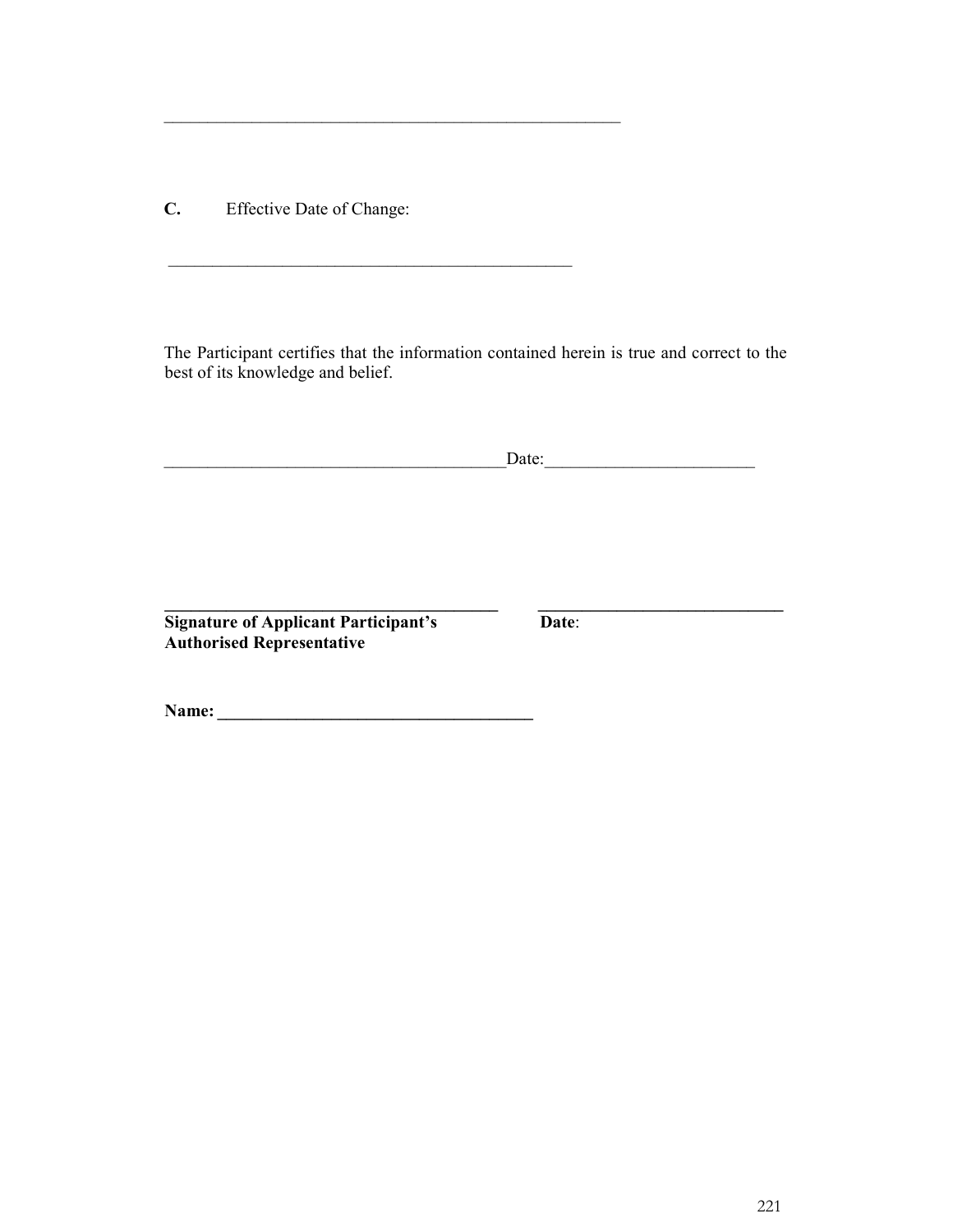\_\_\_\_\_\_\_\_\_\_\_\_\_\_\_\_\_\_\_\_\_\_\_\_\_\_\_\_\_\_\_\_\_\_\_\_\_\_\_\_\_\_\_\_\_\_\_\_\_\_\_\_\_

**C.** Effective Date of Change:

\_\_\_\_\_\_\_\_\_\_\_\_\_\_\_\_\_\_\_\_\_\_\_\_\_\_\_\_\_\_\_\_\_\_\_\_\_\_\_\_\_\_\_\_\_\_\_\_

The Participant certifies that the information contained herein is true and correct to the best of its knowledge and belief.

\_\_\_\_\_\_\_\_\_\_\_\_\_\_\_\_\_\_\_\_\_\_\_\_\_\_\_\_\_\_\_\_\_\_\_\_\_\_\_\_Date:\_\_\_\_\_\_\_\_\_\_\_\_\_\_\_\_\_\_\_\_\_\_\_\_

\_\_\_\_\_\_\_\_\_\_\_\_\_\_\_\_\_\_\_\_\_\_\_\_\_\_\_\_\_\_\_\_\_\_\_\_\_\_\_\_ \_\_\_\_\_\_\_\_\_\_\_\_\_\_\_\_\_\_\_\_\_\_\_\_\_\_\_\_\_\_

**Signature of Applicant Participant's Authorised Representative** **Date**:

**Name: \_\_\_\_\_\_\_\_\_\_\_\_\_\_\_\_\_\_\_\_\_\_\_\_\_\_\_\_\_\_\_\_\_\_\_\_\_**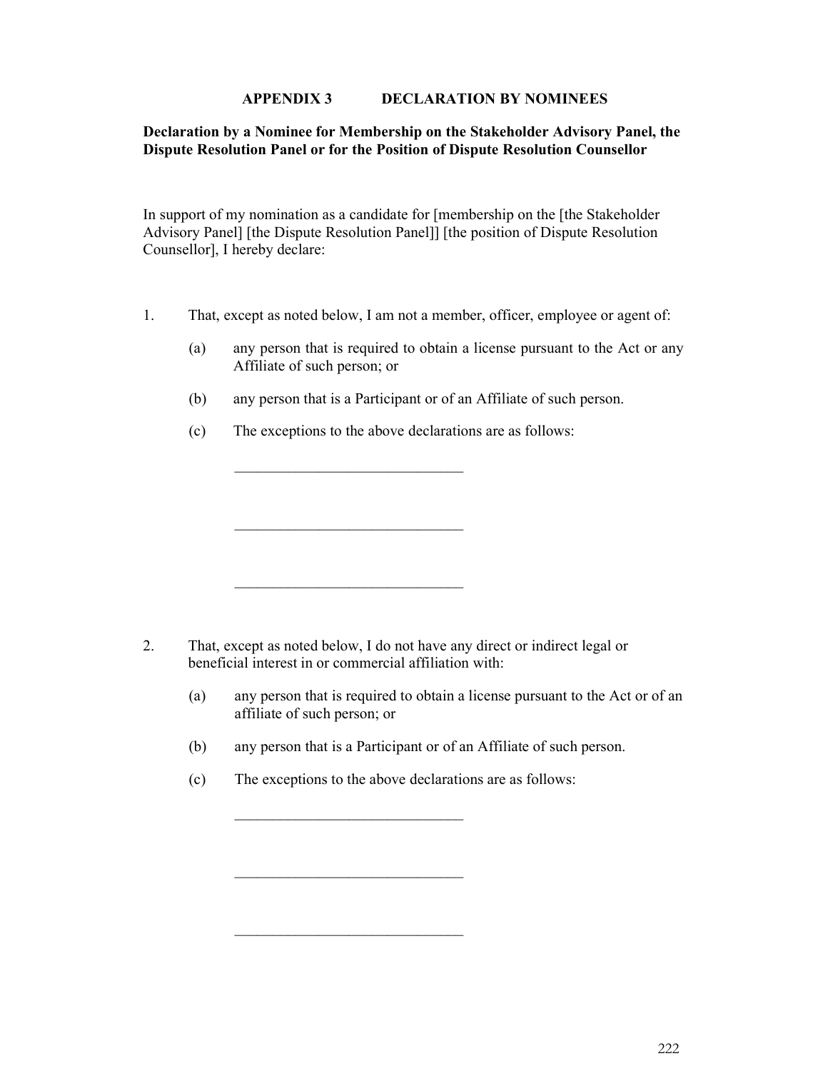## APPENDIX 3 DECLARATION BY NOMINEES

**Declaration by a Nominee for Membership on the Stakeholder Advisory Panel, the Dispute Resolution Panel or for the Position of Dispute Resolution Counsellor**

In support of my nomination as a candidate for [membership on the [the Stakeholder Advisory Panel] [the Dispute Resolution Panel]] [the position of Dispute Resolution Counsellor], I hereby declare:

1. That, except as noted below, I am not a member, officer, employee or agent of:

   (a) any person that is required to obtain a license pursuant to the Act or any Affiliate of such person; or

   (b) any person that is a Participant or of an Affiliate of such person.

   (c) The exceptions to the above declarations are as follows:

   ______________________________

   ______________________________

   ______________________________

2. That, except as noted below, I do not have any direct or indirect legal or beneficial interest in or commercial affiliation with:

   (a) any person that is required to obtain a license pursuant to the Act or of an affiliate of such person; or

   (b) any person that is a Participant or of an Affiliate of such person.

   (c) The exceptions to the above declarations are as follows:

   ______________________________

   ______________________________

   ______________________________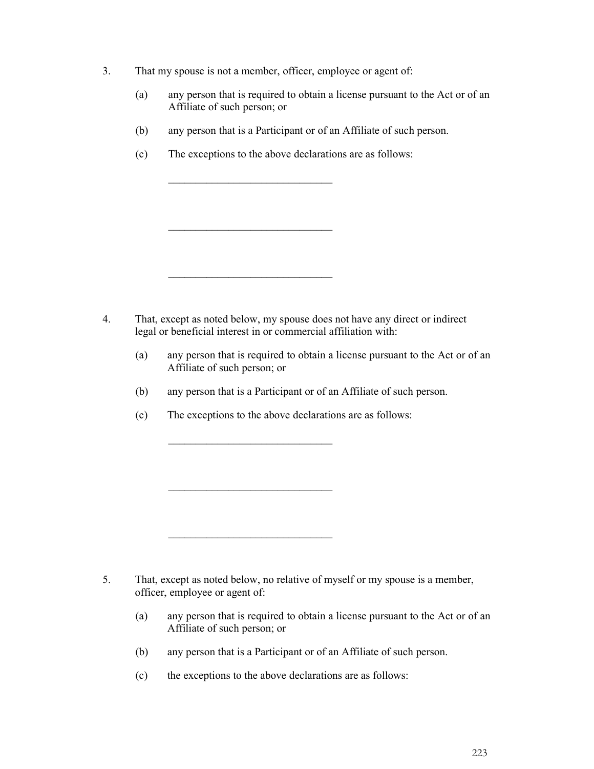3. That my spouse is not a member, officer, employee or agent of:

   (a) any person that is required to obtain a license pursuant to the Act or of an Affiliate of such person; or

   (b) any person that is a Participant or of an Affiliate of such person.

   (c) The exceptions to the above declarations are as follows:

   ______________________________

   ______________________________

   ______________________________

4. That, except as noted below, my spouse does not have any direct or indirect legal or beneficial interest in or commercial affiliation with:

   (a) any person that is required to obtain a license pursuant to the Act or of an Affiliate of such person; or

   (b) any person that is a Participant or of an Affiliate of such person.

   (c) The exceptions to the above declarations are as follows:

   ______________________________

   ______________________________

   ______________________________

5. That, except as noted below, no relative of myself or my spouse is a member, officer, employee or agent of:

   (a) any person that is required to obtain a license pursuant to the Act or of an Affiliate of such person; or

   (b) any person that is a Participant or of an Affiliate of such person.

   (c) the exceptions to the above declarations are as follows: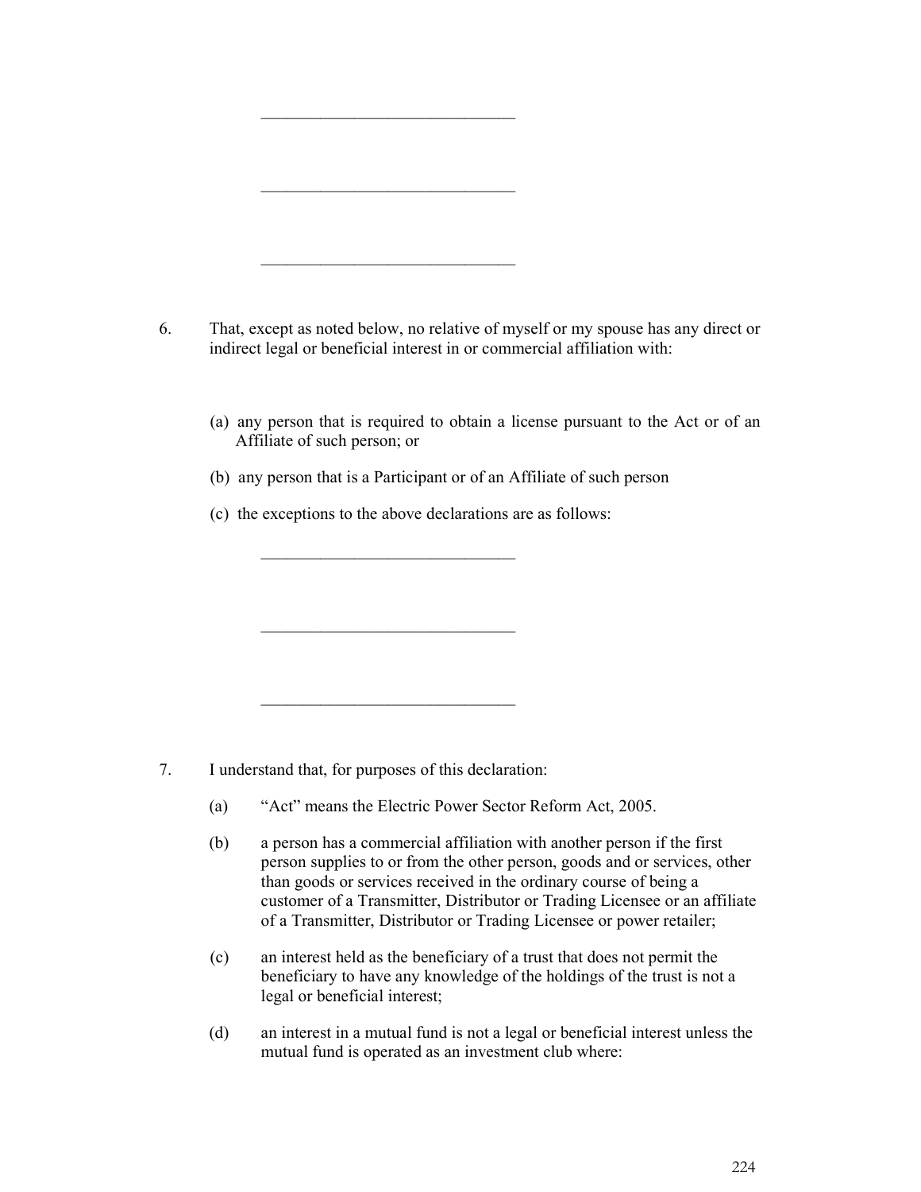______________________________

______________________________

______________________________

6. That, except as noted below, no relative of myself or my spouse has any direct or indirect legal or beneficial interest in or commercial affiliation with:

   (a) any person that is required to obtain a license pursuant to the Act or of an Affiliate of such person; or

   (b) any person that is a Participant or of an Affiliate of such person

   (c) the exceptions to the above declarations are as follows:

______________________________

______________________________

______________________________

7. I understand that, for purposes of this declaration:

   (a) "Act" means the Electric Power Sector Reform Act, 2005.

   (b) a person has a commercial affiliation with another person if the first person supplies to or from the other person, goods and or services, other than goods or services received in the ordinary course of being a customer of a Transmitter, Distributor or Trading Licensee or an affiliate of a Transmitter, Distributor or Trading Licensee or power retailer;

   (c) an interest held as the beneficiary of a trust that does not permit the beneficiary to have any knowledge of the holdings of the trust is not a legal or beneficial interest;

   (d) an interest in a mutual fund is not a legal or beneficial interest unless the mutual fund is operated as an investment club where: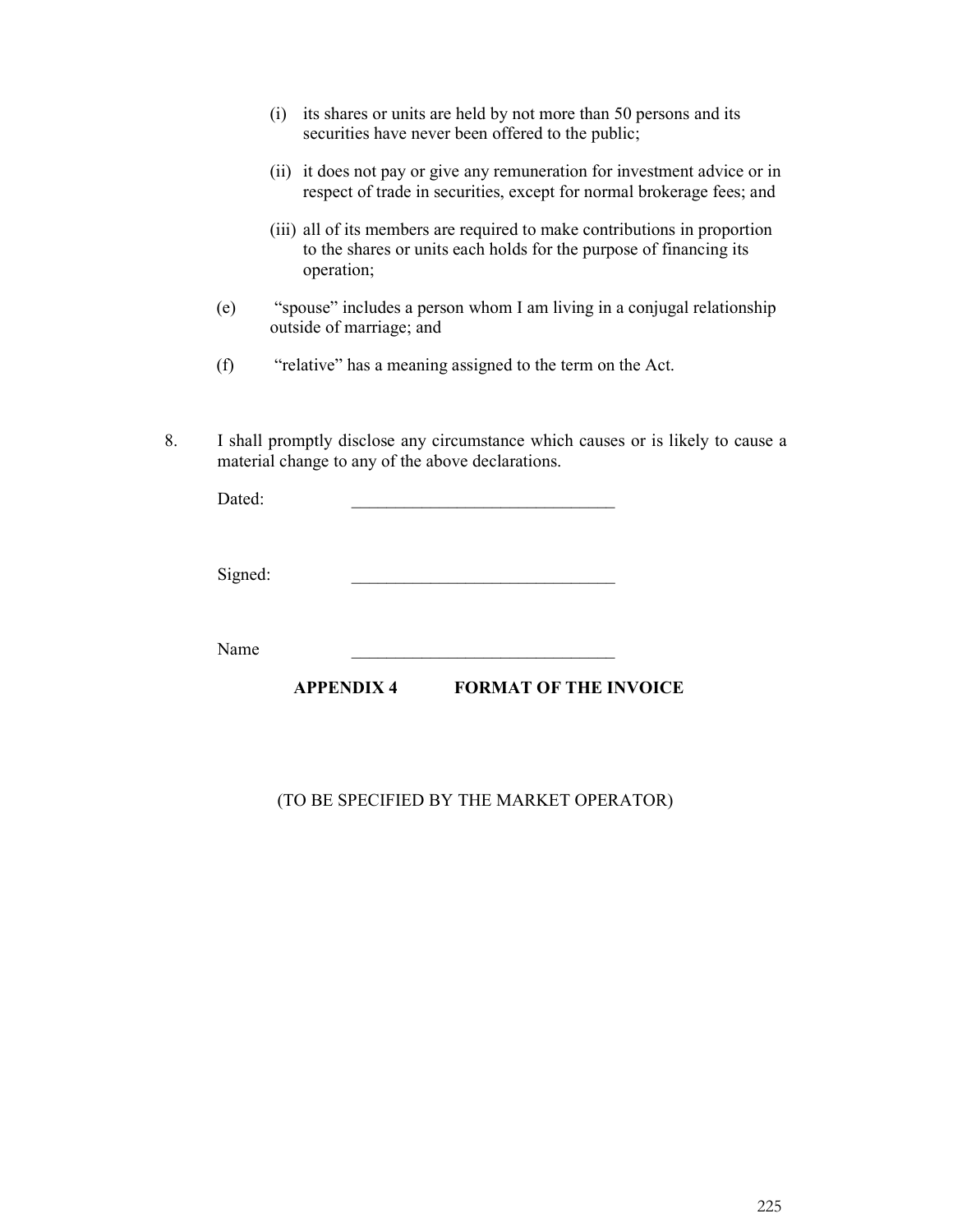(i) its shares or units are held by not more than 50 persons and its securities have never been offered to the public;

(ii) it does not pay or give any remuneration for investment advice or in respect of trade in securities, except for normal brokerage fees; and

(iii) all of its members are required to make contributions in proportion to the shares or units each holds for the purpose of financing its operation;

(e) "spouse" includes a person whom I am living in a conjugal relationship outside of marriage; and

(f) "relative" has a meaning assigned to the term on the Act.

8. I shall promptly disclose any circumstance which causes or is likely to cause a material change to any of the above declarations.

Dated: ______________________________

Signed: ______________________________

Name ______________________________

**APPENDIX 4 FORMAT OF THE INVOICE**

(TO BE SPECIFIED BY THE MARKET OPERATOR)